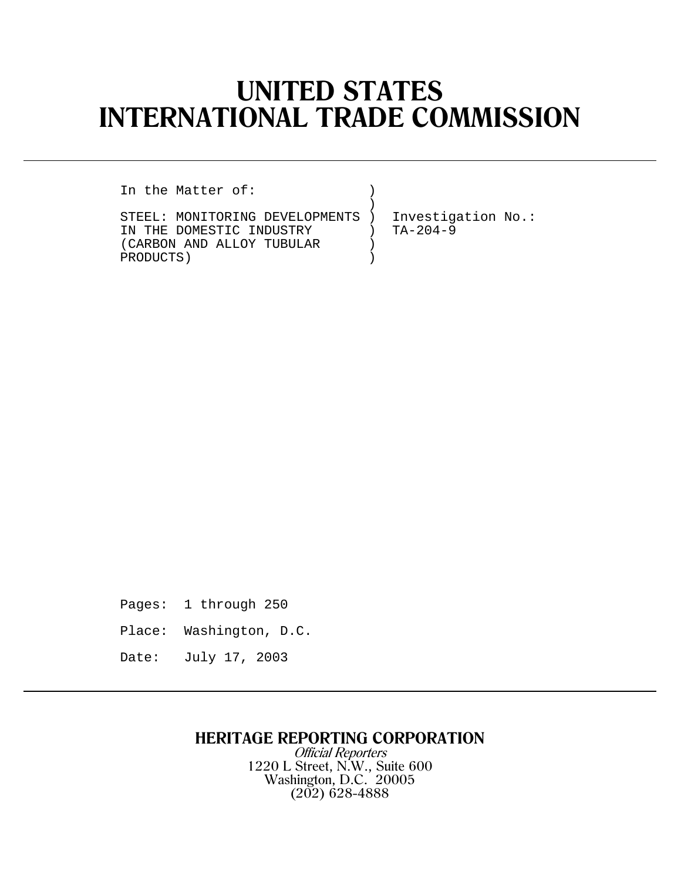# UNITED STATES
# INTERNATIONAL TRADE COMMISSION

---

```
In the Matter of:              )
                               )
STEEL: MONITORING DEVELOPMENTS )  Investigation No.:
IN THE DOMESTIC INDUSTRY       )  TA-204-9
(CARBON AND ALLOY TUBULAR      )
PRODUCTS)                      )
```

Pages: 1 through 250

Place: Washington, D.C.

Date: July 17, 2003

---

**HERITAGE REPORTING CORPORATION**

*Official Reporters*

1220 L Street, N.W., Suite 600

Washington, D.C. 20005

(202) 628-4888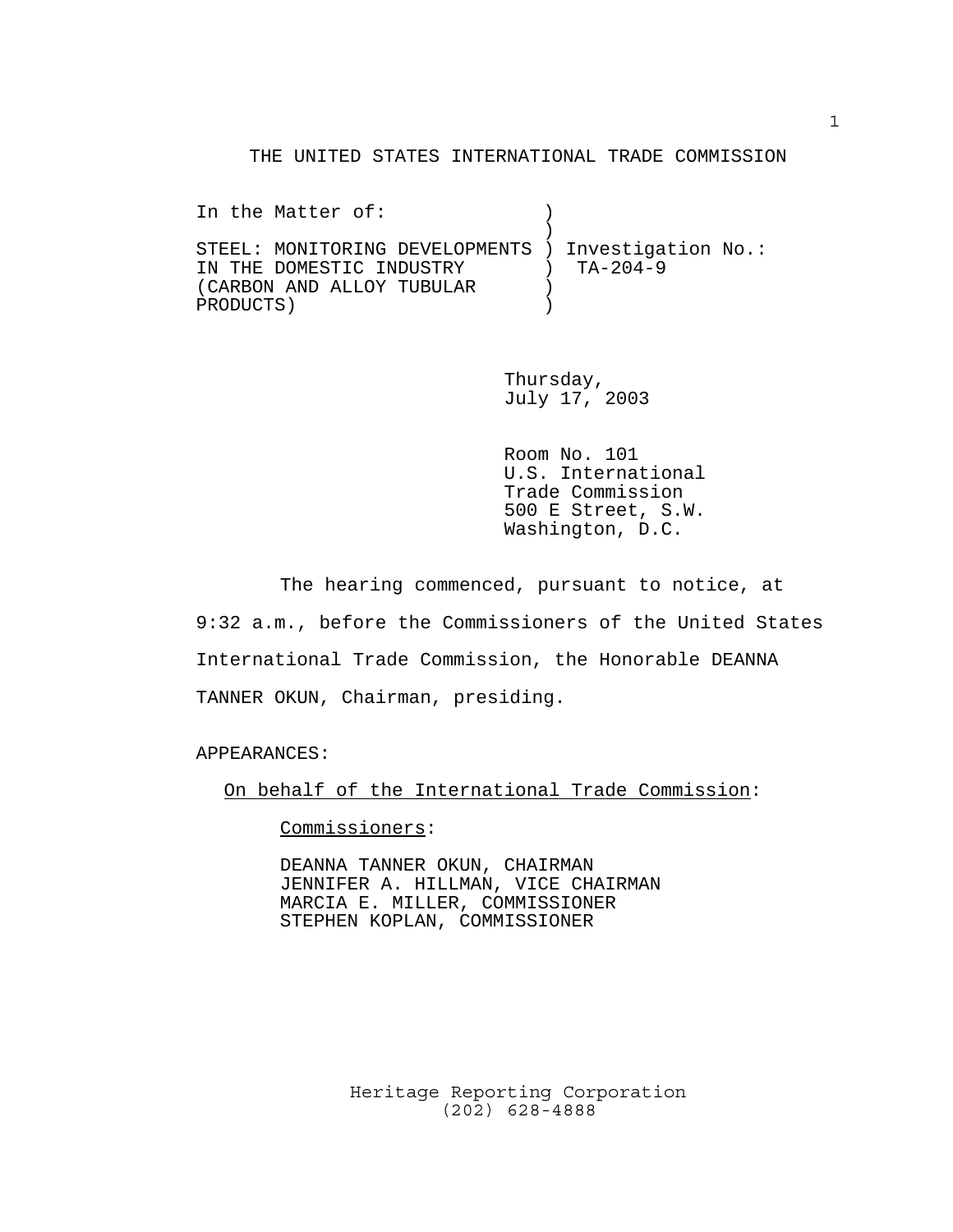THE UNITED STATES INTERNATIONAL TRADE COMMISSION

```
In the Matter of:              )
                               )
STEEL: MONITORING DEVELOPMENTS ) Investigation No.:
IN THE DOMESTIC INDUSTRY       )  TA-204-9
(CARBON AND ALLOY TUBULAR      )
PRODUCTS)                      )
```

Thursday,
July 17, 2003

Room No. 101
U.S. International
Trade Commission
500 E Street, S.W.
Washington, D.C.

The hearing commenced, pursuant to notice, at 9:32 a.m., before the Commissioners of the United States International Trade Commission, the Honorable DEANNA TANNER OKUN, Chairman, presiding.

APPEARANCES:

On behalf of the International Trade Commission:

Commissioners:

DEANNA TANNER OKUN, CHAIRMAN
JENNIFER A. HILLMAN, VICE CHAIRMAN
MARCIA E. MILLER, COMMISSIONER
STEPHEN KOPLAN, COMMISSIONER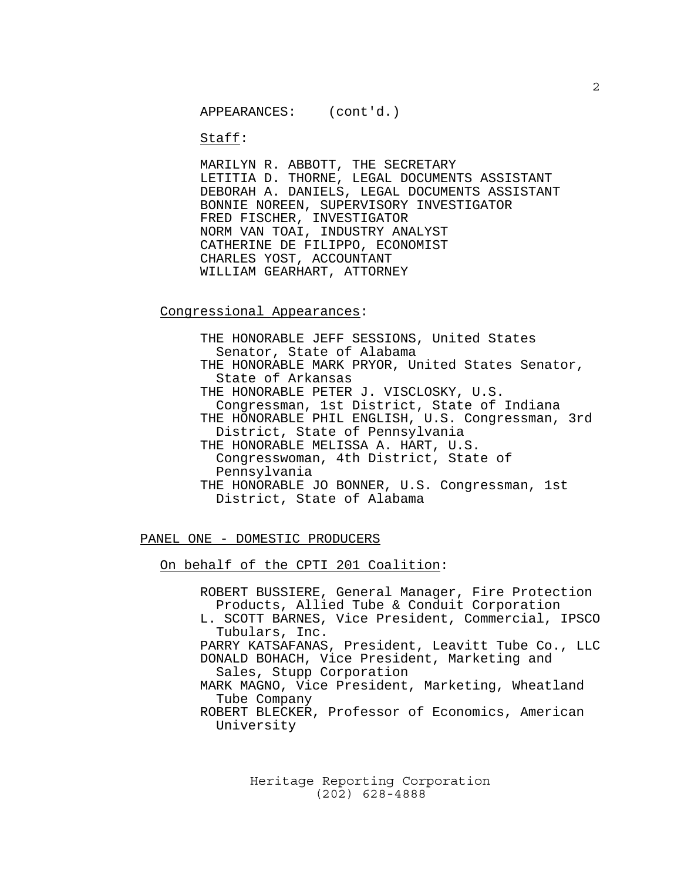APPEARANCES: (cont'd.)

Staff:

MARILYN R. ABBOTT, THE SECRETARY
LETITIA D. THORNE, LEGAL DOCUMENTS ASSISTANT
DEBORAH A. DANIELS, LEGAL DOCUMENTS ASSISTANT
BONNIE NOREEN, SUPERVISORY INVESTIGATOR
FRED FISCHER, INVESTIGATOR
NORM VAN TOAI, INDUSTRY ANALYST
CATHERINE DE FILIPPO, ECONOMIST
CHARLES YOST, ACCOUNTANT
WILLIAM GEARHART, ATTORNEY

Congressional Appearances:

THE HONORABLE JEFF SESSIONS, United States Senator, State of Alabama
THE HONORABLE MARK PRYOR, United States Senator, State of Arkansas
THE HONORABLE PETER J. VISCLOSKY, U.S. Congressman, 1st District, State of Indiana
THE HONORABLE PHIL ENGLISH, U.S. Congressman, 3rd District, State of Pennsylvania
THE HONORABLE MELISSA A. HART, U.S. Congresswoman, 4th District, State of Pennsylvania
THE HONORABLE JO BONNER, U.S. Congressman, 1st District, State of Alabama

PANEL ONE - DOMESTIC PRODUCERS

On behalf of the CPTI 201 Coalition:

ROBERT BUSSIERE, General Manager, Fire Protection Products, Allied Tube & Conduit Corporation
L. SCOTT BARNES, Vice President, Commercial, IPSCO Tubulars, Inc.
PARRY KATSAFANAS, President, Leavitt Tube Co., LLC
DONALD BOHACH, Vice President, Marketing and Sales, Stupp Corporation
MARK MAGNO, Vice President, Marketing, Wheatland Tube Company
ROBERT BLECKER, Professor of Economics, American University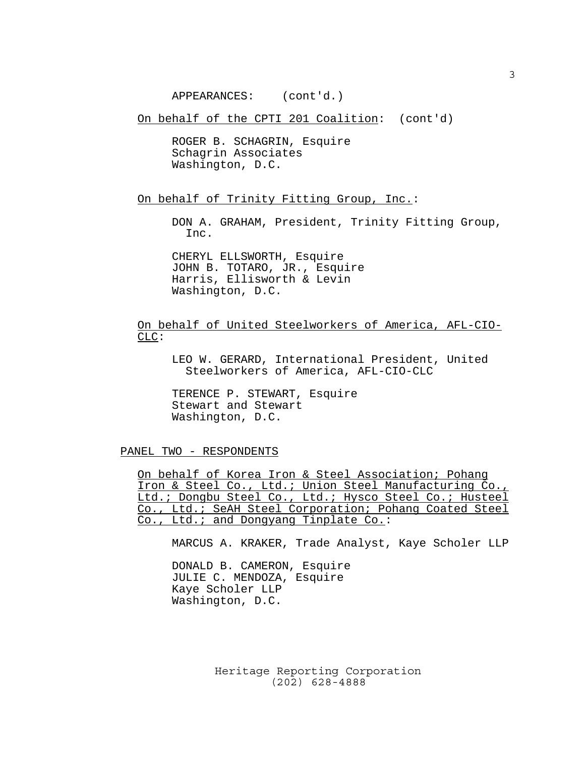APPEARANCES: (cont'd.)

On behalf of the CPTI 201 Coalition: (cont'd)

ROGER B. SCHAGRIN, Esquire
Schagrin Associates
Washington, D.C.

On behalf of Trinity Fitting Group, Inc.:

DON A. GRAHAM, President, Trinity Fitting Group, Inc.

CHERYL ELLSWORTH, Esquire
JOHN B. TOTARO, JR., Esquire
Harris, Ellisworth & Levin
Washington, D.C.

On behalf of United Steelworkers of America, AFL-CIO-CLC:

LEO W. GERARD, International President, United Steelworkers of America, AFL-CIO-CLC

TERENCE P. STEWART, Esquire
Stewart and Stewart
Washington, D.C.

PANEL TWO - RESPONDENTS

On behalf of Korea Iron & Steel Association; Pohang Iron & Steel Co., Ltd.; Union Steel Manufacturing Co., Ltd.; Dongbu Steel Co., Ltd.; Hysco Steel Co.; Husteel Co., Ltd.; SeAH Steel Corporation; Pohang Coated Steel Co., Ltd.; and Dongyang Tinplate Co.:

MARCUS A. KRAKER, Trade Analyst, Kaye Scholer LLP

DONALD B. CAMERON, Esquire
JULIE C. MENDOZA, Esquire
Kaye Scholer LLP
Washington, D.C.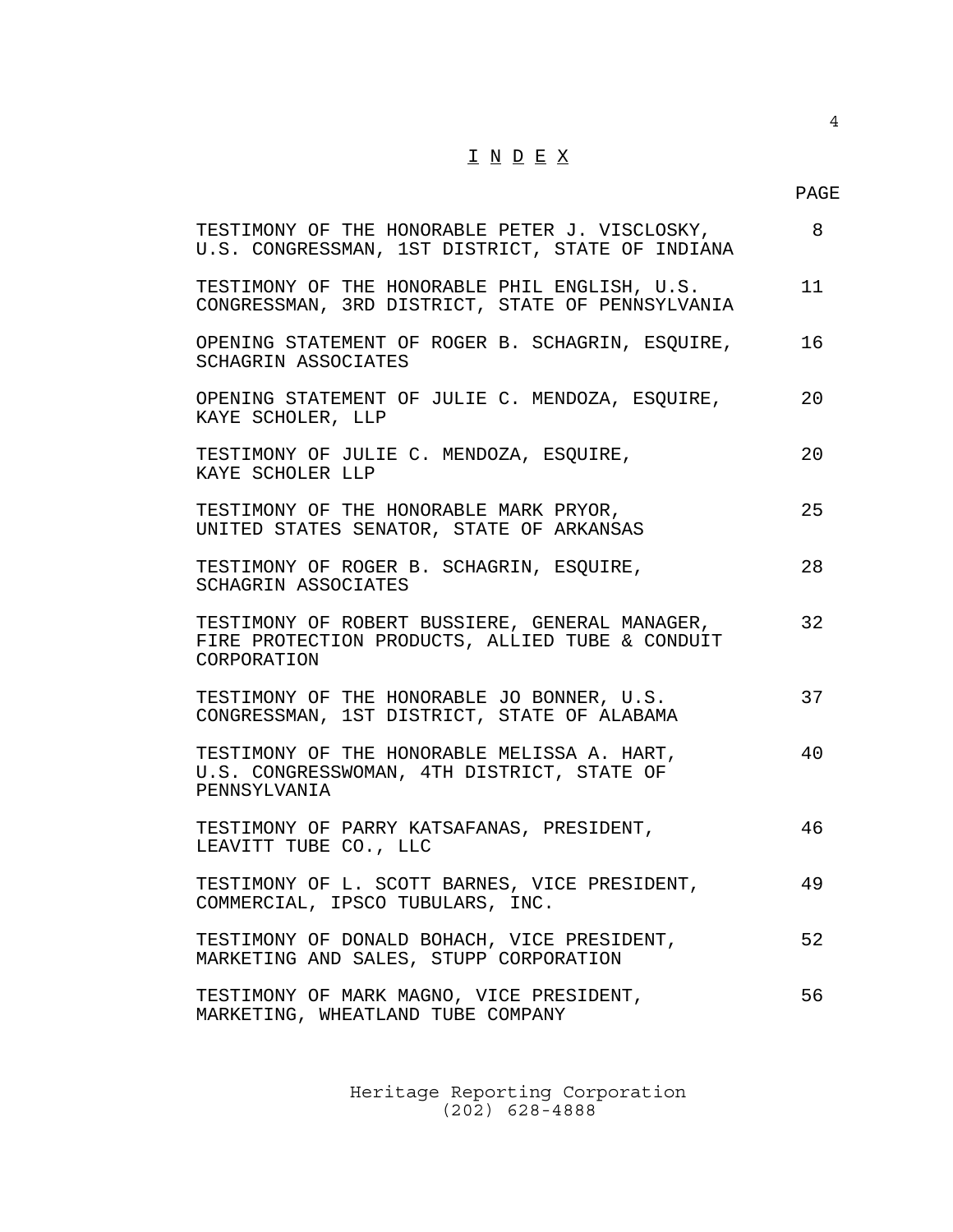# I N D E X

| | PAGE |
|---|---|
| TESTIMONY OF THE HONORABLE PETER J. VISCLOSKY, U.S. CONGRESSMAN, 1ST DISTRICT, STATE OF INDIANA | 8 |
| TESTIMONY OF THE HONORABLE PHIL ENGLISH, U.S. CONGRESSMAN, 3RD DISTRICT, STATE OF PENNSYLVANIA | 11 |
| OPENING STATEMENT OF ROGER B. SCHAGRIN, ESQUIRE, SCHAGRIN ASSOCIATES | 16 |
| OPENING STATEMENT OF JULIE C. MENDOZA, ESQUIRE, KAYE SCHOLER, LLP | 20 |
| TESTIMONY OF JULIE C. MENDOZA, ESQUIRE, KAYE SCHOLER LLP | 20 |
| TESTIMONY OF THE HONORABLE MARK PRYOR, UNITED STATES SENATOR, STATE OF ARKANSAS | 25 |
| TESTIMONY OF ROGER B. SCHAGRIN, ESQUIRE, SCHAGRIN ASSOCIATES | 28 |
| TESTIMONY OF ROBERT BUSSIERE, GENERAL MANAGER, FIRE PROTECTION PRODUCTS, ALLIED TUBE & CONDUIT CORPORATION | 32 |
| TESTIMONY OF THE HONORABLE JO BONNER, U.S. CONGRESSMAN, 1ST DISTRICT, STATE OF ALABAMA | 37 |
| TESTIMONY OF THE HONORABLE MELISSA A. HART, U.S. CONGRESSWOMAN, 4TH DISTRICT, STATE OF PENNSYLVANIA | 40 |
| TESTIMONY OF PARRY KATSAFANAS, PRESIDENT, LEAVITT TUBE CO., LLC | 46 |
| TESTIMONY OF L. SCOTT BARNES, VICE PRESIDENT, COMMERCIAL, IPSCO TUBULARS, INC. | 49 |
| TESTIMONY OF DONALD BOHACH, VICE PRESIDENT, MARKETING AND SALES, STUPP CORPORATION | 52 |
| TESTIMONY OF MARK MAGNO, VICE PRESIDENT, MARKETING, WHEATLAND TUBE COMPANY | 56 |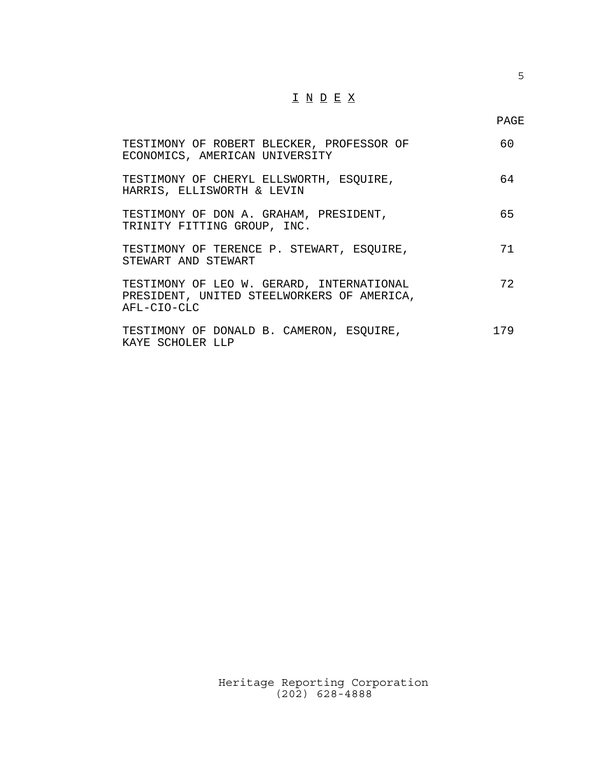# I N D E X

| | PAGE |
|---|---|
| TESTIMONY OF ROBERT BLECKER, PROFESSOR OF ECONOMICS, AMERICAN UNIVERSITY | 60 |
| TESTIMONY OF CHERYL ELLSWORTH, ESQUIRE, HARRIS, ELLISWORTH & LEVIN | 64 |
| TESTIMONY OF DON A. GRAHAM, PRESIDENT, TRINITY FITTING GROUP, INC. | 65 |
| TESTIMONY OF TERENCE P. STEWART, ESQUIRE, STEWART AND STEWART | 71 |
| TESTIMONY OF LEO W. GERARD, INTERNATIONAL PRESIDENT, UNITED STEELWORKERS OF AMERICA, AFL-CIO-CLC | 72 |
| TESTIMONY OF DONALD B. CAMERON, ESQUIRE, KAYE SCHOLER LLP | 179 |

Heritage Reporting Corporation
(202) 628-4888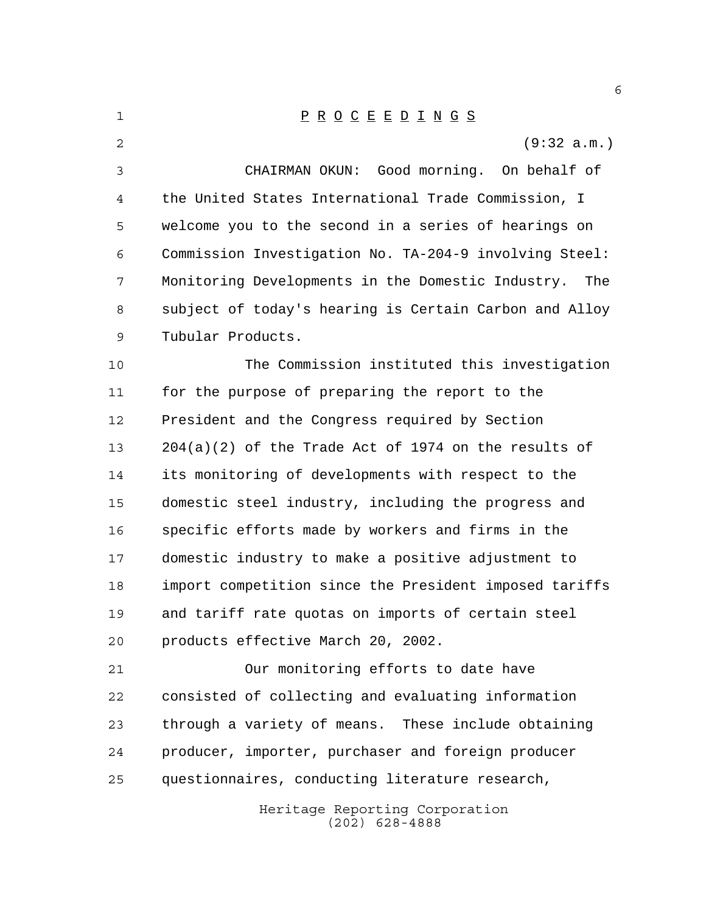P R O C E E D I N G S

(9:32 a.m.)

CHAIRMAN OKUN: Good morning. On behalf of the United States International Trade Commission, I welcome you to the second in a series of hearings on Commission Investigation No. TA-204-9 involving Steel: Monitoring Developments in the Domestic Industry. The subject of today's hearing is Certain Carbon and Alloy Tubular Products.

The Commission instituted this investigation for the purpose of preparing the report to the President and the Congress required by Section 204(a)(2) of the Trade Act of 1974 on the results of its monitoring of developments with respect to the domestic steel industry, including the progress and specific efforts made by workers and firms in the domestic industry to make a positive adjustment to import competition since the President imposed tariffs and tariff rate quotas on imports of certain steel products effective March 20, 2002.

Our monitoring efforts to date have consisted of collecting and evaluating information through a variety of means. These include obtaining producer, importer, purchaser and foreign producer questionnaires, conducting literature research,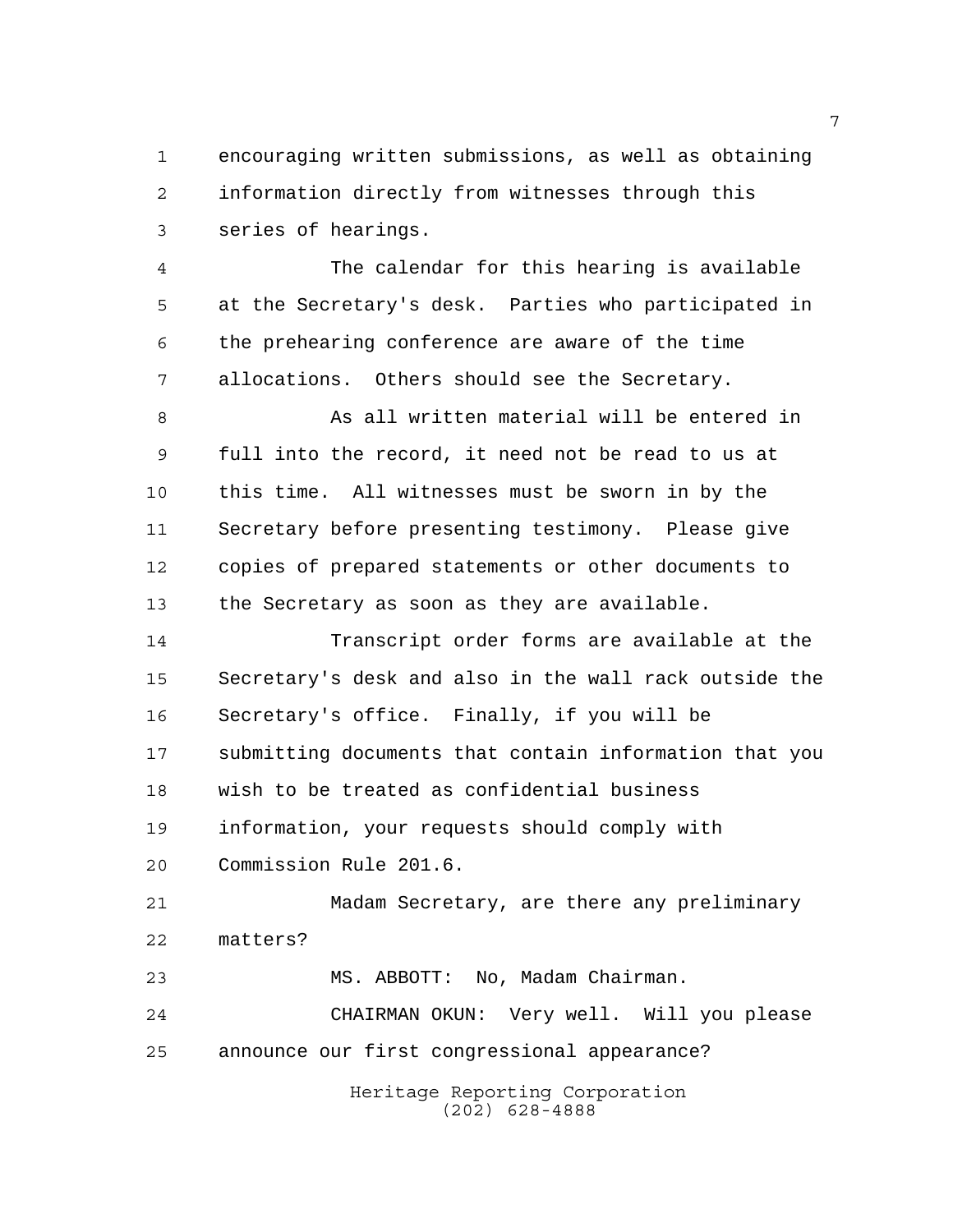encouraging written submissions, as well as obtaining information directly from witnesses through this series of hearings.

The calendar for this hearing is available at the Secretary's desk. Parties who participated in the prehearing conference are aware of the time allocations. Others should see the Secretary.

As all written material will be entered in full into the record, it need not be read to us at this time. All witnesses must be sworn in by the Secretary before presenting testimony. Please give copies of prepared statements or other documents to the Secretary as soon as they are available.

Transcript order forms are available at the Secretary's desk and also in the wall rack outside the Secretary's office. Finally, if you will be submitting documents that contain information that you wish to be treated as confidential business information, your requests should comply with Commission Rule 201.6.

Madam Secretary, are there any preliminary matters?

MS. ABBOTT: No, Madam Chairman.

CHAIRMAN OKUN: Very well. Will you please announce our first congressional appearance?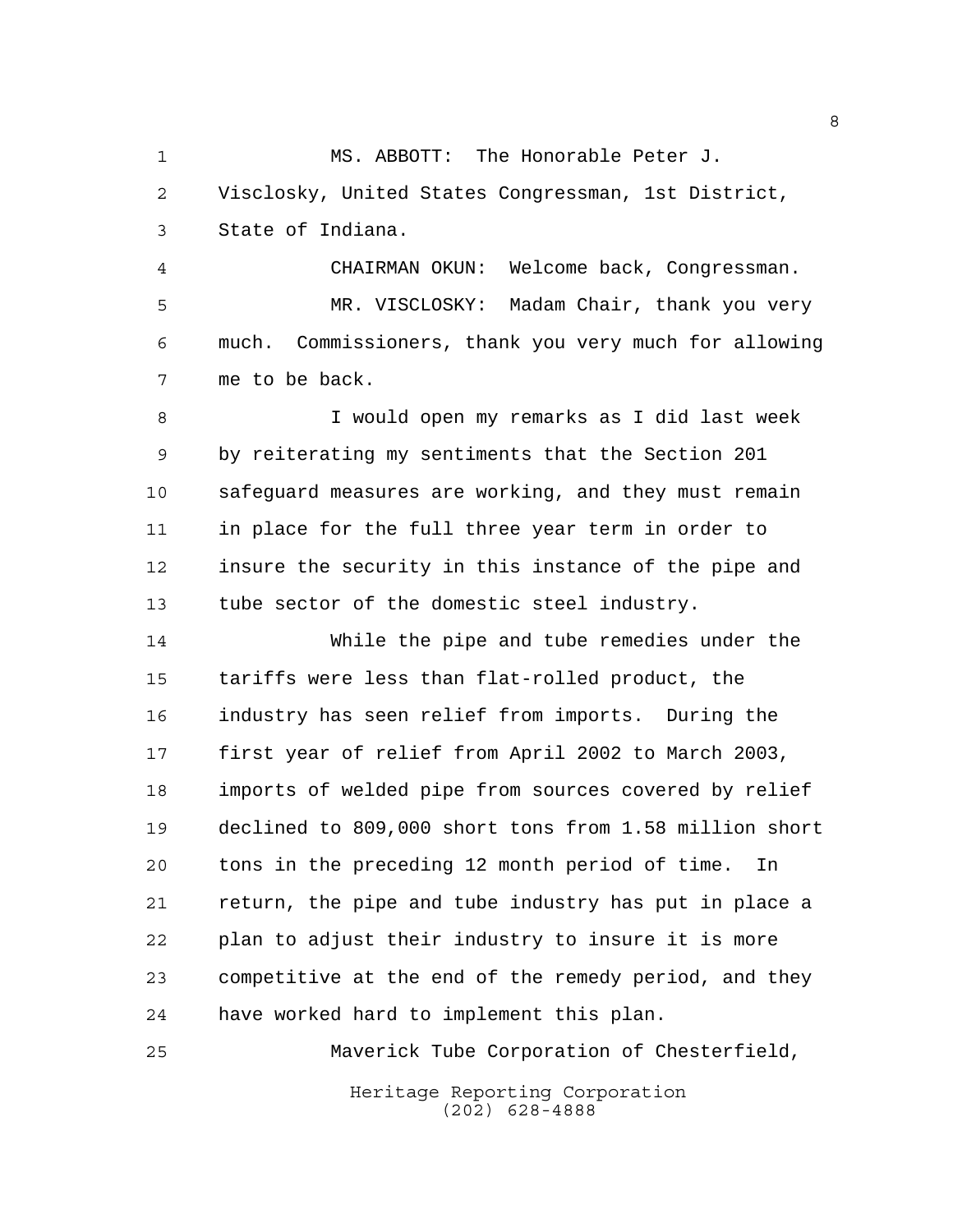MS. ABBOTT: The Honorable Peter J. Visclosky, United States Congressman, 1st District, State of Indiana.

CHAIRMAN OKUN: Welcome back, Congressman.

MR. VISCLOSKY: Madam Chair, thank you very much. Commissioners, thank you very much for allowing me to be back.

I would open my remarks as I did last week by reiterating my sentiments that the Section 201 safeguard measures are working, and they must remain in place for the full three year term in order to insure the security in this instance of the pipe and tube sector of the domestic steel industry.

While the pipe and tube remedies under the tariffs were less than flat-rolled product, the industry has seen relief from imports. During the first year of relief from April 2002 to March 2003, imports of welded pipe from sources covered by relief declined to 809,000 short tons from 1.58 million short tons in the preceding 12 month period of time. In return, the pipe and tube industry has put in place a plan to adjust their industry to insure it is more competitive at the end of the remedy period, and they have worked hard to implement this plan.

Maverick Tube Corporation of Chesterfield,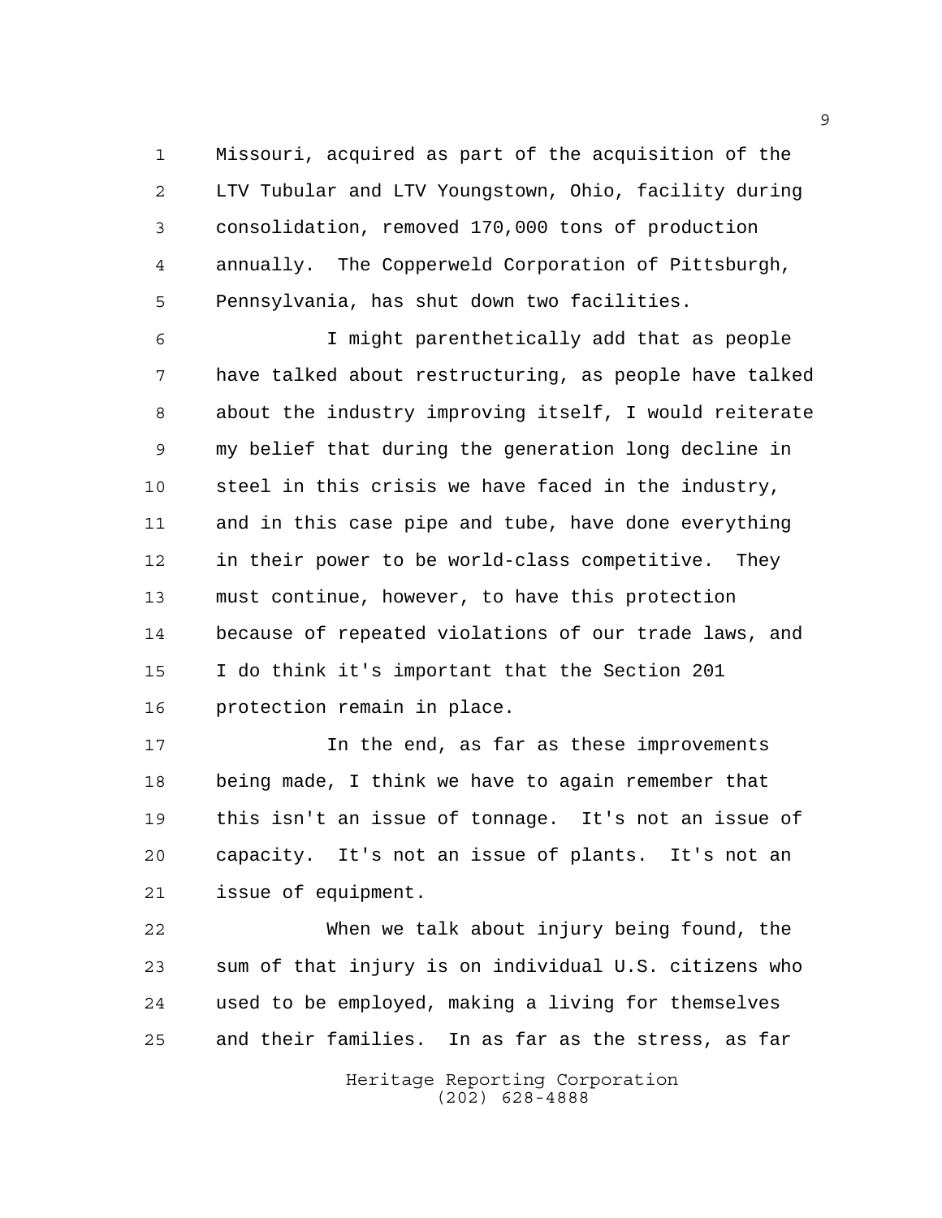Missouri, acquired as part of the acquisition of the LTV Tubular and LTV Youngstown, Ohio, facility during consolidation, removed 170,000 tons of production annually. The Copperweld Corporation of Pittsburgh, Pennsylvania, has shut down two facilities.

I might parenthetically add that as people have talked about restructuring, as people have talked about the industry improving itself, I would reiterate my belief that during the generation long decline in steel in this crisis we have faced in the industry, and in this case pipe and tube, have done everything in their power to be world-class competitive. They must continue, however, to have this protection because of repeated violations of our trade laws, and I do think it's important that the Section 201 protection remain in place.

In the end, as far as these improvements being made, I think we have to again remember that this isn't an issue of tonnage. It's not an issue of capacity. It's not an issue of plants. It's not an issue of equipment.

When we talk about injury being found, the sum of that injury is on individual U.S. citizens who used to be employed, making a living for themselves and their families. In as far as the stress, as far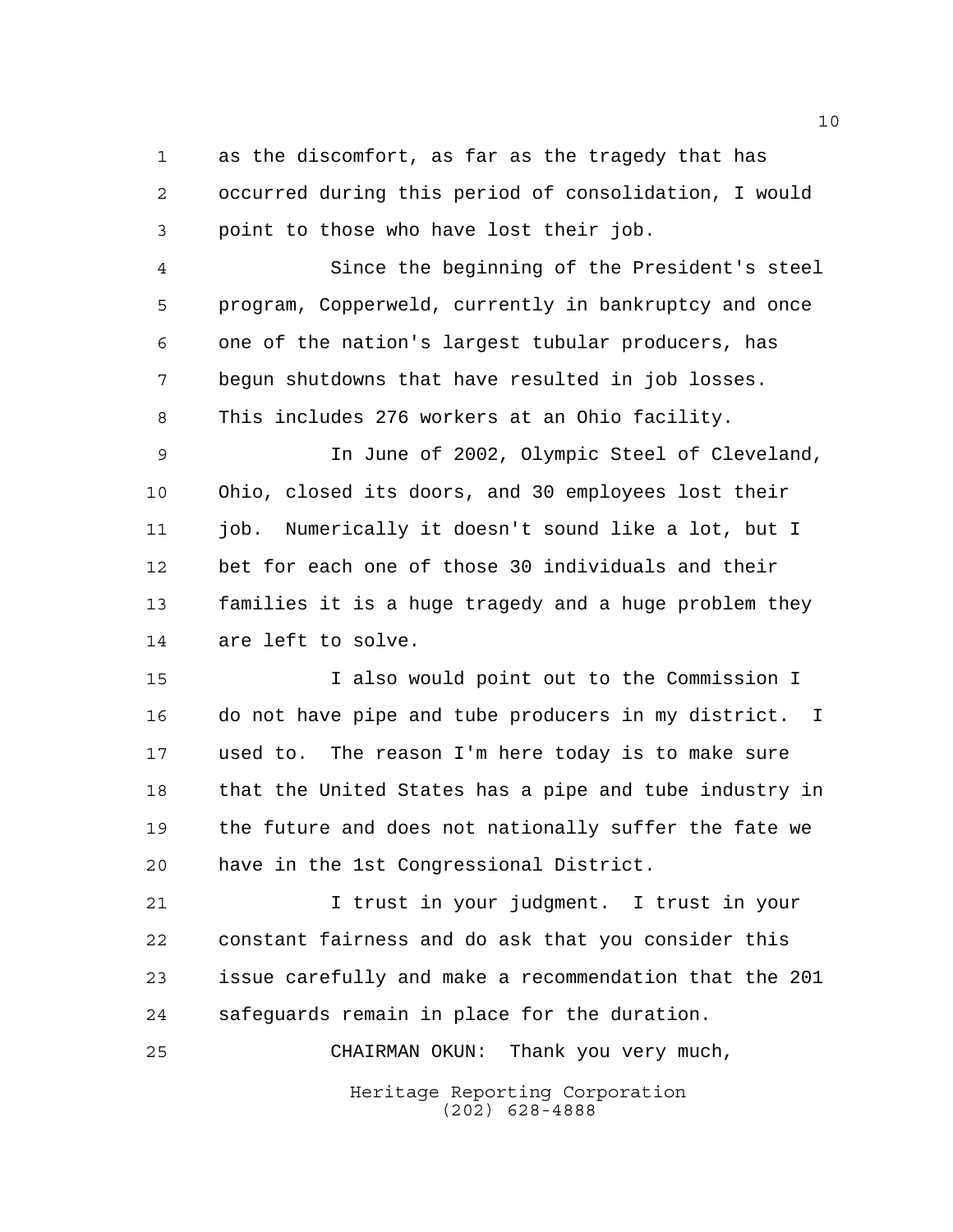as the discomfort, as far as the tragedy that has occurred during this period of consolidation, I would point to those who have lost their job.

Since the beginning of the President's steel program, Copperweld, currently in bankruptcy and once one of the nation's largest tubular producers, has begun shutdowns that have resulted in job losses. This includes 276 workers at an Ohio facility.

In June of 2002, Olympic Steel of Cleveland, Ohio, closed its doors, and 30 employees lost their job. Numerically it doesn't sound like a lot, but I bet for each one of those 30 individuals and their families it is a huge tragedy and a huge problem they are left to solve.

I also would point out to the Commission I do not have pipe and tube producers in my district. I used to. The reason I'm here today is to make sure that the United States has a pipe and tube industry in the future and does not nationally suffer the fate we have in the 1st Congressional District.

I trust in your judgment. I trust in your constant fairness and do ask that you consider this issue carefully and make a recommendation that the 201 safeguards remain in place for the duration.

CHAIRMAN OKUN: Thank you very much,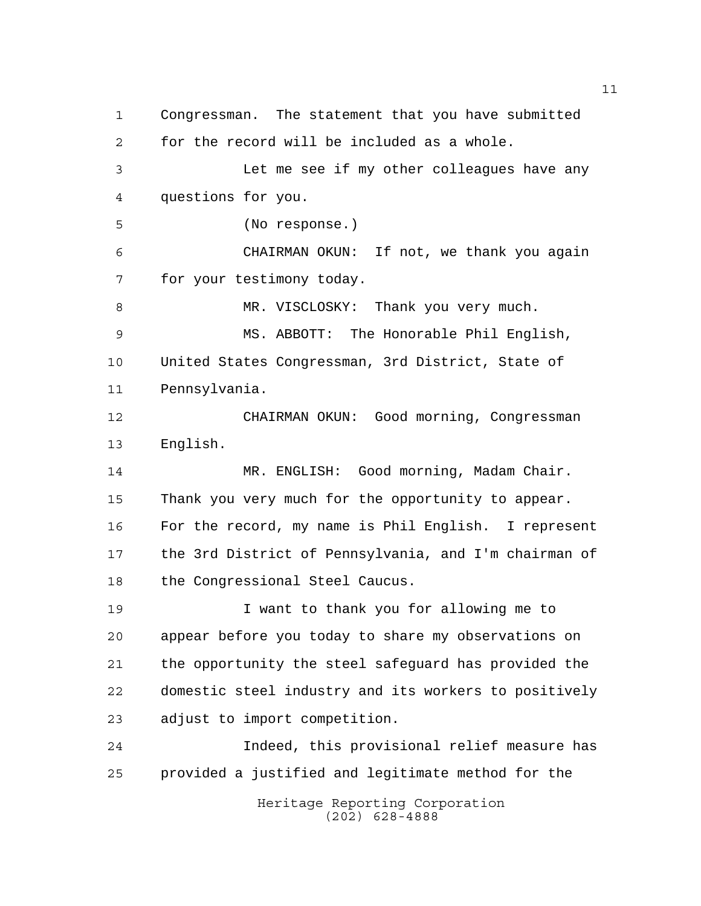Congressman. The statement that you have submitted for the record will be included as a whole.

Let me see if my other colleagues have any questions for you.

(No response.)

CHAIRMAN OKUN: If not, we thank you again for your testimony today.

MR. VISCLOSKY: Thank you very much.

MS. ABBOTT: The Honorable Phil English, United States Congressman, 3rd District, State of Pennsylvania.

CHAIRMAN OKUN: Good morning, Congressman English.

MR. ENGLISH: Good morning, Madam Chair. Thank you very much for the opportunity to appear. For the record, my name is Phil English. I represent the 3rd District of Pennsylvania, and I'm chairman of the Congressional Steel Caucus.

I want to thank you for allowing me to appear before you today to share my observations on the opportunity the steel safeguard has provided the domestic steel industry and its workers to positively adjust to import competition.

Indeed, this provisional relief measure has provided a justified and legitimate method for the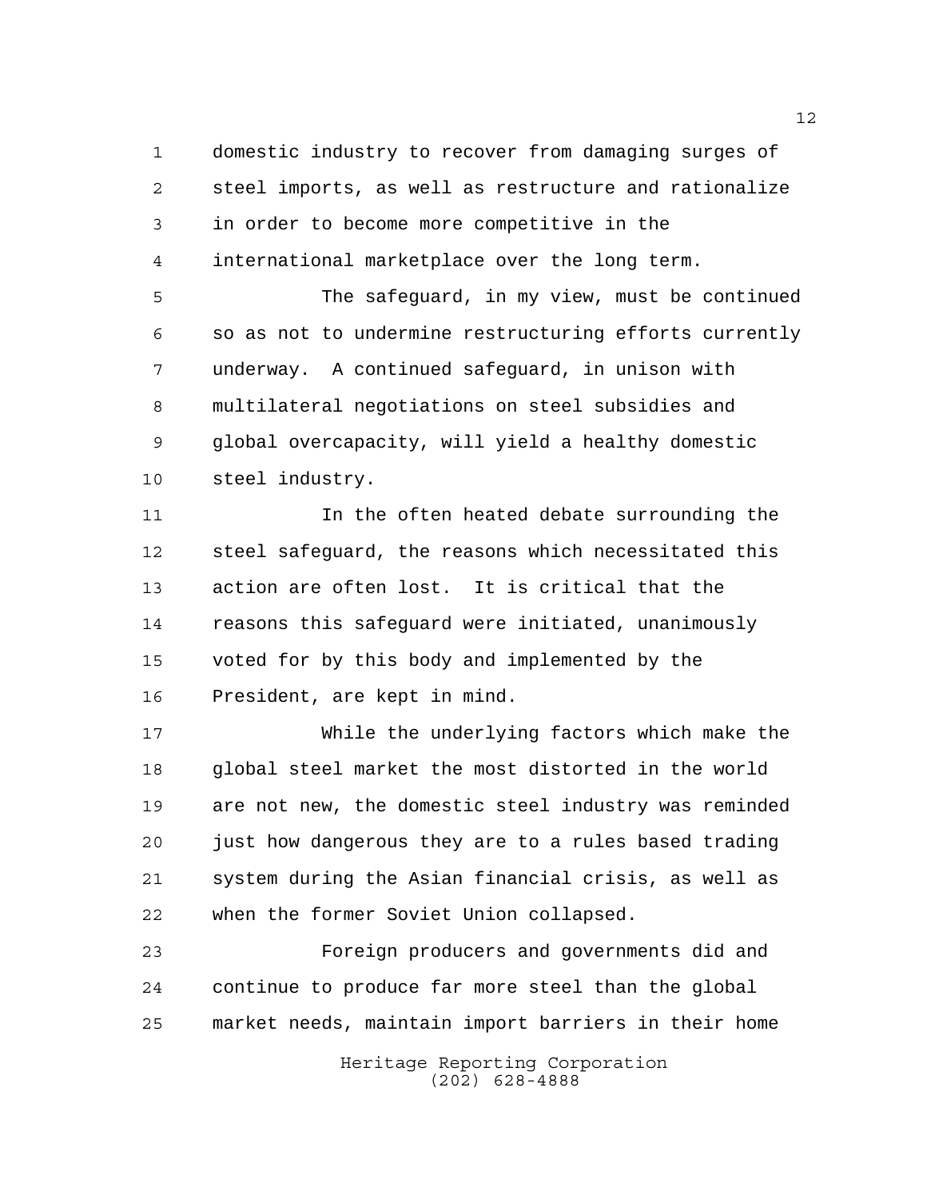domestic industry to recover from damaging surges of steel imports, as well as restructure and rationalize in order to become more competitive in the international marketplace over the long term.

The safeguard, in my view, must be continued so as not to undermine restructuring efforts currently underway. A continued safeguard, in unison with multilateral negotiations on steel subsidies and global overcapacity, will yield a healthy domestic steel industry.

In the often heated debate surrounding the steel safeguard, the reasons which necessitated this action are often lost. It is critical that the reasons this safeguard were initiated, unanimously voted for by this body and implemented by the President, are kept in mind.

While the underlying factors which make the global steel market the most distorted in the world are not new, the domestic steel industry was reminded just how dangerous they are to a rules based trading system during the Asian financial crisis, as well as when the former Soviet Union collapsed.

Foreign producers and governments did and continue to produce far more steel than the global market needs, maintain import barriers in their home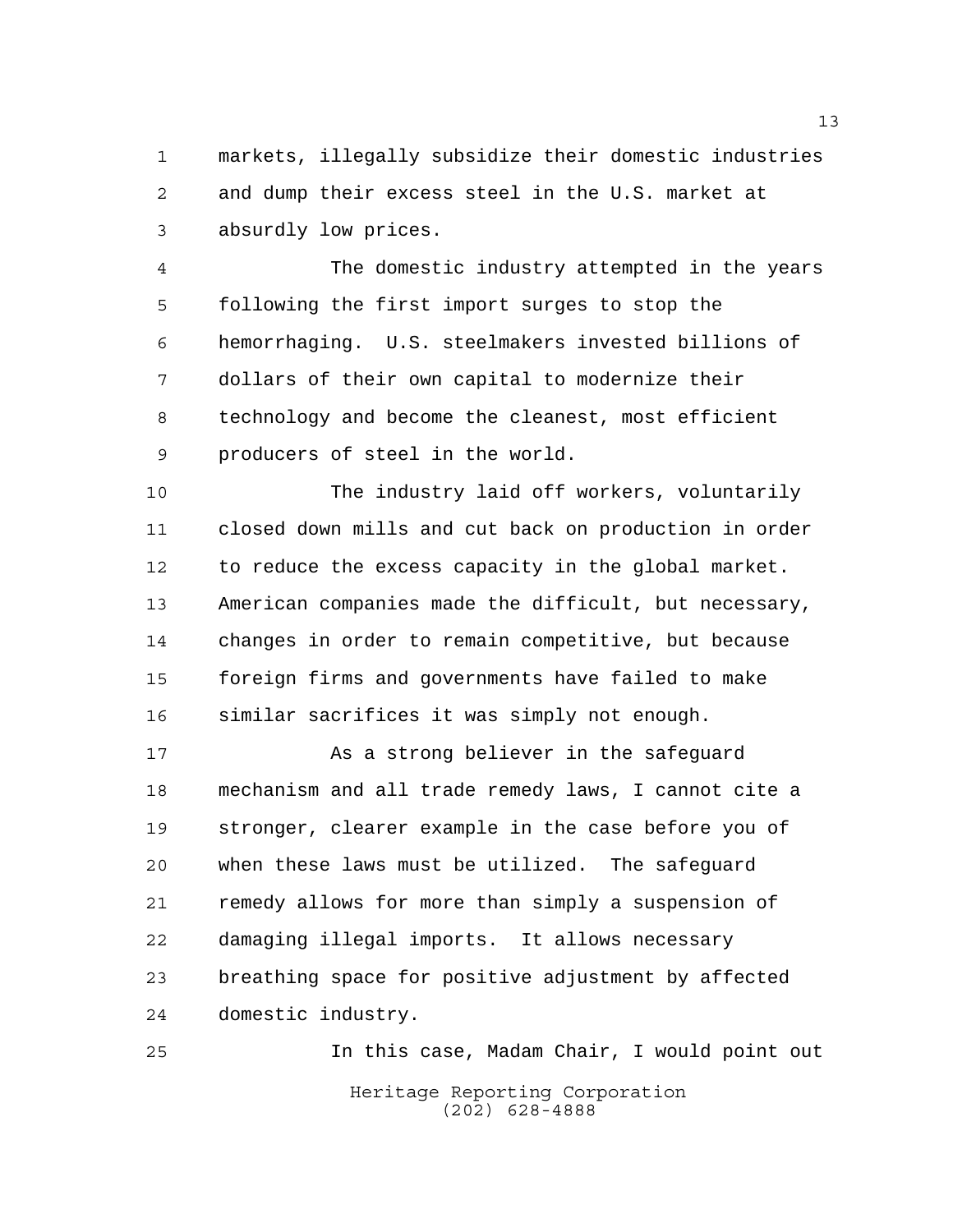markets, illegally subsidize their domestic industries and dump their excess steel in the U.S. market at absurdly low prices.

The domestic industry attempted in the years following the first import surges to stop the hemorrhaging. U.S. steelmakers invested billions of dollars of their own capital to modernize their technology and become the cleanest, most efficient producers of steel in the world.

The industry laid off workers, voluntarily closed down mills and cut back on production in order to reduce the excess capacity in the global market. American companies made the difficult, but necessary, changes in order to remain competitive, but because foreign firms and governments have failed to make similar sacrifices it was simply not enough.

As a strong believer in the safeguard mechanism and all trade remedy laws, I cannot cite a stronger, clearer example in the case before you of when these laws must be utilized. The safeguard remedy allows for more than simply a suspension of damaging illegal imports. It allows necessary breathing space for positive adjustment by affected domestic industry.

In this case, Madam Chair, I would point out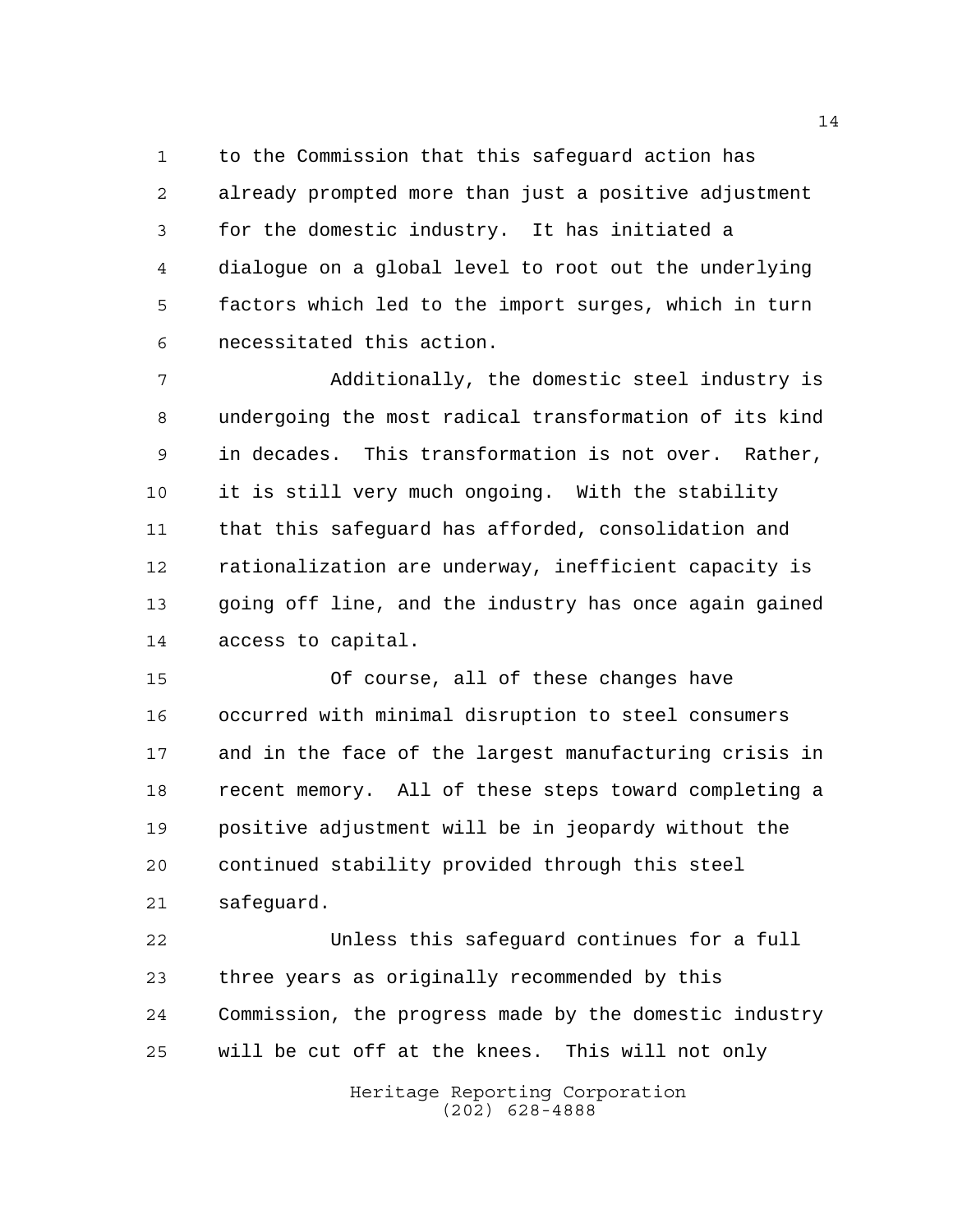to the Commission that this safeguard action has already prompted more than just a positive adjustment for the domestic industry. It has initiated a dialogue on a global level to root out the underlying factors which led to the import surges, which in turn necessitated this action.

Additionally, the domestic steel industry is undergoing the most radical transformation of its kind in decades. This transformation is not over. Rather, it is still very much ongoing. With the stability that this safeguard has afforded, consolidation and rationalization are underway, inefficient capacity is going off line, and the industry has once again gained access to capital.

Of course, all of these changes have occurred with minimal disruption to steel consumers and in the face of the largest manufacturing crisis in recent memory. All of these steps toward completing a positive adjustment will be in jeopardy without the continued stability provided through this steel safeguard.

Unless this safeguard continues for a full three years as originally recommended by this Commission, the progress made by the domestic industry will be cut off at the knees. This will not only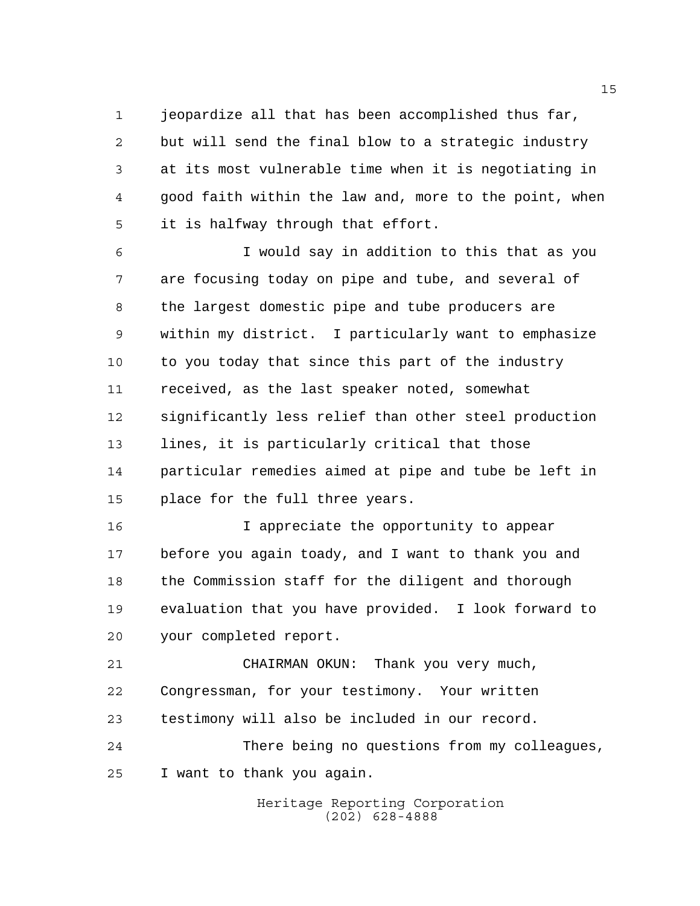jeopardize all that has been accomplished thus far, but will send the final blow to a strategic industry at its most vulnerable time when it is negotiating in good faith within the law and, more to the point, when it is halfway through that effort.

I would say in addition to this that as you are focusing today on pipe and tube, and several of the largest domestic pipe and tube producers are within my district. I particularly want to emphasize to you today that since this part of the industry received, as the last speaker noted, somewhat significantly less relief than other steel production lines, it is particularly critical that those particular remedies aimed at pipe and tube be left in place for the full three years.

I appreciate the opportunity to appear before you again toady, and I want to thank you and the Commission staff for the diligent and thorough evaluation that you have provided. I look forward to your completed report.

CHAIRMAN OKUN: Thank you very much, Congressman, for your testimony. Your written testimony will also be included in our record.

There being no questions from my colleagues, I want to thank you again.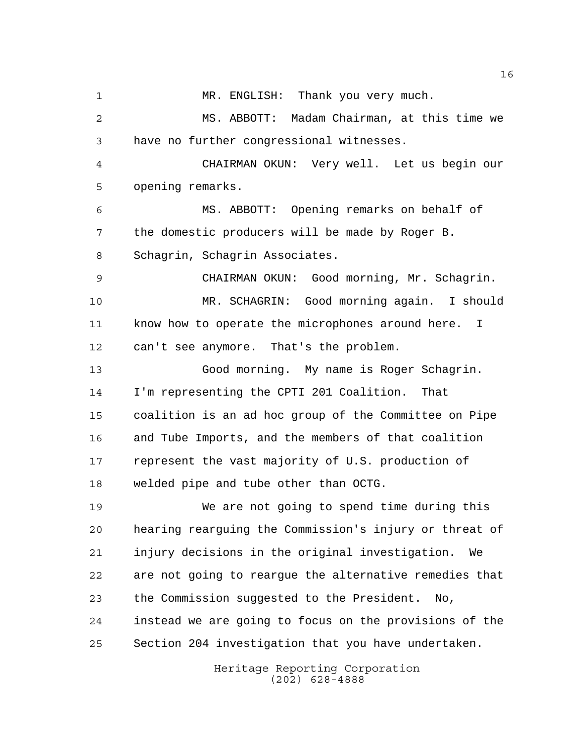MR. ENGLISH: Thank you very much.

MS. ABBOTT: Madam Chairman, at this time we have no further congressional witnesses.

CHAIRMAN OKUN: Very well. Let us begin our opening remarks.

MS. ABBOTT: Opening remarks on behalf of the domestic producers will be made by Roger B. Schagrin, Schagrin Associates.

CHAIRMAN OKUN: Good morning, Mr. Schagrin.

MR. SCHAGRIN: Good morning again. I should know how to operate the microphones around here. I can't see anymore. That's the problem.

Good morning. My name is Roger Schagrin. I'm representing the CPTI 201 Coalition. That coalition is an ad hoc group of the Committee on Pipe and Tube Imports, and the members of that coalition represent the vast majority of U.S. production of welded pipe and tube other than OCTG.

We are not going to spend time during this hearing rearguing the Commission's injury or threat of injury decisions in the original investigation. We are not going to reargue the alternative remedies that the Commission suggested to the President. No, instead we are going to focus on the provisions of the Section 204 investigation that you have undertaken.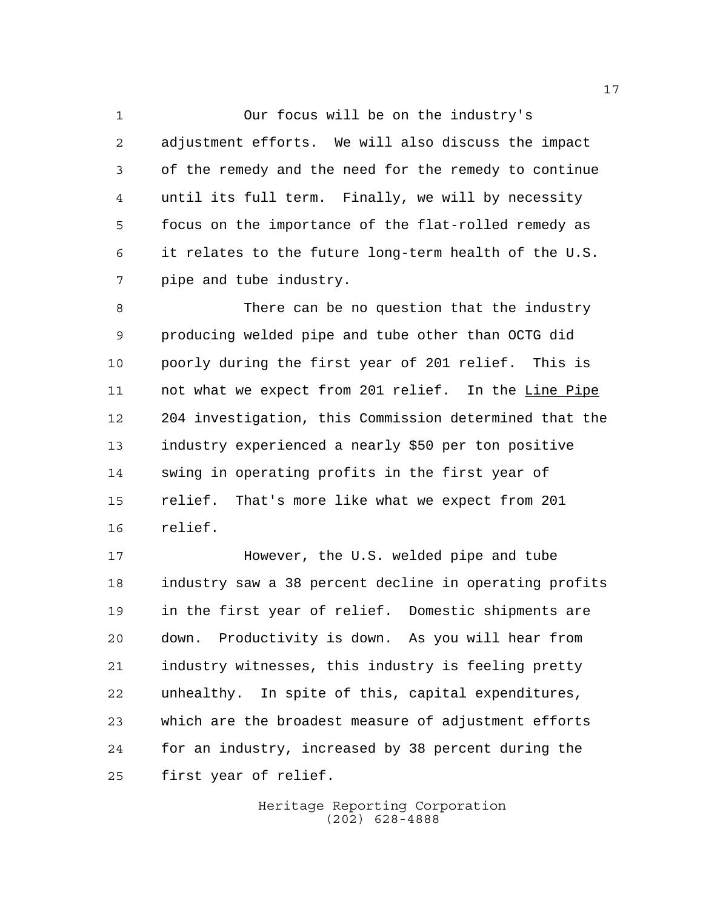Our focus will be on the industry's adjustment efforts. We will also discuss the impact of the remedy and the need for the remedy to continue until its full term. Finally, we will by necessity focus on the importance of the flat-rolled remedy as it relates to the future long-term health of the U.S. pipe and tube industry.

There can be no question that the industry producing welded pipe and tube other than OCTG did poorly during the first year of 201 relief. This is not what we expect from 201 relief. In the *Line Pipe* 204 investigation, this Commission determined that the industry experienced a nearly $50 per ton positive swing in operating profits in the first year of relief. That's more like what we expect from 201 relief.

However, the U.S. welded pipe and tube industry saw a 38 percent decline in operating profits in the first year of relief. Domestic shipments are down. Productivity is down. As you will hear from industry witnesses, this industry is feeling pretty unhealthy. In spite of this, capital expenditures, which are the broadest measure of adjustment efforts for an industry, increased by 38 percent during the first year of relief.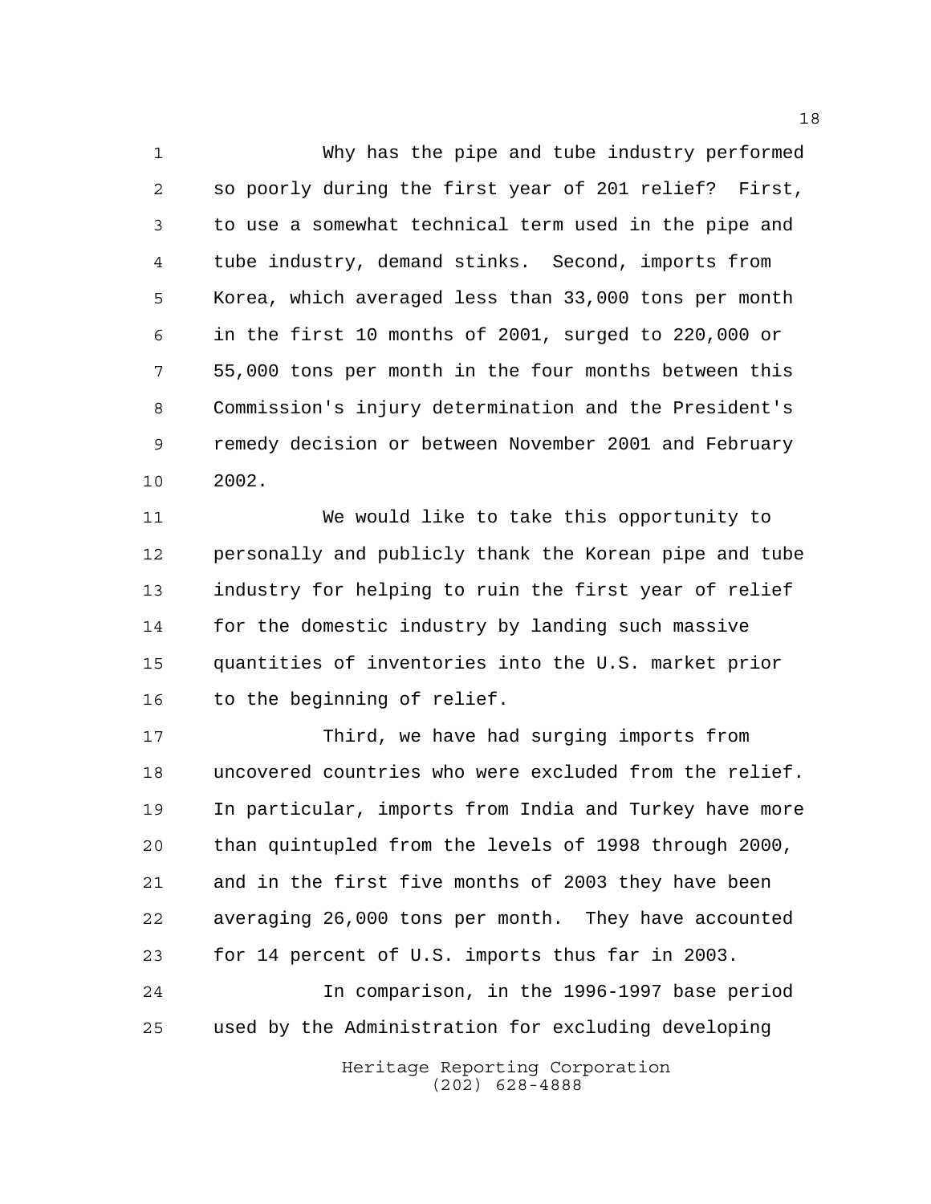Why has the pipe and tube industry performed so poorly during the first year of 201 relief? First, to use a somewhat technical term used in the pipe and tube industry, demand stinks. Second, imports from Korea, which averaged less than 33,000 tons per month in the first 10 months of 2001, surged to 220,000 or 55,000 tons per month in the four months between this Commission's injury determination and the President's remedy decision or between November 2001 and February 2002.

We would like to take this opportunity to personally and publicly thank the Korean pipe and tube industry for helping to ruin the first year of relief for the domestic industry by landing such massive quantities of inventories into the U.S. market prior to the beginning of relief.

Third, we have had surging imports from uncovered countries who were excluded from the relief. In particular, imports from India and Turkey have more than quintupled from the levels of 1998 through 2000, and in the first five months of 2003 they have been averaging 26,000 tons per month. They have accounted for 14 percent of U.S. imports thus far in 2003.

In comparison, in the 1996-1997 base period used by the Administration for excluding developing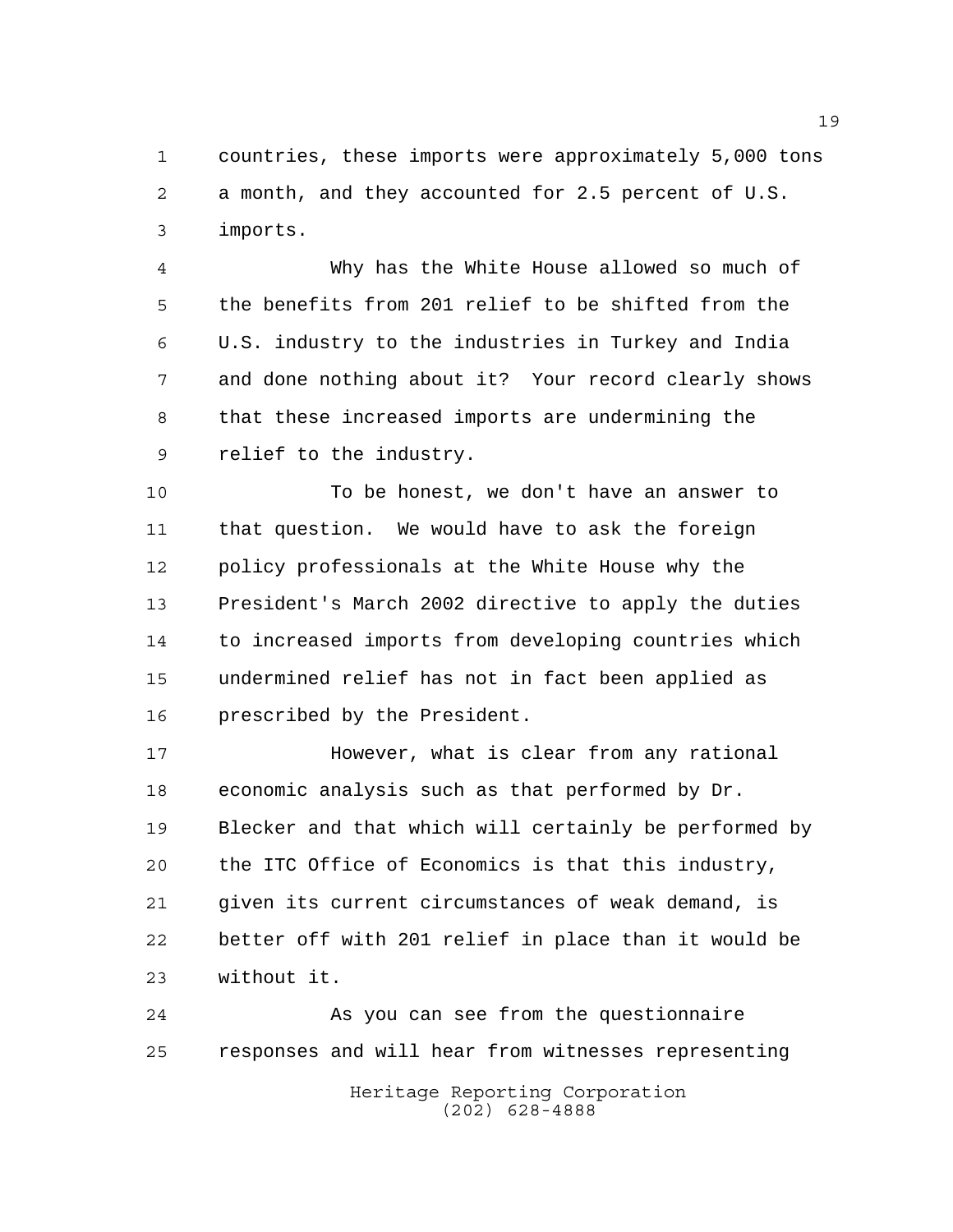countries, these imports were approximately 5,000 tons a month, and they accounted for 2.5 percent of U.S. imports.

Why has the White House allowed so much of the benefits from 201 relief to be shifted from the U.S. industry to the industries in Turkey and India and done nothing about it? Your record clearly shows that these increased imports are undermining the relief to the industry.

To be honest, we don't have an answer to that question. We would have to ask the foreign policy professionals at the White House why the President's March 2002 directive to apply the duties to increased imports from developing countries which undermined relief has not in fact been applied as prescribed by the President.

However, what is clear from any rational economic analysis such as that performed by Dr. Blecker and that which will certainly be performed by the ITC Office of Economics is that this industry, given its current circumstances of weak demand, is better off with 201 relief in place than it would be without it.

As you can see from the questionnaire responses and will hear from witnesses representing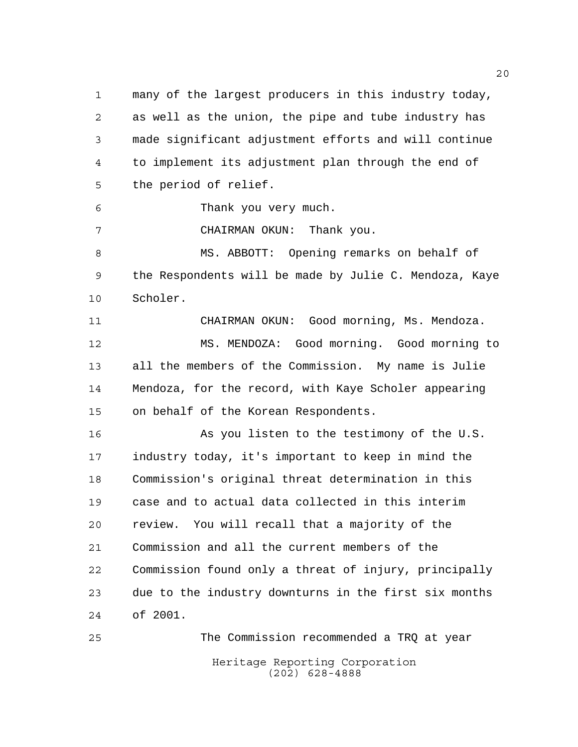many of the largest producers in this industry today, as well as the union, the pipe and tube industry has made significant adjustment efforts and will continue to implement its adjustment plan through the end of the period of relief.

Thank you very much.

CHAIRMAN OKUN: Thank you.

MS. ABBOTT: Opening remarks on behalf of the Respondents will be made by Julie C. Mendoza, Kaye Scholer.

CHAIRMAN OKUN: Good morning, Ms. Mendoza.

MS. MENDOZA: Good morning. Good morning to all the members of the Commission. My name is Julie Mendoza, for the record, with Kaye Scholer appearing on behalf of the Korean Respondents.

As you listen to the testimony of the U.S. industry today, it's important to keep in mind the Commission's original threat determination in this case and to actual data collected in this interim review. You will recall that a majority of the Commission and all the current members of the Commission found only a threat of injury, principally due to the industry downturns in the first six months of 2001.

The Commission recommended a TRQ at year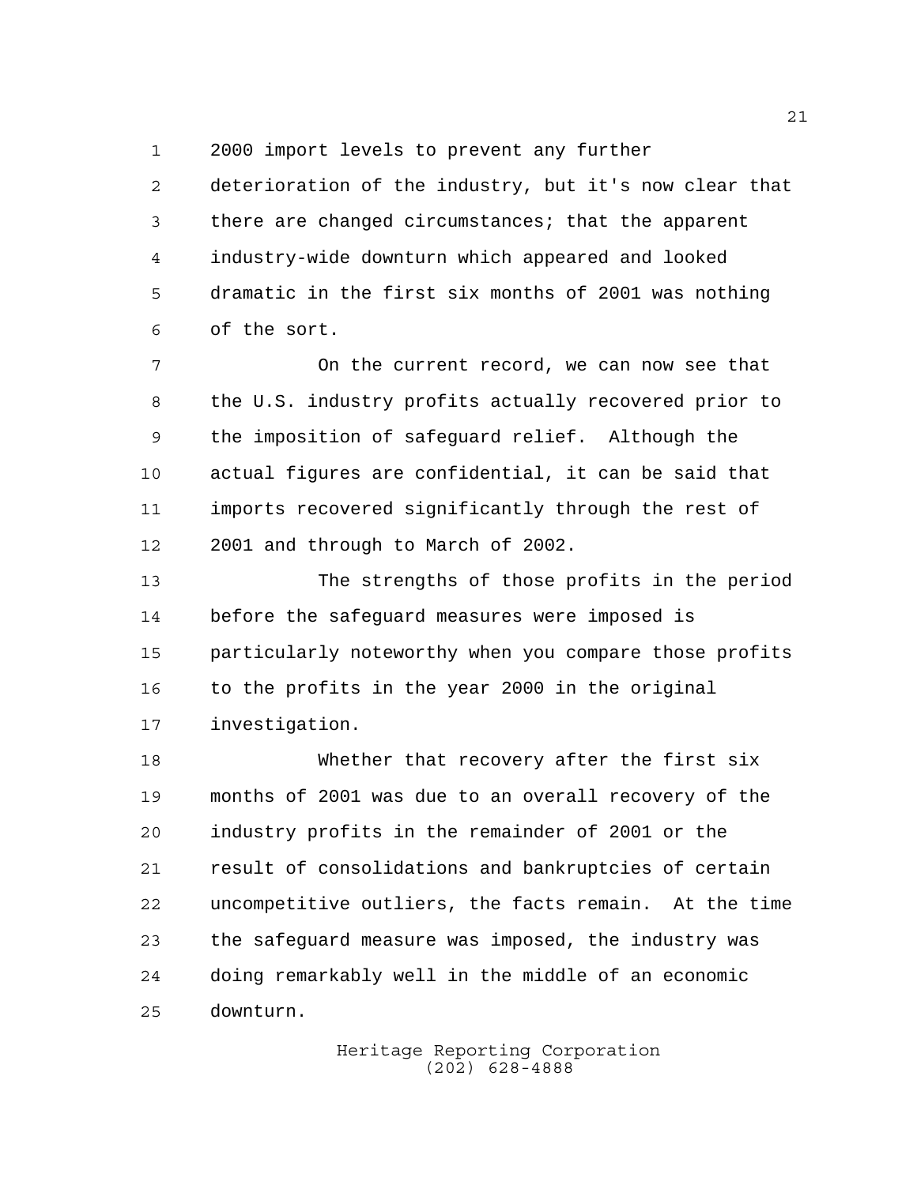2000 import levels to prevent any further deterioration of the industry, but it's now clear that there are changed circumstances; that the apparent industry-wide downturn which appeared and looked dramatic in the first six months of 2001 was nothing of the sort.

On the current record, we can now see that the U.S. industry profits actually recovered prior to the imposition of safeguard relief. Although the actual figures are confidential, it can be said that imports recovered significantly through the rest of 2001 and through to March of 2002.

The strengths of those profits in the period before the safeguard measures were imposed is particularly noteworthy when you compare those profits to the profits in the year 2000 in the original investigation.

Whether that recovery after the first six months of 2001 was due to an overall recovery of the industry profits in the remainder of 2001 or the result of consolidations and bankruptcies of certain uncompetitive outliers, the facts remain. At the time the safeguard measure was imposed, the industry was doing remarkably well in the middle of an economic downturn.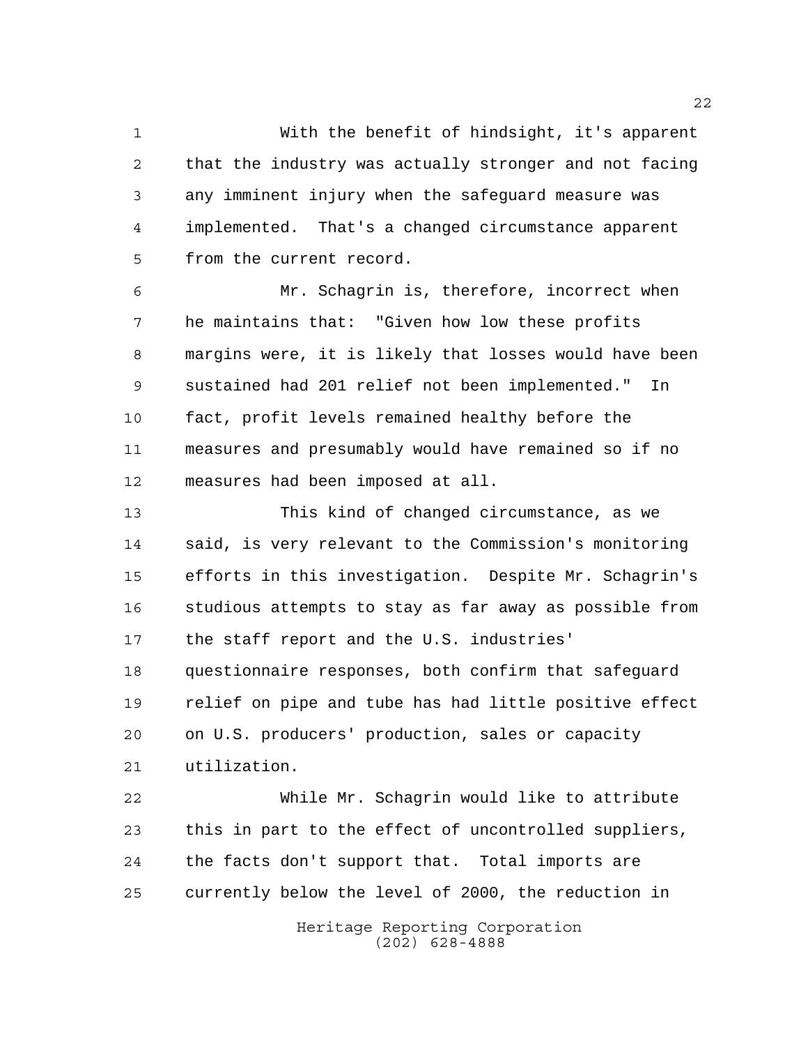With the benefit of hindsight, it's apparent that the industry was actually stronger and not facing any imminent injury when the safeguard measure was implemented. That's a changed circumstance apparent from the current record.

Mr. Schagrin is, therefore, incorrect when he maintains that: "Given how low these profits margins were, it is likely that losses would have been sustained had 201 relief not been implemented." In fact, profit levels remained healthy before the measures and presumably would have remained so if no measures had been imposed at all.

This kind of changed circumstance, as we said, is very relevant to the Commission's monitoring efforts in this investigation. Despite Mr. Schagrin's studious attempts to stay as far away as possible from the staff report and the U.S. industries' questionnaire responses, both confirm that safeguard relief on pipe and tube has had little positive effect on U.S. producers' production, sales or capacity utilization.

While Mr. Schagrin would like to attribute this in part to the effect of uncontrolled suppliers, the facts don't support that. Total imports are currently below the level of 2000, the reduction in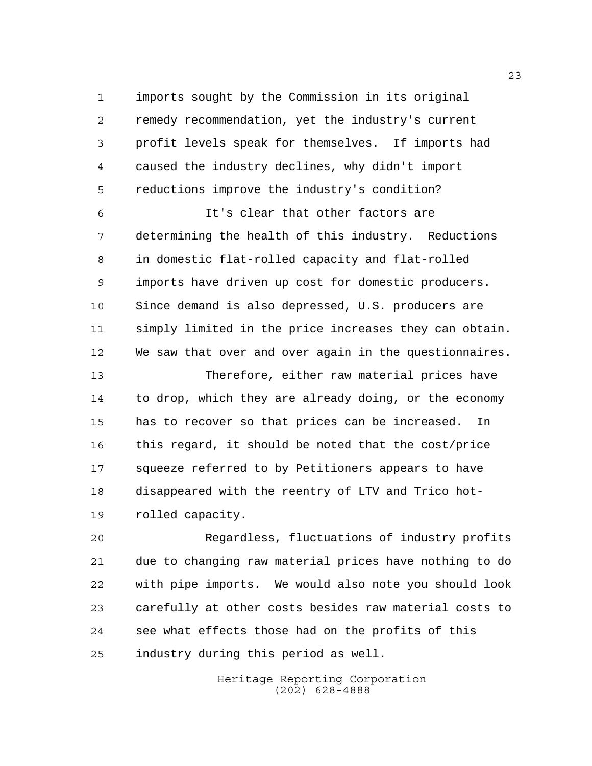imports sought by the Commission in its original remedy recommendation, yet the industry's current profit levels speak for themselves. If imports had caused the industry declines, why didn't import reductions improve the industry's condition?

It's clear that other factors are determining the health of this industry. Reductions in domestic flat-rolled capacity and flat-rolled imports have driven up cost for domestic producers. Since demand is also depressed, U.S. producers are simply limited in the price increases they can obtain. We saw that over and over again in the questionnaires.

Therefore, either raw material prices have to drop, which they are already doing, or the economy has to recover so that prices can be increased. In this regard, it should be noted that the cost/price squeeze referred to by Petitioners appears to have disappeared with the reentry of LTV and Trico hot-rolled capacity.

Regardless, fluctuations of industry profits due to changing raw material prices have nothing to do with pipe imports. We would also note you should look carefully at other costs besides raw material costs to see what effects those had on the profits of this industry during this period as well.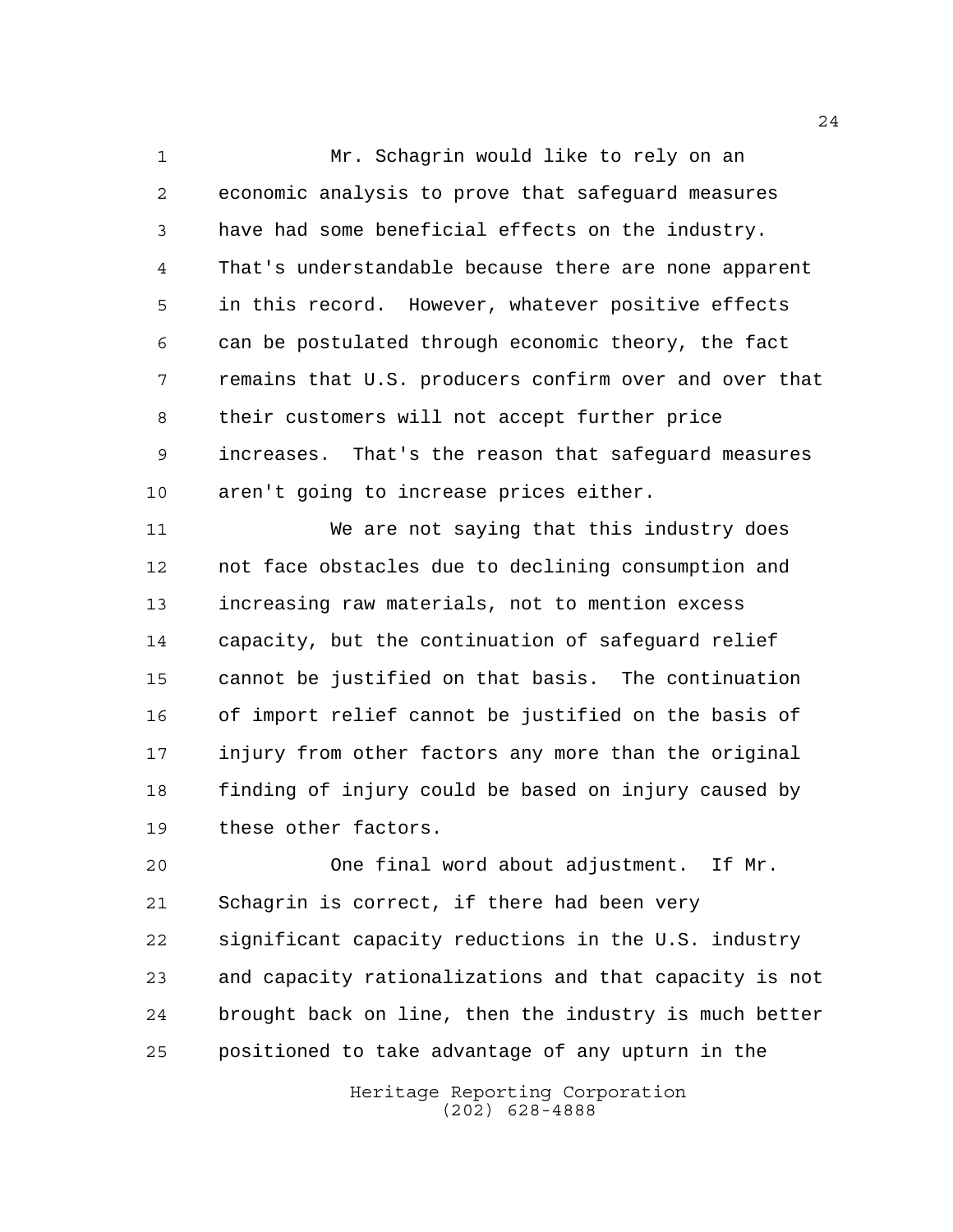Mr. Schagrin would like to rely on an economic analysis to prove that safeguard measures have had some beneficial effects on the industry. That's understandable because there are none apparent in this record. However, whatever positive effects can be postulated through economic theory, the fact remains that U.S. producers confirm over and over that their customers will not accept further price increases. That's the reason that safeguard measures aren't going to increase prices either.

We are not saying that this industry does not face obstacles due to declining consumption and increasing raw materials, not to mention excess capacity, but the continuation of safeguard relief cannot be justified on that basis. The continuation of import relief cannot be justified on the basis of injury from other factors any more than the original finding of injury could be based on injury caused by these other factors.

One final word about adjustment. If Mr. Schagrin is correct, if there had been very significant capacity reductions in the U.S. industry and capacity rationalizations and that capacity is not brought back on line, then the industry is much better positioned to take advantage of any upturn in the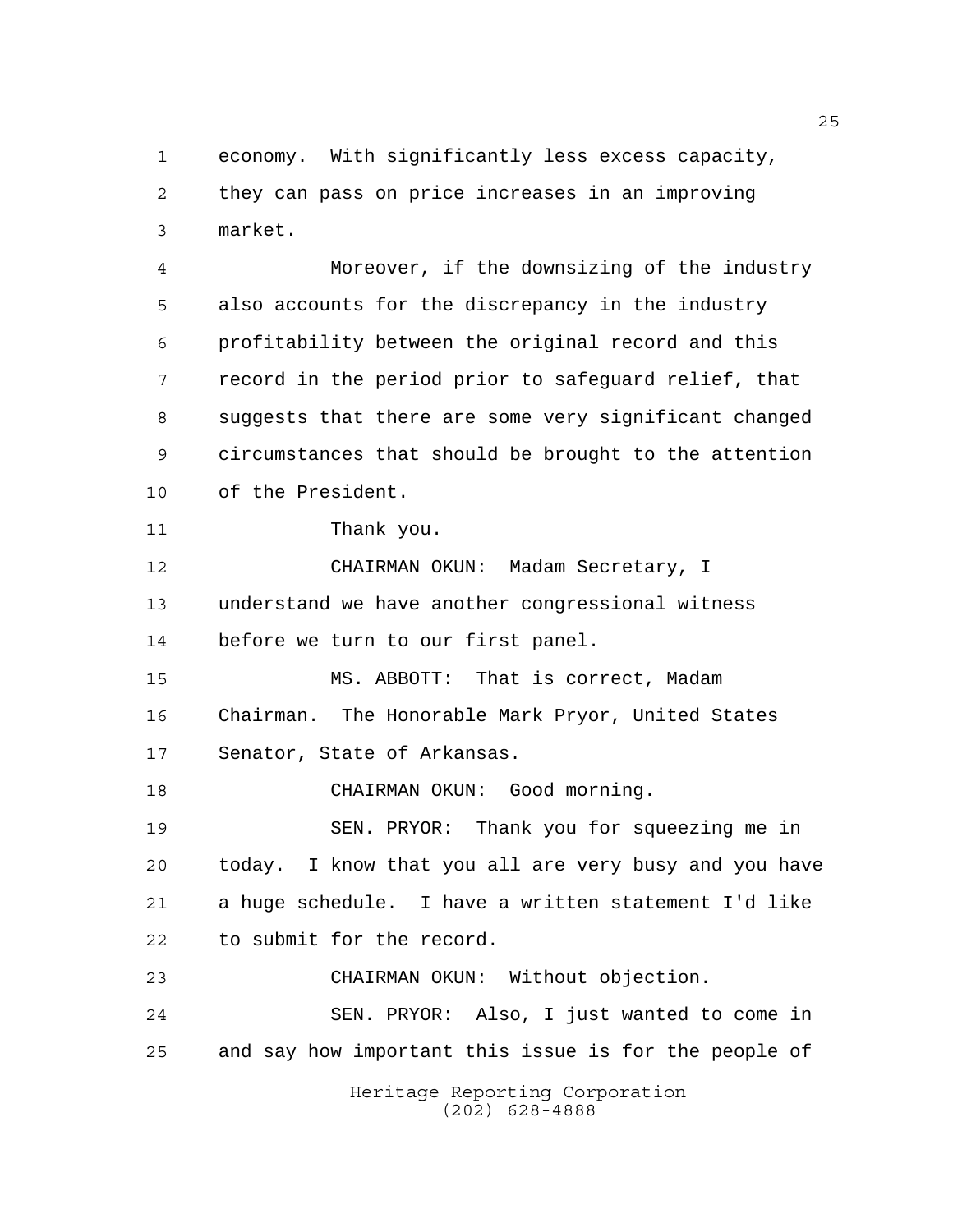economy. With significantly less excess capacity, they can pass on price increases in an improving market.

Moreover, if the downsizing of the industry also accounts for the discrepancy in the industry profitability between the original record and this record in the period prior to safeguard relief, that suggests that there are some very significant changed circumstances that should be brought to the attention of the President.

Thank you.

CHAIRMAN OKUN: Madam Secretary, I understand we have another congressional witness before we turn to our first panel.

MS. ABBOTT: That is correct, Madam Chairman. The Honorable Mark Pryor, United States Senator, State of Arkansas.

CHAIRMAN OKUN: Good morning.

SEN. PRYOR: Thank you for squeezing me in today. I know that you all are very busy and you have a huge schedule. I have a written statement I'd like to submit for the record.

CHAIRMAN OKUN: Without objection.

SEN. PRYOR: Also, I just wanted to come in and say how important this issue is for the people of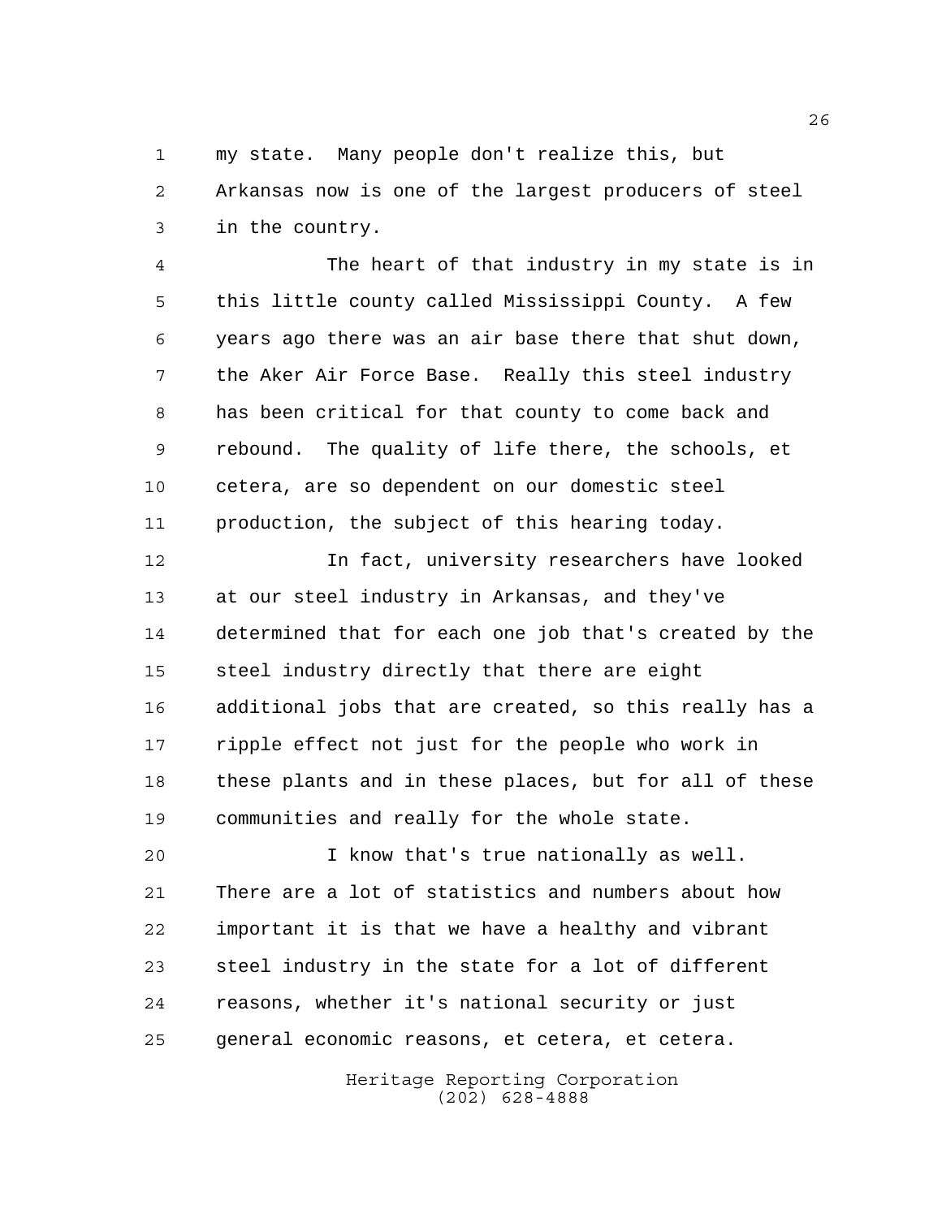my state. Many people don't realize this, but Arkansas now is one of the largest producers of steel in the country.

The heart of that industry in my state is in this little county called Mississippi County. A few years ago there was an air base there that shut down, the Aker Air Force Base. Really this steel industry has been critical for that county to come back and rebound. The quality of life there, the schools, et cetera, are so dependent on our domestic steel production, the subject of this hearing today.

In fact, university researchers have looked at our steel industry in Arkansas, and they've determined that for each one job that's created by the steel industry directly that there are eight additional jobs that are created, so this really has a ripple effect not just for the people who work in these plants and in these places, but for all of these communities and really for the whole state.

I know that's true nationally as well. There are a lot of statistics and numbers about how important it is that we have a healthy and vibrant steel industry in the state for a lot of different reasons, whether it's national security or just general economic reasons, et cetera, et cetera.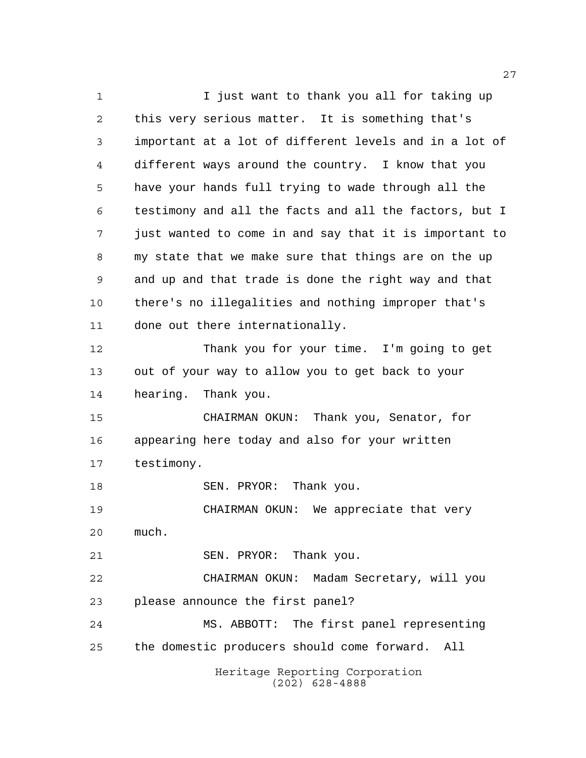I just want to thank you all for taking up this very serious matter. It is something that's important at a lot of different levels and in a lot of different ways around the country. I know that you have your hands full trying to wade through all the testimony and all the facts and all the factors, but I just wanted to come in and say that it is important to my state that we make sure that things are on the up and up and that trade is done the right way and that there's no illegalities and nothing improper that's done out there internationally.

Thank you for your time. I'm going to get out of your way to allow you to get back to your hearing. Thank you.

CHAIRMAN OKUN: Thank you, Senator, for appearing here today and also for your written testimony.

SEN. PRYOR: Thank you.

CHAIRMAN OKUN: We appreciate that very much.

SEN. PRYOR: Thank you.

CHAIRMAN OKUN: Madam Secretary, will you please announce the first panel?

MS. ABBOTT: The first panel representing the domestic producers should come forward. All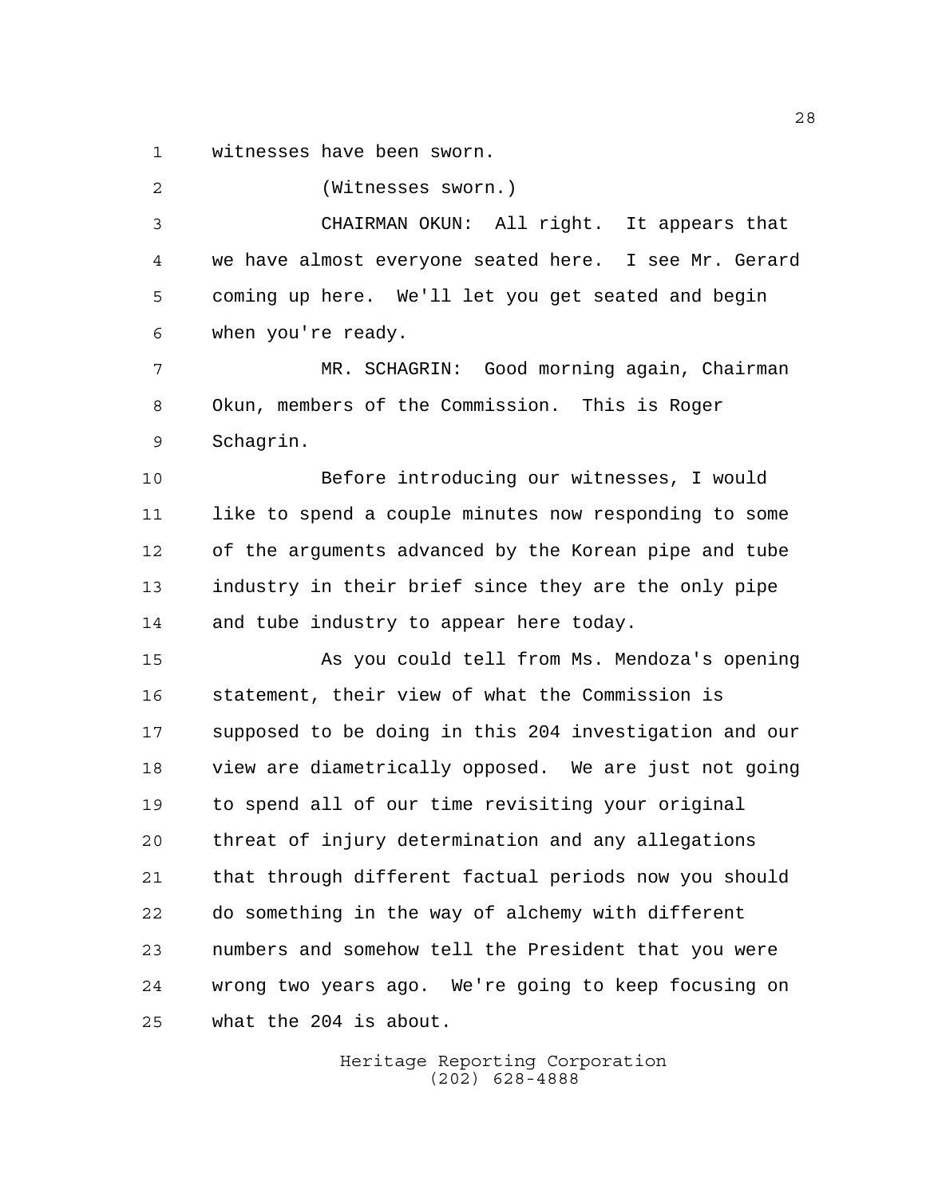witnesses have been sworn.

(Witnesses sworn.)

CHAIRMAN OKUN: All right. It appears that we have almost everyone seated here. I see Mr. Gerard coming up here. We'll let you get seated and begin when you're ready.

MR. SCHAGRIN: Good morning again, Chairman Okun, members of the Commission. This is Roger Schagrin.

Before introducing our witnesses, I would like to spend a couple minutes now responding to some of the arguments advanced by the Korean pipe and tube industry in their brief since they are the only pipe and tube industry to appear here today.

As you could tell from Ms. Mendoza's opening statement, their view of what the Commission is supposed to be doing in this 204 investigation and our view are diametrically opposed. We are just not going to spend all of our time revisiting your original threat of injury determination and any allegations that through different factual periods now you should do something in the way of alchemy with different numbers and somehow tell the President that you were wrong two years ago. We're going to keep focusing on what the 204 is about.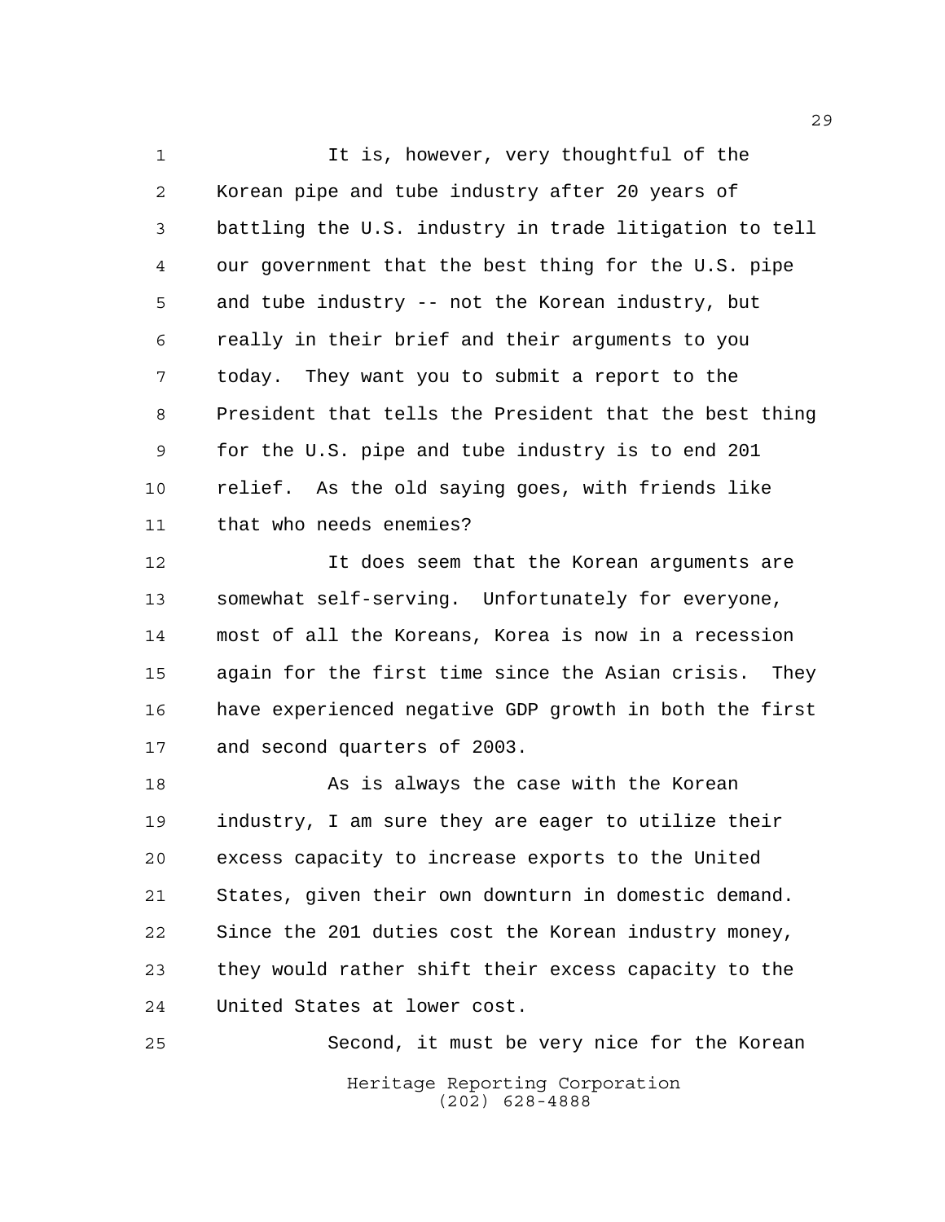It is, however, very thoughtful of the Korean pipe and tube industry after 20 years of battling the U.S. industry in trade litigation to tell our government that the best thing for the U.S. pipe and tube industry -- not the Korean industry, but really in their brief and their arguments to you today. They want you to submit a report to the President that tells the President that the best thing for the U.S. pipe and tube industry is to end 201 relief. As the old saying goes, with friends like that who needs enemies?

It does seem that the Korean arguments are somewhat self-serving. Unfortunately for everyone, most of all the Koreans, Korea is now in a recession again for the first time since the Asian crisis. They have experienced negative GDP growth in both the first and second quarters of 2003.

As is always the case with the Korean industry, I am sure they are eager to utilize their excess capacity to increase exports to the United States, given their own downturn in domestic demand. Since the 201 duties cost the Korean industry money, they would rather shift their excess capacity to the United States at lower cost.

Second, it must be very nice for the Korean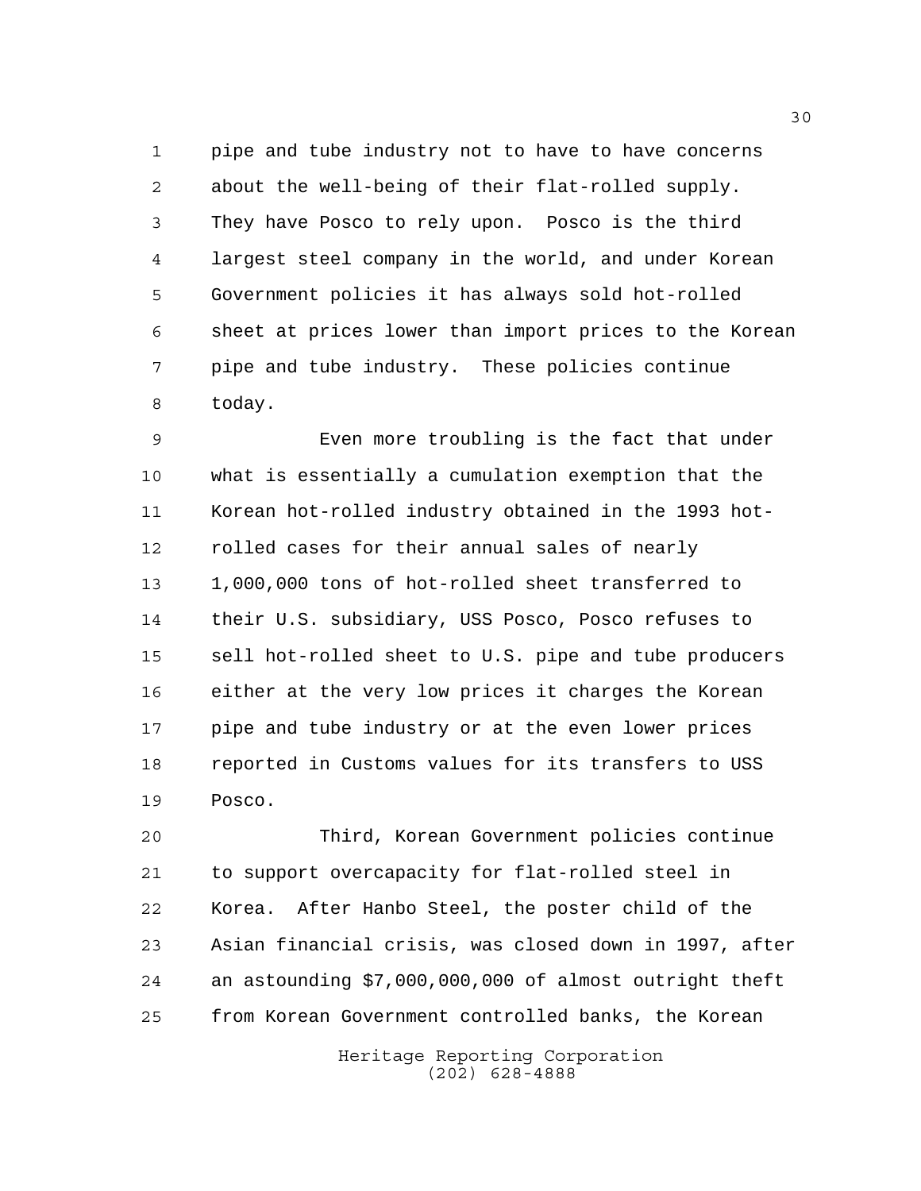pipe and tube industry not to have to have concerns about the well-being of their flat-rolled supply. They have Posco to rely upon. Posco is the third largest steel company in the world, and under Korean Government policies it has always sold hot-rolled sheet at prices lower than import prices to the Korean pipe and tube industry. These policies continue today.

Even more troubling is the fact that under what is essentially a cumulation exemption that the Korean hot-rolled industry obtained in the 1993 hot-rolled cases for their annual sales of nearly 1,000,000 tons of hot-rolled sheet transferred to their U.S. subsidiary, USS Posco, Posco refuses to sell hot-rolled sheet to U.S. pipe and tube producers either at the very low prices it charges the Korean pipe and tube industry or at the even lower prices reported in Customs values for its transfers to USS Posco.

Third, Korean Government policies continue to support overcapacity for flat-rolled steel in Korea. After Hanbo Steel, the poster child of the Asian financial crisis, was closed down in 1997, after an astounding $7,000,000,000 of almost outright theft from Korean Government controlled banks, the Korean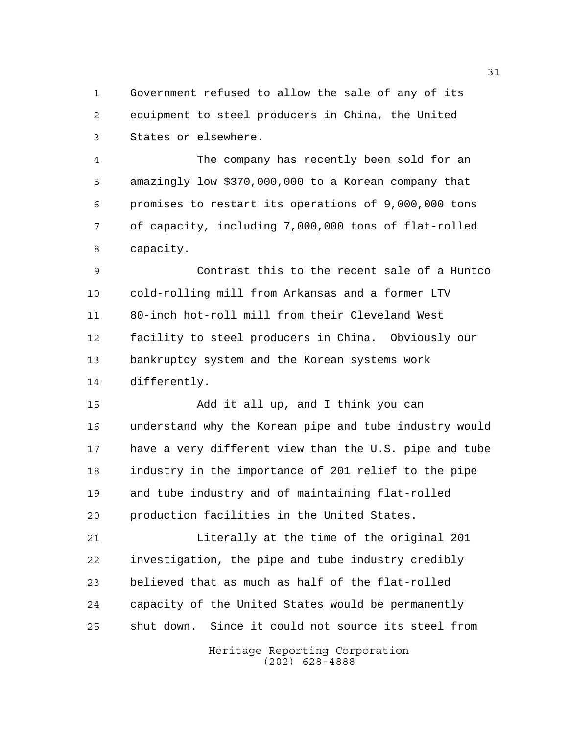Government refused to allow the sale of any of its equipment to steel producers in China, the United States or elsewhere.

The company has recently been sold for an amazingly low $370,000,000 to a Korean company that promises to restart its operations of 9,000,000 tons of capacity, including 7,000,000 tons of flat-rolled capacity.

Contrast this to the recent sale of a Huntco cold-rolling mill from Arkansas and a former LTV 80-inch hot-roll mill from their Cleveland West facility to steel producers in China. Obviously our bankruptcy system and the Korean systems work differently.

Add it all up, and I think you can understand why the Korean pipe and tube industry would have a very different view than the U.S. pipe and tube industry in the importance of 201 relief to the pipe and tube industry and of maintaining flat-rolled production facilities in the United States.

Literally at the time of the original 201 investigation, the pipe and tube industry credibly believed that as much as half of the flat-rolled capacity of the United States would be permanently shut down. Since it could not source its steel from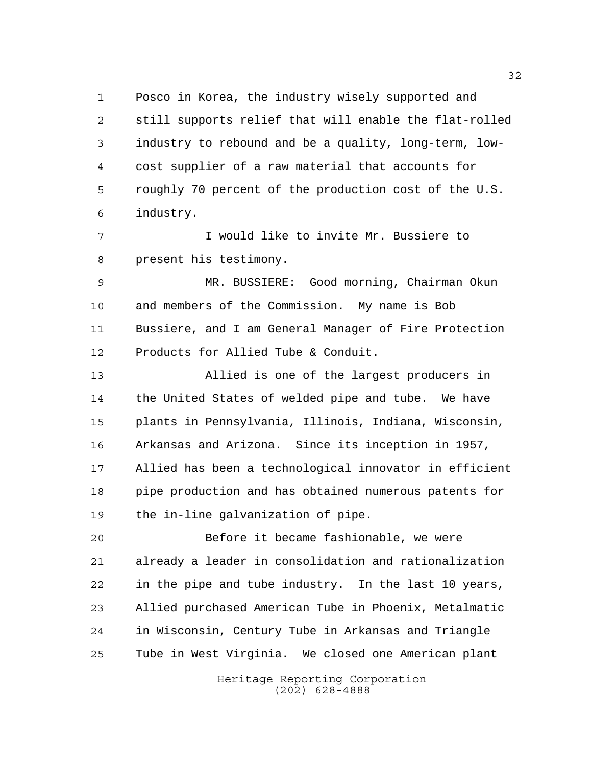Posco in Korea, the industry wisely supported and still supports relief that will enable the flat-rolled industry to rebound and be a quality, long-term, low-cost supplier of a raw material that accounts for roughly 70 percent of the production cost of the U.S. industry.

I would like to invite Mr. Bussiere to present his testimony.

MR. BUSSIERE: Good morning, Chairman Okun and members of the Commission. My name is Bob Bussiere, and I am General Manager of Fire Protection Products for Allied Tube & Conduit.

Allied is one of the largest producers in the United States of welded pipe and tube. We have plants in Pennsylvania, Illinois, Indiana, Wisconsin, Arkansas and Arizona. Since its inception in 1957, Allied has been a technological innovator in efficient pipe production and has obtained numerous patents for the in-line galvanization of pipe.

Before it became fashionable, we were already a leader in consolidation and rationalization in the pipe and tube industry. In the last 10 years, Allied purchased American Tube in Phoenix, Metalmatic in Wisconsin, Century Tube in Arkansas and Triangle Tube in West Virginia. We closed one American plant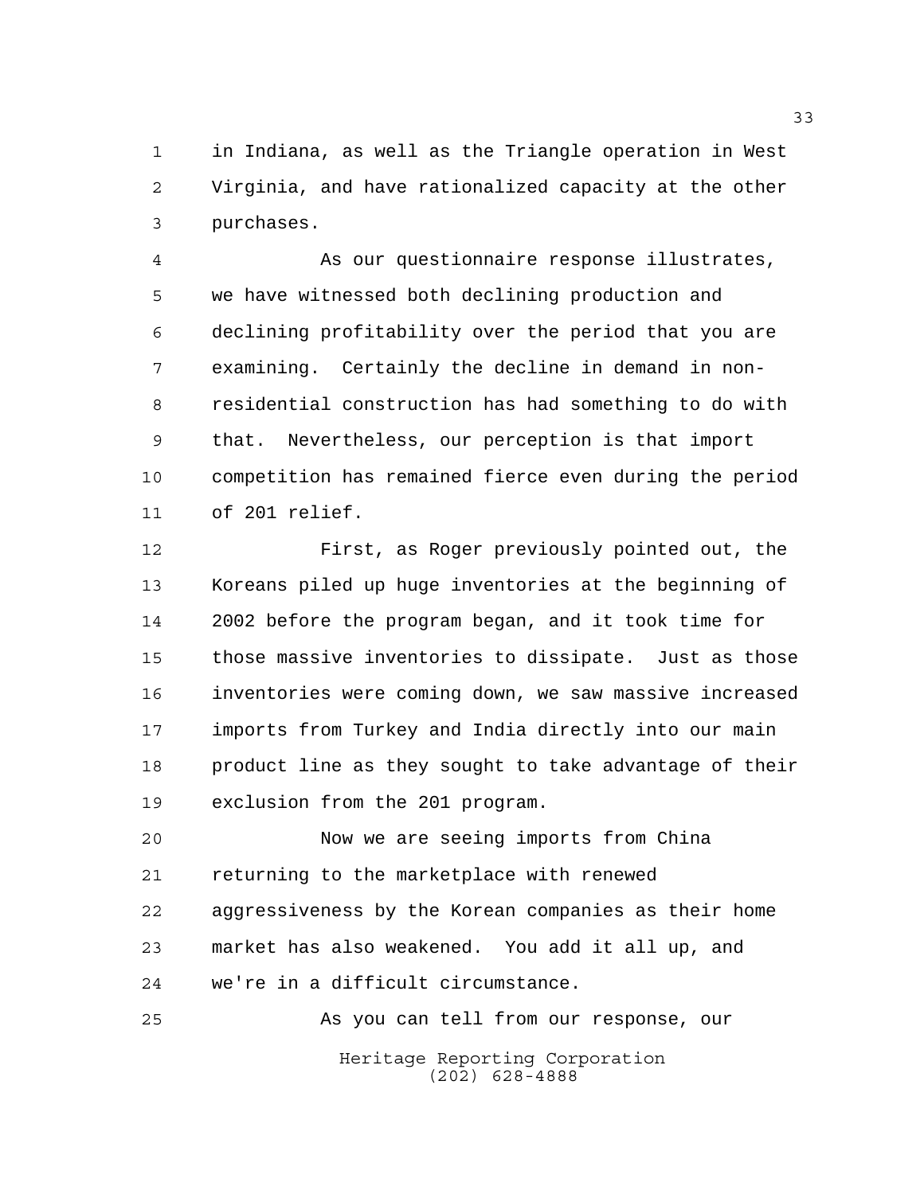in Indiana, as well as the Triangle operation in West Virginia, and have rationalized capacity at the other purchases.

As our questionnaire response illustrates, we have witnessed both declining production and declining profitability over the period that you are examining. Certainly the decline in demand in non-residential construction has had something to do with that. Nevertheless, our perception is that import competition has remained fierce even during the period of 201 relief.

First, as Roger previously pointed out, the Koreans piled up huge inventories at the beginning of 2002 before the program began, and it took time for those massive inventories to dissipate. Just as those inventories were coming down, we saw massive increased imports from Turkey and India directly into our main product line as they sought to take advantage of their exclusion from the 201 program.

Now we are seeing imports from China returning to the marketplace with renewed aggressiveness by the Korean companies as their home market has also weakened. You add it all up, and we're in a difficult circumstance.

As you can tell from our response, our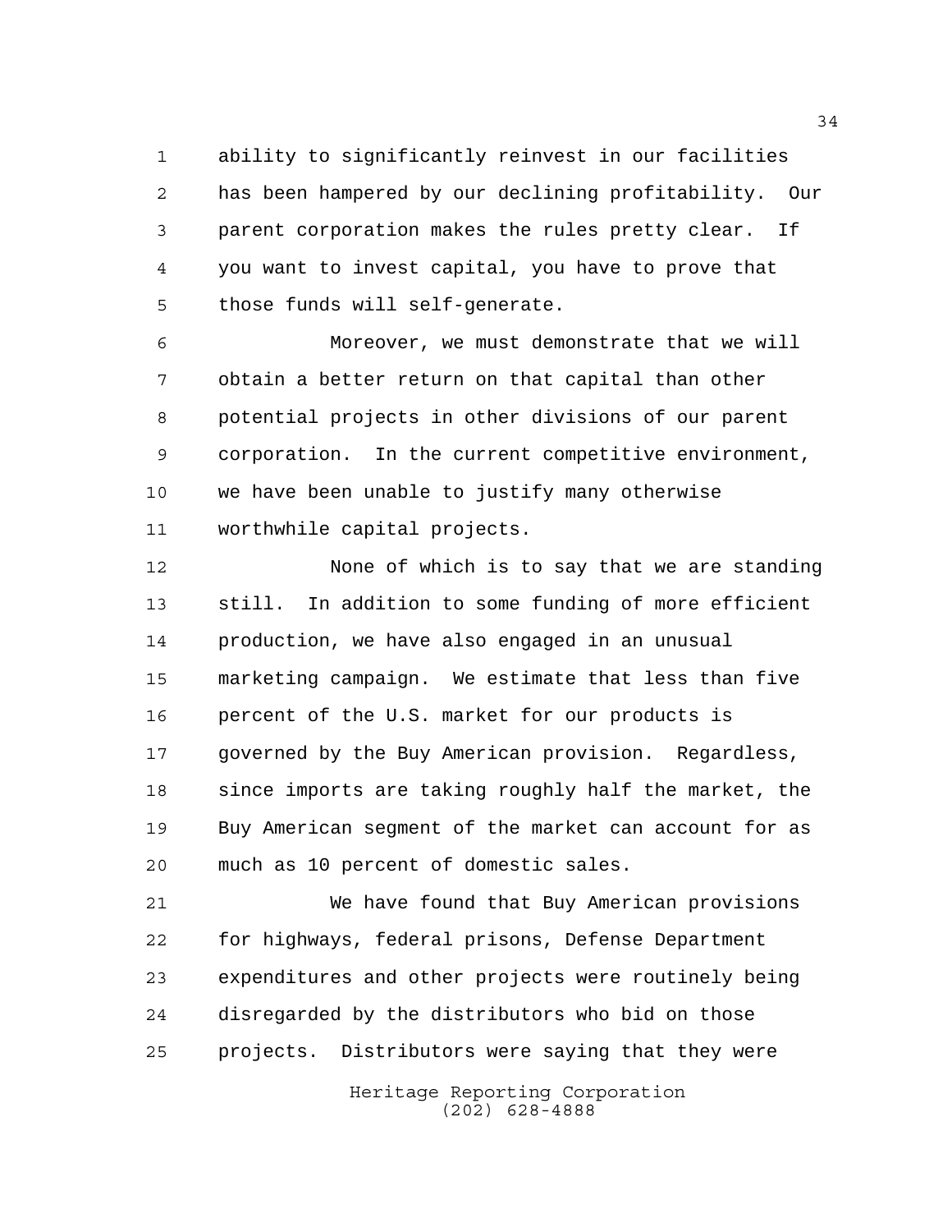ability to significantly reinvest in our facilities has been hampered by our declining profitability. Our parent corporation makes the rules pretty clear. If you want to invest capital, you have to prove that those funds will self-generate.

Moreover, we must demonstrate that we will obtain a better return on that capital than other potential projects in other divisions of our parent corporation. In the current competitive environment, we have been unable to justify many otherwise worthwhile capital projects.

None of which is to say that we are standing still. In addition to some funding of more efficient production, we have also engaged in an unusual marketing campaign. We estimate that less than five percent of the U.S. market for our products is governed by the Buy American provision. Regardless, since imports are taking roughly half the market, the Buy American segment of the market can account for as much as 10 percent of domestic sales.

We have found that Buy American provisions for highways, federal prisons, Defense Department expenditures and other projects were routinely being disregarded by the distributors who bid on those projects. Distributors were saying that they were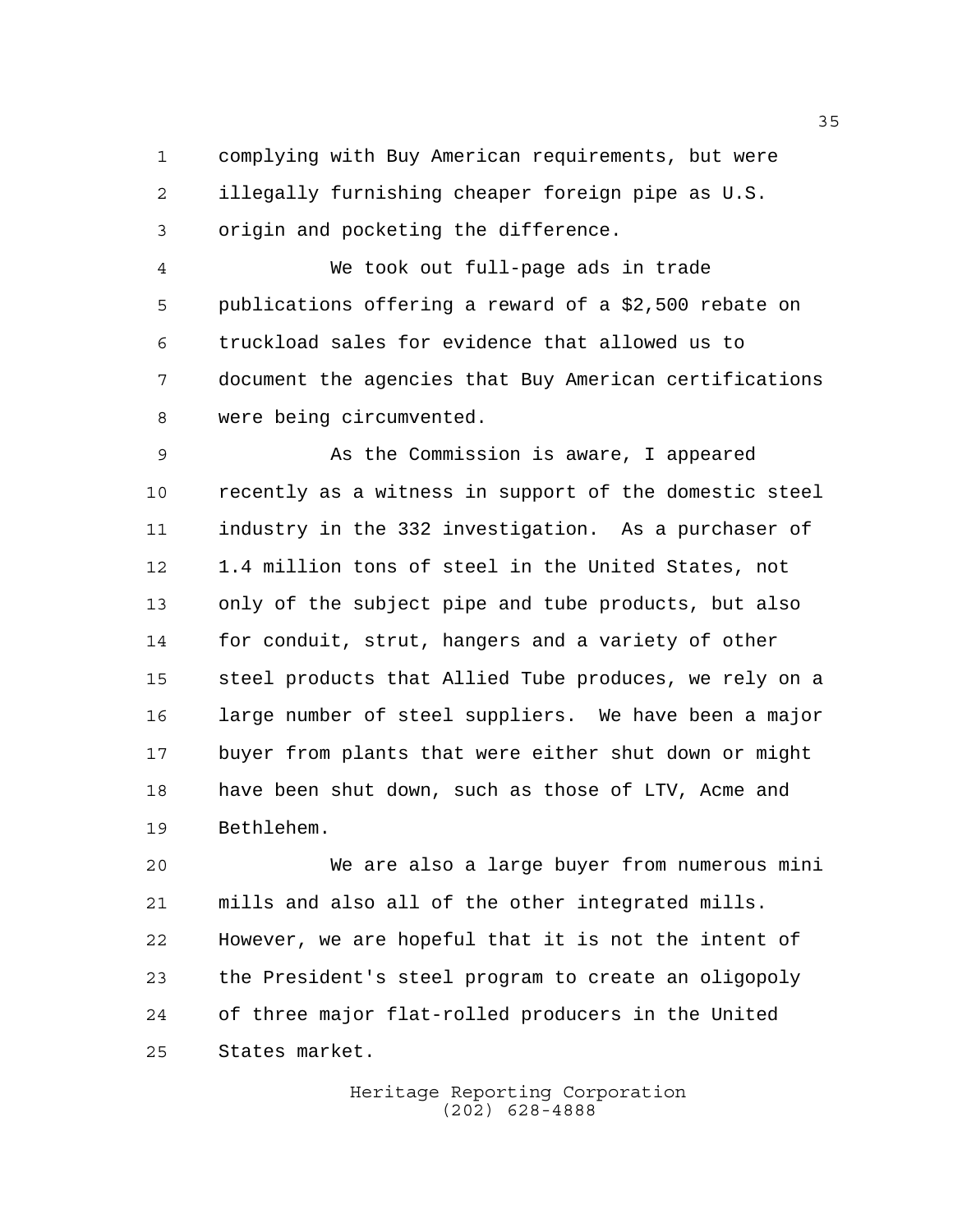complying with Buy American requirements, but were illegally furnishing cheaper foreign pipe as U.S. origin and pocketing the difference.

We took out full-page ads in trade publications offering a reward of a $2,500 rebate on truckload sales for evidence that allowed us to document the agencies that Buy American certifications were being circumvented.

As the Commission is aware, I appeared recently as a witness in support of the domestic steel industry in the 332 investigation. As a purchaser of 1.4 million tons of steel in the United States, not only of the subject pipe and tube products, but also for conduit, strut, hangers and a variety of other steel products that Allied Tube produces, we rely on a large number of steel suppliers. We have been a major buyer from plants that were either shut down or might have been shut down, such as those of LTV, Acme and Bethlehem.

We are also a large buyer from numerous mini mills and also all of the other integrated mills. However, we are hopeful that it is not the intent of the President's steel program to create an oligopoly of three major flat-rolled producers in the United States market.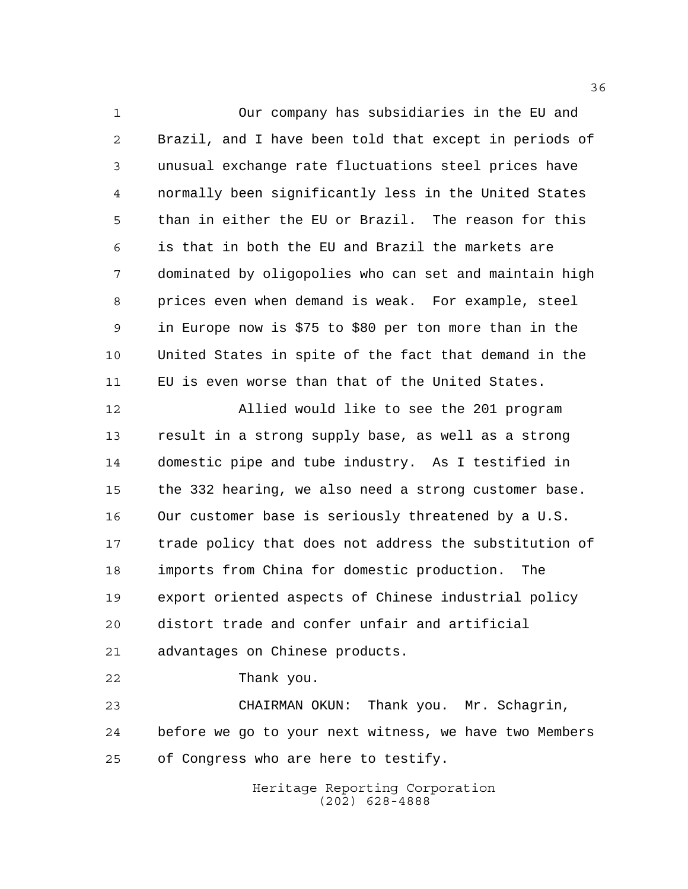Our company has subsidiaries in the EU and Brazil, and I have been told that except in periods of unusual exchange rate fluctuations steel prices have normally been significantly less in the United States than in either the EU or Brazil. The reason for this is that in both the EU and Brazil the markets are dominated by oligopolies who can set and maintain high prices even when demand is weak. For example, steel in Europe now is $75 to $80 per ton more than in the United States in spite of the fact that demand in the EU is even worse than that of the United States.

Allied would like to see the 201 program result in a strong supply base, as well as a strong domestic pipe and tube industry. As I testified in the 332 hearing, we also need a strong customer base. Our customer base is seriously threatened by a U.S. trade policy that does not address the substitution of imports from China for domestic production. The export oriented aspects of Chinese industrial policy distort trade and confer unfair and artificial advantages on Chinese products.

Thank you.

CHAIRMAN OKUN: Thank you. Mr. Schagrin, before we go to your next witness, we have two Members of Congress who are here to testify.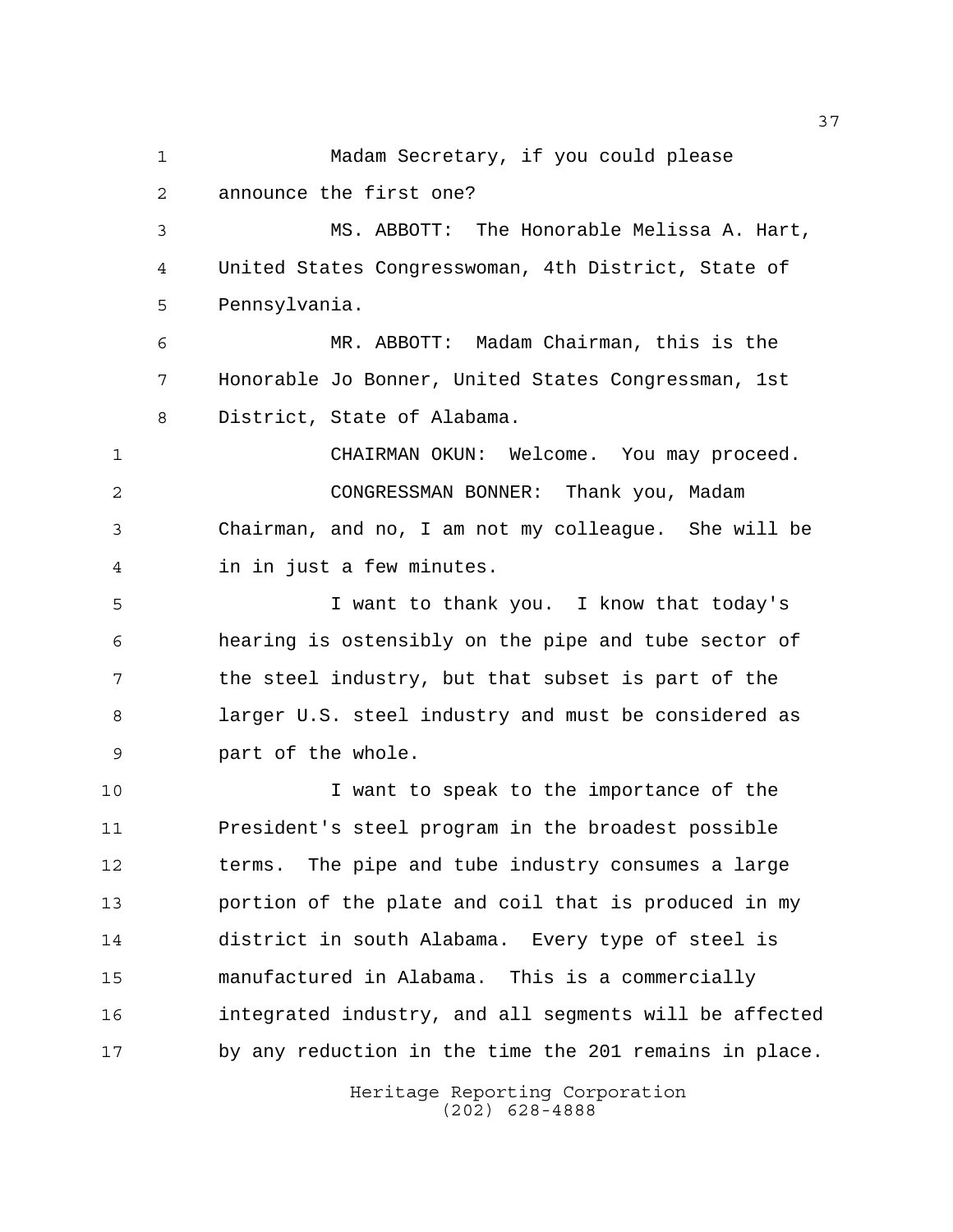Madam Secretary, if you could please announce the first one?

MS. ABBOTT: The Honorable Melissa A. Hart, United States Congresswoman, 4th District, State of Pennsylvania.

MR. ABBOTT: Madam Chairman, this is the Honorable Jo Bonner, United States Congressman, 1st District, State of Alabama.

CHAIRMAN OKUN: Welcome. You may proceed.

CONGRESSMAN BONNER: Thank you, Madam Chairman, and no, I am not my colleague. She will be in in just a few minutes.

I want to thank you. I know that today's hearing is ostensibly on the pipe and tube sector of the steel industry, but that subset is part of the larger U.S. steel industry and must be considered as part of the whole.

I want to speak to the importance of the President's steel program in the broadest possible terms. The pipe and tube industry consumes a large portion of the plate and coil that is produced in my district in south Alabama. Every type of steel is manufactured in Alabama. This is a commercially integrated industry, and all segments will be affected by any reduction in the time the 201 remains in place.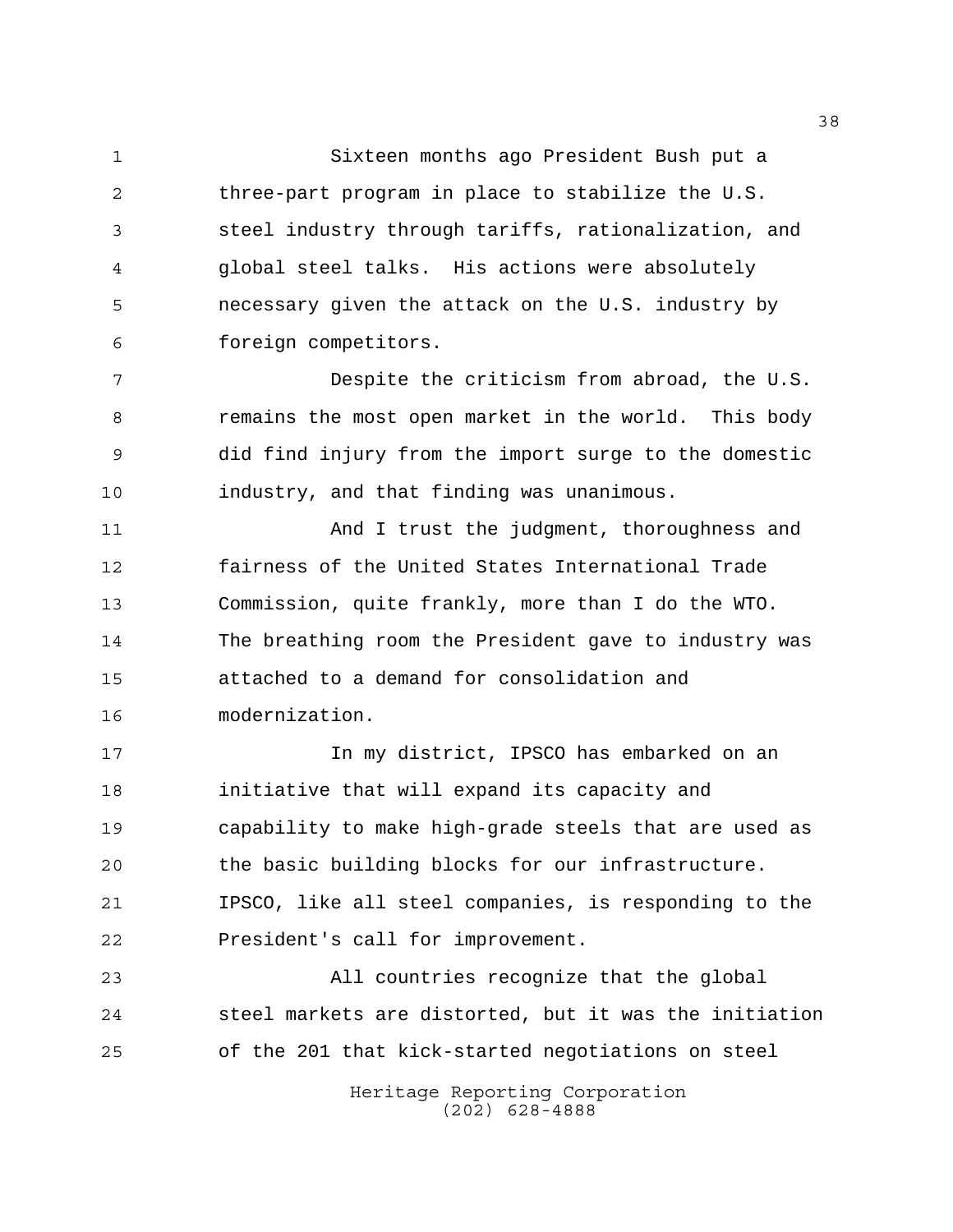Sixteen months ago President Bush put a three-part program in place to stabilize the U.S. steel industry through tariffs, rationalization, and global steel talks. His actions were absolutely necessary given the attack on the U.S. industry by foreign competitors.

Despite the criticism from abroad, the U.S. remains the most open market in the world. This body did find injury from the import surge to the domestic industry, and that finding was unanimous.

And I trust the judgment, thoroughness and fairness of the United States International Trade Commission, quite frankly, more than I do the WTO. The breathing room the President gave to industry was attached to a demand for consolidation and modernization.

In my district, IPSCO has embarked on an initiative that will expand its capacity and capability to make high-grade steels that are used as the basic building blocks for our infrastructure. IPSCO, like all steel companies, is responding to the President's call for improvement.

All countries recognize that the global steel markets are distorted, but it was the initiation of the 201 that kick-started negotiations on steel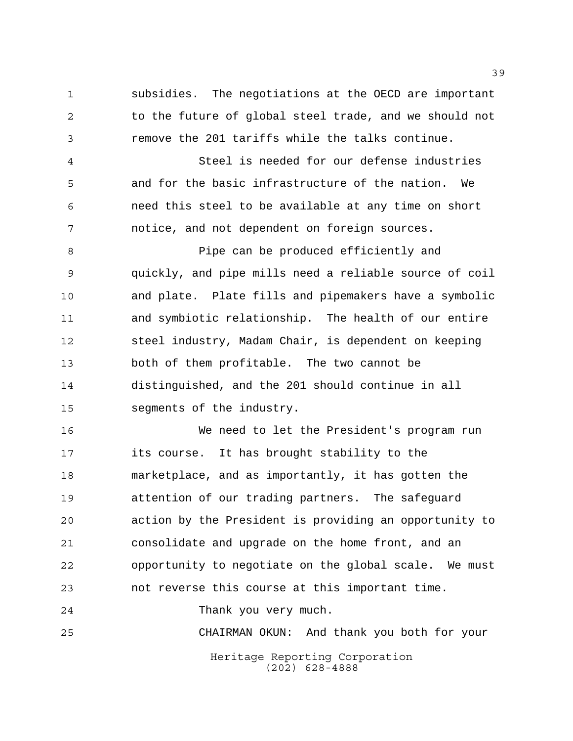subsidies. The negotiations at the OECD are important to the future of global steel trade, and we should not remove the 201 tariffs while the talks continue.

Steel is needed for our defense industries and for the basic infrastructure of the nation. We need this steel to be available at any time on short notice, and not dependent on foreign sources.

Pipe can be produced efficiently and quickly, and pipe mills need a reliable source of coil and plate. Plate fills and pipemakers have a symbolic and symbiotic relationship. The health of our entire steel industry, Madam Chair, is dependent on keeping both of them profitable. The two cannot be distinguished, and the 201 should continue in all segments of the industry.

We need to let the President's program run its course. It has brought stability to the marketplace, and as importantly, it has gotten the attention of our trading partners. The safeguard action by the President is providing an opportunity to consolidate and upgrade on the home front, and an opportunity to negotiate on the global scale. We must not reverse this course at this important time.

Thank you very much.

CHAIRMAN OKUN: And thank you both for your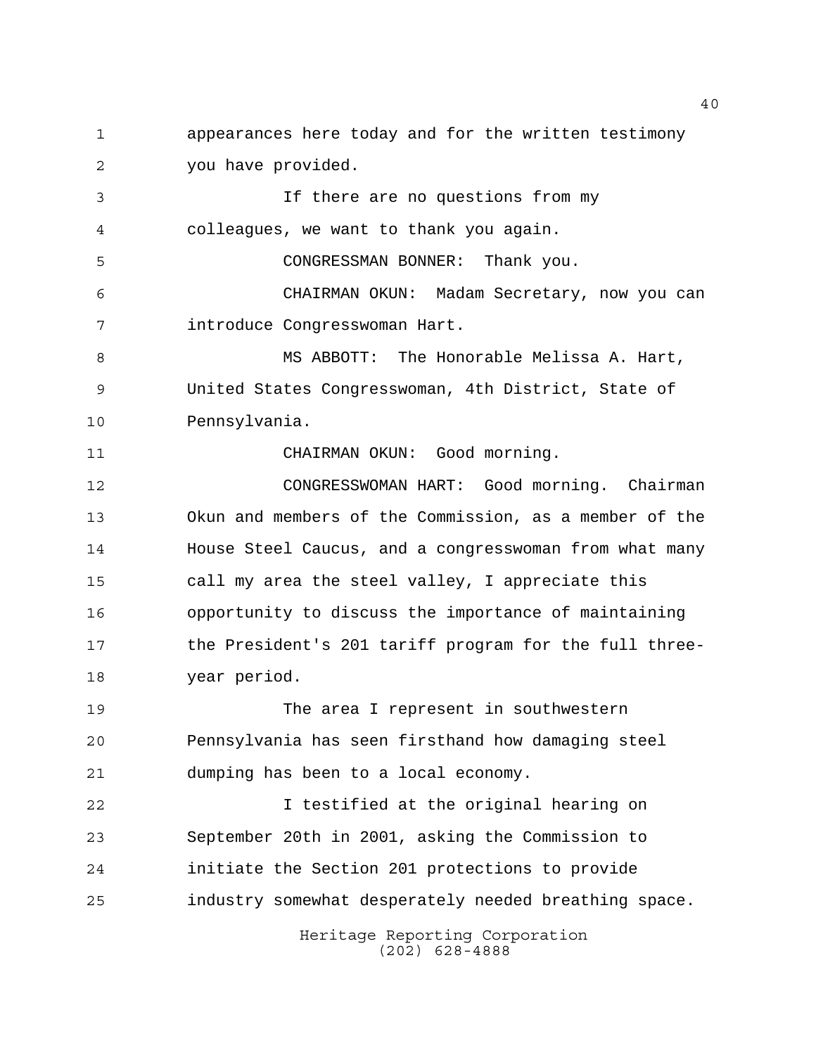appearances here today and for the written testimony you have provided.

If there are no questions from my colleagues, we want to thank you again.

CONGRESSMAN BONNER: Thank you.

CHAIRMAN OKUN: Madam Secretary, now you can introduce Congresswoman Hart.

MS ABBOTT: The Honorable Melissa A. Hart, United States Congresswoman, 4th District, State of Pennsylvania.

CHAIRMAN OKUN: Good morning.

CONGRESSWOMAN HART: Good morning. Chairman Okun and members of the Commission, as a member of the House Steel Caucus, and a congresswoman from what many call my area the steel valley, I appreciate this opportunity to discuss the importance of maintaining the President's 201 tariff program for the full three-year period.

The area I represent in southwestern Pennsylvania has seen firsthand how damaging steel dumping has been to a local economy.

I testified at the original hearing on September 20th in 2001, asking the Commission to initiate the Section 201 protections to provide industry somewhat desperately needed breathing space.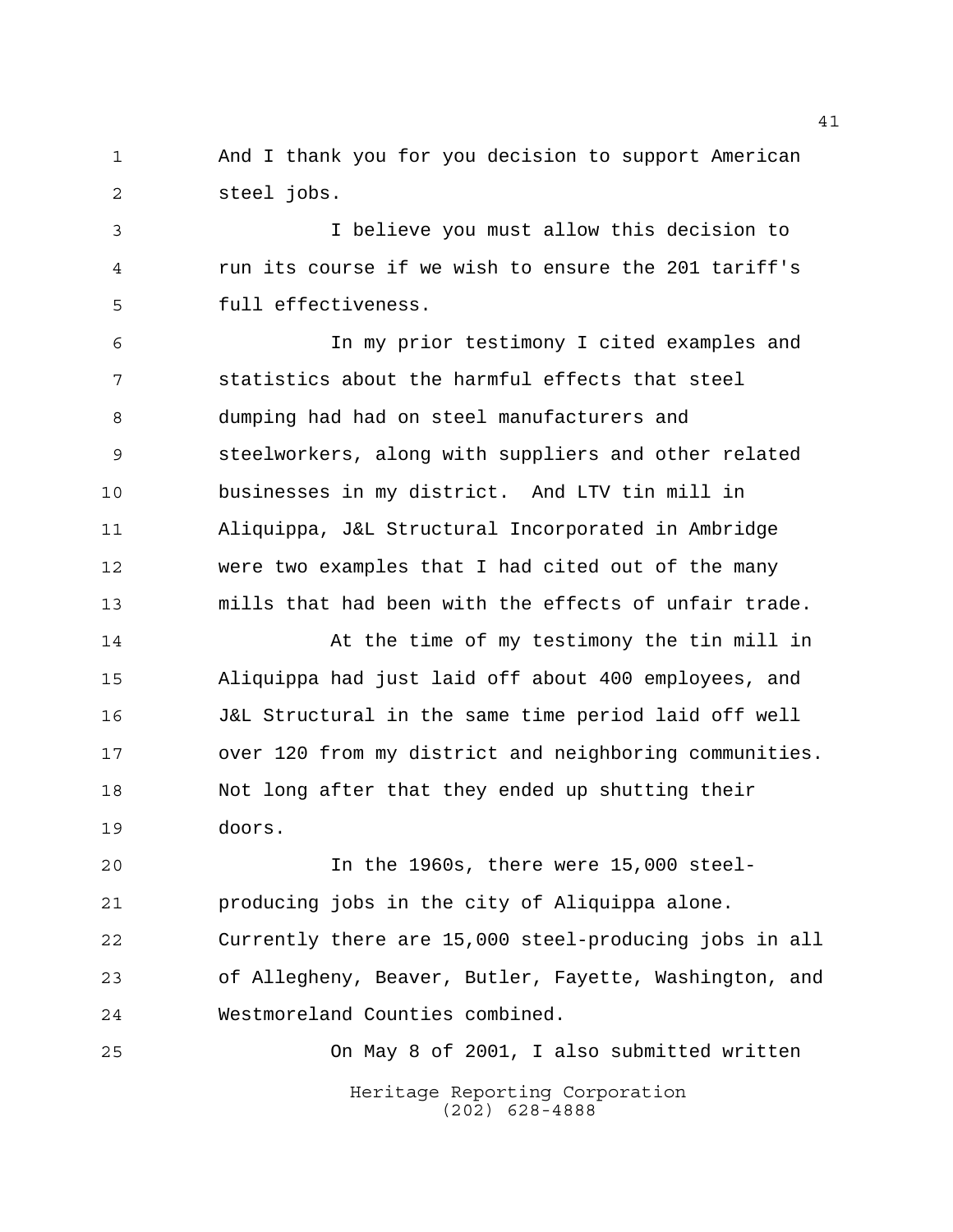And I thank you for you decision to support American steel jobs.

I believe you must allow this decision to run its course if we wish to ensure the 201 tariff's full effectiveness.

In my prior testimony I cited examples and statistics about the harmful effects that steel dumping had had on steel manufacturers and steelworkers, along with suppliers and other related businesses in my district. And LTV tin mill in Aliquippa, J&L Structural Incorporated in Ambridge were two examples that I had cited out of the many mills that had been with the effects of unfair trade.

At the time of my testimony the tin mill in Aliquippa had just laid off about 400 employees, and J&L Structural in the same time period laid off well over 120 from my district and neighboring communities. Not long after that they ended up shutting their doors.

In the 1960s, there were 15,000 steel-producing jobs in the city of Aliquippa alone. Currently there are 15,000 steel-producing jobs in all of Allegheny, Beaver, Butler, Fayette, Washington, and Westmoreland Counties combined.

On May 8 of 2001, I also submitted written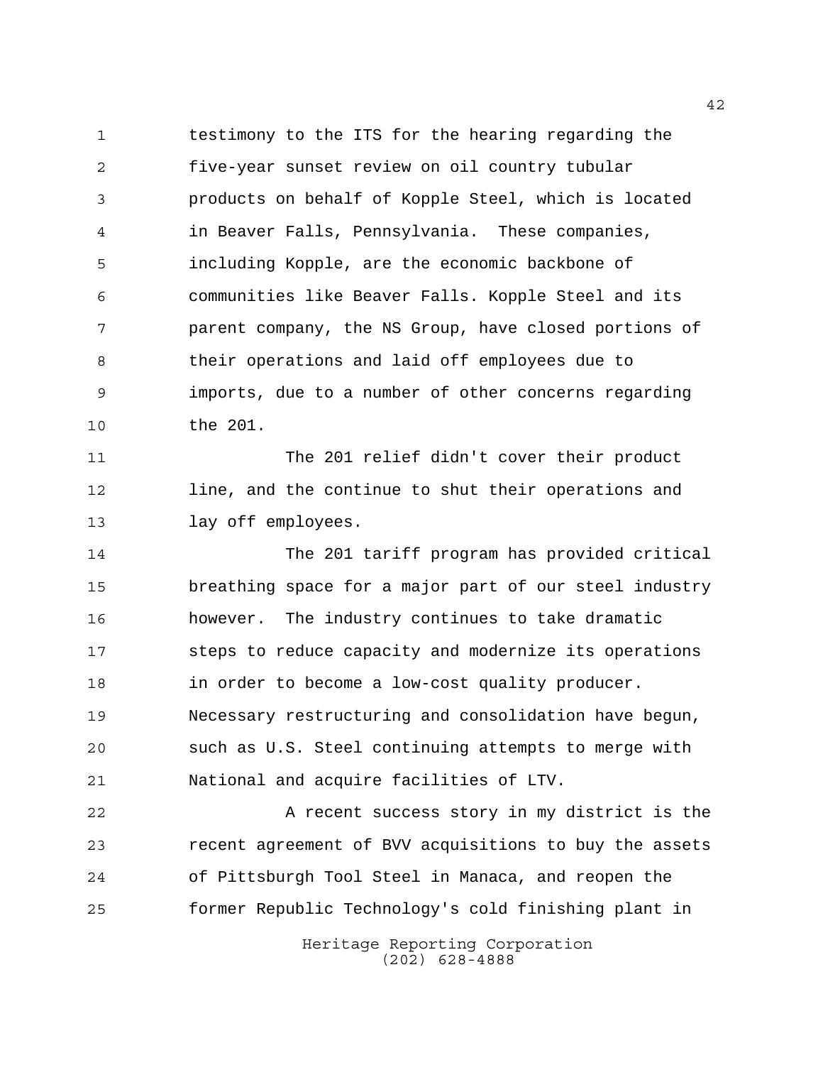testimony to the ITS for the hearing regarding the five-year sunset review on oil country tubular products on behalf of Kopple Steel, which is located in Beaver Falls, Pennsylvania. These companies, including Kopple, are the economic backbone of communities like Beaver Falls. Kopple Steel and its parent company, the NS Group, have closed portions of their operations and laid off employees due to imports, due to a number of other concerns regarding the 201.

The 201 relief didn't cover their product line, and the continue to shut their operations and lay off employees.

The 201 tariff program has provided critical breathing space for a major part of our steel industry however. The industry continues to take dramatic steps to reduce capacity and modernize its operations in order to become a low-cost quality producer. Necessary restructuring and consolidation have begun, such as U.S. Steel continuing attempts to merge with National and acquire facilities of LTV.

A recent success story in my district is the recent agreement of BVV acquisitions to buy the assets of Pittsburgh Tool Steel in Manaca, and reopen the former Republic Technology's cold finishing plant in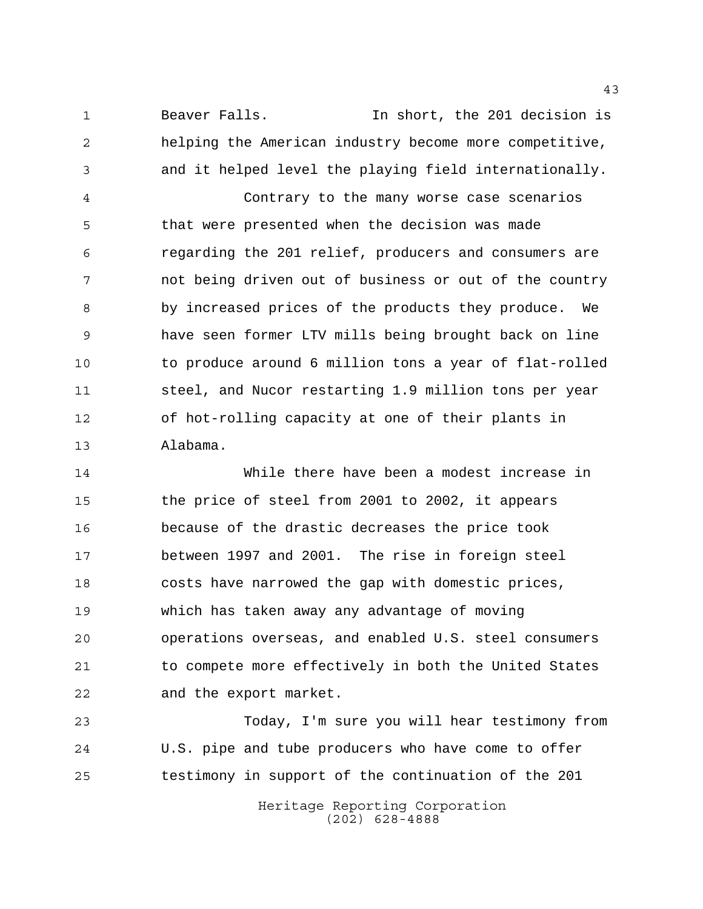Beaver Falls. In short, the 201 decision is helping the American industry become more competitive, and it helped level the playing field internationally.

Contrary to the many worse case scenarios that were presented when the decision was made regarding the 201 relief, producers and consumers are not being driven out of business or out of the country by increased prices of the products they produce. We have seen former LTV mills being brought back on line to produce around 6 million tons a year of flat-rolled steel, and Nucor restarting 1.9 million tons per year of hot-rolling capacity at one of their plants in Alabama.

While there have been a modest increase in the price of steel from 2001 to 2002, it appears because of the drastic decreases the price took between 1997 and 2001. The rise in foreign steel costs have narrowed the gap with domestic prices, which has taken away any advantage of moving operations overseas, and enabled U.S. steel consumers to compete more effectively in both the United States and the export market.

Today, I'm sure you will hear testimony from U.S. pipe and tube producers who have come to offer testimony in support of the continuation of the 201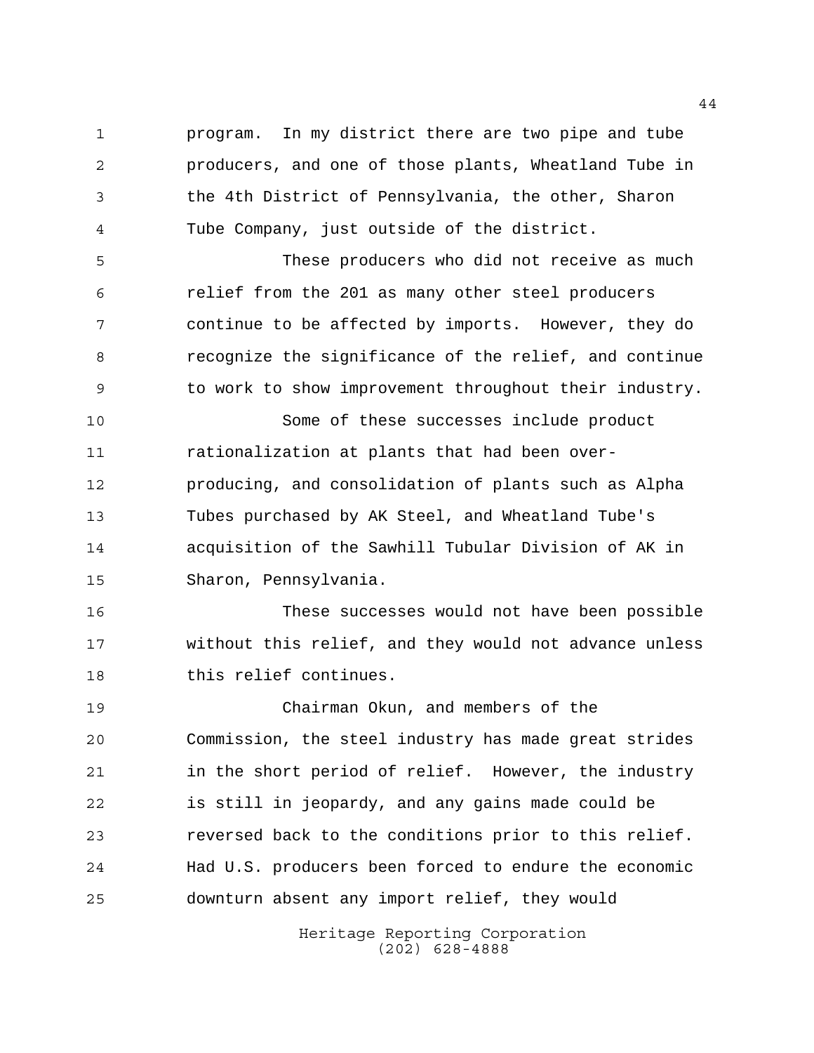program. In my district there are two pipe and tube producers, and one of those plants, Wheatland Tube in the 4th District of Pennsylvania, the other, Sharon Tube Company, just outside of the district.

These producers who did not receive as much relief from the 201 as many other steel producers continue to be affected by imports. However, they do recognize the significance of the relief, and continue to work to show improvement throughout their industry.

Some of these successes include product rationalization at plants that had been over-producing, and consolidation of plants such as Alpha Tubes purchased by AK Steel, and Wheatland Tube's acquisition of the Sawhill Tubular Division of AK in Sharon, Pennsylvania.

These successes would not have been possible without this relief, and they would not advance unless this relief continues.

Chairman Okun, and members of the Commission, the steel industry has made great strides in the short period of relief. However, the industry is still in jeopardy, and any gains made could be reversed back to the conditions prior to this relief. Had U.S. producers been forced to endure the economic downturn absent any import relief, they would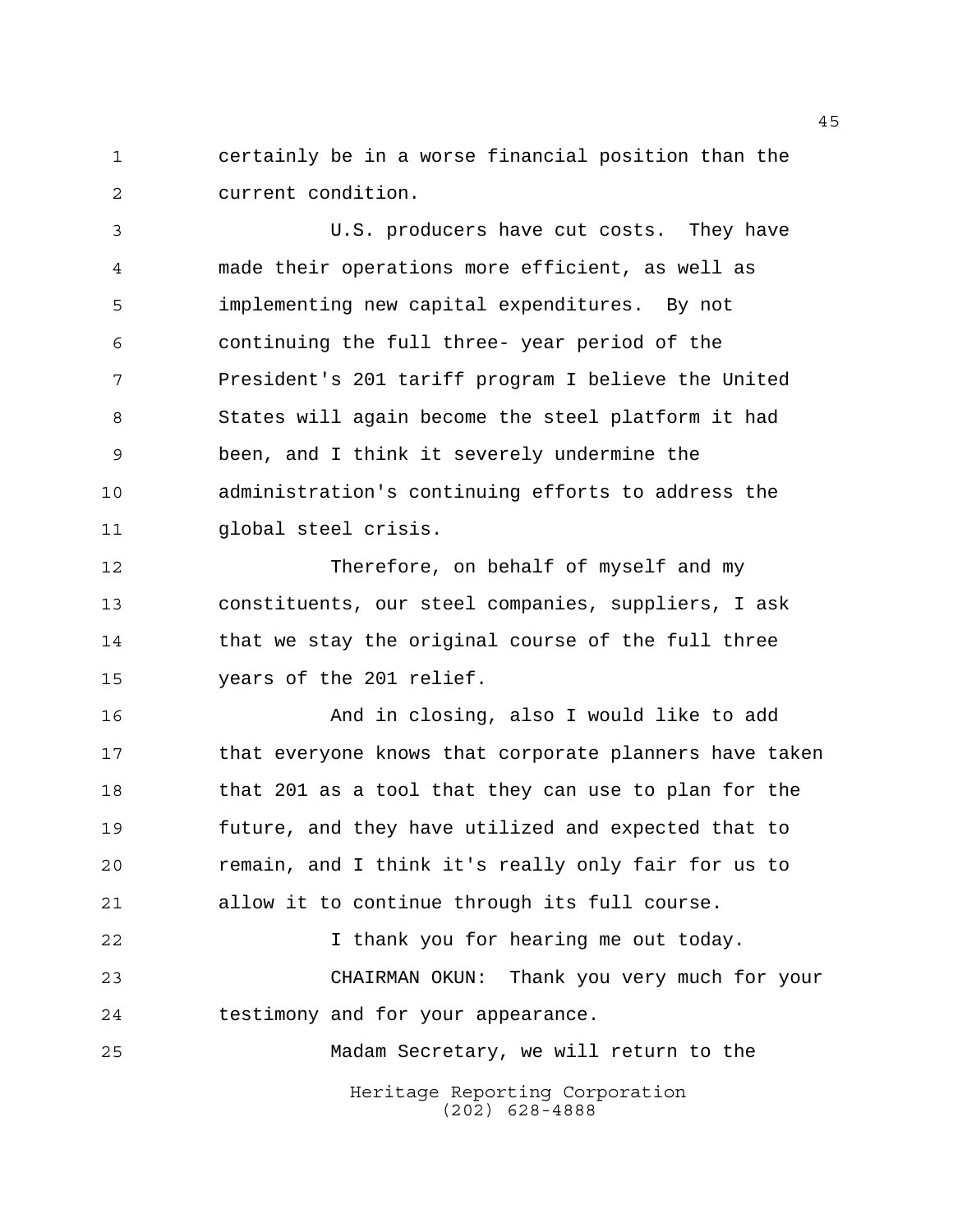certainly be in a worse financial position than the current condition.

U.S. producers have cut costs. They have made their operations more efficient, as well as implementing new capital expenditures. By not continuing the full three- year period of the President's 201 tariff program I believe the United States will again become the steel platform it had been, and I think it severely undermine the administration's continuing efforts to address the global steel crisis.

Therefore, on behalf of myself and my constituents, our steel companies, suppliers, I ask that we stay the original course of the full three years of the 201 relief.

And in closing, also I would like to add that everyone knows that corporate planners have taken that 201 as a tool that they can use to plan for the future, and they have utilized and expected that to remain, and I think it's really only fair for us to allow it to continue through its full course.

I thank you for hearing me out today.

CHAIRMAN OKUN: Thank you very much for your testimony and for your appearance.

Madam Secretary, we will return to the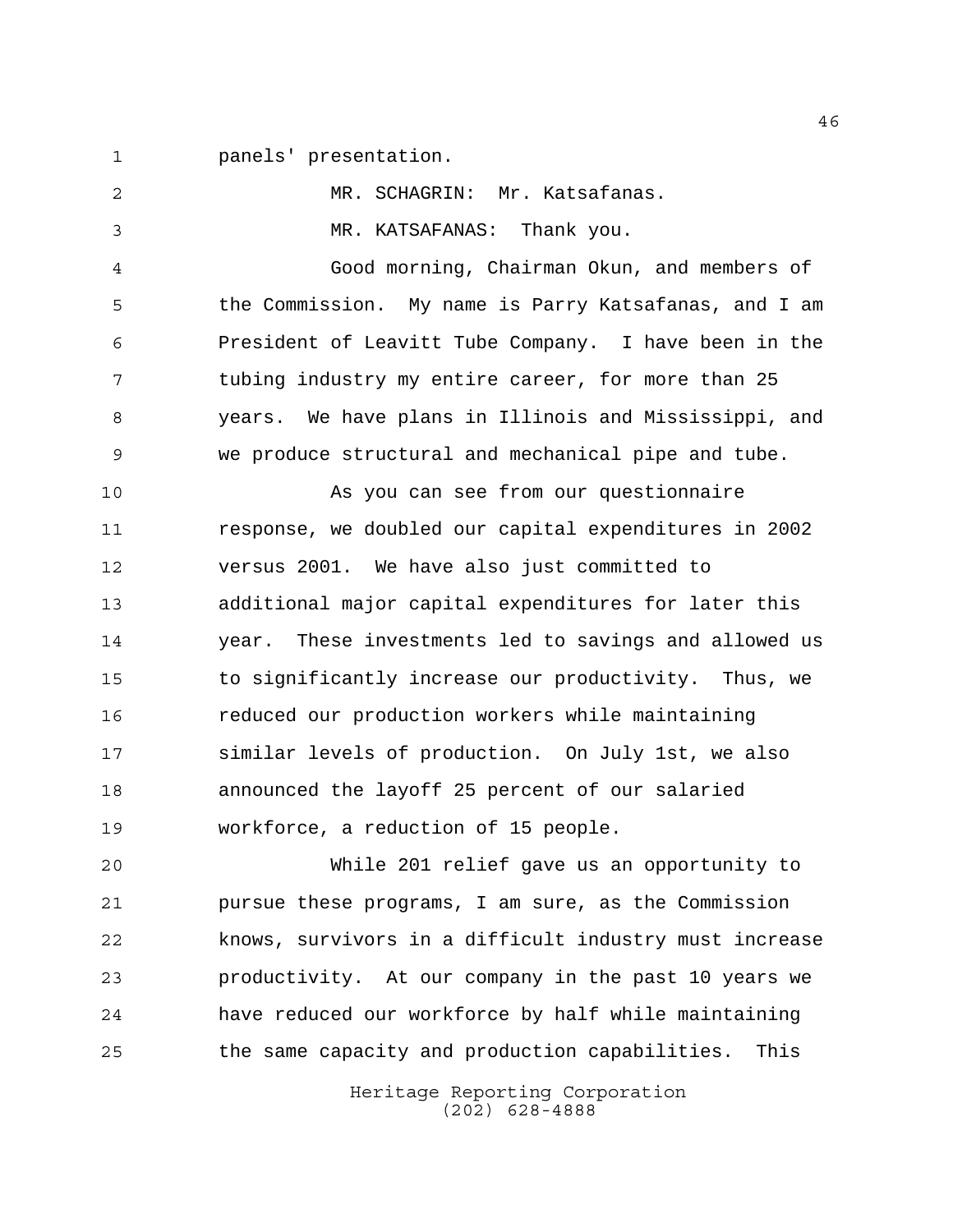panels' presentation.

MR. SCHAGRIN: Mr. Katsafanas.

MR. KATSAFANAS: Thank you.

Good morning, Chairman Okun, and members of the Commission. My name is Parry Katsafanas, and I am President of Leavitt Tube Company. I have been in the tubing industry my entire career, for more than 25 years. We have plans in Illinois and Mississippi, and we produce structural and mechanical pipe and tube.

As you can see from our questionnaire response, we doubled our capital expenditures in 2002 versus 2001. We have also just committed to additional major capital expenditures for later this year. These investments led to savings and allowed us to significantly increase our productivity. Thus, we reduced our production workers while maintaining similar levels of production. On July 1st, we also announced the layoff 25 percent of our salaried workforce, a reduction of 15 people.

While 201 relief gave us an opportunity to pursue these programs, I am sure, as the Commission knows, survivors in a difficult industry must increase productivity. At our company in the past 10 years we have reduced our workforce by half while maintaining the same capacity and production capabilities. This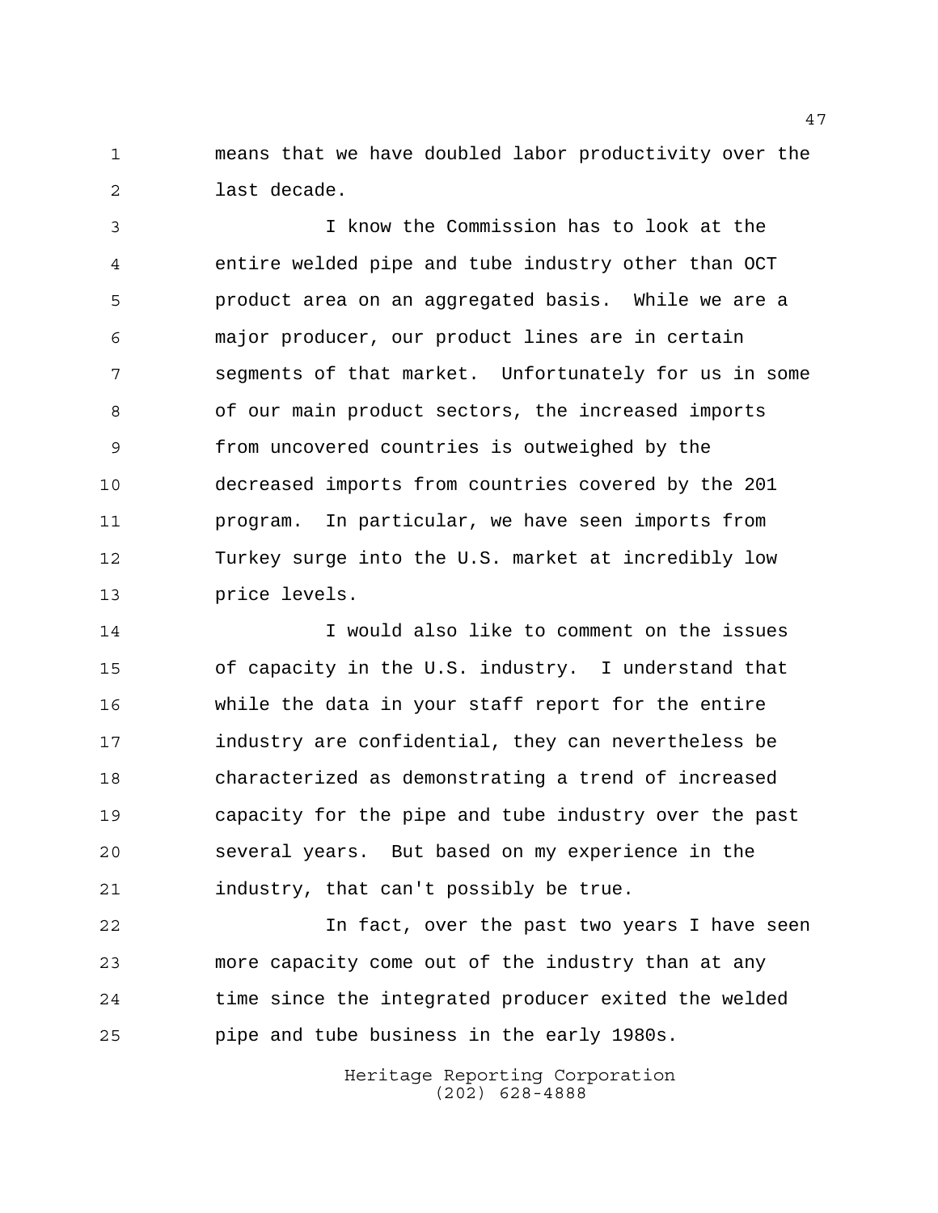means that we have doubled labor productivity over the last decade.

I know the Commission has to look at the entire welded pipe and tube industry other than OCT product area on an aggregated basis. While we are a major producer, our product lines are in certain segments of that market. Unfortunately for us in some of our main product sectors, the increased imports from uncovered countries is outweighed by the decreased imports from countries covered by the 201 program. In particular, we have seen imports from Turkey surge into the U.S. market at incredibly low price levels.

I would also like to comment on the issues of capacity in the U.S. industry. I understand that while the data in your staff report for the entire industry are confidential, they can nevertheless be characterized as demonstrating a trend of increased capacity for the pipe and tube industry over the past several years. But based on my experience in the industry, that can't possibly be true.

In fact, over the past two years I have seen more capacity come out of the industry than at any time since the integrated producer exited the welded pipe and tube business in the early 1980s.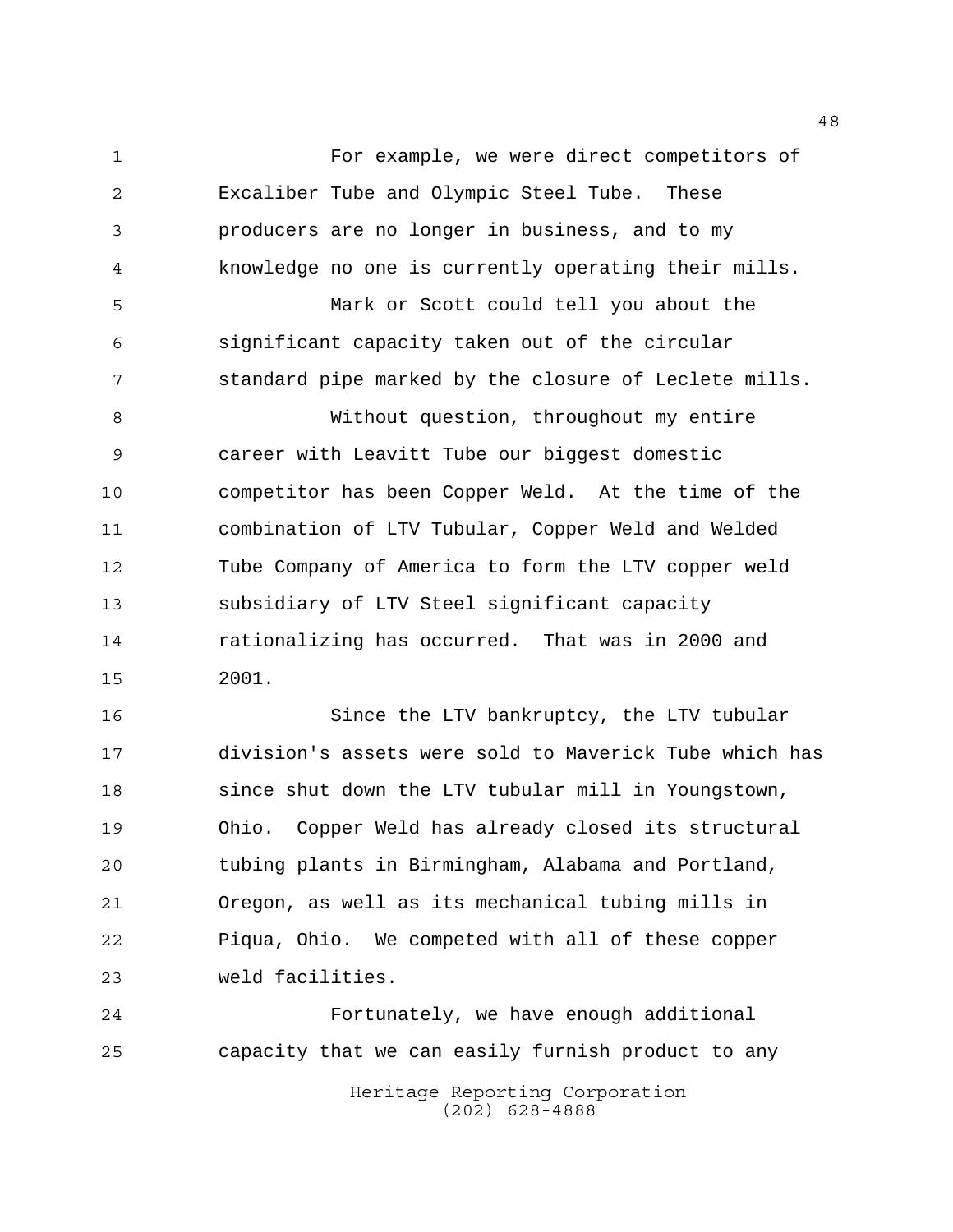For example, we were direct competitors of Excaliber Tube and Olympic Steel Tube. These producers are no longer in business, and to my knowledge no one is currently operating their mills.

Mark or Scott could tell you about the significant capacity taken out of the circular standard pipe marked by the closure of Leclete mills.

Without question, throughout my entire career with Leavitt Tube our biggest domestic competitor has been Copper Weld. At the time of the combination of LTV Tubular, Copper Weld and Welded Tube Company of America to form the LTV copper weld subsidiary of LTV Steel significant capacity rationalizing has occurred. That was in 2000 and 2001.

Since the LTV bankruptcy, the LTV tubular division's assets were sold to Maverick Tube which has since shut down the LTV tubular mill in Youngstown, Ohio. Copper Weld has already closed its structural tubing plants in Birmingham, Alabama and Portland, Oregon, as well as its mechanical tubing mills in Piqua, Ohio. We competed with all of these copper weld facilities.

Fortunately, we have enough additional capacity that we can easily furnish product to any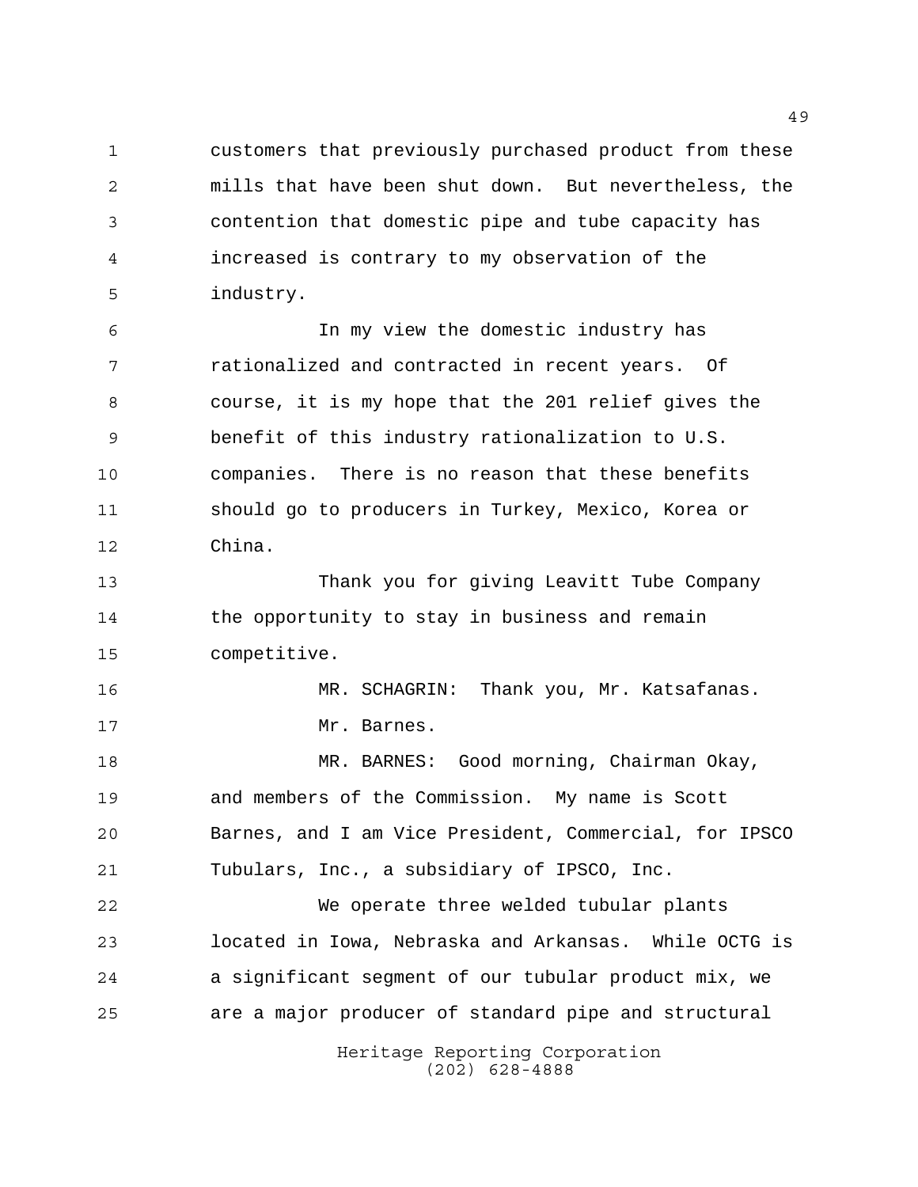customers that previously purchased product from these mills that have been shut down. But nevertheless, the contention that domestic pipe and tube capacity has increased is contrary to my observation of the industry.

In my view the domestic industry has rationalized and contracted in recent years. Of course, it is my hope that the 201 relief gives the benefit of this industry rationalization to U.S. companies. There is no reason that these benefits should go to producers in Turkey, Mexico, Korea or China.

Thank you for giving Leavitt Tube Company the opportunity to stay in business and remain competitive.

MR. SCHAGRIN: Thank you, Mr. Katsafanas.

Mr. Barnes.

MR. BARNES: Good morning, Chairman Okay, and members of the Commission. My name is Scott Barnes, and I am Vice President, Commercial, for IPSCO Tubulars, Inc., a subsidiary of IPSCO, Inc.

We operate three welded tubular plants located in Iowa, Nebraska and Arkansas. While OCTG is a significant segment of our tubular product mix, we are a major producer of standard pipe and structural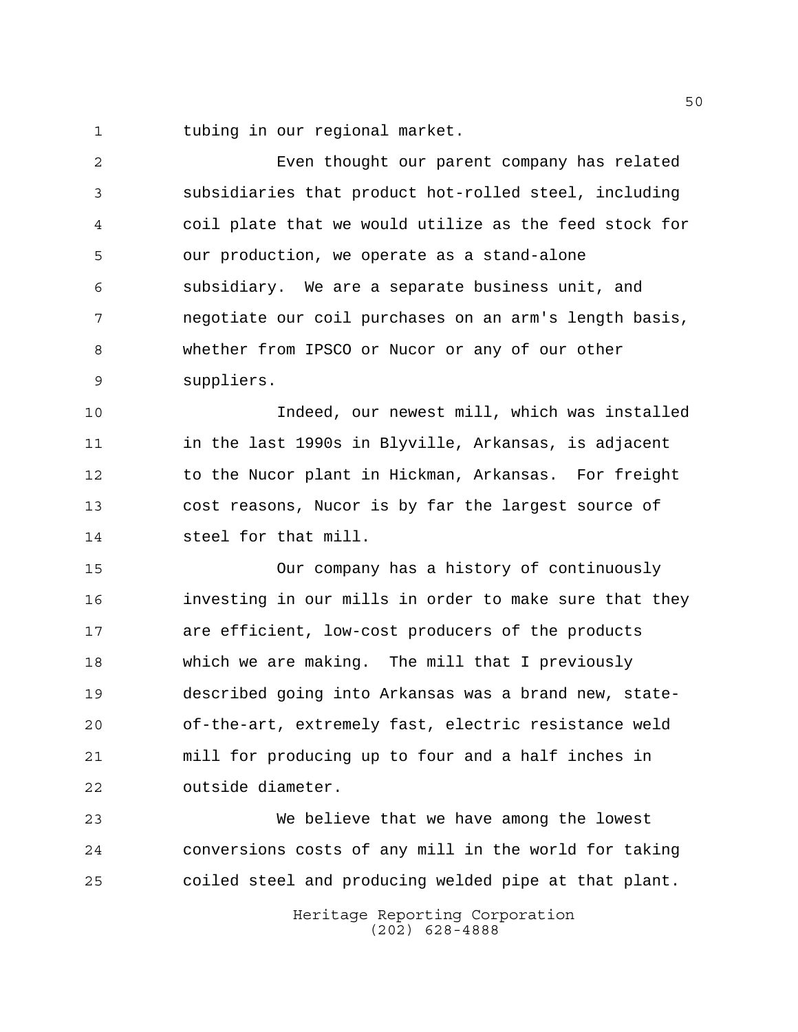tubing in our regional market.

Even thought our parent company has related subsidiaries that product hot-rolled steel, including coil plate that we would utilize as the feed stock for our production, we operate as a stand-alone subsidiary. We are a separate business unit, and negotiate our coil purchases on an arm's length basis, whether from IPSCO or Nucor or any of our other suppliers.

Indeed, our newest mill, which was installed in the last 1990s in Blyville, Arkansas, is adjacent to the Nucor plant in Hickman, Arkansas. For freight cost reasons, Nucor is by far the largest source of steel for that mill.

Our company has a history of continuously investing in our mills in order to make sure that they are efficient, low-cost producers of the products which we are making. The mill that I previously described going into Arkansas was a brand new, state-of-the-art, extremely fast, electric resistance weld mill for producing up to four and a half inches in outside diameter.

We believe that we have among the lowest conversions costs of any mill in the world for taking coiled steel and producing welded pipe at that plant.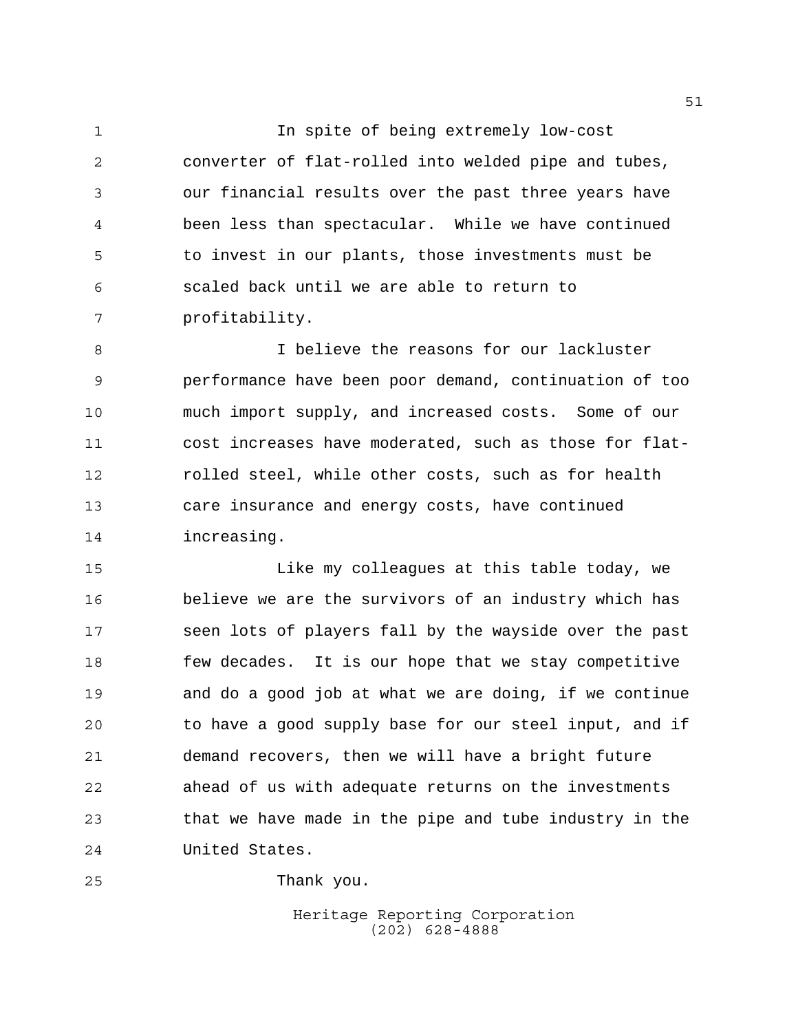In spite of being extremely low-cost converter of flat-rolled into welded pipe and tubes, our financial results over the past three years have been less than spectacular. While we have continued to invest in our plants, those investments must be scaled back until we are able to return to profitability.

I believe the reasons for our lackluster performance have been poor demand, continuation of too much import supply, and increased costs. Some of our cost increases have moderated, such as those for flat-rolled steel, while other costs, such as for health care insurance and energy costs, have continued increasing.

Like my colleagues at this table today, we believe we are the survivors of an industry which has seen lots of players fall by the wayside over the past few decades. It is our hope that we stay competitive and do a good job at what we are doing, if we continue to have a good supply base for our steel input, and if demand recovers, then we will have a bright future ahead of us with adequate returns on the investments that we have made in the pipe and tube industry in the United States.

Thank you.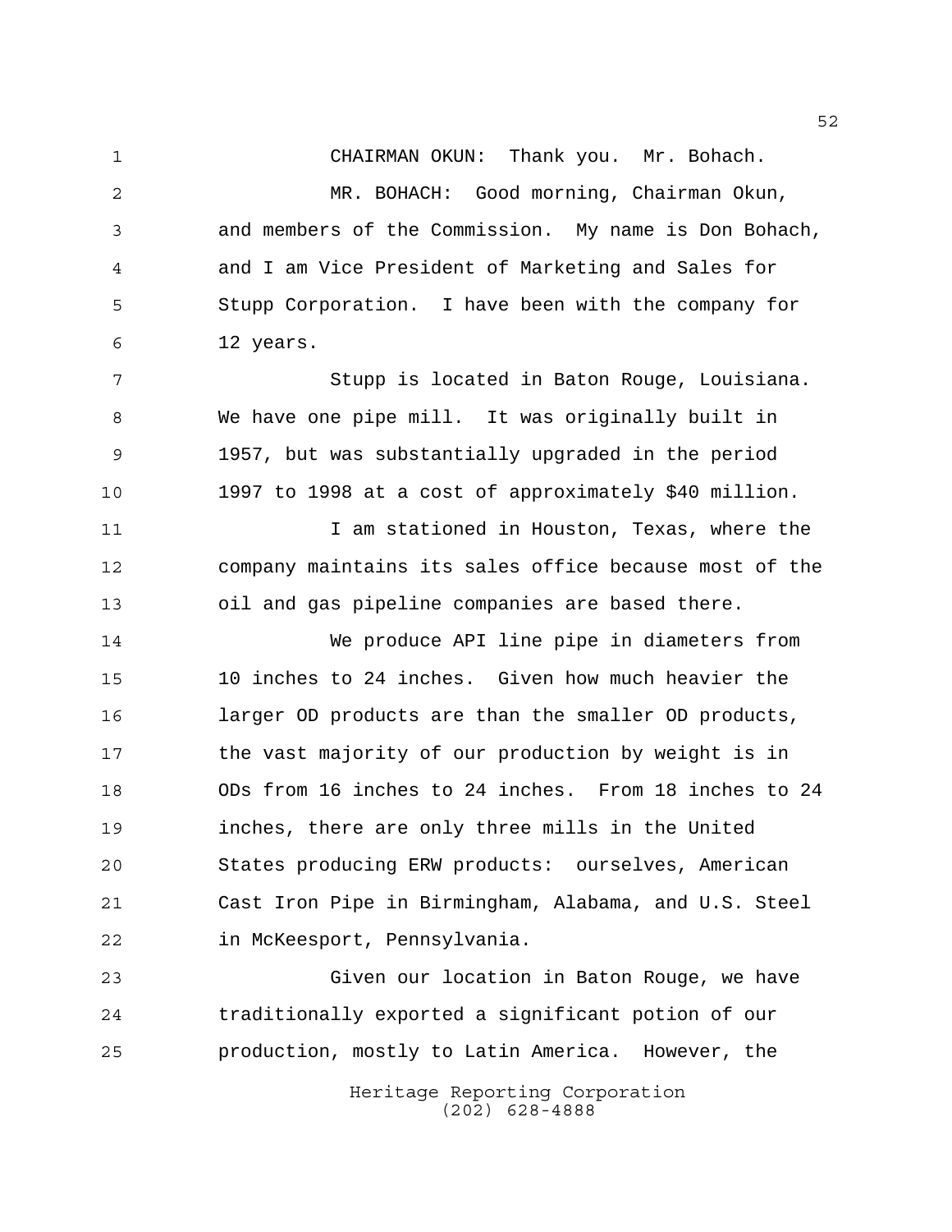CHAIRMAN OKUN: Thank you. Mr. Bohach.

MR. BOHACH: Good morning, Chairman Okun, and members of the Commission. My name is Don Bohach, and I am Vice President of Marketing and Sales for Stupp Corporation. I have been with the company for 12 years.

Stupp is located in Baton Rouge, Louisiana. We have one pipe mill. It was originally built in 1957, but was substantially upgraded in the period 1997 to 1998 at a cost of approximately $40 million.

I am stationed in Houston, Texas, where the company maintains its sales office because most of the oil and gas pipeline companies are based there.

We produce API line pipe in diameters from 10 inches to 24 inches. Given how much heavier the larger OD products are than the smaller OD products, the vast majority of our production by weight is in ODs from 16 inches to 24 inches. From 18 inches to 24 inches, there are only three mills in the United States producing ERW products: ourselves, American Cast Iron Pipe in Birmingham, Alabama, and U.S. Steel in McKeesport, Pennsylvania.

Given our location in Baton Rouge, we have traditionally exported a significant potion of our production, mostly to Latin America. However, the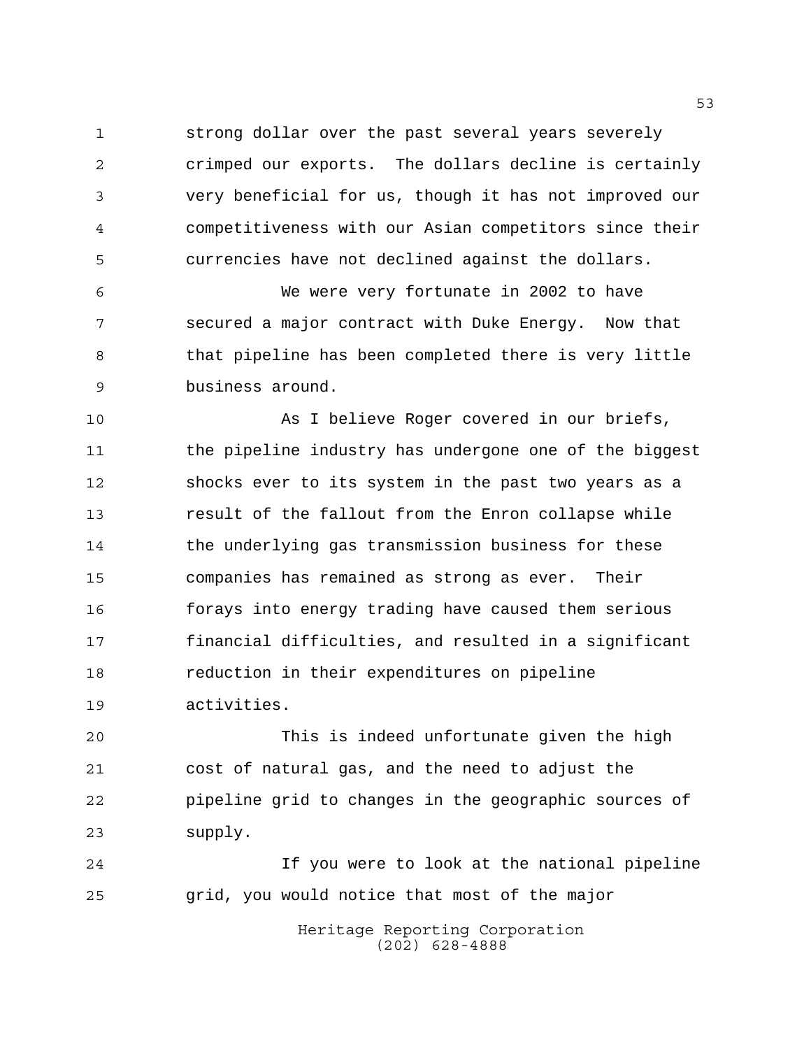strong dollar over the past several years severely crimped our exports. The dollars decline is certainly very beneficial for us, though it has not improved our competitiveness with our Asian competitors since their currencies have not declined against the dollars.

We were very fortunate in 2002 to have secured a major contract with Duke Energy. Now that that pipeline has been completed there is very little business around.

As I believe Roger covered in our briefs, the pipeline industry has undergone one of the biggest shocks ever to its system in the past two years as a result of the fallout from the Enron collapse while the underlying gas transmission business for these companies has remained as strong as ever. Their forays into energy trading have caused them serious financial difficulties, and resulted in a significant reduction in their expenditures on pipeline activities.

This is indeed unfortunate given the high cost of natural gas, and the need to adjust the pipeline grid to changes in the geographic sources of supply.

If you were to look at the national pipeline grid, you would notice that most of the major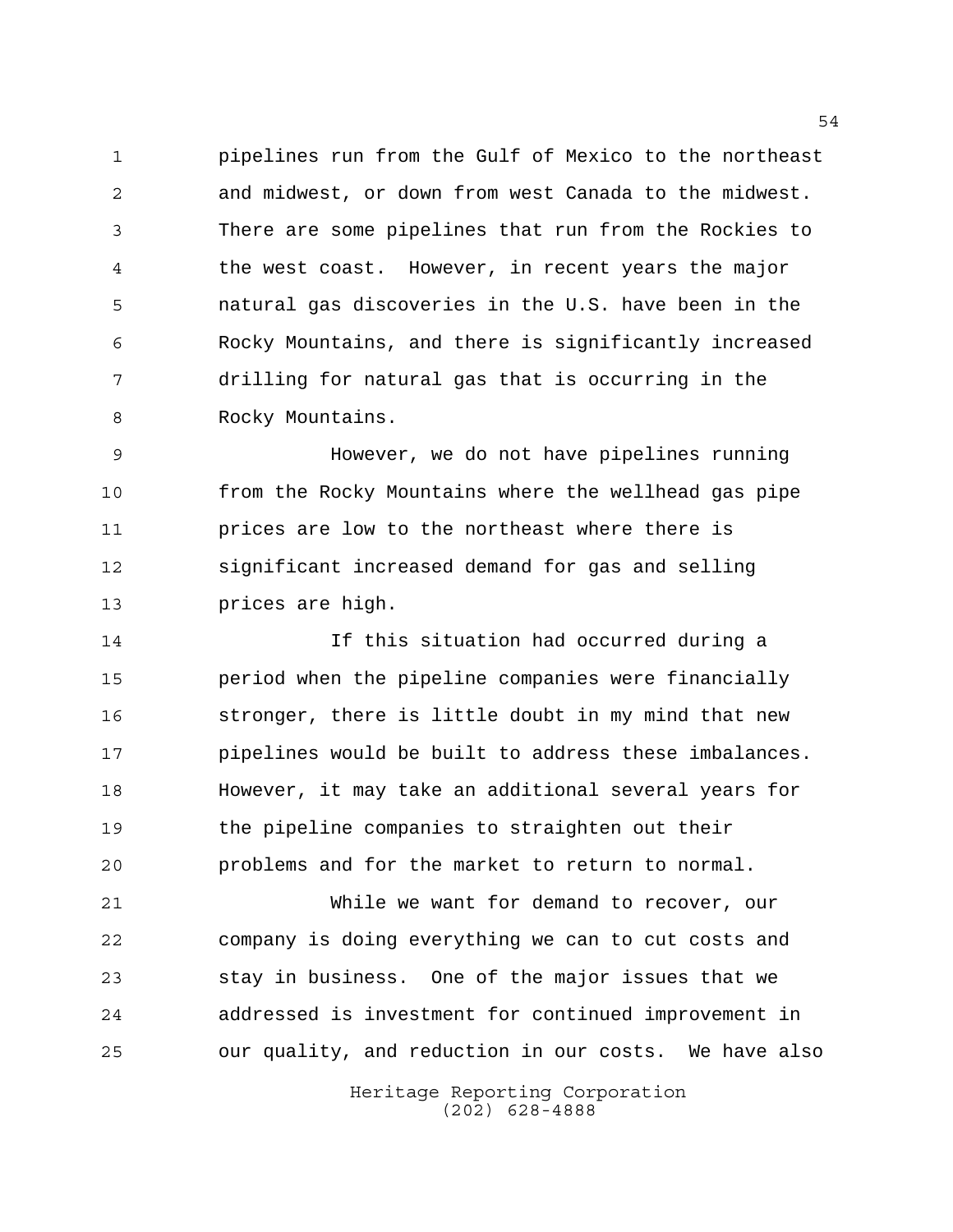pipelines run from the Gulf of Mexico to the northeast and midwest, or down from west Canada to the midwest. There are some pipelines that run from the Rockies to the west coast. However, in recent years the major natural gas discoveries in the U.S. have been in the Rocky Mountains, and there is significantly increased drilling for natural gas that is occurring in the Rocky Mountains.

However, we do not have pipelines running from the Rocky Mountains where the wellhead gas pipe prices are low to the northeast where there is significant increased demand for gas and selling prices are high.

If this situation had occurred during a period when the pipeline companies were financially stronger, there is little doubt in my mind that new pipelines would be built to address these imbalances. However, it may take an additional several years for the pipeline companies to straighten out their problems and for the market to return to normal.

While we want for demand to recover, our company is doing everything we can to cut costs and stay in business. One of the major issues that we addressed is investment for continued improvement in our quality, and reduction in our costs. We have also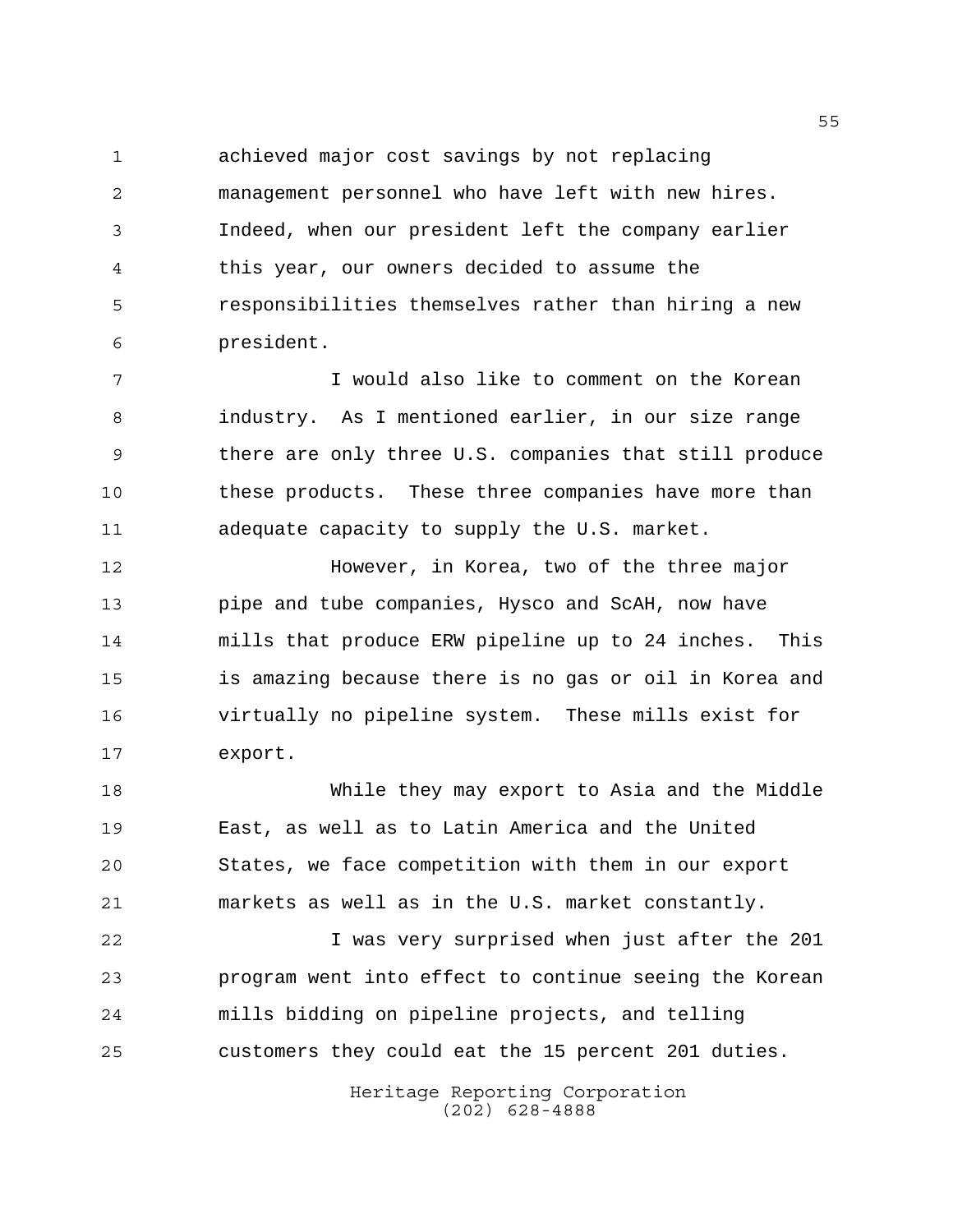achieved major cost savings by not replacing management personnel who have left with new hires. Indeed, when our president left the company earlier this year, our owners decided to assume the responsibilities themselves rather than hiring a new president.

I would also like to comment on the Korean industry. As I mentioned earlier, in our size range there are only three U.S. companies that still produce these products. These three companies have more than adequate capacity to supply the U.S. market.

However, in Korea, two of the three major pipe and tube companies, Hysco and ScAH, now have mills that produce ERW pipeline up to 24 inches. This is amazing because there is no gas or oil in Korea and virtually no pipeline system. These mills exist for export.

While they may export to Asia and the Middle East, as well as to Latin America and the United States, we face competition with them in our export markets as well as in the U.S. market constantly.

I was very surprised when just after the 201 program went into effect to continue seeing the Korean mills bidding on pipeline projects, and telling customers they could eat the 15 percent 201 duties.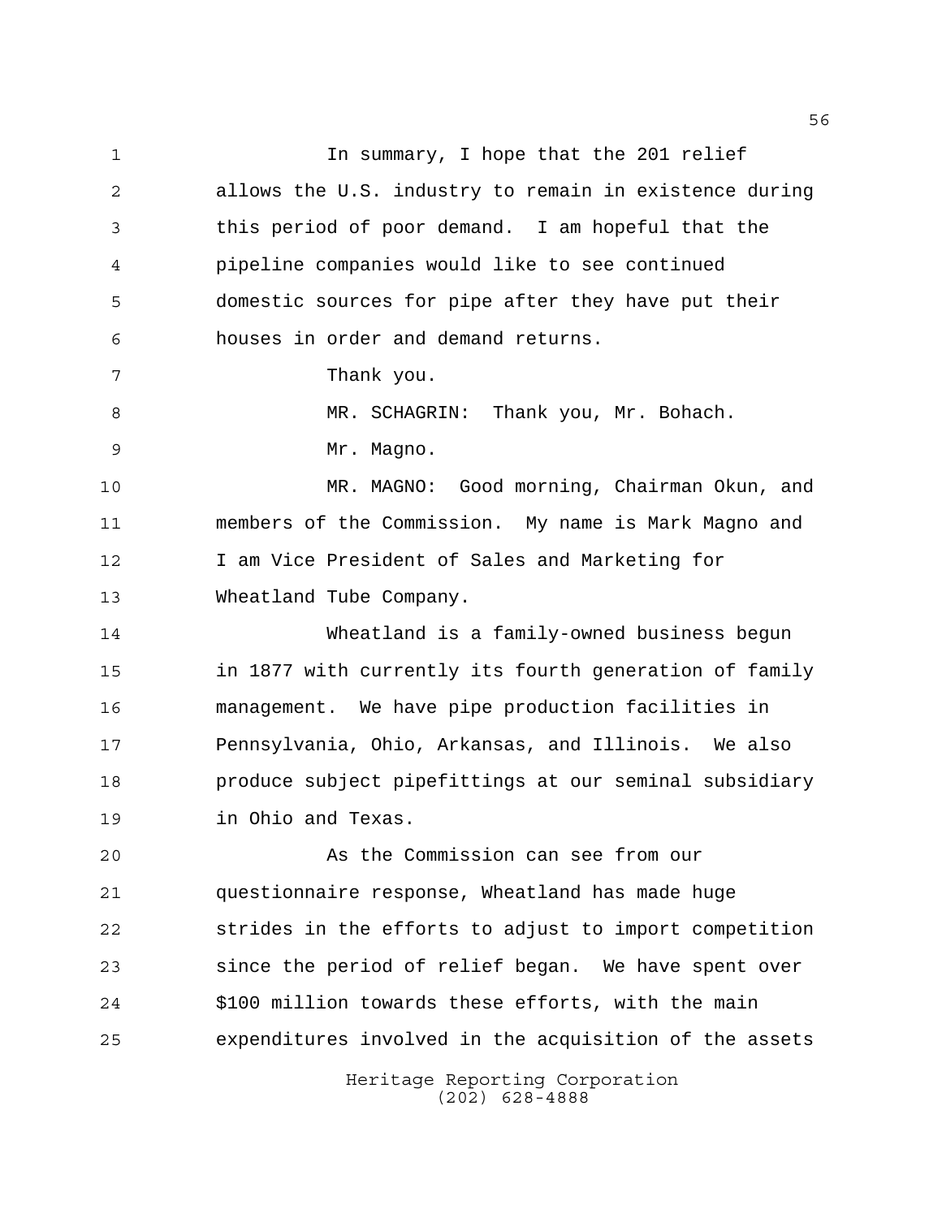In summary, I hope that the 201 relief allows the U.S. industry to remain in existence during this period of poor demand. I am hopeful that the pipeline companies would like to see continued domestic sources for pipe after they have put their houses in order and demand returns.

Thank you.

MR. SCHAGRIN: Thank you, Mr. Bohach.

Mr. Magno.

MR. MAGNO: Good morning, Chairman Okun, and members of the Commission. My name is Mark Magno and I am Vice President of Sales and Marketing for Wheatland Tube Company.

Wheatland is a family-owned business begun in 1877 with currently its fourth generation of family management. We have pipe production facilities in Pennsylvania, Ohio, Arkansas, and Illinois. We also produce subject pipefittings at our seminal subsidiary in Ohio and Texas.

As the Commission can see from our questionnaire response, Wheatland has made huge strides in the efforts to adjust to import competition since the period of relief began. We have spent over $100 million towards these efforts, with the main expenditures involved in the acquisition of the assets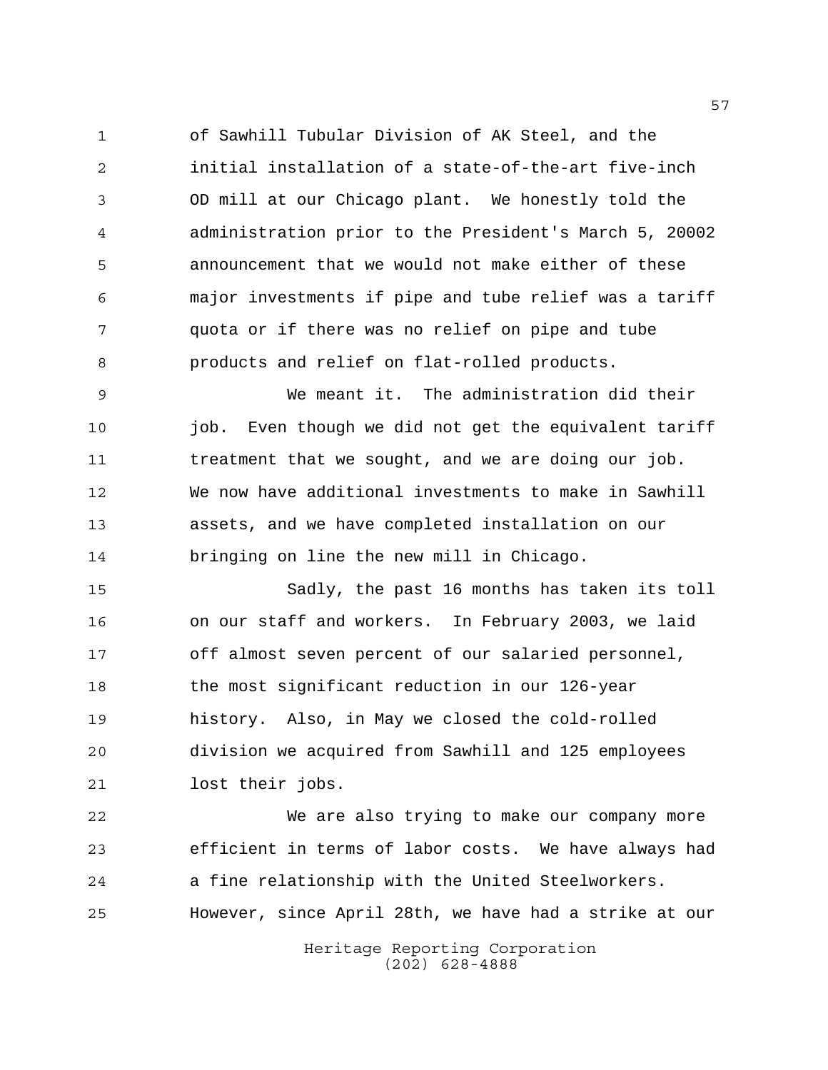of Sawhill Tubular Division of AK Steel, and the initial installation of a state-of-the-art five-inch OD mill at our Chicago plant. We honestly told the administration prior to the President's March 5, 20002 announcement that we would not make either of these major investments if pipe and tube relief was a tariff quota or if there was no relief on pipe and tube products and relief on flat-rolled products.

We meant it. The administration did their job. Even though we did not get the equivalent tariff treatment that we sought, and we are doing our job. We now have additional investments to make in Sawhill assets, and we have completed installation on our bringing on line the new mill in Chicago.

Sadly, the past 16 months has taken its toll on our staff and workers. In February 2003, we laid off almost seven percent of our salaried personnel, the most significant reduction in our 126-year history. Also, in May we closed the cold-rolled division we acquired from Sawhill and 125 employees lost their jobs.

We are also trying to make our company more efficient in terms of labor costs. We have always had a fine relationship with the United Steelworkers. However, since April 28th, we have had a strike at our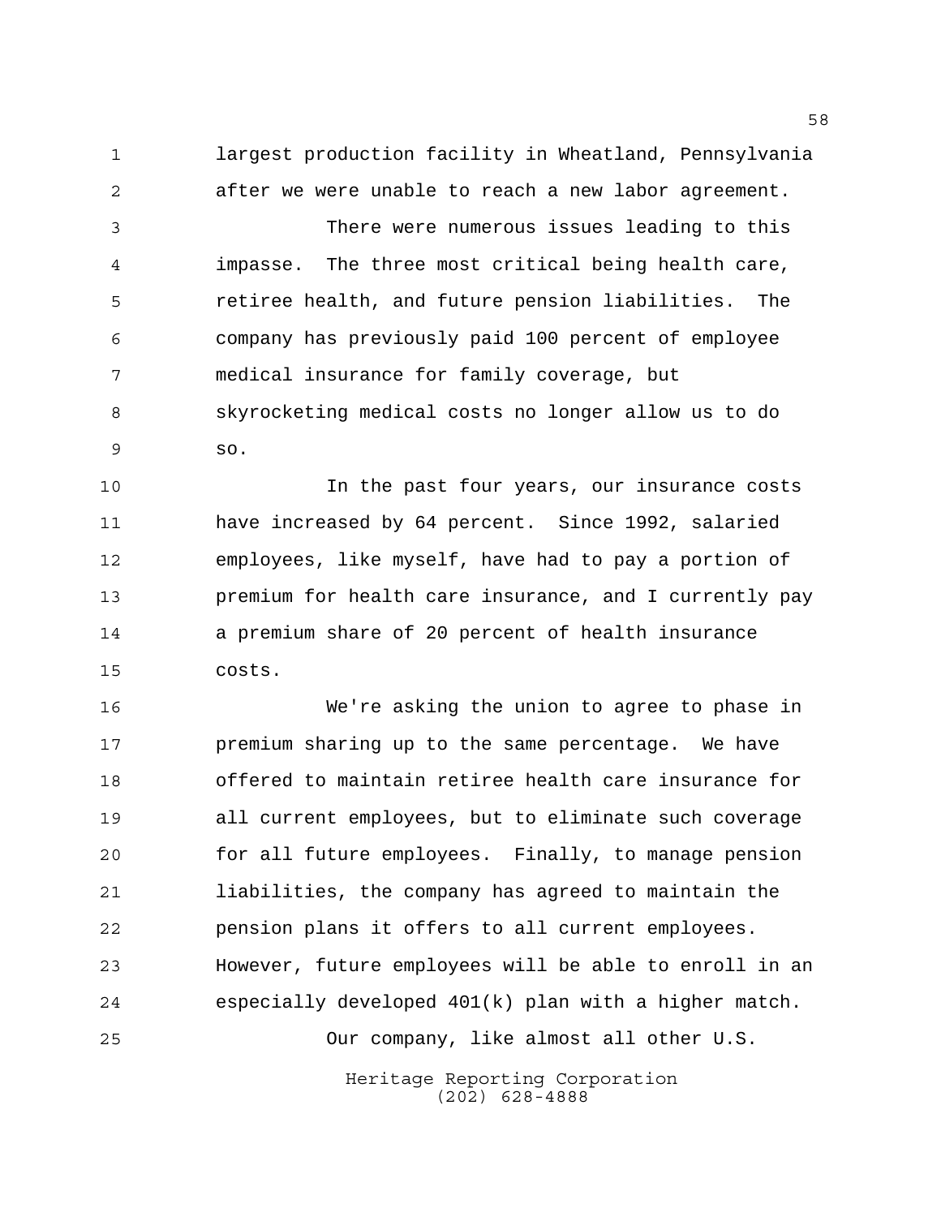largest production facility in Wheatland, Pennsylvania after we were unable to reach a new labor agreement.

There were numerous issues leading to this impasse. The three most critical being health care, retiree health, and future pension liabilities. The company has previously paid 100 percent of employee medical insurance for family coverage, but skyrocketing medical costs no longer allow us to do so.

In the past four years, our insurance costs have increased by 64 percent. Since 1992, salaried employees, like myself, have had to pay a portion of premium for health care insurance, and I currently pay a premium share of 20 percent of health insurance costs.

We're asking the union to agree to phase in premium sharing up to the same percentage. We have offered to maintain retiree health care insurance for all current employees, but to eliminate such coverage for all future employees. Finally, to manage pension liabilities, the company has agreed to maintain the pension plans it offers to all current employees. However, future employees will be able to enroll in an especially developed 401(k) plan with a higher match.

Our company, like almost all other U.S.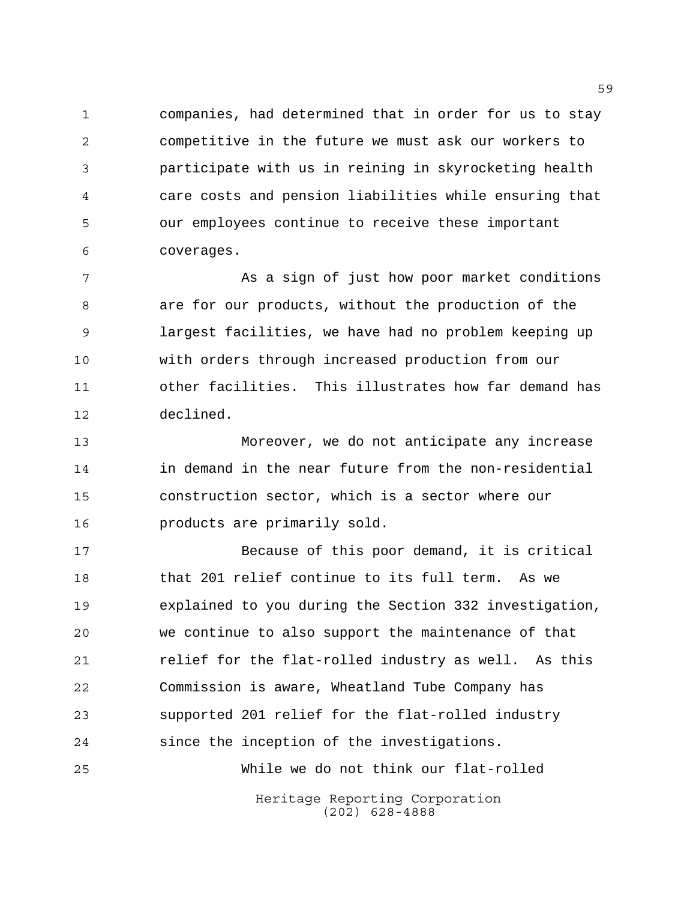companies, had determined that in order for us to stay competitive in the future we must ask our workers to participate with us in reining in skyrocketing health care costs and pension liabilities while ensuring that our employees continue to receive these important coverages.

As a sign of just how poor market conditions are for our products, without the production of the largest facilities, we have had no problem keeping up with orders through increased production from our other facilities. This illustrates how far demand has declined.

Moreover, we do not anticipate any increase in demand in the near future from the non-residential construction sector, which is a sector where our products are primarily sold.

Because of this poor demand, it is critical that 201 relief continue to its full term. As we explained to you during the Section 332 investigation, we continue to also support the maintenance of that relief for the flat-rolled industry as well. As this Commission is aware, Wheatland Tube Company has supported 201 relief for the flat-rolled industry since the inception of the investigations.

While we do not think our flat-rolled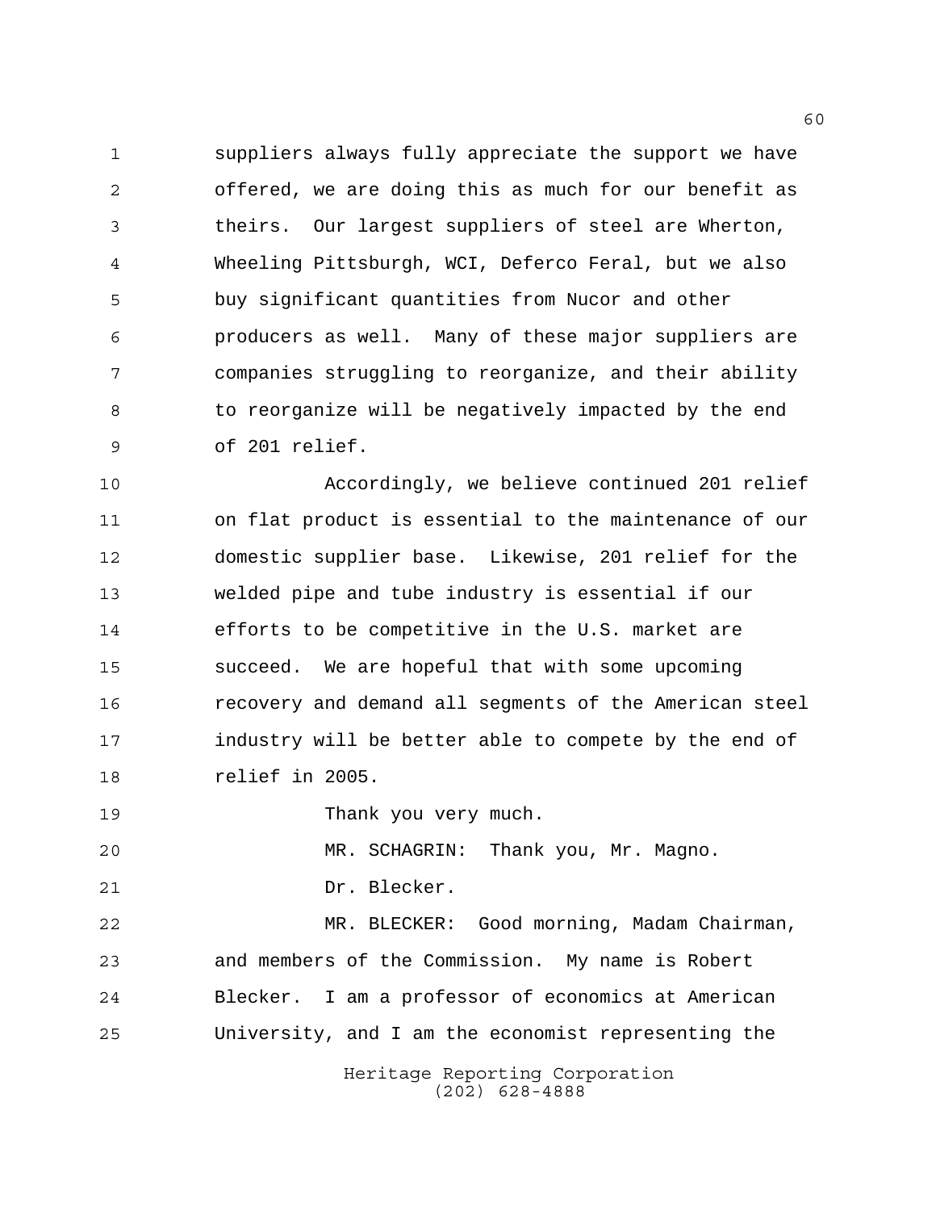suppliers always fully appreciate the support we have offered, we are doing this as much for our benefit as theirs. Our largest suppliers of steel are Wherton, Wheeling Pittsburgh, WCI, Deferco Feral, but we also buy significant quantities from Nucor and other producers as well. Many of these major suppliers are companies struggling to reorganize, and their ability to reorganize will be negatively impacted by the end of 201 relief.

Accordingly, we believe continued 201 relief on flat product is essential to the maintenance of our domestic supplier base. Likewise, 201 relief for the welded pipe and tube industry is essential if our efforts to be competitive in the U.S. market are succeed. We are hopeful that with some upcoming recovery and demand all segments of the American steel industry will be better able to compete by the end of relief in 2005.

Thank you very much.

MR. SCHAGRIN: Thank you, Mr. Magno.

Dr. Blecker.

MR. BLECKER: Good morning, Madam Chairman, and members of the Commission. My name is Robert Blecker. I am a professor of economics at American University, and I am the economist representing the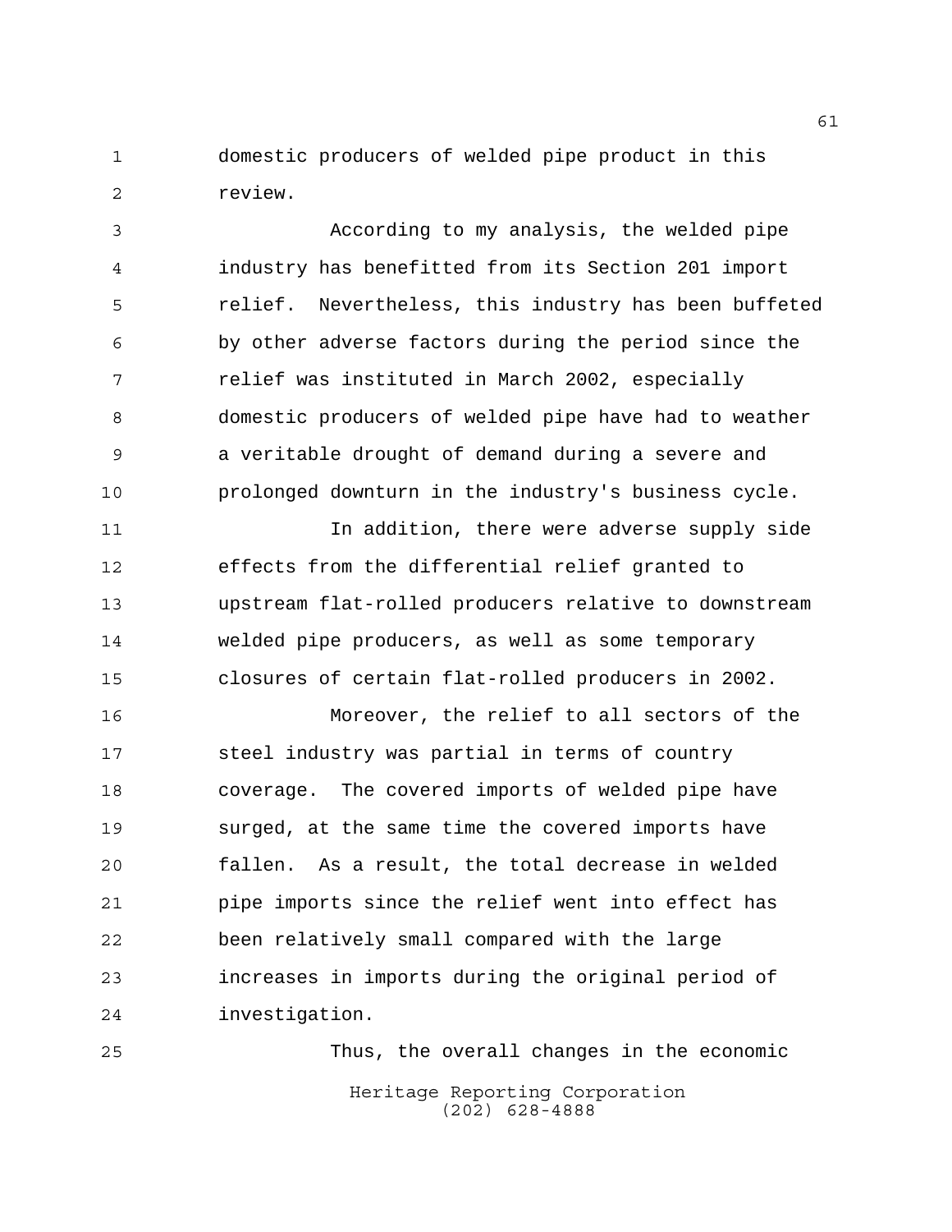domestic producers of welded pipe product in this review.

According to my analysis, the welded pipe industry has benefitted from its Section 201 import relief. Nevertheless, this industry has been buffeted by other adverse factors during the period since the relief was instituted in March 2002, especially domestic producers of welded pipe have had to weather a veritable drought of demand during a severe and prolonged downturn in the industry's business cycle.

In addition, there were adverse supply side effects from the differential relief granted to upstream flat-rolled producers relative to downstream welded pipe producers, as well as some temporary closures of certain flat-rolled producers in 2002.

Moreover, the relief to all sectors of the steel industry was partial in terms of country coverage. The covered imports of welded pipe have surged, at the same time the covered imports have fallen. As a result, the total decrease in welded pipe imports since the relief went into effect has been relatively small compared with the large increases in imports during the original period of investigation.

Thus, the overall changes in the economic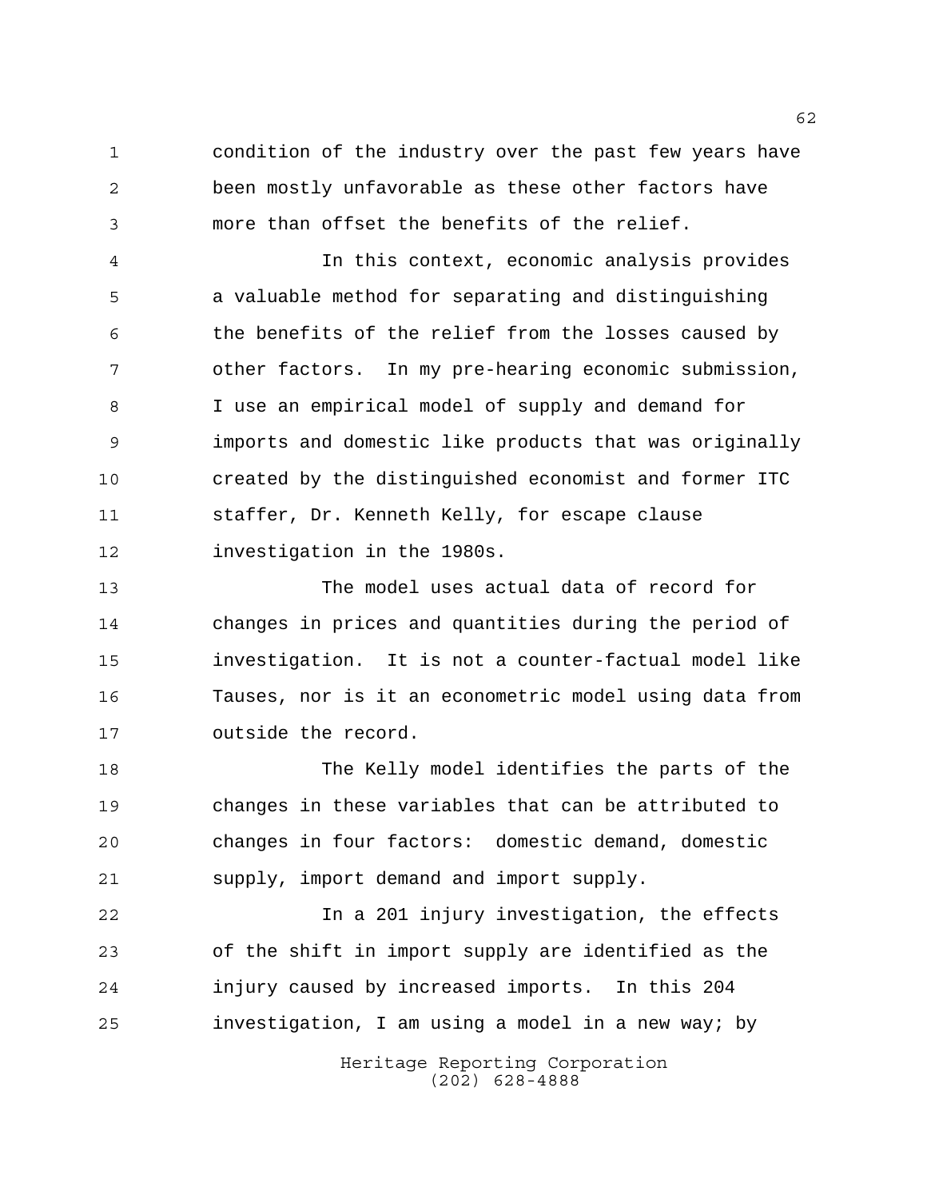condition of the industry over the past few years have been mostly unfavorable as these other factors have more than offset the benefits of the relief.

In this context, economic analysis provides a valuable method for separating and distinguishing the benefits of the relief from the losses caused by other factors. In my pre-hearing economic submission, I use an empirical model of supply and demand for imports and domestic like products that was originally created by the distinguished economist and former ITC staffer, Dr. Kenneth Kelly, for escape clause investigation in the 1980s.

The model uses actual data of record for changes in prices and quantities during the period of investigation. It is not a counter-factual model like Tauses, nor is it an econometric model using data from outside the record.

The Kelly model identifies the parts of the changes in these variables that can be attributed to changes in four factors: domestic demand, domestic supply, import demand and import supply.

In a 201 injury investigation, the effects of the shift in import supply are identified as the injury caused by increased imports. In this 204 investigation, I am using a model in a new way; by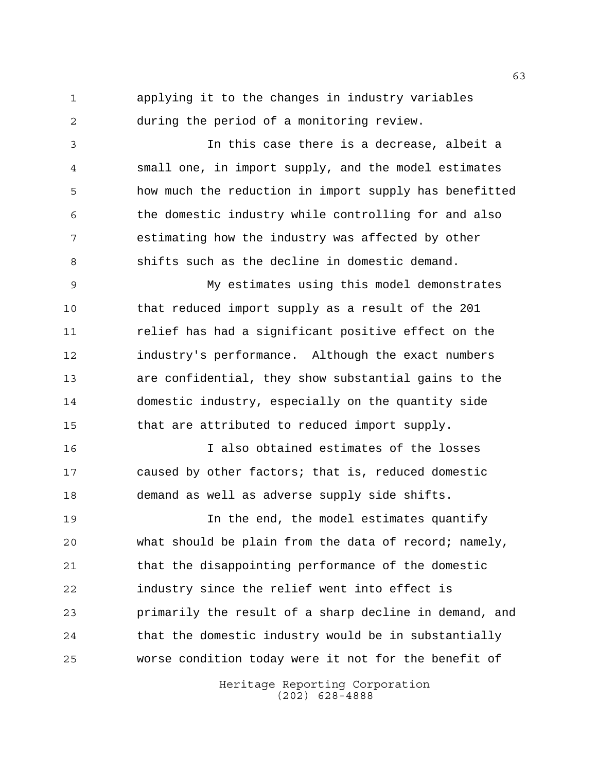applying it to the changes in industry variables during the period of a monitoring review.

In this case there is a decrease, albeit a small one, in import supply, and the model estimates how much the reduction in import supply has benefitted the domestic industry while controlling for and also estimating how the industry was affected by other shifts such as the decline in domestic demand.

My estimates using this model demonstrates that reduced import supply as a result of the 201 relief has had a significant positive effect on the industry's performance. Although the exact numbers are confidential, they show substantial gains to the domestic industry, especially on the quantity side that are attributed to reduced import supply.

I also obtained estimates of the losses caused by other factors; that is, reduced domestic demand as well as adverse supply side shifts.

In the end, the model estimates quantify what should be plain from the data of record; namely, that the disappointing performance of the domestic industry since the relief went into effect is primarily the result of a sharp decline in demand, and that the domestic industry would be in substantially worse condition today were it not for the benefit of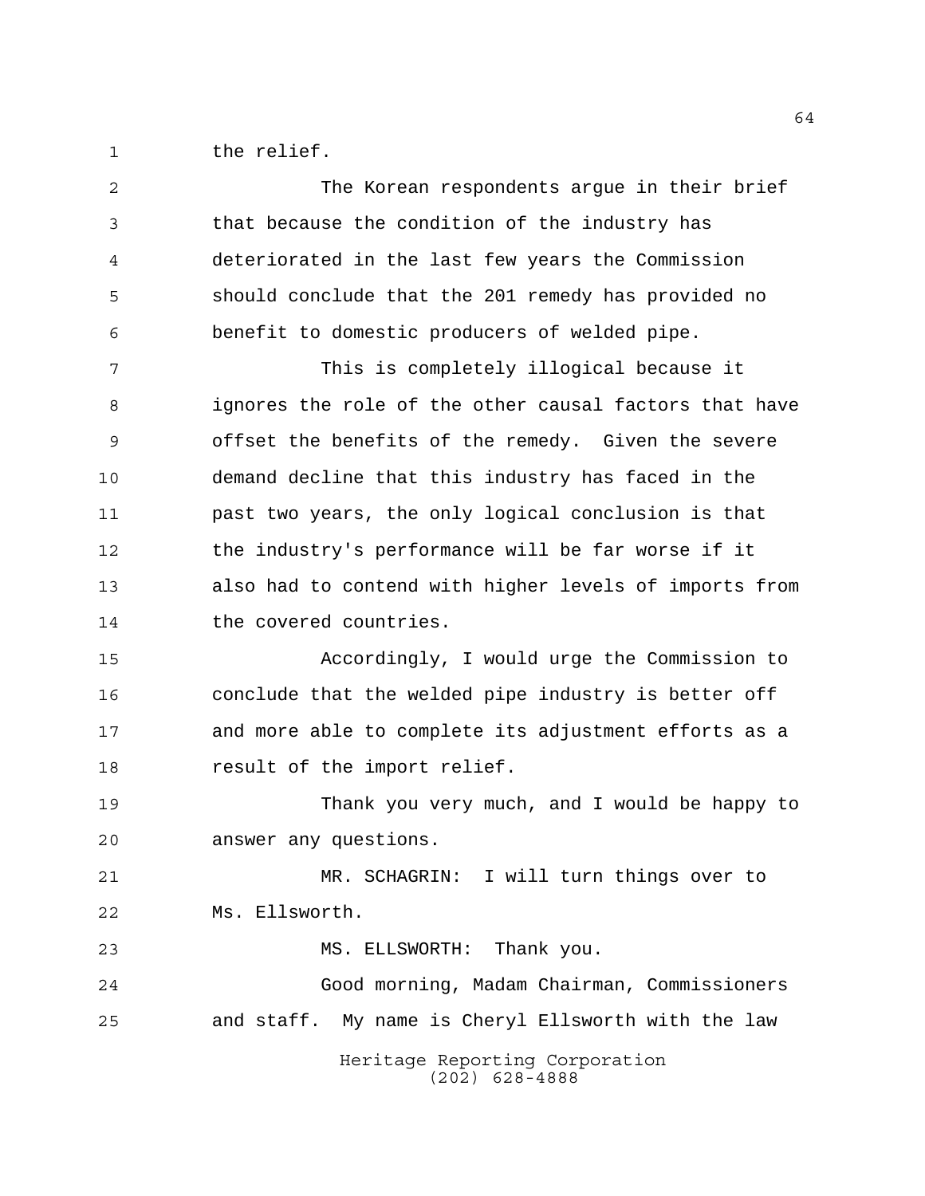the relief.

The Korean respondents argue in their brief that because the condition of the industry has deteriorated in the last few years the Commission should conclude that the 201 remedy has provided no benefit to domestic producers of welded pipe.

This is completely illogical because it ignores the role of the other causal factors that have offset the benefits of the remedy. Given the severe demand decline that this industry has faced in the past two years, the only logical conclusion is that the industry's performance will be far worse if it also had to contend with higher levels of imports from the covered countries.

Accordingly, I would urge the Commission to conclude that the welded pipe industry is better off and more able to complete its adjustment efforts as a result of the import relief.

Thank you very much, and I would be happy to answer any questions.

MR. SCHAGRIN: I will turn things over to Ms. Ellsworth.

MS. ELLSWORTH: Thank you.

Good morning, Madam Chairman, Commissioners and staff. My name is Cheryl Ellsworth with the law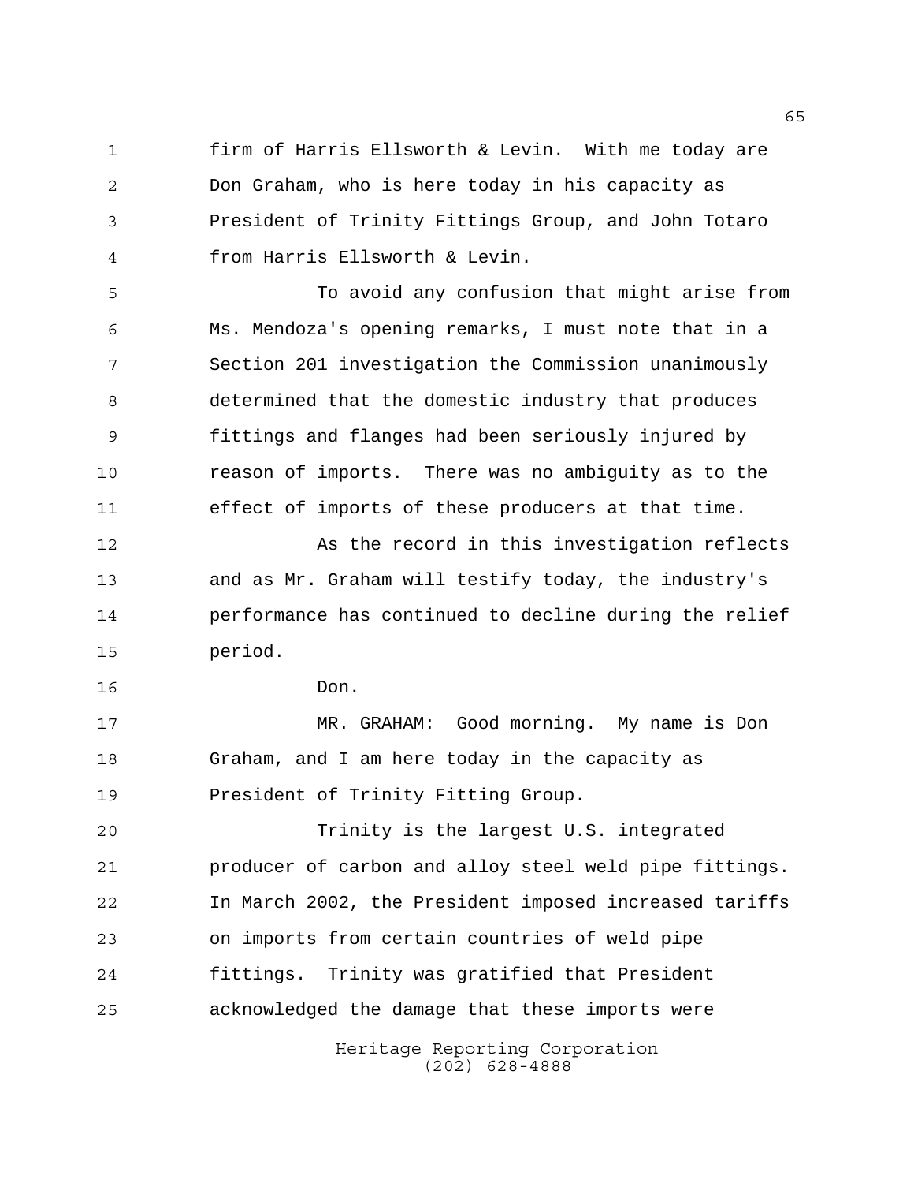firm of Harris Ellsworth & Levin. With me today are Don Graham, who is here today in his capacity as President of Trinity Fittings Group, and John Totaro from Harris Ellsworth & Levin.

To avoid any confusion that might arise from Ms. Mendoza's opening remarks, I must note that in a Section 201 investigation the Commission unanimously determined that the domestic industry that produces fittings and flanges had been seriously injured by reason of imports. There was no ambiguity as to the effect of imports of these producers at that time.

As the record in this investigation reflects and as Mr. Graham will testify today, the industry's performance has continued to decline during the relief period.

Don.

MR. GRAHAM: Good morning. My name is Don Graham, and I am here today in the capacity as President of Trinity Fitting Group.

Trinity is the largest U.S. integrated producer of carbon and alloy steel weld pipe fittings. In March 2002, the President imposed increased tariffs on imports from certain countries of weld pipe fittings. Trinity was gratified that President acknowledged the damage that these imports were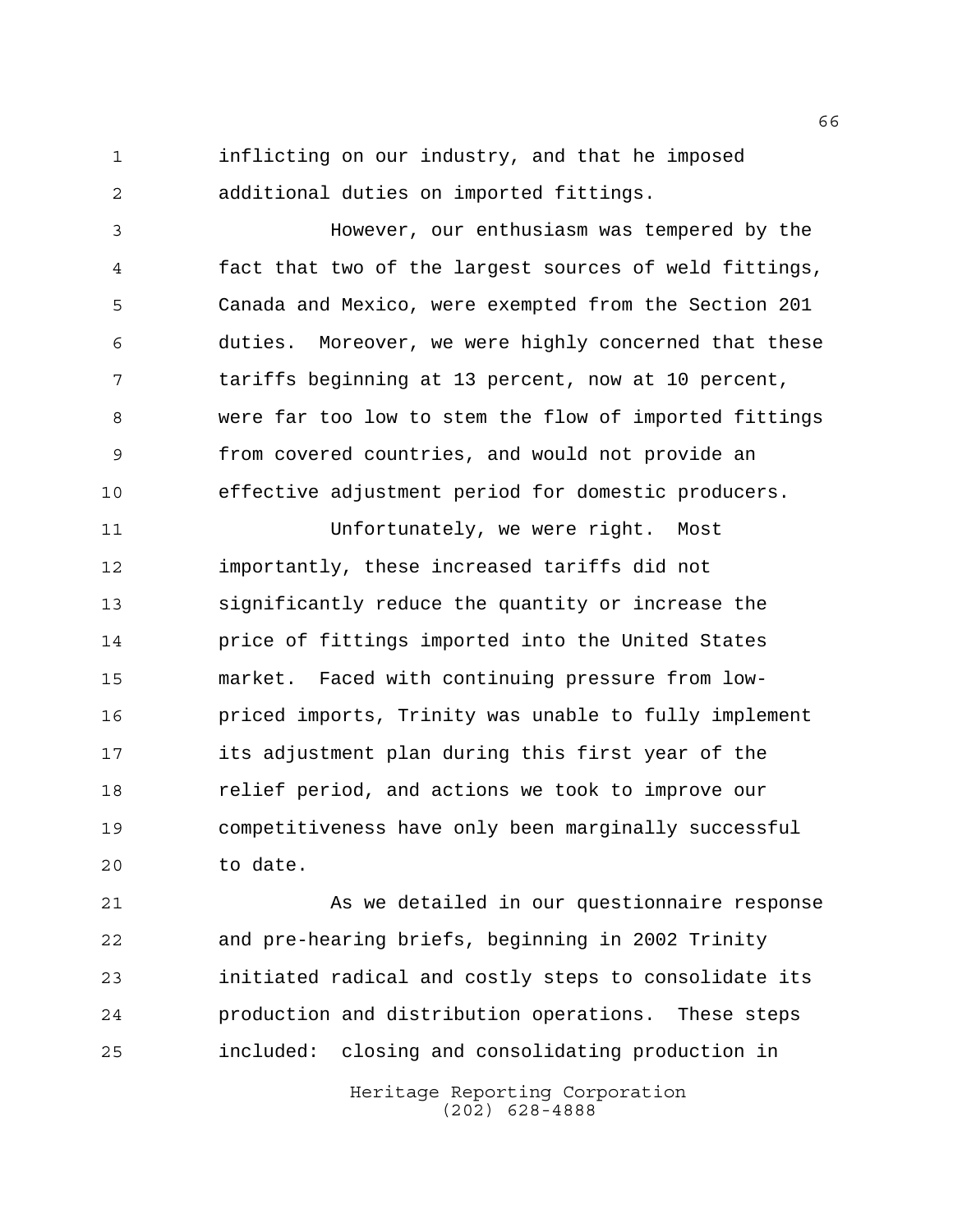inflicting on our industry, and that he imposed additional duties on imported fittings.

However, our enthusiasm was tempered by the fact that two of the largest sources of weld fittings, Canada and Mexico, were exempted from the Section 201 duties. Moreover, we were highly concerned that these tariffs beginning at 13 percent, now at 10 percent, were far too low to stem the flow of imported fittings from covered countries, and would not provide an effective adjustment period for domestic producers.

Unfortunately, we were right. Most importantly, these increased tariffs did not significantly reduce the quantity or increase the price of fittings imported into the United States market. Faced with continuing pressure from low-priced imports, Trinity was unable to fully implement its adjustment plan during this first year of the relief period, and actions we took to improve our competitiveness have only been marginally successful to date.

As we detailed in our questionnaire response and pre-hearing briefs, beginning in 2002 Trinity initiated radical and costly steps to consolidate its production and distribution operations. These steps included: closing and consolidating production in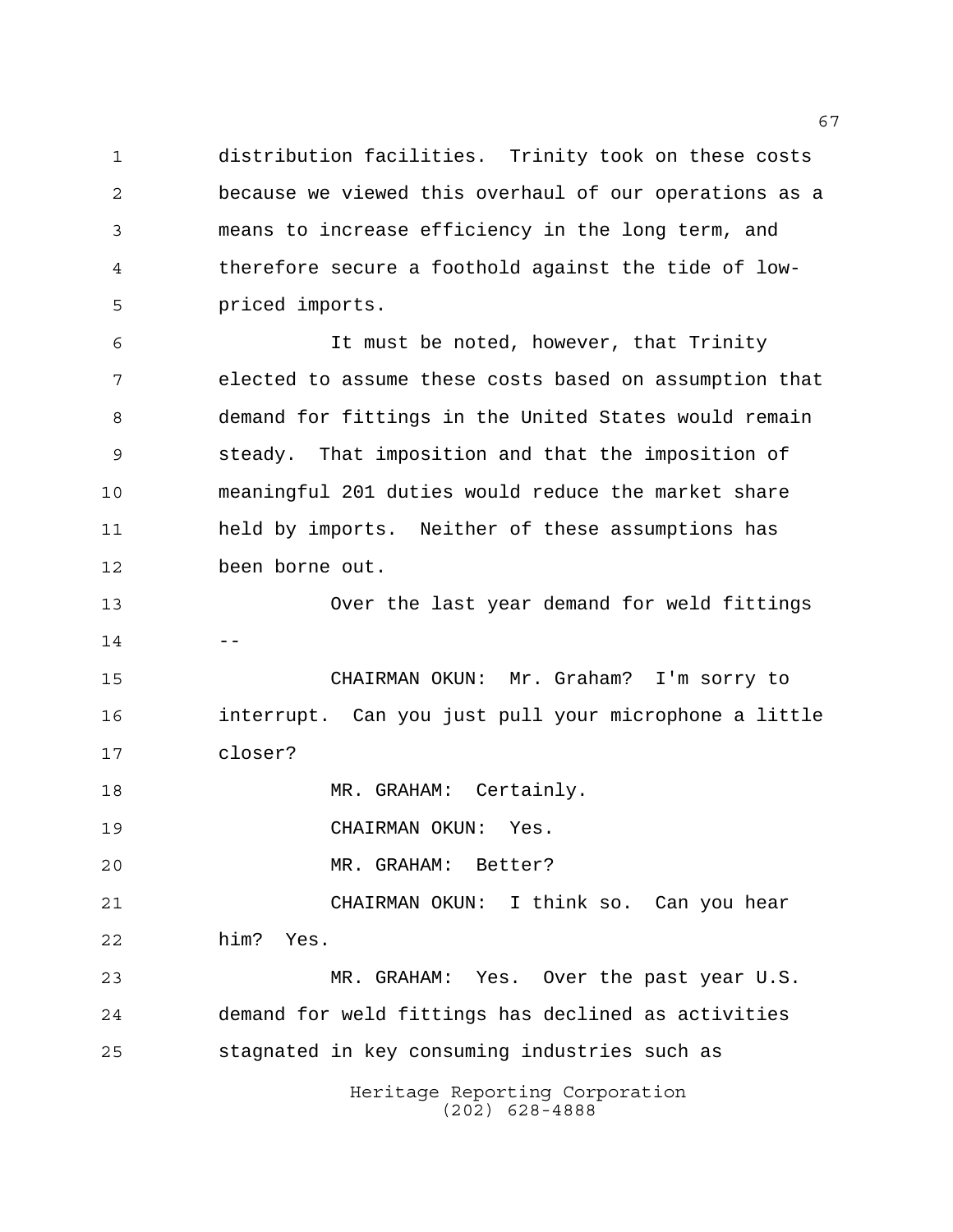distribution facilities. Trinity took on these costs because we viewed this overhaul of our operations as a means to increase efficiency in the long term, and therefore secure a foothold against the tide of low-priced imports.

It must be noted, however, that Trinity elected to assume these costs based on assumption that demand for fittings in the United States would remain steady. That imposition and that the imposition of meaningful 201 duties would reduce the market share held by imports. Neither of these assumptions has been borne out.

Over the last year demand for weld fittings --

CHAIRMAN OKUN: Mr. Graham? I'm sorry to interrupt. Can you just pull your microphone a little closer?

MR. GRAHAM: Certainly.

CHAIRMAN OKUN: Yes.

MR. GRAHAM: Better?

CHAIRMAN OKUN: I think so. Can you hear him? Yes.

MR. GRAHAM: Yes. Over the past year U.S. demand for weld fittings has declined as activities stagnated in key consuming industries such as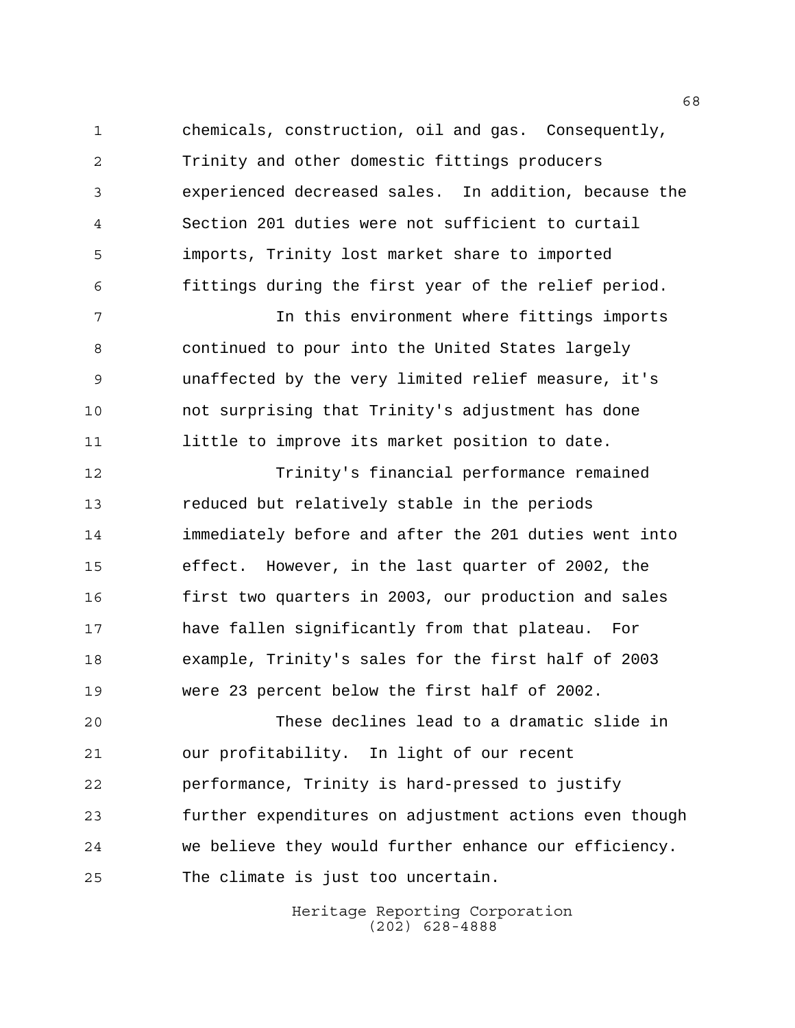chemicals, construction, oil and gas. Consequently, Trinity and other domestic fittings producers experienced decreased sales. In addition, because the Section 201 duties were not sufficient to curtail imports, Trinity lost market share to imported fittings during the first year of the relief period.

In this environment where fittings imports continued to pour into the United States largely unaffected by the very limited relief measure, it's not surprising that Trinity's adjustment has done little to improve its market position to date.

Trinity's financial performance remained reduced but relatively stable in the periods immediately before and after the 201 duties went into effect. However, in the last quarter of 2002, the first two quarters in 2003, our production and sales have fallen significantly from that plateau. For example, Trinity's sales for the first half of 2003 were 23 percent below the first half of 2002.

These declines lead to a dramatic slide in our profitability. In light of our recent performance, Trinity is hard-pressed to justify further expenditures on adjustment actions even though we believe they would further enhance our efficiency. The climate is just too uncertain.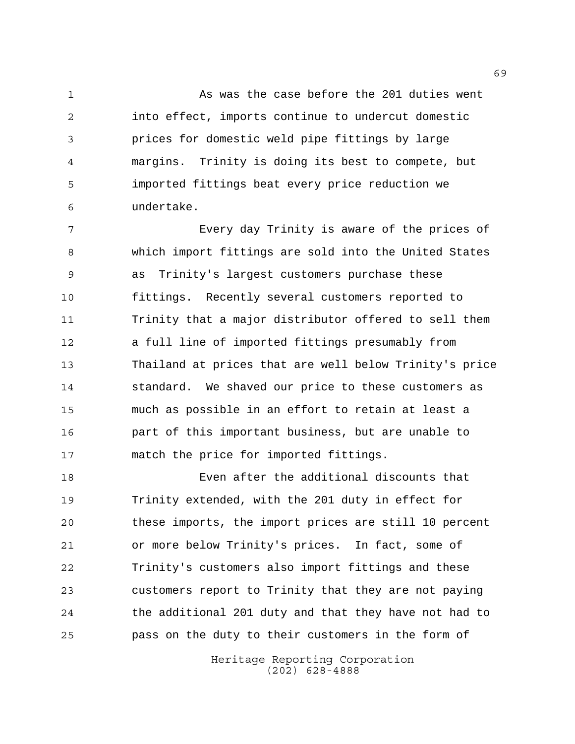As was the case before the 201 duties went into effect, imports continue to undercut domestic prices for domestic weld pipe fittings by large margins. Trinity is doing its best to compete, but imported fittings beat every price reduction we undertake.

Every day Trinity is aware of the prices of which import fittings are sold into the United States as Trinity's largest customers purchase these fittings. Recently several customers reported to Trinity that a major distributor offered to sell them a full line of imported fittings presumably from Thailand at prices that are well below Trinity's price standard. We shaved our price to these customers as much as possible in an effort to retain at least a part of this important business, but are unable to match the price for imported fittings.

Even after the additional discounts that Trinity extended, with the 201 duty in effect for these imports, the import prices are still 10 percent or more below Trinity's prices. In fact, some of Trinity's customers also import fittings and these customers report to Trinity that they are not paying the additional 201 duty and that they have not had to pass on the duty to their customers in the form of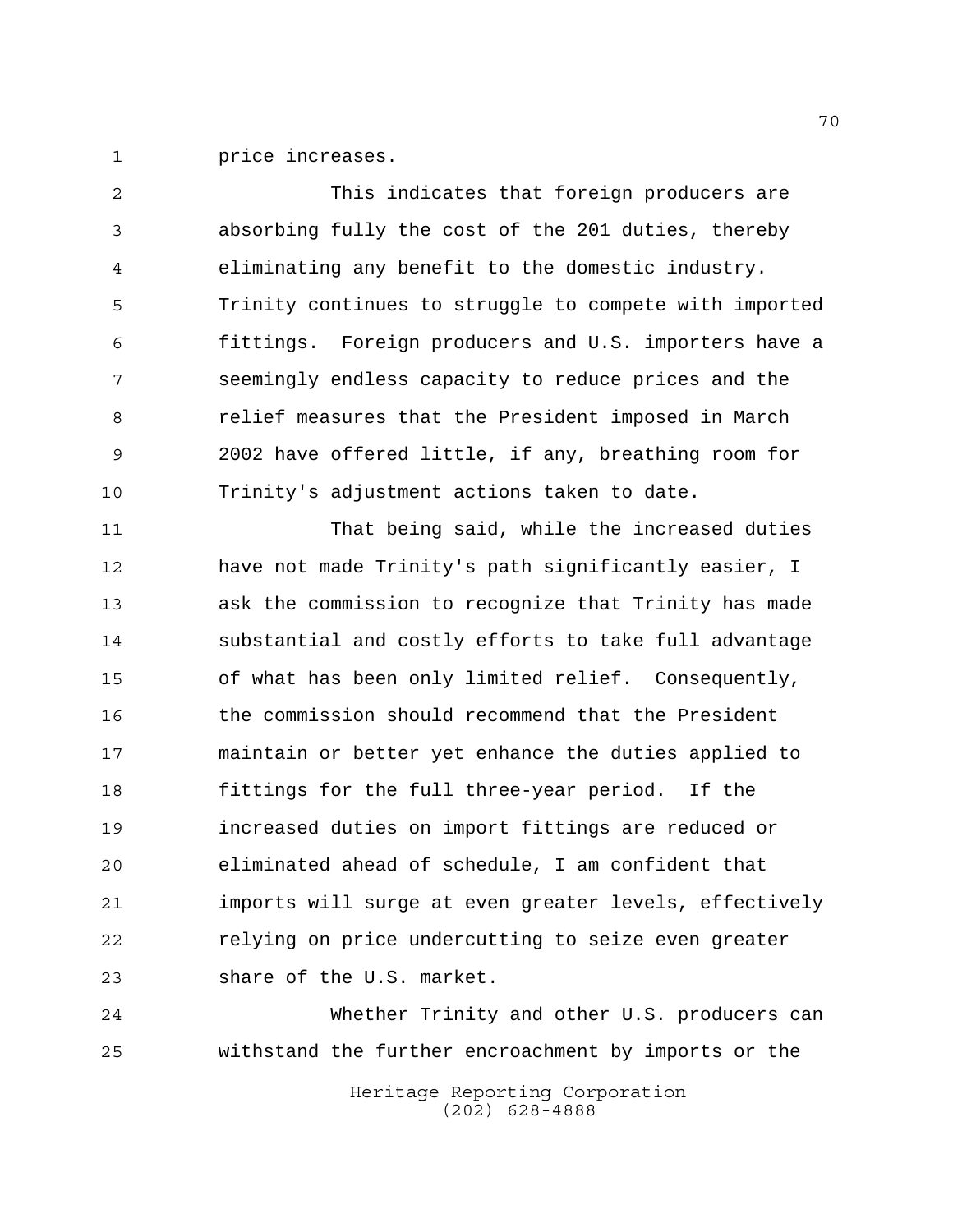price increases.

This indicates that foreign producers are absorbing fully the cost of the 201 duties, thereby eliminating any benefit to the domestic industry. Trinity continues to struggle to compete with imported fittings. Foreign producers and U.S. importers have a seemingly endless capacity to reduce prices and the relief measures that the President imposed in March 2002 have offered little, if any, breathing room for Trinity's adjustment actions taken to date.

That being said, while the increased duties have not made Trinity's path significantly easier, I ask the commission to recognize that Trinity has made substantial and costly efforts to take full advantage of what has been only limited relief. Consequently, the commission should recommend that the President maintain or better yet enhance the duties applied to fittings for the full three-year period. If the increased duties on import fittings are reduced or eliminated ahead of schedule, I am confident that imports will surge at even greater levels, effectively relying on price undercutting to seize even greater share of the U.S. market.

Whether Trinity and other U.S. producers can withstand the further encroachment by imports or the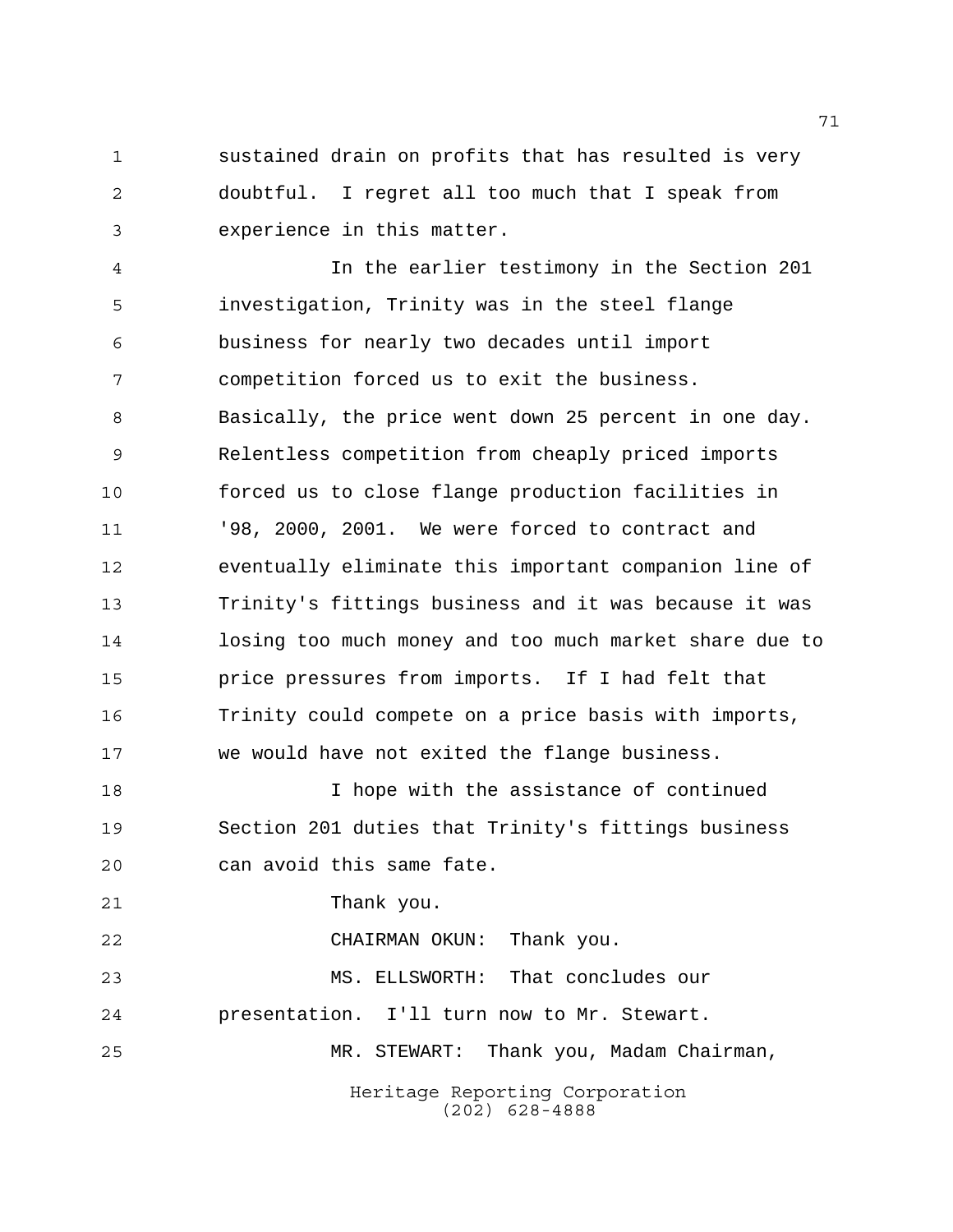sustained drain on profits that has resulted is very doubtful. I regret all too much that I speak from experience in this matter.

In the earlier testimony in the Section 201 investigation, Trinity was in the steel flange business for nearly two decades until import competition forced us to exit the business. Basically, the price went down 25 percent in one day. Relentless competition from cheaply priced imports forced us to close flange production facilities in '98, 2000, 2001. We were forced to contract and eventually eliminate this important companion line of Trinity's fittings business and it was because it was losing too much money and too much market share due to price pressures from imports. If I had felt that Trinity could compete on a price basis with imports, we would have not exited the flange business.

I hope with the assistance of continued Section 201 duties that Trinity's fittings business can avoid this same fate.

Thank you.

CHAIRMAN OKUN: Thank you.

MS. ELLSWORTH: That concludes our presentation. I'll turn now to Mr. Stewart.

MR. STEWART: Thank you, Madam Chairman,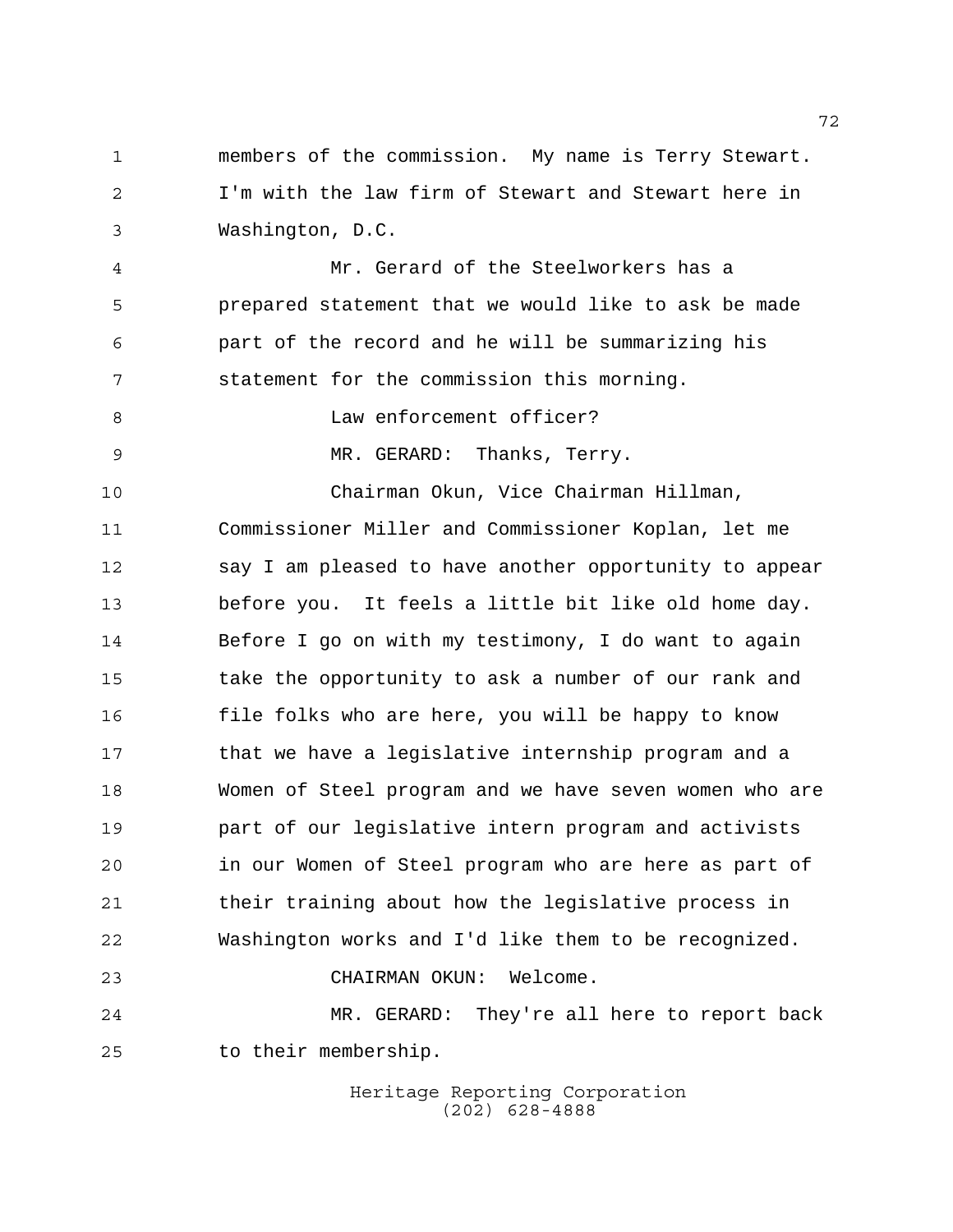members of the commission. My name is Terry Stewart. I'm with the law firm of Stewart and Stewart here in Washington, D.C.

Mr. Gerard of the Steelworkers has a prepared statement that we would like to ask be made part of the record and he will be summarizing his statement for the commission this morning.

Law enforcement officer?

MR. GERARD: Thanks, Terry.

Chairman Okun, Vice Chairman Hillman, Commissioner Miller and Commissioner Koplan, let me say I am pleased to have another opportunity to appear before you. It feels a little bit like old home day. Before I go on with my testimony, I do want to again take the opportunity to ask a number of our rank and file folks who are here, you will be happy to know that we have a legislative internship program and a Women of Steel program and we have seven women who are part of our legislative intern program and activists in our Women of Steel program who are here as part of their training about how the legislative process in Washington works and I'd like them to be recognized.

CHAIRMAN OKUN: Welcome.

MR. GERARD: They're all here to report back to their membership.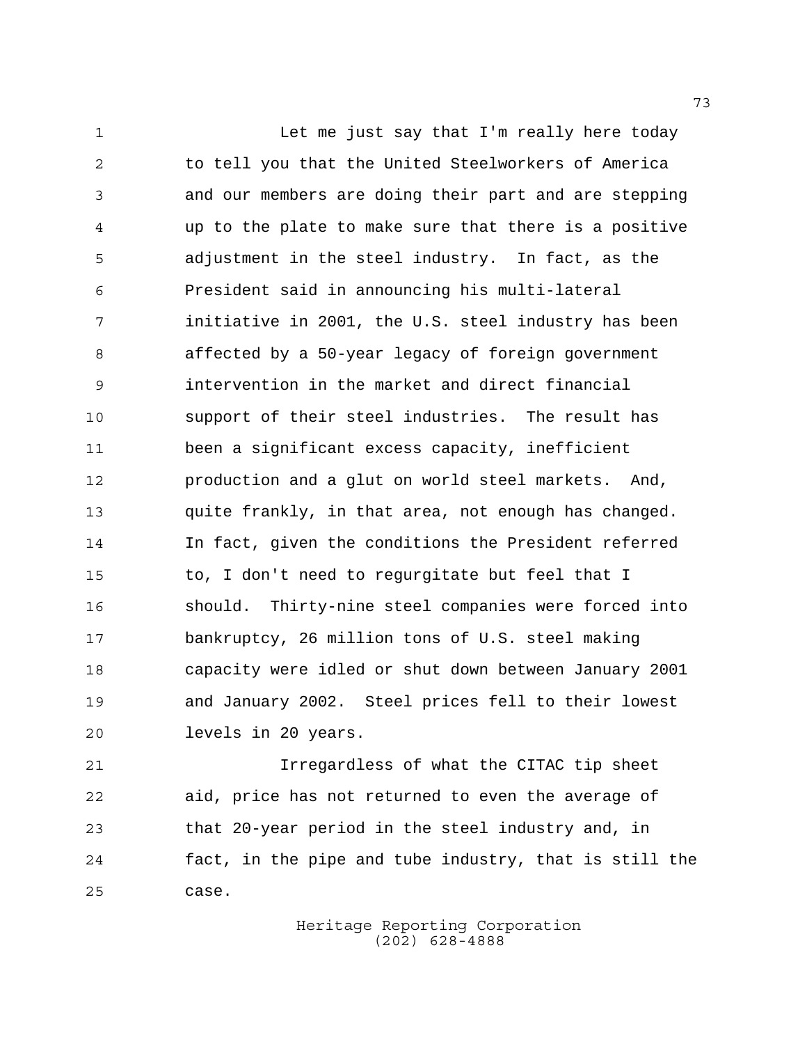Let me just say that I'm really here today to tell you that the United Steelworkers of America and our members are doing their part and are stepping up to the plate to make sure that there is a positive adjustment in the steel industry. In fact, as the President said in announcing his multi-lateral initiative in 2001, the U.S. steel industry has been affected by a 50-year legacy of foreign government intervention in the market and direct financial support of their steel industries. The result has been a significant excess capacity, inefficient production and a glut on world steel markets. And, quite frankly, in that area, not enough has changed. In fact, given the conditions the President referred to, I don't need to regurgitate but feel that I should. Thirty-nine steel companies were forced into bankruptcy, 26 million tons of U.S. steel making capacity were idled or shut down between January 2001 and January 2002. Steel prices fell to their lowest levels in 20 years.

Irregardless of what the CITAC tip sheet aid, price has not returned to even the average of that 20-year period in the steel industry and, in fact, in the pipe and tube industry, that is still the case.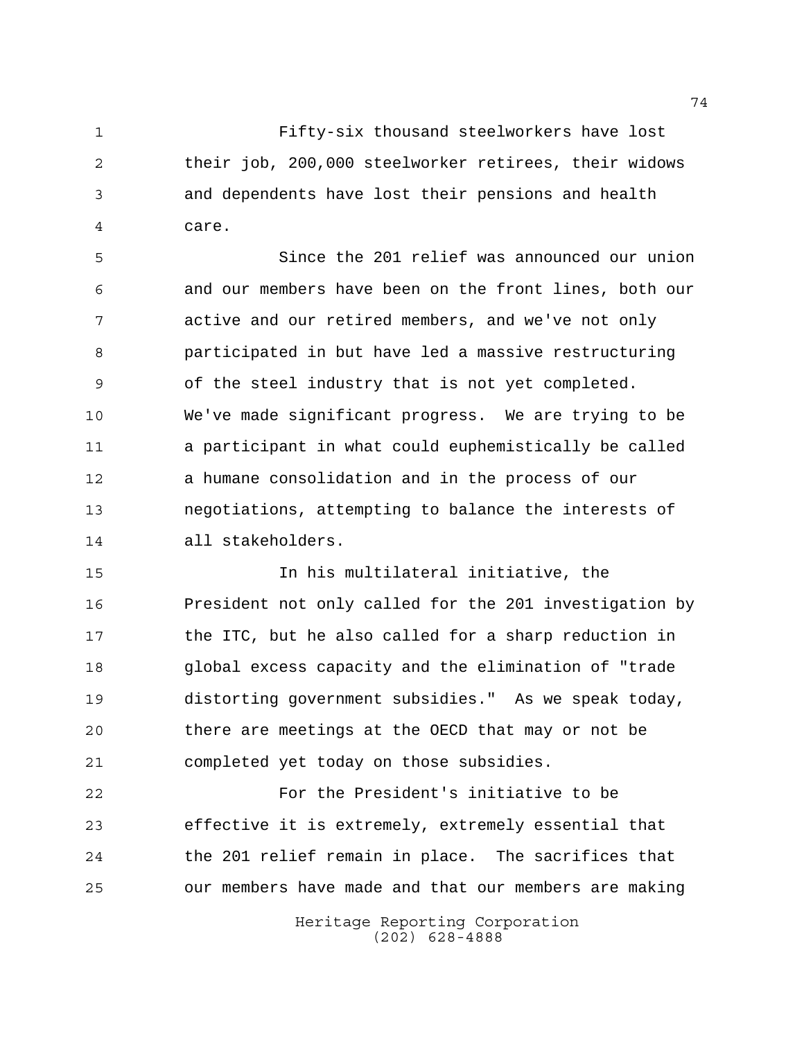Fifty-six thousand steelworkers have lost their job, 200,000 steelworker retirees, their widows and dependents have lost their pensions and health care.

Since the 201 relief was announced our union and our members have been on the front lines, both our active and our retired members, and we've not only participated in but have led a massive restructuring of the steel industry that is not yet completed. We've made significant progress. We are trying to be a participant in what could euphemistically be called a humane consolidation and in the process of our negotiations, attempting to balance the interests of all stakeholders.

In his multilateral initiative, the President not only called for the 201 investigation by the ITC, but he also called for a sharp reduction in global excess capacity and the elimination of "trade distorting government subsidies." As we speak today, there are meetings at the OECD that may or not be completed yet today on those subsidies.

For the President's initiative to be effective it is extremely, extremely essential that the 201 relief remain in place. The sacrifices that our members have made and that our members are making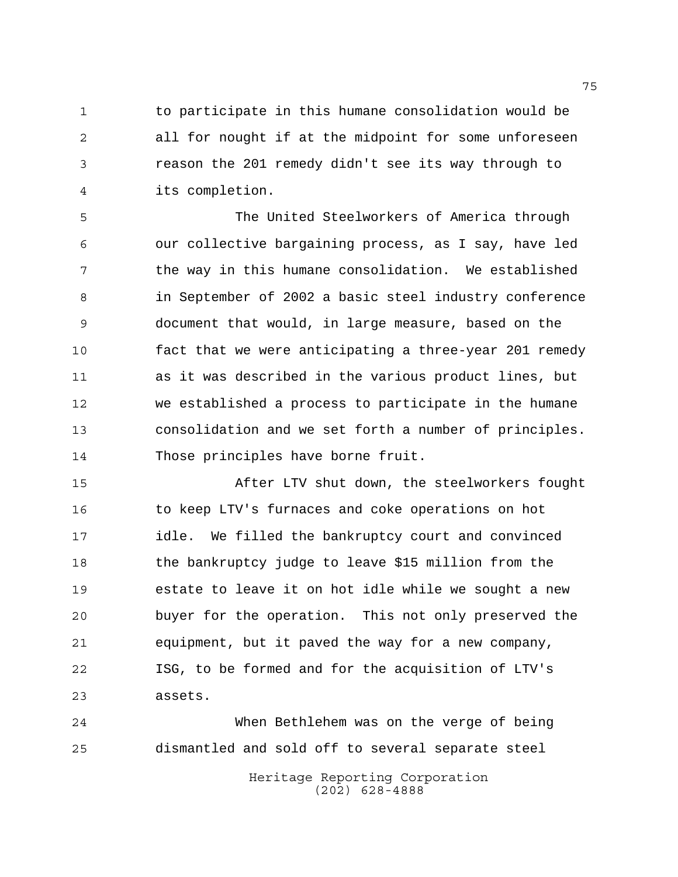to participate in this humane consolidation would be all for nought if at the midpoint for some unforeseen reason the 201 remedy didn't see its way through to its completion.

The United Steelworkers of America through our collective bargaining process, as I say, have led the way in this humane consolidation. We established in September of 2002 a basic steel industry conference document that would, in large measure, based on the fact that we were anticipating a three-year 201 remedy as it was described in the various product lines, but we established a process to participate in the humane consolidation and we set forth a number of principles. Those principles have borne fruit.

After LTV shut down, the steelworkers fought to keep LTV's furnaces and coke operations on hot idle. We filled the bankruptcy court and convinced the bankruptcy judge to leave $15 million from the estate to leave it on hot idle while we sought a new buyer for the operation. This not only preserved the equipment, but it paved the way for a new company, ISG, to be formed and for the acquisition of LTV's assets.

When Bethlehem was on the verge of being dismantled and sold off to several separate steel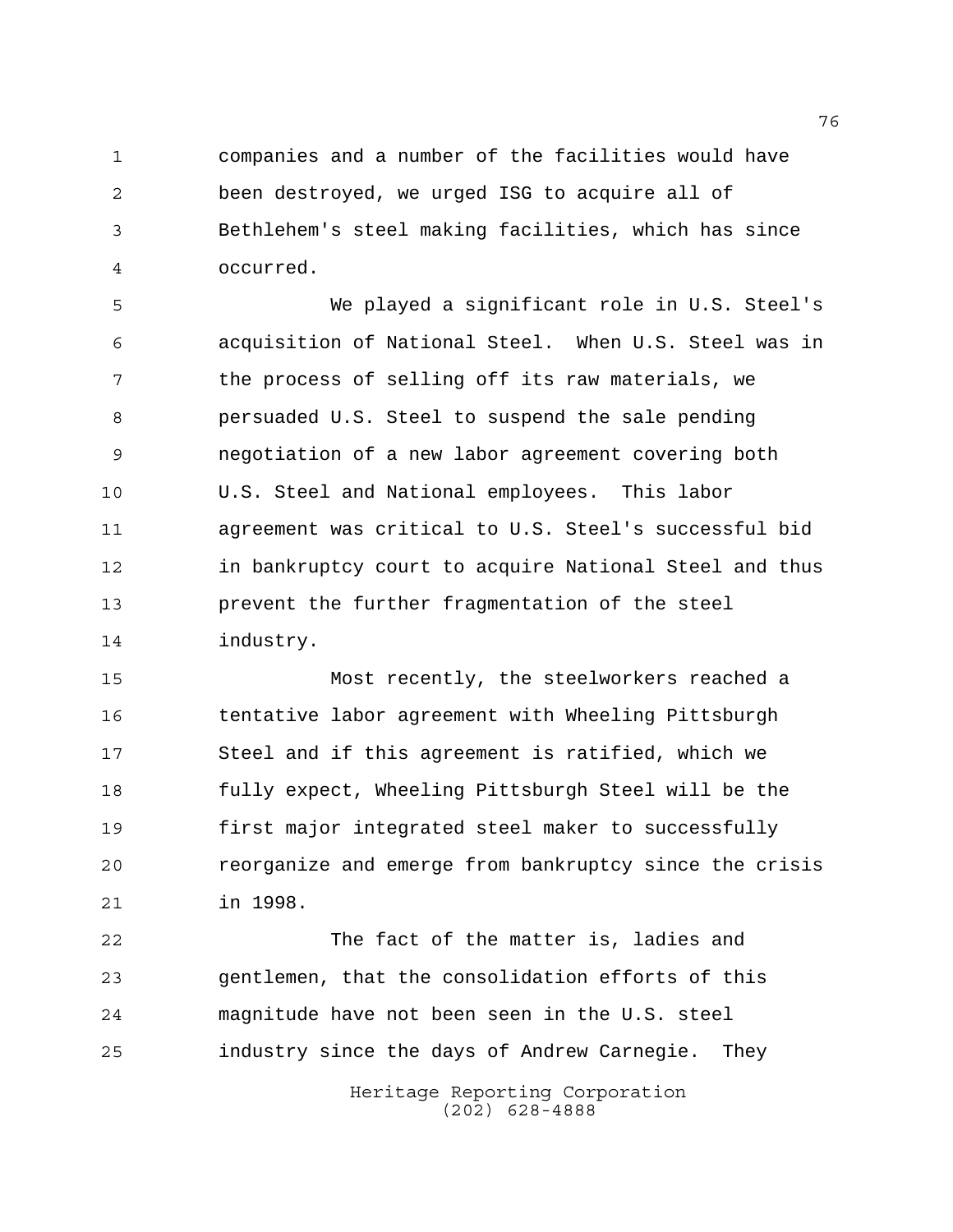companies and a number of the facilities would have been destroyed, we urged ISG to acquire all of Bethlehem's steel making facilities, which has since occurred.

We played a significant role in U.S. Steel's acquisition of National Steel. When U.S. Steel was in the process of selling off its raw materials, we persuaded U.S. Steel to suspend the sale pending negotiation of a new labor agreement covering both U.S. Steel and National employees. This labor agreement was critical to U.S. Steel's successful bid in bankruptcy court to acquire National Steel and thus prevent the further fragmentation of the steel industry.

Most recently, the steelworkers reached a tentative labor agreement with Wheeling Pittsburgh Steel and if this agreement is ratified, which we fully expect, Wheeling Pittsburgh Steel will be the first major integrated steel maker to successfully reorganize and emerge from bankruptcy since the crisis in 1998.

The fact of the matter is, ladies and gentlemen, that the consolidation efforts of this magnitude have not been seen in the U.S. steel industry since the days of Andrew Carnegie. They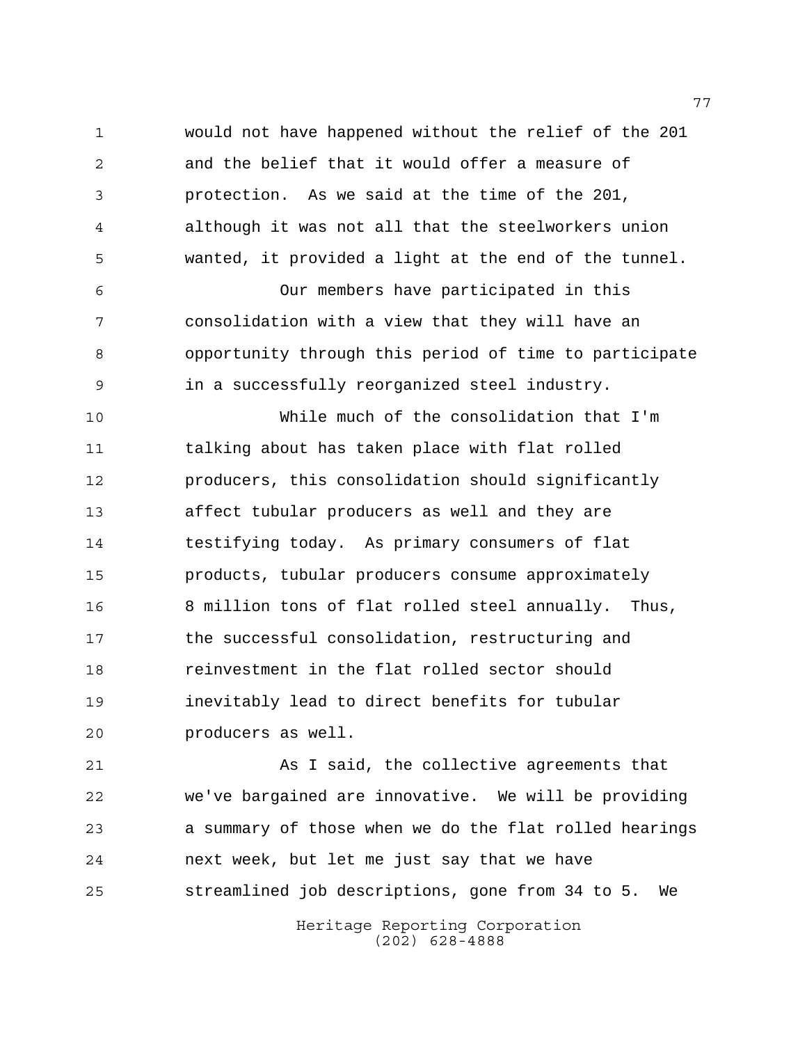would not have happened without the relief of the 201 and the belief that it would offer a measure of protection. As we said at the time of the 201, although it was not all that the steelworkers union wanted, it provided a light at the end of the tunnel.

Our members have participated in this consolidation with a view that they will have an opportunity through this period of time to participate in a successfully reorganized steel industry.

While much of the consolidation that I'm talking about has taken place with flat rolled producers, this consolidation should significantly affect tubular producers as well and they are testifying today. As primary consumers of flat products, tubular producers consume approximately 8 million tons of flat rolled steel annually. Thus, the successful consolidation, restructuring and reinvestment in the flat rolled sector should inevitably lead to direct benefits for tubular producers as well.

As I said, the collective agreements that we've bargained are innovative. We will be providing a summary of those when we do the flat rolled hearings next week, but let me just say that we have streamlined job descriptions, gone from 34 to 5. We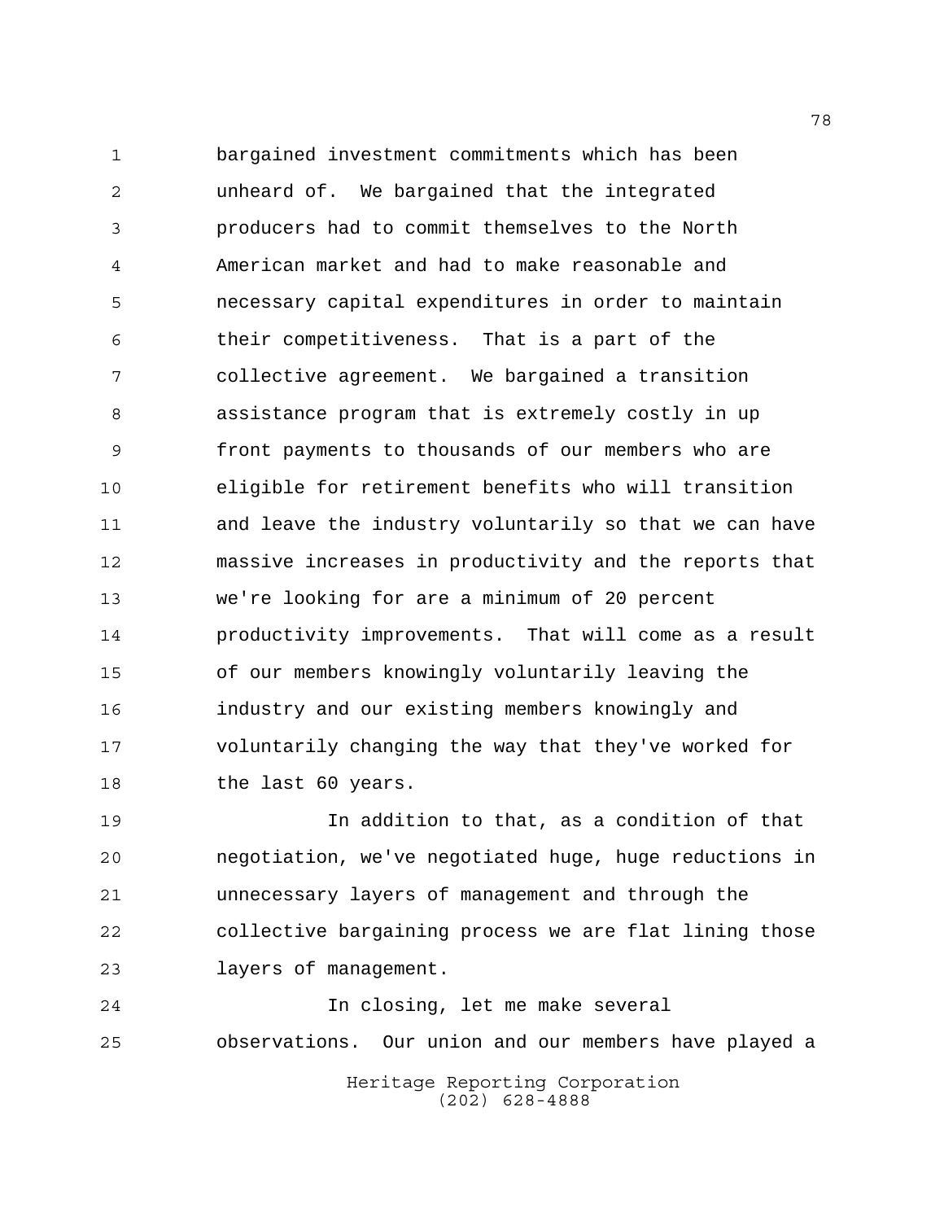bargained investment commitments which has been unheard of. We bargained that the integrated producers had to commit themselves to the North American market and had to make reasonable and necessary capital expenditures in order to maintain their competitiveness. That is a part of the collective agreement. We bargained a transition assistance program that is extremely costly in up front payments to thousands of our members who are eligible for retirement benefits who will transition and leave the industry voluntarily so that we can have massive increases in productivity and the reports that we're looking for are a minimum of 20 percent productivity improvements. That will come as a result of our members knowingly voluntarily leaving the industry and our existing members knowingly and voluntarily changing the way that they've worked for the last 60 years.

In addition to that, as a condition of that negotiation, we've negotiated huge, huge reductions in unnecessary layers of management and through the collective bargaining process we are flat lining those layers of management.

In closing, let me make several observations. Our union and our members have played a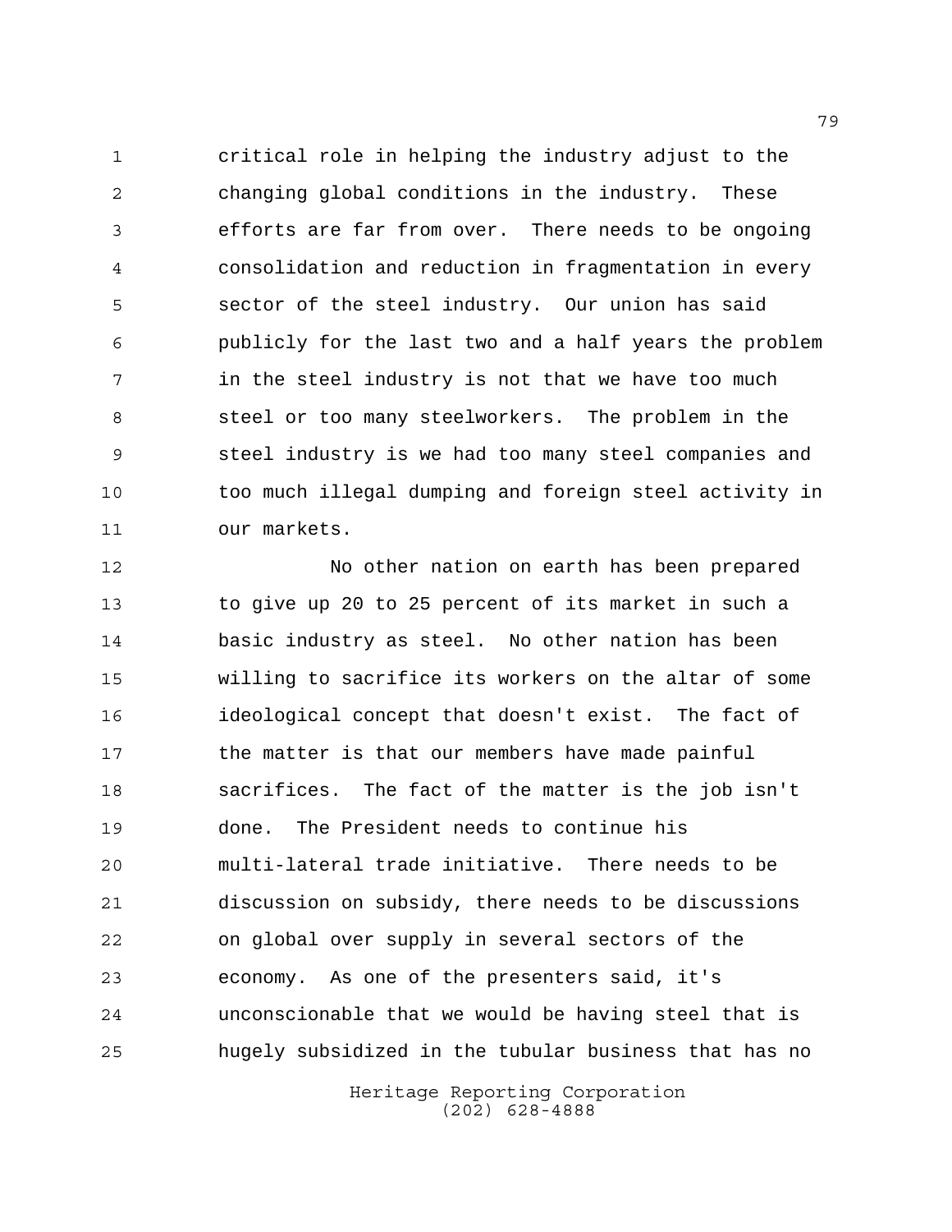critical role in helping the industry adjust to the changing global conditions in the industry. These efforts are far from over. There needs to be ongoing consolidation and reduction in fragmentation in every sector of the steel industry. Our union has said publicly for the last two and a half years the problem in the steel industry is not that we have too much steel or too many steelworkers. The problem in the steel industry is we had too many steel companies and too much illegal dumping and foreign steel activity in our markets.

No other nation on earth has been prepared to give up 20 to 25 percent of its market in such a basic industry as steel. No other nation has been willing to sacrifice its workers on the altar of some ideological concept that doesn't exist. The fact of the matter is that our members have made painful sacrifices. The fact of the matter is the job isn't done. The President needs to continue his multi-lateral trade initiative. There needs to be discussion on subsidy, there needs to be discussions on global over supply in several sectors of the economy. As one of the presenters said, it's unconscionable that we would be having steel that is hugely subsidized in the tubular business that has no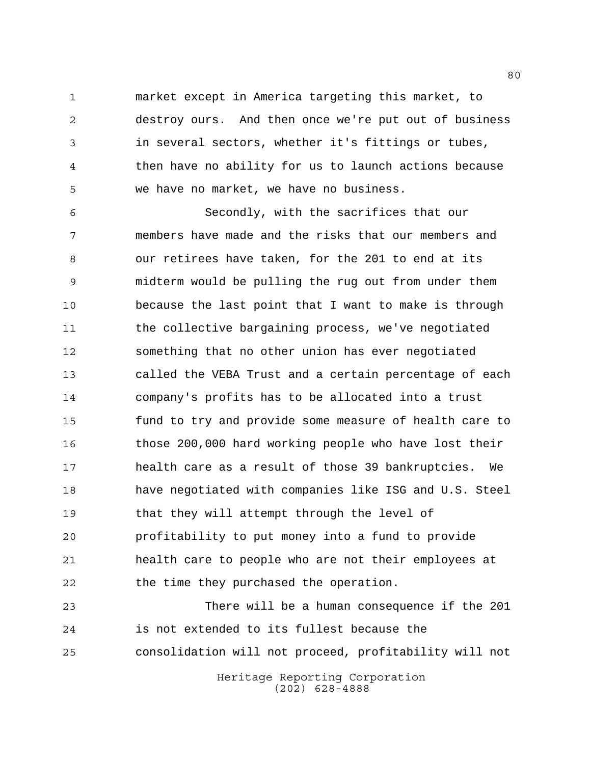market except in America targeting this market, to destroy ours. And then once we're put out of business in several sectors, whether it's fittings or tubes, then have no ability for us to launch actions because we have no market, we have no business.

Secondly, with the sacrifices that our members have made and the risks that our members and our retirees have taken, for the 201 to end at its midterm would be pulling the rug out from under them because the last point that I want to make is through the collective bargaining process, we've negotiated something that no other union has ever negotiated called the VEBA Trust and a certain percentage of each company's profits has to be allocated into a trust fund to try and provide some measure of health care to those 200,000 hard working people who have lost their health care as a result of those 39 bankruptcies. We have negotiated with companies like ISG and U.S. Steel that they will attempt through the level of profitability to put money into a fund to provide health care to people who are not their employees at the time they purchased the operation.

There will be a human consequence if the 201 is not extended to its fullest because the consolidation will not proceed, profitability will not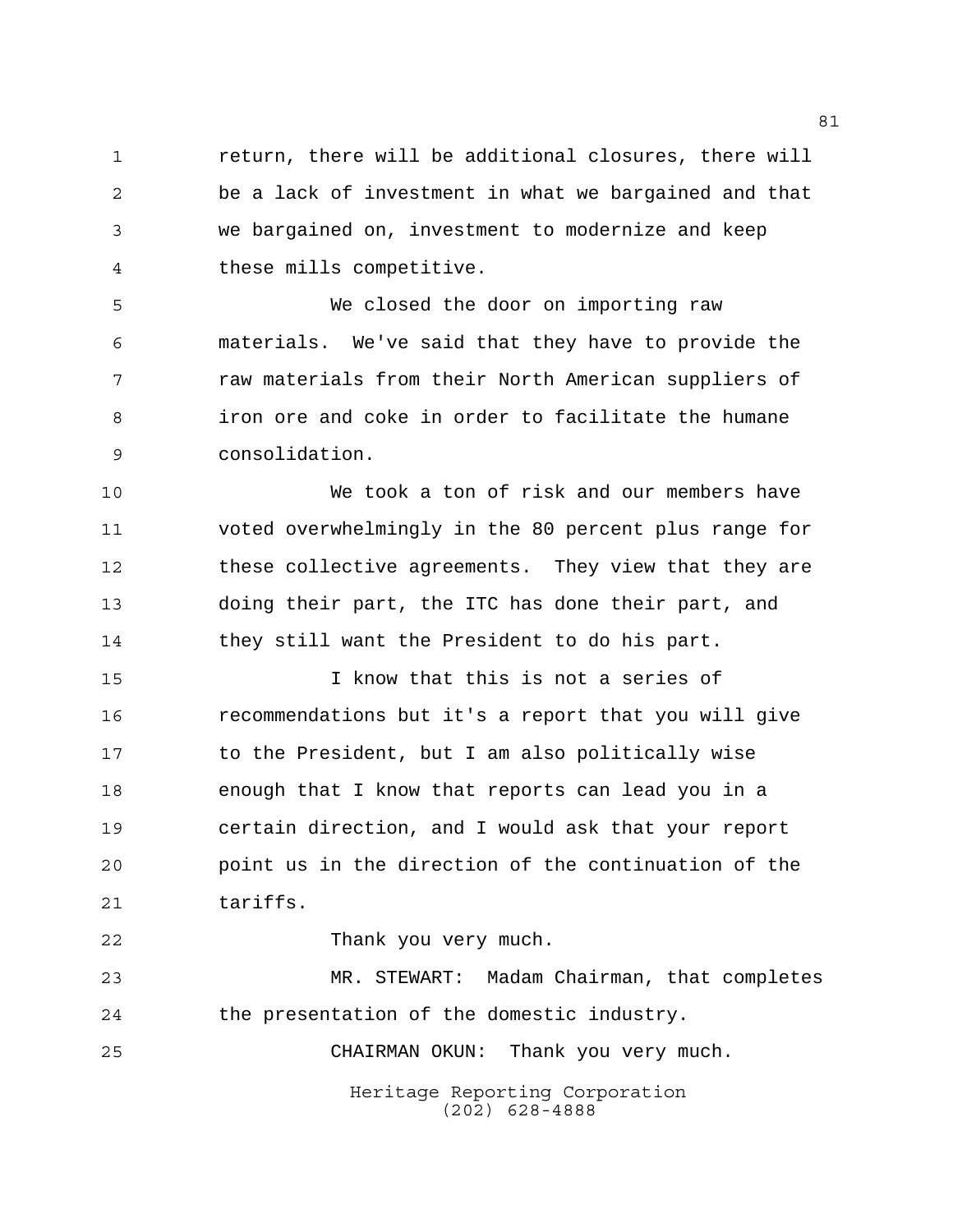return, there will be additional closures, there will be a lack of investment in what we bargained and that we bargained on, investment to modernize and keep these mills competitive.

We closed the door on importing raw materials. We've said that they have to provide the raw materials from their North American suppliers of iron ore and coke in order to facilitate the humane consolidation.

We took a ton of risk and our members have voted overwhelmingly in the 80 percent plus range for these collective agreements. They view that they are doing their part, the ITC has done their part, and they still want the President to do his part.

I know that this is not a series of recommendations but it's a report that you will give to the President, but I am also politically wise enough that I know that reports can lead you in a certain direction, and I would ask that your report point us in the direction of the continuation of the tariffs.

Thank you very much.

MR. STEWART: Madam Chairman, that completes the presentation of the domestic industry.

CHAIRMAN OKUN: Thank you very much.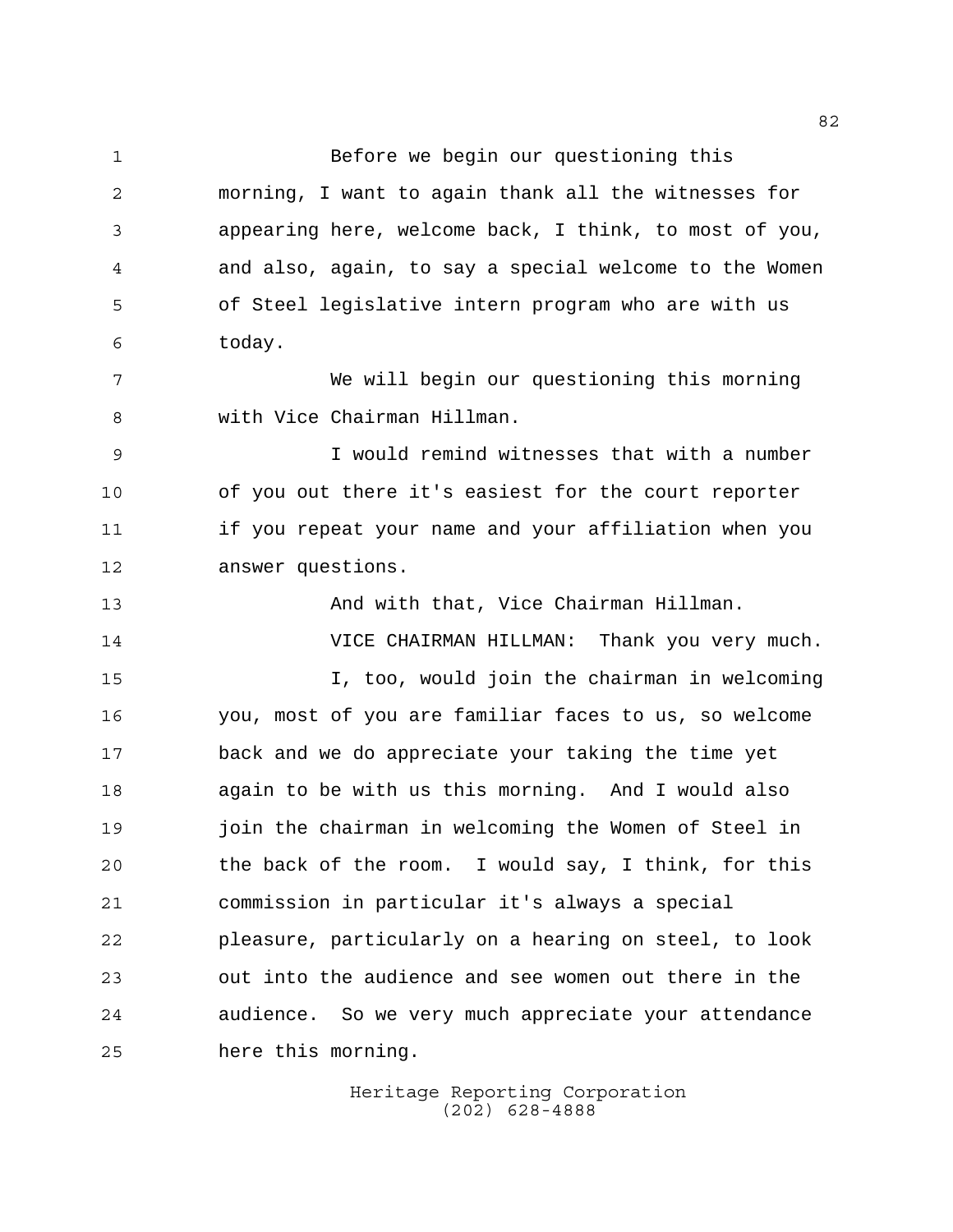Before we begin our questioning this morning, I want to again thank all the witnesses for appearing here, welcome back, I think, to most of you, and also, again, to say a special welcome to the Women of Steel legislative intern program who are with us today.

We will begin our questioning this morning with Vice Chairman Hillman.

I would remind witnesses that with a number of you out there it's easiest for the court reporter if you repeat your name and your affiliation when you answer questions.

And with that, Vice Chairman Hillman.

VICE CHAIRMAN HILLMAN: Thank you very much.

I, too, would join the chairman in welcoming you, most of you are familiar faces to us, so welcome back and we do appreciate your taking the time yet again to be with us this morning. And I would also join the chairman in welcoming the Women of Steel in the back of the room. I would say, I think, for this commission in particular it's always a special pleasure, particularly on a hearing on steel, to look out into the audience and see women out there in the audience. So we very much appreciate your attendance here this morning.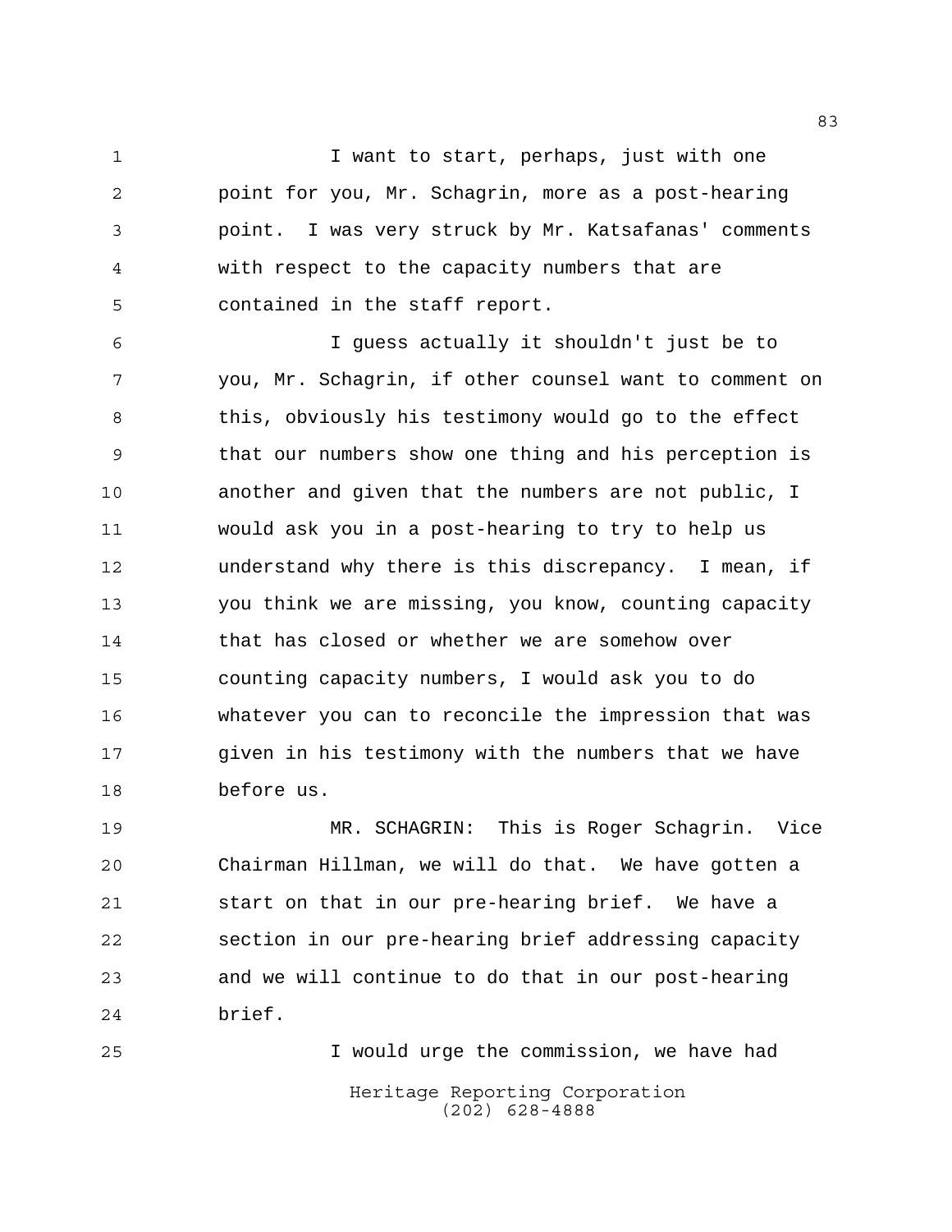I want to start, perhaps, just with one point for you, Mr. Schagrin, more as a post-hearing point. I was very struck by Mr. Katsafanas' comments with respect to the capacity numbers that are contained in the staff report.

I guess actually it shouldn't just be to you, Mr. Schagrin, if other counsel want to comment on this, obviously his testimony would go to the effect that our numbers show one thing and his perception is another and given that the numbers are not public, I would ask you in a post-hearing to try to help us understand why there is this discrepancy. I mean, if you think we are missing, you know, counting capacity that has closed or whether we are somehow over counting capacity numbers, I would ask you to do whatever you can to reconcile the impression that was given in his testimony with the numbers that we have before us.

MR. SCHAGRIN: This is Roger Schagrin. Vice Chairman Hillman, we will do that. We have gotten a start on that in our pre-hearing brief. We have a section in our pre-hearing brief addressing capacity and we will continue to do that in our post-hearing brief.

I would urge the commission, we have had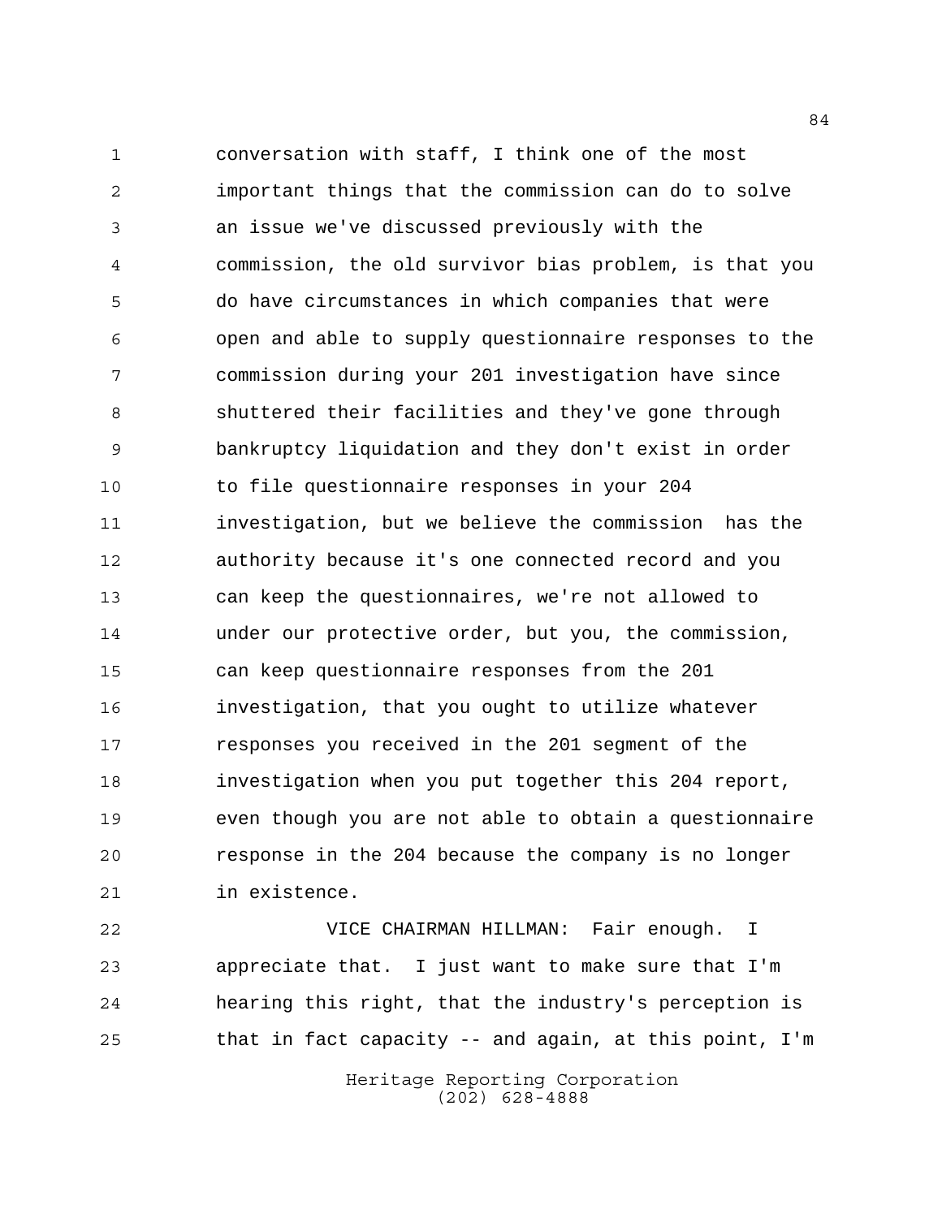conversation with staff, I think one of the most important things that the commission can do to solve an issue we've discussed previously with the commission, the old survivor bias problem, is that you do have circumstances in which companies that were open and able to supply questionnaire responses to the commission during your 201 investigation have since shuttered their facilities and they've gone through bankruptcy liquidation and they don't exist in order to file questionnaire responses in your 204 investigation, but we believe the commission has the authority because it's one connected record and you can keep the questionnaires, we're not allowed to under our protective order, but you, the commission, can keep questionnaire responses from the 201 investigation, that you ought to utilize whatever responses you received in the 201 segment of the investigation when you put together this 204 report, even though you are not able to obtain a questionnaire response in the 204 because the company is no longer in existence.

VICE CHAIRMAN HILLMAN: Fair enough. I appreciate that. I just want to make sure that I'm hearing this right, that the industry's perception is that in fact capacity -- and again, at this point, I'm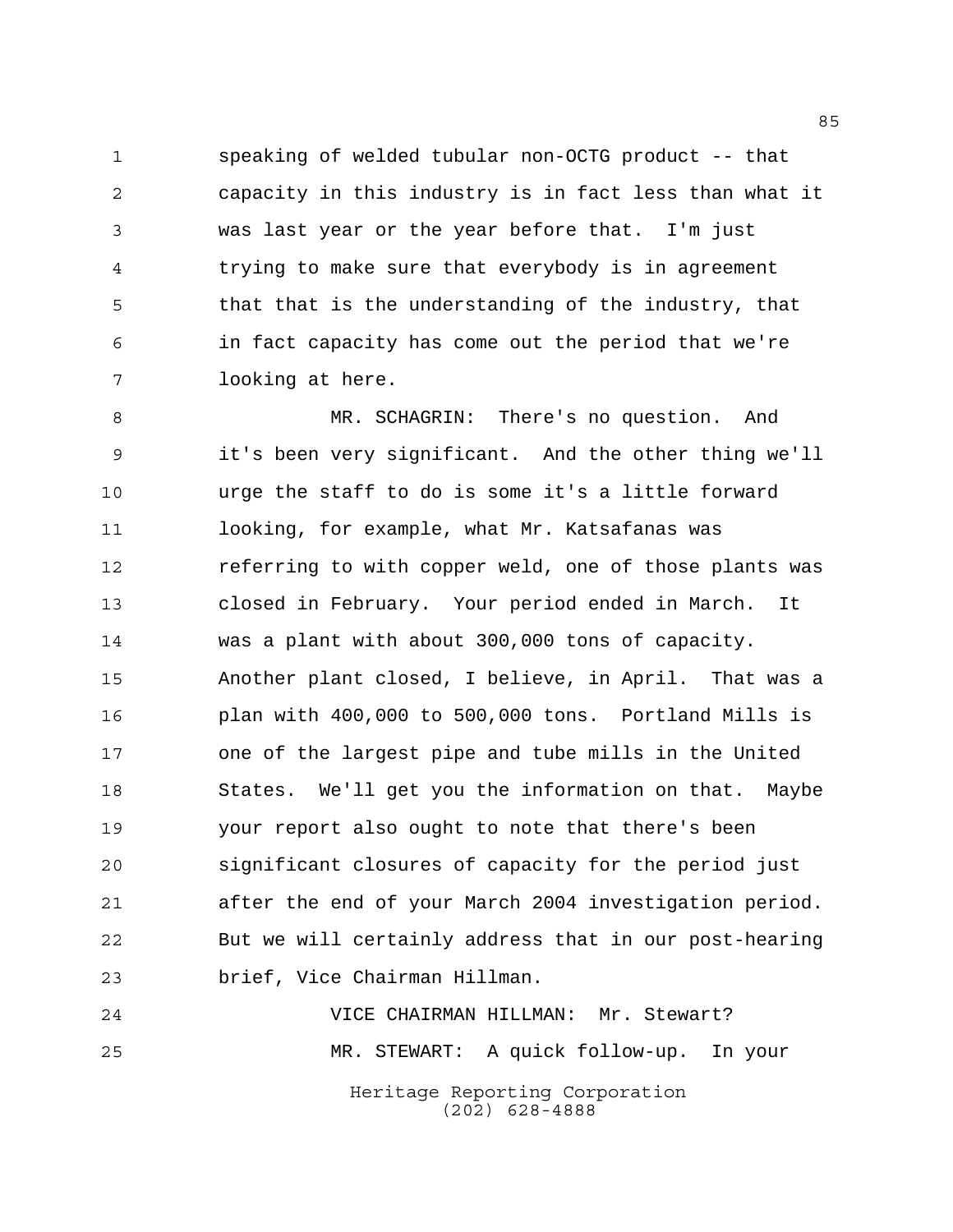speaking of welded tubular non-OCTG product -- that capacity in this industry is in fact less than what it was last year or the year before that. I'm just trying to make sure that everybody is in agreement that that is the understanding of the industry, that in fact capacity has come out the period that we're looking at here.

MR. SCHAGRIN: There's no question. And it's been very significant. And the other thing we'll urge the staff to do is some it's a little forward looking, for example, what Mr. Katsafanas was referring to with copper weld, one of those plants was closed in February. Your period ended in March. It was a plant with about 300,000 tons of capacity. Another plant closed, I believe, in April. That was a plan with 400,000 to 500,000 tons. Portland Mills is one of the largest pipe and tube mills in the United States. We'll get you the information on that. Maybe your report also ought to note that there's been significant closures of capacity for the period just after the end of your March 2004 investigation period. But we will certainly address that in our post-hearing brief, Vice Chairman Hillman.

VICE CHAIRMAN HILLMAN: Mr. Stewart?

MR. STEWART: A quick follow-up. In your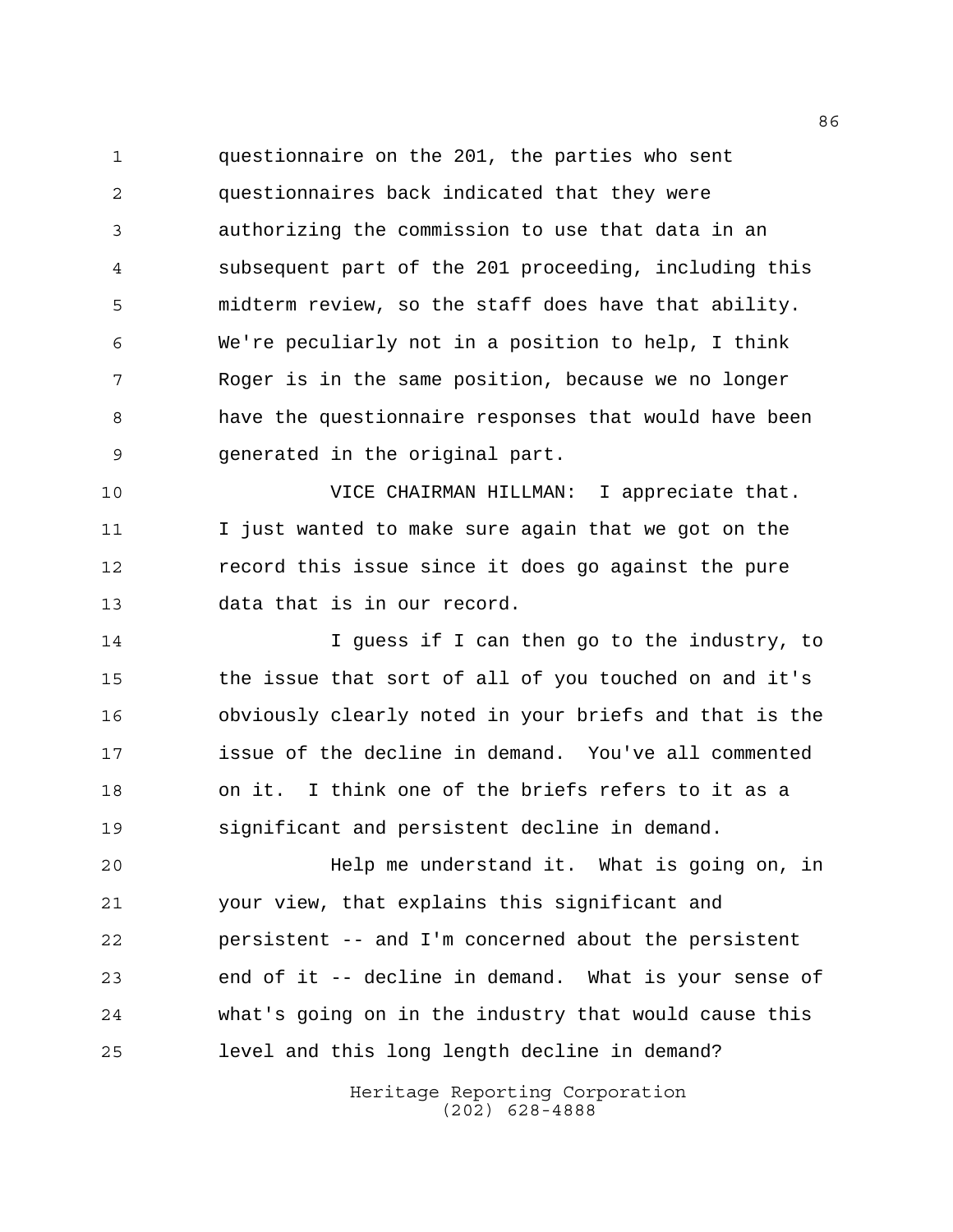questionnaire on the 201, the parties who sent questionnaires back indicated that they were authorizing the commission to use that data in an subsequent part of the 201 proceeding, including this midterm review, so the staff does have that ability. We're peculiarly not in a position to help, I think Roger is in the same position, because we no longer have the questionnaire responses that would have been generated in the original part.

VICE CHAIRMAN HILLMAN: I appreciate that. I just wanted to make sure again that we got on the record this issue since it does go against the pure data that is in our record.

I guess if I can then go to the industry, to the issue that sort of all of you touched on and it's obviously clearly noted in your briefs and that is the issue of the decline in demand. You've all commented on it. I think one of the briefs refers to it as a significant and persistent decline in demand.

Help me understand it. What is going on, in your view, that explains this significant and persistent -- and I'm concerned about the persistent end of it -- decline in demand. What is your sense of what's going on in the industry that would cause this level and this long length decline in demand?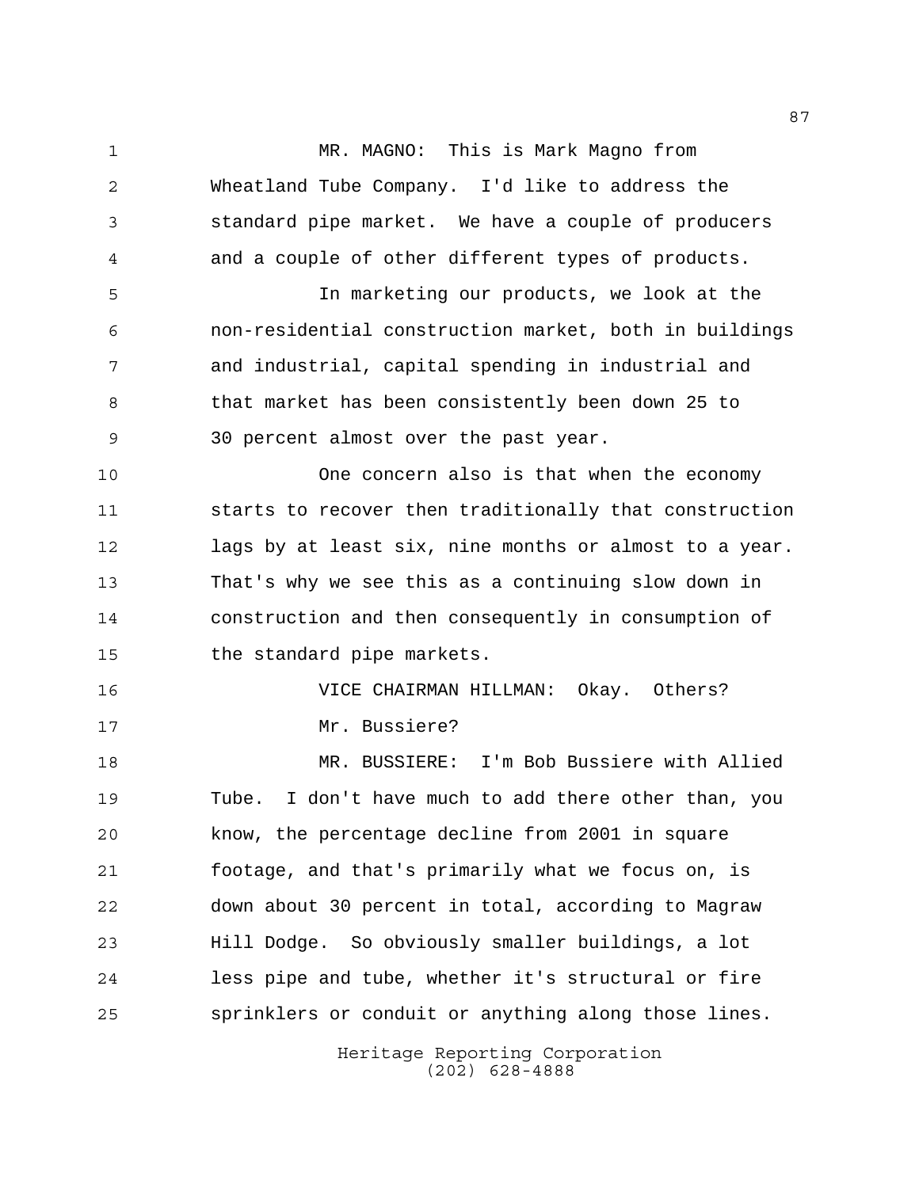MR. MAGNO: This is Mark Magno from Wheatland Tube Company. I'd like to address the standard pipe market. We have a couple of producers and a couple of other different types of products.

In marketing our products, we look at the non-residential construction market, both in buildings and industrial, capital spending in industrial and that market has been consistently been down 25 to 30 percent almost over the past year.

One concern also is that when the economy starts to recover then traditionally that construction lags by at least six, nine months or almost to a year. That's why we see this as a continuing slow down in construction and then consequently in consumption of the standard pipe markets.

VICE CHAIRMAN HILLMAN: Okay. Others?

Mr. Bussiere?

MR. BUSSIERE: I'm Bob Bussiere with Allied Tube. I don't have much to add there other than, you know, the percentage decline from 2001 in square footage, and that's primarily what we focus on, is down about 30 percent in total, according to Magraw Hill Dodge. So obviously smaller buildings, a lot less pipe and tube, whether it's structural or fire sprinklers or conduit or anything along those lines.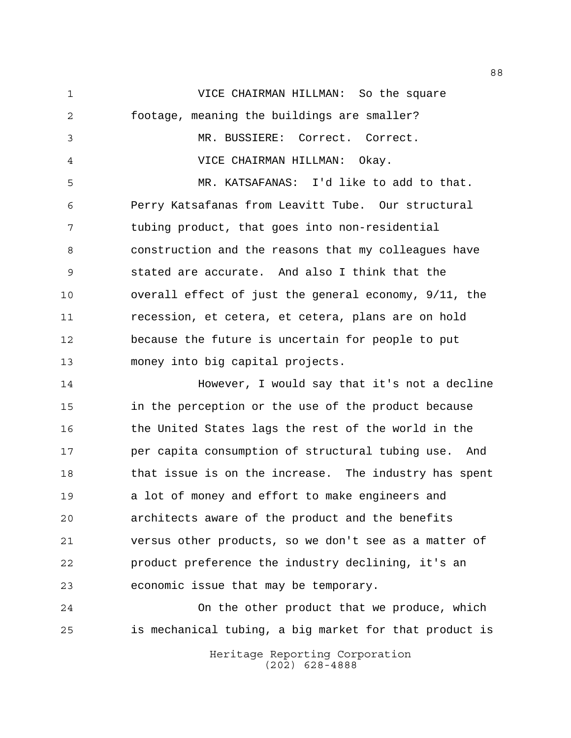VICE CHAIRMAN HILLMAN: So the square footage, meaning the buildings are smaller?

MR. BUSSIERE: Correct. Correct.

VICE CHAIRMAN HILLMAN: Okay.

MR. KATSAFANAS: I'd like to add to that. Perry Katsafanas from Leavitt Tube. Our structural tubing product, that goes into non-residential construction and the reasons that my colleagues have stated are accurate. And also I think that the overall effect of just the general economy, 9/11, the recession, et cetera, et cetera, plans are on hold because the future is uncertain for people to put money into big capital projects.

However, I would say that it's not a decline in the perception or the use of the product because the United States lags the rest of the world in the per capita consumption of structural tubing use. And that issue is on the increase. The industry has spent a lot of money and effort to make engineers and architects aware of the product and the benefits versus other products, so we don't see as a matter of product preference the industry declining, it's an economic issue that may be temporary.

On the other product that we produce, which is mechanical tubing, a big market for that product is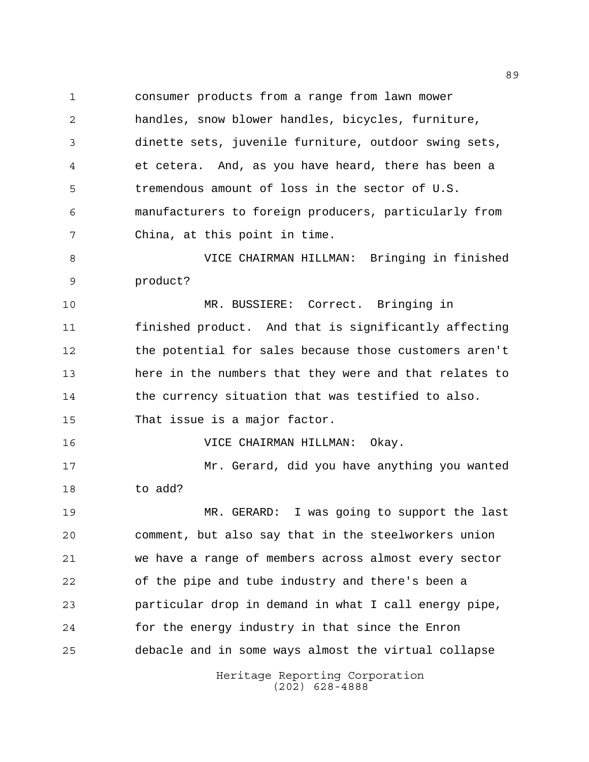consumer products from a range from lawn mower handles, snow blower handles, bicycles, furniture, dinette sets, juvenile furniture, outdoor swing sets, et cetera. And, as you have heard, there has been a tremendous amount of loss in the sector of U.S. manufacturers to foreign producers, particularly from China, at this point in time.

VICE CHAIRMAN HILLMAN: Bringing in finished product?

MR. BUSSIERE: Correct. Bringing in finished product. And that is significantly affecting the potential for sales because those customers aren't here in the numbers that they were and that relates to the currency situation that was testified to also. That issue is a major factor.

VICE CHAIRMAN HILLMAN: Okay.

Mr. Gerard, did you have anything you wanted to add?

MR. GERARD: I was going to support the last comment, but also say that in the steelworkers union we have a range of members across almost every sector of the pipe and tube industry and there's been a particular drop in demand in what I call energy pipe, for the energy industry in that since the Enron debacle and in some ways almost the virtual collapse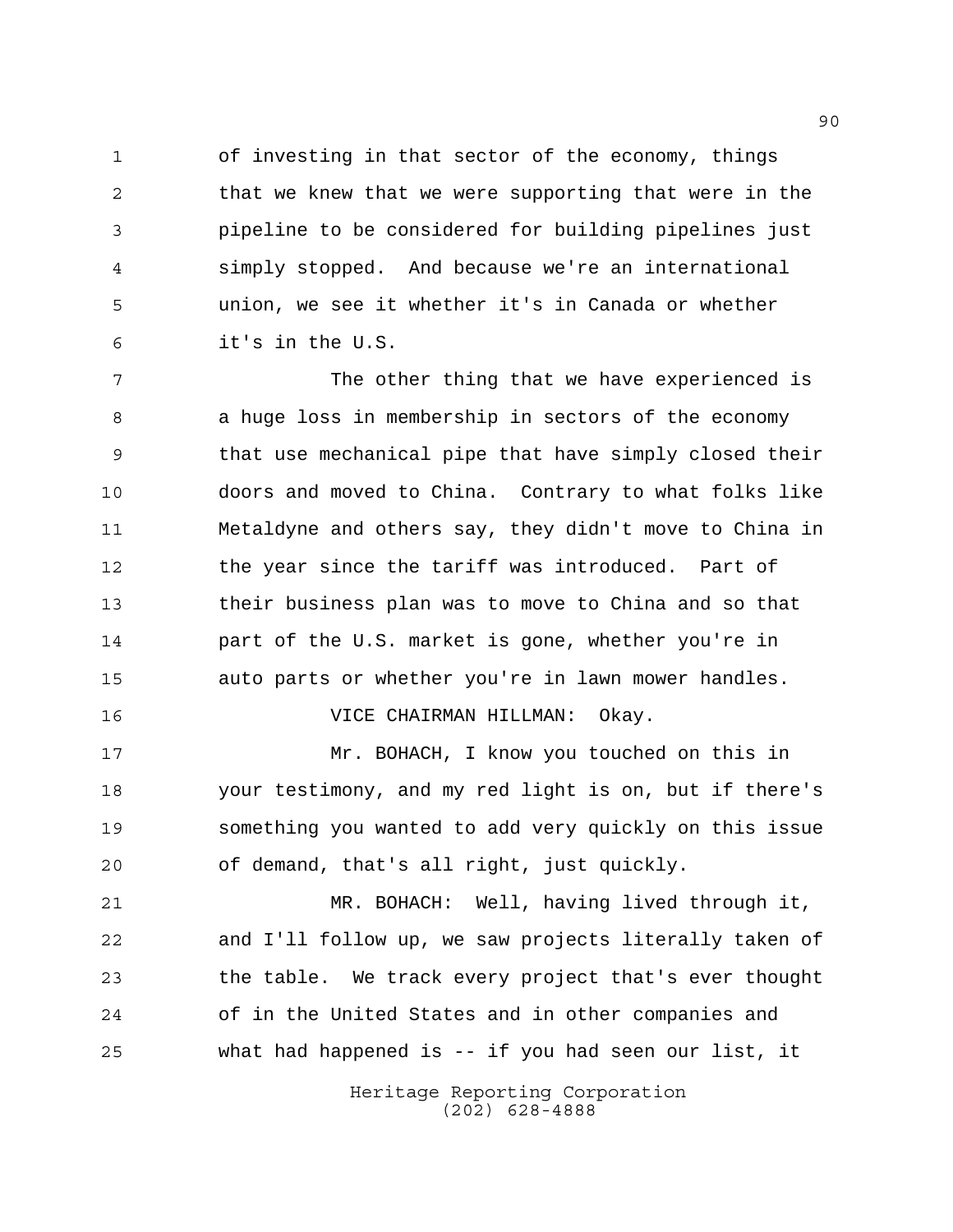of investing in that sector of the economy, things that we knew that we were supporting that were in the pipeline to be considered for building pipelines just simply stopped. And because we're an international union, we see it whether it's in Canada or whether it's in the U.S.

The other thing that we have experienced is a huge loss in membership in sectors of the economy that use mechanical pipe that have simply closed their doors and moved to China. Contrary to what folks like Metaldyne and others say, they didn't move to China in the year since the tariff was introduced. Part of their business plan was to move to China and so that part of the U.S. market is gone, whether you're in auto parts or whether you're in lawn mower handles.

VICE CHAIRMAN HILLMAN: Okay.

Mr. BOHACH, I know you touched on this in your testimony, and my red light is on, but if there's something you wanted to add very quickly on this issue of demand, that's all right, just quickly.

MR. BOHACH: Well, having lived through it, and I'll follow up, we saw projects literally taken of the table. We track every project that's ever thought of in the United States and in other companies and what had happened is -- if you had seen our list, it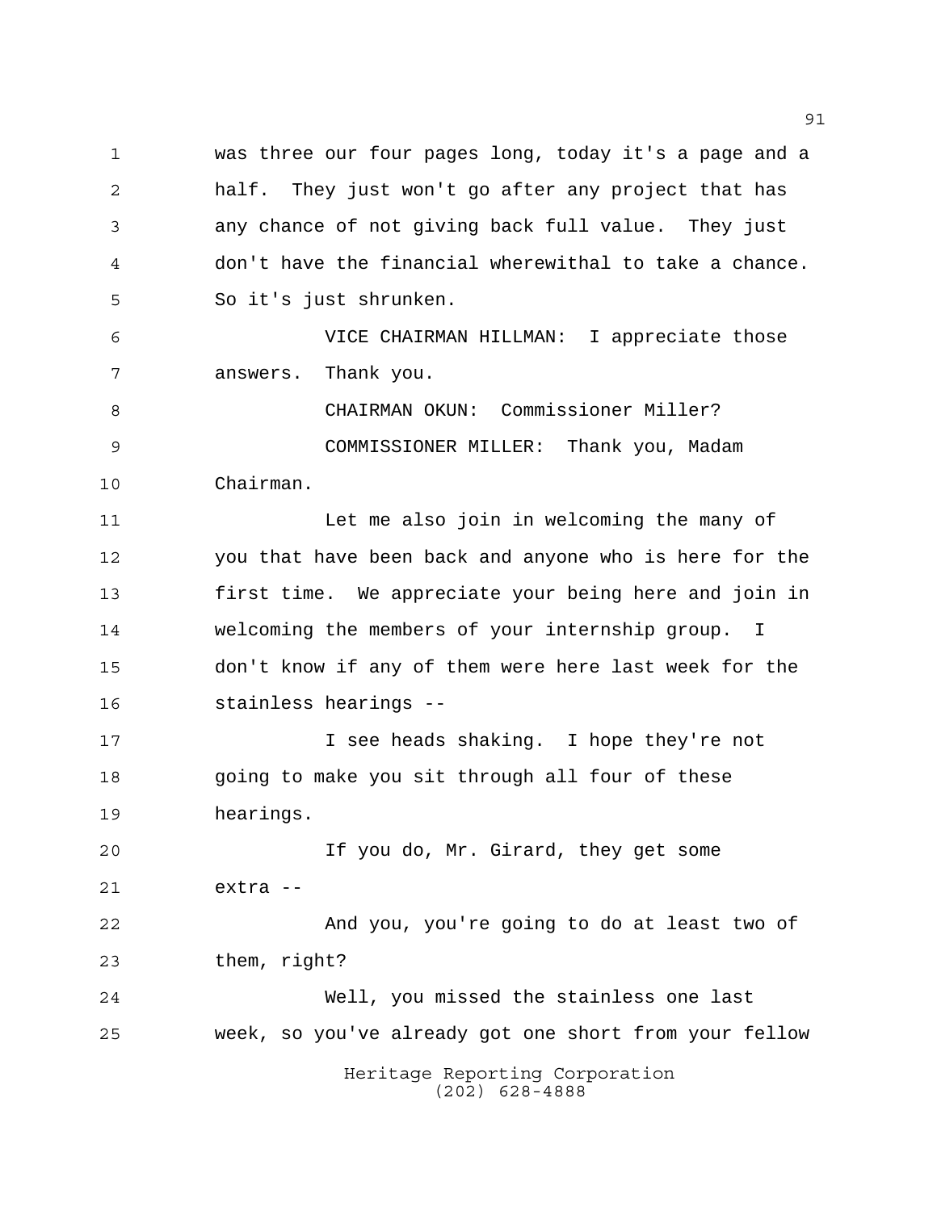was three our four pages long, today it's a page and a half. They just won't go after any project that has any chance of not giving back full value. They just don't have the financial wherewithal to take a chance. So it's just shrunken.

VICE CHAIRMAN HILLMAN: I appreciate those answers. Thank you.

CHAIRMAN OKUN: Commissioner Miller?

COMMISSIONER MILLER: Thank you, Madam Chairman.

Let me also join in welcoming the many of you that have been back and anyone who is here for the first time. We appreciate your being here and join in welcoming the members of your internship group. I don't know if any of them were here last week for the stainless hearings --

I see heads shaking. I hope they're not going to make you sit through all four of these hearings.

If you do, Mr. Girard, they get some extra --

And you, you're going to do at least two of them, right?

Well, you missed the stainless one last week, so you've already got one short from your fellow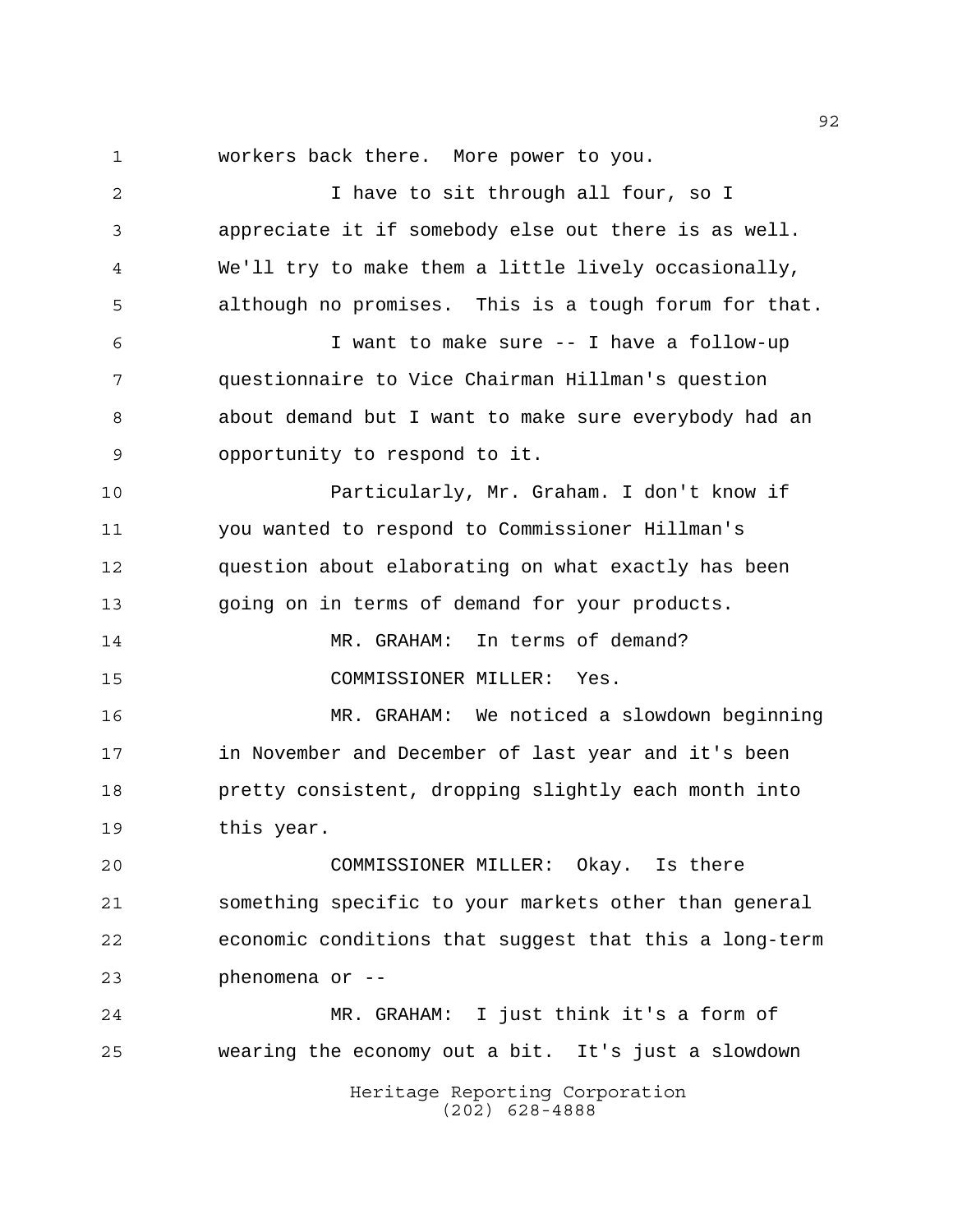workers back there. More power to you.

I have to sit through all four, so I appreciate it if somebody else out there is as well. We'll try to make them a little lively occasionally, although no promises. This is a tough forum for that.

I want to make sure -- I have a follow-up questionnaire to Vice Chairman Hillman's question about demand but I want to make sure everybody had an opportunity to respond to it.

Particularly, Mr. Graham. I don't know if you wanted to respond to Commissioner Hillman's question about elaborating on what exactly has been going on in terms of demand for your products.

MR. GRAHAM: In terms of demand?

COMMISSIONER MILLER: Yes.

MR. GRAHAM: We noticed a slowdown beginning in November and December of last year and it's been pretty consistent, dropping slightly each month into this year.

COMMISSIONER MILLER: Okay. Is there something specific to your markets other than general economic conditions that suggest that this a long-term phenomena or --

MR. GRAHAM: I just think it's a form of wearing the economy out a bit. It's just a slowdown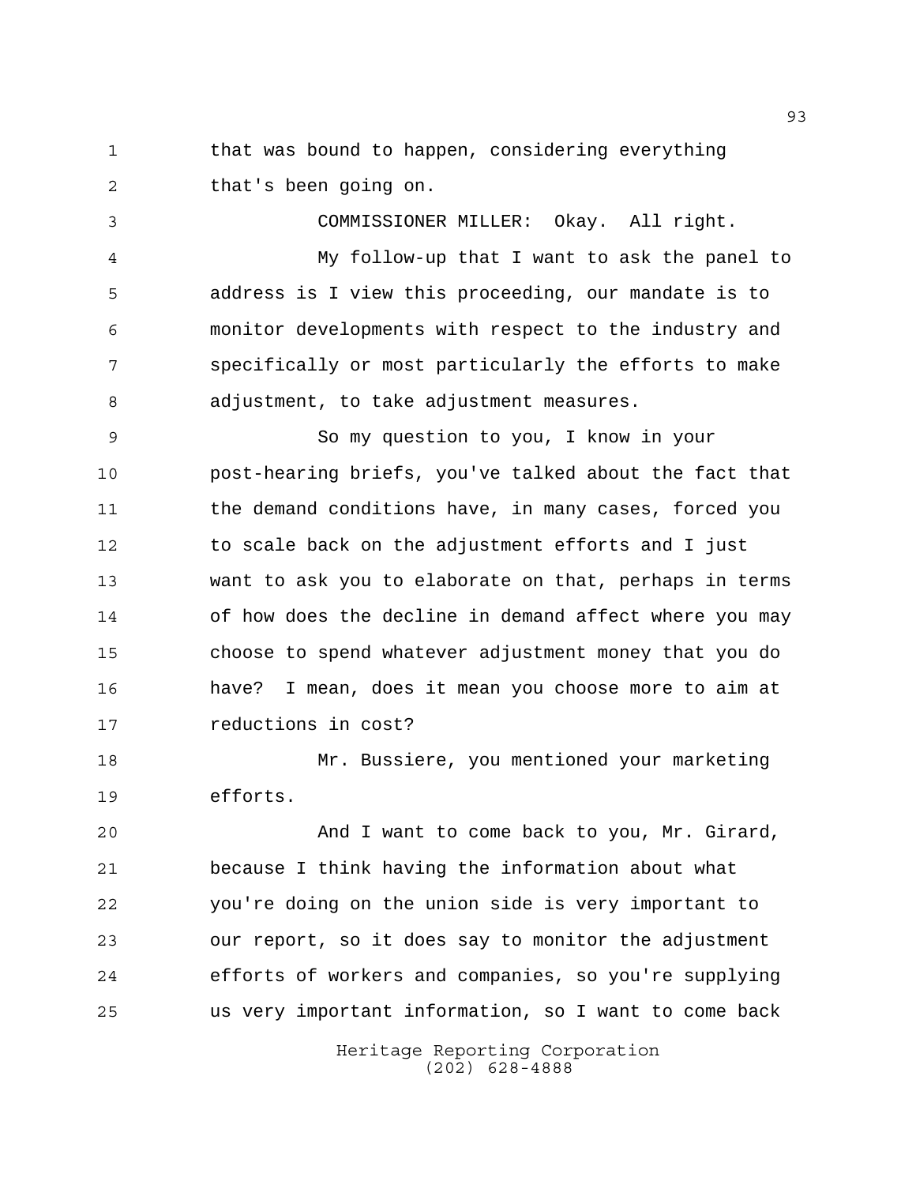that was bound to happen, considering everything that's been going on.

COMMISSIONER MILLER: Okay. All right.

My follow-up that I want to ask the panel to address is I view this proceeding, our mandate is to monitor developments with respect to the industry and specifically or most particularly the efforts to make adjustment, to take adjustment measures.

So my question to you, I know in your post-hearing briefs, you've talked about the fact that the demand conditions have, in many cases, forced you to scale back on the adjustment efforts and I just want to ask you to elaborate on that, perhaps in terms of how does the decline in demand affect where you may choose to spend whatever adjustment money that you do have? I mean, does it mean you choose more to aim at reductions in cost?

Mr. Bussiere, you mentioned your marketing efforts.

And I want to come back to you, Mr. Girard, because I think having the information about what you're doing on the union side is very important to our report, so it does say to monitor the adjustment efforts of workers and companies, so you're supplying us very important information, so I want to come back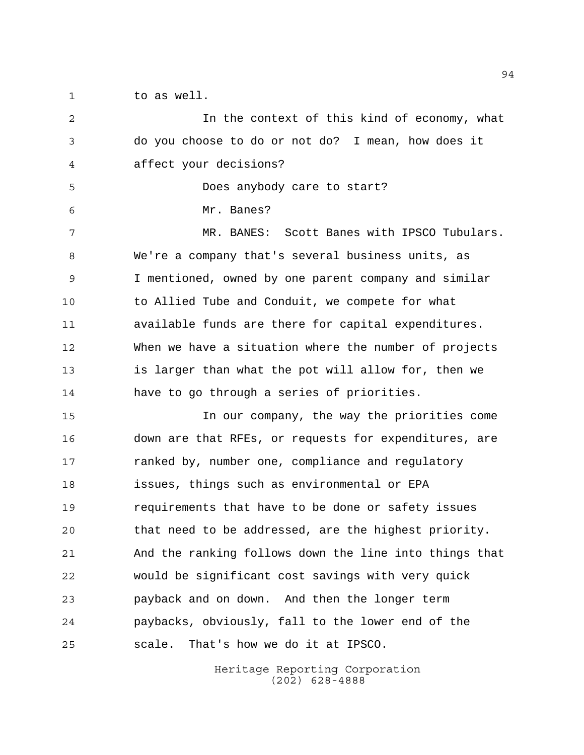to as well.

In the context of this kind of economy, what do you choose to do or not do? I mean, how does it affect your decisions?

Does anybody care to start?

Mr. Banes?

MR. BANES: Scott Banes with IPSCO Tubulars. We're a company that's several business units, as I mentioned, owned by one parent company and similar to Allied Tube and Conduit, we compete for what available funds are there for capital expenditures. When we have a situation where the number of projects is larger than what the pot will allow for, then we have to go through a series of priorities.

In our company, the way the priorities come down are that RFEs, or requests for expenditures, are ranked by, number one, compliance and regulatory issues, things such as environmental or EPA requirements that have to be done or safety issues that need to be addressed, are the highest priority. And the ranking follows down the line into things that would be significant cost savings with very quick payback and on down. And then the longer term paybacks, obviously, fall to the lower end of the scale. That's how we do it at IPSCO.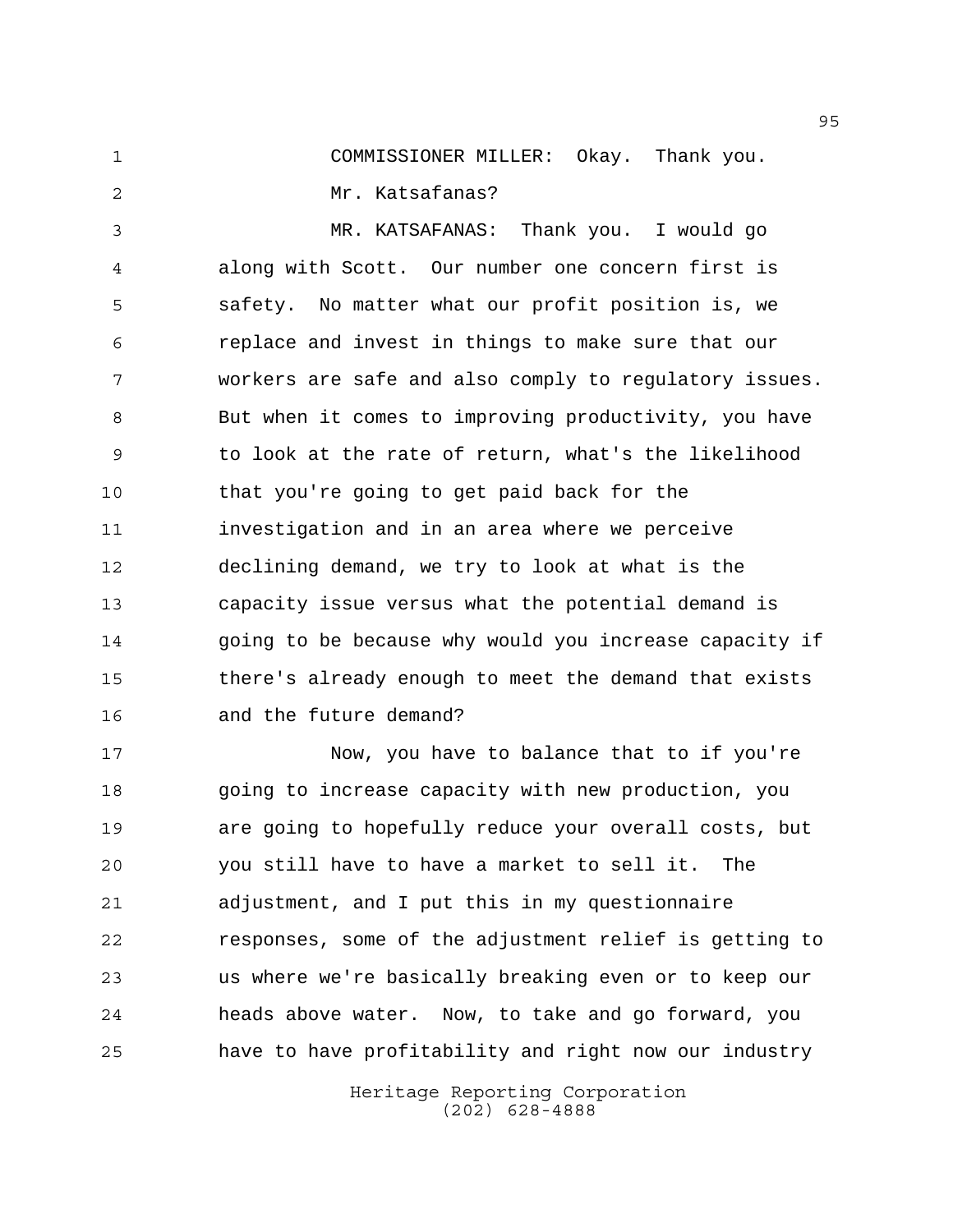COMMISSIONER MILLER: Okay. Thank you.

Mr. Katsafanas?

MR. KATSAFANAS: Thank you. I would go along with Scott. Our number one concern first is safety. No matter what our profit position is, we replace and invest in things to make sure that our workers are safe and also comply to regulatory issues. But when it comes to improving productivity, you have to look at the rate of return, what's the likelihood that you're going to get paid back for the investigation and in an area where we perceive declining demand, we try to look at what is the capacity issue versus what the potential demand is going to be because why would you increase capacity if there's already enough to meet the demand that exists and the future demand?

Now, you have to balance that to if you're going to increase capacity with new production, you are going to hopefully reduce your overall costs, but you still have to have a market to sell it. The adjustment, and I put this in my questionnaire responses, some of the adjustment relief is getting to us where we're basically breaking even or to keep our heads above water. Now, to take and go forward, you have to have profitability and right now our industry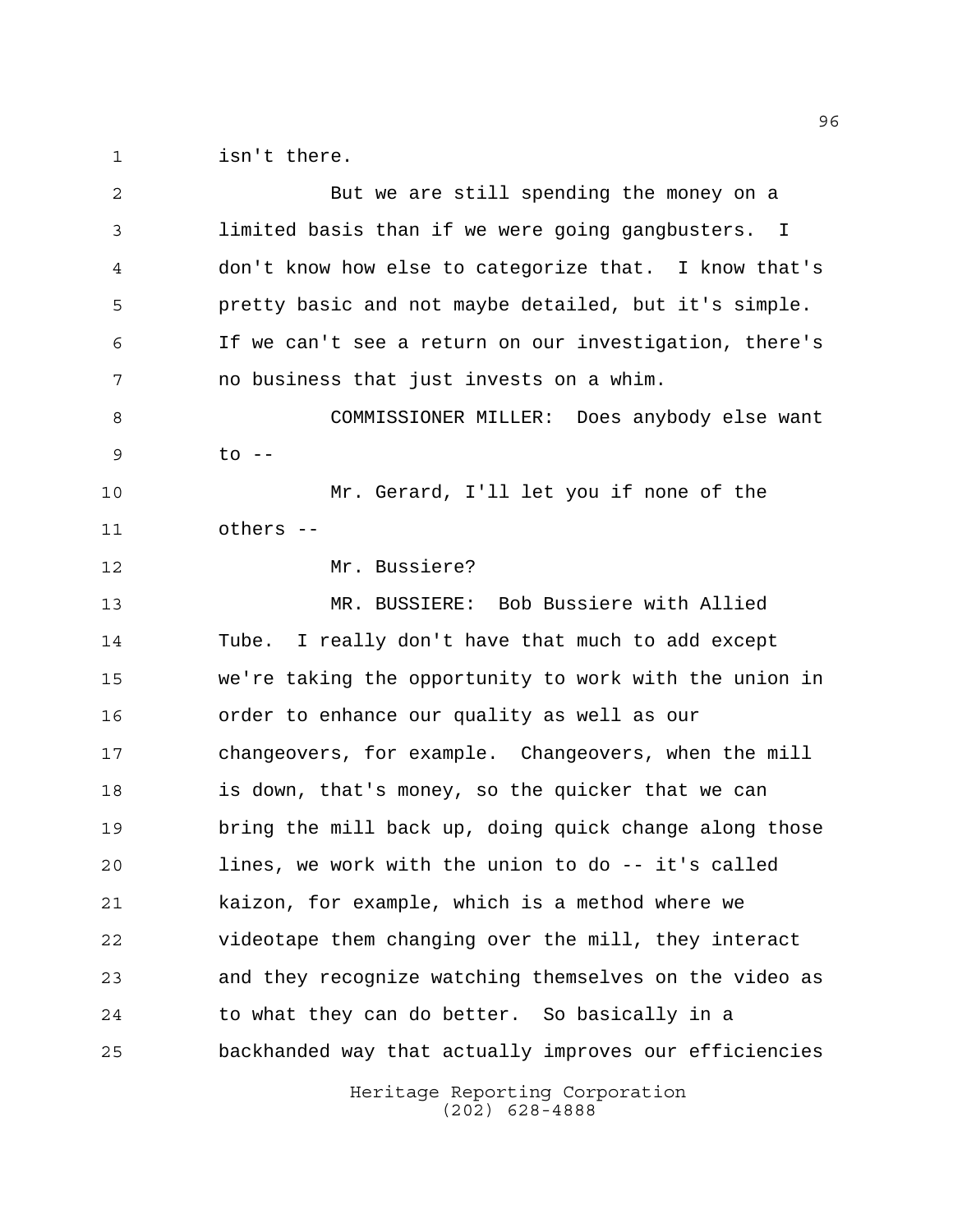isn't there.

But we are still spending the money on a limited basis than if we were going gangbusters. I don't know how else to categorize that. I know that's pretty basic and not maybe detailed, but it's simple. If we can't see a return on our investigation, there's no business that just invests on a whim.

COMMISSIONER MILLER: Does anybody else want to --

Mr. Gerard, I'll let you if none of the others --

Mr. Bussiere?

MR. BUSSIERE: Bob Bussiere with Allied Tube. I really don't have that much to add except we're taking the opportunity to work with the union in order to enhance our quality as well as our changeovers, for example. Changeovers, when the mill is down, that's money, so the quicker that we can bring the mill back up, doing quick change along those lines, we work with the union to do -- it's called kaizon, for example, which is a method where we videotape them changing over the mill, they interact and they recognize watching themselves on the video as to what they can do better. So basically in a backhanded way that actually improves our efficiencies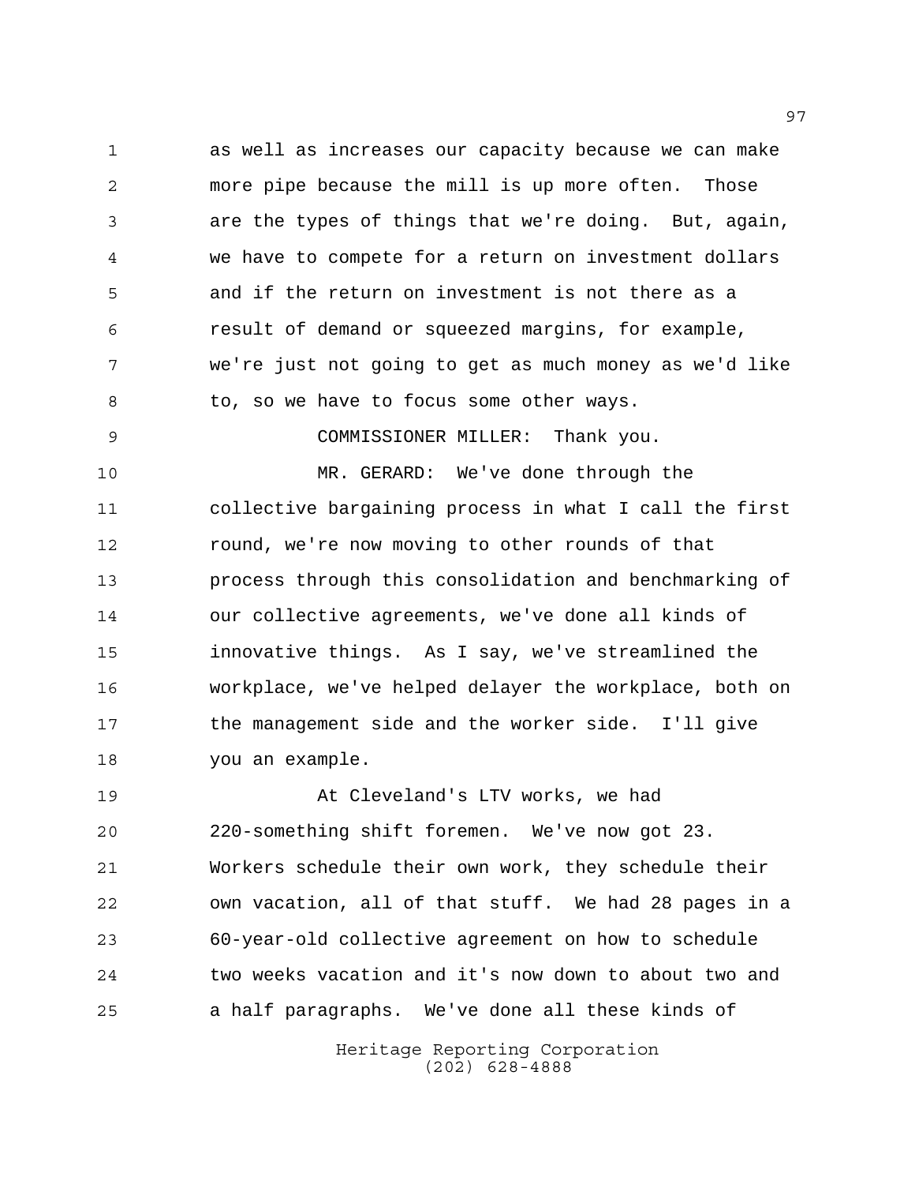as well as increases our capacity because we can make more pipe because the mill is up more often. Those are the types of things that we're doing. But, again, we have to compete for a return on investment dollars and if the return on investment is not there as a result of demand or squeezed margins, for example, we're just not going to get as much money as we'd like to, so we have to focus some other ways.

COMMISSIONER MILLER: Thank you.

MR. GERARD: We've done through the collective bargaining process in what I call the first round, we're now moving to other rounds of that process through this consolidation and benchmarking of our collective agreements, we've done all kinds of innovative things. As I say, we've streamlined the workplace, we've helped delayer the workplace, both on the management side and the worker side. I'll give you an example.

At Cleveland's LTV works, we had 220-something shift foremen. We've now got 23. Workers schedule their own work, they schedule their own vacation, all of that stuff. We had 28 pages in a 60-year-old collective agreement on how to schedule two weeks vacation and it's now down to about two and a half paragraphs. We've done all these kinds of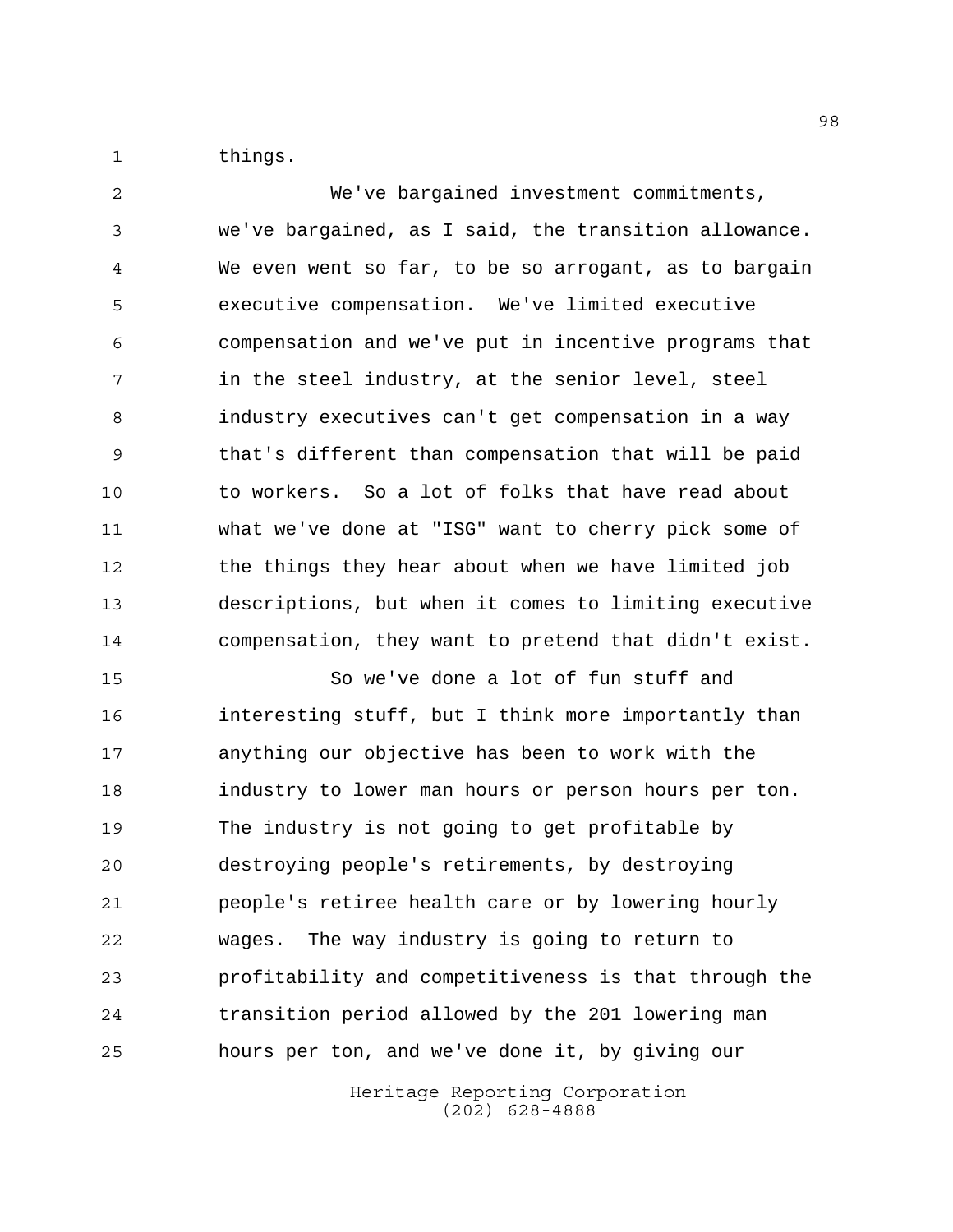things.

We've bargained investment commitments, we've bargained, as I said, the transition allowance. We even went so far, to be so arrogant, as to bargain executive compensation. We've limited executive compensation and we've put in incentive programs that in the steel industry, at the senior level, steel industry executives can't get compensation in a way that's different than compensation that will be paid to workers. So a lot of folks that have read about what we've done at "ISG" want to cherry pick some of the things they hear about when we have limited job descriptions, but when it comes to limiting executive compensation, they want to pretend that didn't exist.

So we've done a lot of fun stuff and interesting stuff, but I think more importantly than anything our objective has been to work with the industry to lower man hours or person hours per ton. The industry is not going to get profitable by destroying people's retirements, by destroying people's retiree health care or by lowering hourly wages. The way industry is going to return to profitability and competitiveness is that through the transition period allowed by the 201 lowering man hours per ton, and we've done it, by giving our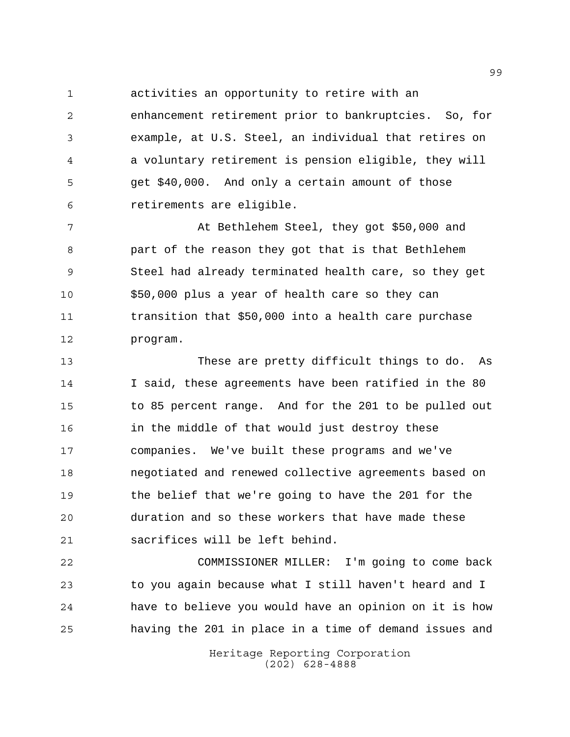activities an opportunity to retire with an enhancement retirement prior to bankruptcies. So, for example, at U.S. Steel, an individual that retires on a voluntary retirement is pension eligible, they will get $40,000. And only a certain amount of those retirements are eligible.

At Bethlehem Steel, they got $50,000 and part of the reason they got that is that Bethlehem Steel had already terminated health care, so they get $50,000 plus a year of health care so they can transition that $50,000 into a health care purchase program.

These are pretty difficult things to do. As I said, these agreements have been ratified in the 80 to 85 percent range. And for the 201 to be pulled out in the middle of that would just destroy these companies. We've built these programs and we've negotiated and renewed collective agreements based on the belief that we're going to have the 201 for the duration and so these workers that have made these sacrifices will be left behind.

COMMISSIONER MILLER: I'm going to come back to you again because what I still haven't heard and I have to believe you would have an opinion on it is how having the 201 in place in a time of demand issues and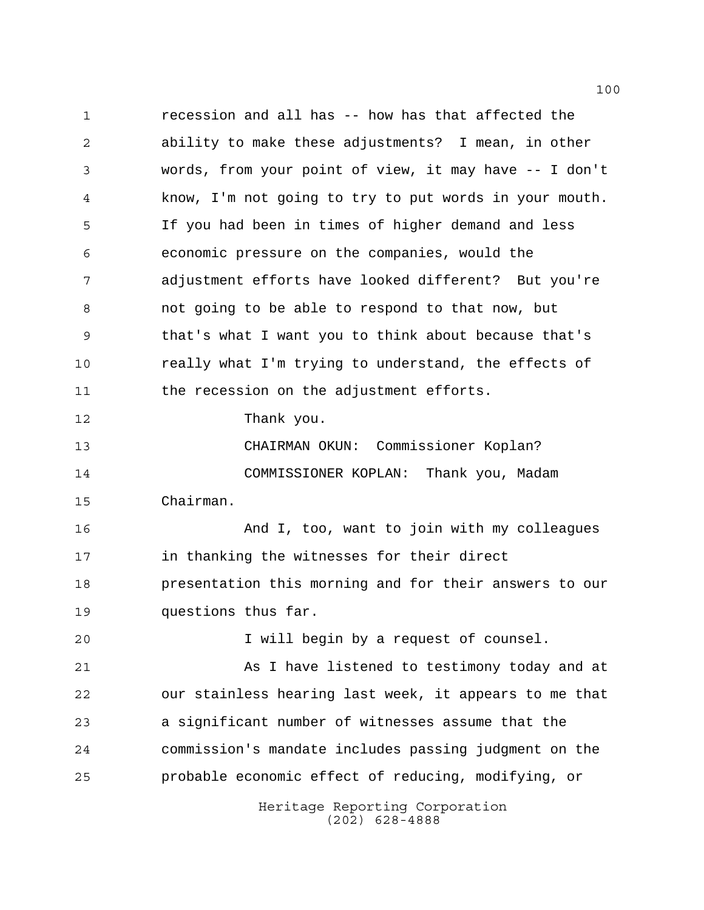recession and all has -- how has that affected the ability to make these adjustments? I mean, in other words, from your point of view, it may have -- I don't know, I'm not going to try to put words in your mouth. If you had been in times of higher demand and less economic pressure on the companies, would the adjustment efforts have looked different? But you're not going to be able to respond to that now, but that's what I want you to think about because that's really what I'm trying to understand, the effects of the recession on the adjustment efforts.

Thank you.

CHAIRMAN OKUN: Commissioner Koplan?

COMMISSIONER KOPLAN: Thank you, Madam Chairman.

And I, too, want to join with my colleagues in thanking the witnesses for their direct presentation this morning and for their answers to our questions thus far.

I will begin by a request of counsel.

As I have listened to testimony today and at our stainless hearing last week, it appears to me that a significant number of witnesses assume that the commission's mandate includes passing judgment on the probable economic effect of reducing, modifying, or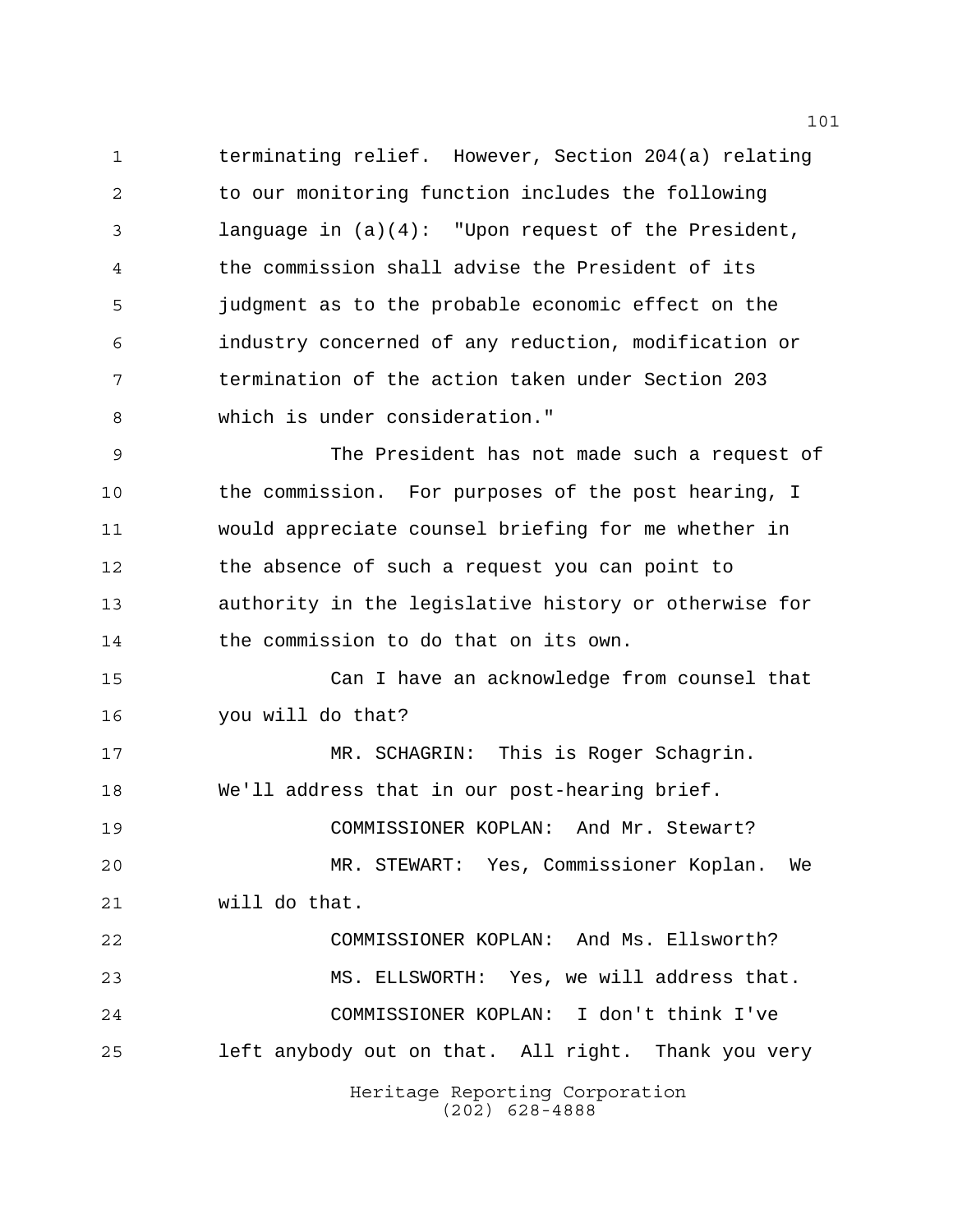terminating relief. However, Section 204(a) relating to our monitoring function includes the following language in (a)(4): "Upon request of the President, the commission shall advise the President of its judgment as to the probable economic effect on the industry concerned of any reduction, modification or termination of the action taken under Section 203 which is under consideration."

The President has not made such a request of the commission. For purposes of the post hearing, I would appreciate counsel briefing for me whether in the absence of such a request you can point to authority in the legislative history or otherwise for the commission to do that on its own.

Can I have an acknowledge from counsel that you will do that?

MR. SCHAGRIN: This is Roger Schagrin. We'll address that in our post-hearing brief.

COMMISSIONER KOPLAN: And Mr. Stewart?

MR. STEWART: Yes, Commissioner Koplan. We will do that.

COMMISSIONER KOPLAN: And Ms. Ellsworth?

MS. ELLSWORTH: Yes, we will address that.

COMMISSIONER KOPLAN: I don't think I've left anybody out on that. All right. Thank you very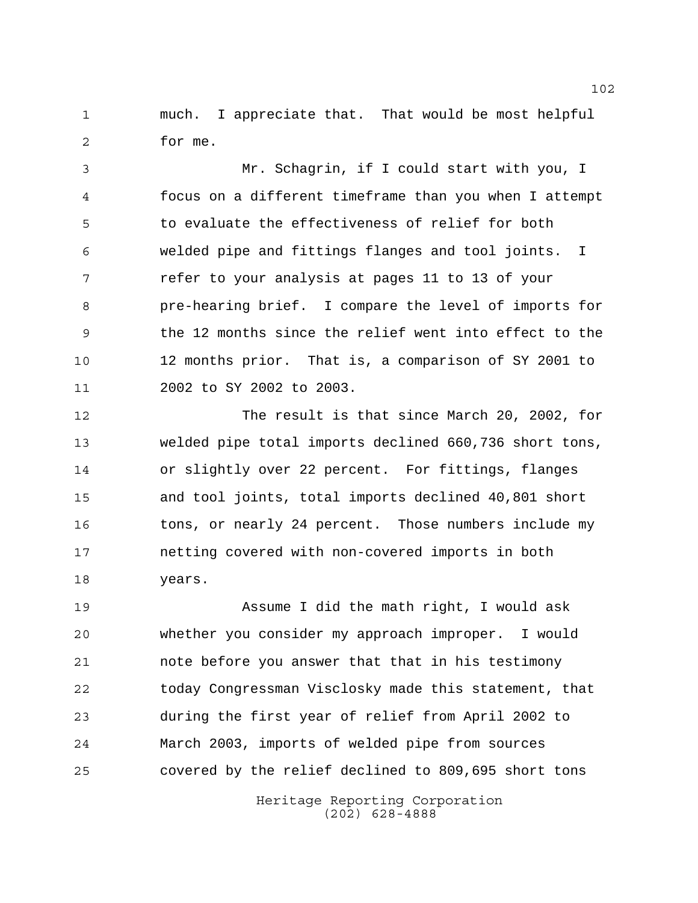much. I appreciate that. That would be most helpful for me.

Mr. Schagrin, if I could start with you, I focus on a different timeframe than you when I attempt to evaluate the effectiveness of relief for both welded pipe and fittings flanges and tool joints. I refer to your analysis at pages 11 to 13 of your pre-hearing brief. I compare the level of imports for the 12 months since the relief went into effect to the 12 months prior. That is, a comparison of SY 2001 to 2002 to SY 2002 to 2003.

The result is that since March 20, 2002, for welded pipe total imports declined 660,736 short tons, or slightly over 22 percent. For fittings, flanges and tool joints, total imports declined 40,801 short tons, or nearly 24 percent. Those numbers include my netting covered with non-covered imports in both years.

Assume I did the math right, I would ask whether you consider my approach improper. I would note before you answer that that in his testimony today Congressman Visclosky made this statement, that during the first year of relief from April 2002 to March 2003, imports of welded pipe from sources covered by the relief declined to 809,695 short tons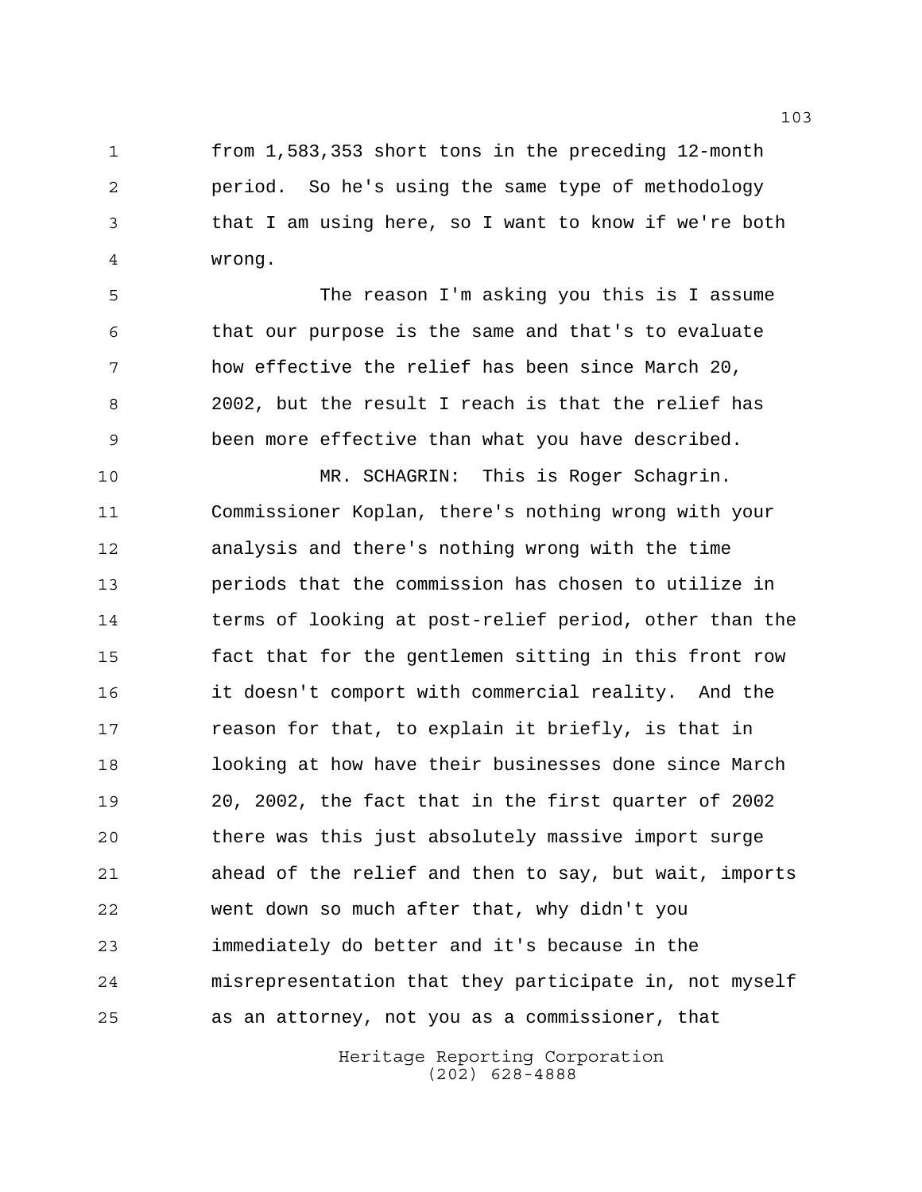from 1,583,353 short tons in the preceding 12-month period. So he's using the same type of methodology that I am using here, so I want to know if we're both wrong.

The reason I'm asking you this is I assume that our purpose is the same and that's to evaluate how effective the relief has been since March 20, 2002, but the result I reach is that the relief has been more effective than what you have described.

MR. SCHAGRIN: This is Roger Schagrin. Commissioner Koplan, there's nothing wrong with your analysis and there's nothing wrong with the time periods that the commission has chosen to utilize in terms of looking at post-relief period, other than the fact that for the gentlemen sitting in this front row it doesn't comport with commercial reality. And the reason for that, to explain it briefly, is that in looking at how have their businesses done since March 20, 2002, the fact that in the first quarter of 2002 there was this just absolutely massive import surge ahead of the relief and then to say, but wait, imports went down so much after that, why didn't you immediately do better and it's because in the misrepresentation that they participate in, not myself as an attorney, not you as a commissioner, that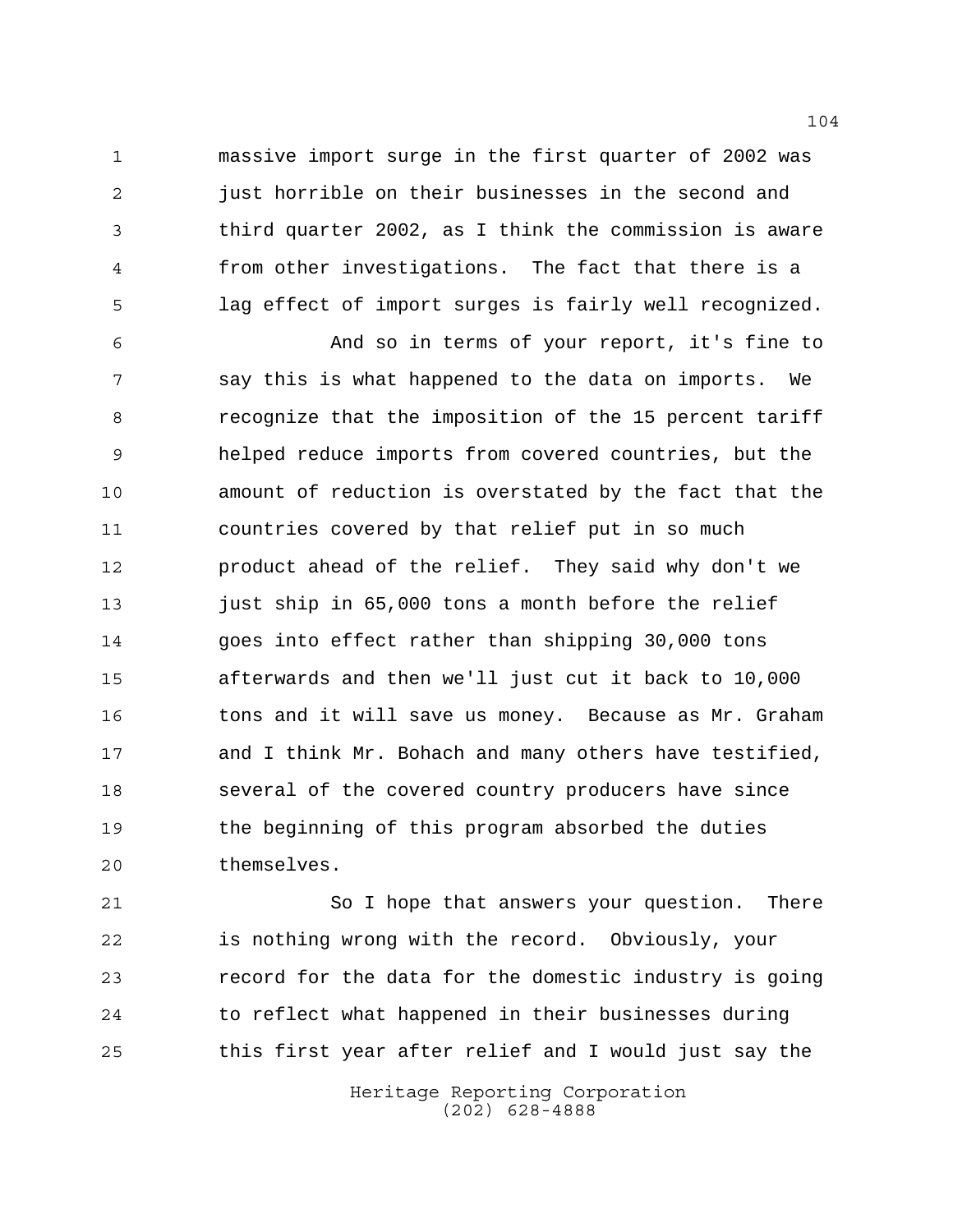massive import surge in the first quarter of 2002 was just horrible on their businesses in the second and third quarter 2002, as I think the commission is aware from other investigations. The fact that there is a lag effect of import surges is fairly well recognized.

And so in terms of your report, it's fine to say this is what happened to the data on imports. We recognize that the imposition of the 15 percent tariff helped reduce imports from covered countries, but the amount of reduction is overstated by the fact that the countries covered by that relief put in so much product ahead of the relief. They said why don't we just ship in 65,000 tons a month before the relief goes into effect rather than shipping 30,000 tons afterwards and then we'll just cut it back to 10,000 tons and it will save us money. Because as Mr. Graham and I think Mr. Bohach and many others have testified, several of the covered country producers have since the beginning of this program absorbed the duties themselves.

So I hope that answers your question. There is nothing wrong with the record. Obviously, your record for the data for the domestic industry is going to reflect what happened in their businesses during this first year after relief and I would just say the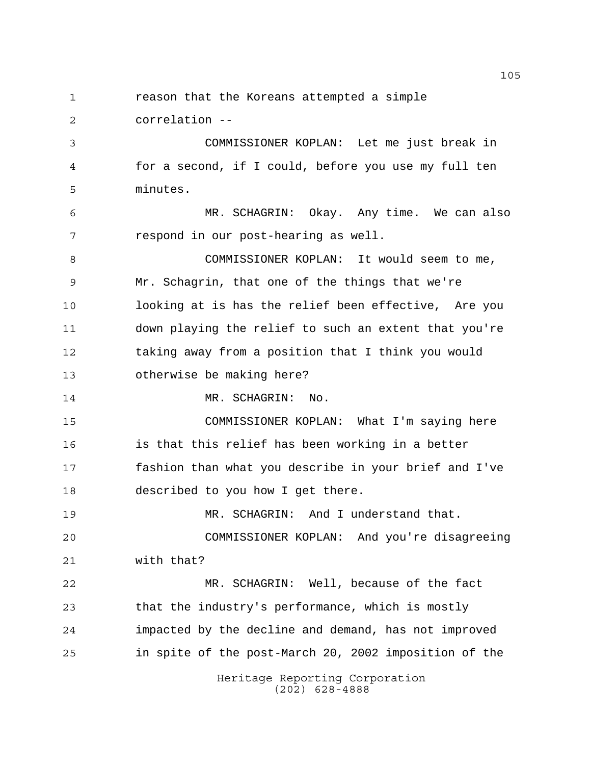reason that the Koreans attempted a simple correlation --

COMMISSIONER KOPLAN: Let me just break in for a second, if I could, before you use my full ten minutes.

MR. SCHAGRIN: Okay. Any time. We can also respond in our post-hearing as well.

COMMISSIONER KOPLAN: It would seem to me, Mr. Schagrin, that one of the things that we're looking at is has the relief been effective, Are you down playing the relief to such an extent that you're taking away from a position that I think you would otherwise be making here?

MR. SCHAGRIN: No.

COMMISSIONER KOPLAN: What I'm saying here is that this relief has been working in a better fashion than what you describe in your brief and I've described to you how I get there.

MR. SCHAGRIN: And I understand that.

COMMISSIONER KOPLAN: And you're disagreeing with that?

MR. SCHAGRIN: Well, because of the fact that the industry's performance, which is mostly impacted by the decline and demand, has not improved in spite of the post-March 20, 2002 imposition of the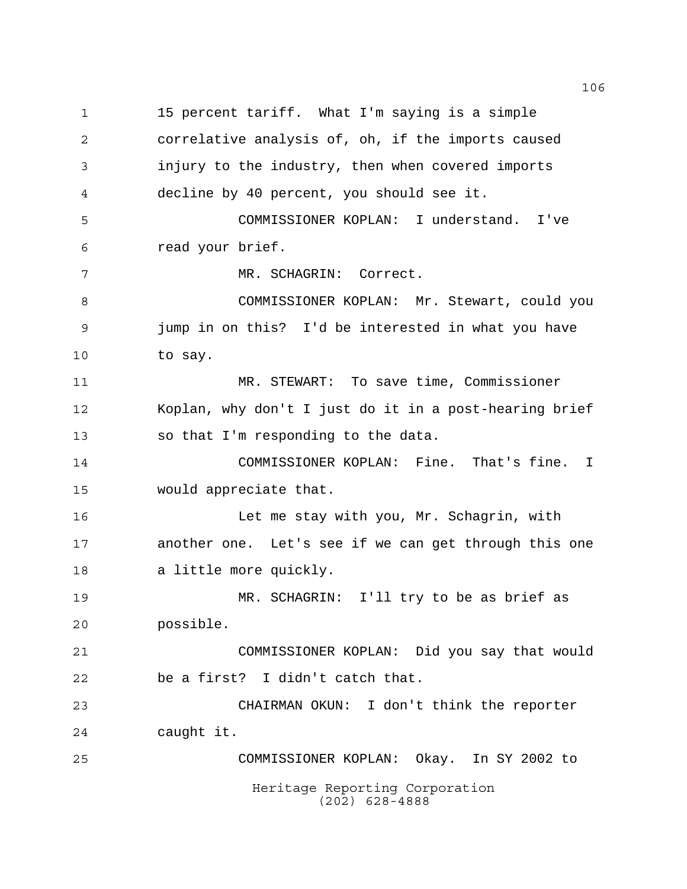15 percent tariff. What I'm saying is a simple correlative analysis of, oh, if the imports caused injury to the industry, then when covered imports decline by 40 percent, you should see it.

COMMISSIONER KOPLAN: I understand. I've read your brief.

MR. SCHAGRIN: Correct.

COMMISSIONER KOPLAN: Mr. Stewart, could you jump in on this? I'd be interested in what you have to say.

MR. STEWART: To save time, Commissioner Koplan, why don't I just do it in a post-hearing brief so that I'm responding to the data.

COMMISSIONER KOPLAN: Fine. That's fine. I would appreciate that.

Let me stay with you, Mr. Schagrin, with another one. Let's see if we can get through this one a little more quickly.

MR. SCHAGRIN: I'll try to be as brief as possible.

COMMISSIONER KOPLAN: Did you say that would be a first? I didn't catch that.

CHAIRMAN OKUN: I don't think the reporter caught it.

COMMISSIONER KOPLAN: Okay. In SY 2002 to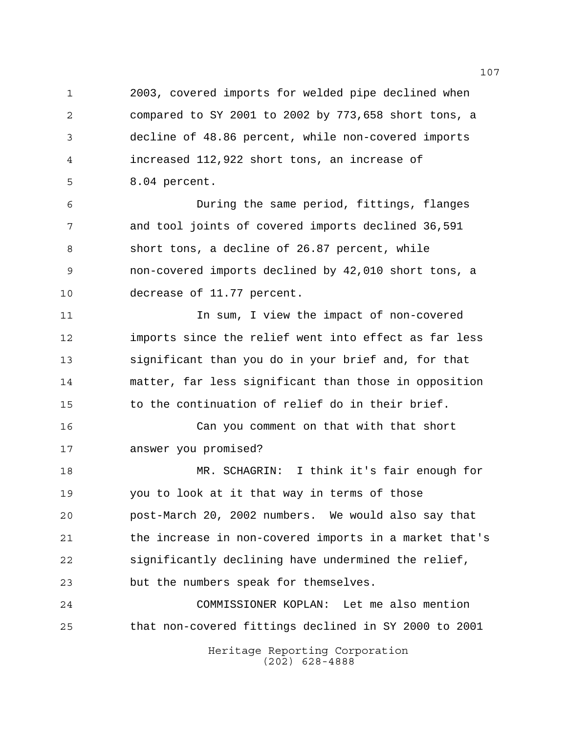2003, covered imports for welded pipe declined when compared to SY 2001 to 2002 by 773,658 short tons, a decline of 48.86 percent, while non-covered imports increased 112,922 short tons, an increase of 8.04 percent.

During the same period, fittings, flanges and tool joints of covered imports declined 36,591 short tons, a decline of 26.87 percent, while non-covered imports declined by 42,010 short tons, a decrease of 11.77 percent.

In sum, I view the impact of non-covered imports since the relief went into effect as far less significant than you do in your brief and, for that matter, far less significant than those in opposition to the continuation of relief do in their brief.

Can you comment on that with that short answer you promised?

MR. SCHAGRIN: I think it's fair enough for you to look at it that way in terms of those post-March 20, 2002 numbers. We would also say that the increase in non-covered imports in a market that's significantly declining have undermined the relief, but the numbers speak for themselves.

COMMISSIONER KOPLAN: Let me also mention that non-covered fittings declined in SY 2000 to 2001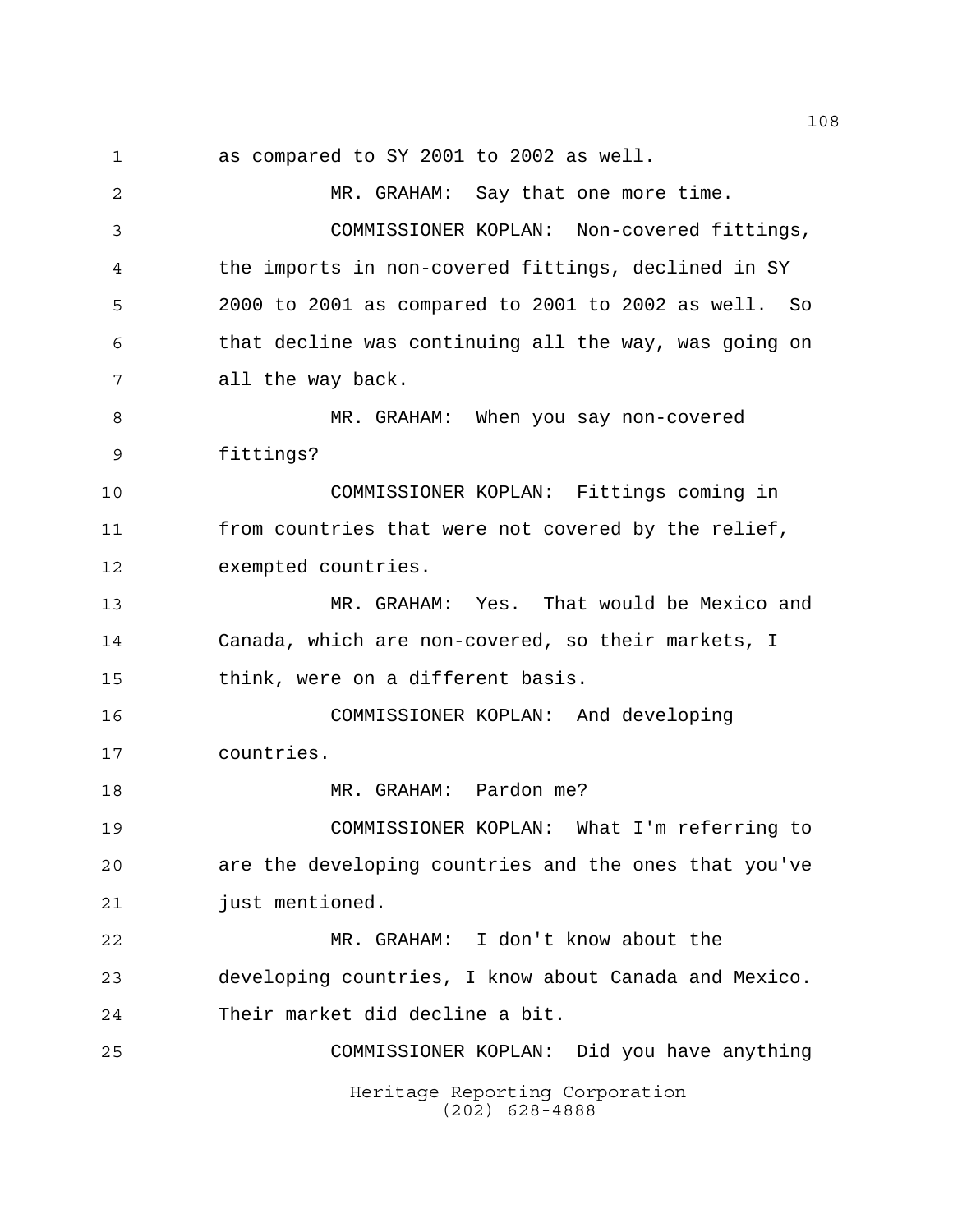as compared to SY 2001 to 2002 as well.

MR. GRAHAM: Say that one more time.

COMMISSIONER KOPLAN: Non-covered fittings, the imports in non-covered fittings, declined in SY 2000 to 2001 as compared to 2001 to 2002 as well. So that decline was continuing all the way, was going on all the way back.

MR. GRAHAM: When you say non-covered fittings?

COMMISSIONER KOPLAN: Fittings coming in from countries that were not covered by the relief, exempted countries.

MR. GRAHAM: Yes. That would be Mexico and Canada, which are non-covered, so their markets, I think, were on a different basis.

COMMISSIONER KOPLAN: And developing countries.

MR. GRAHAM: Pardon me?

COMMISSIONER KOPLAN: What I'm referring to are the developing countries and the ones that you've just mentioned.

MR. GRAHAM: I don't know about the developing countries, I know about Canada and Mexico. Their market did decline a bit.

COMMISSIONER KOPLAN: Did you have anything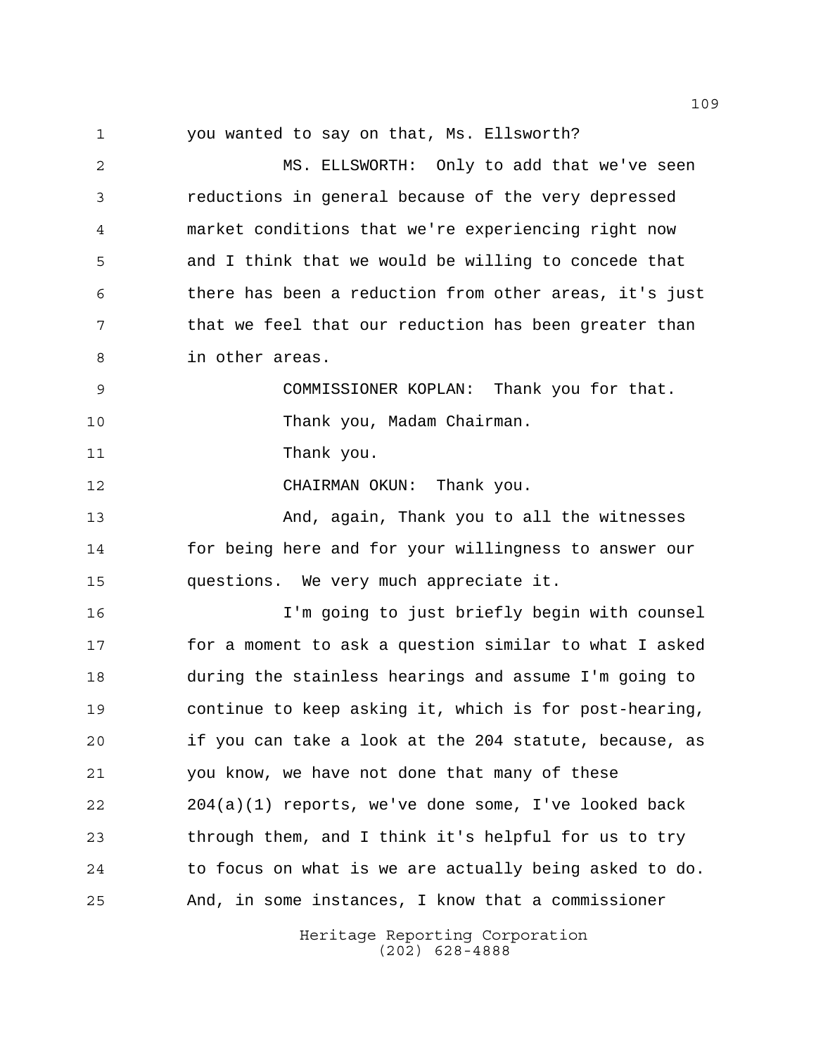you wanted to say on that, Ms. Ellsworth?

MS. ELLSWORTH: Only to add that we've seen reductions in general because of the very depressed market conditions that we're experiencing right now and I think that we would be willing to concede that there has been a reduction from other areas, it's just that we feel that our reduction has been greater than in other areas.

COMMISSIONER KOPLAN: Thank you for that.

Thank you, Madam Chairman.

Thank you.

CHAIRMAN OKUN: Thank you.

And, again, Thank you to all the witnesses for being here and for your willingness to answer our questions. We very much appreciate it.

I'm going to just briefly begin with counsel for a moment to ask a question similar to what I asked during the stainless hearings and assume I'm going to continue to keep asking it, which is for post-hearing, if you can take a look at the 204 statute, because, as you know, we have not done that many of these 204(a)(1) reports, we've done some, I've looked back through them, and I think it's helpful for us to try to focus on what is we are actually being asked to do. And, in some instances, I know that a commissioner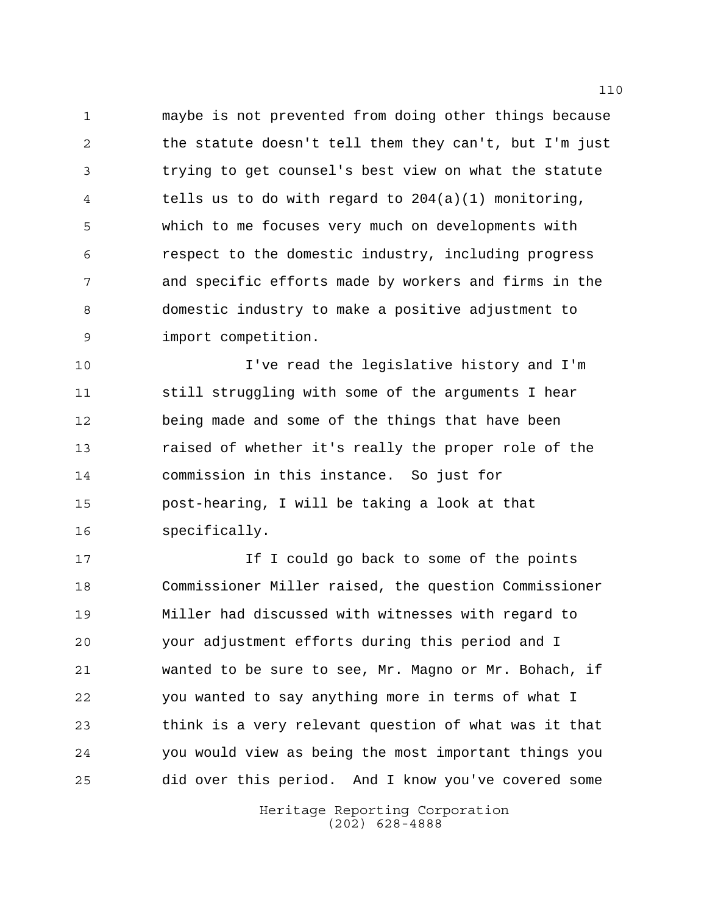maybe is not prevented from doing other things because the statute doesn't tell them they can't, but I'm just trying to get counsel's best view on what the statute tells us to do with regard to 204(a)(1) monitoring, which to me focuses very much on developments with respect to the domestic industry, including progress and specific efforts made by workers and firms in the domestic industry to make a positive adjustment to import competition.

I've read the legislative history and I'm still struggling with some of the arguments I hear being made and some of the things that have been raised of whether it's really the proper role of the commission in this instance. So just for post-hearing, I will be taking a look at that specifically.

If I could go back to some of the points Commissioner Miller raised, the question Commissioner Miller had discussed with witnesses with regard to your adjustment efforts during this period and I wanted to be sure to see, Mr. Magno or Mr. Bohach, if you wanted to say anything more in terms of what I think is a very relevant question of what was it that you would view as being the most important things you did over this period. And I know you've covered some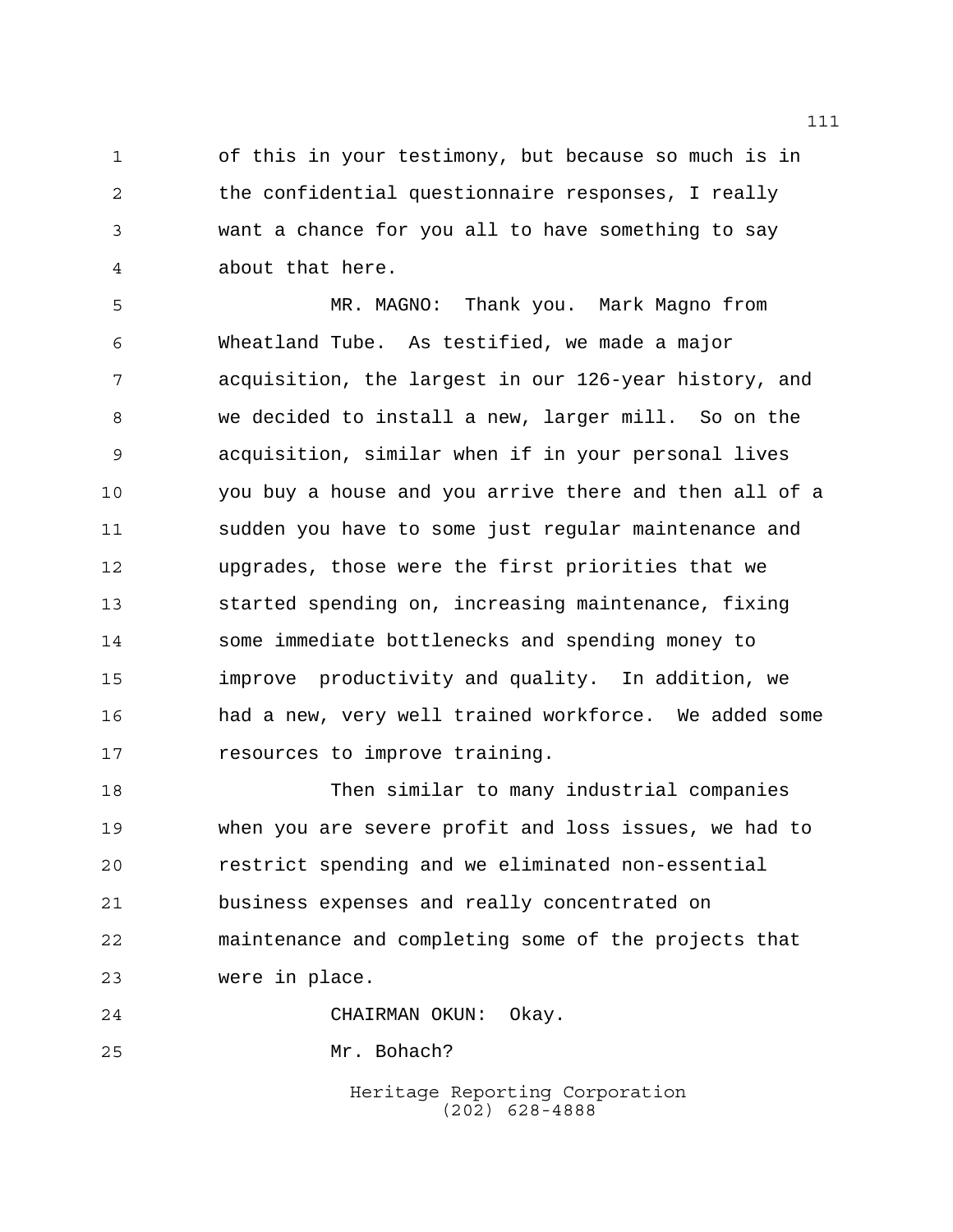of this in your testimony, but because so much is in the confidential questionnaire responses, I really want a chance for you all to have something to say about that here.

MR. MAGNO: Thank you. Mark Magno from Wheatland Tube. As testified, we made a major acquisition, the largest in our 126-year history, and we decided to install a new, larger mill. So on the acquisition, similar when if in your personal lives you buy a house and you arrive there and then all of a sudden you have to some just regular maintenance and upgrades, those were the first priorities that we started spending on, increasing maintenance, fixing some immediate bottlenecks and spending money to improve productivity and quality. In addition, we had a new, very well trained workforce. We added some resources to improve training.

Then similar to many industrial companies when you are severe profit and loss issues, we had to restrict spending and we eliminated non-essential business expenses and really concentrated on maintenance and completing some of the projects that were in place.

CHAIRMAN OKUN: Okay.

Mr. Bohach?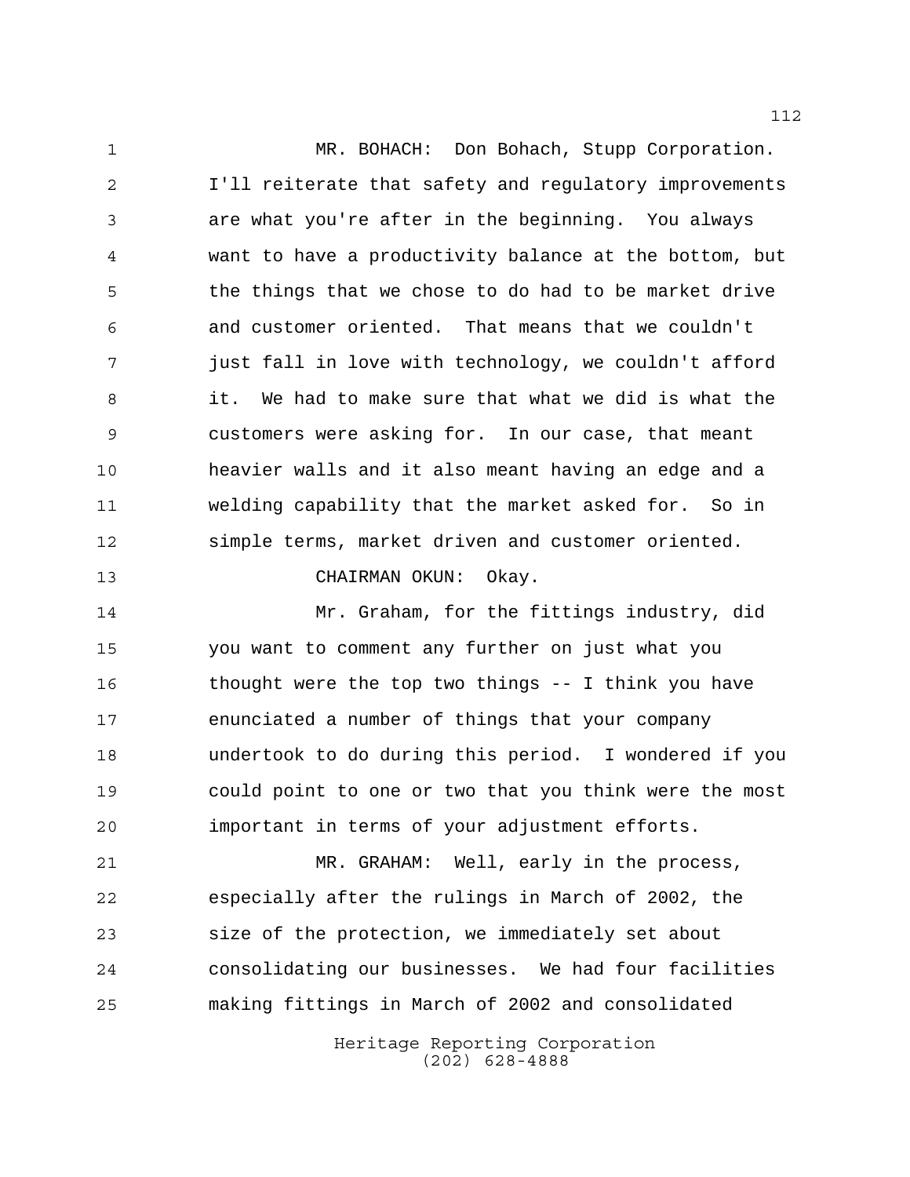MR. BOHACH: Don Bohach, Stupp Corporation. I'll reiterate that safety and regulatory improvements are what you're after in the beginning. You always want to have a productivity balance at the bottom, but the things that we chose to do had to be market drive and customer oriented. That means that we couldn't just fall in love with technology, we couldn't afford it. We had to make sure that what we did is what the customers were asking for. In our case, that meant heavier walls and it also meant having an edge and a welding capability that the market asked for. So in simple terms, market driven and customer oriented.

CHAIRMAN OKUN: Okay.

Mr. Graham, for the fittings industry, did you want to comment any further on just what you thought were the top two things -- I think you have enunciated a number of things that your company undertook to do during this period. I wondered if you could point to one or two that you think were the most important in terms of your adjustment efforts.

MR. GRAHAM: Well, early in the process, especially after the rulings in March of 2002, the size of the protection, we immediately set about consolidating our businesses. We had four facilities making fittings in March of 2002 and consolidated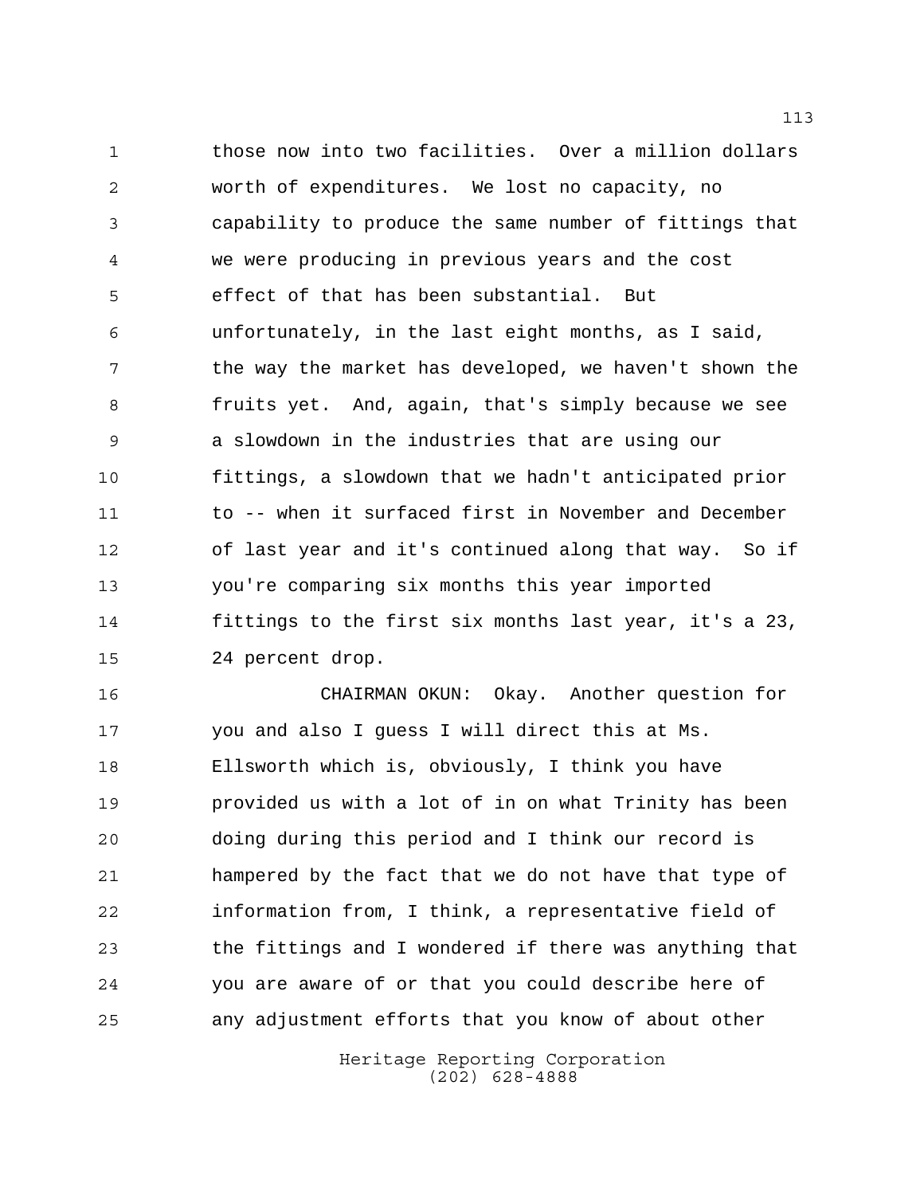those now into two facilities. Over a million dollars worth of expenditures. We lost no capacity, no capability to produce the same number of fittings that we were producing in previous years and the cost effect of that has been substantial. But unfortunately, in the last eight months, as I said, the way the market has developed, we haven't shown the fruits yet. And, again, that's simply because we see a slowdown in the industries that are using our fittings, a slowdown that we hadn't anticipated prior to -- when it surfaced first in November and December of last year and it's continued along that way. So if you're comparing six months this year imported fittings to the first six months last year, it's a 23, 24 percent drop.

CHAIRMAN OKUN: Okay. Another question for you and also I guess I will direct this at Ms. Ellsworth which is, obviously, I think you have provided us with a lot of in on what Trinity has been doing during this period and I think our record is hampered by the fact that we do not have that type of information from, I think, a representative field of the fittings and I wondered if there was anything that you are aware of or that you could describe here of any adjustment efforts that you know of about other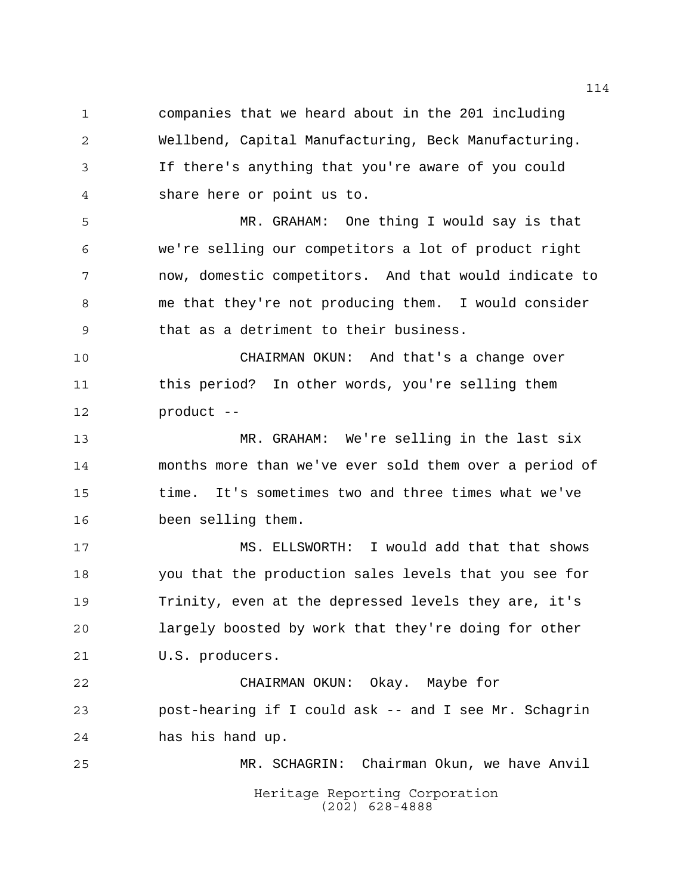companies that we heard about in the 201 including Wellbend, Capital Manufacturing, Beck Manufacturing. If there's anything that you're aware of you could share here or point us to.

MR. GRAHAM: One thing I would say is that we're selling our competitors a lot of product right now, domestic competitors. And that would indicate to me that they're not producing them. I would consider that as a detriment to their business.

CHAIRMAN OKUN: And that's a change over this period? In other words, you're selling them product --

MR. GRAHAM: We're selling in the last six months more than we've ever sold them over a period of time. It's sometimes two and three times what we've been selling them.

MS. ELLSWORTH: I would add that that shows you that the production sales levels that you see for Trinity, even at the depressed levels they are, it's largely boosted by work that they're doing for other U.S. producers.

CHAIRMAN OKUN: Okay. Maybe for post-hearing if I could ask -- and I see Mr. Schagrin has his hand up.

MR. SCHAGRIN: Chairman Okun, we have Anvil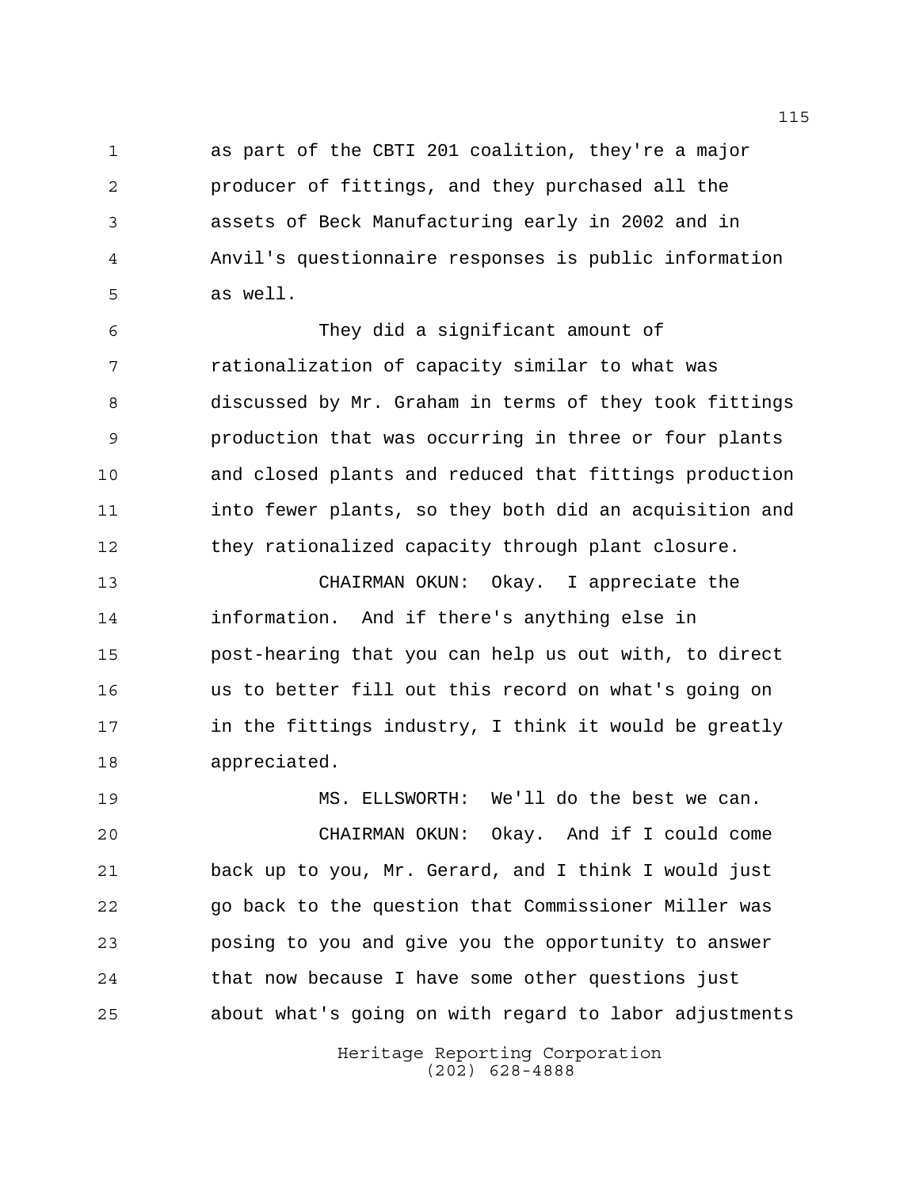as part of the CBTI 201 coalition, they're a major producer of fittings, and they purchased all the assets of Beck Manufacturing early in 2002 and in Anvil's questionnaire responses is public information as well.

They did a significant amount of rationalization of capacity similar to what was discussed by Mr. Graham in terms of they took fittings production that was occurring in three or four plants and closed plants and reduced that fittings production into fewer plants, so they both did an acquisition and they rationalized capacity through plant closure.

CHAIRMAN OKUN: Okay. I appreciate the information. And if there's anything else in post-hearing that you can help us out with, to direct us to better fill out this record on what's going on in the fittings industry, I think it would be greatly appreciated.

MS. ELLSWORTH: We'll do the best we can.

CHAIRMAN OKUN: Okay. And if I could come back up to you, Mr. Gerard, and I think I would just go back to the question that Commissioner Miller was posing to you and give you the opportunity to answer that now because I have some other questions just about what's going on with regard to labor adjustments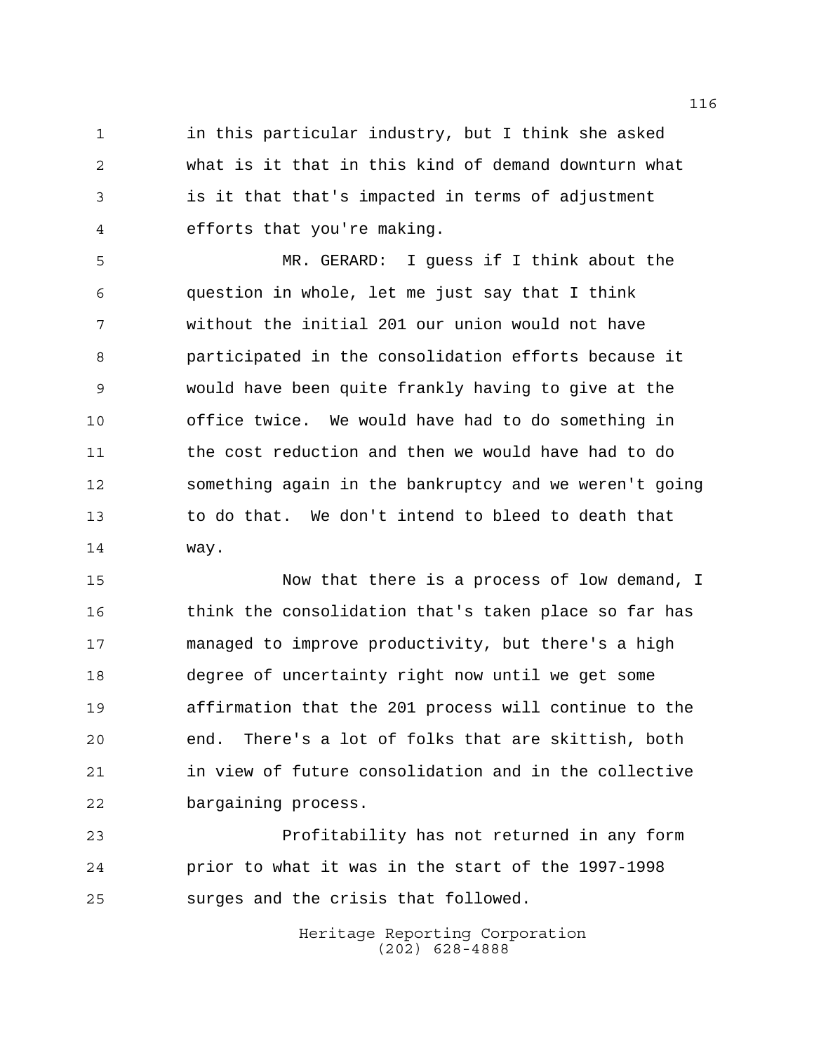in this particular industry, but I think she asked what is it that in this kind of demand downturn what is it that that's impacted in terms of adjustment efforts that you're making.

MR. GERARD: I guess if I think about the question in whole, let me just say that I think without the initial 201 our union would not have participated in the consolidation efforts because it would have been quite frankly having to give at the office twice. We would have had to do something in the cost reduction and then we would have had to do something again in the bankruptcy and we weren't going to do that. We don't intend to bleed to death that way.

Now that there is a process of low demand, I think the consolidation that's taken place so far has managed to improve productivity, but there's a high degree of uncertainty right now until we get some affirmation that the 201 process will continue to the end. There's a lot of folks that are skittish, both in view of future consolidation and in the collective bargaining process.

Profitability has not returned in any form prior to what it was in the start of the 1997-1998 surges and the crisis that followed.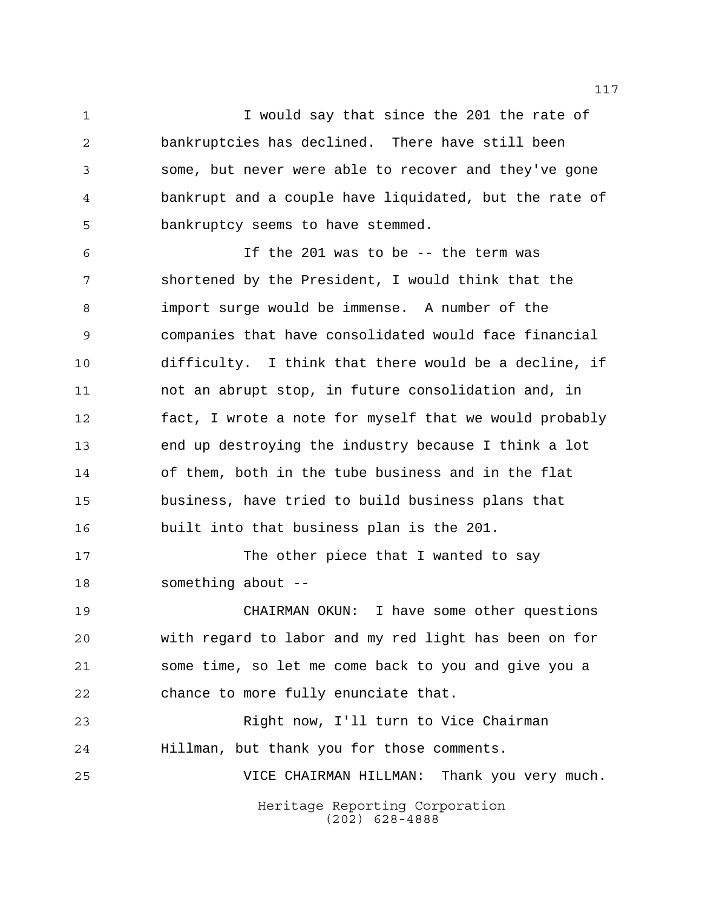I would say that since the 201 the rate of bankruptcies has declined. There have still been some, but never were able to recover and they've gone bankrupt and a couple have liquidated, but the rate of bankruptcy seems to have stemmed.

If the 201 was to be -- the term was shortened by the President, I would think that the import surge would be immense. A number of the companies that have consolidated would face financial difficulty. I think that there would be a decline, if not an abrupt stop, in future consolidation and, in fact, I wrote a note for myself that we would probably end up destroying the industry because I think a lot of them, both in the tube business and in the flat business, have tried to build business plans that built into that business plan is the 201.

The other piece that I wanted to say something about --

CHAIRMAN OKUN: I have some other questions with regard to labor and my red light has been on for some time, so let me come back to you and give you a chance to more fully enunciate that.

Right now, I'll turn to Vice Chairman Hillman, but thank you for those comments.

VICE CHAIRMAN HILLMAN: Thank you very much.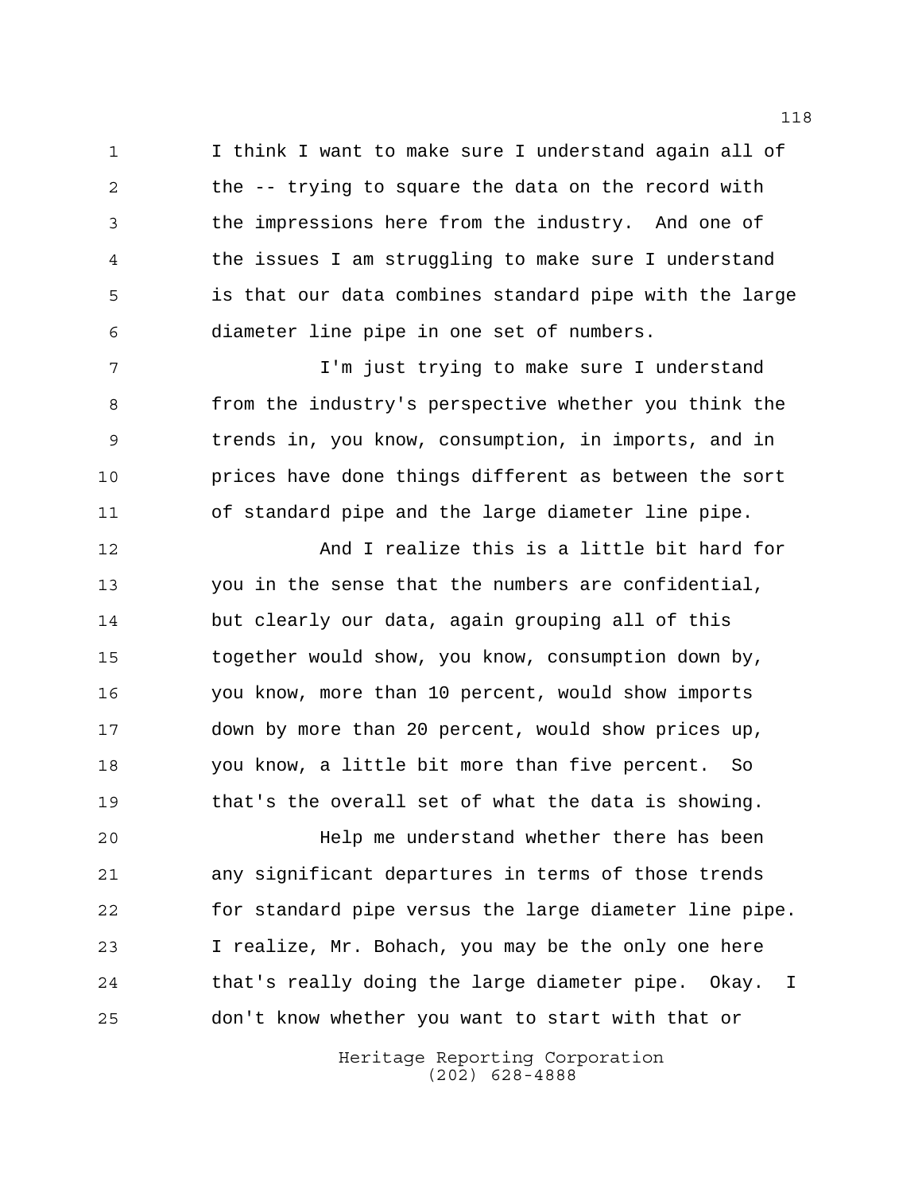I think I want to make sure I understand again all of the -- trying to square the data on the record with the impressions here from the industry. And one of the issues I am struggling to make sure I understand is that our data combines standard pipe with the large diameter line pipe in one set of numbers.

I'm just trying to make sure I understand from the industry's perspective whether you think the trends in, you know, consumption, in imports, and in prices have done things different as between the sort of standard pipe and the large diameter line pipe.

And I realize this is a little bit hard for you in the sense that the numbers are confidential, but clearly our data, again grouping all of this together would show, you know, consumption down by, you know, more than 10 percent, would show imports down by more than 20 percent, would show prices up, you know, a little bit more than five percent. So that's the overall set of what the data is showing.

Help me understand whether there has been any significant departures in terms of those trends for standard pipe versus the large diameter line pipe. I realize, Mr. Bohach, you may be the only one here that's really doing the large diameter pipe. Okay. I don't know whether you want to start with that or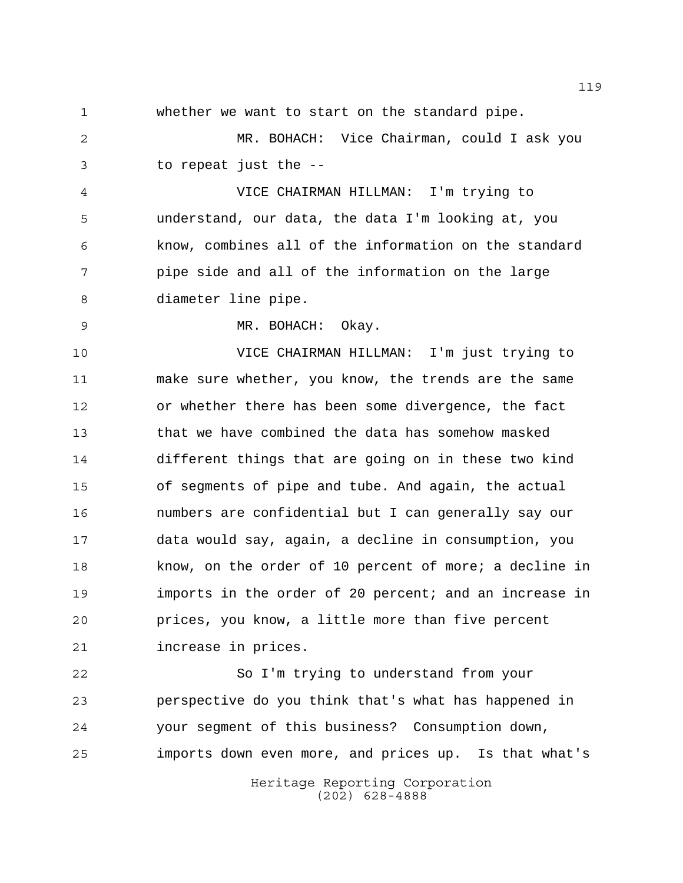whether we want to start on the standard pipe.

MR. BOHACH: Vice Chairman, could I ask you to repeat just the --

VICE CHAIRMAN HILLMAN: I'm trying to understand, our data, the data I'm looking at, you know, combines all of the information on the standard pipe side and all of the information on the large diameter line pipe.

MR. BOHACH: Okay.

VICE CHAIRMAN HILLMAN: I'm just trying to make sure whether, you know, the trends are the same or whether there has been some divergence, the fact that we have combined the data has somehow masked different things that are going on in these two kind of segments of pipe and tube. And again, the actual numbers are confidential but I can generally say our data would say, again, a decline in consumption, you know, on the order of 10 percent of more; a decline in imports in the order of 20 percent; and an increase in prices, you know, a little more than five percent increase in prices.

So I'm trying to understand from your perspective do you think that's what has happened in your segment of this business? Consumption down, imports down even more, and prices up. Is that what's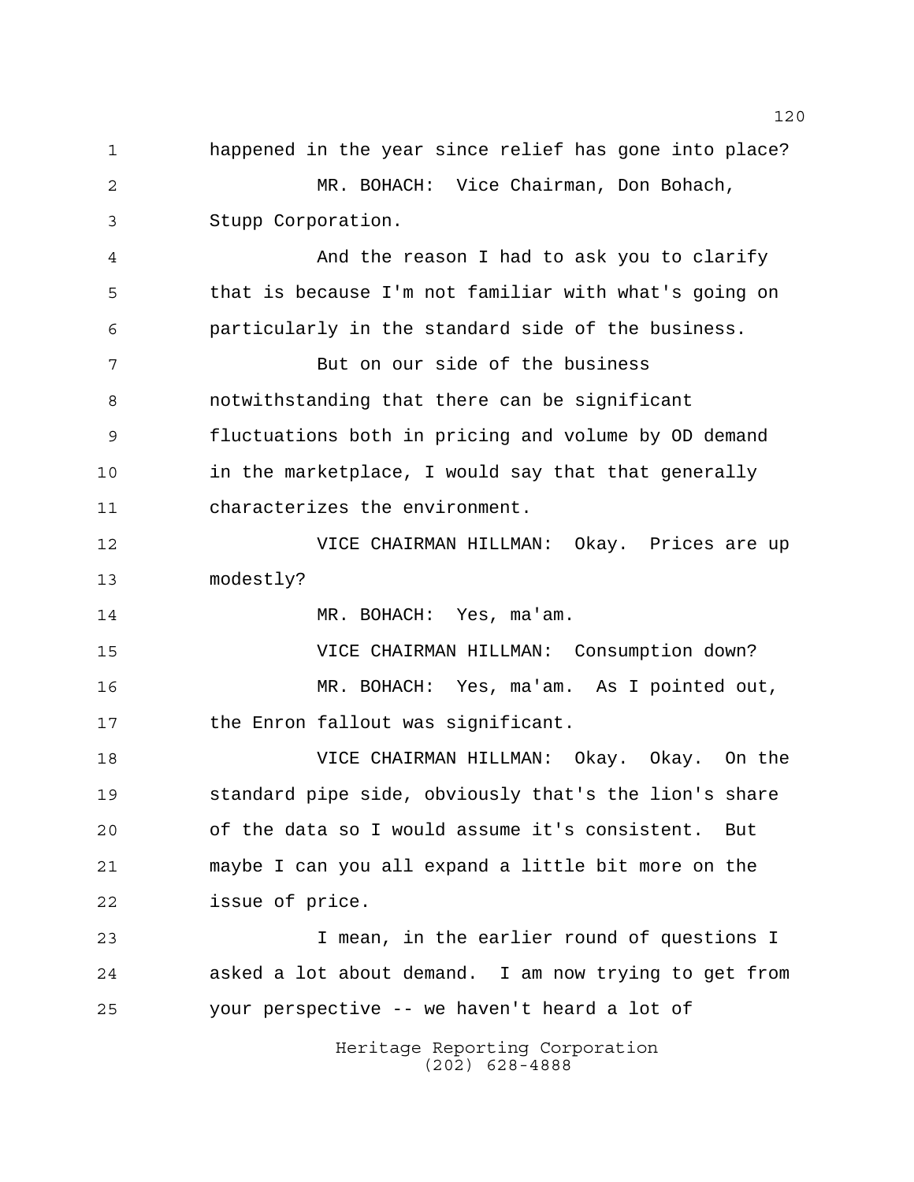happened in the year since relief has gone into place?

MR. BOHACH: Vice Chairman, Don Bohach, Stupp Corporation.

And the reason I had to ask you to clarify that is because I'm not familiar with what's going on particularly in the standard side of the business.

But on our side of the business notwithstanding that there can be significant fluctuations both in pricing and volume by OD demand in the marketplace, I would say that that generally characterizes the environment.

VICE CHAIRMAN HILLMAN: Okay. Prices are up modestly?

MR. BOHACH: Yes, ma'am.

VICE CHAIRMAN HILLMAN: Consumption down?

MR. BOHACH: Yes, ma'am. As I pointed out, the Enron fallout was significant.

VICE CHAIRMAN HILLMAN: Okay. Okay. On the standard pipe side, obviously that's the lion's share of the data so I would assume it's consistent. But maybe I can you all expand a little bit more on the issue of price.

I mean, in the earlier round of questions I asked a lot about demand. I am now trying to get from your perspective -- we haven't heard a lot of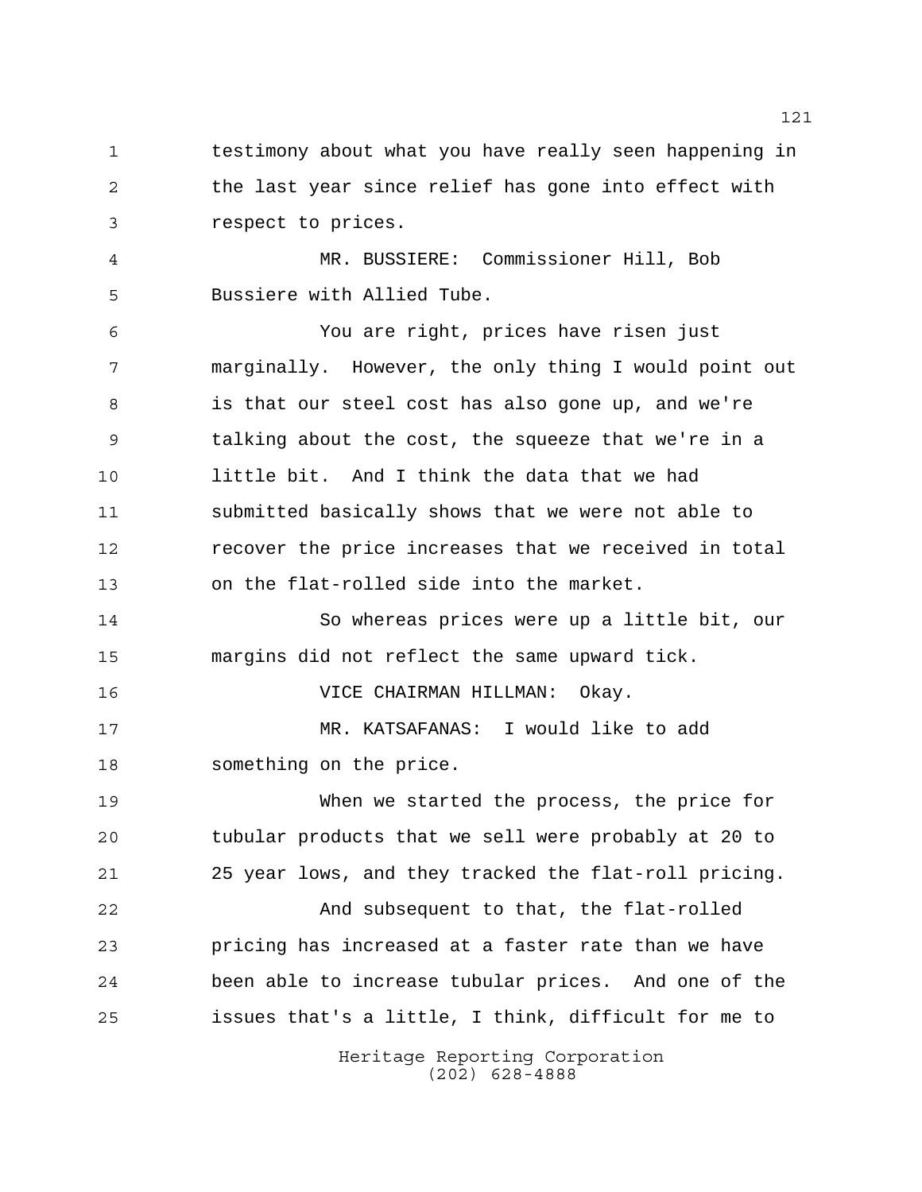testimony about what you have really seen happening in the last year since relief has gone into effect with respect to prices.

MR. BUSSIERE: Commissioner Hill, Bob Bussiere with Allied Tube.

You are right, prices have risen just marginally. However, the only thing I would point out is that our steel cost has also gone up, and we're talking about the cost, the squeeze that we're in a little bit. And I think the data that we had submitted basically shows that we were not able to recover the price increases that we received in total on the flat-rolled side into the market.

So whereas prices were up a little bit, our margins did not reflect the same upward tick.

VICE CHAIRMAN HILLMAN: Okay.

MR. KATSAFANAS: I would like to add something on the price.

When we started the process, the price for tubular products that we sell were probably at 20 to 25 year lows, and they tracked the flat-roll pricing.

And subsequent to that, the flat-rolled pricing has increased at a faster rate than we have been able to increase tubular prices. And one of the issues that's a little, I think, difficult for me to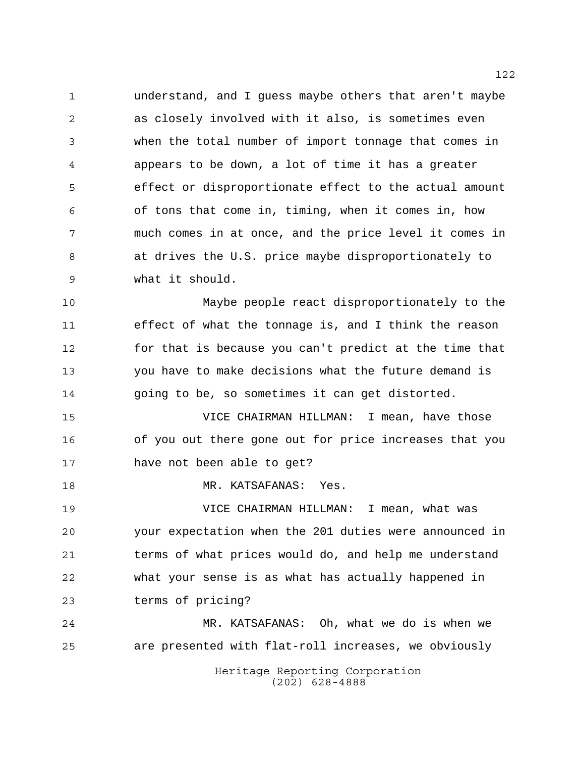understand, and I guess maybe others that aren't maybe as closely involved with it also, is sometimes even when the total number of import tonnage that comes in appears to be down, a lot of time it has a greater effect or disproportionate effect to the actual amount of tons that come in, timing, when it comes in, how much comes in at once, and the price level it comes in at drives the U.S. price maybe disproportionately to what it should.

Maybe people react disproportionately to the effect of what the tonnage is, and I think the reason for that is because you can't predict at the time that you have to make decisions what the future demand is going to be, so sometimes it can get distorted.

VICE CHAIRMAN HILLMAN: I mean, have those of you out there gone out for price increases that you have not been able to get?

MR. KATSAFANAS: Yes.

VICE CHAIRMAN HILLMAN: I mean, what was your expectation when the 201 duties were announced in terms of what prices would do, and help me understand what your sense is as what has actually happened in terms of pricing?

MR. KATSAFANAS: Oh, what we do is when we are presented with flat-roll increases, we obviously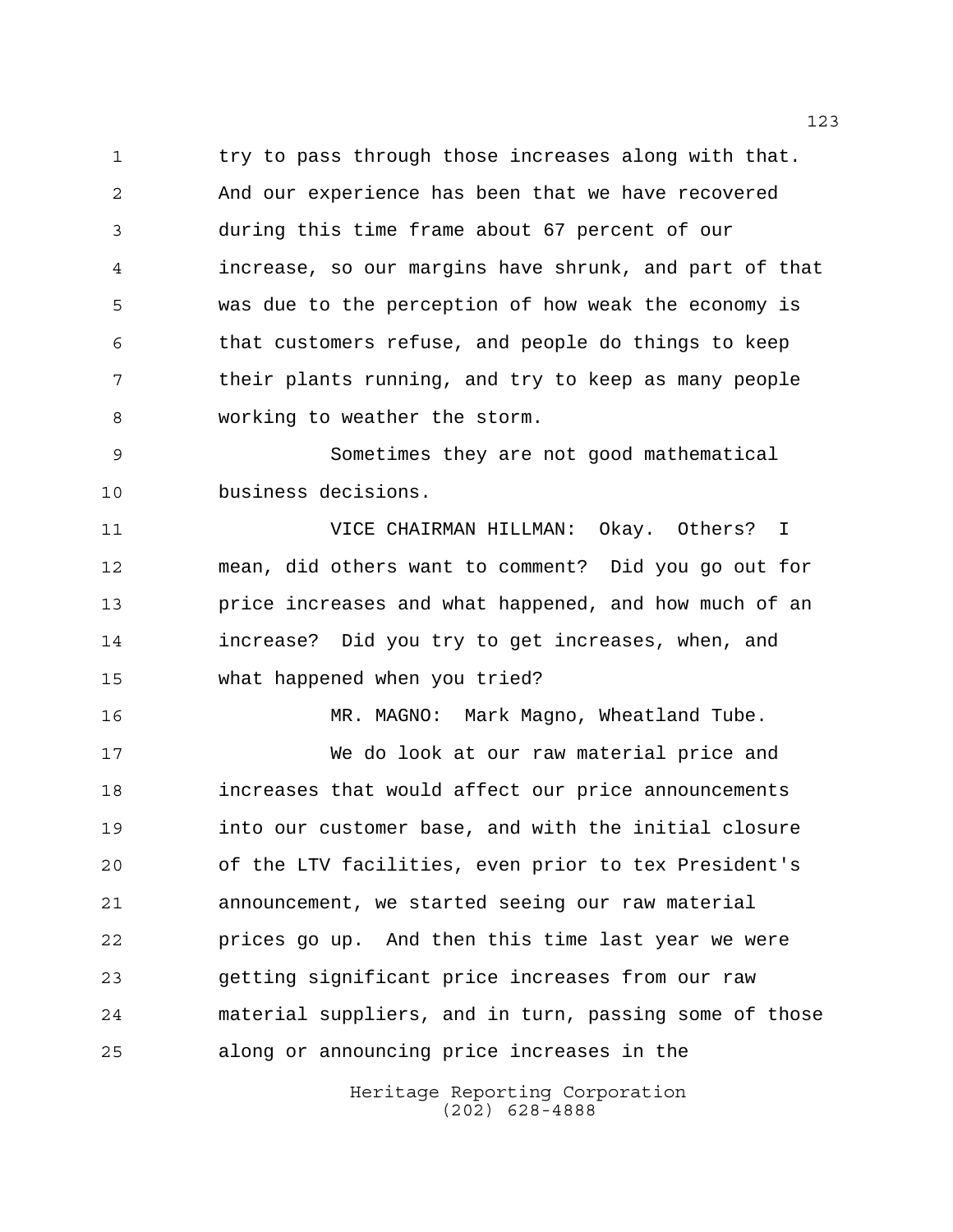try to pass through those increases along with that. And our experience has been that we have recovered during this time frame about 67 percent of our increase, so our margins have shrunk, and part of that was due to the perception of how weak the economy is that customers refuse, and people do things to keep their plants running, and try to keep as many people working to weather the storm.

Sometimes they are not good mathematical business decisions.

VICE CHAIRMAN HILLMAN: Okay. Others? I mean, did others want to comment? Did you go out for price increases and what happened, and how much of an increase? Did you try to get increases, when, and what happened when you tried?

MR. MAGNO: Mark Magno, Wheatland Tube.

We do look at our raw material price and increases that would affect our price announcements into our customer base, and with the initial closure of the LTV facilities, even prior to tex President's announcement, we started seeing our raw material prices go up. And then this time last year we were getting significant price increases from our raw material suppliers, and in turn, passing some of those along or announcing price increases in the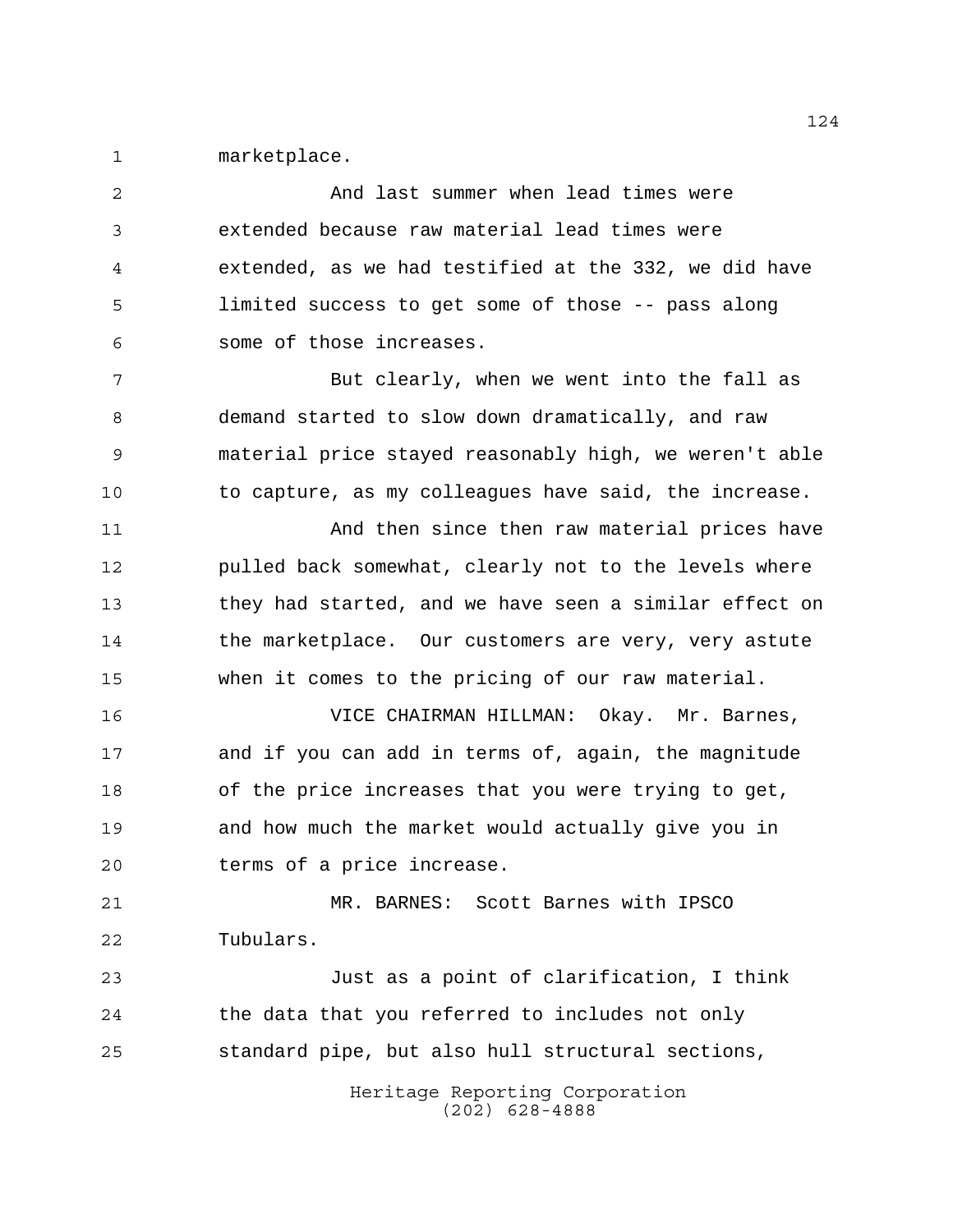marketplace.

And last summer when lead times were extended because raw material lead times were extended, as we had testified at the 332, we did have limited success to get some of those -- pass along some of those increases.

But clearly, when we went into the fall as demand started to slow down dramatically, and raw material price stayed reasonably high, we weren't able to capture, as my colleagues have said, the increase.

And then since then raw material prices have pulled back somewhat, clearly not to the levels where they had started, and we have seen a similar effect on the marketplace. Our customers are very, very astute when it comes to the pricing of our raw material.

VICE CHAIRMAN HILLMAN: Okay. Mr. Barnes, and if you can add in terms of, again, the magnitude of the price increases that you were trying to get, and how much the market would actually give you in terms of a price increase.

MR. BARNES: Scott Barnes with IPSCO Tubulars.

Just as a point of clarification, I think the data that you referred to includes not only standard pipe, but also hull structural sections,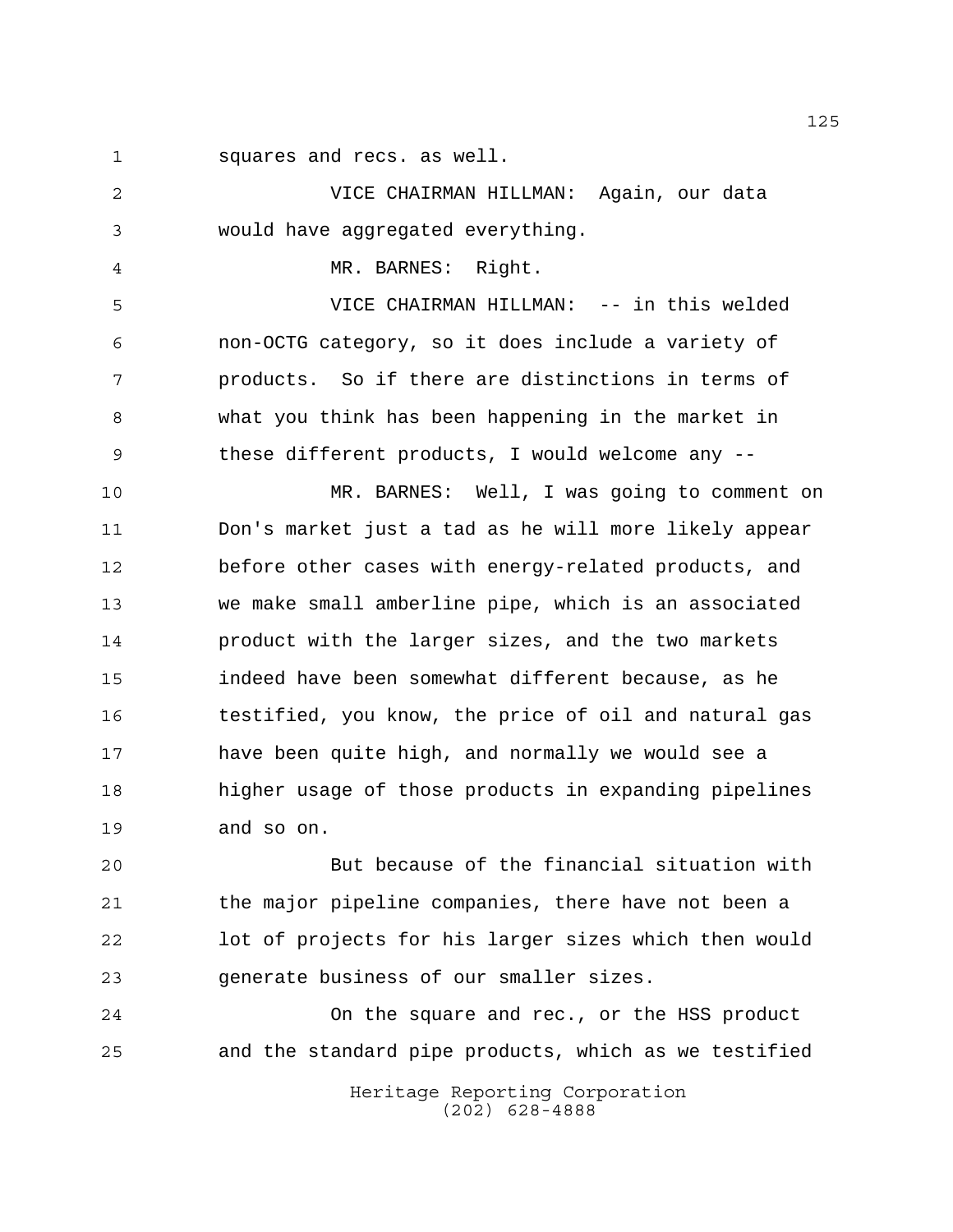squares and recs. as well.

VICE CHAIRMAN HILLMAN: Again, our data would have aggregated everything.

MR. BARNES: Right.

VICE CHAIRMAN HILLMAN: -- in this welded non-OCTG category, so it does include a variety of products. So if there are distinctions in terms of what you think has been happening in the market in these different products, I would welcome any --

MR. BARNES: Well, I was going to comment on Don's market just a tad as he will more likely appear before other cases with energy-related products, and we make small amberline pipe, which is an associated product with the larger sizes, and the two markets indeed have been somewhat different because, as he testified, you know, the price of oil and natural gas have been quite high, and normally we would see a higher usage of those products in expanding pipelines and so on.

But because of the financial situation with the major pipeline companies, there have not been a lot of projects for his larger sizes which then would generate business of our smaller sizes.

On the square and rec., or the HSS product and the standard pipe products, which as we testified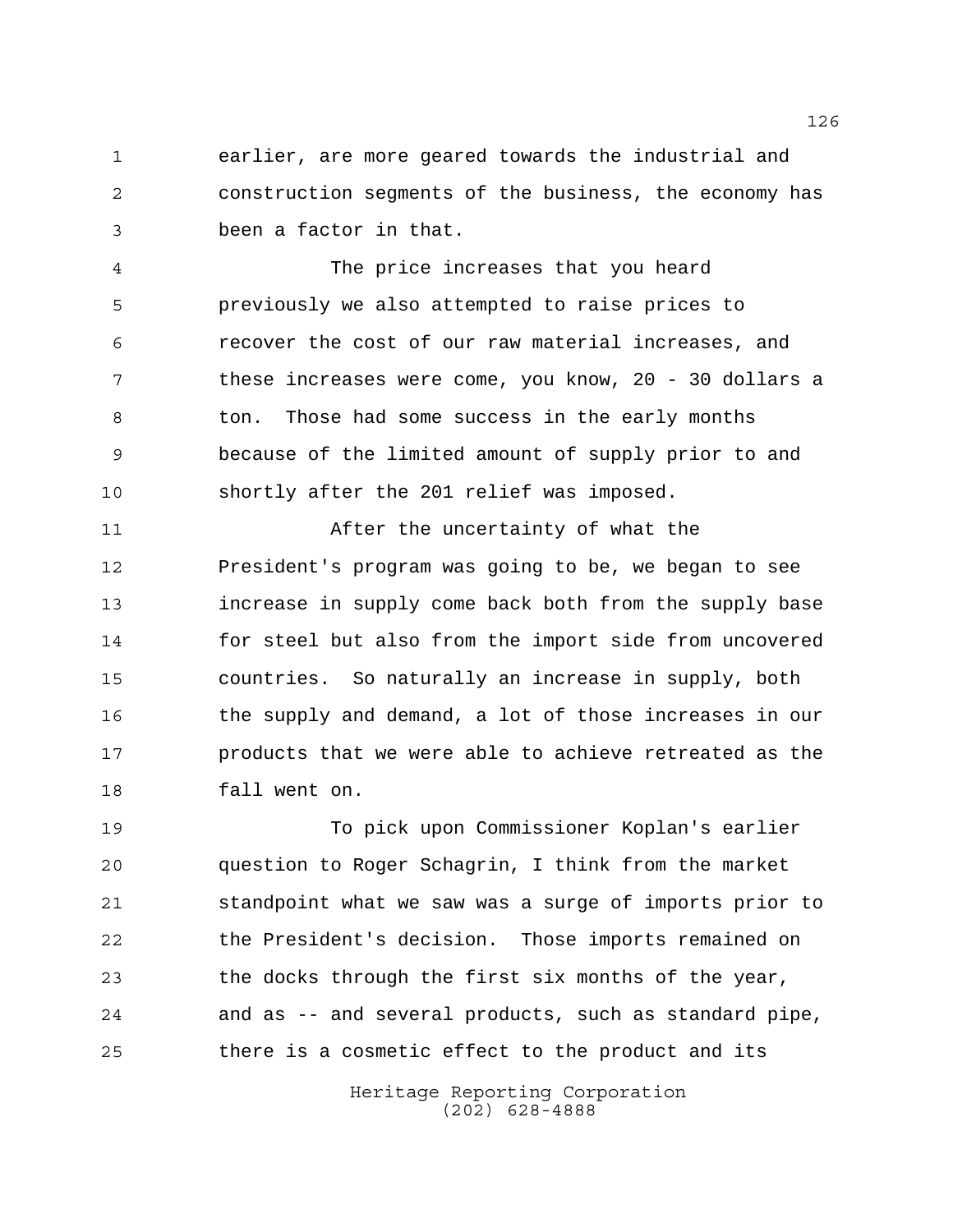earlier, are more geared towards the industrial and construction segments of the business, the economy has been a factor in that.

The price increases that you heard previously we also attempted to raise prices to recover the cost of our raw material increases, and these increases were come, you know, 20 - 30 dollars a ton. Those had some success in the early months because of the limited amount of supply prior to and shortly after the 201 relief was imposed.

After the uncertainty of what the President's program was going to be, we began to see increase in supply come back both from the supply base for steel but also from the import side from uncovered countries. So naturally an increase in supply, both the supply and demand, a lot of those increases in our products that we were able to achieve retreated as the fall went on.

To pick upon Commissioner Koplan's earlier question to Roger Schagrin, I think from the market standpoint what we saw was a surge of imports prior to the President's decision. Those imports remained on the docks through the first six months of the year, and as -- and several products, such as standard pipe, there is a cosmetic effect to the product and its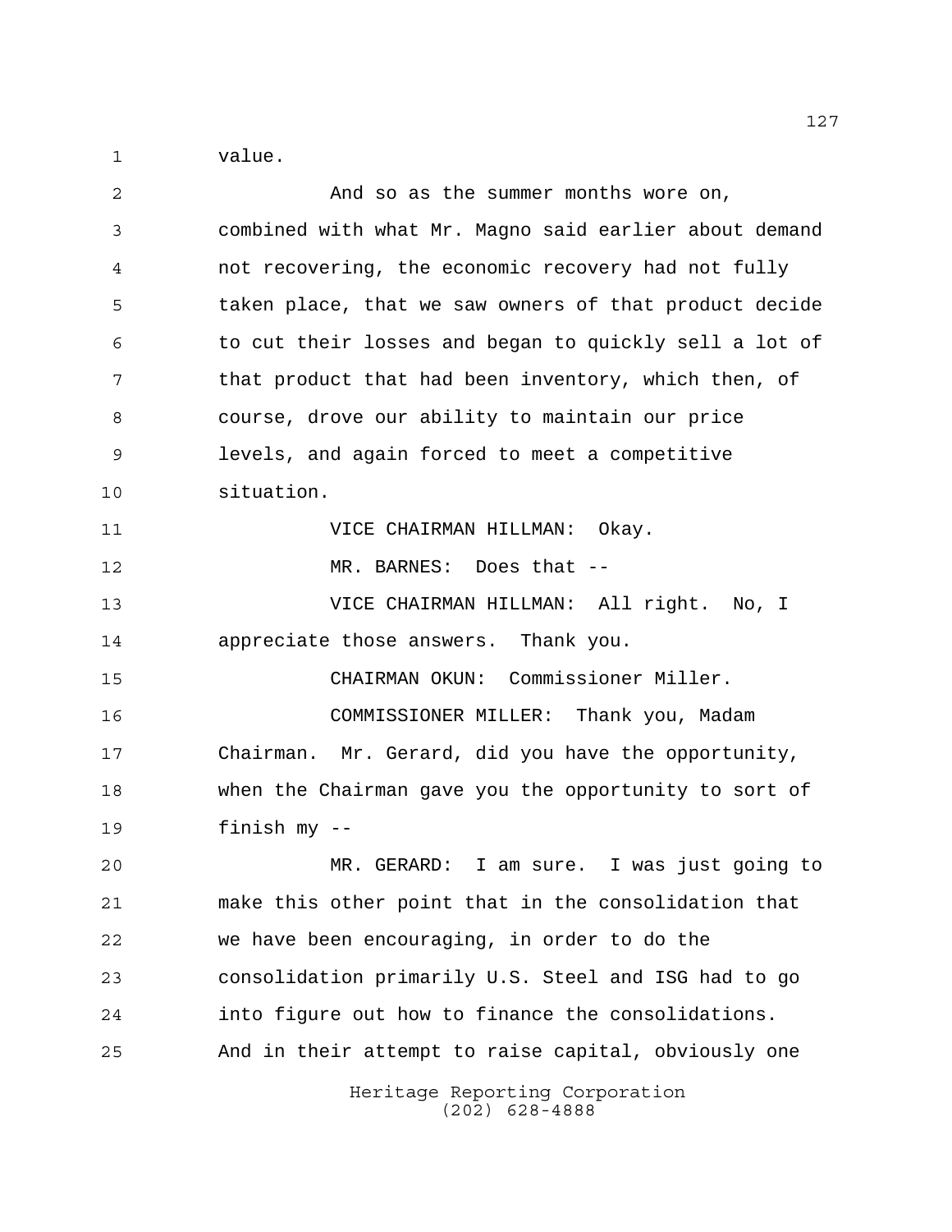value.

And so as the summer months wore on, combined with what Mr. Magno said earlier about demand not recovering, the economic recovery had not fully taken place, that we saw owners of that product decide to cut their losses and began to quickly sell a lot of that product that had been inventory, which then, of course, drove our ability to maintain our price levels, and again forced to meet a competitive situation.

VICE CHAIRMAN HILLMAN: Okay.

MR. BARNES: Does that --

VICE CHAIRMAN HILLMAN: All right. No, I appreciate those answers. Thank you.

CHAIRMAN OKUN: Commissioner Miller.

COMMISSIONER MILLER: Thank you, Madam Chairman. Mr. Gerard, did you have the opportunity, when the Chairman gave you the opportunity to sort of finish my --

MR. GERARD: I am sure. I was just going to make this other point that in the consolidation that we have been encouraging, in order to do the consolidation primarily U.S. Steel and ISG had to go into figure out how to finance the consolidations. And in their attempt to raise capital, obviously one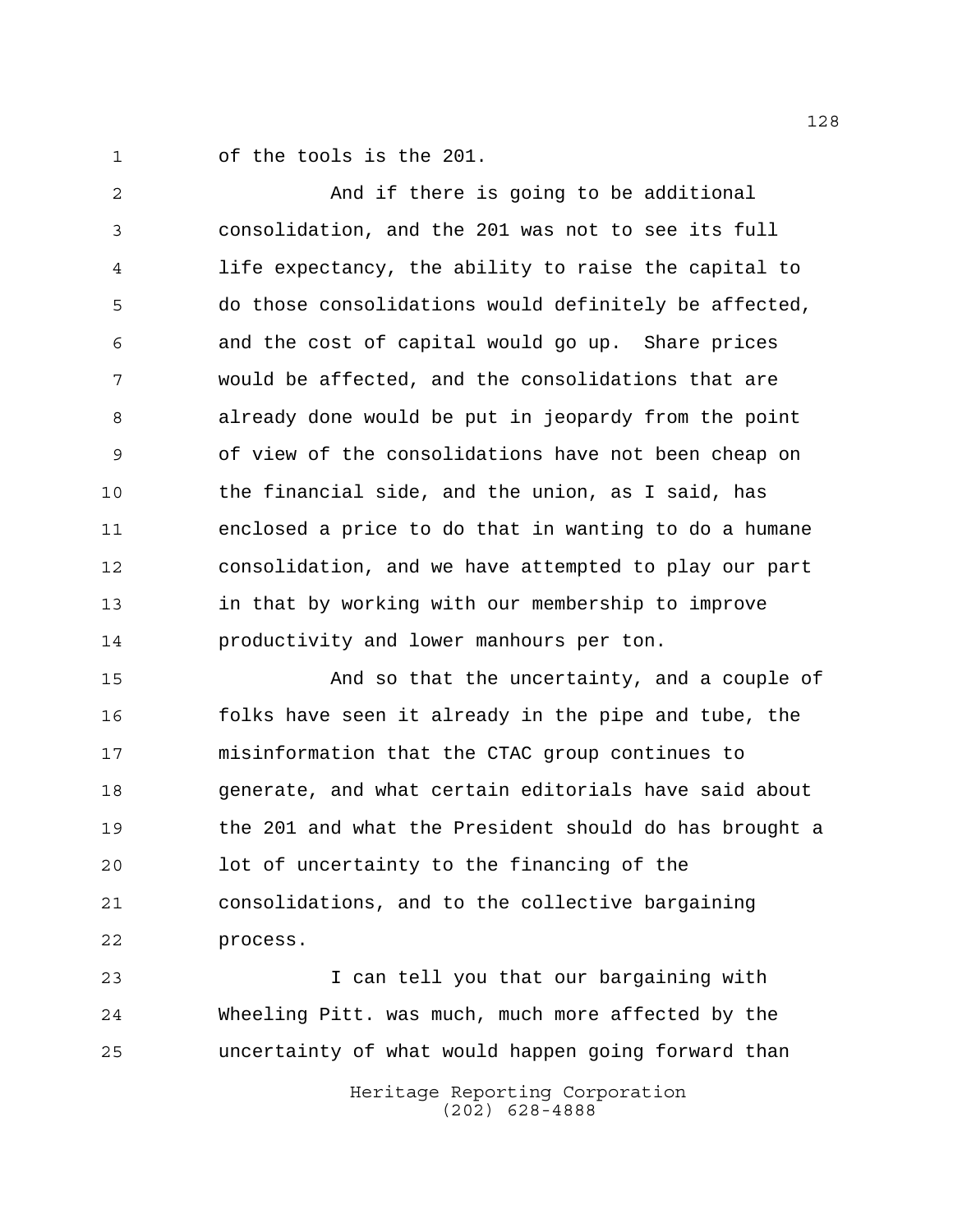of the tools is the 201.

And if there is going to be additional consolidation, and the 201 was not to see its full life expectancy, the ability to raise the capital to do those consolidations would definitely be affected, and the cost of capital would go up. Share prices would be affected, and the consolidations that are already done would be put in jeopardy from the point of view of the consolidations have not been cheap on the financial side, and the union, as I said, has enclosed a price to do that in wanting to do a humane consolidation, and we have attempted to play our part in that by working with our membership to improve productivity and lower manhours per ton.

And so that the uncertainty, and a couple of folks have seen it already in the pipe and tube, the misinformation that the CTAC group continues to generate, and what certain editorials have said about the 201 and what the President should do has brought a lot of uncertainty to the financing of the consolidations, and to the collective bargaining process.

I can tell you that our bargaining with Wheeling Pitt. was much, much more affected by the uncertainty of what would happen going forward than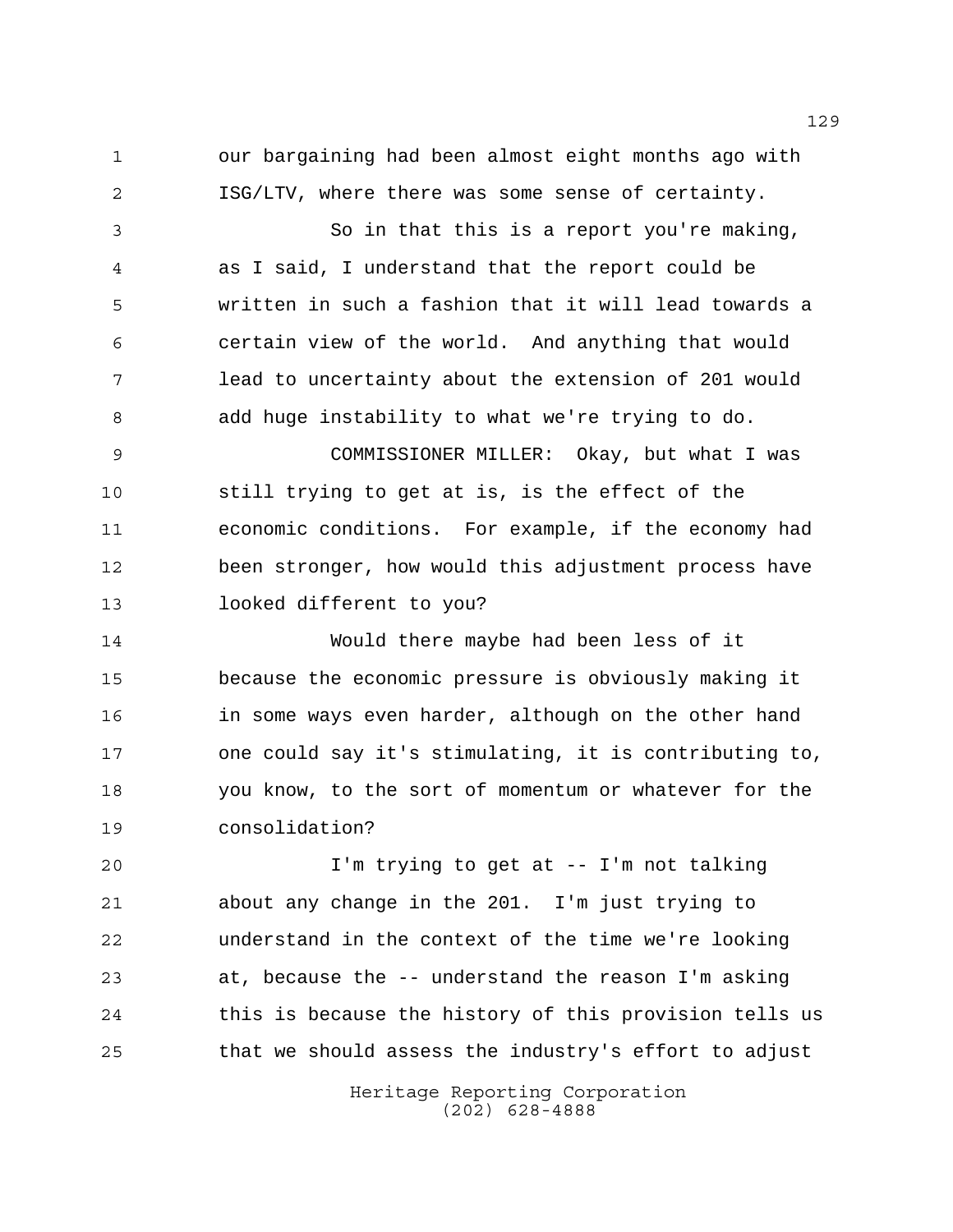our bargaining had been almost eight months ago with ISG/LTV, where there was some sense of certainty.

So in that this is a report you're making, as I said, I understand that the report could be written in such a fashion that it will lead towards a certain view of the world. And anything that would lead to uncertainty about the extension of 201 would add huge instability to what we're trying to do.

COMMISSIONER MILLER: Okay, but what I was still trying to get at is, is the effect of the economic conditions. For example, if the economy had been stronger, how would this adjustment process have looked different to you?

Would there maybe had been less of it because the economic pressure is obviously making it in some ways even harder, although on the other hand one could say it's stimulating, it is contributing to, you know, to the sort of momentum or whatever for the consolidation?

I'm trying to get at -- I'm not talking about any change in the 201. I'm just trying to understand in the context of the time we're looking at, because the -- understand the reason I'm asking this is because the history of this provision tells us that we should assess the industry's effort to adjust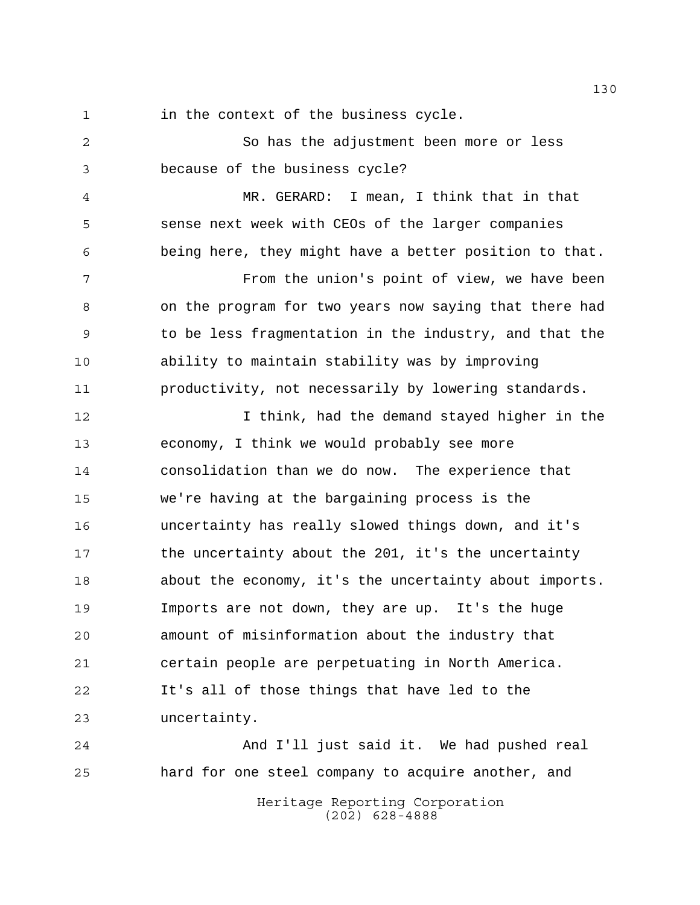in the context of the business cycle.

So has the adjustment been more or less because of the business cycle?

MR. GERARD: I mean, I think that in that sense next week with CEOs of the larger companies being here, they might have a better position to that.

From the union's point of view, we have been on the program for two years now saying that there had to be less fragmentation in the industry, and that the ability to maintain stability was by improving productivity, not necessarily by lowering standards.

I think, had the demand stayed higher in the economy, I think we would probably see more consolidation than we do now. The experience that we're having at the bargaining process is the uncertainty has really slowed things down, and it's the uncertainty about the 201, it's the uncertainty about the economy, it's the uncertainty about imports. Imports are not down, they are up. It's the huge amount of misinformation about the industry that certain people are perpetuating in North America. It's all of those things that have led to the uncertainty.

And I'll just said it. We had pushed real hard for one steel company to acquire another, and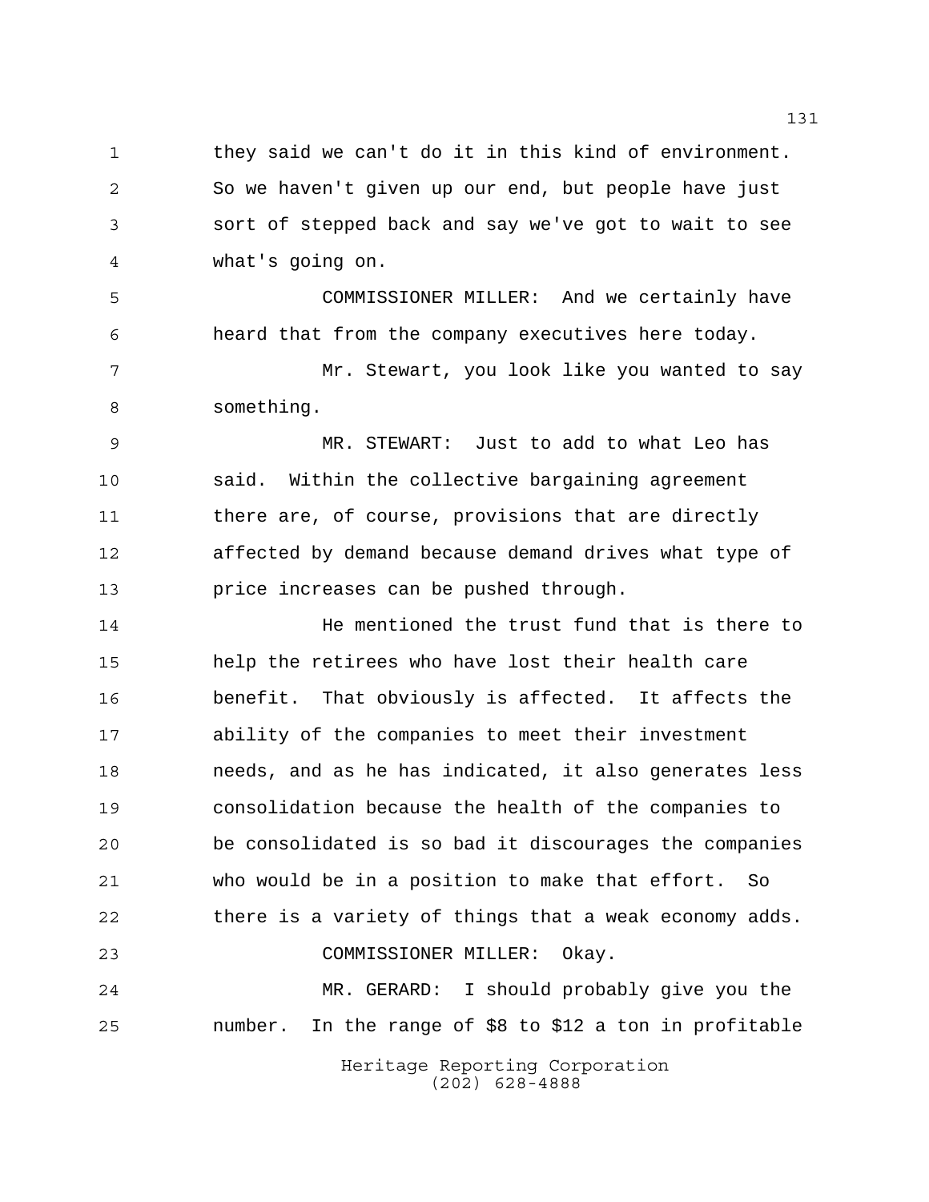they said we can't do it in this kind of environment. So we haven't given up our end, but people have just sort of stepped back and say we've got to wait to see what's going on.

COMMISSIONER MILLER: And we certainly have heard that from the company executives here today.

Mr. Stewart, you look like you wanted to say something.

MR. STEWART: Just to add to what Leo has said. Within the collective bargaining agreement there are, of course, provisions that are directly affected by demand because demand drives what type of price increases can be pushed through.

He mentioned the trust fund that is there to help the retirees who have lost their health care benefit. That obviously is affected. It affects the ability of the companies to meet their investment needs, and as he has indicated, it also generates less consolidation because the health of the companies to be consolidated is so bad it discourages the companies who would be in a position to make that effort. So there is a variety of things that a weak economy adds.

COMMISSIONER MILLER: Okay.

MR. GERARD: I should probably give you the number. In the range of $8 to $12 a ton in profitable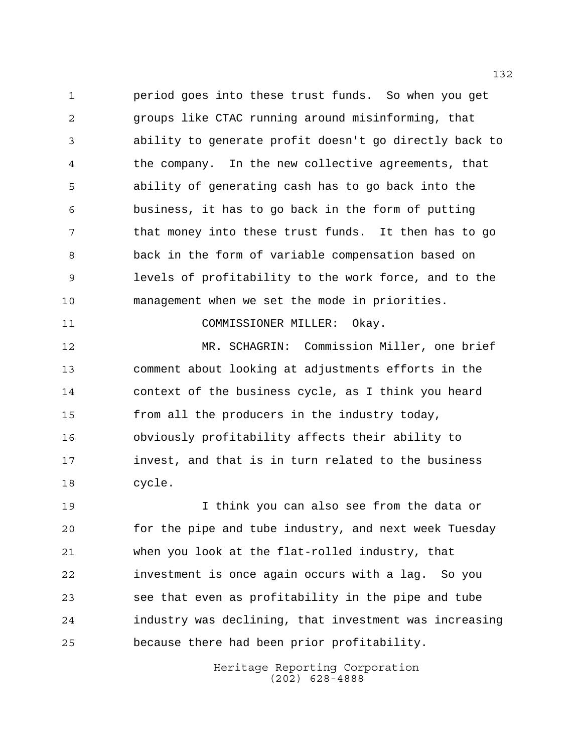period goes into these trust funds. So when you get groups like CTAC running around misinforming, that ability to generate profit doesn't go directly back to the company. In the new collective agreements, that ability of generating cash has to go back into the business, it has to go back in the form of putting that money into these trust funds. It then has to go back in the form of variable compensation based on levels of profitability to the work force, and to the management when we set the mode in priorities.

COMMISSIONER MILLER: Okay.

MR. SCHAGRIN: Commission Miller, one brief comment about looking at adjustments efforts in the context of the business cycle, as I think you heard from all the producers in the industry today, obviously profitability affects their ability to invest, and that is in turn related to the business cycle.

I think you can also see from the data or for the pipe and tube industry, and next week Tuesday when you look at the flat-rolled industry, that investment is once again occurs with a lag. So you see that even as profitability in the pipe and tube industry was declining, that investment was increasing because there had been prior profitability.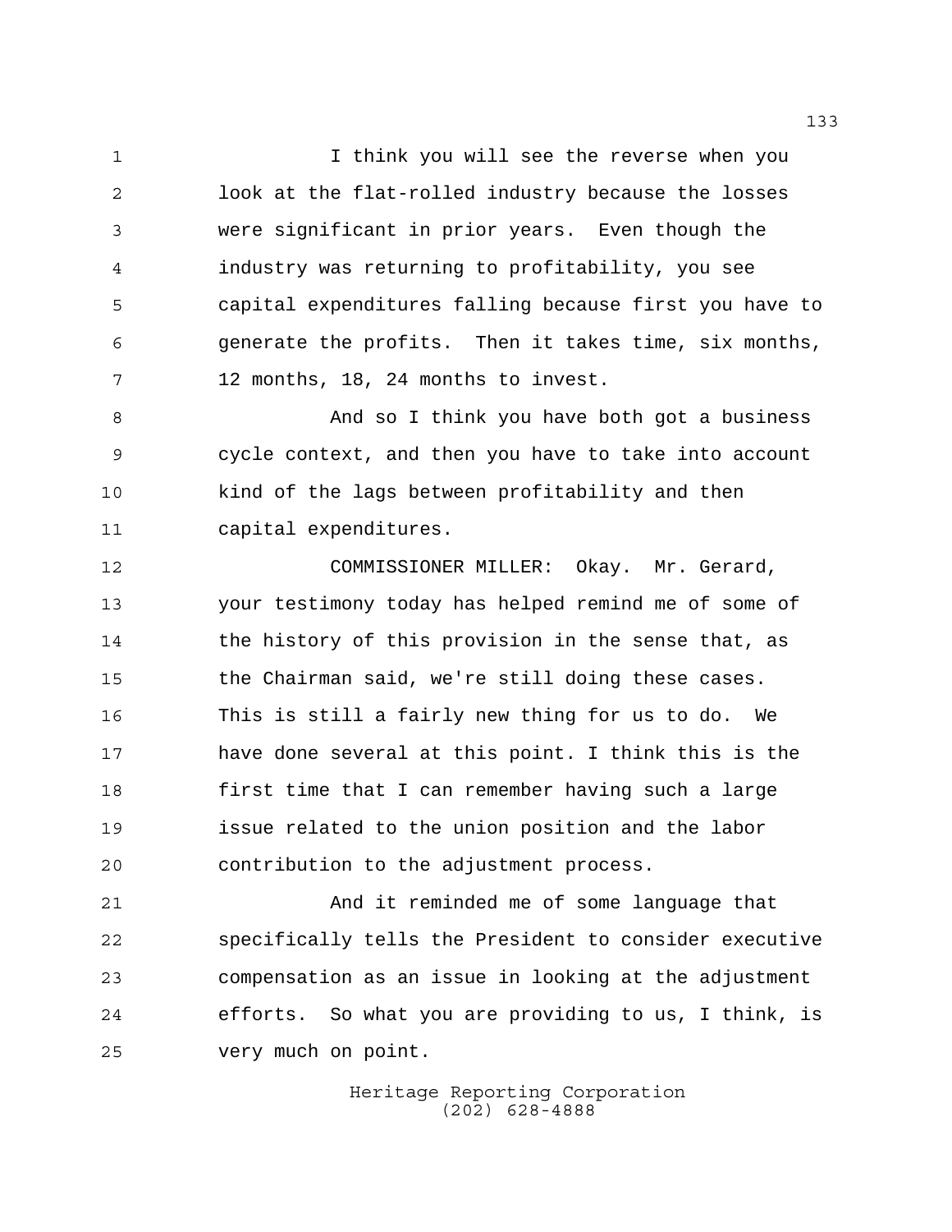I think you will see the reverse when you look at the flat-rolled industry because the losses were significant in prior years. Even though the industry was returning to profitability, you see capital expenditures falling because first you have to generate the profits. Then it takes time, six months, 12 months, 18, 24 months to invest.

And so I think you have both got a business cycle context, and then you have to take into account kind of the lags between profitability and then capital expenditures.

COMMISSIONER MILLER: Okay. Mr. Gerard, your testimony today has helped remind me of some of the history of this provision in the sense that, as the Chairman said, we're still doing these cases. This is still a fairly new thing for us to do. We have done several at this point. I think this is the first time that I can remember having such a large issue related to the union position and the labor contribution to the adjustment process.

And it reminded me of some language that specifically tells the President to consider executive compensation as an issue in looking at the adjustment efforts. So what you are providing to us, I think, is very much on point.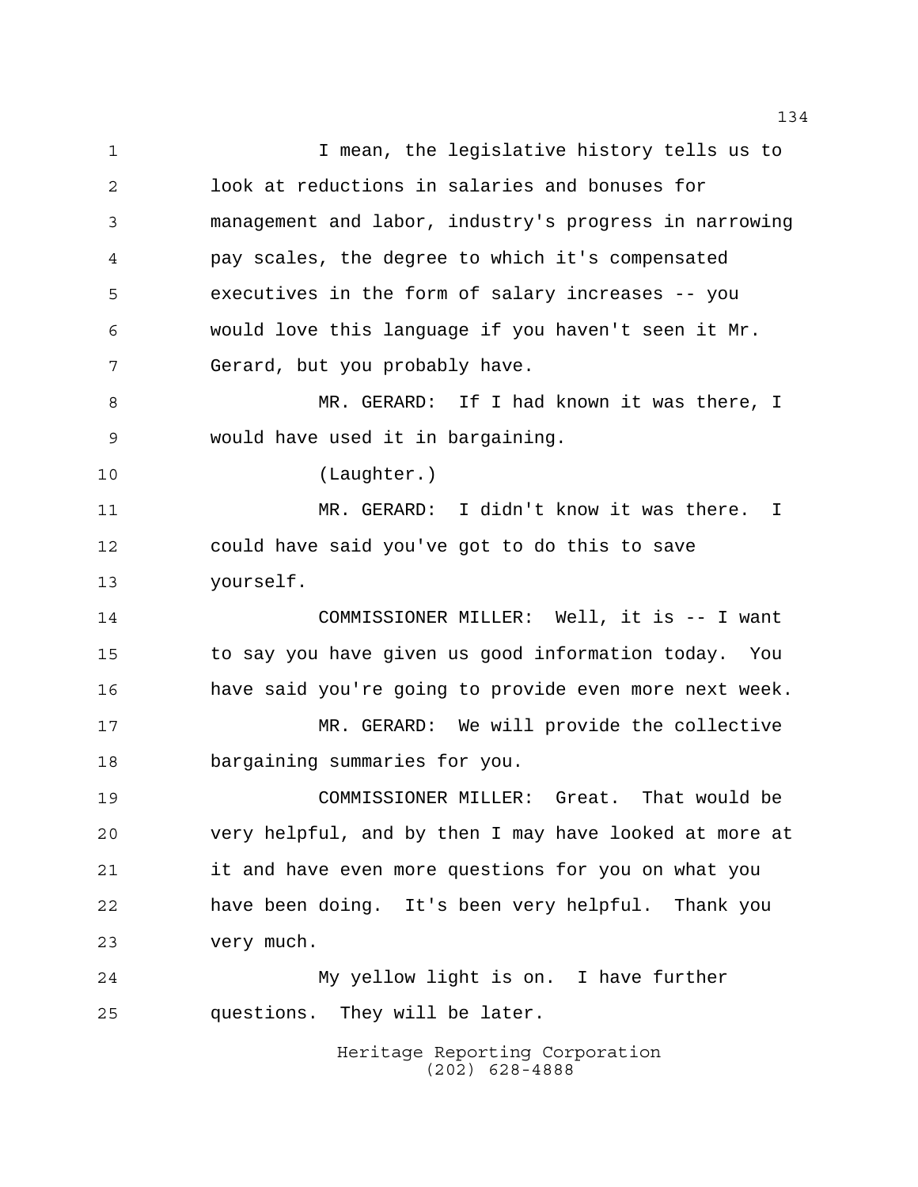I mean, the legislative history tells us to look at reductions in salaries and bonuses for management and labor, industry's progress in narrowing pay scales, the degree to which it's compensated executives in the form of salary increases -- you would love this language if you haven't seen it Mr. Gerard, but you probably have.

MR. GERARD: If I had known it was there, I would have used it in bargaining.

(Laughter.)

MR. GERARD: I didn't know it was there. I could have said you've got to do this to save yourself.

COMMISSIONER MILLER: Well, it is -- I want to say you have given us good information today. You have said you're going to provide even more next week.

MR. GERARD: We will provide the collective bargaining summaries for you.

COMMISSIONER MILLER: Great. That would be very helpful, and by then I may have looked at more at it and have even more questions for you on what you have been doing. It's been very helpful. Thank you very much.

My yellow light is on. I have further questions. They will be later.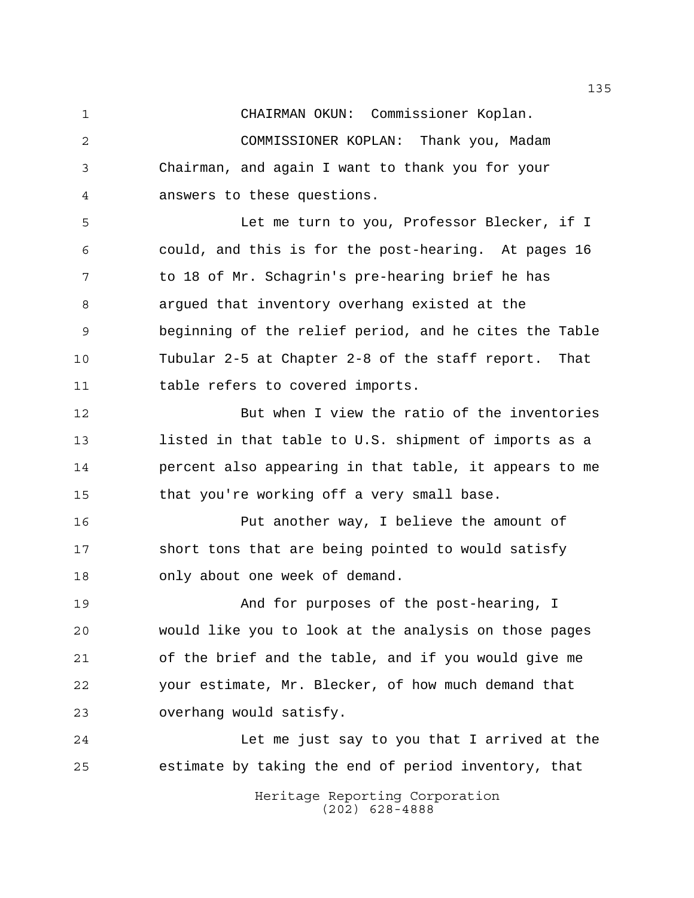CHAIRMAN OKUN: Commissioner Koplan.

COMMISSIONER KOPLAN: Thank you, Madam Chairman, and again I want to thank you for your answers to these questions.

Let me turn to you, Professor Blecker, if I could, and this is for the post-hearing. At pages 16 to 18 of Mr. Schagrin's pre-hearing brief he has argued that inventory overhang existed at the beginning of the relief period, and he cites the Table Tubular 2-5 at Chapter 2-8 of the staff report. That table refers to covered imports.

But when I view the ratio of the inventories listed in that table to U.S. shipment of imports as a percent also appearing in that table, it appears to me that you're working off a very small base.

Put another way, I believe the amount of short tons that are being pointed to would satisfy only about one week of demand.

And for purposes of the post-hearing, I would like you to look at the analysis on those pages of the brief and the table, and if you would give me your estimate, Mr. Blecker, of how much demand that overhang would satisfy.

Let me just say to you that I arrived at the estimate by taking the end of period inventory, that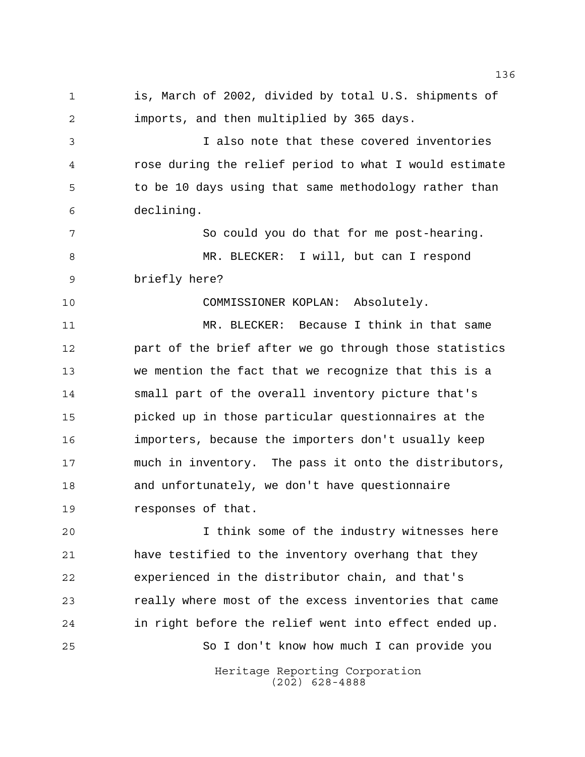is, March of 2002, divided by total U.S. shipments of imports, and then multiplied by 365 days.

I also note that these covered inventories rose during the relief period to what I would estimate to be 10 days using that same methodology rather than declining.

So could you do that for me post-hearing.

MR. BLECKER: I will, but can I respond briefly here?

COMMISSIONER KOPLAN: Absolutely.

MR. BLECKER: Because I think in that same part of the brief after we go through those statistics we mention the fact that we recognize that this is a small part of the overall inventory picture that's picked up in those particular questionnaires at the importers, because the importers don't usually keep much in inventory. The pass it onto the distributors, and unfortunately, we don't have questionnaire responses of that.

I think some of the industry witnesses here have testified to the inventory overhang that they experienced in the distributor chain, and that's really where most of the excess inventories that came in right before the relief went into effect ended up.

So I don't know how much I can provide you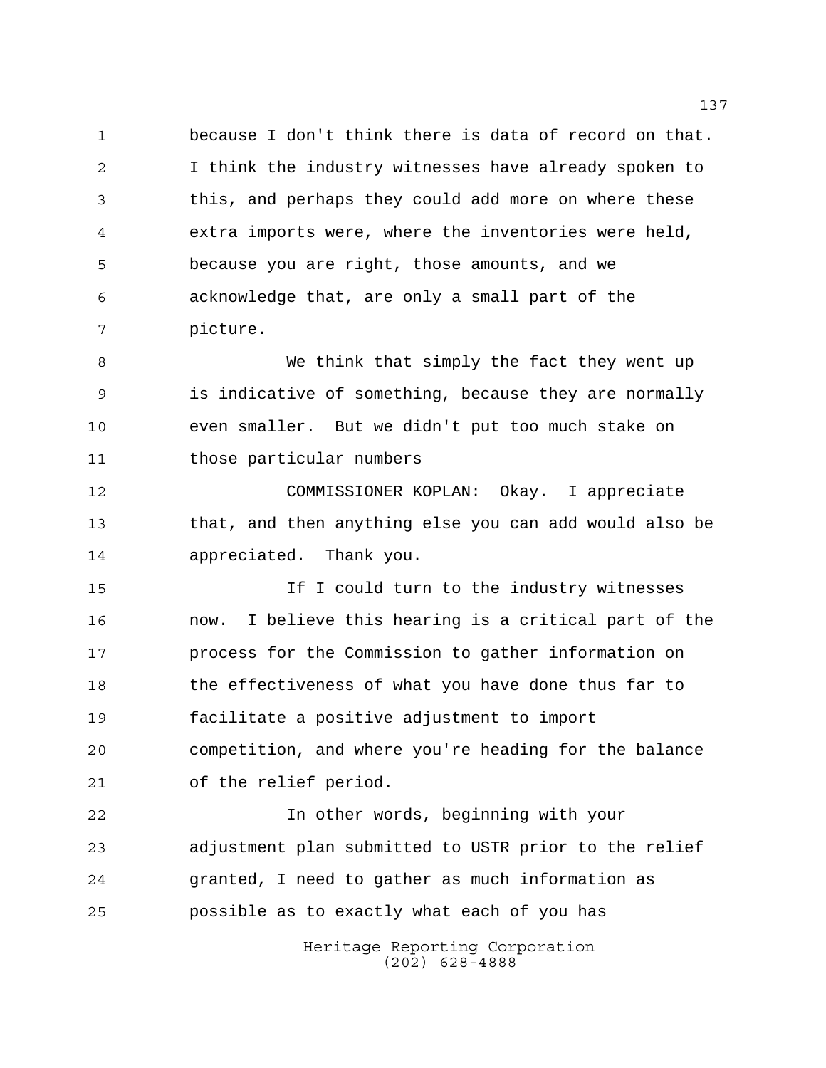because I don't think there is data of record on that. I think the industry witnesses have already spoken to this, and perhaps they could add more on where these extra imports were, where the inventories were held, because you are right, those amounts, and we acknowledge that, are only a small part of the picture.

We think that simply the fact they went up is indicative of something, because they are normally even smaller. But we didn't put too much stake on those particular numbers

COMMISSIONER KOPLAN: Okay. I appreciate that, and then anything else you can add would also be appreciated. Thank you.

If I could turn to the industry witnesses now. I believe this hearing is a critical part of the process for the Commission to gather information on the effectiveness of what you have done thus far to facilitate a positive adjustment to import competition, and where you're heading for the balance of the relief period.

In other words, beginning with your adjustment plan submitted to USTR prior to the relief granted, I need to gather as much information as possible as to exactly what each of you has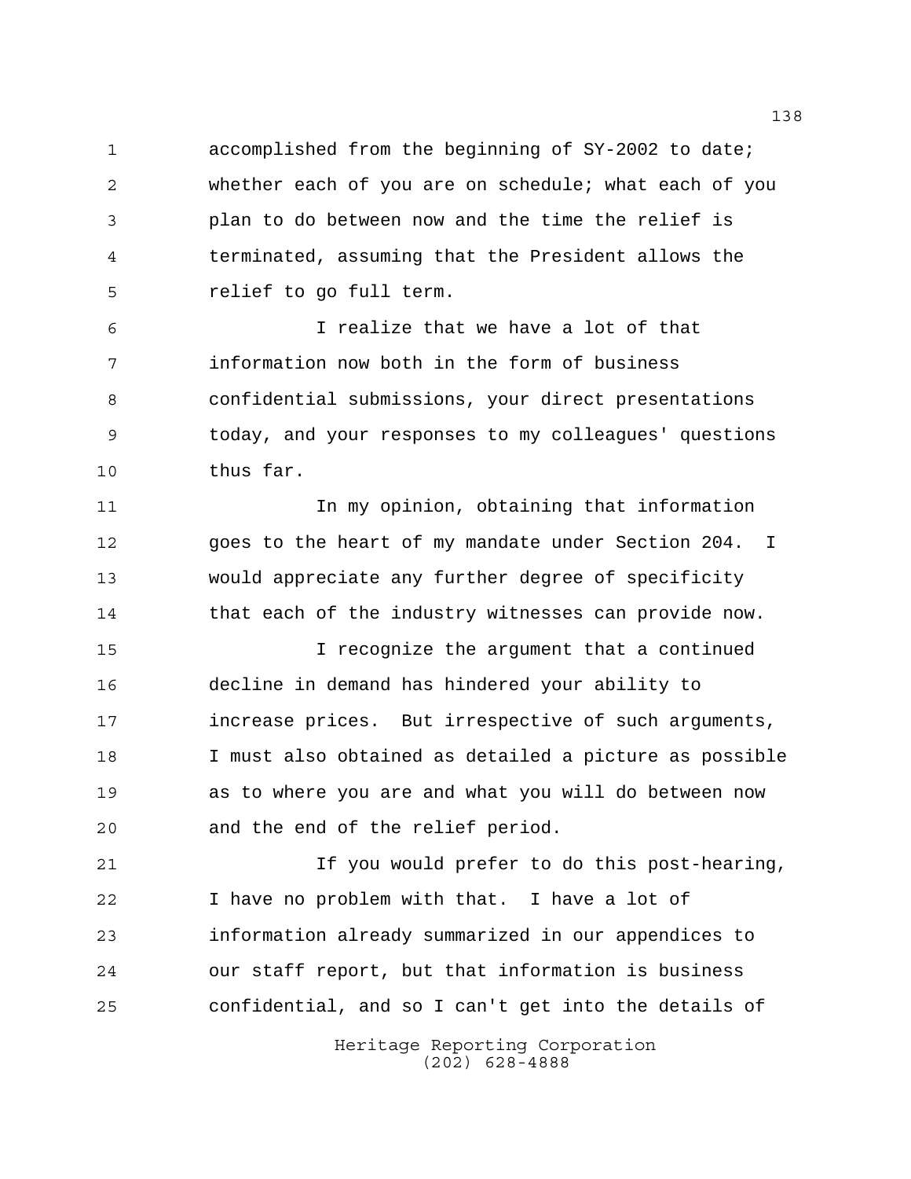accomplished from the beginning of SY-2002 to date; whether each of you are on schedule; what each of you plan to do between now and the time the relief is terminated, assuming that the President allows the relief to go full term.

I realize that we have a lot of that information now both in the form of business confidential submissions, your direct presentations today, and your responses to my colleagues' questions thus far.

In my opinion, obtaining that information goes to the heart of my mandate under Section 204. I would appreciate any further degree of specificity that each of the industry witnesses can provide now.

I recognize the argument that a continued decline in demand has hindered your ability to increase prices. But irrespective of such arguments, I must also obtained as detailed a picture as possible as to where you are and what you will do between now and the end of the relief period.

If you would prefer to do this post-hearing, I have no problem with that. I have a lot of information already summarized in our appendices to our staff report, but that information is business confidential, and so I can't get into the details of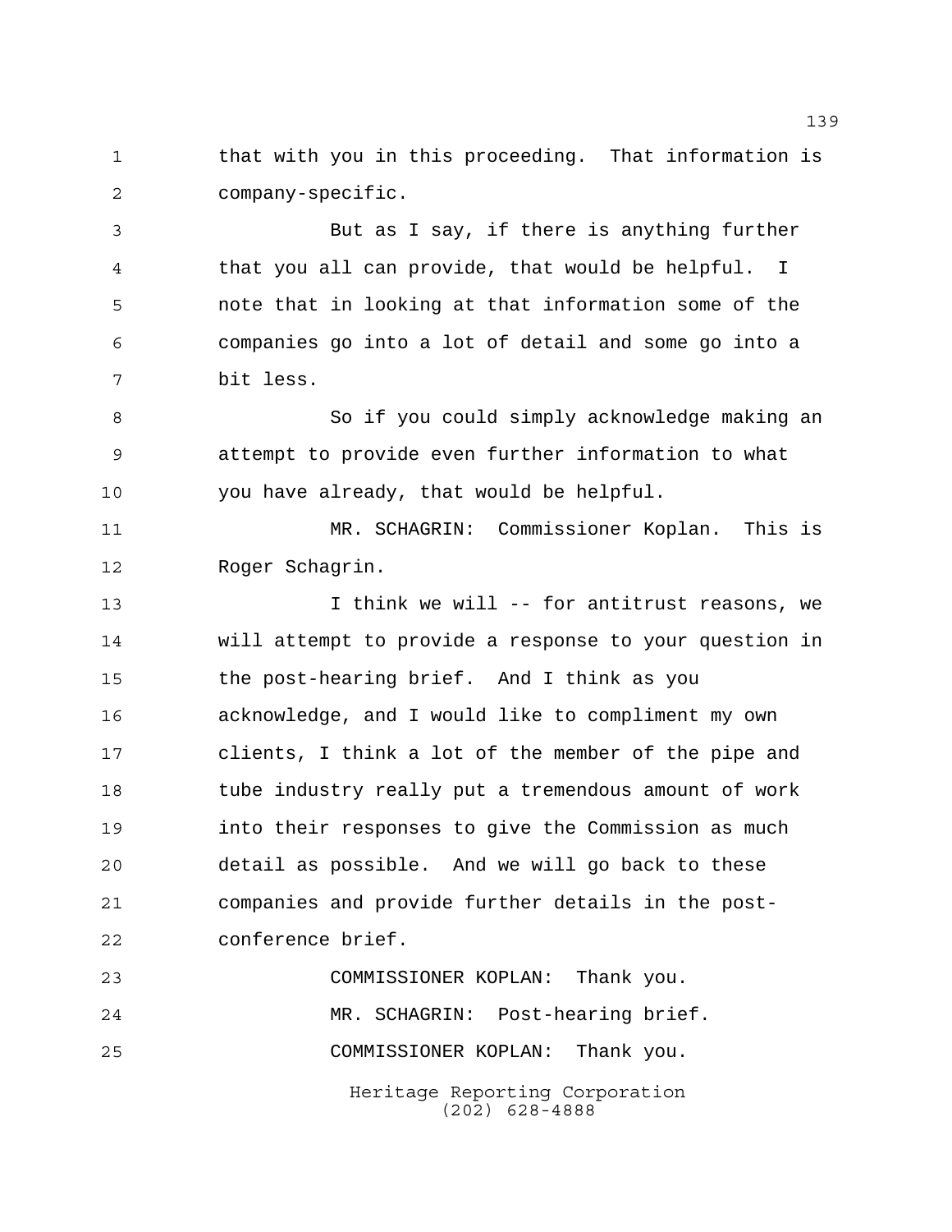that with you in this proceeding. That information is company-specific.

But as I say, if there is anything further that you all can provide, that would be helpful. I note that in looking at that information some of the companies go into a lot of detail and some go into a bit less.

So if you could simply acknowledge making an attempt to provide even further information to what you have already, that would be helpful.

MR. SCHAGRIN: Commissioner Koplan. This is Roger Schagrin.

I think we will -- for antitrust reasons, we will attempt to provide a response to your question in the post-hearing brief. And I think as you acknowledge, and I would like to compliment my own clients, I think a lot of the member of the pipe and tube industry really put a tremendous amount of work into their responses to give the Commission as much detail as possible. And we will go back to these companies and provide further details in the post-conference brief.

COMMISSIONER KOPLAN: Thank you.

MR. SCHAGRIN: Post-hearing brief.

COMMISSIONER KOPLAN: Thank you.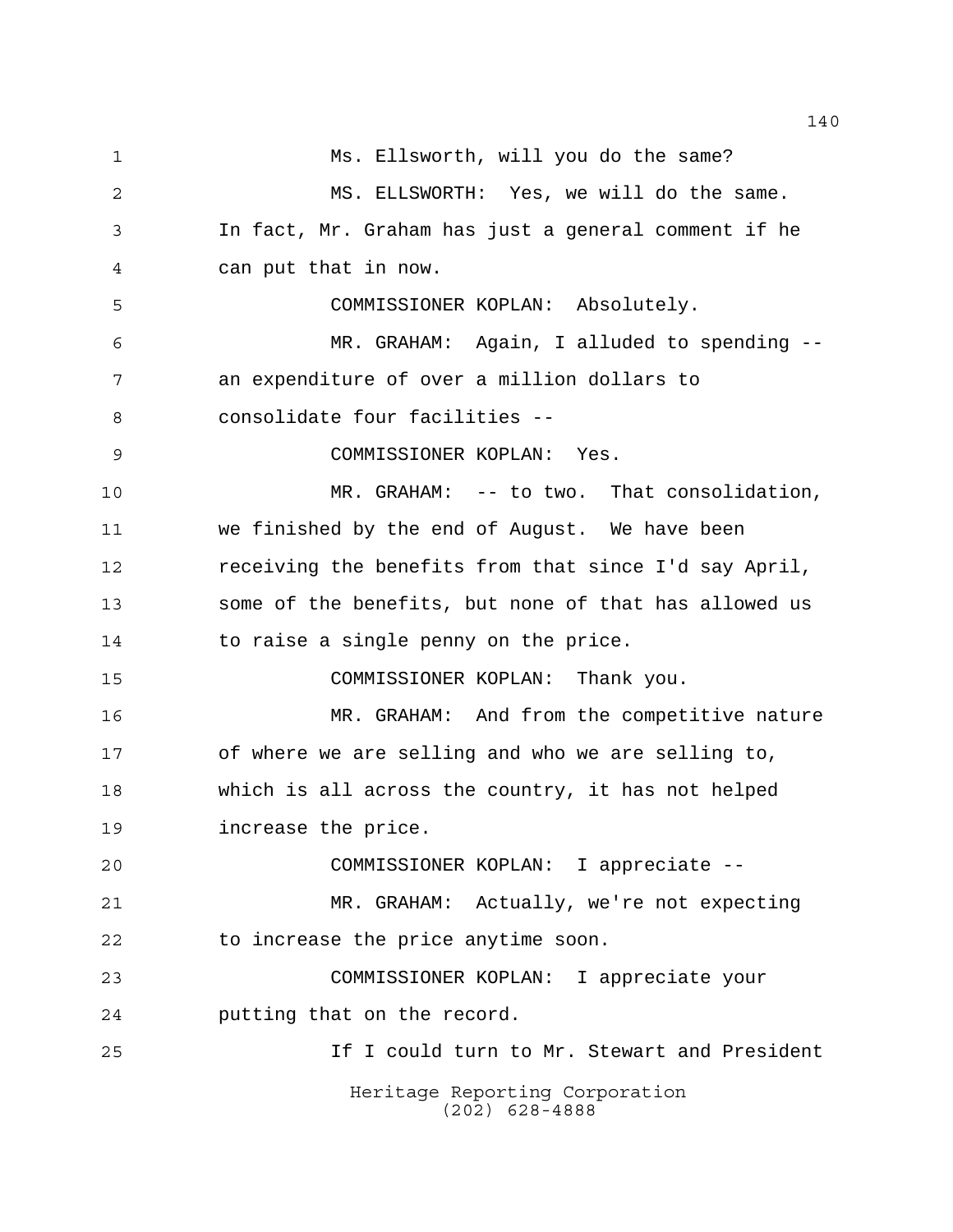Ms. Ellsworth, will you do the same?

MS. ELLSWORTH: Yes, we will do the same. In fact, Mr. Graham has just a general comment if he can put that in now.

COMMISSIONER KOPLAN: Absolutely.

MR. GRAHAM: Again, I alluded to spending -- an expenditure of over a million dollars to consolidate four facilities --

COMMISSIONER KOPLAN: Yes.

MR. GRAHAM: -- to two. That consolidation, we finished by the end of August. We have been receiving the benefits from that since I'd say April, some of the benefits, but none of that has allowed us to raise a single penny on the price.

COMMISSIONER KOPLAN: Thank you.

MR. GRAHAM: And from the competitive nature of where we are selling and who we are selling to, which is all across the country, it has not helped increase the price.

COMMISSIONER KOPLAN: I appreciate --

MR. GRAHAM: Actually, we're not expecting to increase the price anytime soon.

COMMISSIONER KOPLAN: I appreciate your putting that on the record.

If I could turn to Mr. Stewart and President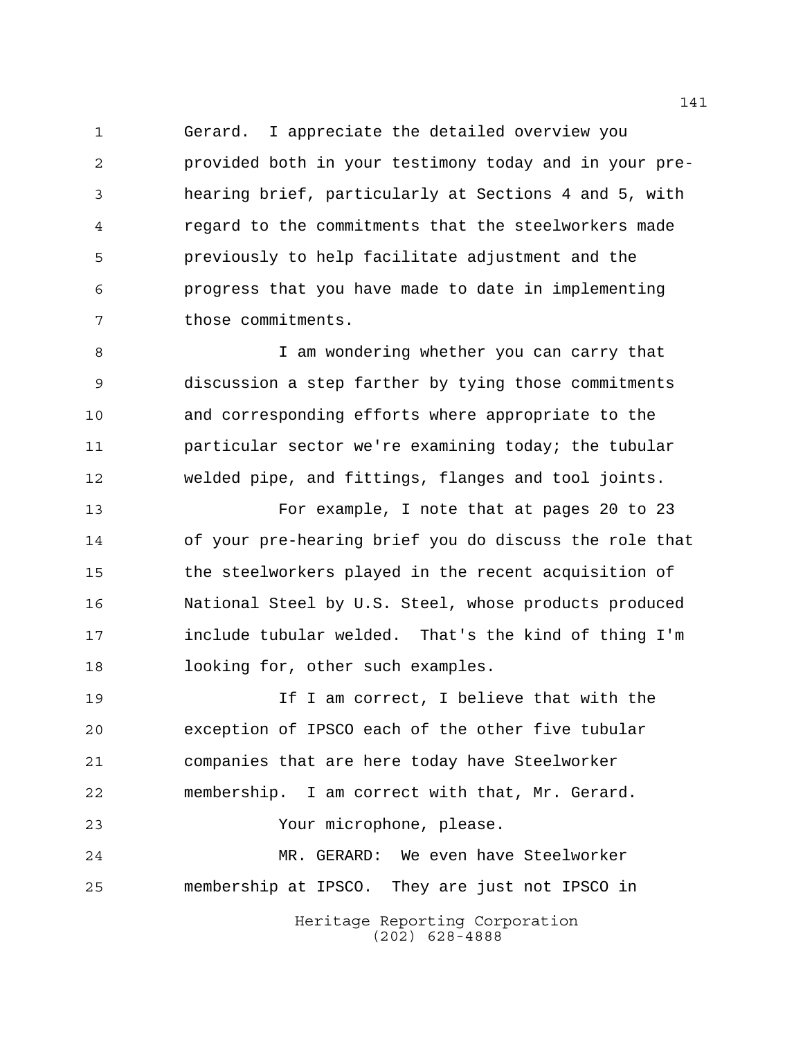Gerard. I appreciate the detailed overview you provided both in your testimony today and in your pre-hearing brief, particularly at Sections 4 and 5, with regard to the commitments that the steelworkers made previously to help facilitate adjustment and the progress that you have made to date in implementing those commitments.

I am wondering whether you can carry that discussion a step farther by tying those commitments and corresponding efforts where appropriate to the particular sector we're examining today; the tubular welded pipe, and fittings, flanges and tool joints.

For example, I note that at pages 20 to 23 of your pre-hearing brief you do discuss the role that the steelworkers played in the recent acquisition of National Steel by U.S. Steel, whose products produced include tubular welded. That's the kind of thing I'm looking for, other such examples.

If I am correct, I believe that with the exception of IPSCO each of the other five tubular companies that are here today have Steelworker membership. I am correct with that, Mr. Gerard.

Your microphone, please.

MR. GERARD: We even have Steelworker membership at IPSCO. They are just not IPSCO in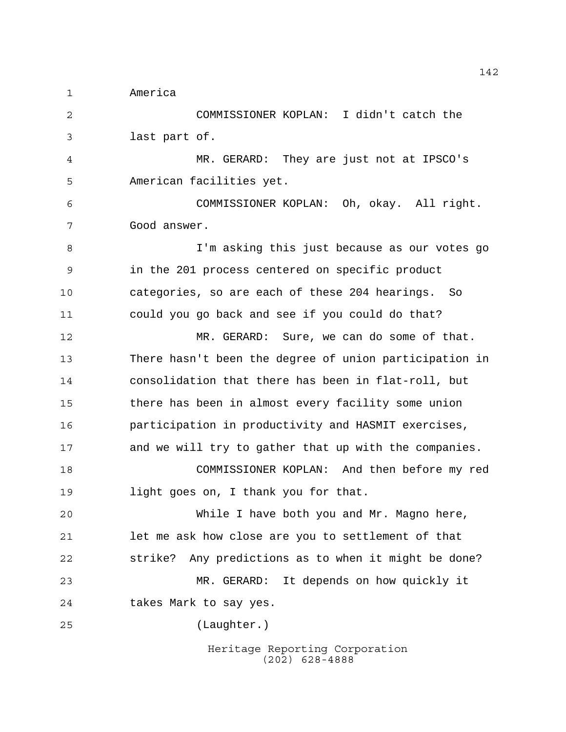America

COMMISSIONER KOPLAN: I didn't catch the last part of.

MR. GERARD: They are just not at IPSCO's American facilities yet.

COMMISSIONER KOPLAN: Oh, okay. All right. Good answer.

I'm asking this just because as our votes go in the 201 process centered on specific product categories, so are each of these 204 hearings. So could you go back and see if you could do that?

MR. GERARD: Sure, we can do some of that. There hasn't been the degree of union participation in consolidation that there has been in flat-roll, but there has been in almost every facility some union participation in productivity and HASMIT exercises, and we will try to gather that up with the companies.

COMMISSIONER KOPLAN: And then before my red light goes on, I thank you for that.

While I have both you and Mr. Magno here, let me ask how close are you to settlement of that strike? Any predictions as to when it might be done?

MR. GERARD: It depends on how quickly it takes Mark to say yes.

(Laughter.)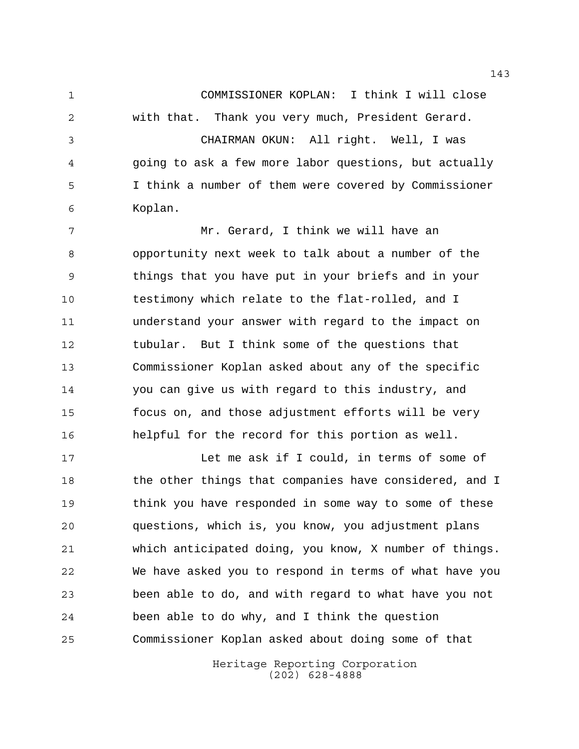COMMISSIONER KOPLAN: I think I will close with that. Thank you very much, President Gerard.

CHAIRMAN OKUN: All right. Well, I was going to ask a few more labor questions, but actually I think a number of them were covered by Commissioner Koplan.

Mr. Gerard, I think we will have an opportunity next week to talk about a number of the things that you have put in your briefs and in your testimony which relate to the flat-rolled, and I understand your answer with regard to the impact on tubular. But I think some of the questions that Commissioner Koplan asked about any of the specific you can give us with regard to this industry, and focus on, and those adjustment efforts will be very helpful for the record for this portion as well.

Let me ask if I could, in terms of some of the other things that companies have considered, and I think you have responded in some way to some of these questions, which is, you know, you adjustment plans which anticipated doing, you know, X number of things. We have asked you to respond in terms of what have you been able to do, and with regard to what have you not been able to do why, and I think the question Commissioner Koplan asked about doing some of that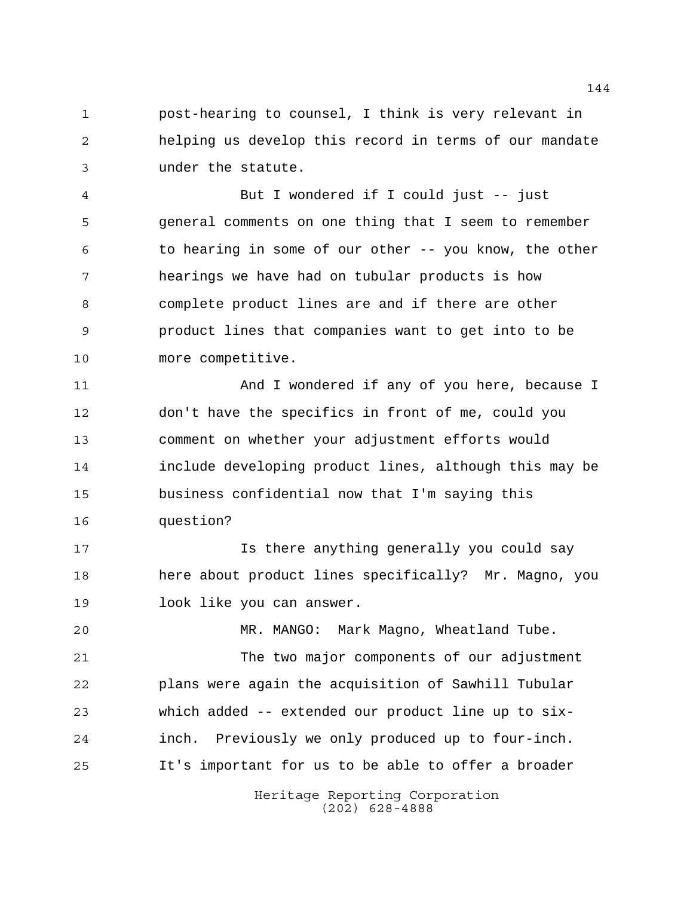post-hearing to counsel, I think is very relevant in helping us develop this record in terms of our mandate under the statute.

But I wondered if I could just -- just general comments on one thing that I seem to remember to hearing in some of our other -- you know, the other hearings we have had on tubular products is how complete product lines are and if there are other product lines that companies want to get into to be more competitive.

And I wondered if any of you here, because I don't have the specifics in front of me, could you comment on whether your adjustment efforts would include developing product lines, although this may be business confidential now that I'm saying this question?

Is there anything generally you could say here about product lines specifically? Mr. Magno, you look like you can answer.

MR. MANGO: Mark Magno, Wheatland Tube.

The two major components of our adjustment plans were again the acquisition of Sawhill Tubular which added -- extended our product line up to six-inch. Previously we only produced up to four-inch. It's important for us to be able to offer a broader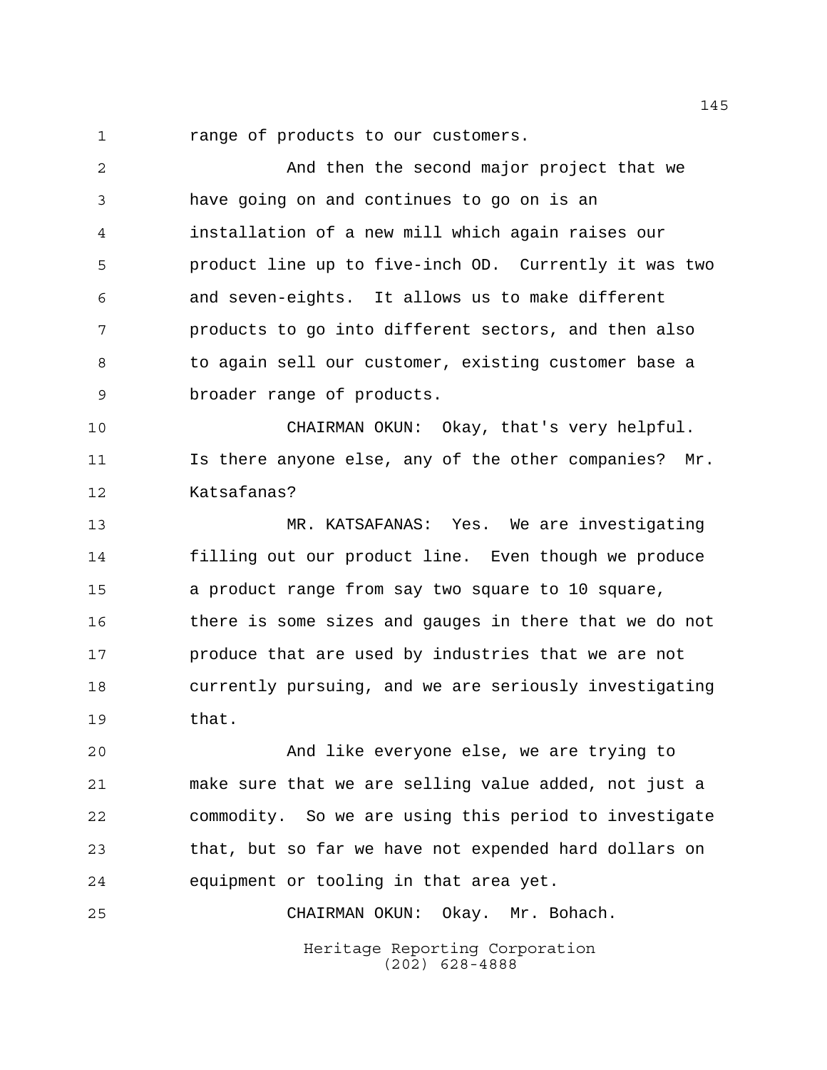range of products to our customers.

And then the second major project that we have going on and continues to go on is an installation of a new mill which again raises our product line up to five-inch OD. Currently it was two and seven-eights. It allows us to make different products to go into different sectors, and then also to again sell our customer, existing customer base a broader range of products.

CHAIRMAN OKUN: Okay, that's very helpful. Is there anyone else, any of the other companies? Mr. Katsafanas?

MR. KATSAFANAS: Yes. We are investigating filling out our product line. Even though we produce a product range from say two square to 10 square, there is some sizes and gauges in there that we do not produce that are used by industries that we are not currently pursuing, and we are seriously investigating that.

And like everyone else, we are trying to make sure that we are selling value added, not just a commodity. So we are using this period to investigate that, but so far we have not expended hard dollars on equipment or tooling in that area yet.

CHAIRMAN OKUN: Okay. Mr. Bohach.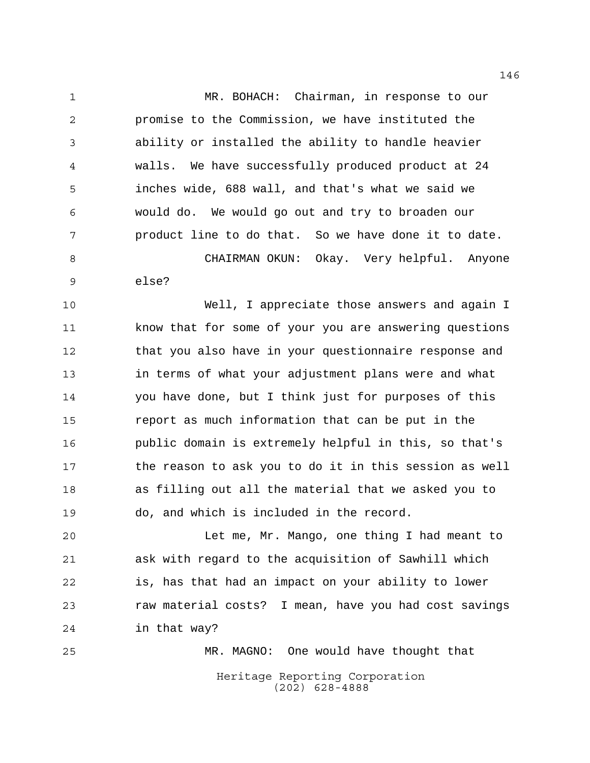MR. BOHACH: Chairman, in response to our promise to the Commission, we have instituted the ability or installed the ability to handle heavier walls. We have successfully produced product at 24 inches wide, 688 wall, and that's what we said we would do. We would go out and try to broaden our product line to do that. So we have done it to date.

CHAIRMAN OKUN: Okay. Very helpful. Anyone else?

Well, I appreciate those answers and again I know that for some of your you are answering questions that you also have in your questionnaire response and in terms of what your adjustment plans were and what you have done, but I think just for purposes of this report as much information that can be put in the public domain is extremely helpful in this, so that's the reason to ask you to do it in this session as well as filling out all the material that we asked you to do, and which is included in the record.

Let me, Mr. Mango, one thing I had meant to ask with regard to the acquisition of Sawhill which is, has that had an impact on your ability to lower raw material costs? I mean, have you had cost savings in that way?

MR. MAGNO: One would have thought that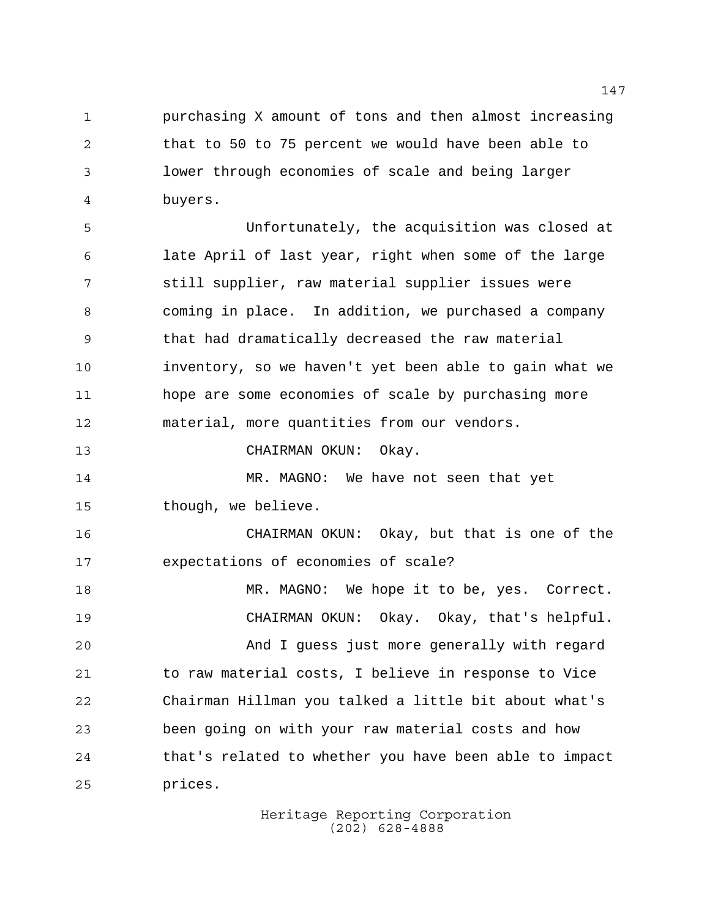purchasing X amount of tons and then almost increasing that to 50 to 75 percent we would have been able to lower through economies of scale and being larger buyers.

Unfortunately, the acquisition was closed at late April of last year, right when some of the large still supplier, raw material supplier issues were coming in place. In addition, we purchased a company that had dramatically decreased the raw material inventory, so we haven't yet been able to gain what we hope are some economies of scale by purchasing more material, more quantities from our vendors.

CHAIRMAN OKUN: Okay.

MR. MAGNO: We have not seen that yet though, we believe.

CHAIRMAN OKUN: Okay, but that is one of the expectations of economies of scale?

MR. MAGNO: We hope it to be, yes. Correct.

CHAIRMAN OKUN: Okay. Okay, that's helpful.

And I guess just more generally with regard to raw material costs, I believe in response to Vice Chairman Hillman you talked a little bit about what's been going on with your raw material costs and how that's related to whether you have been able to impact prices.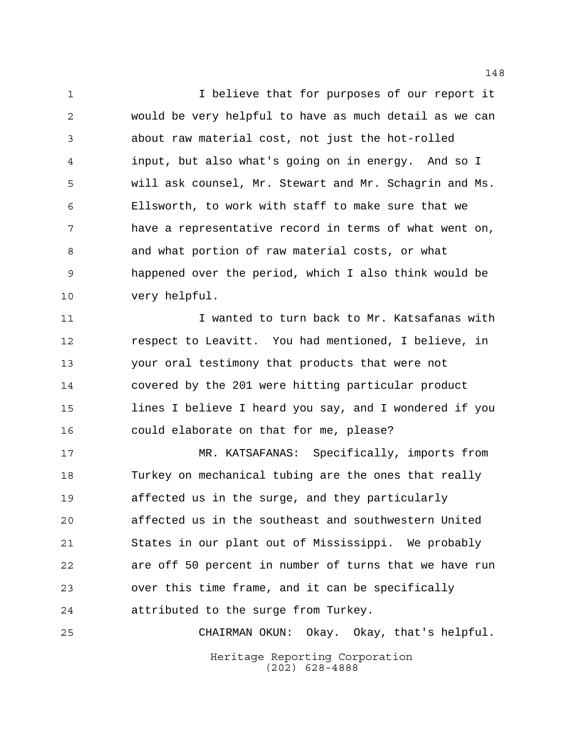I believe that for purposes of our report it would be very helpful to have as much detail as we can about raw material cost, not just the hot-rolled input, but also what's going on in energy. And so I will ask counsel, Mr. Stewart and Mr. Schagrin and Ms. Ellsworth, to work with staff to make sure that we have a representative record in terms of what went on, and what portion of raw material costs, or what happened over the period, which I also think would be very helpful.

I wanted to turn back to Mr. Katsafanas with respect to Leavitt. You had mentioned, I believe, in your oral testimony that products that were not covered by the 201 were hitting particular product lines I believe I heard you say, and I wondered if you could elaborate on that for me, please?

MR. KATSAFANAS: Specifically, imports from Turkey on mechanical tubing are the ones that really affected us in the surge, and they particularly affected us in the southeast and southwestern United States in our plant out of Mississippi. We probably are off 50 percent in number of turns that we have run over this time frame, and it can be specifically attributed to the surge from Turkey.

CHAIRMAN OKUN: Okay. Okay, that's helpful.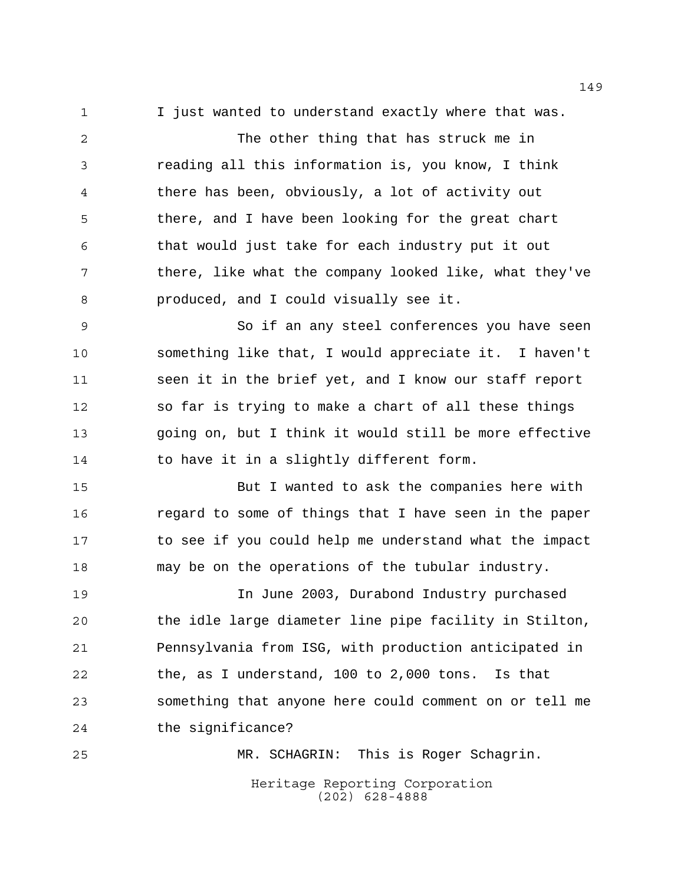I just wanted to understand exactly where that was.

The other thing that has struck me in reading all this information is, you know, I think there has been, obviously, a lot of activity out there, and I have been looking for the great chart that would just take for each industry put it out there, like what the company looked like, what they've produced, and I could visually see it.

So if an any steel conferences you have seen something like that, I would appreciate it. I haven't seen it in the brief yet, and I know our staff report so far is trying to make a chart of all these things going on, but I think it would still be more effective to have it in a slightly different form.

But I wanted to ask the companies here with regard to some of things that I have seen in the paper to see if you could help me understand what the impact may be on the operations of the tubular industry.

In June 2003, Durabond Industry purchased the idle large diameter line pipe facility in Stilton, Pennsylvania from ISG, with production anticipated in the, as I understand, 100 to 2,000 tons. Is that something that anyone here could comment on or tell me the significance?

MR. SCHAGRIN: This is Roger Schagrin.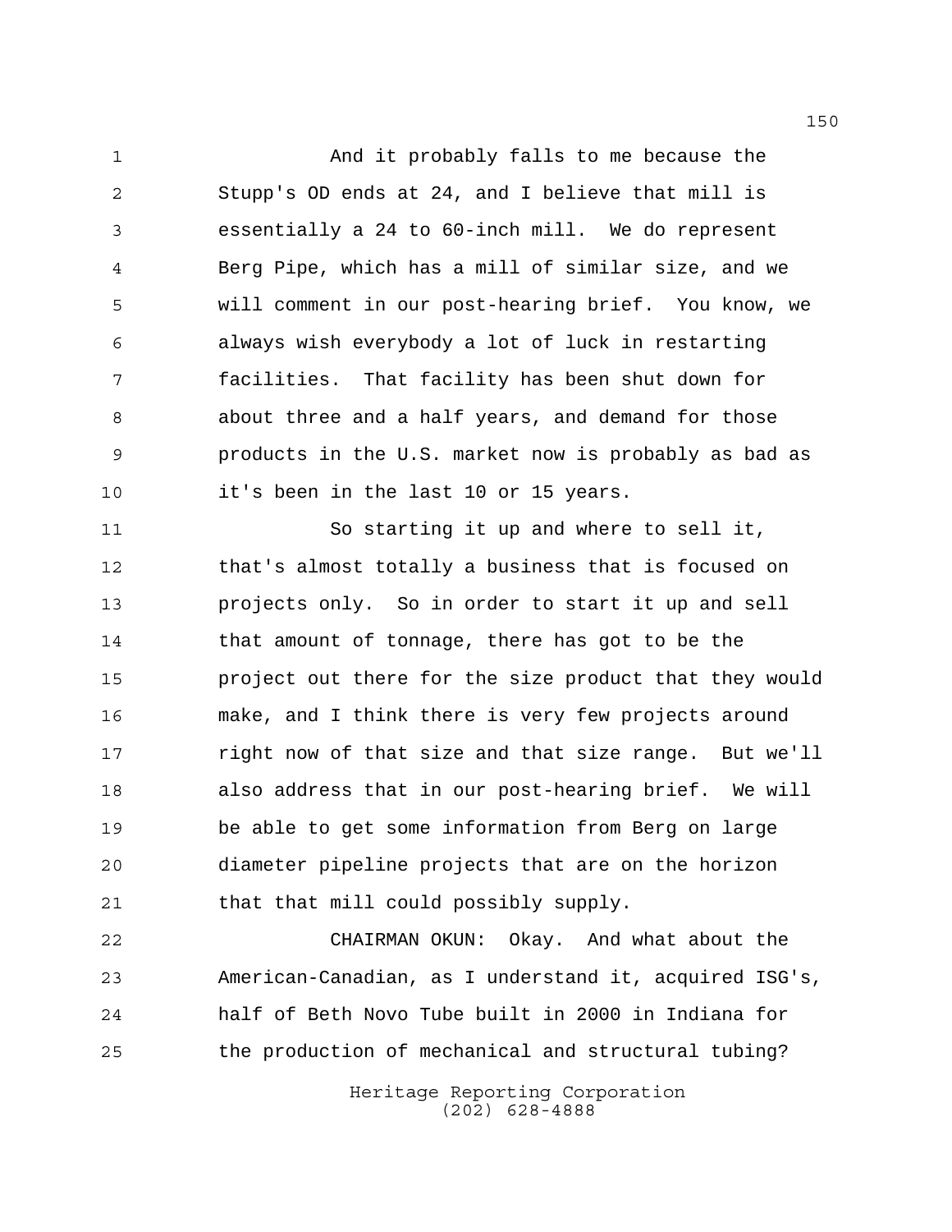And it probably falls to me because the Stupp's OD ends at 24, and I believe that mill is essentially a 24 to 60-inch mill. We do represent Berg Pipe, which has a mill of similar size, and we will comment in our post-hearing brief. You know, we always wish everybody a lot of luck in restarting facilities. That facility has been shut down for about three and a half years, and demand for those products in the U.S. market now is probably as bad as it's been in the last 10 or 15 years.

So starting it up and where to sell it, that's almost totally a business that is focused on projects only. So in order to start it up and sell that amount of tonnage, there has got to be the project out there for the size product that they would make, and I think there is very few projects around right now of that size and that size range. But we'll also address that in our post-hearing brief. We will be able to get some information from Berg on large diameter pipeline projects that are on the horizon that that mill could possibly supply.

CHAIRMAN OKUN: Okay. And what about the American-Canadian, as I understand it, acquired ISG's, half of Beth Novo Tube built in 2000 in Indiana for the production of mechanical and structural tubing?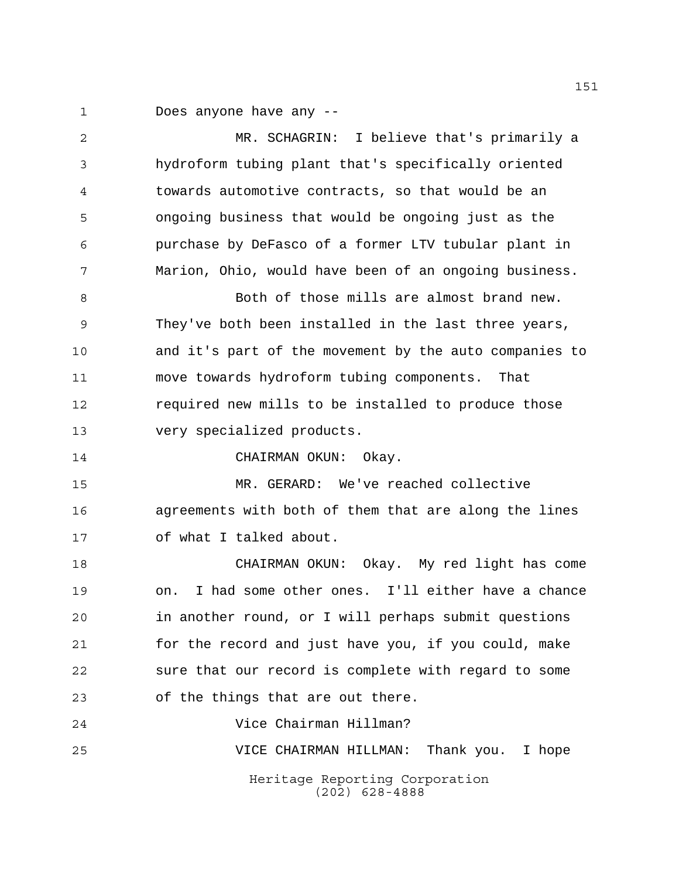Does anyone have any --

MR. SCHAGRIN: I believe that's primarily a hydroform tubing plant that's specifically oriented towards automotive contracts, so that would be an ongoing business that would be ongoing just as the purchase by DeFasco of a former LTV tubular plant in Marion, Ohio, would have been of an ongoing business.

Both of those mills are almost brand new. They've both been installed in the last three years, and it's part of the movement by the auto companies to move towards hydroform tubing components. That required new mills to be installed to produce those very specialized products.

CHAIRMAN OKUN: Okay.

MR. GERARD: We've reached collective agreements with both of them that are along the lines of what I talked about.

CHAIRMAN OKUN: Okay. My red light has come on. I had some other ones. I'll either have a chance in another round, or I will perhaps submit questions for the record and just have you, if you could, make sure that our record is complete with regard to some of the things that are out there.

Vice Chairman Hillman?

VICE CHAIRMAN HILLMAN: Thank you. I hope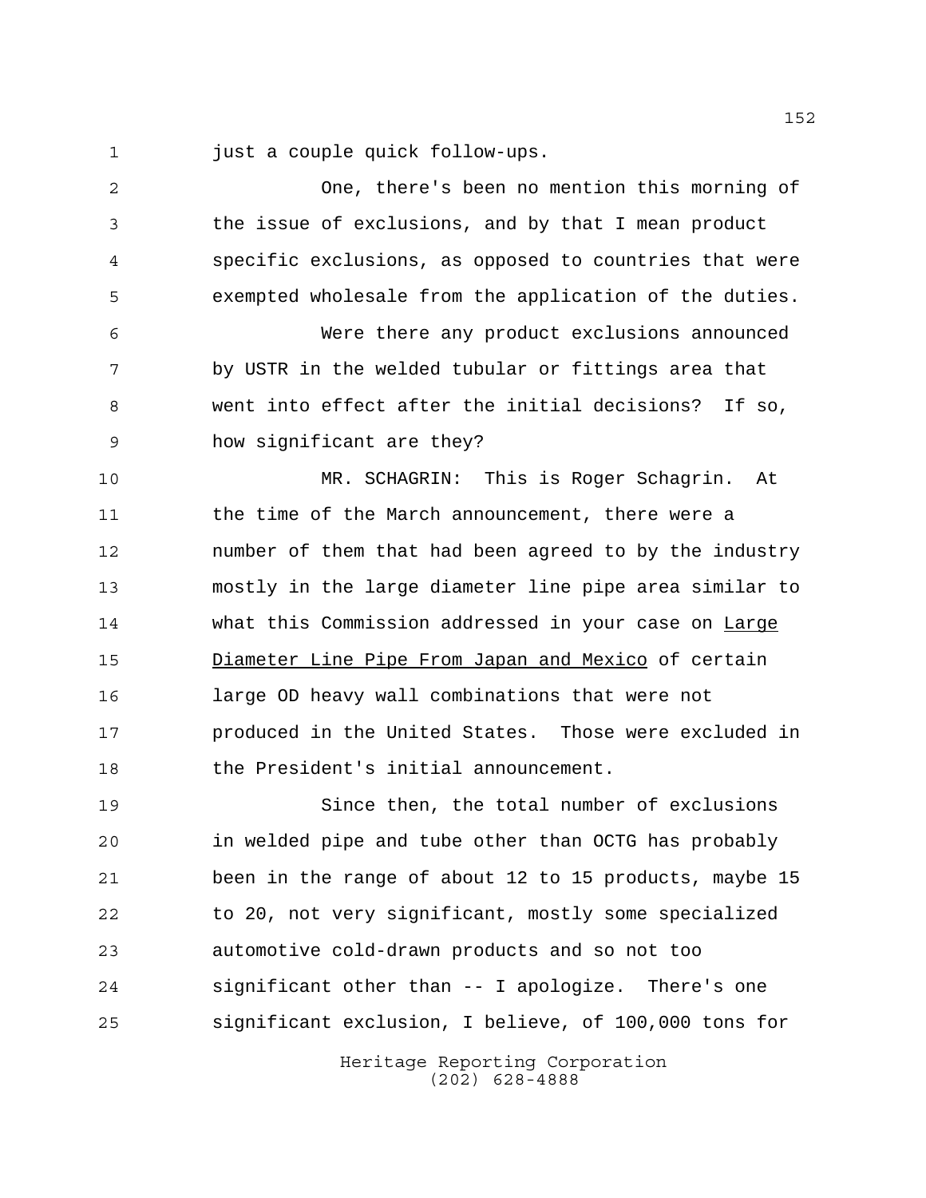just a couple quick follow-ups.

One, there's been no mention this morning of the issue of exclusions, and by that I mean product specific exclusions, as opposed to countries that were exempted wholesale from the application of the duties.

Were there any product exclusions announced by USTR in the welded tubular or fittings area that went into effect after the initial decisions? If so, how significant are they?

MR. SCHAGRIN: This is Roger Schagrin. At the time of the March announcement, there were a number of them that had been agreed to by the industry mostly in the large diameter line pipe area similar to what this Commission addressed in your case on Large Diameter Line Pipe From Japan and Mexico of certain large OD heavy wall combinations that were not produced in the United States. Those were excluded in the President's initial announcement.

Since then, the total number of exclusions in welded pipe and tube other than OCTG has probably been in the range of about 12 to 15 products, maybe 15 to 20, not very significant, mostly some specialized automotive cold-drawn products and so not too significant other than -- I apologize. There's one significant exclusion, I believe, of 100,000 tons for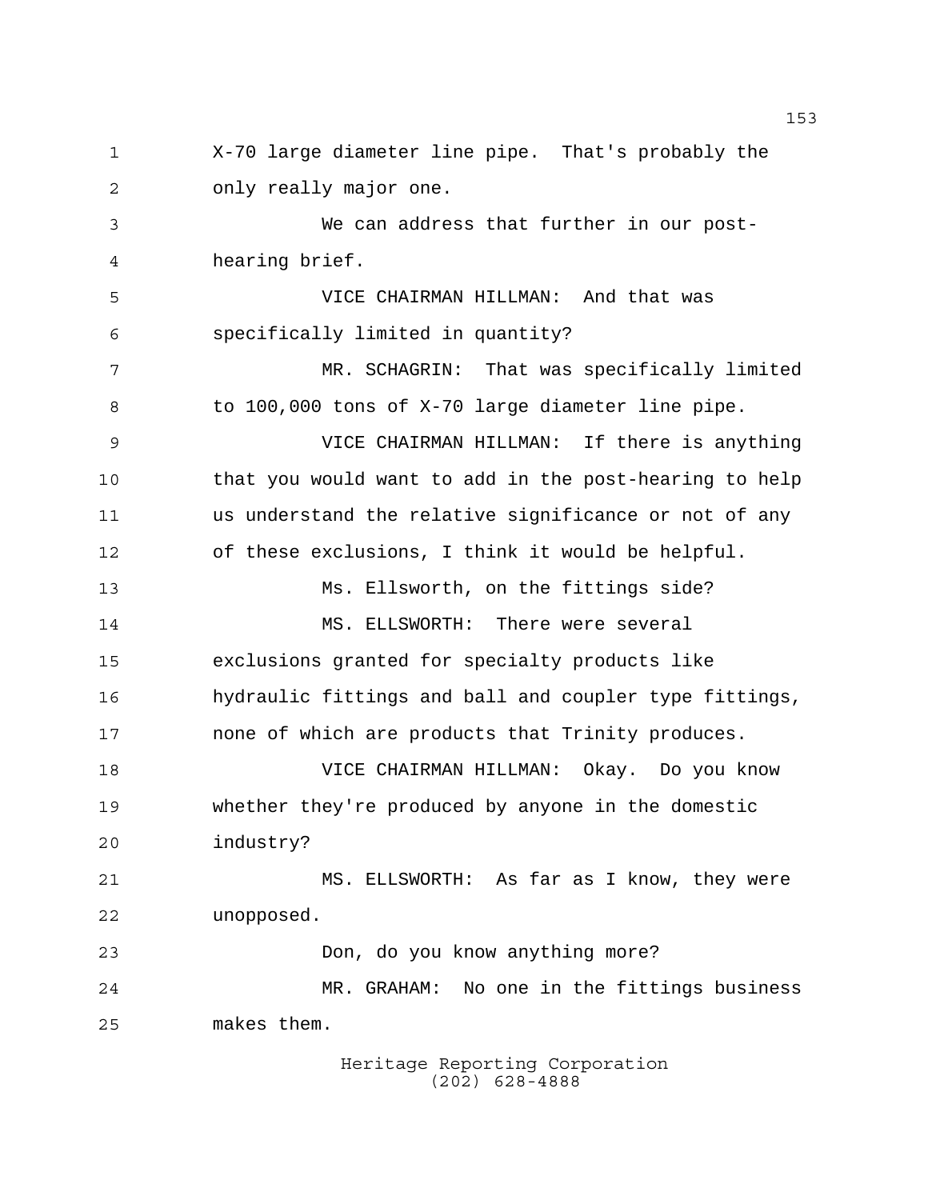X-70 large diameter line pipe. That's probably the only really major one.

We can address that further in our post-hearing brief.

VICE CHAIRMAN HILLMAN: And that was specifically limited in quantity?

MR. SCHAGRIN: That was specifically limited to 100,000 tons of X-70 large diameter line pipe.

VICE CHAIRMAN HILLMAN: If there is anything that you would want to add in the post-hearing to help us understand the relative significance or not of any of these exclusions, I think it would be helpful.

Ms. Ellsworth, on the fittings side?

MS. ELLSWORTH: There were several exclusions granted for specialty products like hydraulic fittings and ball and coupler type fittings, none of which are products that Trinity produces.

VICE CHAIRMAN HILLMAN: Okay. Do you know whether they're produced by anyone in the domestic industry?

MS. ELLSWORTH: As far as I know, they were unopposed.

Don, do you know anything more?

MR. GRAHAM: No one in the fittings business makes them.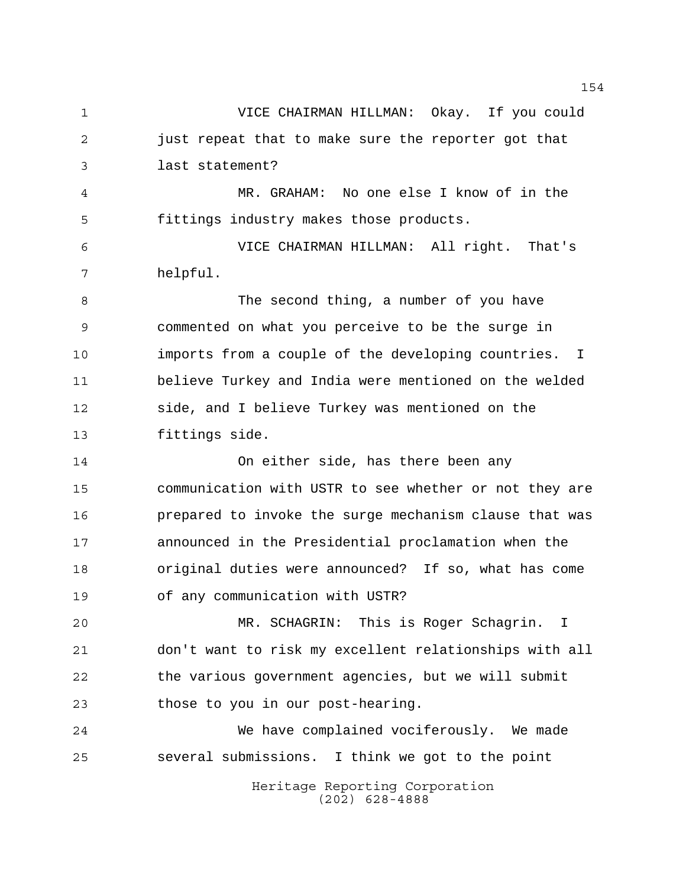VICE CHAIRMAN HILLMAN: Okay. If you could just repeat that to make sure the reporter got that last statement?

MR. GRAHAM: No one else I know of in the fittings industry makes those products.

VICE CHAIRMAN HILLMAN: All right. That's helpful.

The second thing, a number of you have commented on what you perceive to be the surge in imports from a couple of the developing countries. I believe Turkey and India were mentioned on the welded side, and I believe Turkey was mentioned on the fittings side.

On either side, has there been any communication with USTR to see whether or not they are prepared to invoke the surge mechanism clause that was announced in the Presidential proclamation when the original duties were announced? If so, what has come of any communication with USTR?

MR. SCHAGRIN: This is Roger Schagrin. I don't want to risk my excellent relationships with all the various government agencies, but we will submit those to you in our post-hearing.

We have complained vociferously. We made several submissions. I think we got to the point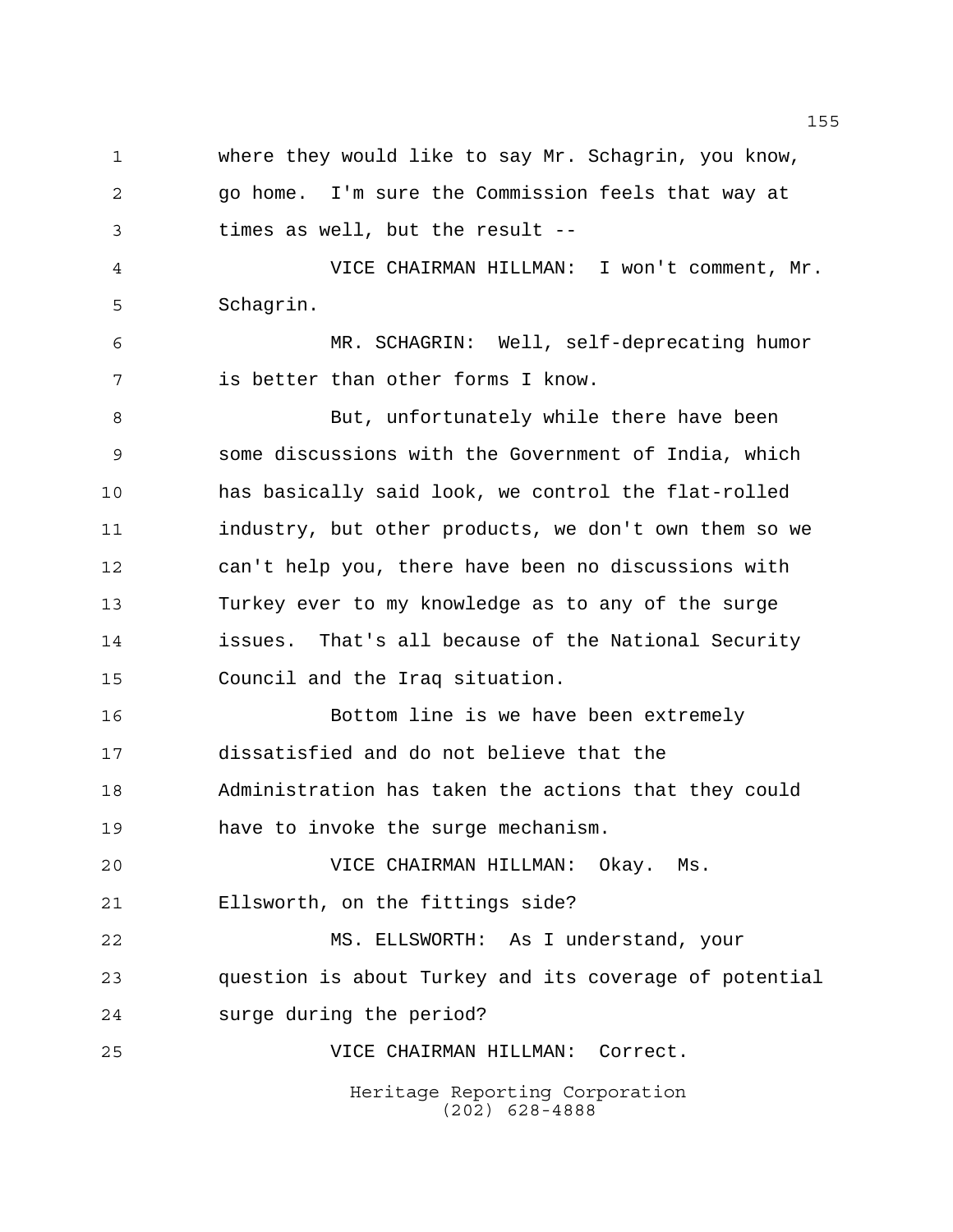where they would like to say Mr. Schagrin, you know, go home. I'm sure the Commission feels that way at times as well, but the result --

VICE CHAIRMAN HILLMAN: I won't comment, Mr. Schagrin.

MR. SCHAGRIN: Well, self-deprecating humor is better than other forms I know.

But, unfortunately while there have been some discussions with the Government of India, which has basically said look, we control the flat-rolled industry, but other products, we don't own them so we can't help you, there have been no discussions with Turkey ever to my knowledge as to any of the surge issues. That's all because of the National Security Council and the Iraq situation.

Bottom line is we have been extremely dissatisfied and do not believe that the Administration has taken the actions that they could have to invoke the surge mechanism.

VICE CHAIRMAN HILLMAN: Okay. Ms. Ellsworth, on the fittings side?

MS. ELLSWORTH: As I understand, your question is about Turkey and its coverage of potential surge during the period?

VICE CHAIRMAN HILLMAN: Correct.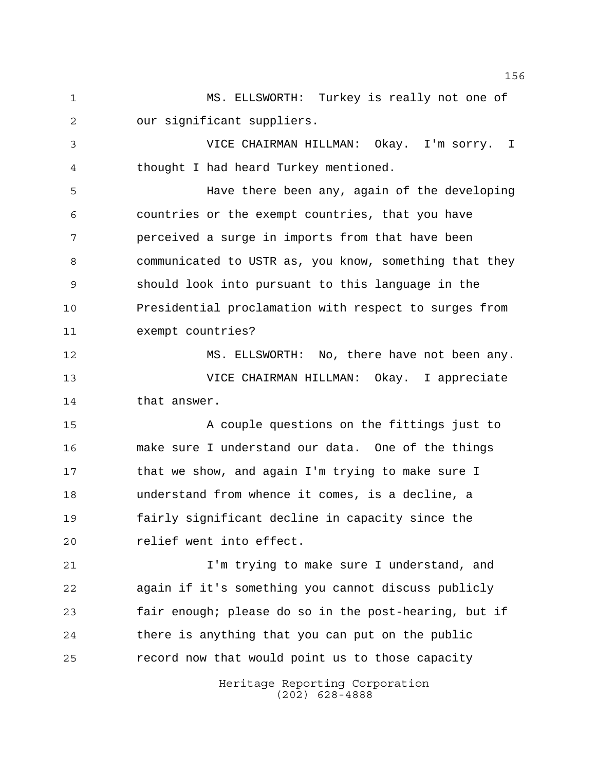MS. ELLSWORTH: Turkey is really not one of our significant suppliers.

VICE CHAIRMAN HILLMAN: Okay. I'm sorry. I thought I had heard Turkey mentioned.

Have there been any, again of the developing countries or the exempt countries, that you have perceived a surge in imports from that have been communicated to USTR as, you know, something that they should look into pursuant to this language in the Presidential proclamation with respect to surges from exempt countries?

MS. ELLSWORTH: No, there have not been any.

VICE CHAIRMAN HILLMAN: Okay. I appreciate that answer.

A couple questions on the fittings just to make sure I understand our data. One of the things that we show, and again I'm trying to make sure I understand from whence it comes, is a decline, a fairly significant decline in capacity since the relief went into effect.

I'm trying to make sure I understand, and again if it's something you cannot discuss publicly fair enough; please do so in the post-hearing, but if there is anything that you can put on the public record now that would point us to those capacity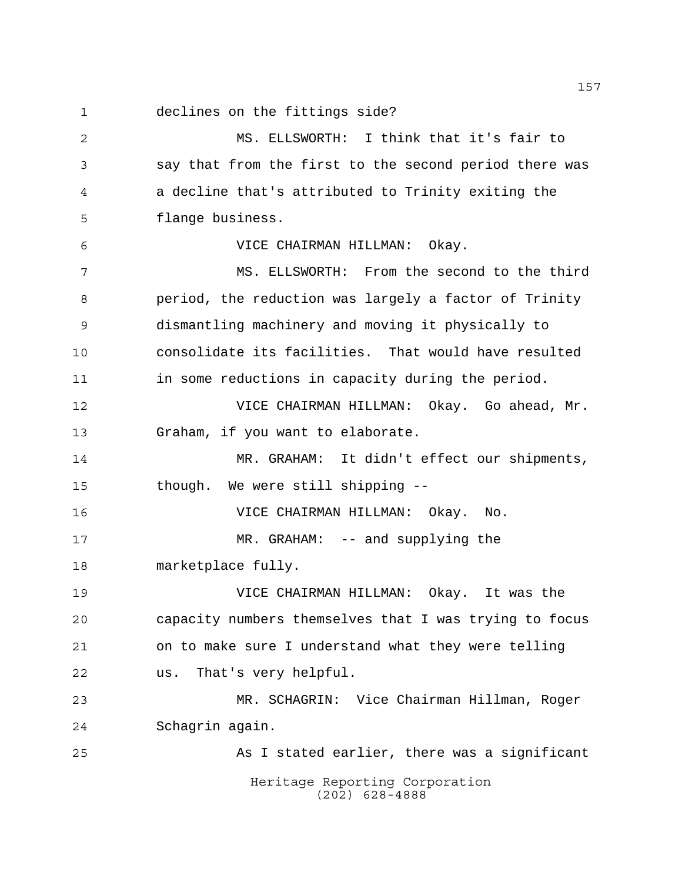declines on the fittings side?

MS. ELLSWORTH: I think that it's fair to say that from the first to the second period there was a decline that's attributed to Trinity exiting the flange business.

VICE CHAIRMAN HILLMAN: Okay.

MS. ELLSWORTH: From the second to the third period, the reduction was largely a factor of Trinity dismantling machinery and moving it physically to consolidate its facilities. That would have resulted in some reductions in capacity during the period.

VICE CHAIRMAN HILLMAN: Okay. Go ahead, Mr. Graham, if you want to elaborate.

MR. GRAHAM: It didn't effect our shipments, though. We were still shipping --

VICE CHAIRMAN HILLMAN: Okay. No.

MR. GRAHAM: -- and supplying the marketplace fully.

VICE CHAIRMAN HILLMAN: Okay. It was the capacity numbers themselves that I was trying to focus on to make sure I understand what they were telling us. That's very helpful.

MR. SCHAGRIN: Vice Chairman Hillman, Roger Schagrin again.

As I stated earlier, there was a significant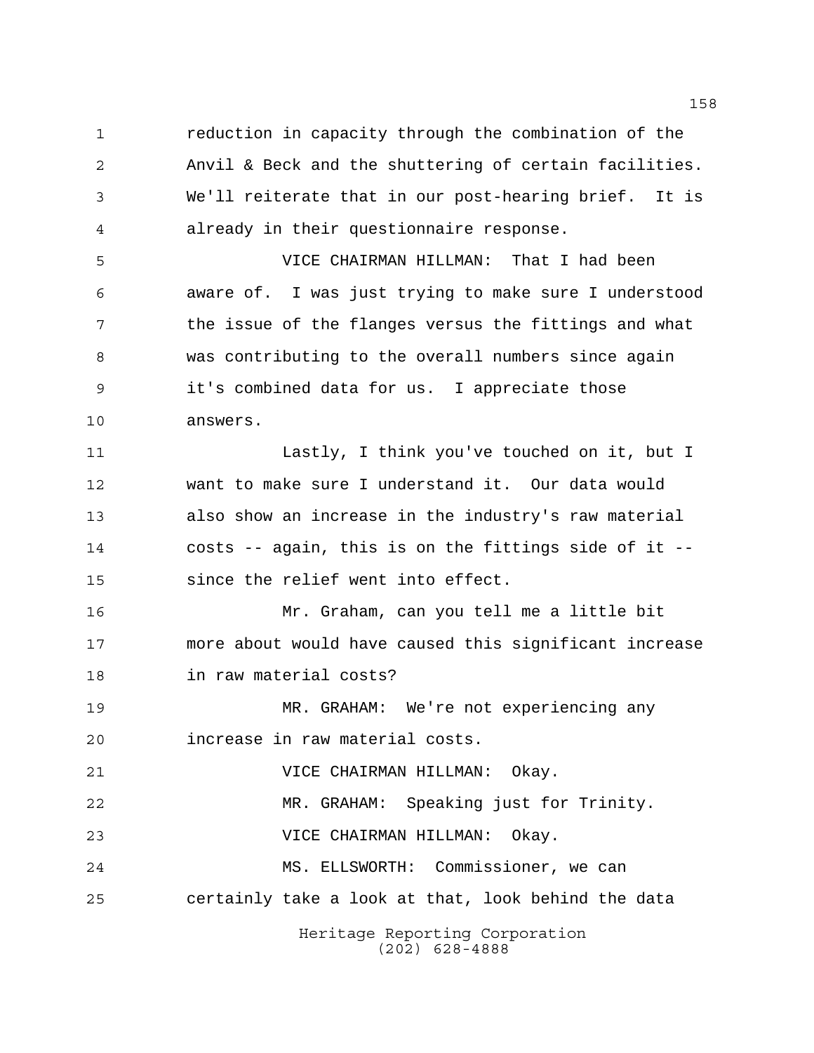reduction in capacity through the combination of the Anvil & Beck and the shuttering of certain facilities. We'll reiterate that in our post-hearing brief. It is already in their questionnaire response.

VICE CHAIRMAN HILLMAN: That I had been aware of. I was just trying to make sure I understood the issue of the flanges versus the fittings and what was contributing to the overall numbers since again it's combined data for us. I appreciate those answers.

Lastly, I think you've touched on it, but I want to make sure I understand it. Our data would also show an increase in the industry's raw material costs -- again, this is on the fittings side of it -- since the relief went into effect.

Mr. Graham, can you tell me a little bit more about would have caused this significant increase in raw material costs?

MR. GRAHAM: We're not experiencing any increase in raw material costs.

VICE CHAIRMAN HILLMAN: Okay.

MR. GRAHAM: Speaking just for Trinity.

VICE CHAIRMAN HILLMAN: Okay.

MS. ELLSWORTH: Commissioner, we can certainly take a look at that, look behind the data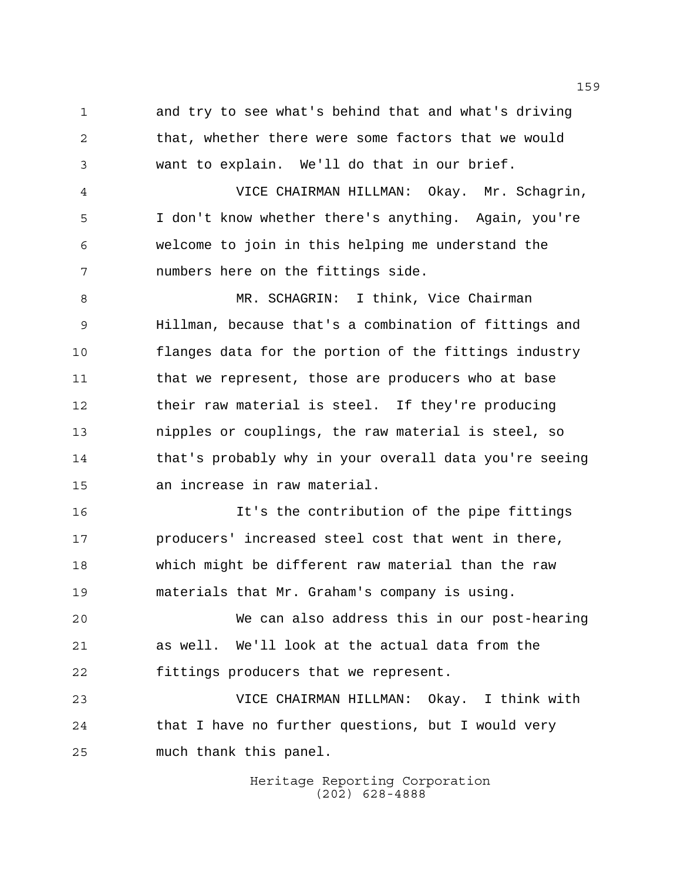and try to see what's behind that and what's driving that, whether there were some factors that we would want to explain. We'll do that in our brief.

VICE CHAIRMAN HILLMAN: Okay. Mr. Schagrin, I don't know whether there's anything. Again, you're welcome to join in this helping me understand the numbers here on the fittings side.

MR. SCHAGRIN: I think, Vice Chairman Hillman, because that's a combination of fittings and flanges data for the portion of the fittings industry that we represent, those are producers who at base their raw material is steel. If they're producing nipples or couplings, the raw material is steel, so that's probably why in your overall data you're seeing an increase in raw material.

It's the contribution of the pipe fittings producers' increased steel cost that went in there, which might be different raw material than the raw materials that Mr. Graham's company is using.

We can also address this in our post-hearing as well. We'll look at the actual data from the fittings producers that we represent.

VICE CHAIRMAN HILLMAN: Okay. I think with that I have no further questions, but I would very much thank this panel.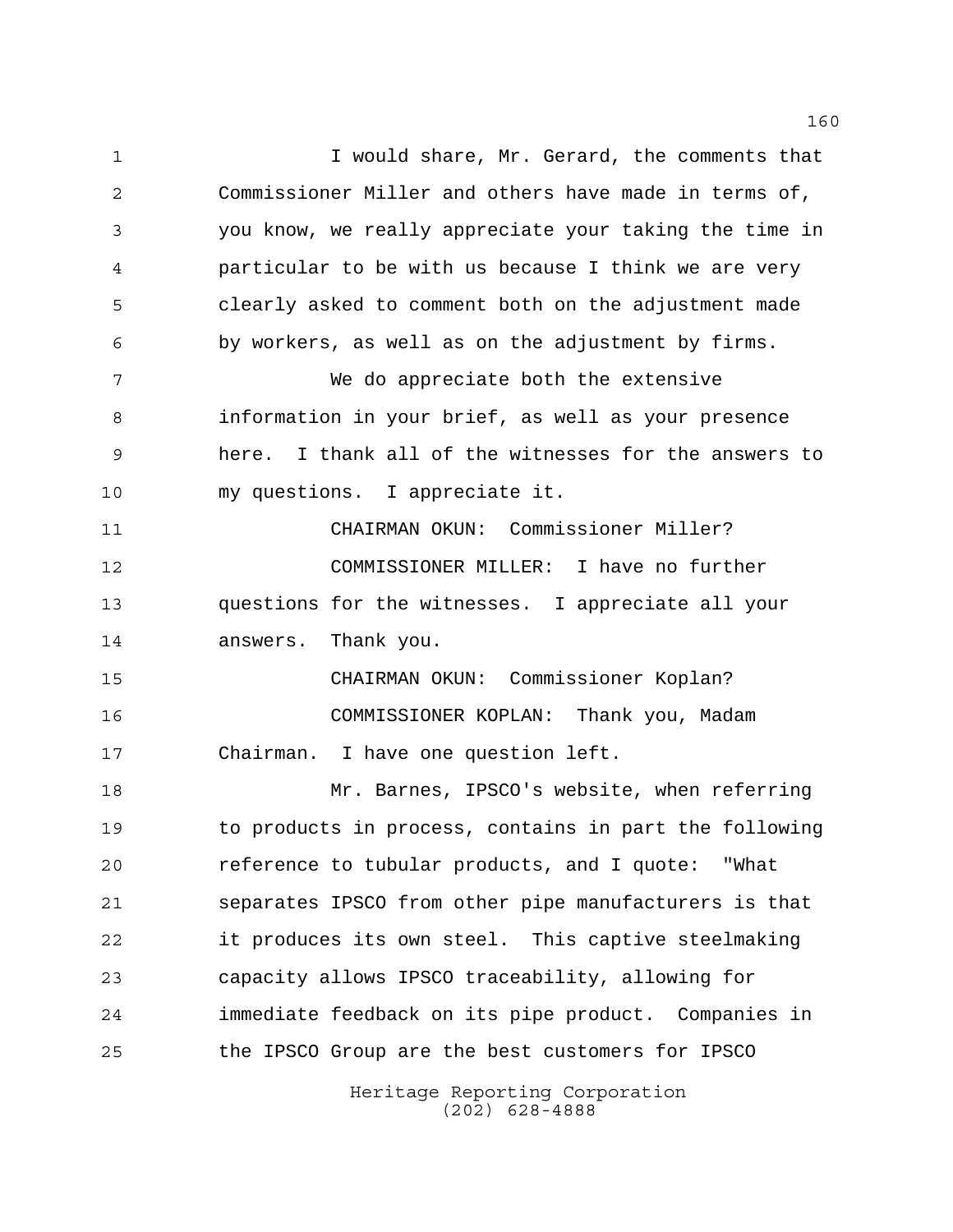I would share, Mr. Gerard, the comments that Commissioner Miller and others have made in terms of, you know, we really appreciate your taking the time in particular to be with us because I think we are very clearly asked to comment both on the adjustment made by workers, as well as on the adjustment by firms.

We do appreciate both the extensive information in your brief, as well as your presence here. I thank all of the witnesses for the answers to my questions. I appreciate it.

CHAIRMAN OKUN: Commissioner Miller?

COMMISSIONER MILLER: I have no further questions for the witnesses. I appreciate all your answers. Thank you.

CHAIRMAN OKUN: Commissioner Koplan?

COMMISSIONER KOPLAN: Thank you, Madam Chairman. I have one question left.

Mr. Barnes, IPSCO's website, when referring to products in process, contains in part the following reference to tubular products, and I quote: "What separates IPSCO from other pipe manufacturers is that it produces its own steel. This captive steelmaking capacity allows IPSCO traceability, allowing for immediate feedback on its pipe product. Companies in the IPSCO Group are the best customers for IPSCO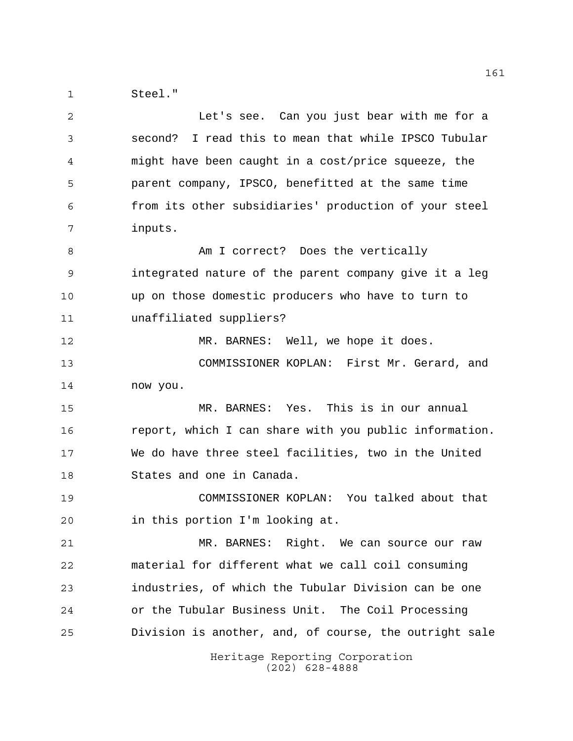Steel."

Let's see. Can you just bear with me for a second? I read this to mean that while IPSCO Tubular might have been caught in a cost/price squeeze, the parent company, IPSCO, benefitted at the same time from its other subsidiaries' production of your steel inputs.

Am I correct? Does the vertically integrated nature of the parent company give it a leg up on those domestic producers who have to turn to unaffiliated suppliers?

MR. BARNES: Well, we hope it does.

COMMISSIONER KOPLAN: First Mr. Gerard, and now you.

MR. BARNES: Yes. This is in our annual report, which I can share with you public information. We do have three steel facilities, two in the United States and one in Canada.

COMMISSIONER KOPLAN: You talked about that in this portion I'm looking at.

MR. BARNES: Right. We can source our raw material for different what we call coil consuming industries, of which the Tubular Division can be one or the Tubular Business Unit. The Coil Processing Division is another, and, of course, the outright sale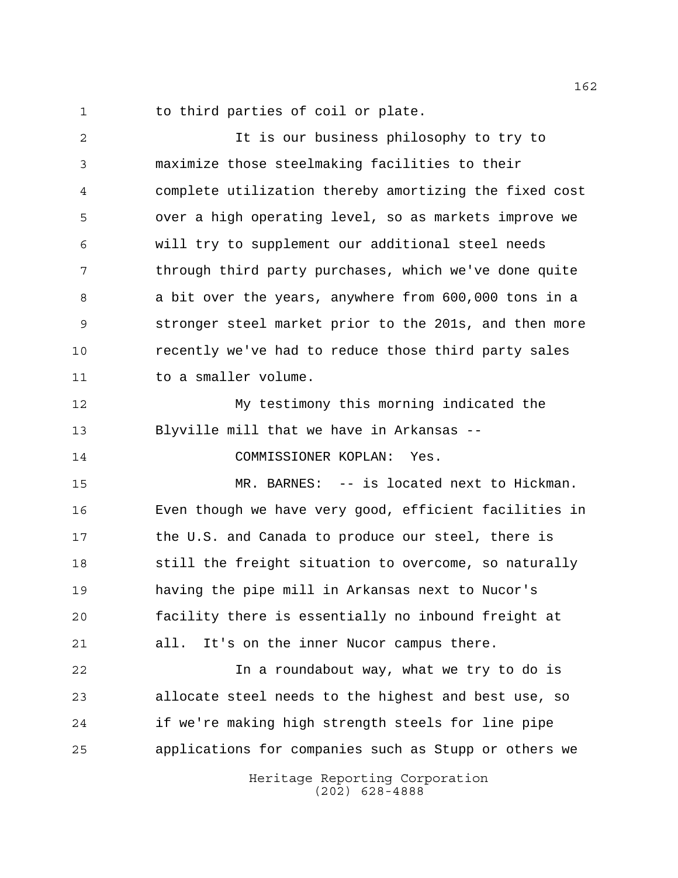to third parties of coil or plate.

It is our business philosophy to try to maximize those steelmaking facilities to their complete utilization thereby amortizing the fixed cost over a high operating level, so as markets improve we will try to supplement our additional steel needs through third party purchases, which we've done quite a bit over the years, anywhere from 600,000 tons in a stronger steel market prior to the 201s, and then more recently we've had to reduce those third party sales to a smaller volume.

My testimony this morning indicated the Blyville mill that we have in Arkansas --

COMMISSIONER KOPLAN: Yes.

MR. BARNES: -- is located next to Hickman. Even though we have very good, efficient facilities in the U.S. and Canada to produce our steel, there is still the freight situation to overcome, so naturally having the pipe mill in Arkansas next to Nucor's facility there is essentially no inbound freight at all. It's on the inner Nucor campus there.

In a roundabout way, what we try to do is allocate steel needs to the highest and best use, so if we're making high strength steels for line pipe applications for companies such as Stupp or others we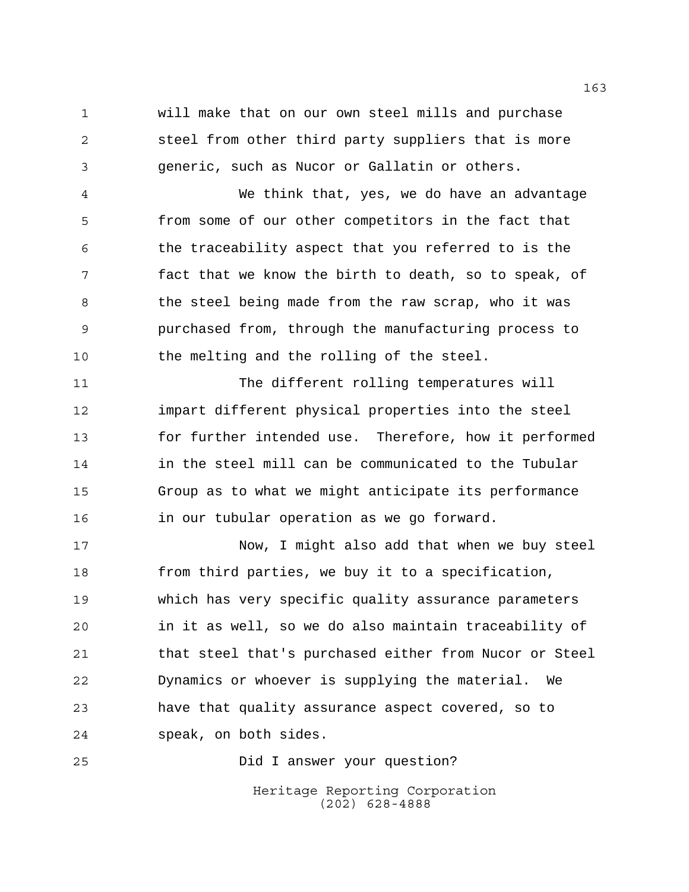will make that on our own steel mills and purchase steel from other third party suppliers that is more generic, such as Nucor or Gallatin or others.

We think that, yes, we do have an advantage from some of our other competitors in the fact that the traceability aspect that you referred to is the fact that we know the birth to death, so to speak, of the steel being made from the raw scrap, who it was purchased from, through the manufacturing process to the melting and the rolling of the steel.

The different rolling temperatures will impart different physical properties into the steel for further intended use. Therefore, how it performed in the steel mill can be communicated to the Tubular Group as to what we might anticipate its performance in our tubular operation as we go forward.

Now, I might also add that when we buy steel from third parties, we buy it to a specification, which has very specific quality assurance parameters in it as well, so we do also maintain traceability of that steel that's purchased either from Nucor or Steel Dynamics or whoever is supplying the material. We have that quality assurance aspect covered, so to speak, on both sides.

Did I answer your question?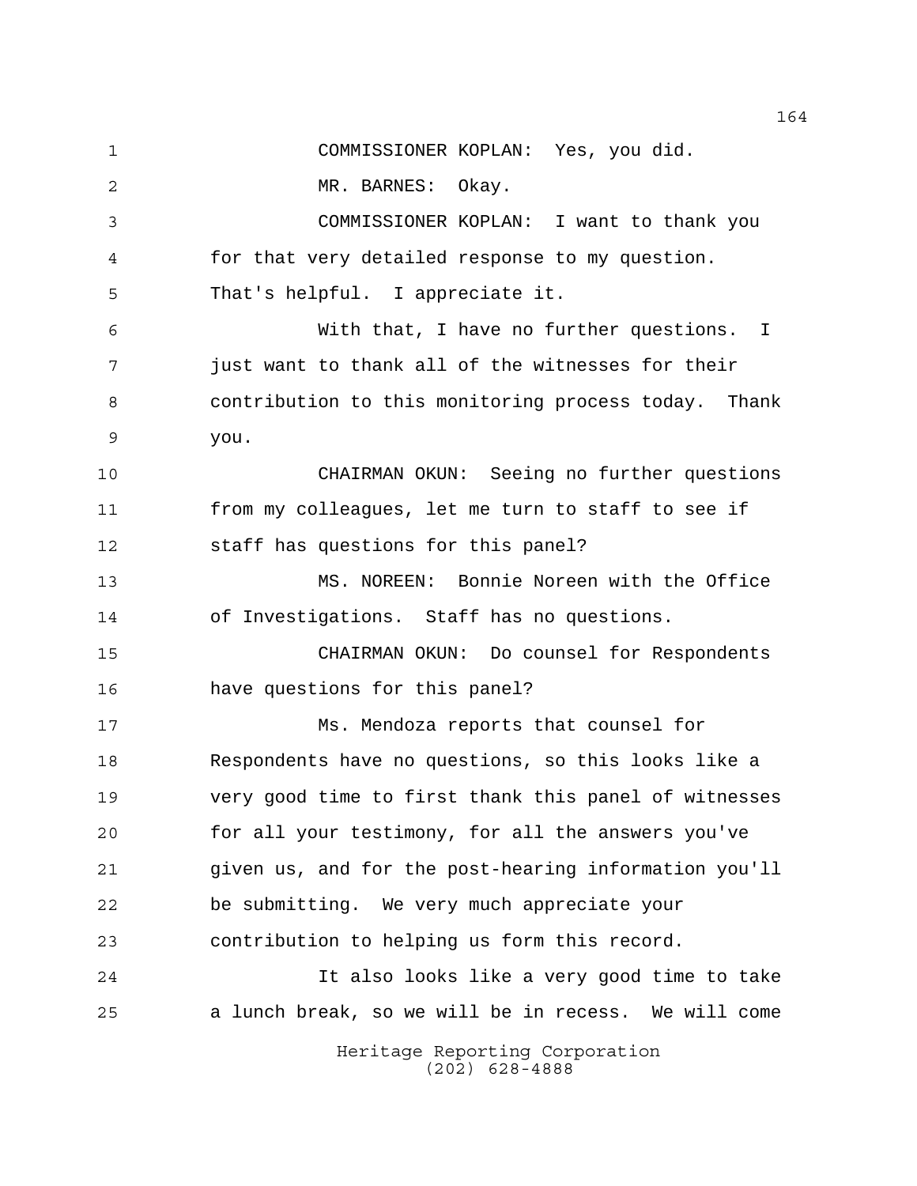COMMISSIONER KOPLAN: Yes, you did.

MR. BARNES: Okay.

COMMISSIONER KOPLAN: I want to thank you for that very detailed response to my question. That's helpful. I appreciate it.

With that, I have no further questions. I just want to thank all of the witnesses for their contribution to this monitoring process today. Thank you.

CHAIRMAN OKUN: Seeing no further questions from my colleagues, let me turn to staff to see if staff has questions for this panel?

MS. NOREEN: Bonnie Noreen with the Office of Investigations. Staff has no questions.

CHAIRMAN OKUN: Do counsel for Respondents have questions for this panel?

Ms. Mendoza reports that counsel for Respondents have no questions, so this looks like a very good time to first thank this panel of witnesses for all your testimony, for all the answers you've given us, and for the post-hearing information you'll be submitting. We very much appreciate your contribution to helping us form this record.

It also looks like a very good time to take a lunch break, so we will be in recess. We will come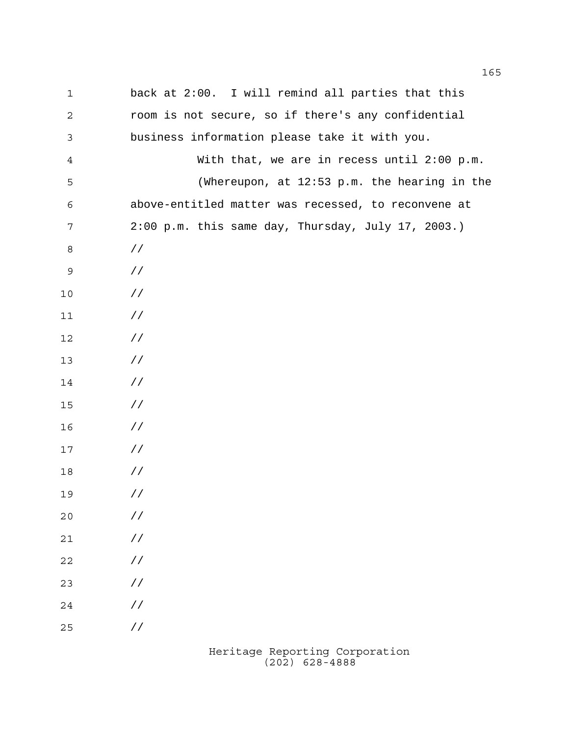back at 2:00. I will remind all parties that this room is not secure, so if there's any confidential business information please take it with you.

With that, we are in recess until 2:00 p.m.

(Whereupon, at 12:53 p.m. the hearing in the above-entitled matter was recessed, to reconvene at 2:00 p.m. this same day, Thursday, July 17, 2003.)

//

//

//

//

//

//

//

//

//

//

//

//

//

//

//

//

//

//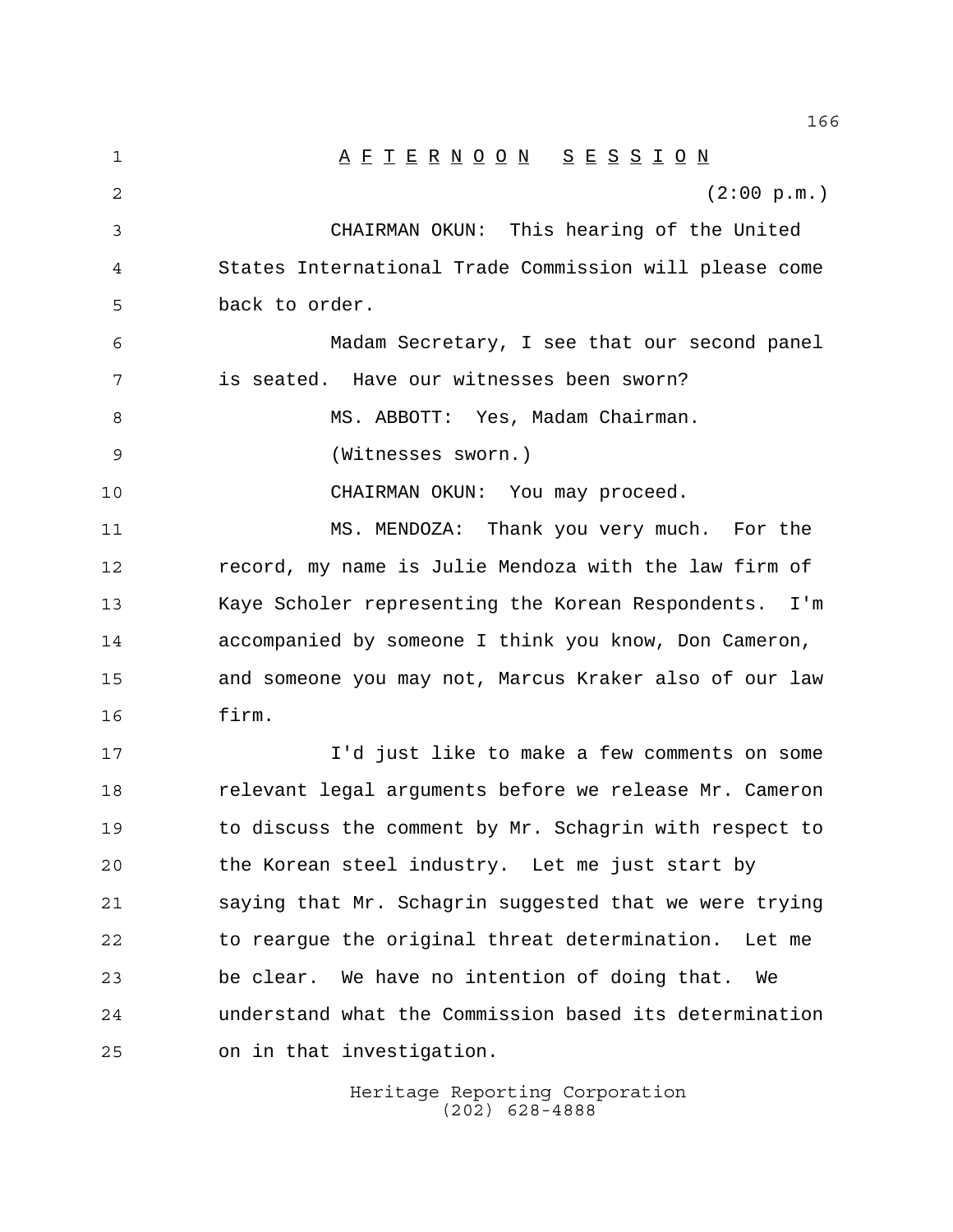# A F T E R N O O N   S E S S I O N

(2:00 p.m.)

CHAIRMAN OKUN: This hearing of the United States International Trade Commission will please come back to order.

Madam Secretary, I see that our second panel is seated. Have our witnesses been sworn?

MS. ABBOTT: Yes, Madam Chairman.

(Witnesses sworn.)

CHAIRMAN OKUN: You may proceed.

MS. MENDOZA: Thank you very much. For the record, my name is Julie Mendoza with the law firm of Kaye Scholer representing the Korean Respondents. I'm accompanied by someone I think you know, Don Cameron, and someone you may not, Marcus Kraker also of our law firm.

I'd just like to make a few comments on some relevant legal arguments before we release Mr. Cameron to discuss the comment by Mr. Schagrin with respect to the Korean steel industry. Let me just start by saying that Mr. Schagrin suggested that we were trying to reargue the original threat determination. Let me be clear. We have no intention of doing that. We understand what the Commission based its determination on in that investigation.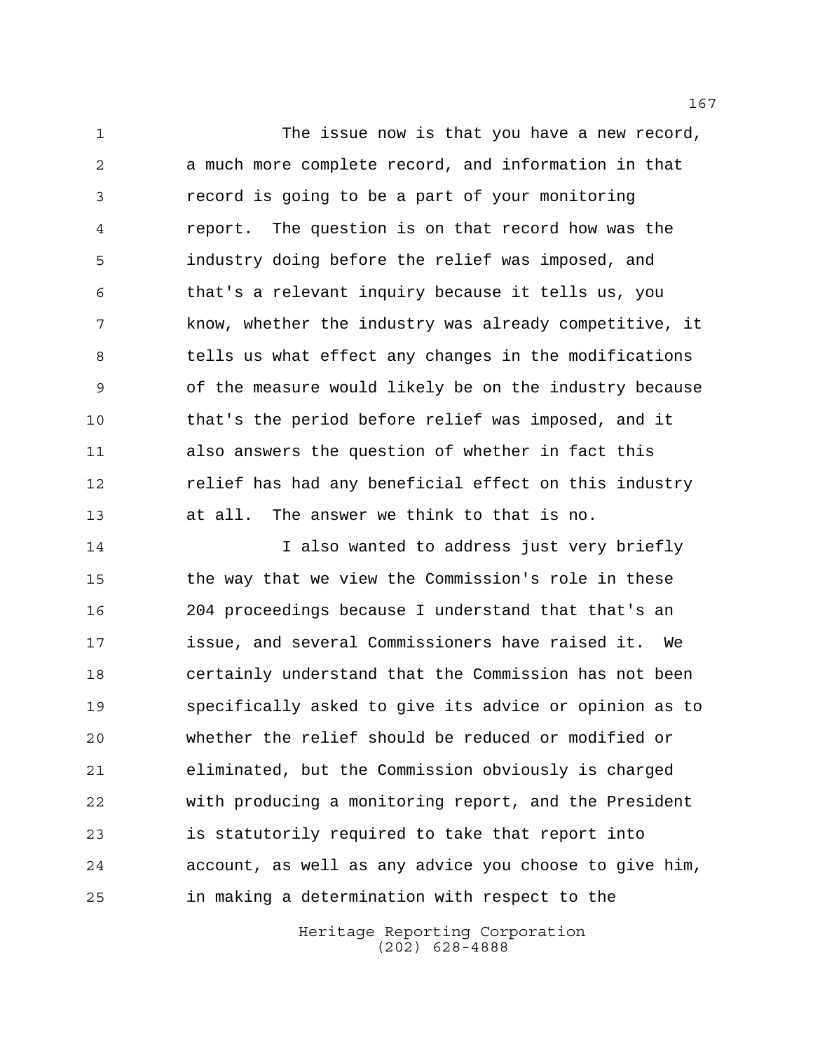The issue now is that you have a new record, a much more complete record, and information in that record is going to be a part of your monitoring report. The question is on that record how was the industry doing before the relief was imposed, and that's a relevant inquiry because it tells us, you know, whether the industry was already competitive, it tells us what effect any changes in the modifications of the measure would likely be on the industry because that's the period before relief was imposed, and it also answers the question of whether in fact this relief has had any beneficial effect on this industry at all. The answer we think to that is no.

I also wanted to address just very briefly the way that we view the Commission's role in these 204 proceedings because I understand that that's an issue, and several Commissioners have raised it. We certainly understand that the Commission has not been specifically asked to give its advice or opinion as to whether the relief should be reduced or modified or eliminated, but the Commission obviously is charged with producing a monitoring report, and the President is statutorily required to take that report into account, as well as any advice you choose to give him, in making a determination with respect to the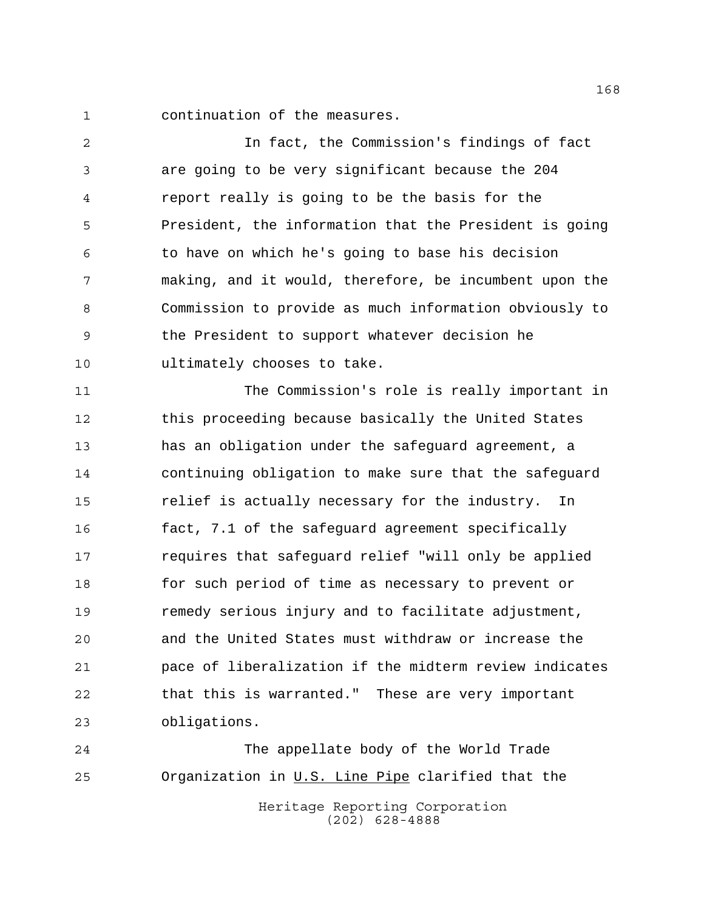continuation of the measures.

In fact, the Commission's findings of fact are going to be very significant because the 204 report really is going to be the basis for the President, the information that the President is going to have on which he's going to base his decision making, and it would, therefore, be incumbent upon the Commission to provide as much information obviously to the President to support whatever decision he ultimately chooses to take.

The Commission's role is really important in this proceeding because basically the United States has an obligation under the safeguard agreement, a continuing obligation to make sure that the safeguard relief is actually necessary for the industry. In fact, 7.1 of the safeguard agreement specifically requires that safeguard relief "will only be applied for such period of time as necessary to prevent or remedy serious injury and to facilitate adjustment, and the United States must withdraw or increase the pace of liberalization if the midterm review indicates that this is warranted." These are very important obligations.

The appellate body of the World Trade Organization in U.S. Line Pipe clarified that the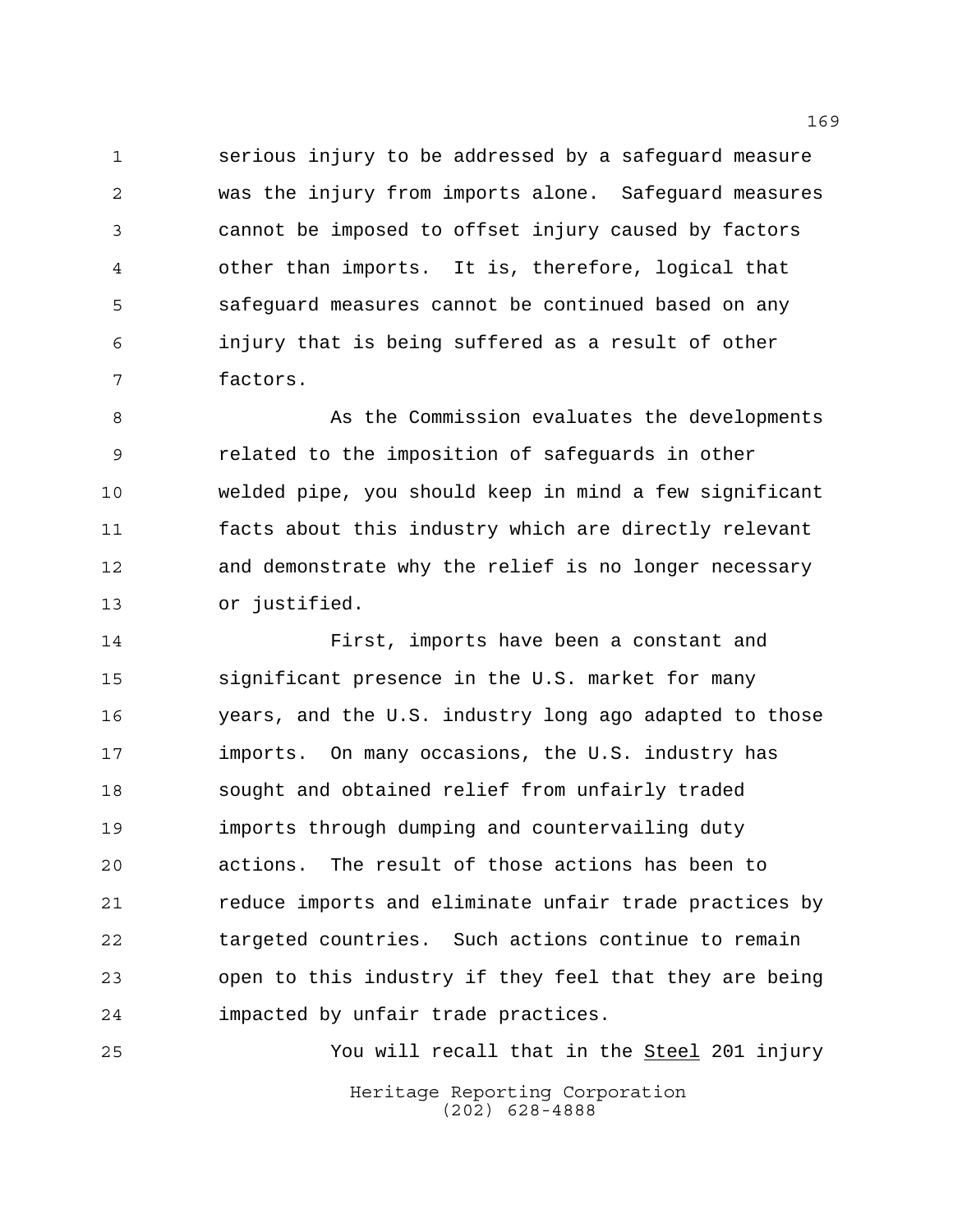serious injury to be addressed by a safeguard measure was the injury from imports alone. Safeguard measures cannot be imposed to offset injury caused by factors other than imports. It is, therefore, logical that safeguard measures cannot be continued based on any injury that is being suffered as a result of other factors.

As the Commission evaluates the developments related to the imposition of safeguards in other welded pipe, you should keep in mind a few significant facts about this industry which are directly relevant and demonstrate why the relief is no longer necessary or justified.

First, imports have been a constant and significant presence in the U.S. market for many years, and the U.S. industry long ago adapted to those imports. On many occasions, the U.S. industry has sought and obtained relief from unfairly traded imports through dumping and countervailing duty actions. The result of those actions has been to reduce imports and eliminate unfair trade practices by targeted countries. Such actions continue to remain open to this industry if they feel that they are being impacted by unfair trade practices.

You will recall that in the _Steel_ 201 injury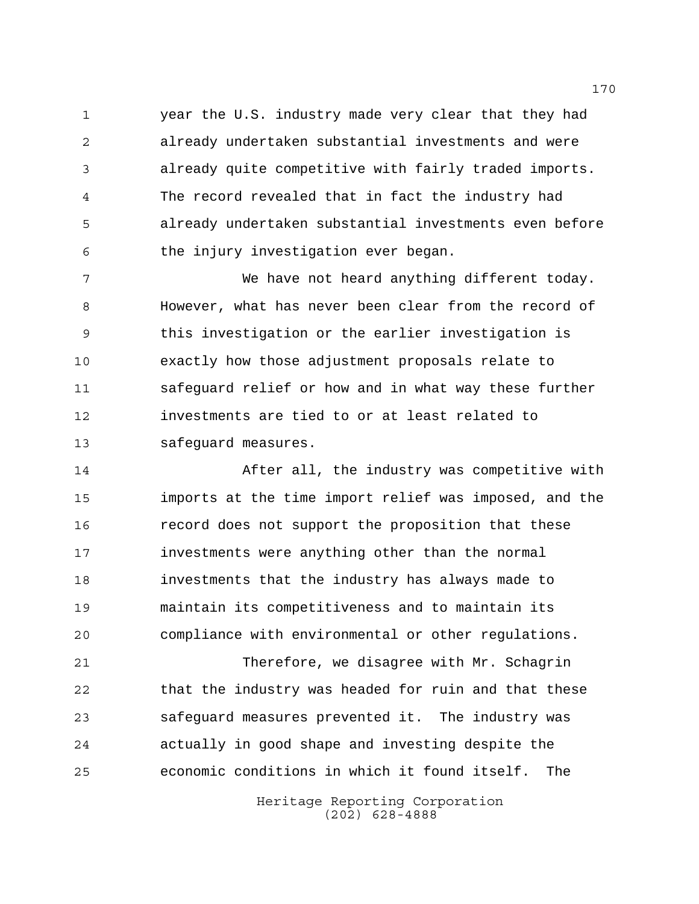year the U.S. industry made very clear that they had already undertaken substantial investments and were already quite competitive with fairly traded imports. The record revealed that in fact the industry had already undertaken substantial investments even before the injury investigation ever began.

We have not heard anything different today. However, what has never been clear from the record of this investigation or the earlier investigation is exactly how those adjustment proposals relate to safeguard relief or how and in what way these further investments are tied to or at least related to safeguard measures.

After all, the industry was competitive with imports at the time import relief was imposed, and the record does not support the proposition that these investments were anything other than the normal investments that the industry has always made to maintain its competitiveness and to maintain its compliance with environmental or other regulations.

Therefore, we disagree with Mr. Schagrin that the industry was headed for ruin and that these safeguard measures prevented it. The industry was actually in good shape and investing despite the economic conditions in which it found itself. The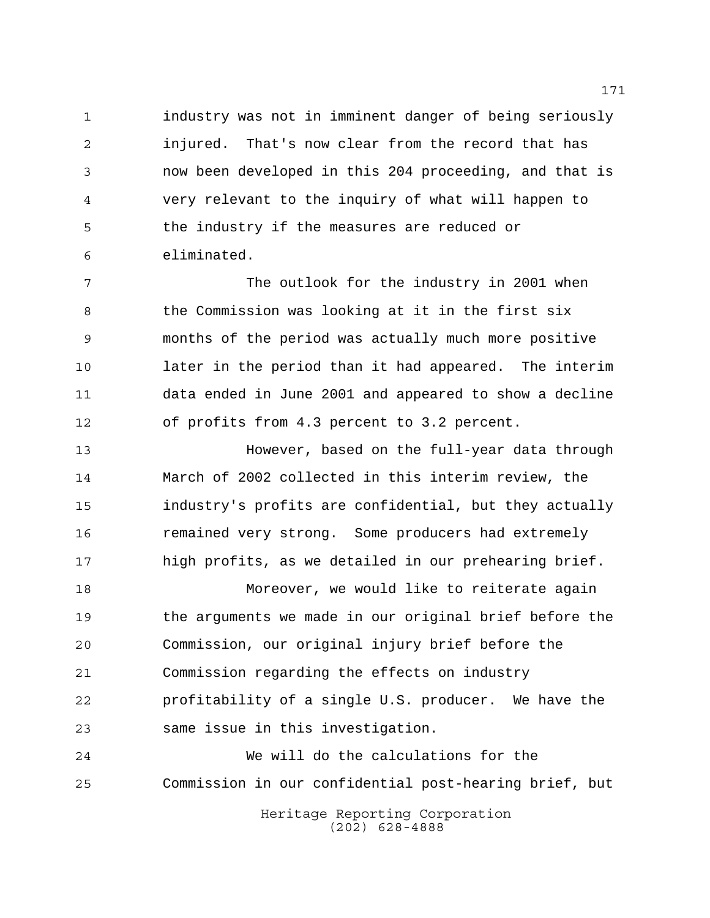industry was not in imminent danger of being seriously injured. That's now clear from the record that has now been developed in this 204 proceeding, and that is very relevant to the inquiry of what will happen to the industry if the measures are reduced or eliminated.

The outlook for the industry in 2001 when the Commission was looking at it in the first six months of the period was actually much more positive later in the period than it had appeared. The interim data ended in June 2001 and appeared to show a decline of profits from 4.3 percent to 3.2 percent.

However, based on the full-year data through March of 2002 collected in this interim review, the industry's profits are confidential, but they actually remained very strong. Some producers had extremely high profits, as we detailed in our prehearing brief.

Moreover, we would like to reiterate again the arguments we made in our original brief before the Commission, our original injury brief before the Commission regarding the effects on industry profitability of a single U.S. producer. We have the same issue in this investigation.

We will do the calculations for the Commission in our confidential post-hearing brief, but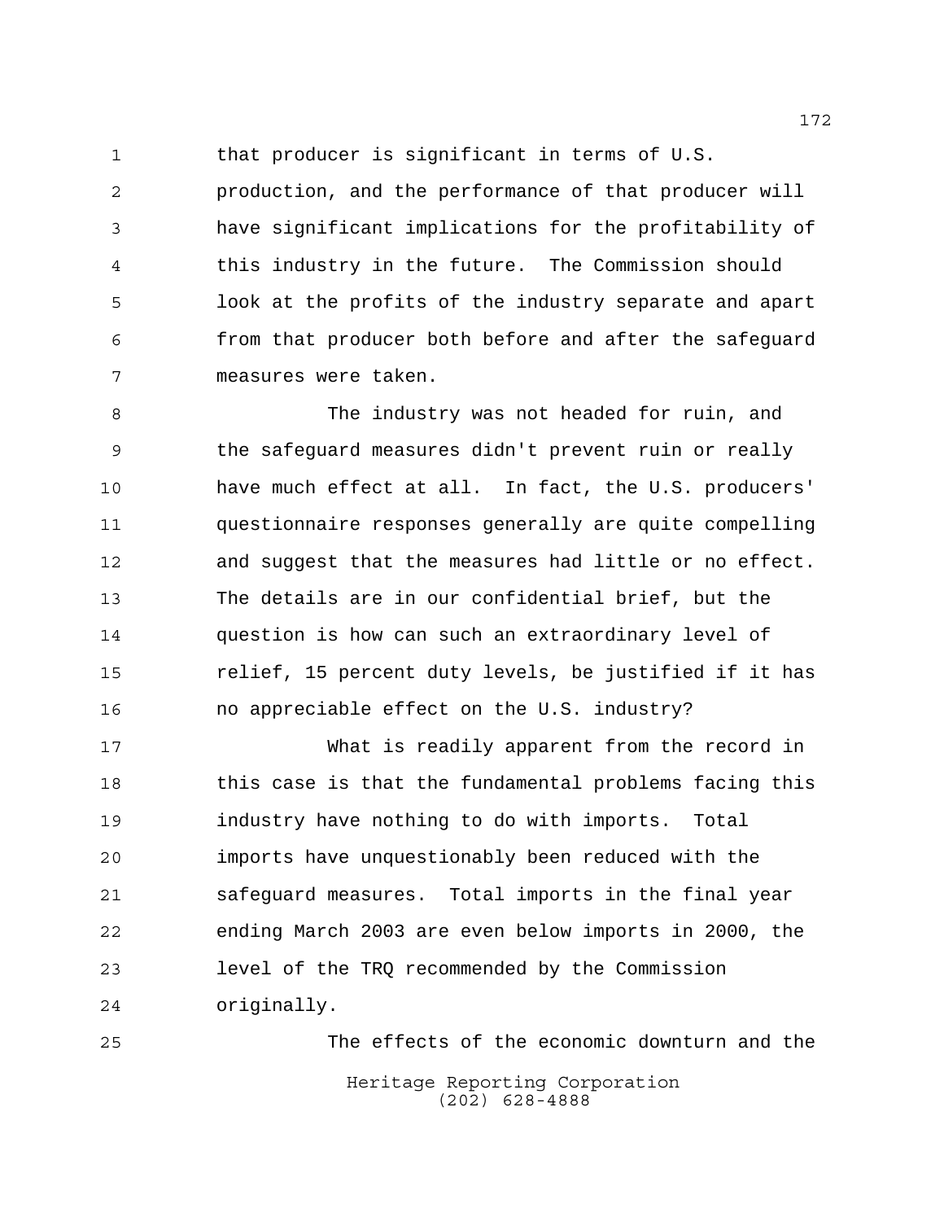that producer is significant in terms of U.S. production, and the performance of that producer will have significant implications for the profitability of this industry in the future. The Commission should look at the profits of the industry separate and apart from that producer both before and after the safeguard measures were taken.

The industry was not headed for ruin, and the safeguard measures didn't prevent ruin or really have much effect at all. In fact, the U.S. producers' questionnaire responses generally are quite compelling and suggest that the measures had little or no effect. The details are in our confidential brief, but the question is how can such an extraordinary level of relief, 15 percent duty levels, be justified if it has no appreciable effect on the U.S. industry?

What is readily apparent from the record in this case is that the fundamental problems facing this industry have nothing to do with imports. Total imports have unquestionably been reduced with the safeguard measures. Total imports in the final year ending March 2003 are even below imports in 2000, the level of the TRQ recommended by the Commission originally.

The effects of the economic downturn and the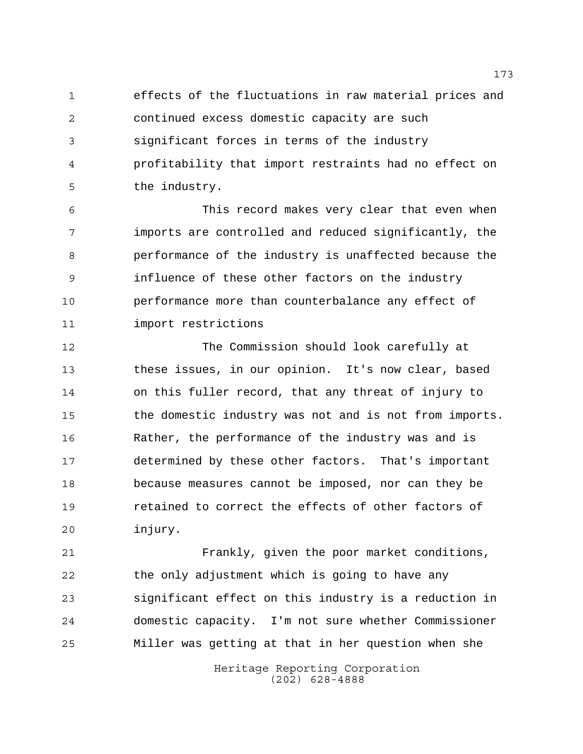effects of the fluctuations in raw material prices and continued excess domestic capacity are such significant forces in terms of the industry profitability that import restraints had no effect on the industry.

This record makes very clear that even when imports are controlled and reduced significantly, the performance of the industry is unaffected because the influence of these other factors on the industry performance more than counterbalance any effect of import restrictions

The Commission should look carefully at these issues, in our opinion. It's now clear, based on this fuller record, that any threat of injury to the domestic industry was not and is not from imports. Rather, the performance of the industry was and is determined by these other factors. That's important because measures cannot be imposed, nor can they be retained to correct the effects of other factors of injury.

Frankly, given the poor market conditions, the only adjustment which is going to have any significant effect on this industry is a reduction in domestic capacity. I'm not sure whether Commissioner Miller was getting at that in her question when she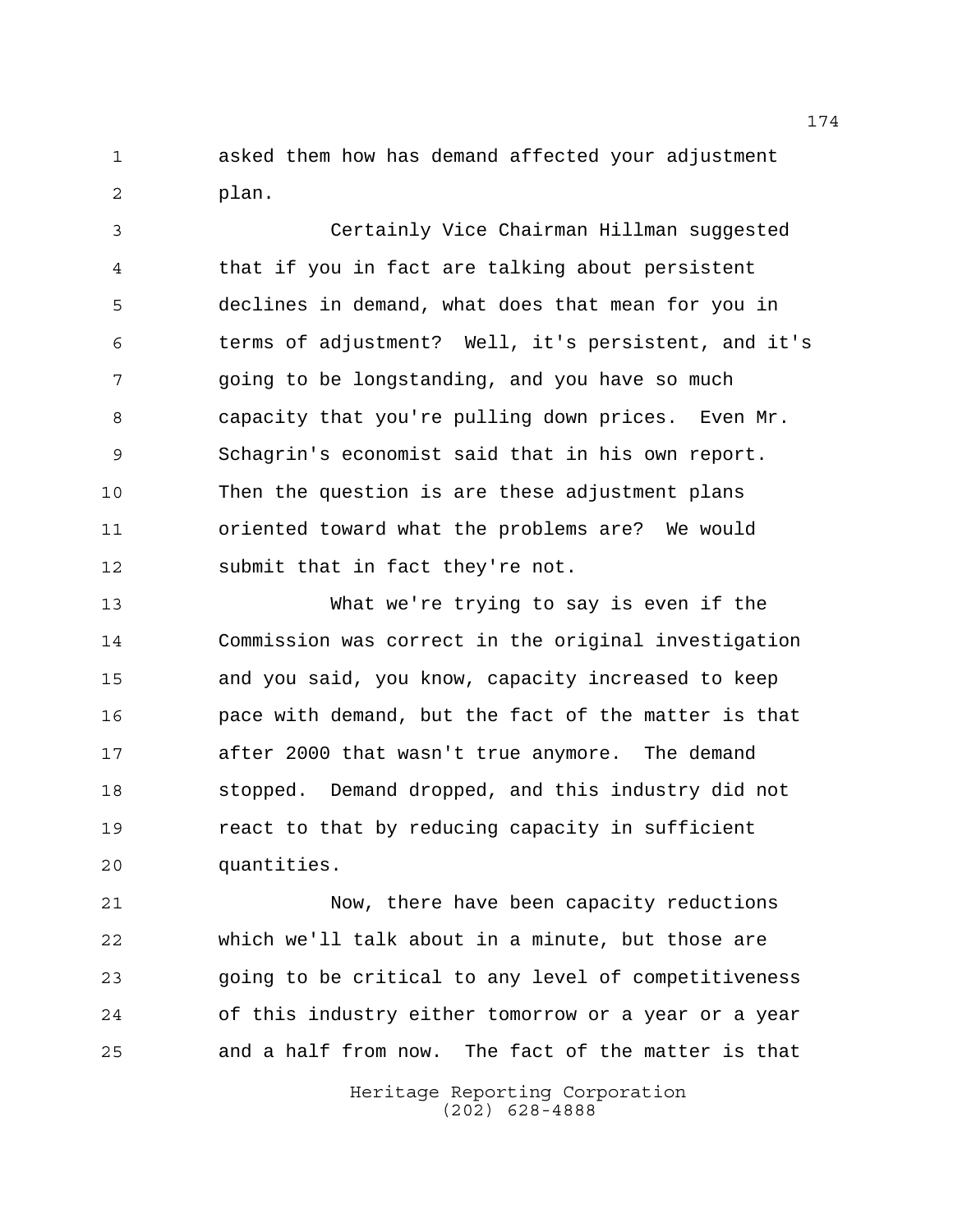asked them how has demand affected your adjustment plan.

Certainly Vice Chairman Hillman suggested that if you in fact are talking about persistent declines in demand, what does that mean for you in terms of adjustment? Well, it's persistent, and it's going to be longstanding, and you have so much capacity that you're pulling down prices. Even Mr. Schagrin's economist said that in his own report. Then the question is are these adjustment plans oriented toward what the problems are? We would submit that in fact they're not.

What we're trying to say is even if the Commission was correct in the original investigation and you said, you know, capacity increased to keep pace with demand, but the fact of the matter is that after 2000 that wasn't true anymore. The demand stopped. Demand dropped, and this industry did not react to that by reducing capacity in sufficient quantities.

Now, there have been capacity reductions which we'll talk about in a minute, but those are going to be critical to any level of competitiveness of this industry either tomorrow or a year or a year and a half from now. The fact of the matter is that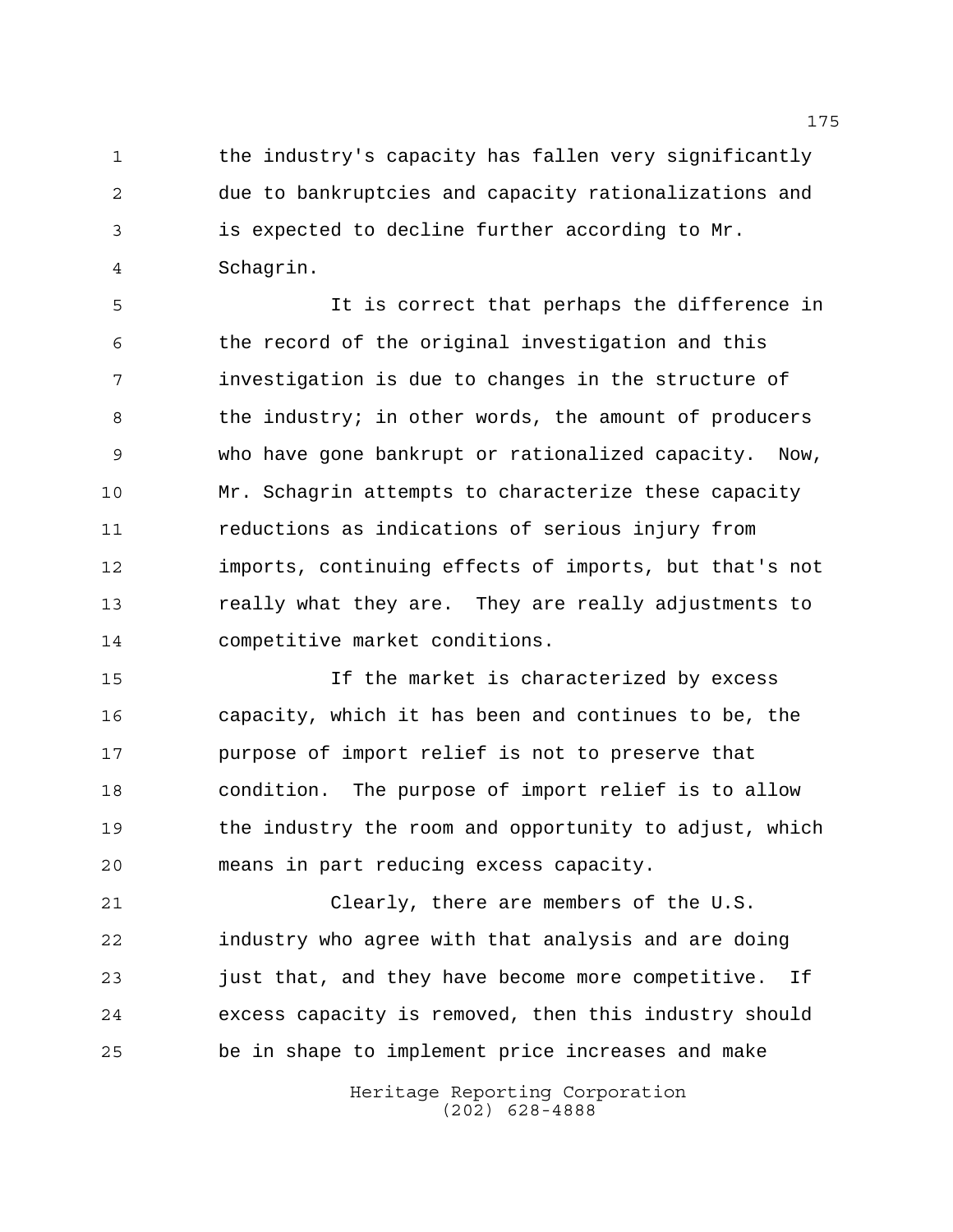the industry's capacity has fallen very significantly due to bankruptcies and capacity rationalizations and is expected to decline further according to Mr. Schagrin.

It is correct that perhaps the difference in the record of the original investigation and this investigation is due to changes in the structure of the industry; in other words, the amount of producers who have gone bankrupt or rationalized capacity. Now, Mr. Schagrin attempts to characterize these capacity reductions as indications of serious injury from imports, continuing effects of imports, but that's not really what they are. They are really adjustments to competitive market conditions.

If the market is characterized by excess capacity, which it has been and continues to be, the purpose of import relief is not to preserve that condition. The purpose of import relief is to allow the industry the room and opportunity to adjust, which means in part reducing excess capacity.

Clearly, there are members of the U.S. industry who agree with that analysis and are doing just that, and they have become more competitive. If excess capacity is removed, then this industry should be in shape to implement price increases and make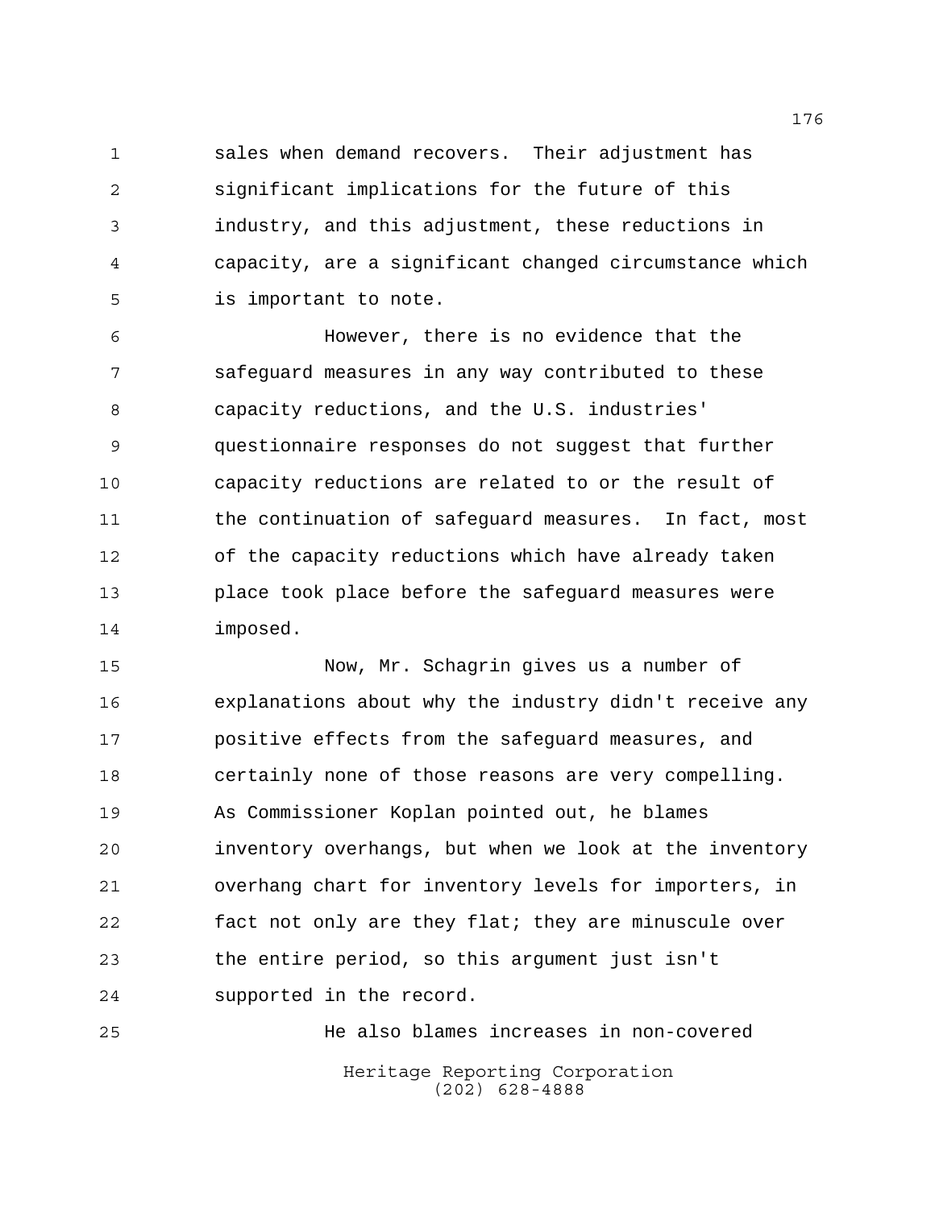sales when demand recovers. Their adjustment has significant implications for the future of this industry, and this adjustment, these reductions in capacity, are a significant changed circumstance which is important to note.

However, there is no evidence that the safeguard measures in any way contributed to these capacity reductions, and the U.S. industries' questionnaire responses do not suggest that further capacity reductions are related to or the result of the continuation of safeguard measures. In fact, most of the capacity reductions which have already taken place took place before the safeguard measures were imposed.

Now, Mr. Schagrin gives us a number of explanations about why the industry didn't receive any positive effects from the safeguard measures, and certainly none of those reasons are very compelling. As Commissioner Koplan pointed out, he blames inventory overhangs, but when we look at the inventory overhang chart for inventory levels for importers, in fact not only are they flat; they are minuscule over the entire period, so this argument just isn't supported in the record.

He also blames increases in non-covered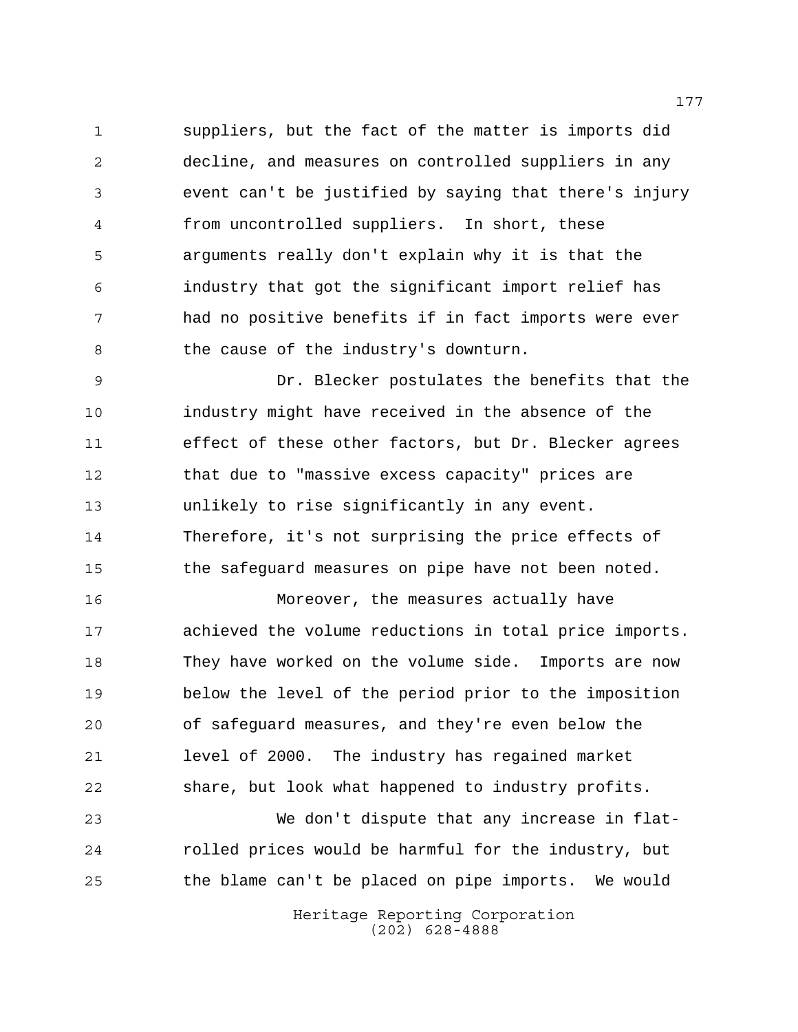suppliers, but the fact of the matter is imports did decline, and measures on controlled suppliers in any event can't be justified by saying that there's injury from uncontrolled suppliers. In short, these arguments really don't explain why it is that the industry that got the significant import relief has had no positive benefits if in fact imports were ever the cause of the industry's downturn.

Dr. Blecker postulates the benefits that the industry might have received in the absence of the effect of these other factors, but Dr. Blecker agrees that due to "massive excess capacity" prices are unlikely to rise significantly in any event. Therefore, it's not surprising the price effects of the safeguard measures on pipe have not been noted.

Moreover, the measures actually have achieved the volume reductions in total price imports. They have worked on the volume side. Imports are now below the level of the period prior to the imposition of safeguard measures, and they're even below the level of 2000. The industry has regained market share, but look what happened to industry profits.

We don't dispute that any increase in flat-rolled prices would be harmful for the industry, but the blame can't be placed on pipe imports. We would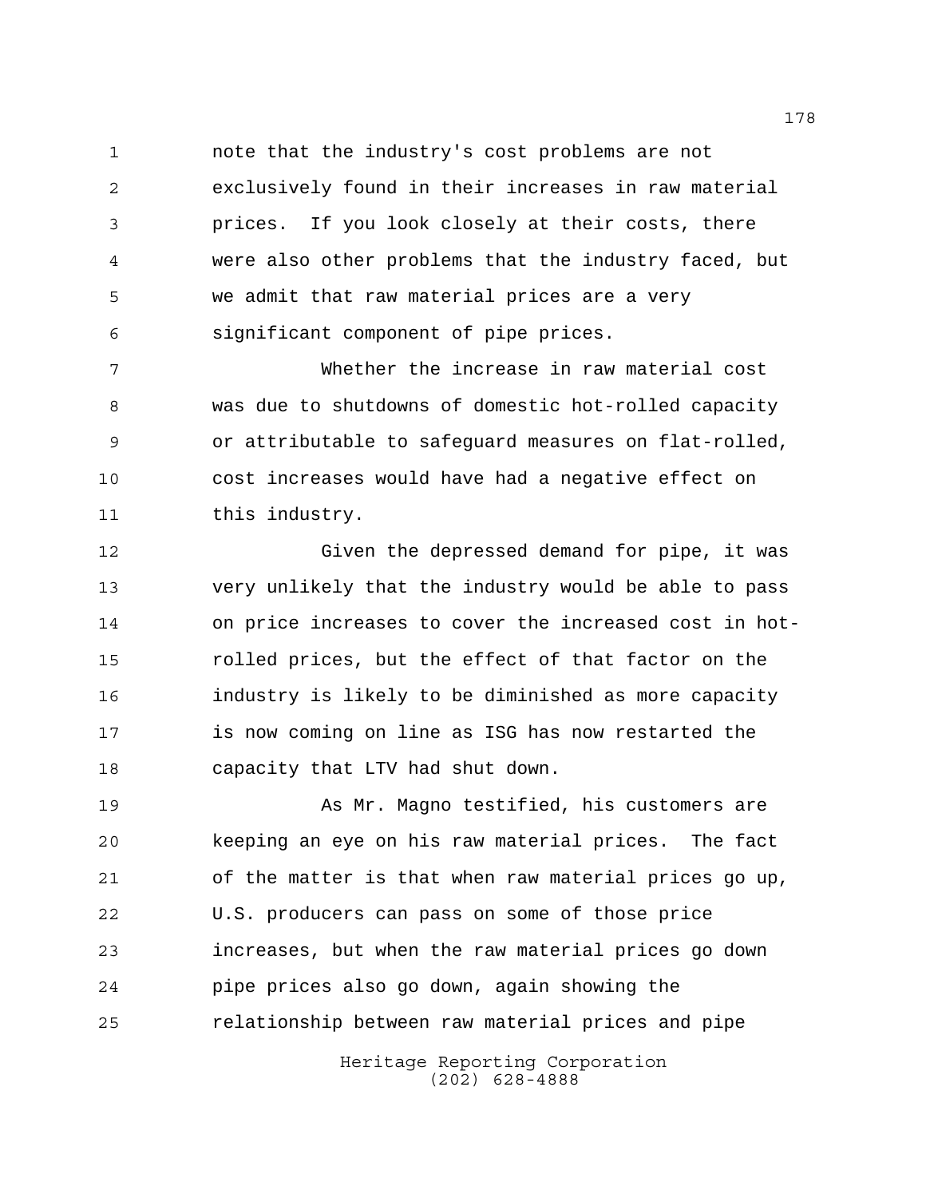note that the industry's cost problems are not exclusively found in their increases in raw material prices. If you look closely at their costs, there were also other problems that the industry faced, but we admit that raw material prices are a very significant component of pipe prices.

Whether the increase in raw material cost was due to shutdowns of domestic hot-rolled capacity or attributable to safeguard measures on flat-rolled, cost increases would have had a negative effect on this industry.

Given the depressed demand for pipe, it was very unlikely that the industry would be able to pass on price increases to cover the increased cost in hot-rolled prices, but the effect of that factor on the industry is likely to be diminished as more capacity is now coming on line as ISG has now restarted the capacity that LTV had shut down.

As Mr. Magno testified, his customers are keeping an eye on his raw material prices. The fact of the matter is that when raw material prices go up, U.S. producers can pass on some of those price increases, but when the raw material prices go down pipe prices also go down, again showing the relationship between raw material prices and pipe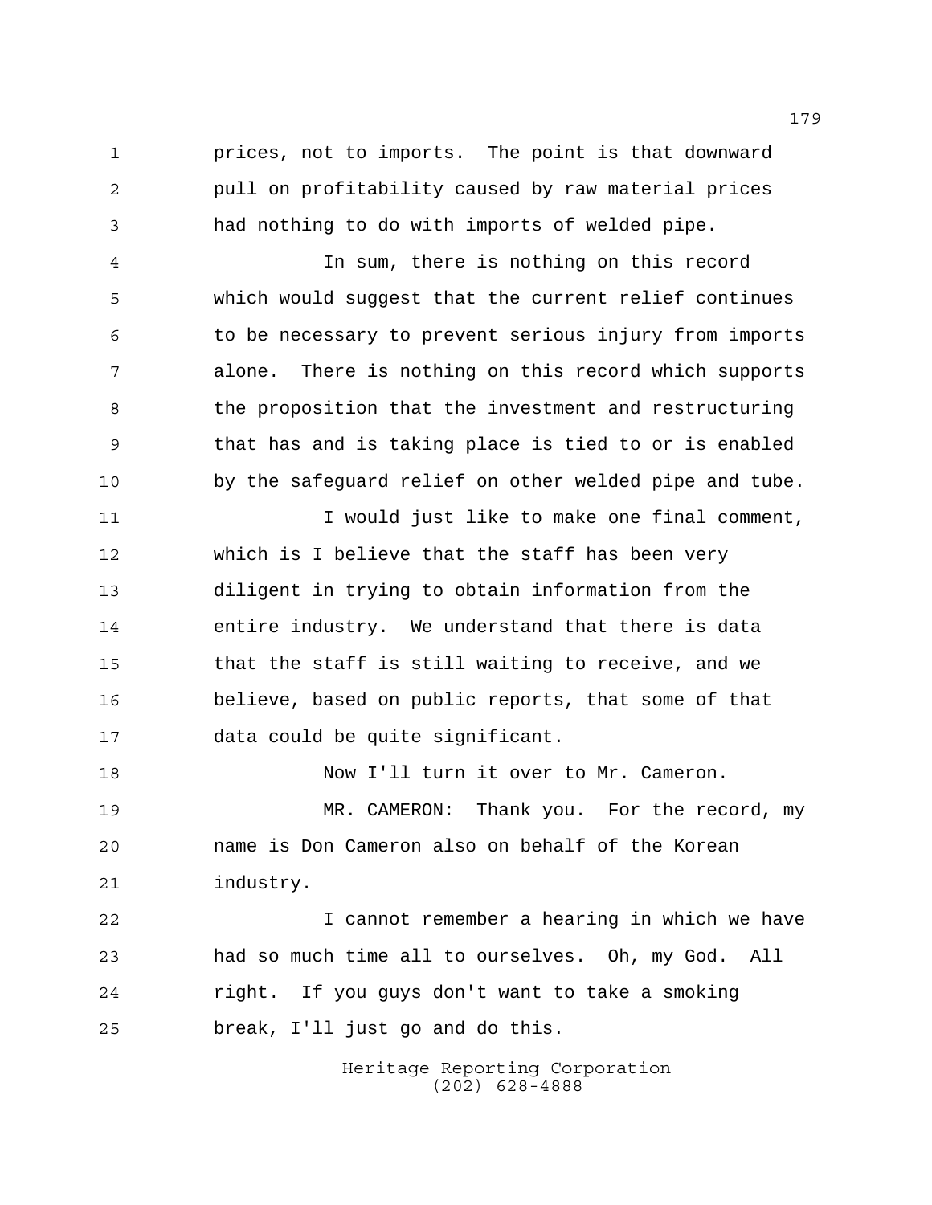prices, not to imports. The point is that downward pull on profitability caused by raw material prices had nothing to do with imports of welded pipe.

In sum, there is nothing on this record which would suggest that the current relief continues to be necessary to prevent serious injury from imports alone. There is nothing on this record which supports the proposition that the investment and restructuring that has and is taking place is tied to or is enabled by the safeguard relief on other welded pipe and tube.

I would just like to make one final comment, which is I believe that the staff has been very diligent in trying to obtain information from the entire industry. We understand that there is data that the staff is still waiting to receive, and we believe, based on public reports, that some of that data could be quite significant.

Now I'll turn it over to Mr. Cameron.

MR. CAMERON: Thank you. For the record, my name is Don Cameron also on behalf of the Korean industry.

I cannot remember a hearing in which we have had so much time all to ourselves. Oh, my God. All right. If you guys don't want to take a smoking break, I'll just go and do this.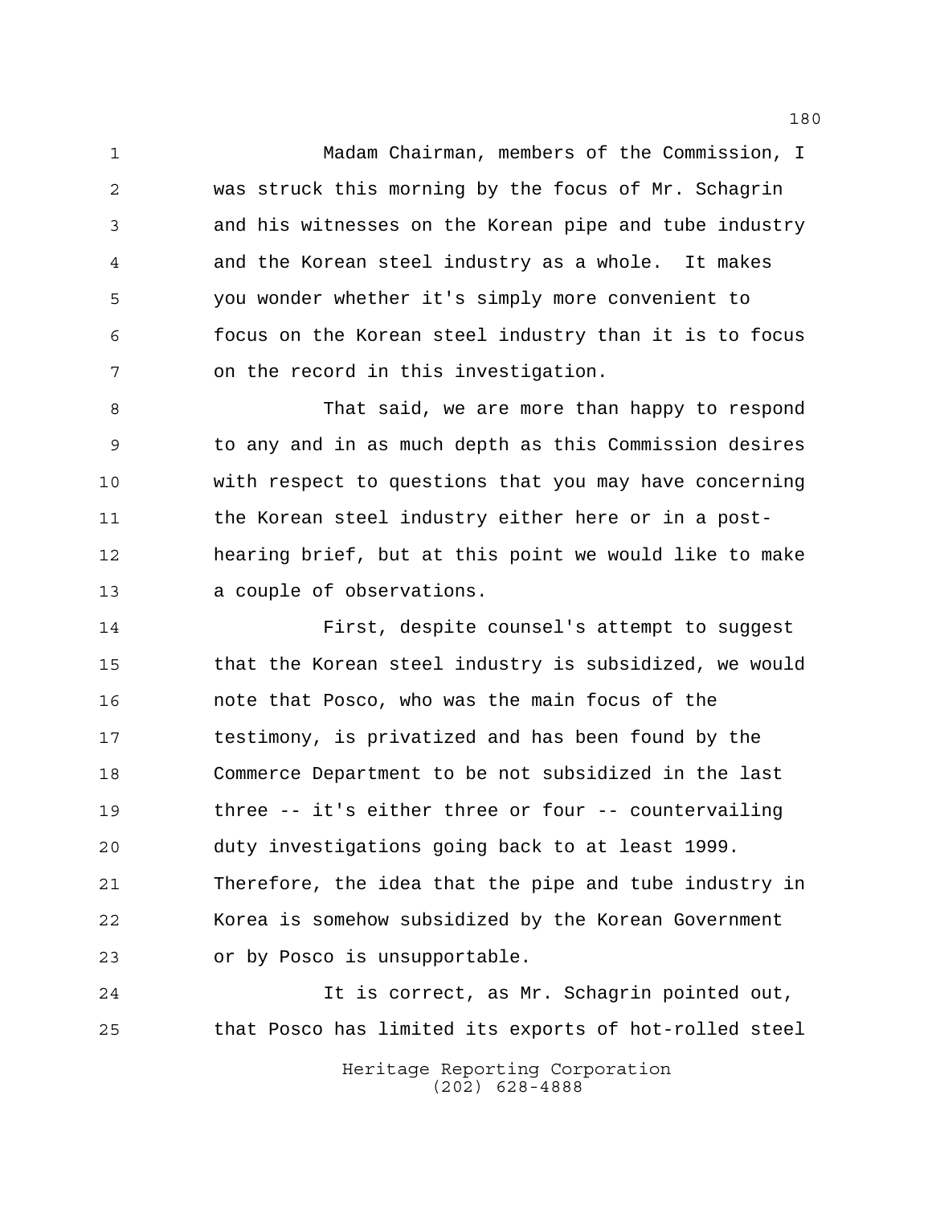Madam Chairman, members of the Commission, I was struck this morning by the focus of Mr. Schagrin and his witnesses on the Korean pipe and tube industry and the Korean steel industry as a whole. It makes you wonder whether it's simply more convenient to focus on the Korean steel industry than it is to focus on the record in this investigation.

That said, we are more than happy to respond to any and in as much depth as this Commission desires with respect to questions that you may have concerning the Korean steel industry either here or in a post-hearing brief, but at this point we would like to make a couple of observations.

First, despite counsel's attempt to suggest that the Korean steel industry is subsidized, we would note that Posco, who was the main focus of the testimony, is privatized and has been found by the Commerce Department to be not subsidized in the last three -- it's either three or four -- countervailing duty investigations going back to at least 1999. Therefore, the idea that the pipe and tube industry in Korea is somehow subsidized by the Korean Government or by Posco is unsupportable.

It is correct, as Mr. Schagrin pointed out, that Posco has limited its exports of hot-rolled steel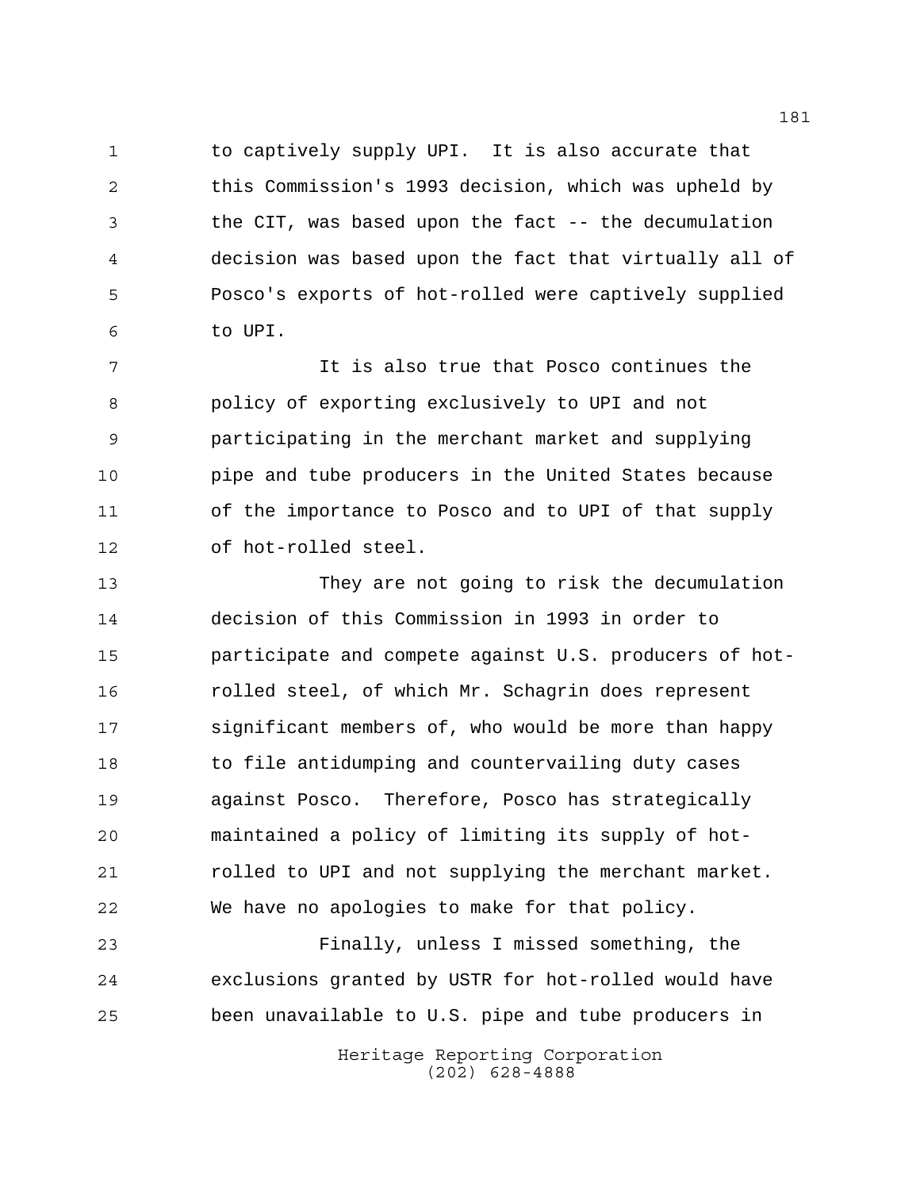to captively supply UPI. It is also accurate that this Commission's 1993 decision, which was upheld by the CIT, was based upon the fact -- the decumulation decision was based upon the fact that virtually all of Posco's exports of hot-rolled were captively supplied to UPI.

It is also true that Posco continues the policy of exporting exclusively to UPI and not participating in the merchant market and supplying pipe and tube producers in the United States because of the importance to Posco and to UPI of that supply of hot-rolled steel.

They are not going to risk the decumulation decision of this Commission in 1993 in order to participate and compete against U.S. producers of hot-rolled steel, of which Mr. Schagrin does represent significant members of, who would be more than happy to file antidumping and countervailing duty cases against Posco. Therefore, Posco has strategically maintained a policy of limiting its supply of hot-rolled to UPI and not supplying the merchant market. We have no apologies to make for that policy.

Finally, unless I missed something, the exclusions granted by USTR for hot-rolled would have been unavailable to U.S. pipe and tube producers in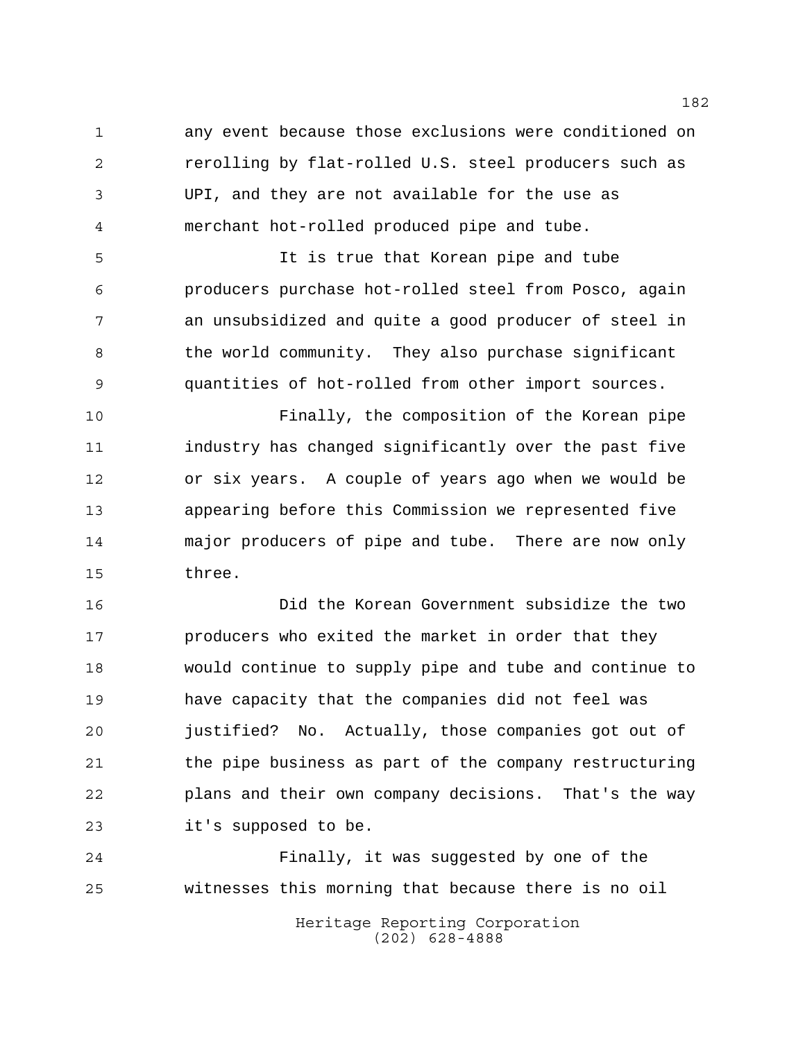any event because those exclusions were conditioned on rerolling by flat-rolled U.S. steel producers such as UPI, and they are not available for the use as merchant hot-rolled produced pipe and tube.

It is true that Korean pipe and tube producers purchase hot-rolled steel from Posco, again an unsubsidized and quite a good producer of steel in the world community. They also purchase significant quantities of hot-rolled from other import sources.

Finally, the composition of the Korean pipe industry has changed significantly over the past five or six years. A couple of years ago when we would be appearing before this Commission we represented five major producers of pipe and tube. There are now only three.

Did the Korean Government subsidize the two producers who exited the market in order that they would continue to supply pipe and tube and continue to have capacity that the companies did not feel was justified? No. Actually, those companies got out of the pipe business as part of the company restructuring plans and their own company decisions. That's the way it's supposed to be.

Finally, it was suggested by one of the witnesses this morning that because there is no oil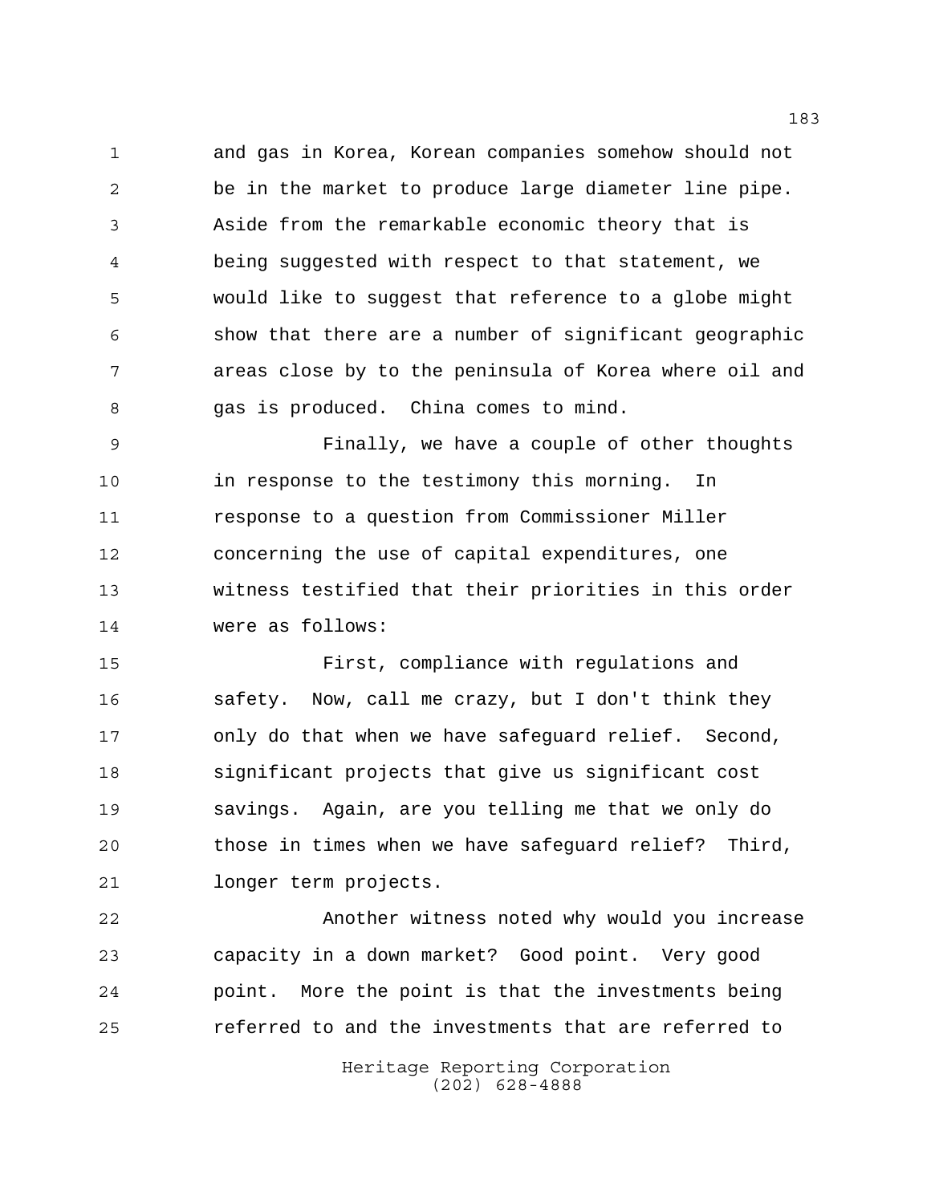and gas in Korea, Korean companies somehow should not be in the market to produce large diameter line pipe. Aside from the remarkable economic theory that is being suggested with respect to that statement, we would like to suggest that reference to a globe might show that there are a number of significant geographic areas close by to the peninsula of Korea where oil and gas is produced. China comes to mind.

Finally, we have a couple of other thoughts in response to the testimony this morning. In response to a question from Commissioner Miller concerning the use of capital expenditures, one witness testified that their priorities in this order were as follows:

First, compliance with regulations and safety. Now, call me crazy, but I don't think they only do that when we have safeguard relief. Second, significant projects that give us significant cost savings. Again, are you telling me that we only do those in times when we have safeguard relief? Third, longer term projects.

Another witness noted why would you increase capacity in a down market? Good point. Very good point. More the point is that the investments being referred to and the investments that are referred to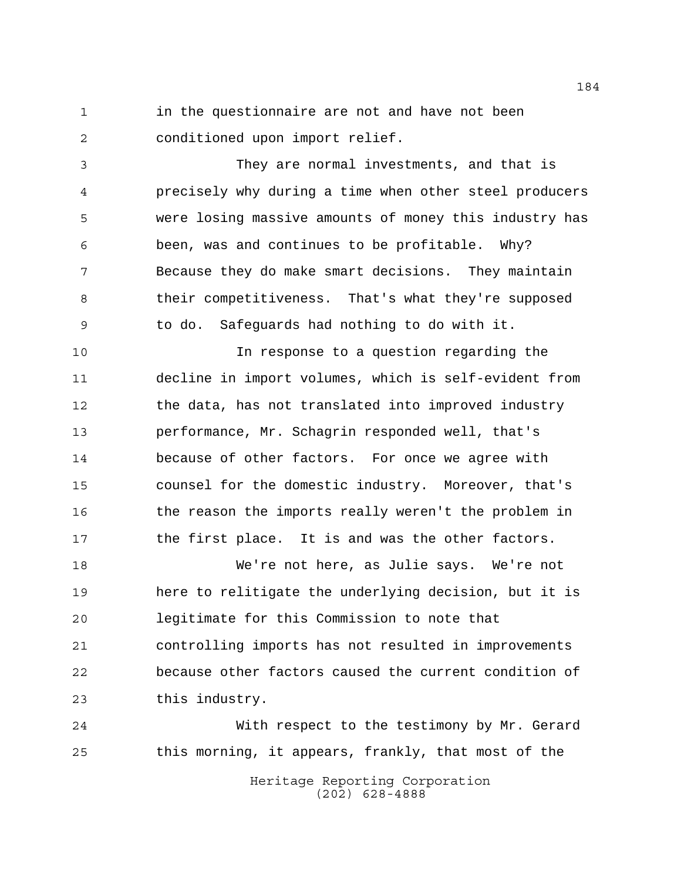in the questionnaire are not and have not been conditioned upon import relief.

They are normal investments, and that is precisely why during a time when other steel producers were losing massive amounts of money this industry has been, was and continues to be profitable. Why? Because they do make smart decisions. They maintain their competitiveness. That's what they're supposed to do. Safeguards had nothing to do with it.

In response to a question regarding the decline in import volumes, which is self-evident from the data, has not translated into improved industry performance, Mr. Schagrin responded well, that's because of other factors. For once we agree with counsel for the domestic industry. Moreover, that's the reason the imports really weren't the problem in the first place. It is and was the other factors.

We're not here, as Julie says. We're not here to relitigate the underlying decision, but it is legitimate for this Commission to note that controlling imports has not resulted in improvements because other factors caused the current condition of this industry.

With respect to the testimony by Mr. Gerard this morning, it appears, frankly, that most of the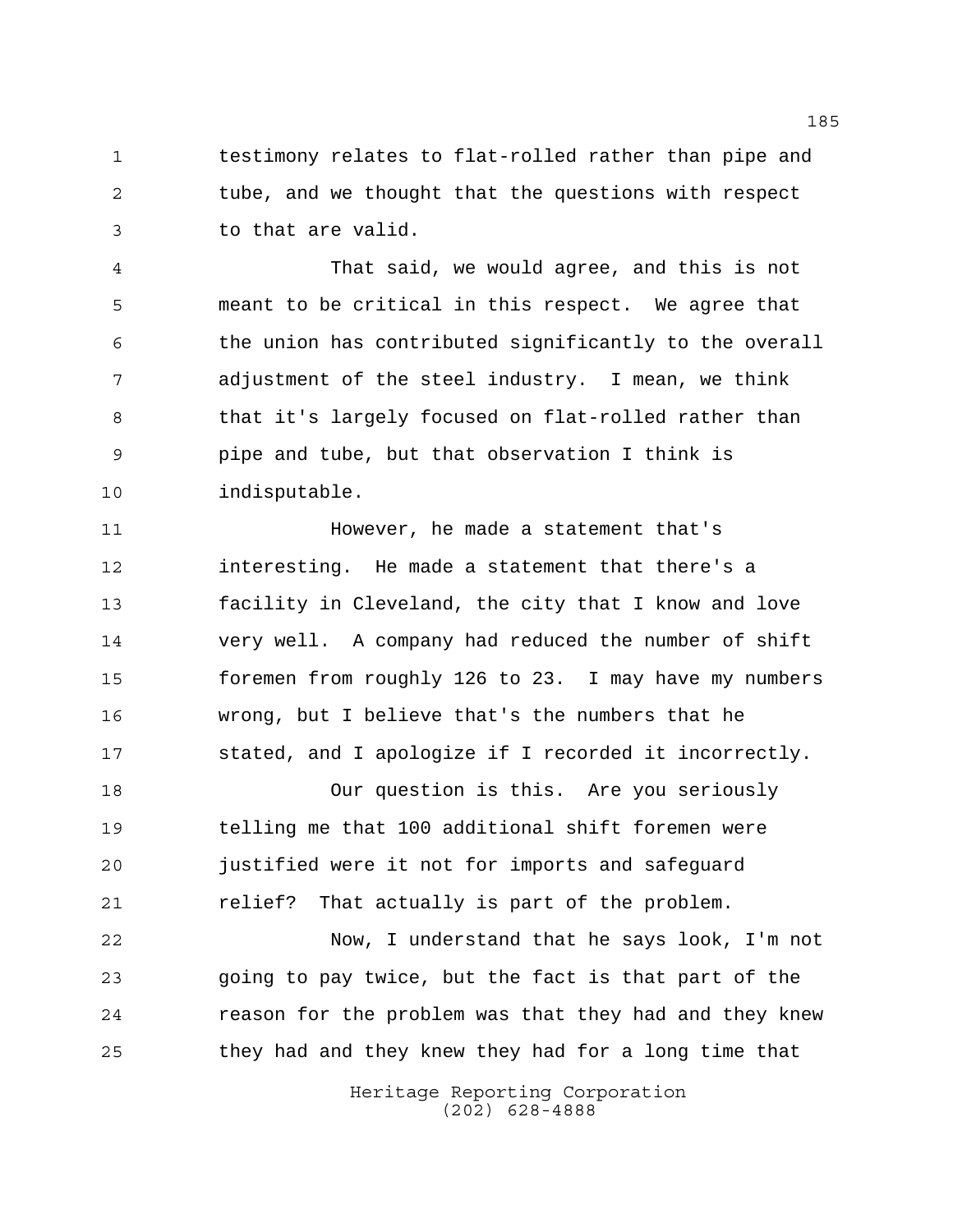testimony relates to flat-rolled rather than pipe and tube, and we thought that the questions with respect to that are valid.

That said, we would agree, and this is not meant to be critical in this respect. We agree that the union has contributed significantly to the overall adjustment of the steel industry. I mean, we think that it's largely focused on flat-rolled rather than pipe and tube, but that observation I think is indisputable.

However, he made a statement that's interesting. He made a statement that there's a facility in Cleveland, the city that I know and love very well. A company had reduced the number of shift foremen from roughly 126 to 23. I may have my numbers wrong, but I believe that's the numbers that he stated, and I apologize if I recorded it incorrectly.

Our question is this. Are you seriously telling me that 100 additional shift foremen were justified were it not for imports and safeguard relief? That actually is part of the problem.

Now, I understand that he says look, I'm not going to pay twice, but the fact is that part of the reason for the problem was that they had and they knew they had and they knew they had for a long time that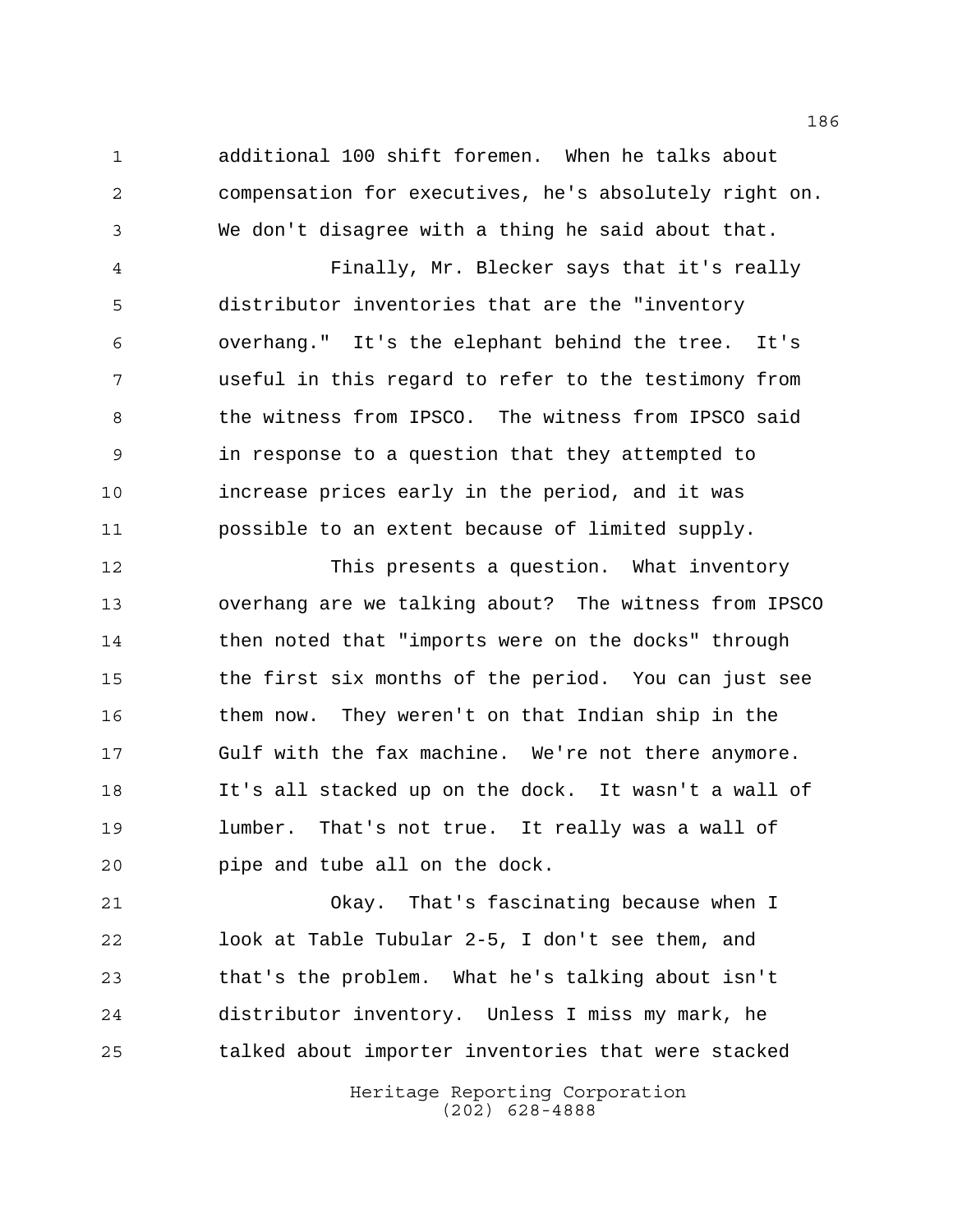additional 100 shift foremen. When he talks about compensation for executives, he's absolutely right on. We don't disagree with a thing he said about that.

Finally, Mr. Blecker says that it's really distributor inventories that are the "inventory overhang." It's the elephant behind the tree. It's useful in this regard to refer to the testimony from the witness from IPSCO. The witness from IPSCO said in response to a question that they attempted to increase prices early in the period, and it was possible to an extent because of limited supply.

This presents a question. What inventory overhang are we talking about? The witness from IPSCO then noted that "imports were on the docks" through the first six months of the period. You can just see them now. They weren't on that Indian ship in the Gulf with the fax machine. We're not there anymore. It's all stacked up on the dock. It wasn't a wall of lumber. That's not true. It really was a wall of pipe and tube all on the dock.

Okay. That's fascinating because when I look at Table Tubular 2-5, I don't see them, and that's the problem. What he's talking about isn't distributor inventory. Unless I miss my mark, he talked about importer inventories that were stacked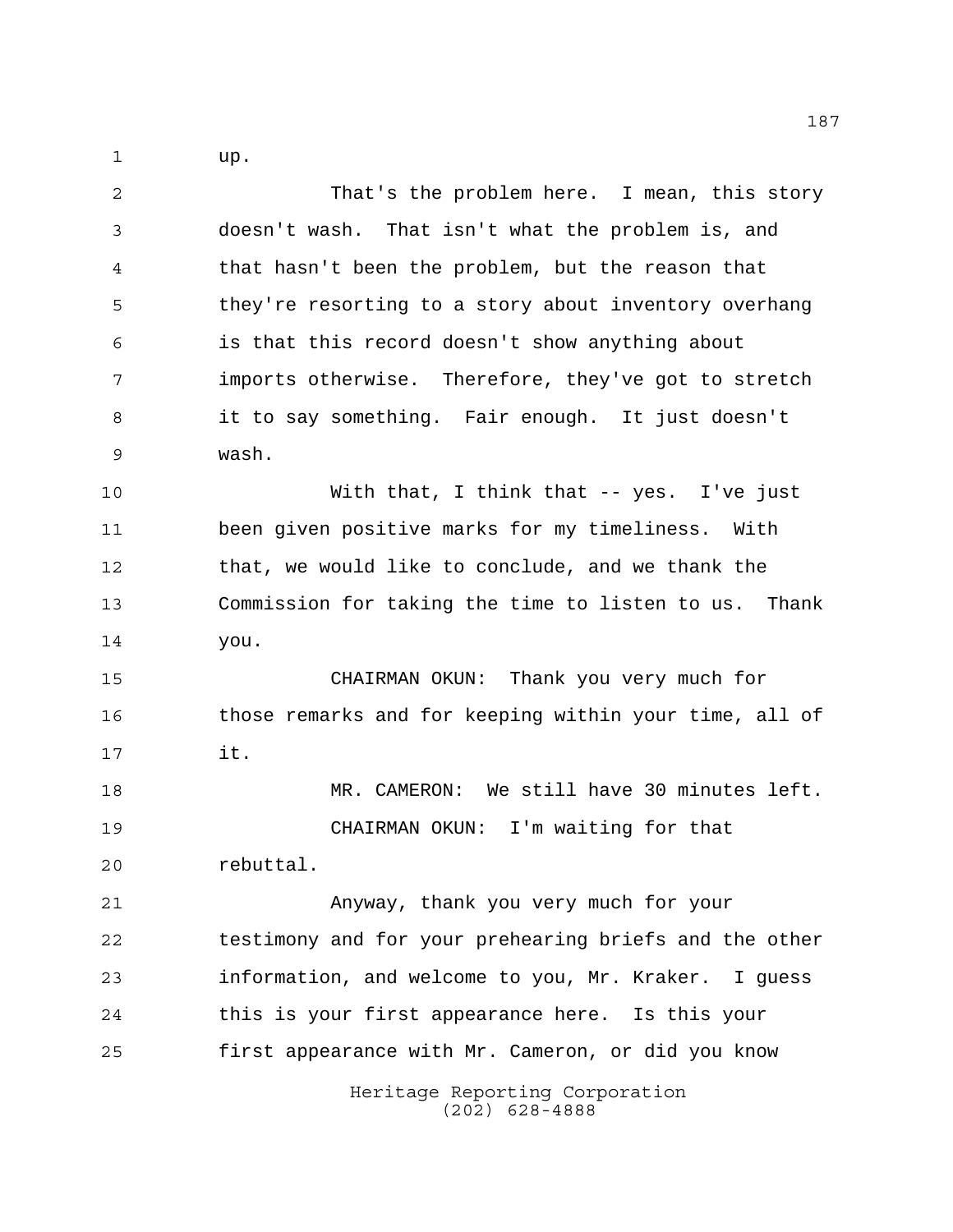up.

That's the problem here. I mean, this story doesn't wash. That isn't what the problem is, and that hasn't been the problem, but the reason that they're resorting to a story about inventory overhang is that this record doesn't show anything about imports otherwise. Therefore, they've got to stretch it to say something. Fair enough. It just doesn't wash.

With that, I think that -- yes. I've just been given positive marks for my timeliness. With that, we would like to conclude, and we thank the Commission for taking the time to listen to us. Thank you.

CHAIRMAN OKUN: Thank you very much for those remarks and for keeping within your time, all of it.

MR. CAMERON: We still have 30 minutes left.

CHAIRMAN OKUN: I'm waiting for that rebuttal.

Anyway, thank you very much for your testimony and for your prehearing briefs and the other information, and welcome to you, Mr. Kraker. I guess this is your first appearance here. Is this your first appearance with Mr. Cameron, or did you know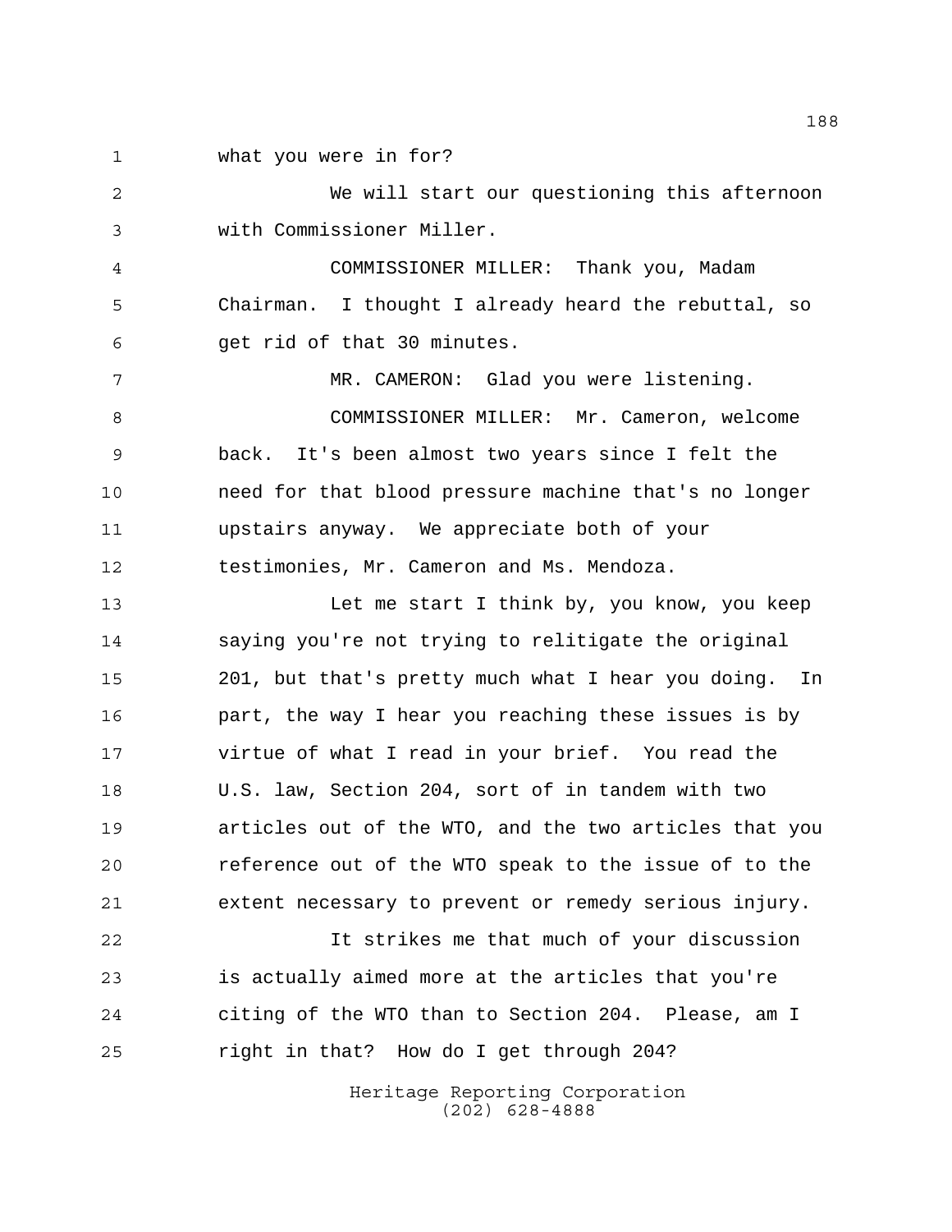what you were in for?

We will start our questioning this afternoon with Commissioner Miller.

COMMISSIONER MILLER: Thank you, Madam Chairman. I thought I already heard the rebuttal, so get rid of that 30 minutes.

MR. CAMERON: Glad you were listening.

COMMISSIONER MILLER: Mr. Cameron, welcome back. It's been almost two years since I felt the need for that blood pressure machine that's no longer upstairs anyway. We appreciate both of your testimonies, Mr. Cameron and Ms. Mendoza.

Let me start I think by, you know, you keep saying you're not trying to relitigate the original 201, but that's pretty much what I hear you doing. In part, the way I hear you reaching these issues is by virtue of what I read in your brief. You read the U.S. law, Section 204, sort of in tandem with two articles out of the WTO, and the two articles that you reference out of the WTO speak to the issue of to the extent necessary to prevent or remedy serious injury.

It strikes me that much of your discussion is actually aimed more at the articles that you're citing of the WTO than to Section 204. Please, am I right in that? How do I get through 204?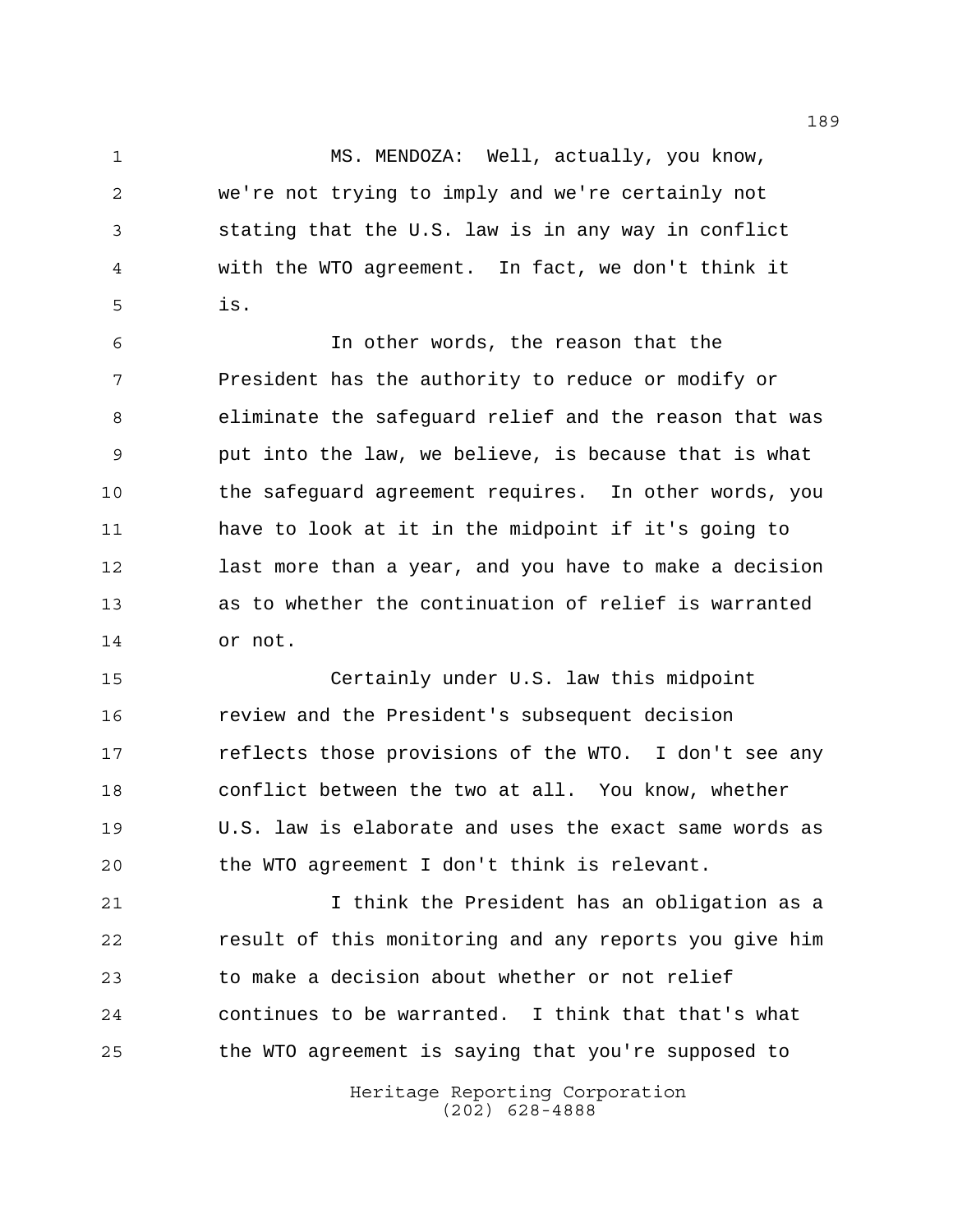MS. MENDOZA: Well, actually, you know, we're not trying to imply and we're certainly not stating that the U.S. law is in any way in conflict with the WTO agreement. In fact, we don't think it is.

In other words, the reason that the President has the authority to reduce or modify or eliminate the safeguard relief and the reason that was put into the law, we believe, is because that is what the safeguard agreement requires. In other words, you have to look at it in the midpoint if it's going to last more than a year, and you have to make a decision as to whether the continuation of relief is warranted or not.

Certainly under U.S. law this midpoint review and the President's subsequent decision reflects those provisions of the WTO. I don't see any conflict between the two at all. You know, whether U.S. law is elaborate and uses the exact same words as the WTO agreement I don't think is relevant.

I think the President has an obligation as a result of this monitoring and any reports you give him to make a decision about whether or not relief continues to be warranted. I think that that's what the WTO agreement is saying that you're supposed to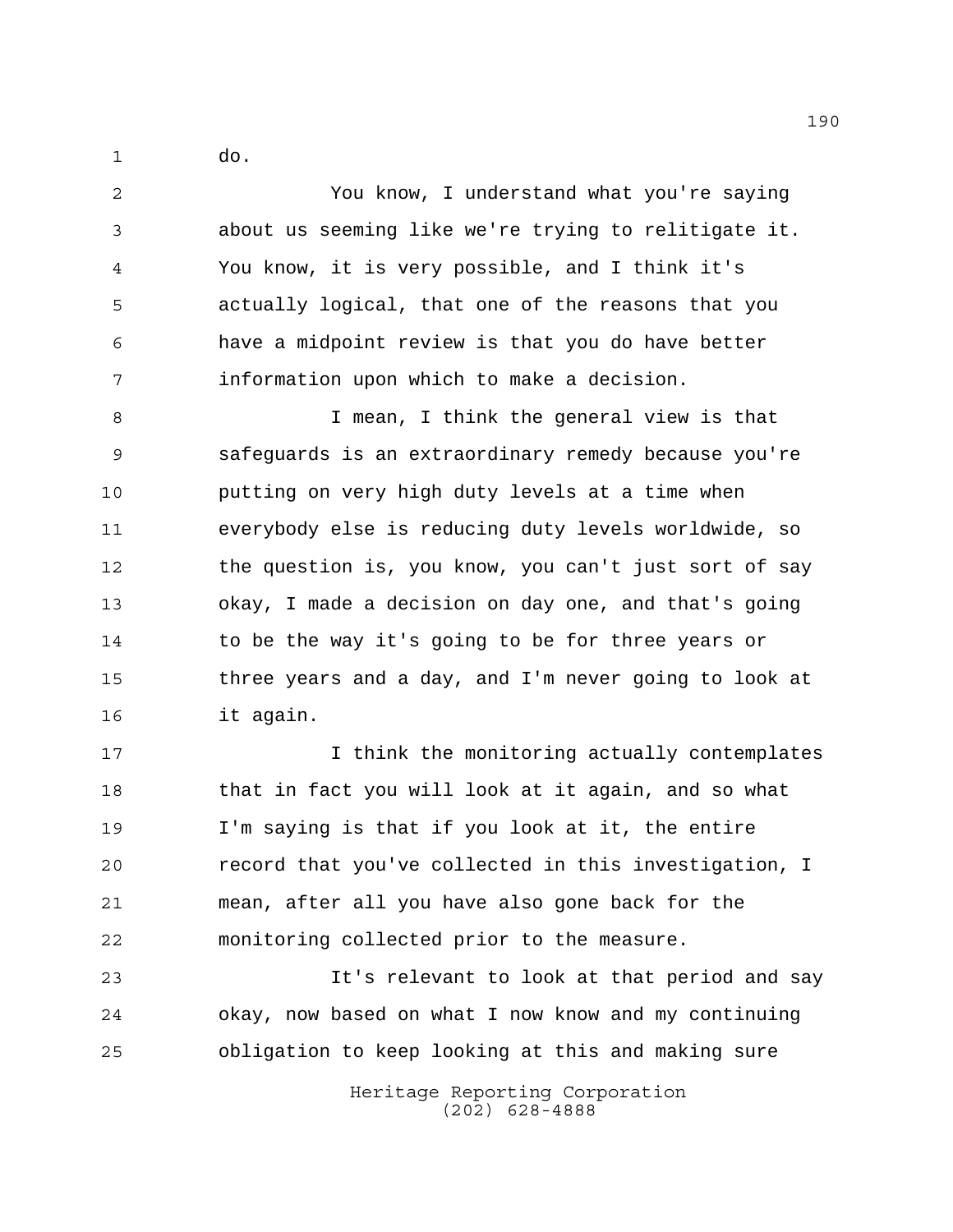do.

You know, I understand what you're saying about us seeming like we're trying to relitigate it. You know, it is very possible, and I think it's actually logical, that one of the reasons that you have a midpoint review is that you do have better information upon which to make a decision.

I mean, I think the general view is that safeguards is an extraordinary remedy because you're putting on very high duty levels at a time when everybody else is reducing duty levels worldwide, so the question is, you know, you can't just sort of say okay, I made a decision on day one, and that's going to be the way it's going to be for three years or three years and a day, and I'm never going to look at it again.

I think the monitoring actually contemplates that in fact you will look at it again, and so what I'm saying is that if you look at it, the entire record that you've collected in this investigation, I mean, after all you have also gone back for the monitoring collected prior to the measure.

It's relevant to look at that period and say okay, now based on what I now know and my continuing obligation to keep looking at this and making sure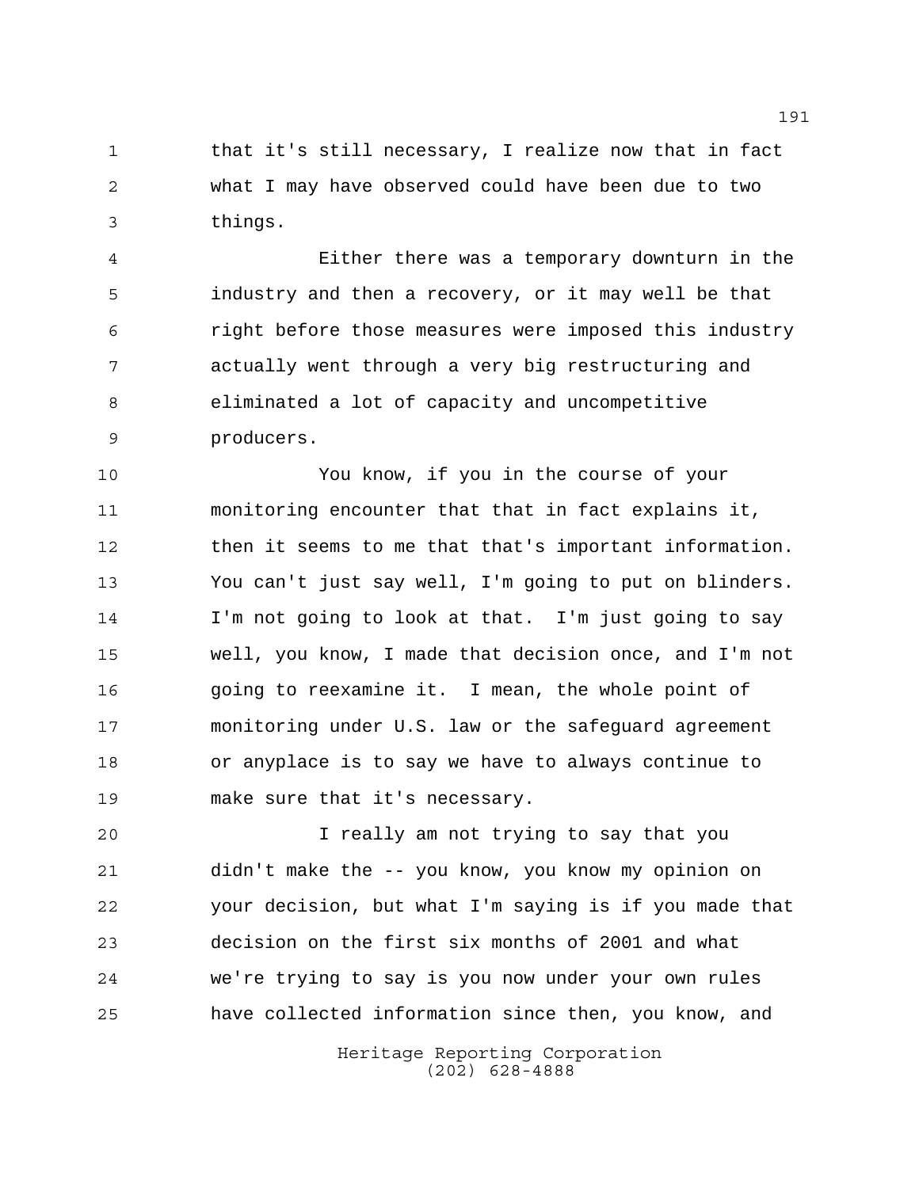that it's still necessary, I realize now that in fact what I may have observed could have been due to two things.

Either there was a temporary downturn in the industry and then a recovery, or it may well be that right before those measures were imposed this industry actually went through a very big restructuring and eliminated a lot of capacity and uncompetitive producers.

You know, if you in the course of your monitoring encounter that that in fact explains it, then it seems to me that that's important information. You can't just say well, I'm going to put on blinders. I'm not going to look at that. I'm just going to say well, you know, I made that decision once, and I'm not going to reexamine it. I mean, the whole point of monitoring under U.S. law or the safeguard agreement or anyplace is to say we have to always continue to make sure that it's necessary.

I really am not trying to say that you didn't make the -- you know, you know my opinion on your decision, but what I'm saying is if you made that decision on the first six months of 2001 and what we're trying to say is you now under your own rules have collected information since then, you know, and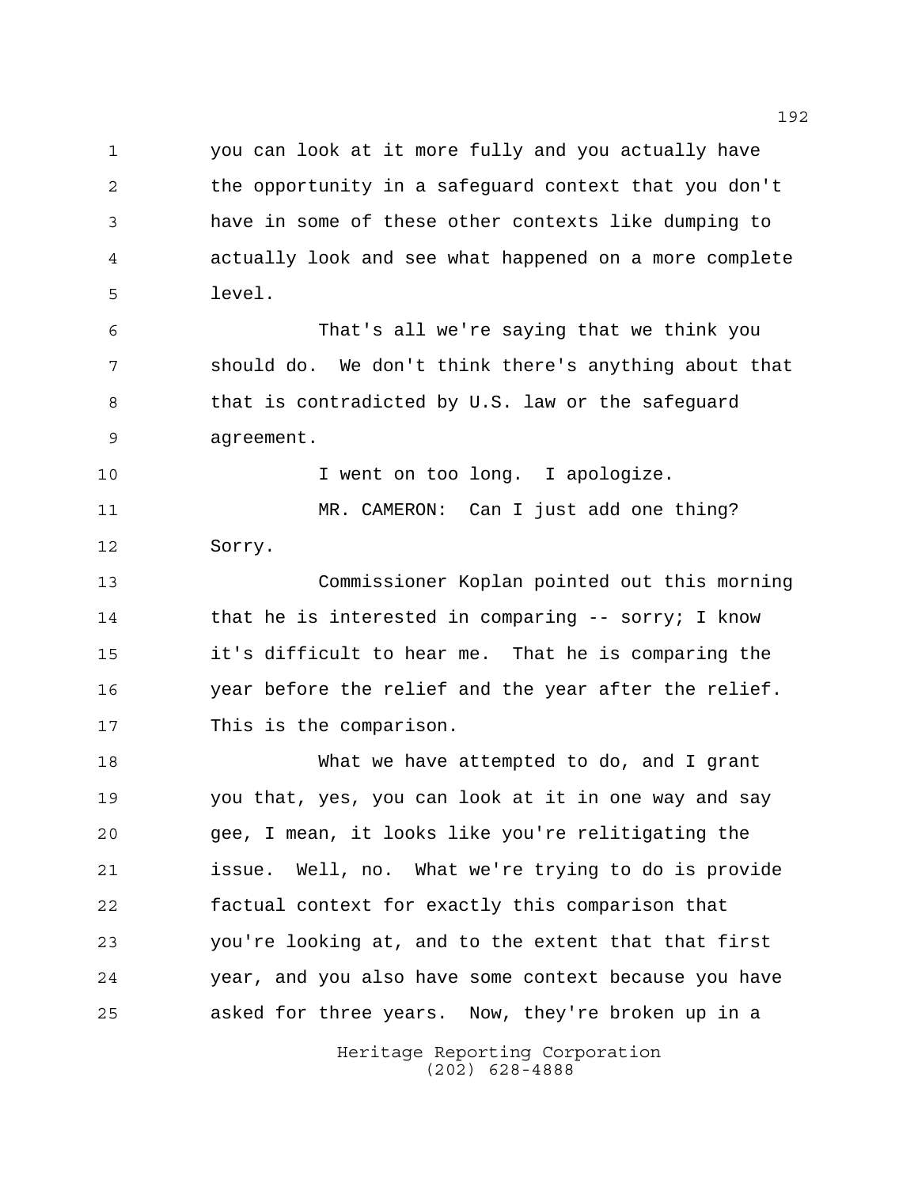you can look at it more fully and you actually have the opportunity in a safeguard context that you don't have in some of these other contexts like dumping to actually look and see what happened on a more complete level.

That's all we're saying that we think you should do. We don't think there's anything about that that is contradicted by U.S. law or the safeguard agreement.

I went on too long. I apologize.

MR. CAMERON: Can I just add one thing? Sorry.

Commissioner Koplan pointed out this morning that he is interested in comparing -- sorry; I know it's difficult to hear me. That he is comparing the year before the relief and the year after the relief. This is the comparison.

What we have attempted to do, and I grant you that, yes, you can look at it in one way and say gee, I mean, it looks like you're relitigating the issue. Well, no. What we're trying to do is provide factual context for exactly this comparison that you're looking at, and to the extent that that first year, and you also have some context because you have asked for three years. Now, they're broken up in a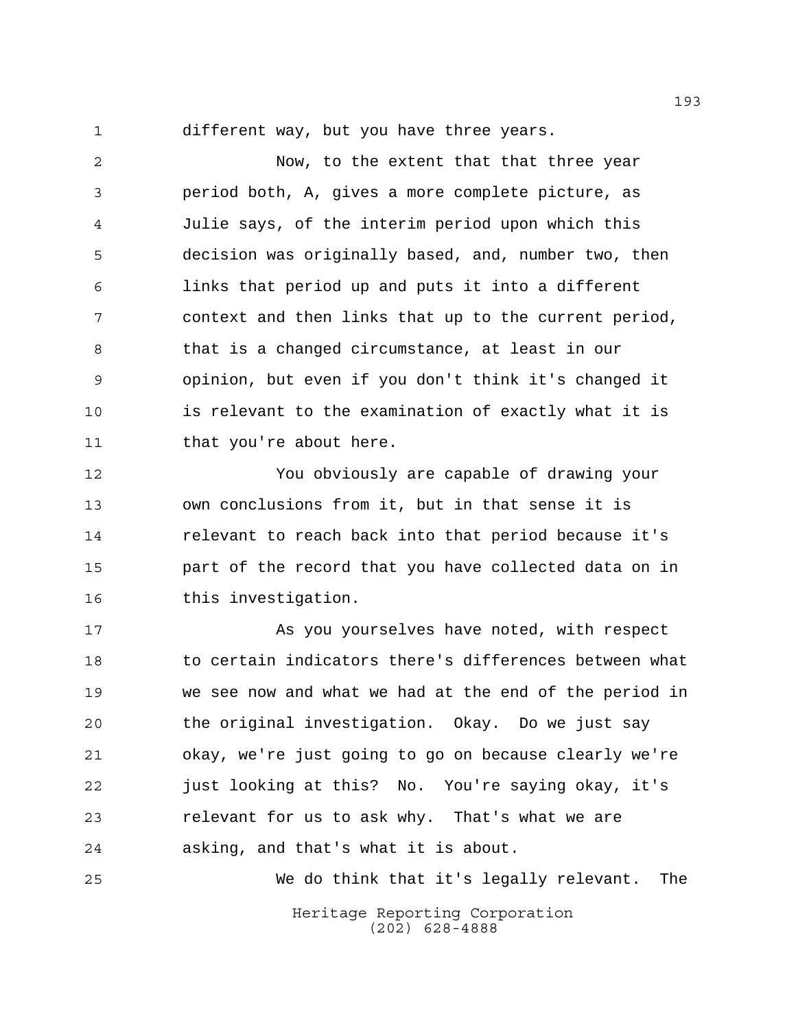different way, but you have three years.

Now, to the extent that that three year period both, A, gives a more complete picture, as Julie says, of the interim period upon which this decision was originally based, and, number two, then links that period up and puts it into a different context and then links that up to the current period, that is a changed circumstance, at least in our opinion, but even if you don't think it's changed it is relevant to the examination of exactly what it is that you're about here.

You obviously are capable of drawing your own conclusions from it, but in that sense it is relevant to reach back into that period because it's part of the record that you have collected data on in this investigation.

As you yourselves have noted, with respect to certain indicators there's differences between what we see now and what we had at the end of the period in the original investigation. Okay. Do we just say okay, we're just going to go on because clearly we're just looking at this? No. You're saying okay, it's relevant for us to ask why. That's what we are asking, and that's what it is about.

We do think that it's legally relevant. The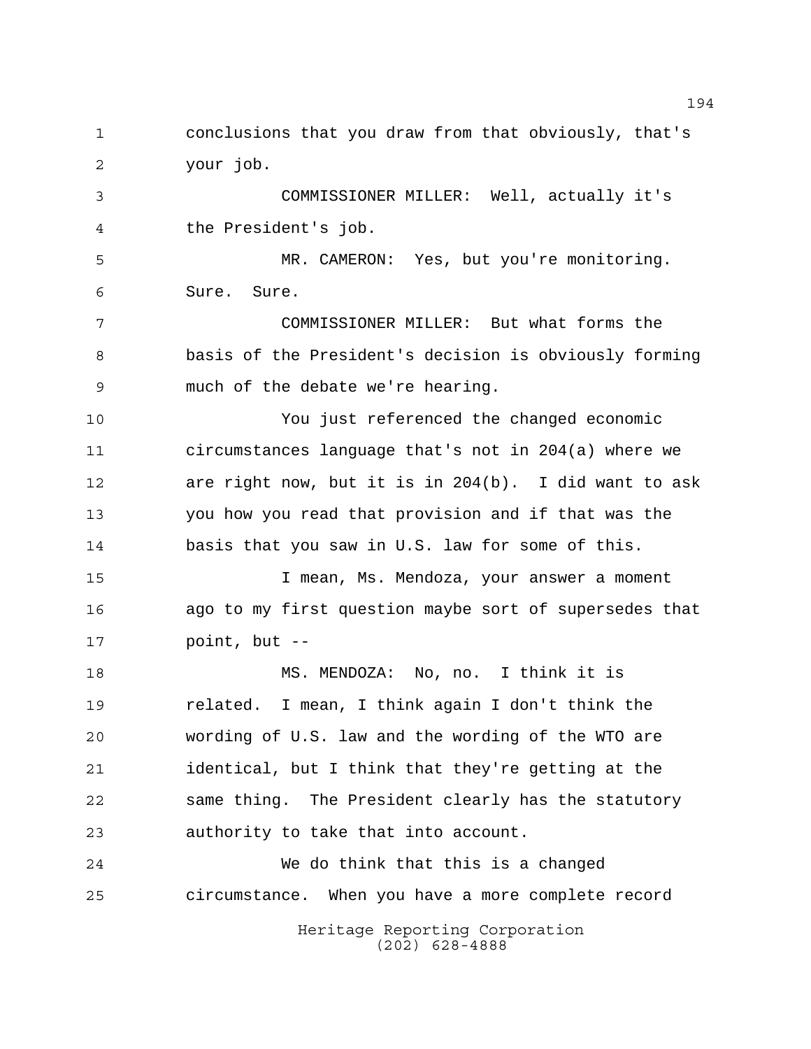conclusions that you draw from that obviously, that's your job.

COMMISSIONER MILLER: Well, actually it's the President's job.

MR. CAMERON: Yes, but you're monitoring. Sure. Sure.

COMMISSIONER MILLER: But what forms the basis of the President's decision is obviously forming much of the debate we're hearing.

You just referenced the changed economic circumstances language that's not in 204(a) where we are right now, but it is in 204(b). I did want to ask you how you read that provision and if that was the basis that you saw in U.S. law for some of this.

I mean, Ms. Mendoza, your answer a moment ago to my first question maybe sort of supersedes that point, but --

MS. MENDOZA: No, no. I think it is related. I mean, I think again I don't think the wording of U.S. law and the wording of the WTO are identical, but I think that they're getting at the same thing. The President clearly has the statutory authority to take that into account.

We do think that this is a changed circumstance. When you have a more complete record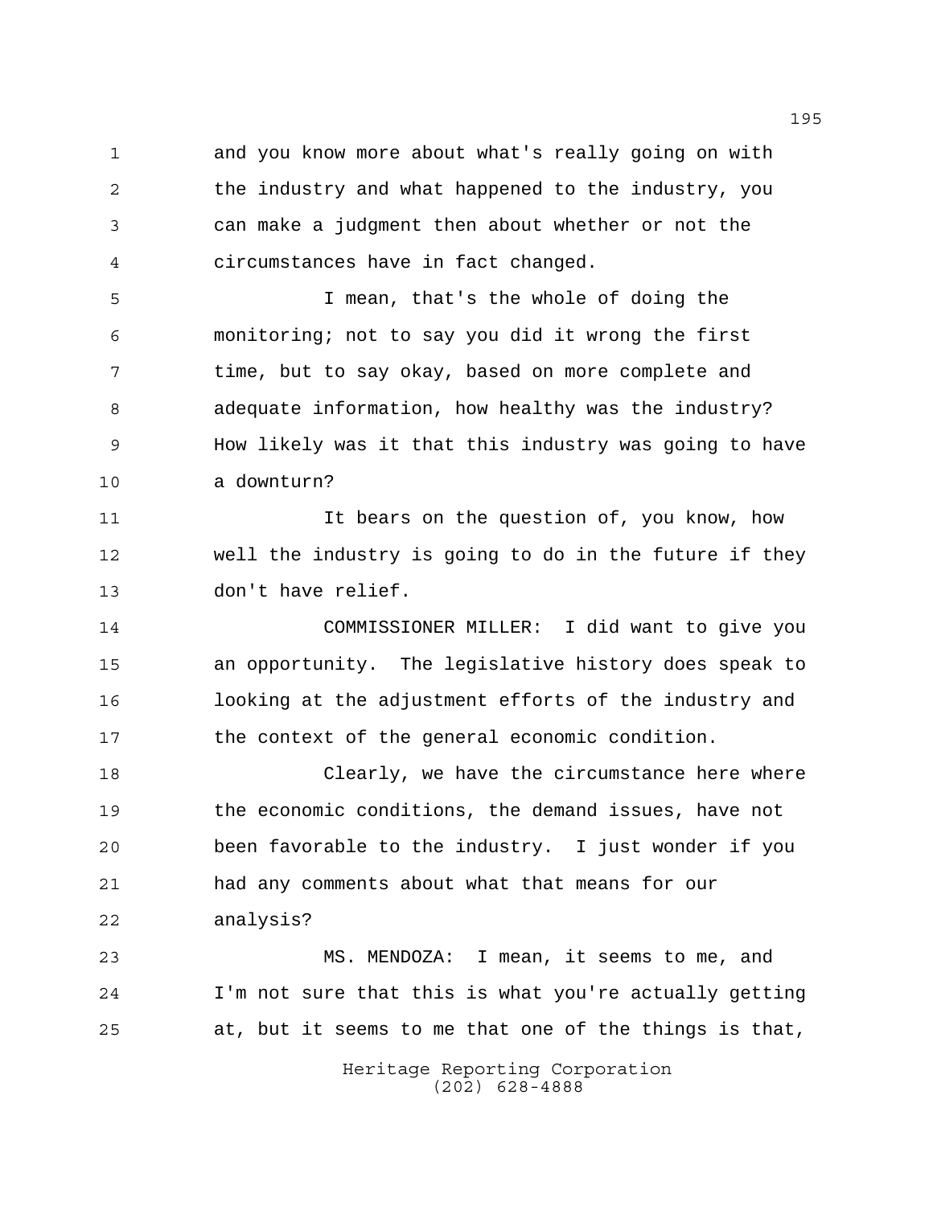and you know more about what's really going on with the industry and what happened to the industry, you can make a judgment then about whether or not the circumstances have in fact changed.

I mean, that's the whole of doing the monitoring; not to say you did it wrong the first time, but to say okay, based on more complete and adequate information, how healthy was the industry? How likely was it that this industry was going to have a downturn?

It bears on the question of, you know, how well the industry is going to do in the future if they don't have relief.

COMMISSIONER MILLER: I did want to give you an opportunity. The legislative history does speak to looking at the adjustment efforts of the industry and the context of the general economic condition.

Clearly, we have the circumstance here where the economic conditions, the demand issues, have not been favorable to the industry. I just wonder if you had any comments about what that means for our analysis?

MS. MENDOZA: I mean, it seems to me, and I'm not sure that this is what you're actually getting at, but it seems to me that one of the things is that,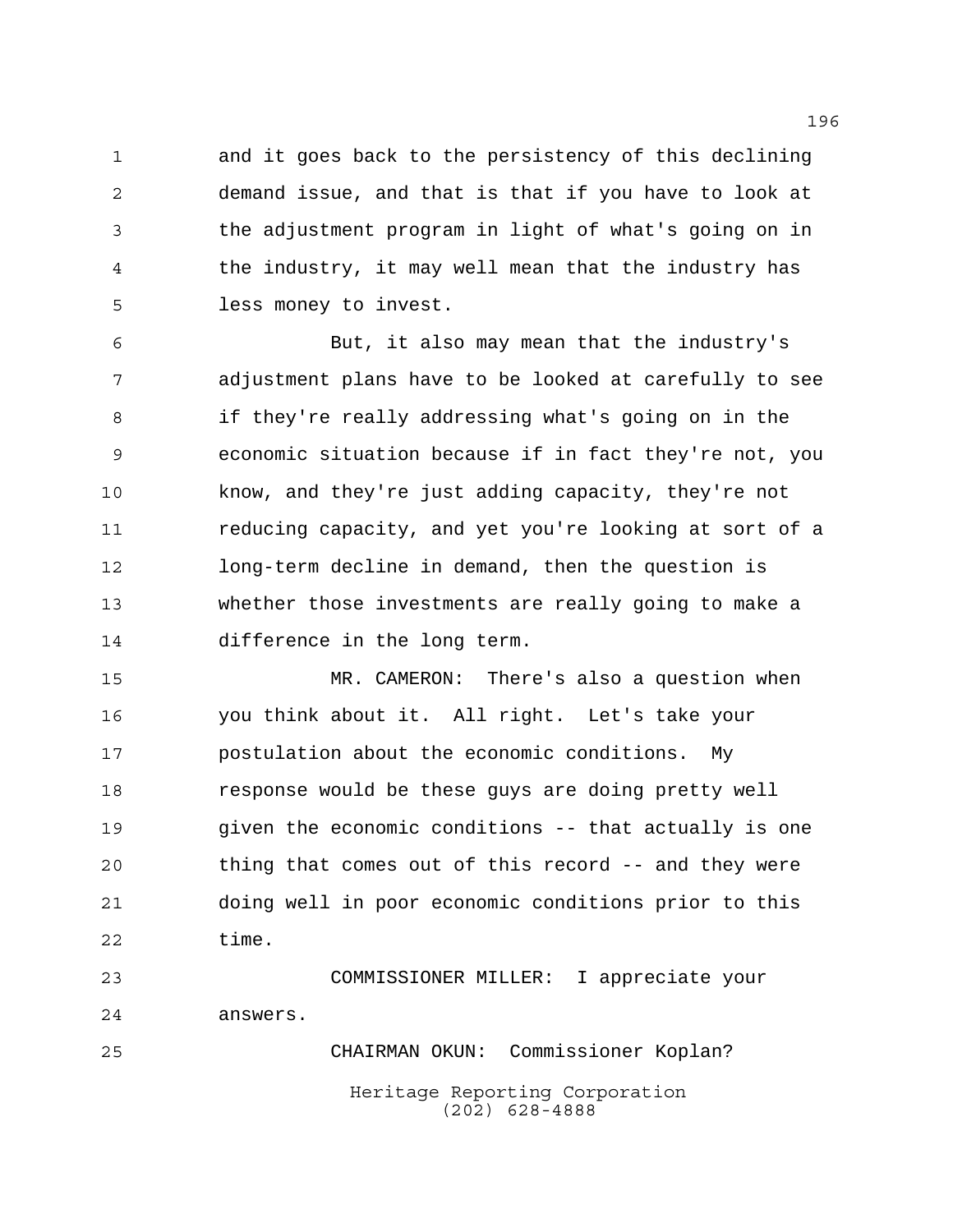and it goes back to the persistency of this declining demand issue, and that is that if you have to look at the adjustment program in light of what's going on in the industry, it may well mean that the industry has less money to invest.

But, it also may mean that the industry's adjustment plans have to be looked at carefully to see if they're really addressing what's going on in the economic situation because if in fact they're not, you know, and they're just adding capacity, they're not reducing capacity, and yet you're looking at sort of a long-term decline in demand, then the question is whether those investments are really going to make a difference in the long term.

MR. CAMERON: There's also a question when you think about it. All right. Let's take your postulation about the economic conditions. My response would be these guys are doing pretty well given the economic conditions -- that actually is one thing that comes out of this record -- and they were doing well in poor economic conditions prior to this time.

COMMISSIONER MILLER: I appreciate your answers.

CHAIRMAN OKUN: Commissioner Koplan?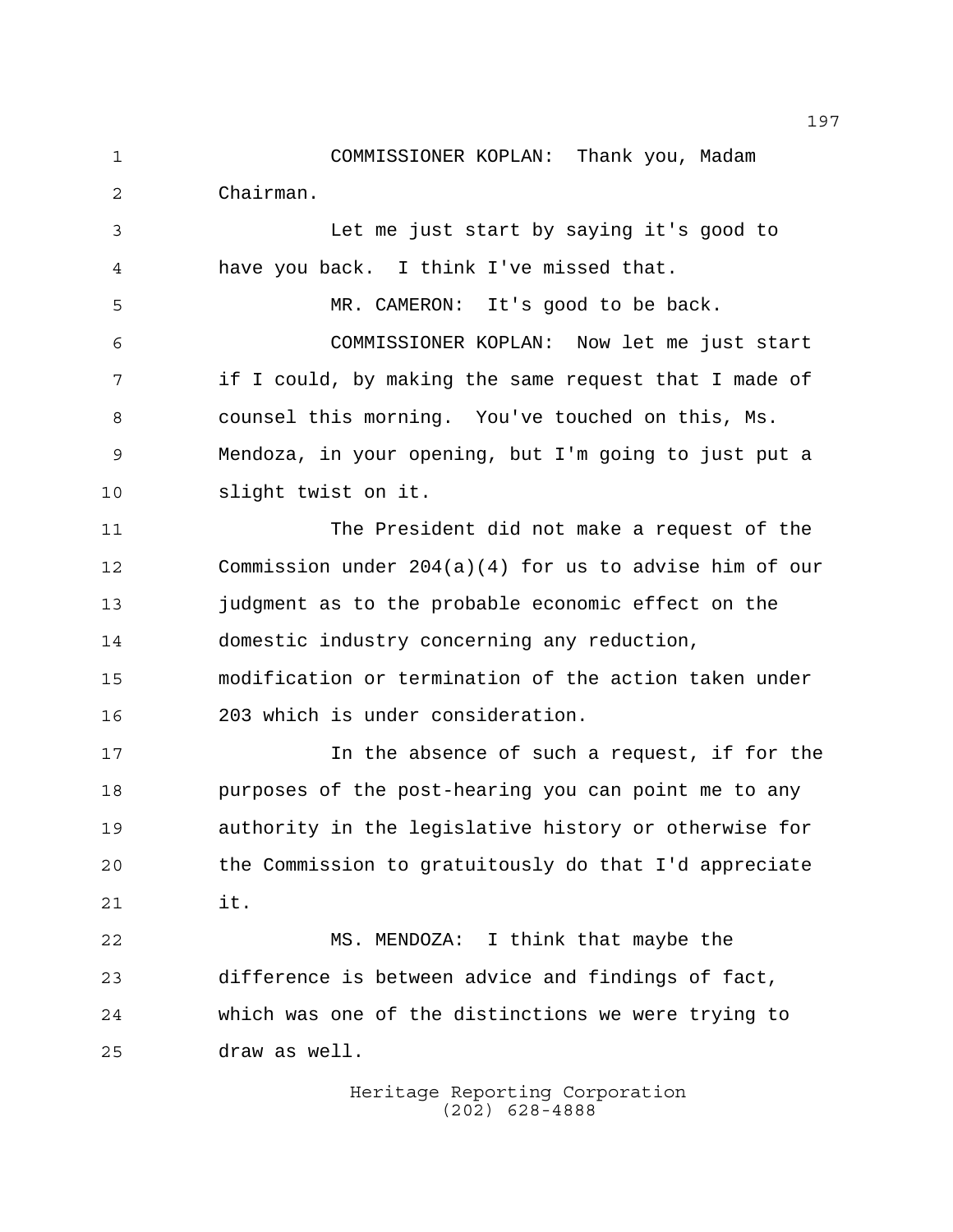COMMISSIONER KOPLAN: Thank you, Madam Chairman.

Let me just start by saying it's good to have you back. I think I've missed that.

MR. CAMERON: It's good to be back.

COMMISSIONER KOPLAN: Now let me just start if I could, by making the same request that I made of counsel this morning. You've touched on this, Ms. Mendoza, in your opening, but I'm going to just put a slight twist on it.

The President did not make a request of the Commission under 204(a)(4) for us to advise him of our judgment as to the probable economic effect on the domestic industry concerning any reduction, modification or termination of the action taken under 203 which is under consideration.

In the absence of such a request, if for the purposes of the post-hearing you can point me to any authority in the legislative history or otherwise for the Commission to gratuitously do that I'd appreciate it.

MS. MENDOZA: I think that maybe the difference is between advice and findings of fact, which was one of the distinctions we were trying to draw as well.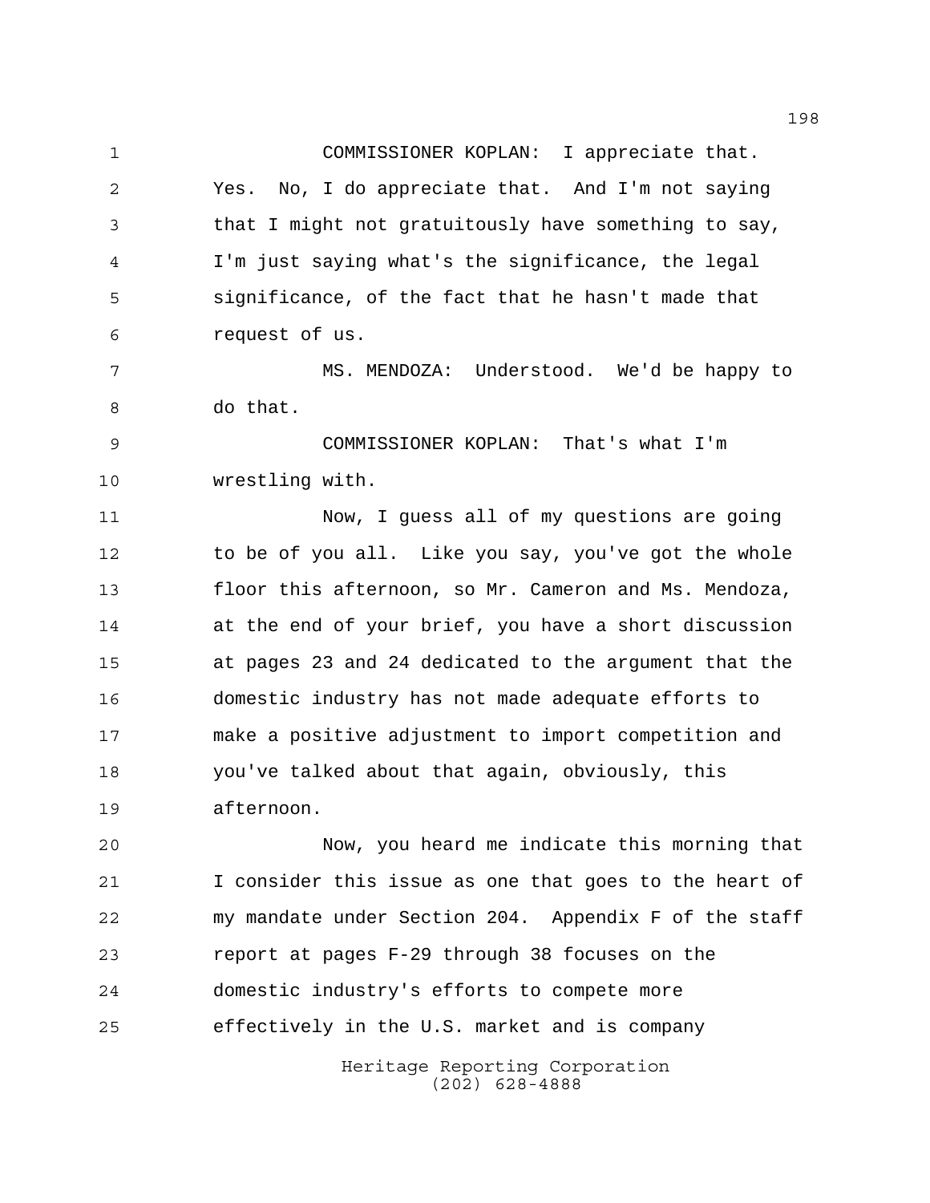COMMISSIONER KOPLAN: I appreciate that. Yes. No, I do appreciate that. And I'm not saying that I might not gratuitously have something to say, I'm just saying what's the significance, the legal significance, of the fact that he hasn't made that request of us.

MS. MENDOZA: Understood. We'd be happy to do that.

COMMISSIONER KOPLAN: That's what I'm wrestling with.

Now, I guess all of my questions are going to be of you all. Like you say, you've got the whole floor this afternoon, so Mr. Cameron and Ms. Mendoza, at the end of your brief, you have a short discussion at pages 23 and 24 dedicated to the argument that the domestic industry has not made adequate efforts to make a positive adjustment to import competition and you've talked about that again, obviously, this afternoon.

Now, you heard me indicate this morning that I consider this issue as one that goes to the heart of my mandate under Section 204. Appendix F of the staff report at pages F-29 through 38 focuses on the domestic industry's efforts to compete more effectively in the U.S. market and is company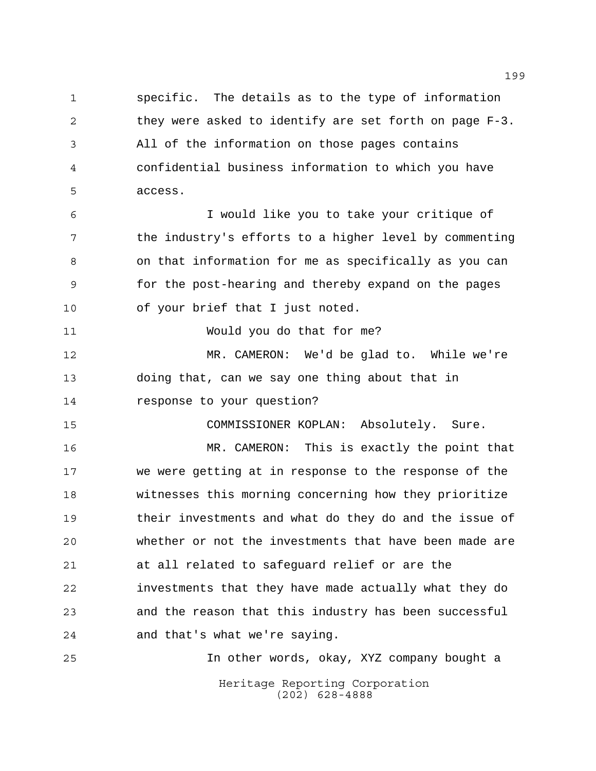specific. The details as to the type of information they were asked to identify are set forth on page F-3. All of the information on those pages contains confidential business information to which you have access.

I would like you to take your critique of the industry's efforts to a higher level by commenting on that information for me as specifically as you can for the post-hearing and thereby expand on the pages of your brief that I just noted.

Would you do that for me?

MR. CAMERON: We'd be glad to. While we're doing that, can we say one thing about that in response to your question?

COMMISSIONER KOPLAN: Absolutely. Sure.

MR. CAMERON: This is exactly the point that we were getting at in response to the response of the witnesses this morning concerning how they prioritize their investments and what do they do and the issue of whether or not the investments that have been made are at all related to safeguard relief or are the investments that they have made actually what they do and the reason that this industry has been successful and that's what we're saying.

In other words, okay, XYZ company bought a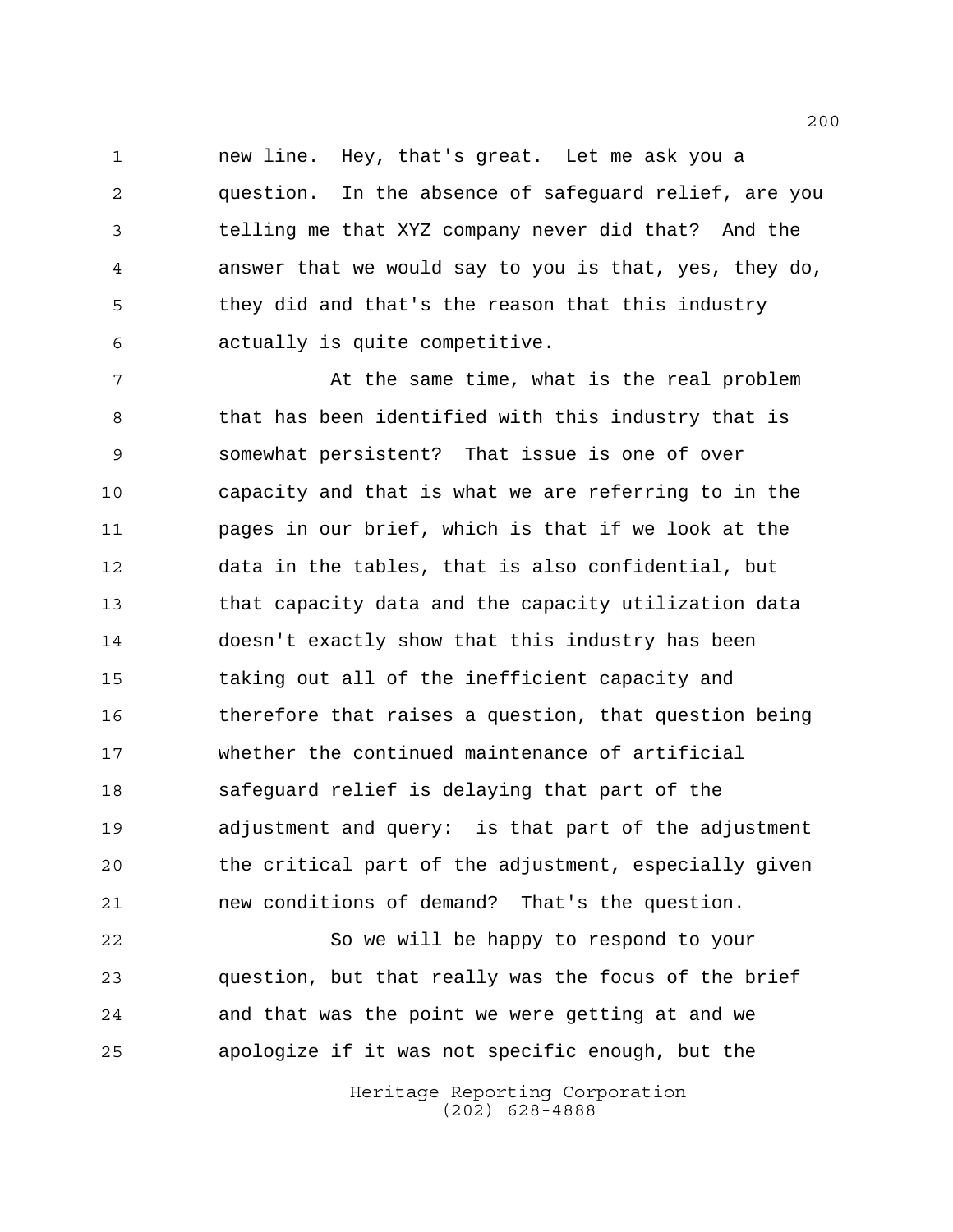new line. Hey, that's great. Let me ask you a question. In the absence of safeguard relief, are you telling me that XYZ company never did that? And the answer that we would say to you is that, yes, they do, they did and that's the reason that this industry actually is quite competitive.

At the same time, what is the real problem that has been identified with this industry that is somewhat persistent? That issue is one of over capacity and that is what we are referring to in the pages in our brief, which is that if we look at the data in the tables, that is also confidential, but that capacity data and the capacity utilization data doesn't exactly show that this industry has been taking out all of the inefficient capacity and therefore that raises a question, that question being whether the continued maintenance of artificial safeguard relief is delaying that part of the adjustment and query: is that part of the adjustment the critical part of the adjustment, especially given new conditions of demand? That's the question.

So we will be happy to respond to your question, but that really was the focus of the brief and that was the point we were getting at and we apologize if it was not specific enough, but the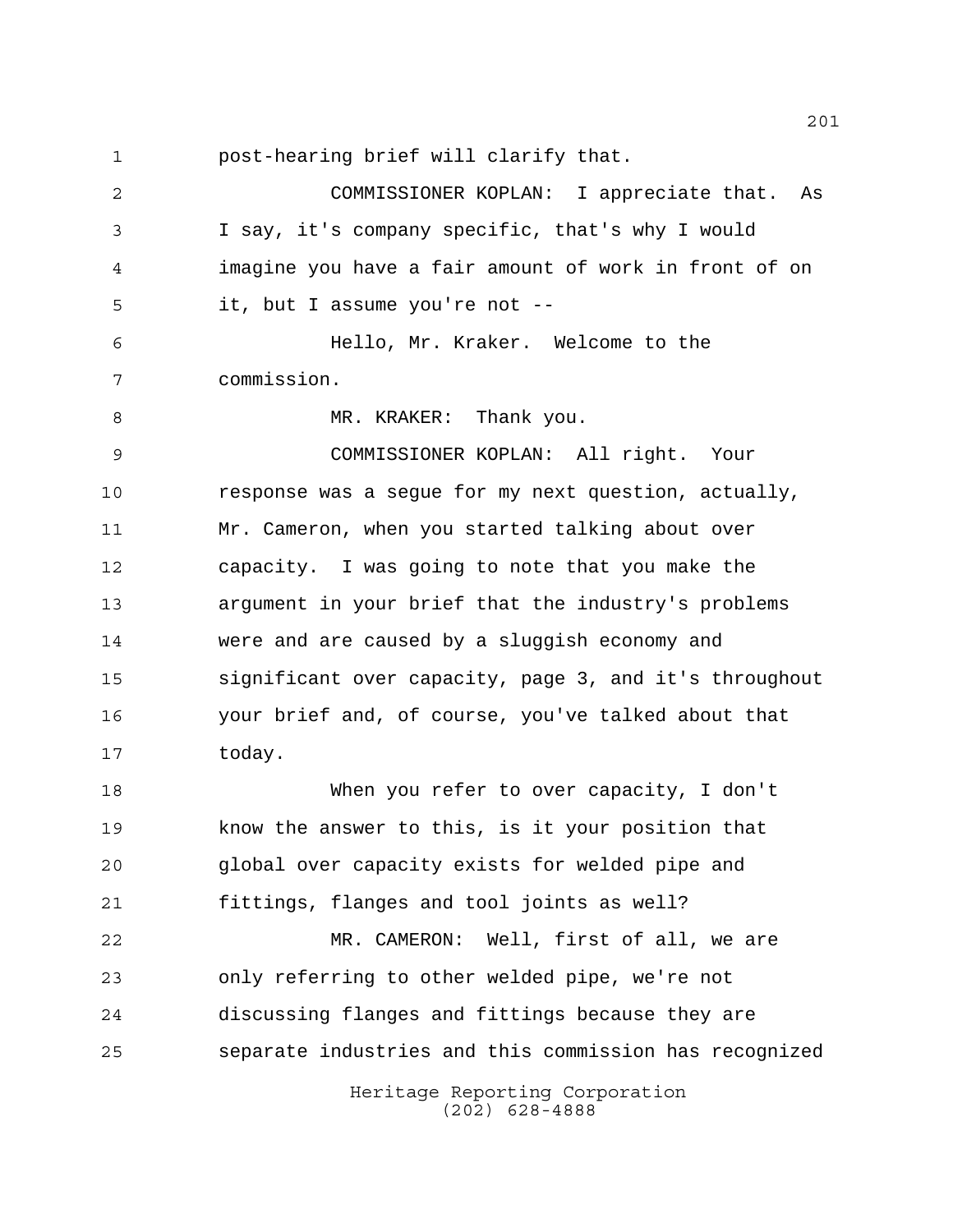post-hearing brief will clarify that.

COMMISSIONER KOPLAN: I appreciate that. As I say, it's company specific, that's why I would imagine you have a fair amount of work in front of on it, but I assume you're not --

Hello, Mr. Kraker. Welcome to the commission.

MR. KRAKER: Thank you.

COMMISSIONER KOPLAN: All right. Your response was a segue for my next question, actually, Mr. Cameron, when you started talking about over capacity. I was going to note that you make the argument in your brief that the industry's problems were and are caused by a sluggish economy and significant over capacity, page 3, and it's throughout your brief and, of course, you've talked about that today.

When you refer to over capacity, I don't know the answer to this, is it your position that global over capacity exists for welded pipe and fittings, flanges and tool joints as well?

MR. CAMERON: Well, first of all, we are only referring to other welded pipe, we're not discussing flanges and fittings because they are separate industries and this commission has recognized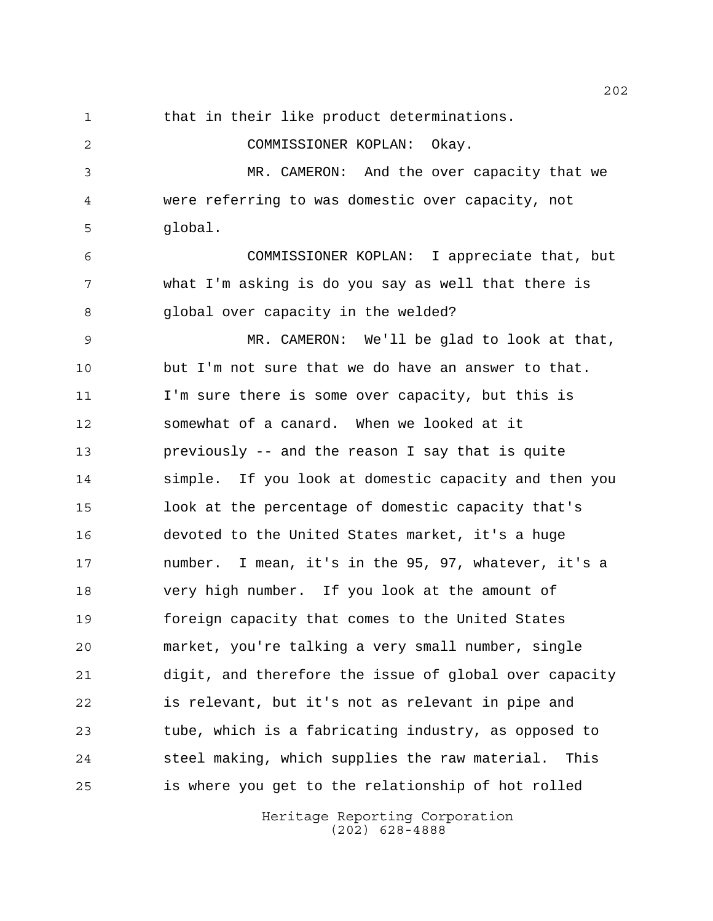that in their like product determinations.

COMMISSIONER KOPLAN: Okay.

MR. CAMERON: And the over capacity that we were referring to was domestic over capacity, not global.

COMMISSIONER KOPLAN: I appreciate that, but what I'm asking is do you say as well that there is global over capacity in the welded?

MR. CAMERON: We'll be glad to look at that, but I'm not sure that we do have an answer to that. I'm sure there is some over capacity, but this is somewhat of a canard. When we looked at it previously -- and the reason I say that is quite simple. If you look at domestic capacity and then you look at the percentage of domestic capacity that's devoted to the United States market, it's a huge number. I mean, it's in the 95, 97, whatever, it's a very high number. If you look at the amount of foreign capacity that comes to the United States market, you're talking a very small number, single digit, and therefore the issue of global over capacity is relevant, but it's not as relevant in pipe and tube, which is a fabricating industry, as opposed to steel making, which supplies the raw material. This is where you get to the relationship of hot rolled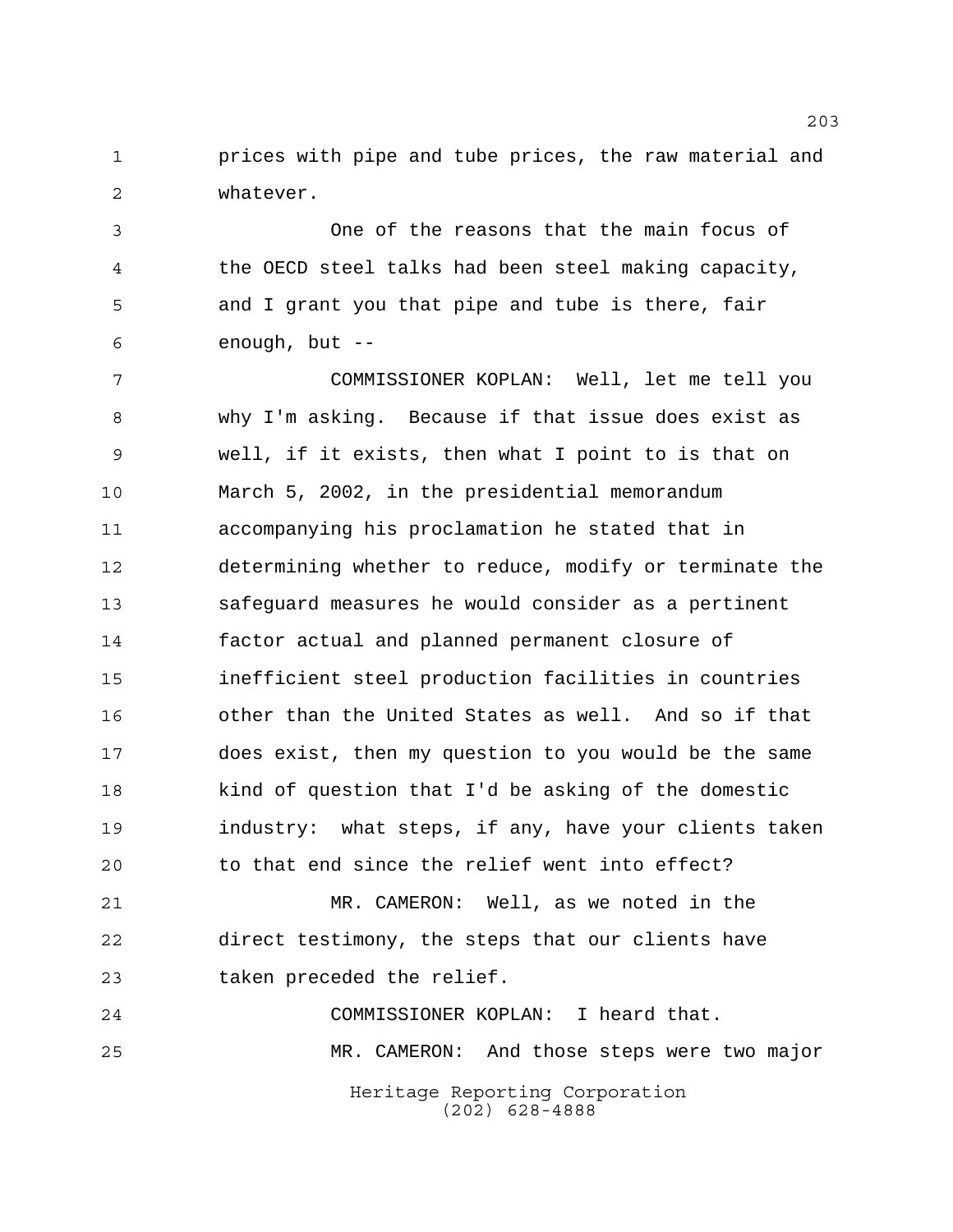prices with pipe and tube prices, the raw material and whatever.

One of the reasons that the main focus of the OECD steel talks had been steel making capacity, and I grant you that pipe and tube is there, fair enough, but --

COMMISSIONER KOPLAN: Well, let me tell you why I'm asking. Because if that issue does exist as well, if it exists, then what I point to is that on March 5, 2002, in the presidential memorandum accompanying his proclamation he stated that in determining whether to reduce, modify or terminate the safeguard measures he would consider as a pertinent factor actual and planned permanent closure of inefficient steel production facilities in countries other than the United States as well. And so if that does exist, then my question to you would be the same kind of question that I'd be asking of the domestic industry: what steps, if any, have your clients taken to that end since the relief went into effect?

MR. CAMERON: Well, as we noted in the direct testimony, the steps that our clients have taken preceded the relief.

COMMISSIONER KOPLAN: I heard that.

MR. CAMERON: And those steps were two major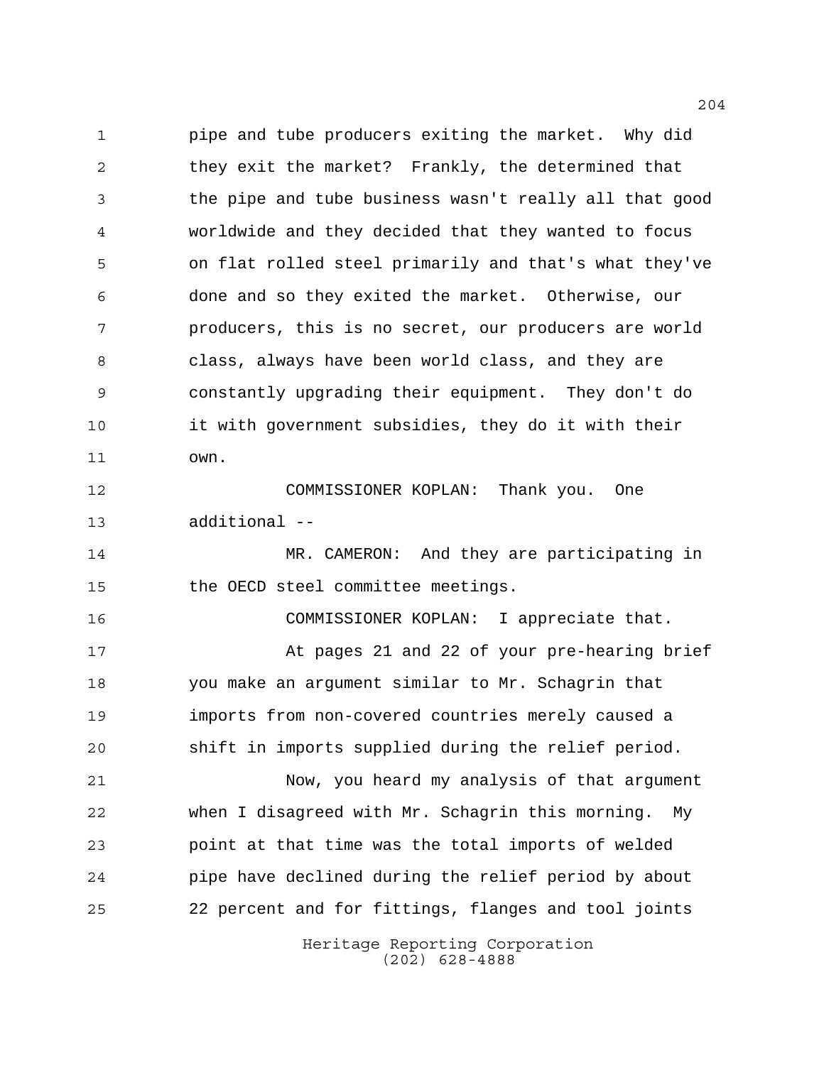pipe and tube producers exiting the market. Why did they exit the market? Frankly, the determined that the pipe and tube business wasn't really all that good worldwide and they decided that they wanted to focus on flat rolled steel primarily and that's what they've done and so they exited the market. Otherwise, our producers, this is no secret, our producers are world class, always have been world class, and they are constantly upgrading their equipment. They don't do it with government subsidies, they do it with their own.

COMMISSIONER KOPLAN: Thank you. One additional --

MR. CAMERON: And they are participating in the OECD steel committee meetings.

COMMISSIONER KOPLAN: I appreciate that.

At pages 21 and 22 of your pre-hearing brief you make an argument similar to Mr. Schagrin that imports from non-covered countries merely caused a shift in imports supplied during the relief period.

Now, you heard my analysis of that argument when I disagreed with Mr. Schagrin this morning. My point at that time was the total imports of welded pipe have declined during the relief period by about 22 percent and for fittings, flanges and tool joints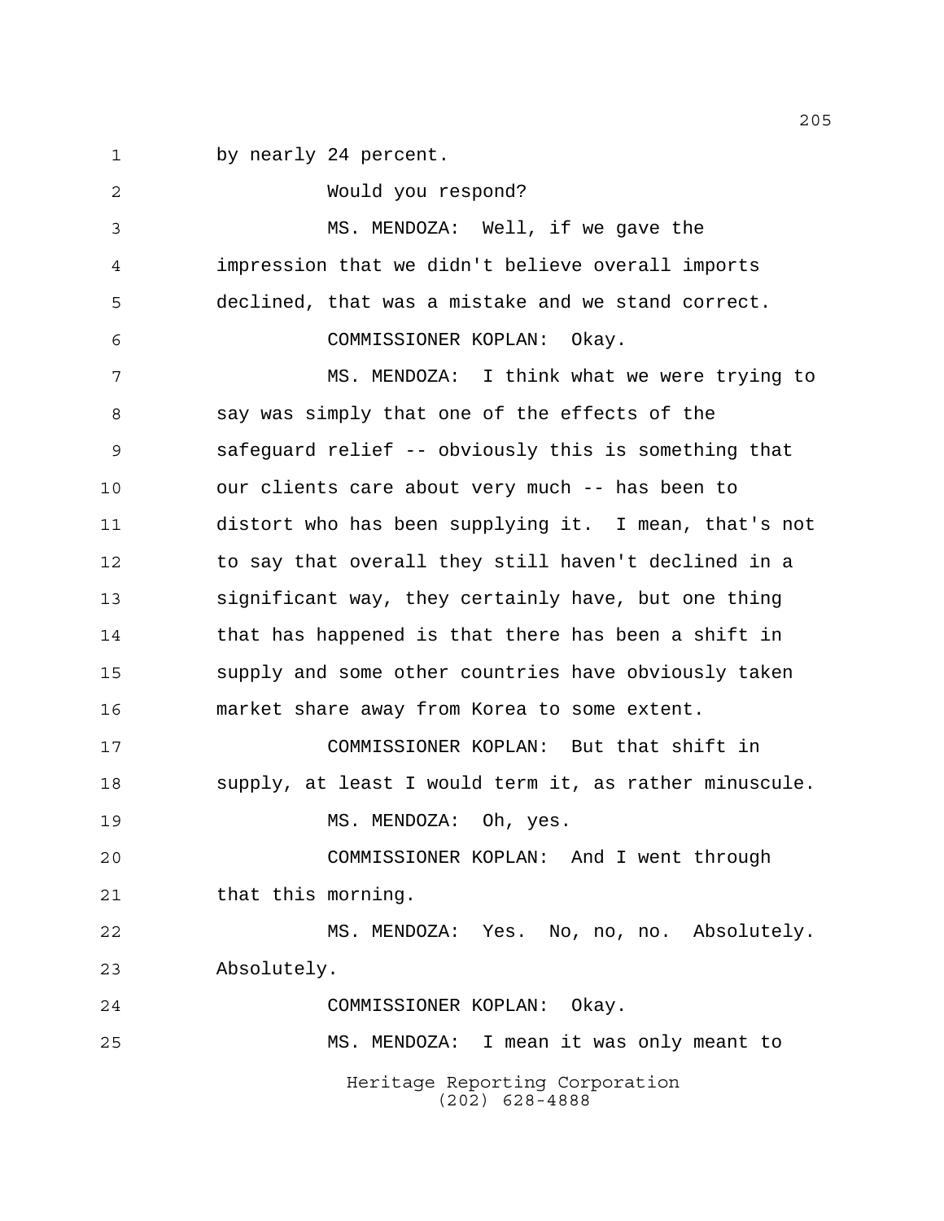by nearly 24 percent.

Would you respond?

MS. MENDOZA: Well, if we gave the impression that we didn't believe overall imports declined, that was a mistake and we stand correct.

COMMISSIONER KOPLAN: Okay.

MS. MENDOZA: I think what we were trying to say was simply that one of the effects of the safeguard relief -- obviously this is something that our clients care about very much -- has been to distort who has been supplying it. I mean, that's not to say that overall they still haven't declined in a significant way, they certainly have, but one thing that has happened is that there has been a shift in supply and some other countries have obviously taken market share away from Korea to some extent.

COMMISSIONER KOPLAN: But that shift in supply, at least I would term it, as rather minuscule.

MS. MENDOZA: Oh, yes.

COMMISSIONER KOPLAN: And I went through that this morning.

MS. MENDOZA: Yes. No, no, no. Absolutely. Absolutely.

COMMISSIONER KOPLAN: Okay.

MS. MENDOZA: I mean it was only meant to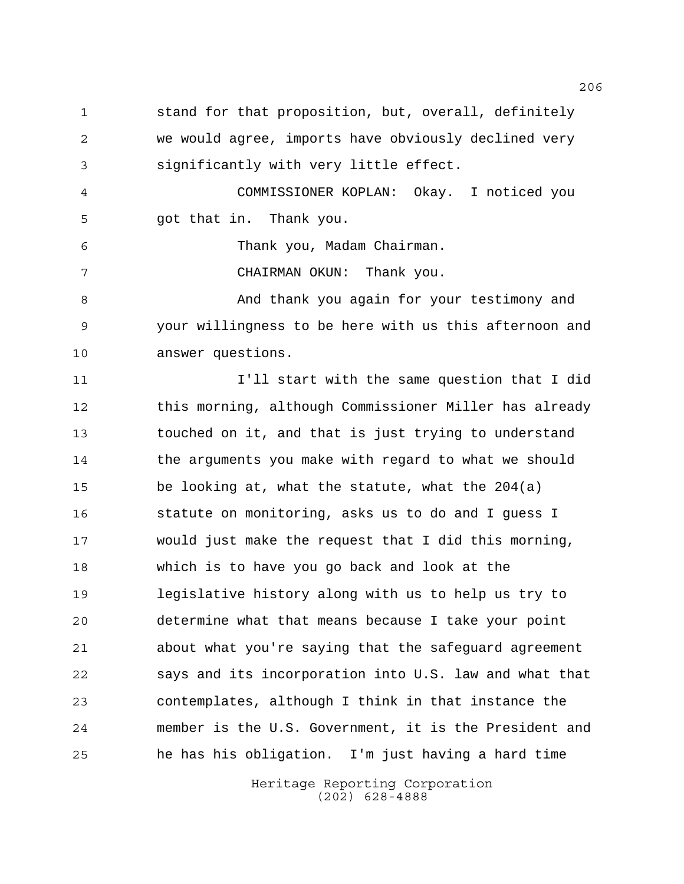stand for that proposition, but, overall, definitely we would agree, imports have obviously declined very significantly with very little effect.

COMMISSIONER KOPLAN: Okay. I noticed you got that in. Thank you.

Thank you, Madam Chairman.

CHAIRMAN OKUN: Thank you.

And thank you again for your testimony and your willingness to be here with us this afternoon and answer questions.

I'll start with the same question that I did this morning, although Commissioner Miller has already touched on it, and that is just trying to understand the arguments you make with regard to what we should be looking at, what the statute, what the 204(a) statute on monitoring, asks us to do and I guess I would just make the request that I did this morning, which is to have you go back and look at the legislative history along with us to help us try to determine what that means because I take your point about what you're saying that the safeguard agreement says and its incorporation into U.S. law and what that contemplates, although I think in that instance the member is the U.S. Government, it is the President and he has his obligation. I'm just having a hard time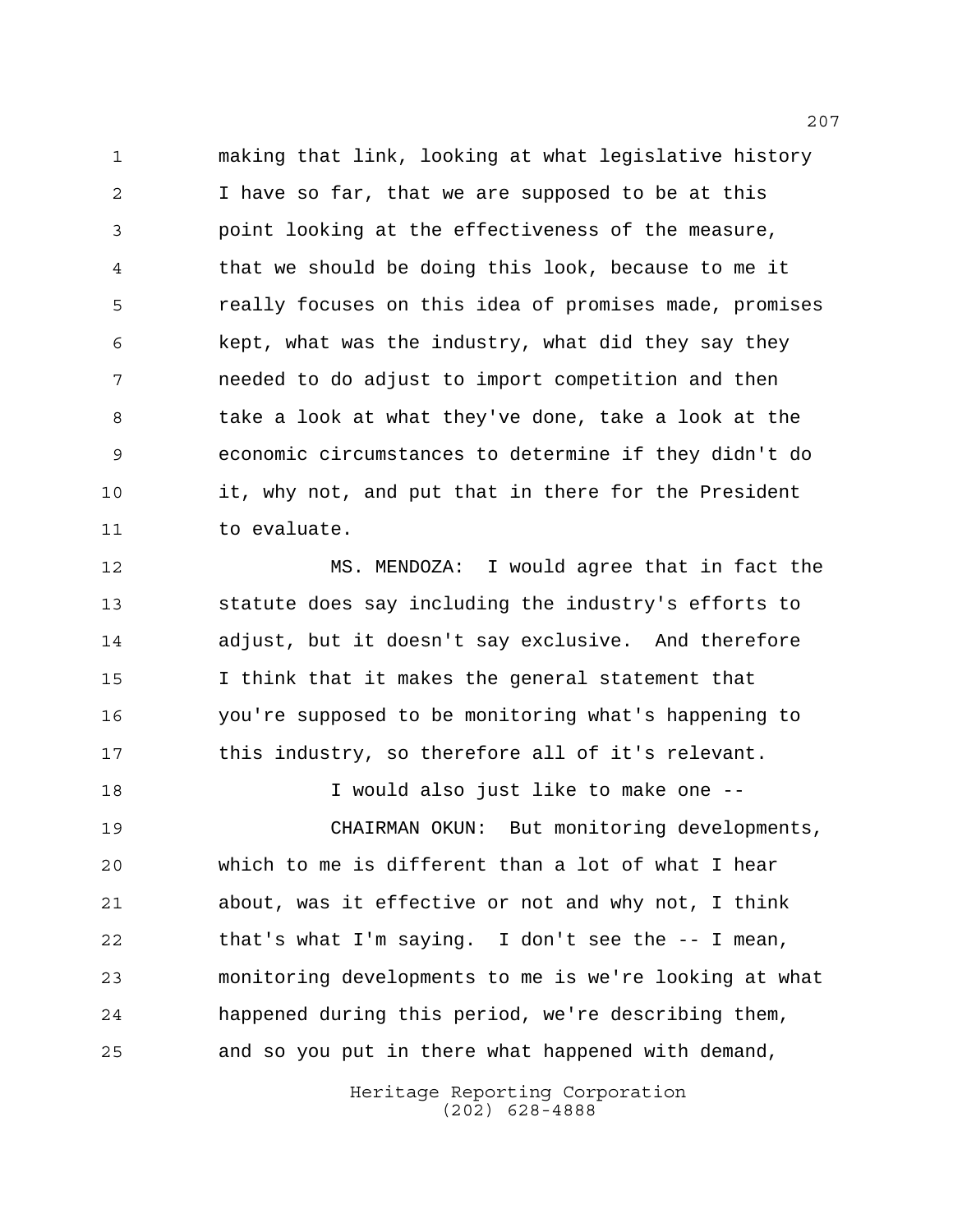making that link, looking at what legislative history I have so far, that we are supposed to be at this point looking at the effectiveness of the measure, that we should be doing this look, because to me it really focuses on this idea of promises made, promises kept, what was the industry, what did they say they needed to do adjust to import competition and then take a look at what they've done, take a look at the economic circumstances to determine if they didn't do it, why not, and put that in there for the President to evaluate.

MS. MENDOZA: I would agree that in fact the statute does say including the industry's efforts to adjust, but it doesn't say exclusive. And therefore I think that it makes the general statement that you're supposed to be monitoring what's happening to this industry, so therefore all of it's relevant.

I would also just like to make one --

CHAIRMAN OKUN: But monitoring developments, which to me is different than a lot of what I hear about, was it effective or not and why not, I think that's what I'm saying. I don't see the -- I mean, monitoring developments to me is we're looking at what happened during this period, we're describing them, and so you put in there what happened with demand,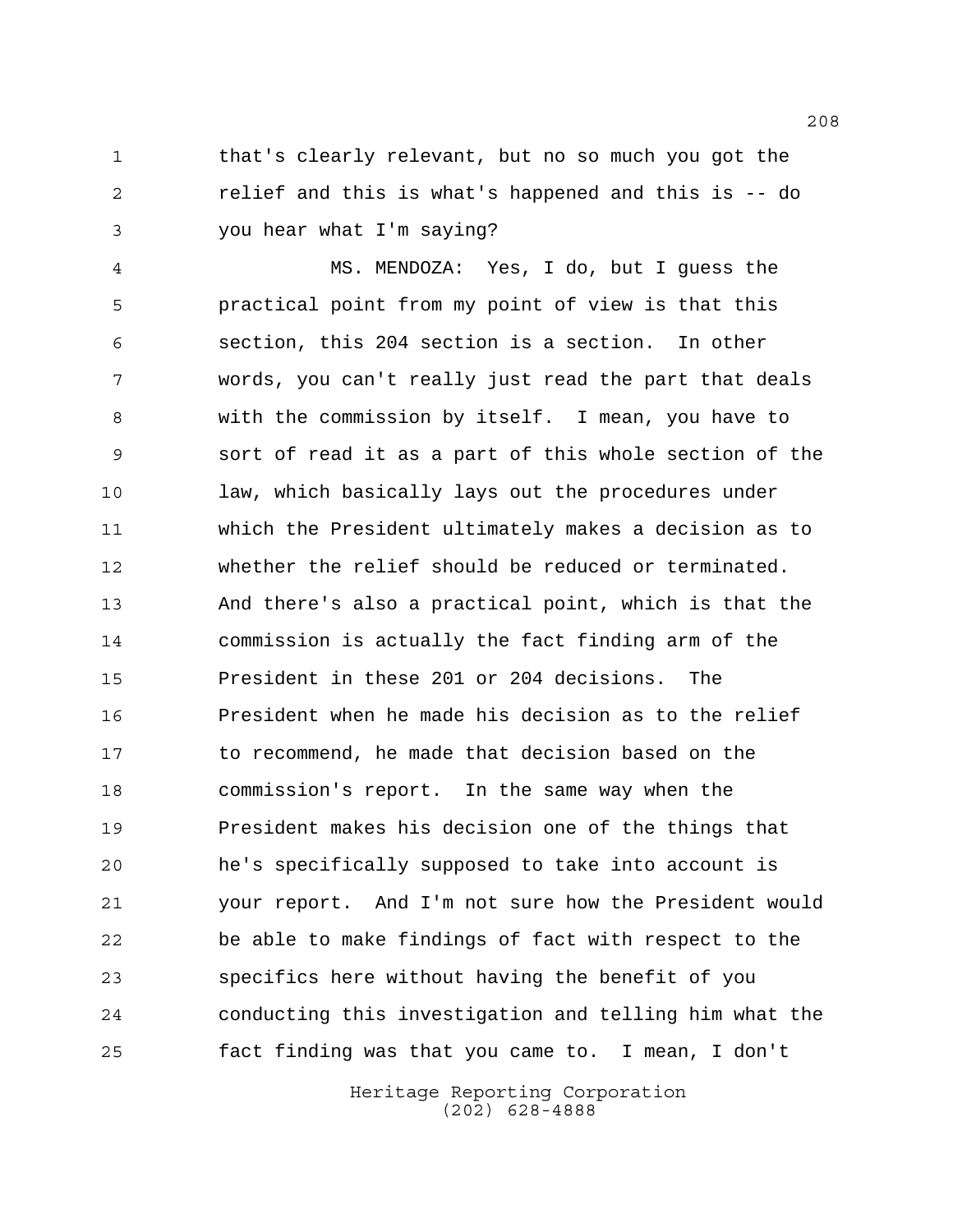that's clearly relevant, but no so much you got the relief and this is what's happened and this is -- do you hear what I'm saying?

MS. MENDOZA: Yes, I do, but I guess the practical point from my point of view is that this section, this 204 section is a section. In other words, you can't really just read the part that deals with the commission by itself. I mean, you have to sort of read it as a part of this whole section of the law, which basically lays out the procedures under which the President ultimately makes a decision as to whether the relief should be reduced or terminated. And there's also a practical point, which is that the commission is actually the fact finding arm of the President in these 201 or 204 decisions. The President when he made his decision as to the relief to recommend, he made that decision based on the commission's report. In the same way when the President makes his decision one of the things that he's specifically supposed to take into account is your report. And I'm not sure how the President would be able to make findings of fact with respect to the specifics here without having the benefit of you conducting this investigation and telling him what the fact finding was that you came to. I mean, I don't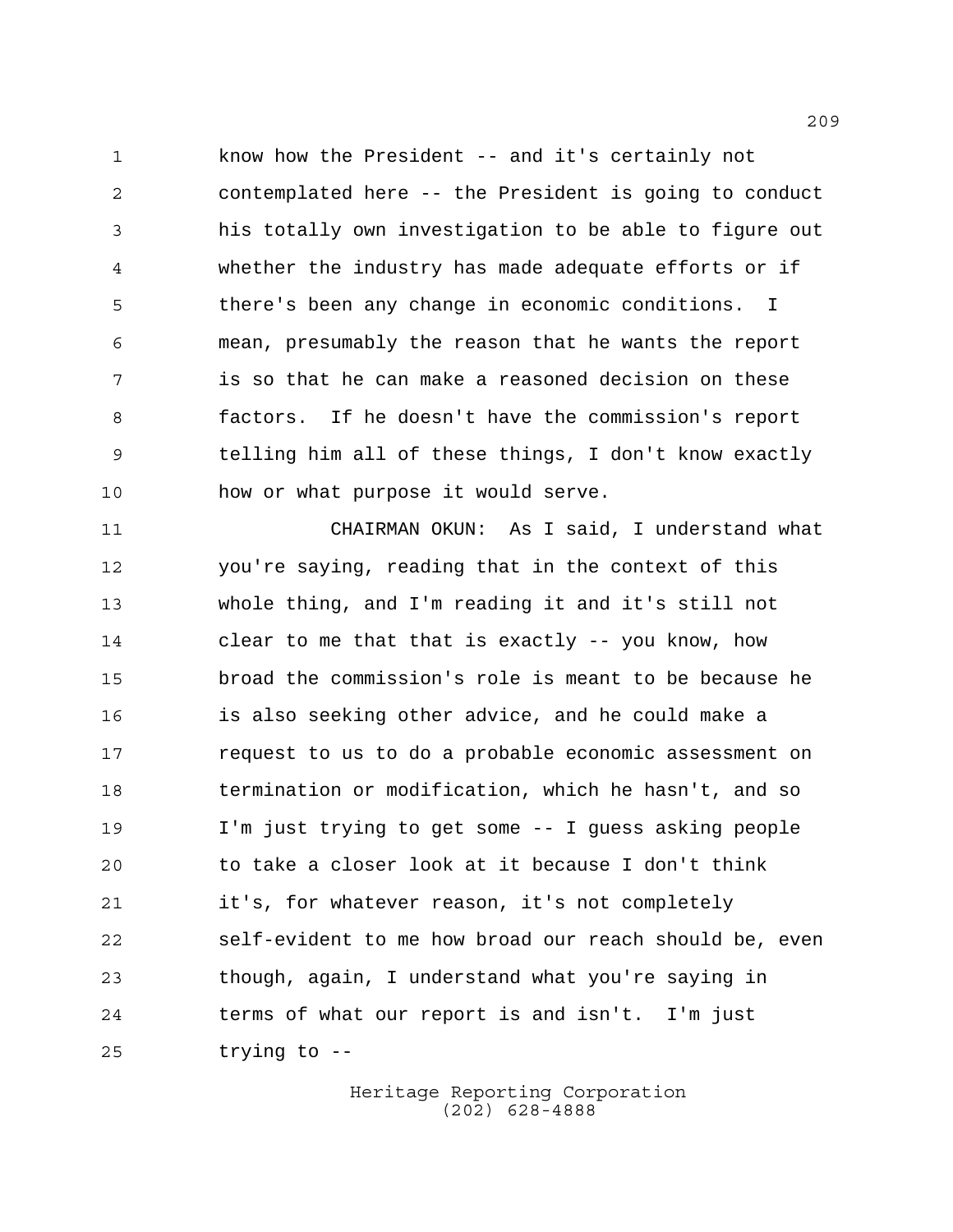know how the President -- and it's certainly not contemplated here -- the President is going to conduct his totally own investigation to be able to figure out whether the industry has made adequate efforts or if there's been any change in economic conditions. I mean, presumably the reason that he wants the report is so that he can make a reasoned decision on these factors. If he doesn't have the commission's report telling him all of these things, I don't know exactly how or what purpose it would serve.

CHAIRMAN OKUN: As I said, I understand what you're saying, reading that in the context of this whole thing, and I'm reading it and it's still not clear to me that that is exactly -- you know, how broad the commission's role is meant to be because he is also seeking other advice, and he could make a request to us to do a probable economic assessment on termination or modification, which he hasn't, and so I'm just trying to get some -- I guess asking people to take a closer look at it because I don't think it's, for whatever reason, it's not completely self-evident to me how broad our reach should be, even though, again, I understand what you're saying in terms of what our report is and isn't. I'm just trying to --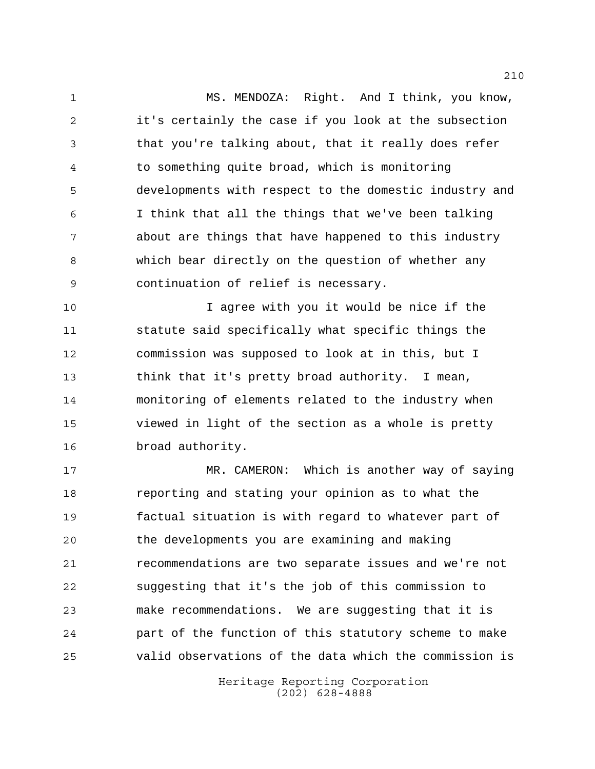MS. MENDOZA: Right. And I think, you know, it's certainly the case if you look at the subsection that you're talking about, that it really does refer to something quite broad, which is monitoring developments with respect to the domestic industry and I think that all the things that we've been talking about are things that have happened to this industry which bear directly on the question of whether any continuation of relief is necessary.

I agree with you it would be nice if the statute said specifically what specific things the commission was supposed to look at in this, but I think that it's pretty broad authority. I mean, monitoring of elements related to the industry when viewed in light of the section as a whole is pretty broad authority.

MR. CAMERON: Which is another way of saying reporting and stating your opinion as to what the factual situation is with regard to whatever part of the developments you are examining and making recommendations are two separate issues and we're not suggesting that it's the job of this commission to make recommendations. We are suggesting that it is part of the function of this statutory scheme to make valid observations of the data which the commission is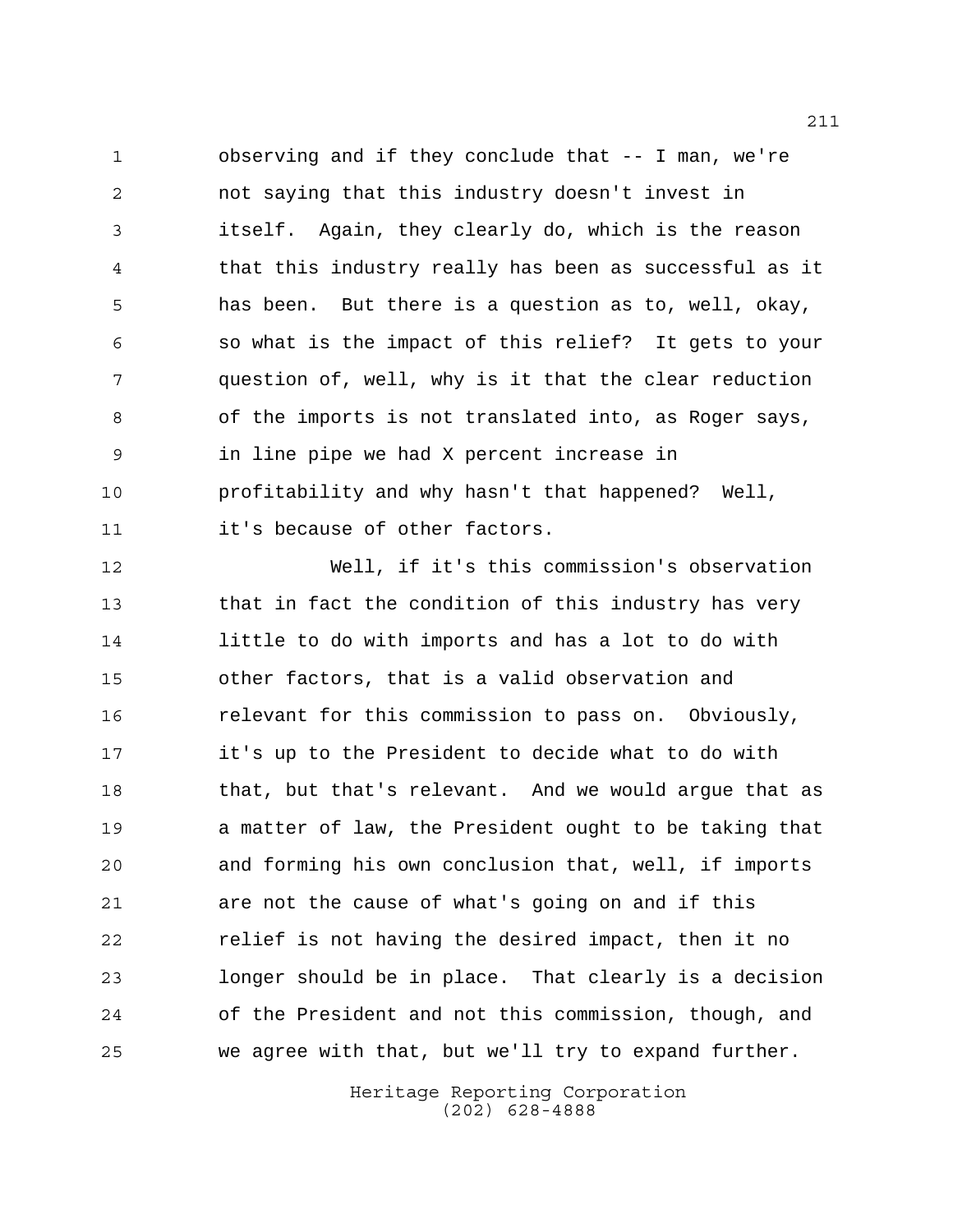observing and if they conclude that -- I man, we're not saying that this industry doesn't invest in itself. Again, they clearly do, which is the reason that this industry really has been as successful as it has been. But there is a question as to, well, okay, so what is the impact of this relief? It gets to your question of, well, why is it that the clear reduction of the imports is not translated into, as Roger says, in line pipe we had X percent increase in profitability and why hasn't that happened? Well, it's because of other factors.

Well, if it's this commission's observation that in fact the condition of this industry has very little to do with imports and has a lot to do with other factors, that is a valid observation and relevant for this commission to pass on. Obviously, it's up to the President to decide what to do with that, but that's relevant. And we would argue that as a matter of law, the President ought to be taking that and forming his own conclusion that, well, if imports are not the cause of what's going on and if this relief is not having the desired impact, then it no longer should be in place. That clearly is a decision of the President and not this commission, though, and we agree with that, but we'll try to expand further.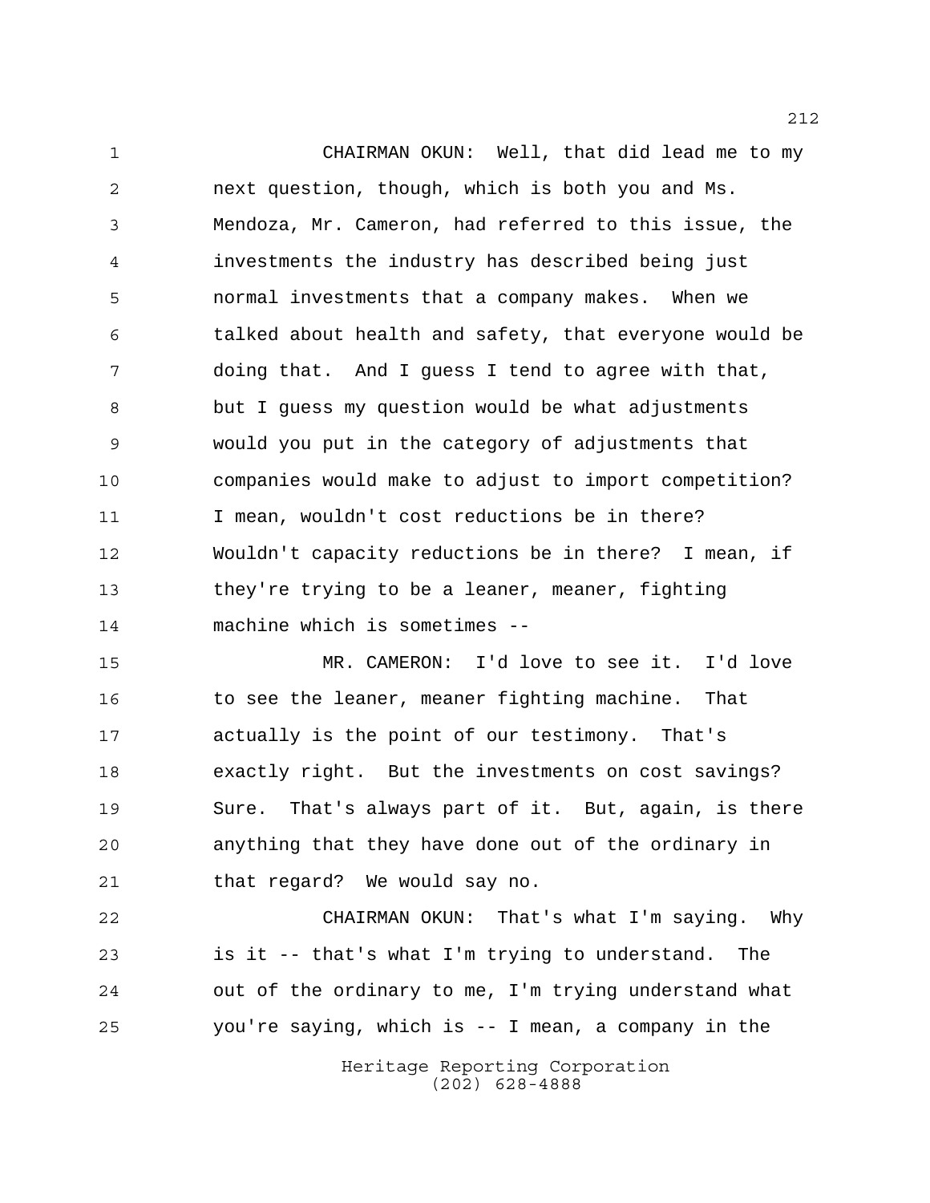CHAIRMAN OKUN: Well, that did lead me to my next question, though, which is both you and Ms. Mendoza, Mr. Cameron, had referred to this issue, the investments the industry has described being just normal investments that a company makes. When we talked about health and safety, that everyone would be doing that. And I guess I tend to agree with that, but I guess my question would be what adjustments would you put in the category of adjustments that companies would make to adjust to import competition? I mean, wouldn't cost reductions be in there? Wouldn't capacity reductions be in there? I mean, if they're trying to be a leaner, meaner, fighting machine which is sometimes --

MR. CAMERON: I'd love to see it. I'd love to see the leaner, meaner fighting machine. That actually is the point of our testimony. That's exactly right. But the investments on cost savings? Sure. That's always part of it. But, again, is there anything that they have done out of the ordinary in that regard? We would say no.

CHAIRMAN OKUN: That's what I'm saying. Why is it -- that's what I'm trying to understand. The out of the ordinary to me, I'm trying understand what you're saying, which is -- I mean, a company in the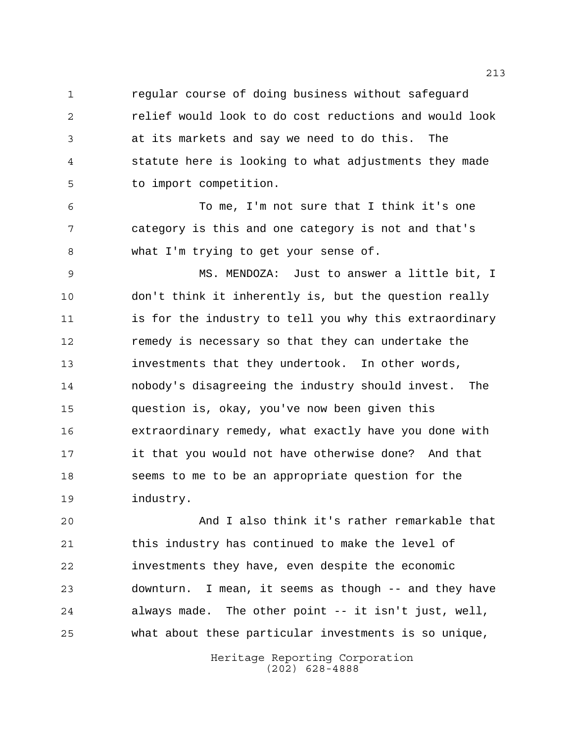regular course of doing business without safeguard relief would look to do cost reductions and would look at its markets and say we need to do this. The statute here is looking to what adjustments they made to import competition.

To me, I'm not sure that I think it's one category is this and one category is not and that's what I'm trying to get your sense of.

MS. MENDOZA: Just to answer a little bit, I don't think it inherently is, but the question really is for the industry to tell you why this extraordinary remedy is necessary so that they can undertake the investments that they undertook. In other words, nobody's disagreeing the industry should invest. The question is, okay, you've now been given this extraordinary remedy, what exactly have you done with it that you would not have otherwise done? And that seems to me to be an appropriate question for the industry.

And I also think it's rather remarkable that this industry has continued to make the level of investments they have, even despite the economic downturn. I mean, it seems as though -- and they have always made. The other point -- it isn't just, well, what about these particular investments is so unique,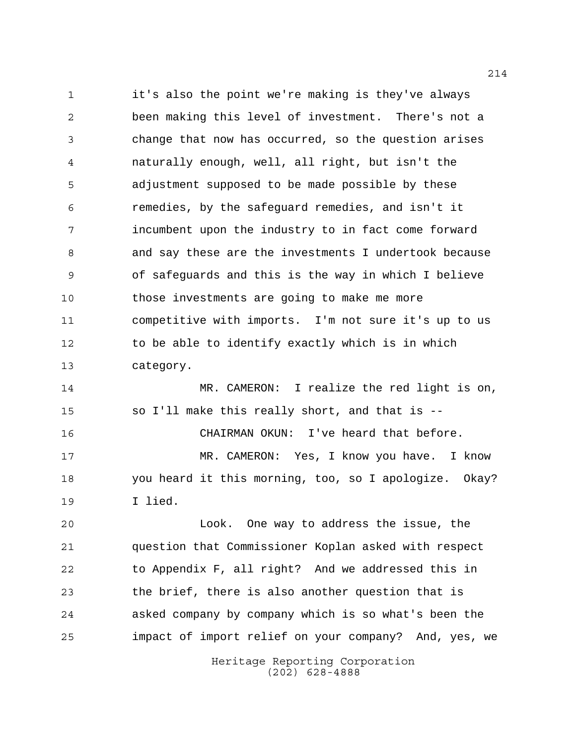it's also the point we're making is they've always been making this level of investment. There's not a change that now has occurred, so the question arises naturally enough, well, all right, but isn't the adjustment supposed to be made possible by these remedies, by the safeguard remedies, and isn't it incumbent upon the industry to in fact come forward and say these are the investments I undertook because of safeguards and this is the way in which I believe those investments are going to make me more competitive with imports. I'm not sure it's up to us to be able to identify exactly which is in which category.

MR. CAMERON: I realize the red light is on, so I'll make this really short, and that is --

CHAIRMAN OKUN: I've heard that before.

MR. CAMERON: Yes, I know you have. I know you heard it this morning, too, so I apologize. Okay? I lied.

Look. One way to address the issue, the question that Commissioner Koplan asked with respect to Appendix F, all right? And we addressed this in the brief, there is also another question that is asked company by company which is so what's been the impact of import relief on your company? And, yes, we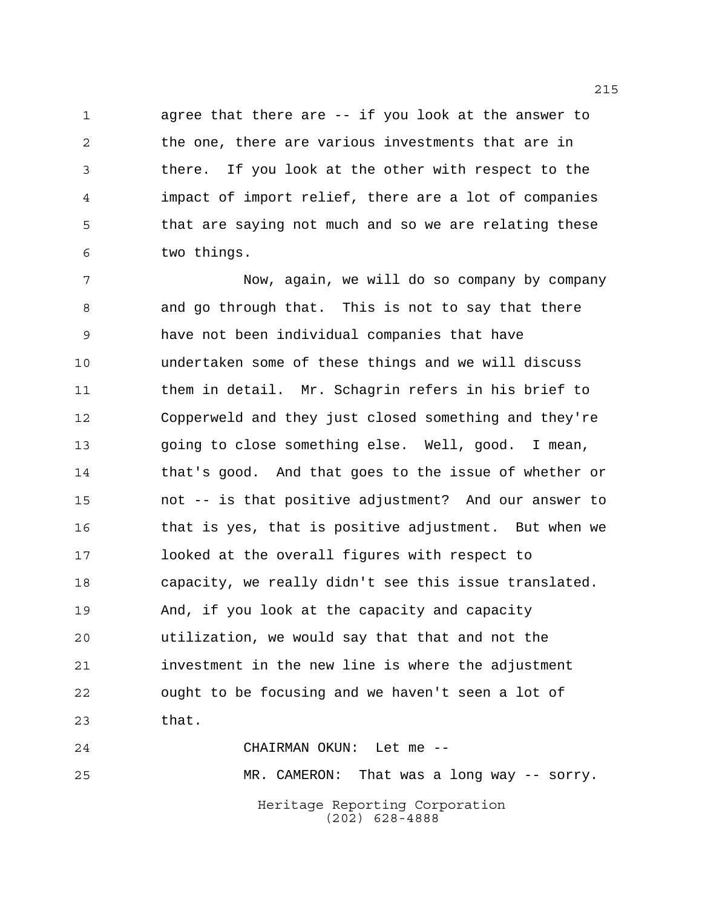agree that there are -- if you look at the answer to the one, there are various investments that are in there. If you look at the other with respect to the impact of import relief, there are a lot of companies that are saying not much and so we are relating these two things.

Now, again, we will do so company by company and go through that. This is not to say that there have not been individual companies that have undertaken some of these things and we will discuss them in detail. Mr. Schagrin refers in his brief to Copperweld and they just closed something and they're going to close something else. Well, good. I mean, that's good. And that goes to the issue of whether or not -- is that positive adjustment? And our answer to that is yes, that is positive adjustment. But when we looked at the overall figures with respect to capacity, we really didn't see this issue translated. And, if you look at the capacity and capacity utilization, we would say that that and not the investment in the new line is where the adjustment ought to be focusing and we haven't seen a lot of that.

CHAIRMAN OKUN: Let me --

MR. CAMERON: That was a long way -- sorry.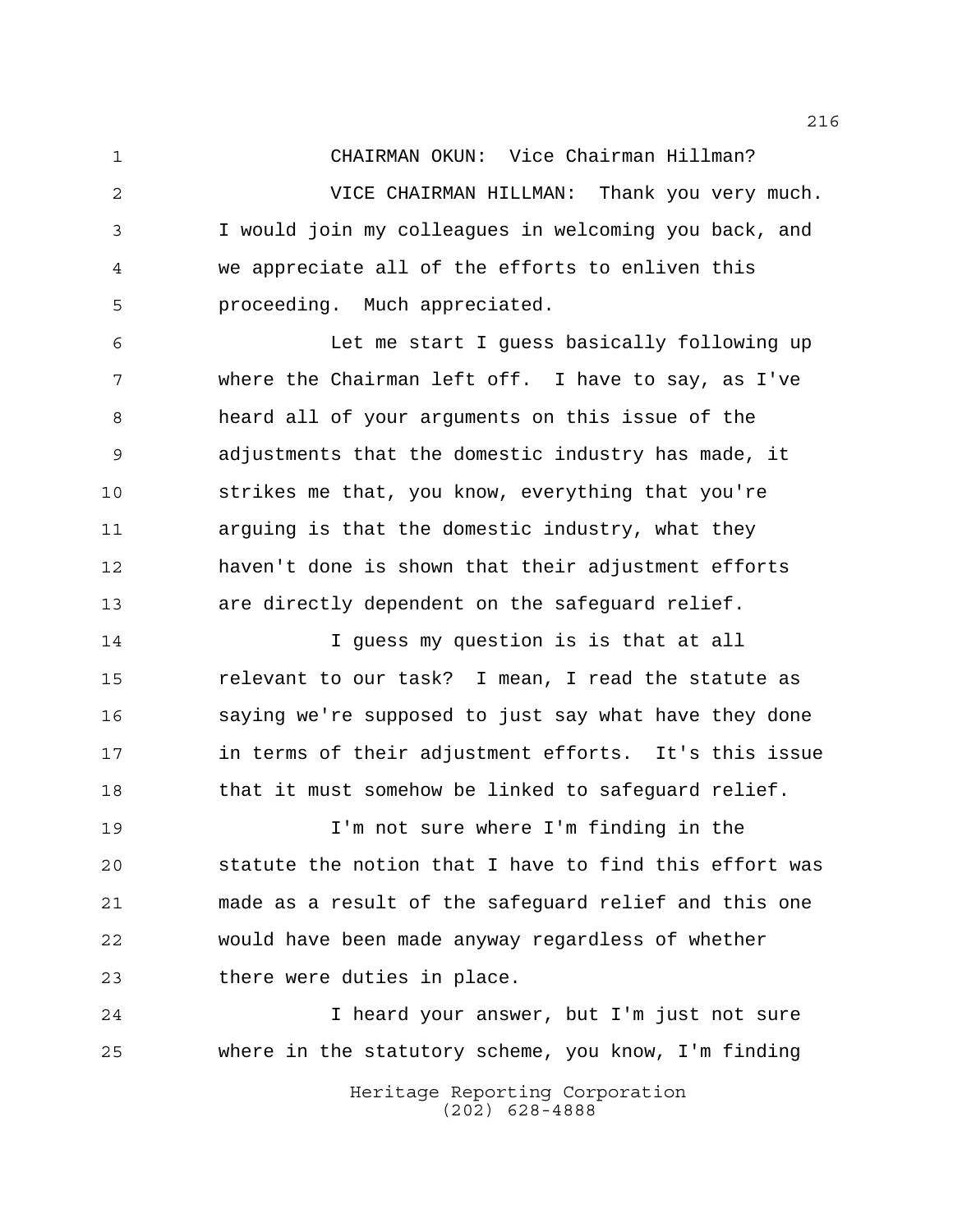CHAIRMAN OKUN: Vice Chairman Hillman?

VICE CHAIRMAN HILLMAN: Thank you very much. I would join my colleagues in welcoming you back, and we appreciate all of the efforts to enliven this proceeding. Much appreciated.

Let me start I guess basically following up where the Chairman left off. I have to say, as I've heard all of your arguments on this issue of the adjustments that the domestic industry has made, it strikes me that, you know, everything that you're arguing is that the domestic industry, what they haven't done is shown that their adjustment efforts are directly dependent on the safeguard relief.

I guess my question is is that at all relevant to our task? I mean, I read the statute as saying we're supposed to just say what have they done in terms of their adjustment efforts. It's this issue that it must somehow be linked to safeguard relief.

I'm not sure where I'm finding in the statute the notion that I have to find this effort was made as a result of the safeguard relief and this one would have been made anyway regardless of whether there were duties in place.

I heard your answer, but I'm just not sure where in the statutory scheme, you know, I'm finding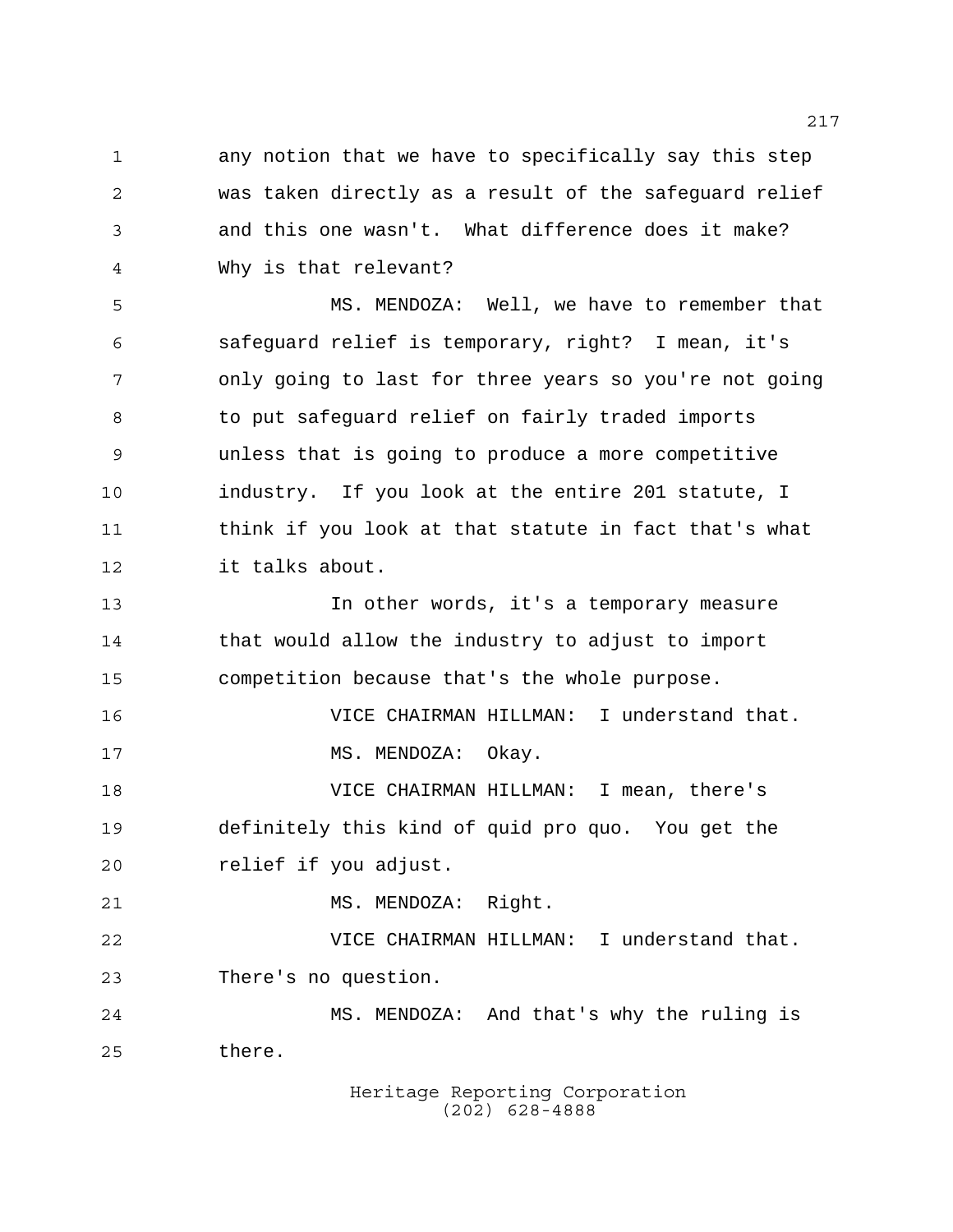any notion that we have to specifically say this step was taken directly as a result of the safeguard relief and this one wasn't. What difference does it make? Why is that relevant?

MS. MENDOZA: Well, we have to remember that safeguard relief is temporary, right? I mean, it's only going to last for three years so you're not going to put safeguard relief on fairly traded imports unless that is going to produce a more competitive industry. If you look at the entire 201 statute, I think if you look at that statute in fact that's what it talks about.

In other words, it's a temporary measure that would allow the industry to adjust to import competition because that's the whole purpose.

VICE CHAIRMAN HILLMAN: I understand that.

MS. MENDOZA: Okay.

VICE CHAIRMAN HILLMAN: I mean, there's definitely this kind of quid pro quo. You get the relief if you adjust.

MS. MENDOZA: Right.

VICE CHAIRMAN HILLMAN: I understand that. There's no question.

MS. MENDOZA: And that's why the ruling is there.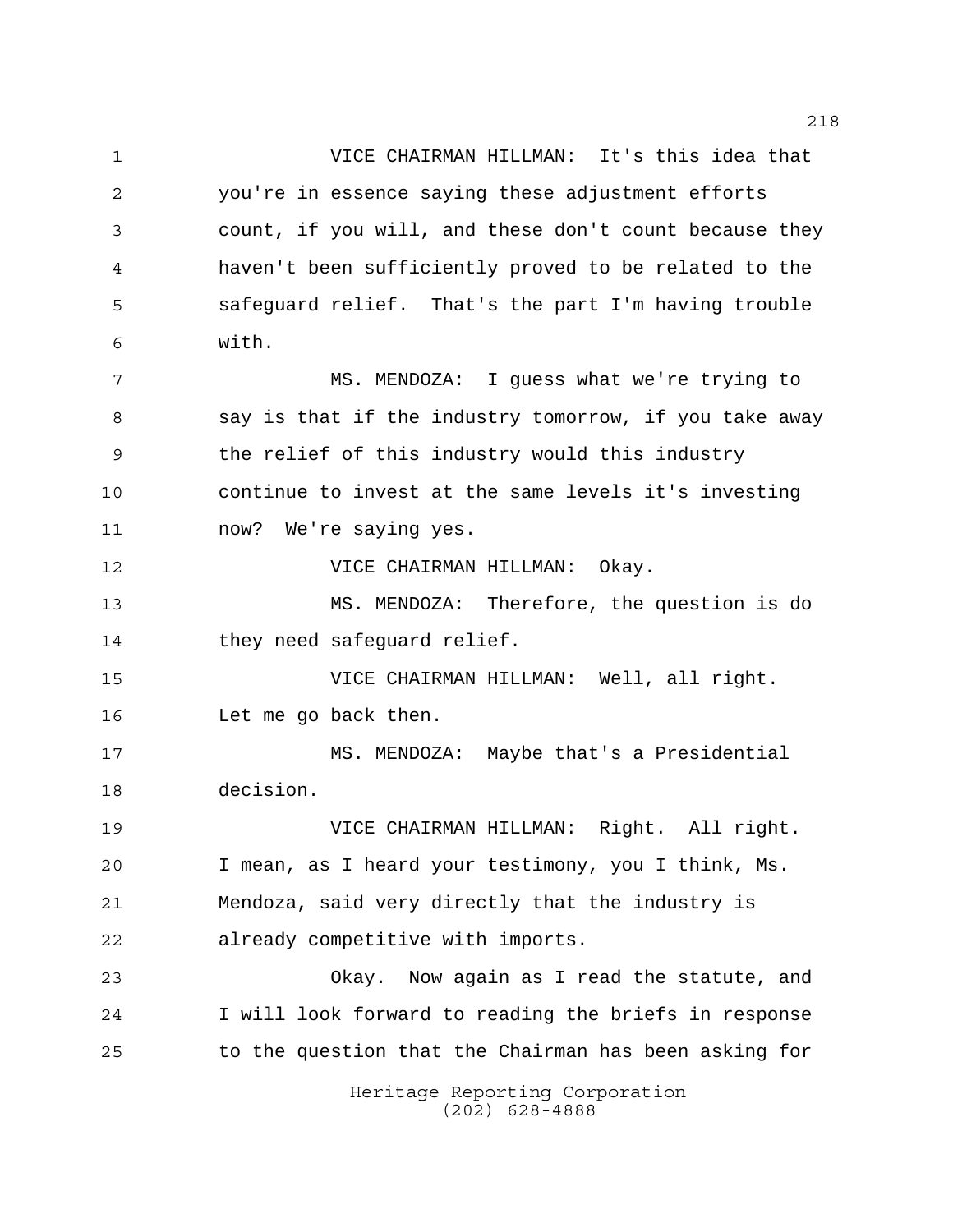VICE CHAIRMAN HILLMAN: It's this idea that you're in essence saying these adjustment efforts count, if you will, and these don't count because they haven't been sufficiently proved to be related to the safeguard relief. That's the part I'm having trouble with.

MS. MENDOZA: I guess what we're trying to say is that if the industry tomorrow, if you take away the relief of this industry would this industry continue to invest at the same levels it's investing now? We're saying yes.

VICE CHAIRMAN HILLMAN: Okay.

MS. MENDOZA: Therefore, the question is do they need safeguard relief.

VICE CHAIRMAN HILLMAN: Well, all right. Let me go back then.

MS. MENDOZA: Maybe that's a Presidential decision.

VICE CHAIRMAN HILLMAN: Right. All right. I mean, as I heard your testimony, you I think, Ms. Mendoza, said very directly that the industry is already competitive with imports.

Okay. Now again as I read the statute, and I will look forward to reading the briefs in response to the question that the Chairman has been asking for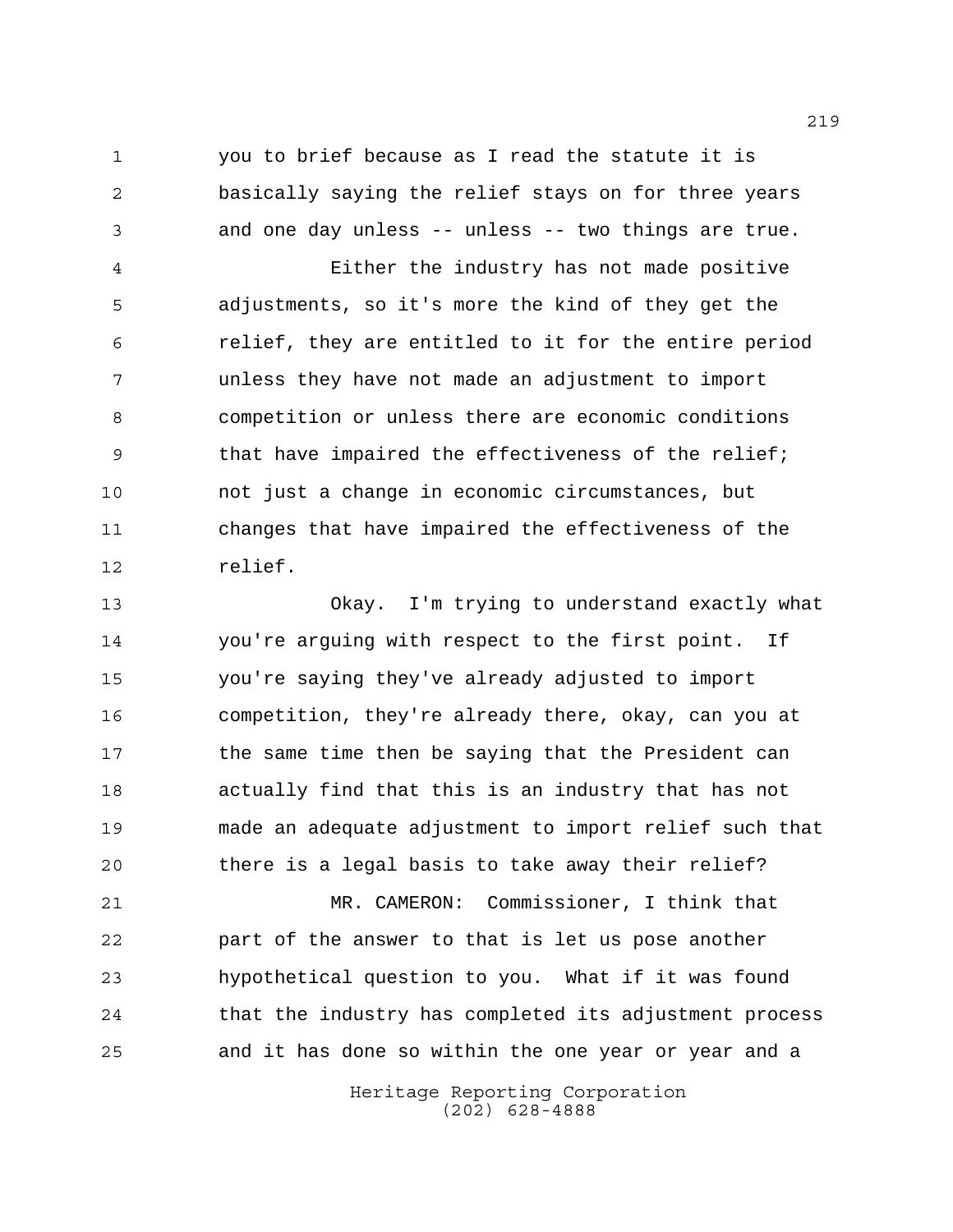you to brief because as I read the statute it is basically saying the relief stays on for three years and one day unless -- unless -- two things are true.

Either the industry has not made positive adjustments, so it's more the kind of they get the relief, they are entitled to it for the entire period unless they have not made an adjustment to import competition or unless there are economic conditions that have impaired the effectiveness of the relief; not just a change in economic circumstances, but changes that have impaired the effectiveness of the relief.

Okay. I'm trying to understand exactly what you're arguing with respect to the first point. If you're saying they've already adjusted to import competition, they're already there, okay, can you at the same time then be saying that the President can actually find that this is an industry that has not made an adequate adjustment to import relief such that there is a legal basis to take away their relief?

MR. CAMERON: Commissioner, I think that part of the answer to that is let us pose another hypothetical question to you. What if it was found that the industry has completed its adjustment process and it has done so within the one year or year and a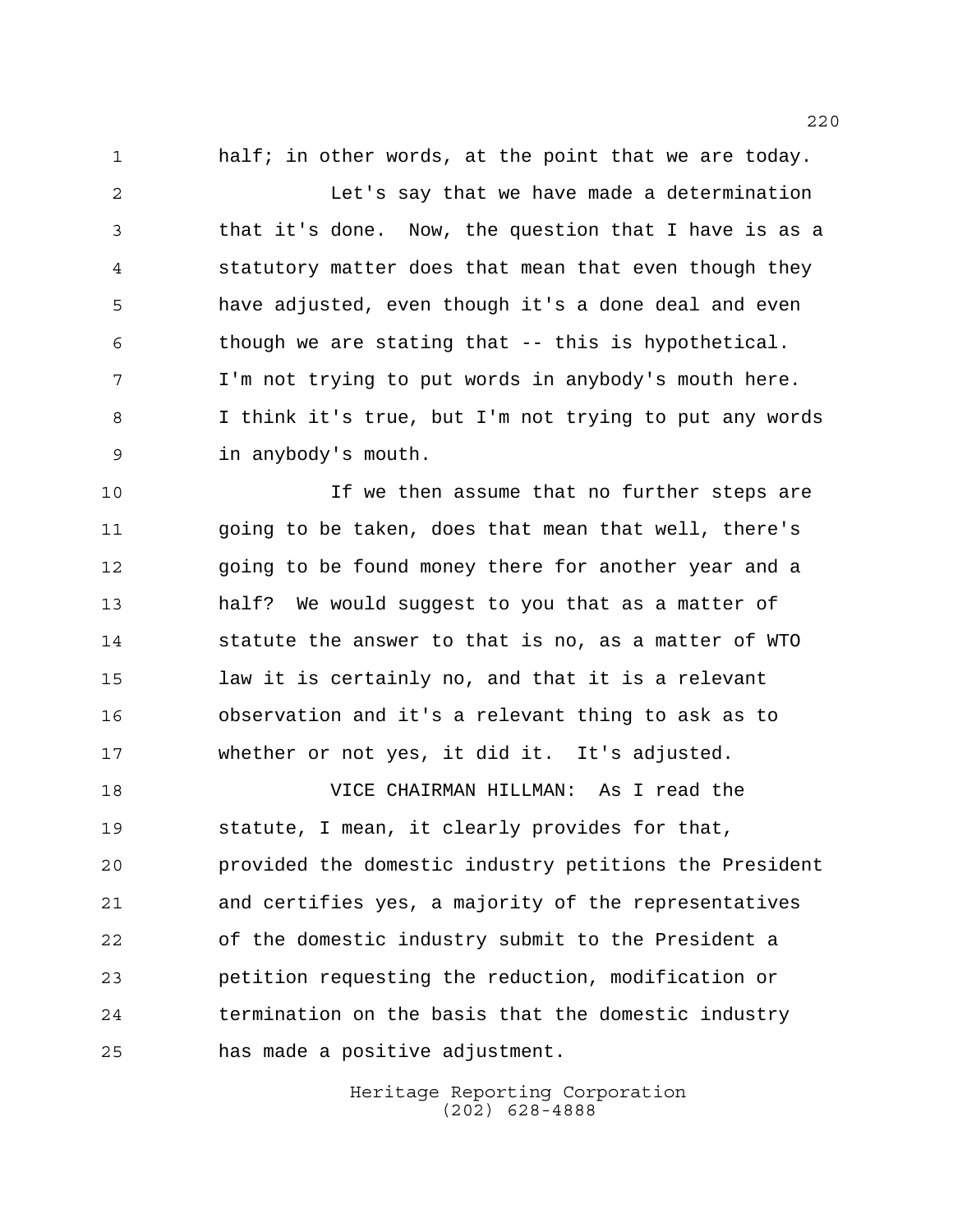half; in other words, at the point that we are today.

Let's say that we have made a determination that it's done. Now, the question that I have is as a statutory matter does that mean that even though they have adjusted, even though it's a done deal and even though we are stating that -- this is hypothetical. I'm not trying to put words in anybody's mouth here. I think it's true, but I'm not trying to put any words in anybody's mouth.

If we then assume that no further steps are going to be taken, does that mean that well, there's going to be found money there for another year and a half? We would suggest to you that as a matter of statute the answer to that is no, as a matter of WTO law it is certainly no, and that it is a relevant observation and it's a relevant thing to ask as to whether or not yes, it did it. It's adjusted.

VICE CHAIRMAN HILLMAN: As I read the statute, I mean, it clearly provides for that, provided the domestic industry petitions the President and certifies yes, a majority of the representatives of the domestic industry submit to the President a petition requesting the reduction, modification or termination on the basis that the domestic industry has made a positive adjustment.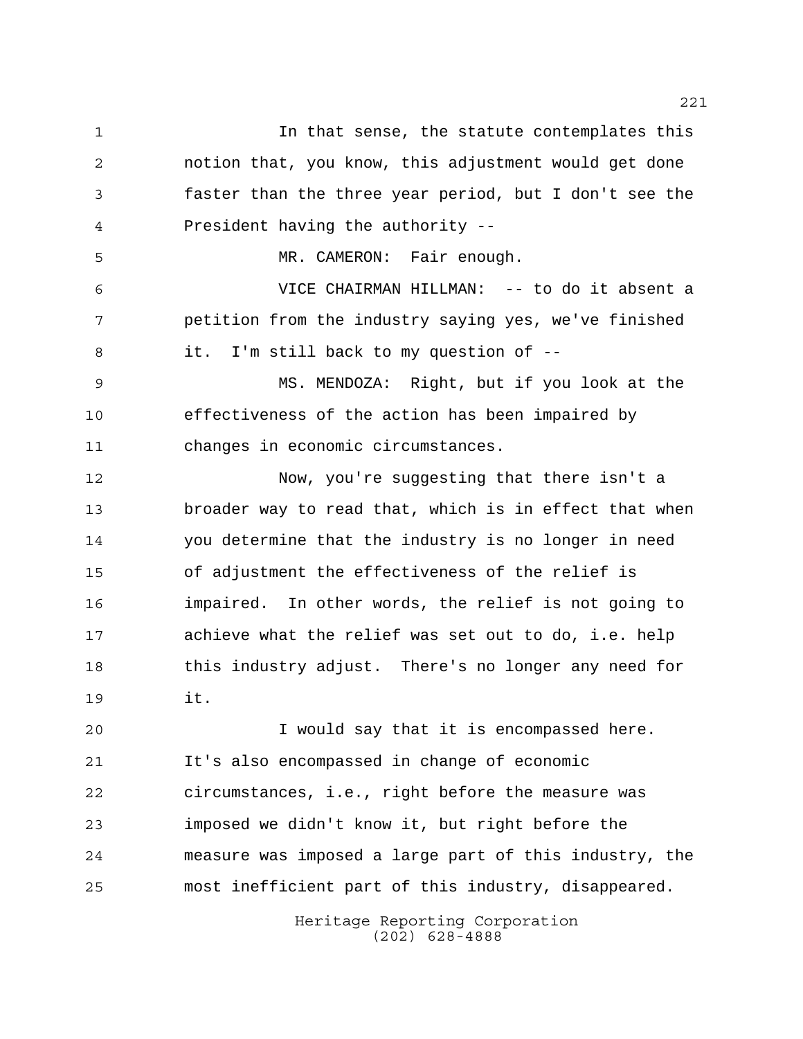In that sense, the statute contemplates this notion that, you know, this adjustment would get done faster than the three year period, but I don't see the President having the authority --

MR. CAMERON: Fair enough.

VICE CHAIRMAN HILLMAN: -- to do it absent a petition from the industry saying yes, we've finished it. I'm still back to my question of --

MS. MENDOZA: Right, but if you look at the effectiveness of the action has been impaired by changes in economic circumstances.

Now, you're suggesting that there isn't a broader way to read that, which is in effect that when you determine that the industry is no longer in need of adjustment the effectiveness of the relief is impaired. In other words, the relief is not going to achieve what the relief was set out to do, i.e. help this industry adjust. There's no longer any need for it.

I would say that it is encompassed here. It's also encompassed in change of economic circumstances, i.e., right before the measure was imposed we didn't know it, but right before the measure was imposed a large part of this industry, the most inefficient part of this industry, disappeared.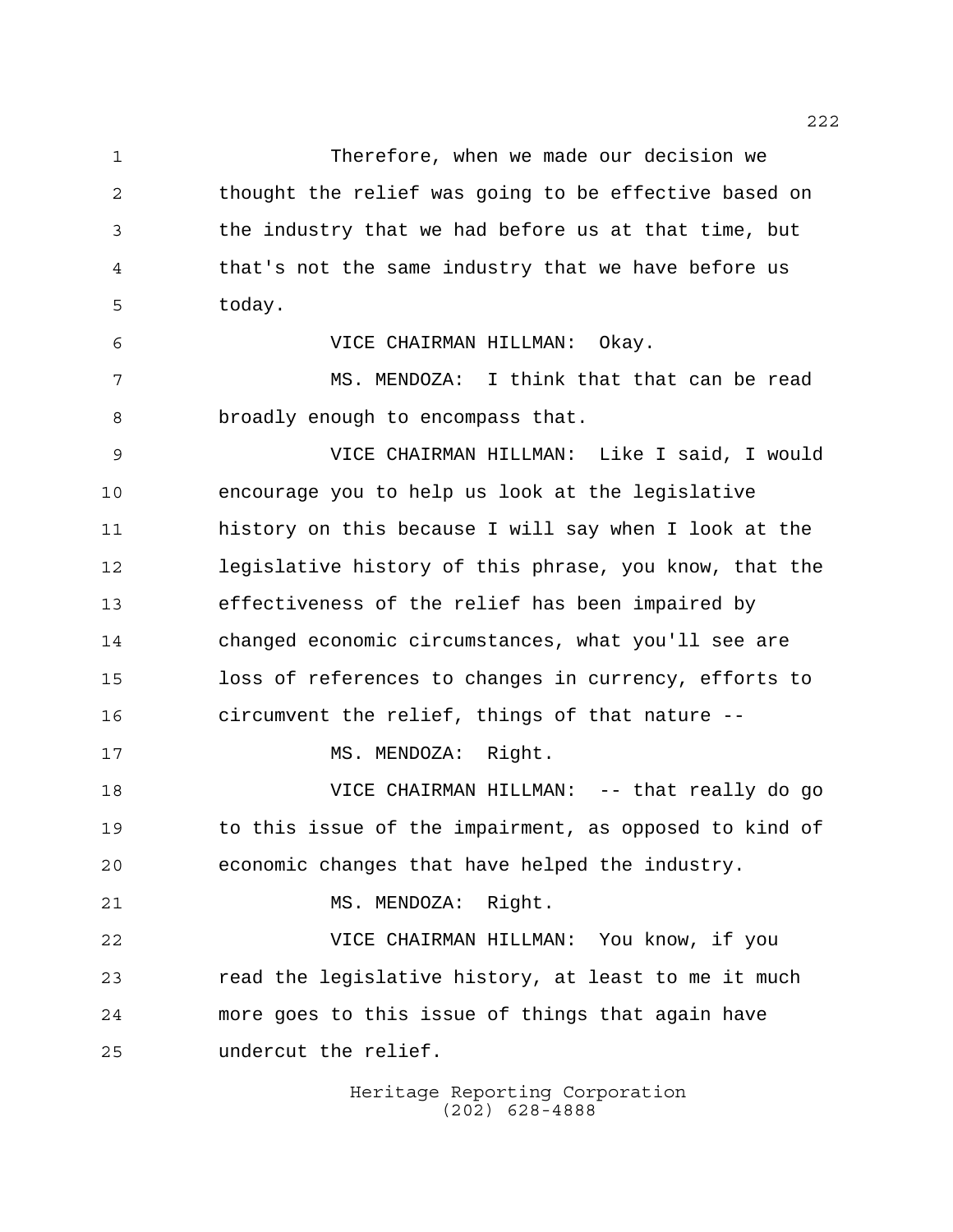Therefore, when we made our decision we thought the relief was going to be effective based on the industry that we had before us at that time, but that's not the same industry that we have before us today.

VICE CHAIRMAN HILLMAN: Okay.

MS. MENDOZA: I think that that can be read broadly enough to encompass that.

VICE CHAIRMAN HILLMAN: Like I said, I would encourage you to help us look at the legislative history on this because I will say when I look at the legislative history of this phrase, you know, that the effectiveness of the relief has been impaired by changed economic circumstances, what you'll see are loss of references to changes in currency, efforts to circumvent the relief, things of that nature --

MS. MENDOZA: Right.

VICE CHAIRMAN HILLMAN: -- that really do go to this issue of the impairment, as opposed to kind of economic changes that have helped the industry.

MS. MENDOZA: Right.

VICE CHAIRMAN HILLMAN: You know, if you read the legislative history, at least to me it much more goes to this issue of things that again have undercut the relief.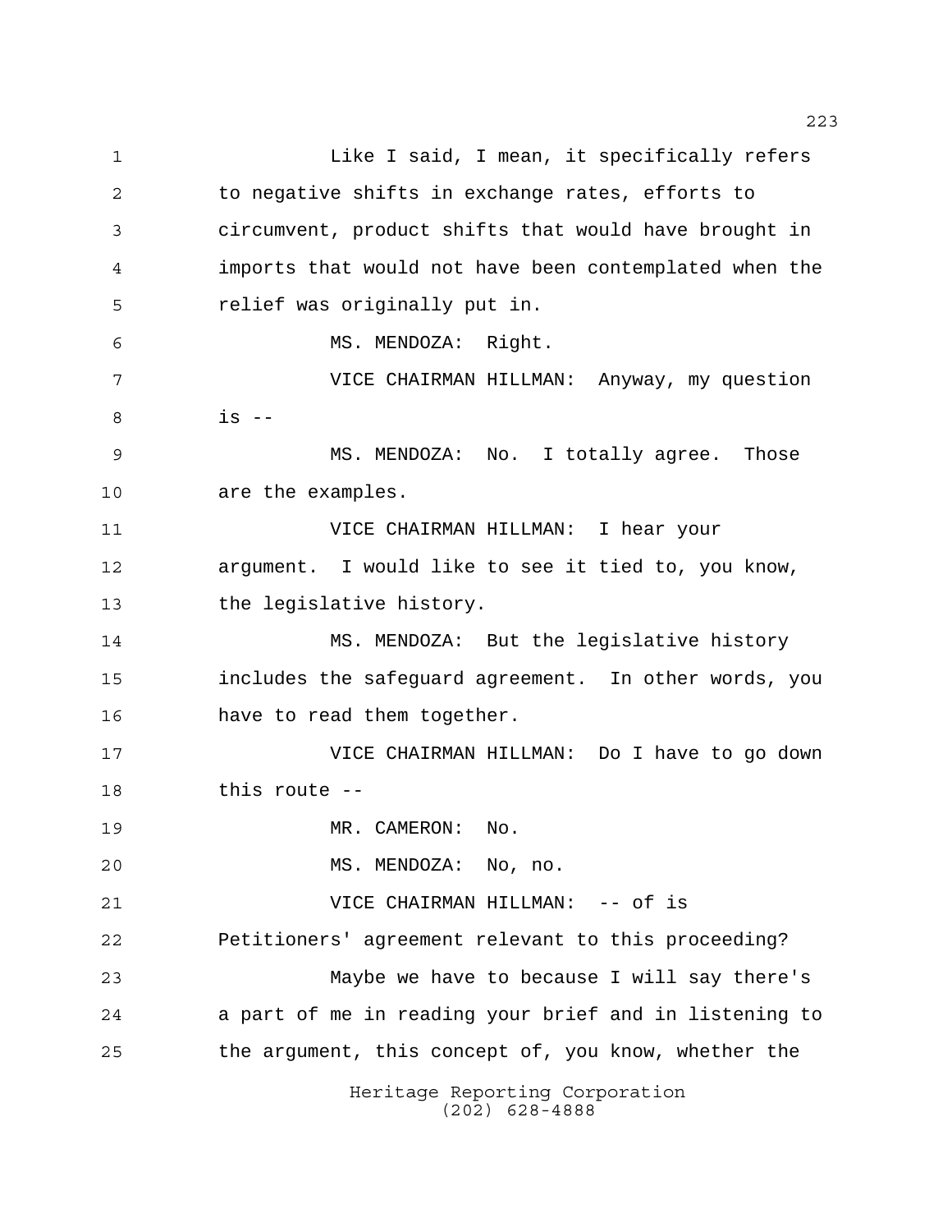Like I said, I mean, it specifically refers to negative shifts in exchange rates, efforts to circumvent, product shifts that would have brought in imports that would not have been contemplated when the relief was originally put in.

MS. MENDOZA: Right.

VICE CHAIRMAN HILLMAN: Anyway, my question is --

MS. MENDOZA: No. I totally agree. Those are the examples.

VICE CHAIRMAN HILLMAN: I hear your argument. I would like to see it tied to, you know, the legislative history.

MS. MENDOZA: But the legislative history includes the safeguard agreement. In other words, you have to read them together.

VICE CHAIRMAN HILLMAN: Do I have to go down this route --

MR. CAMERON: No.

MS. MENDOZA: No, no.

VICE CHAIRMAN HILLMAN: -- of is Petitioners' agreement relevant to this proceeding?

Maybe we have to because I will say there's a part of me in reading your brief and in listening to the argument, this concept of, you know, whether the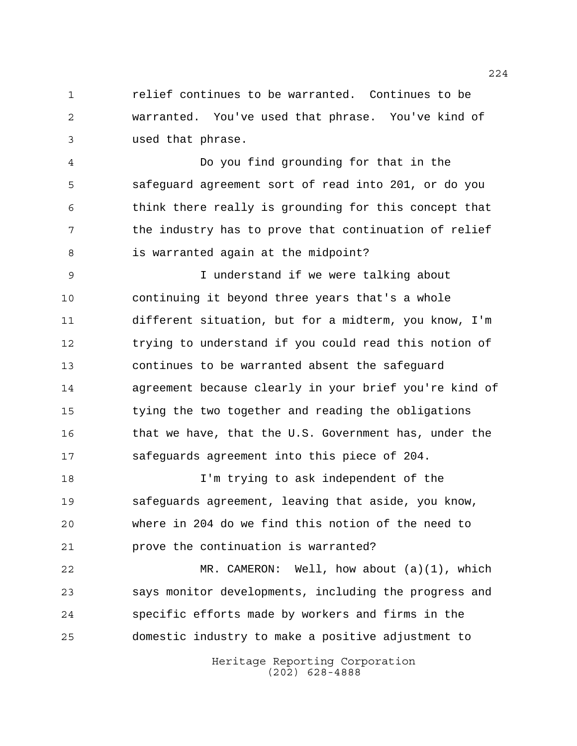relief continues to be warranted. Continues to be warranted. You've used that phrase. You've kind of used that phrase.

Do you find grounding for that in the safeguard agreement sort of read into 201, or do you think there really is grounding for this concept that the industry has to prove that continuation of relief is warranted again at the midpoint?

I understand if we were talking about continuing it beyond three years that's a whole different situation, but for a midterm, you know, I'm trying to understand if you could read this notion of continues to be warranted absent the safeguard agreement because clearly in your brief you're kind of tying the two together and reading the obligations that we have, that the U.S. Government has, under the safeguards agreement into this piece of 204.

I'm trying to ask independent of the safeguards agreement, leaving that aside, you know, where in 204 do we find this notion of the need to prove the continuation is warranted?

MR. CAMERON: Well, how about (a)(1), which says monitor developments, including the progress and specific efforts made by workers and firms in the domestic industry to make a positive adjustment to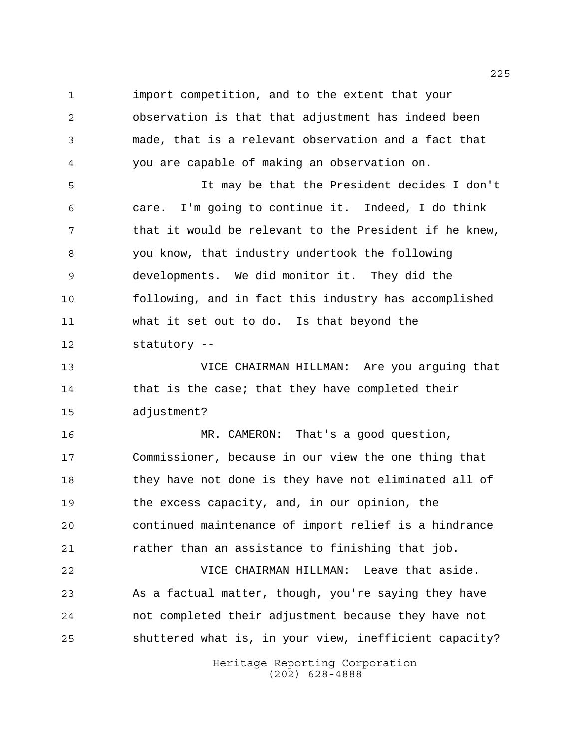import competition, and to the extent that your observation is that that adjustment has indeed been made, that is a relevant observation and a fact that you are capable of making an observation on.

It may be that the President decides I don't care. I'm going to continue it. Indeed, I do think that it would be relevant to the President if he knew, you know, that industry undertook the following developments. We did monitor it. They did the following, and in fact this industry has accomplished what it set out to do. Is that beyond the statutory --

VICE CHAIRMAN HILLMAN: Are you arguing that that is the case; that they have completed their adjustment?

MR. CAMERON: That's a good question, Commissioner, because in our view the one thing that they have not done is they have not eliminated all of the excess capacity, and, in our opinion, the continued maintenance of import relief is a hindrance rather than an assistance to finishing that job.

VICE CHAIRMAN HILLMAN: Leave that aside. As a factual matter, though, you're saying they have not completed their adjustment because they have not shuttered what is, in your view, inefficient capacity?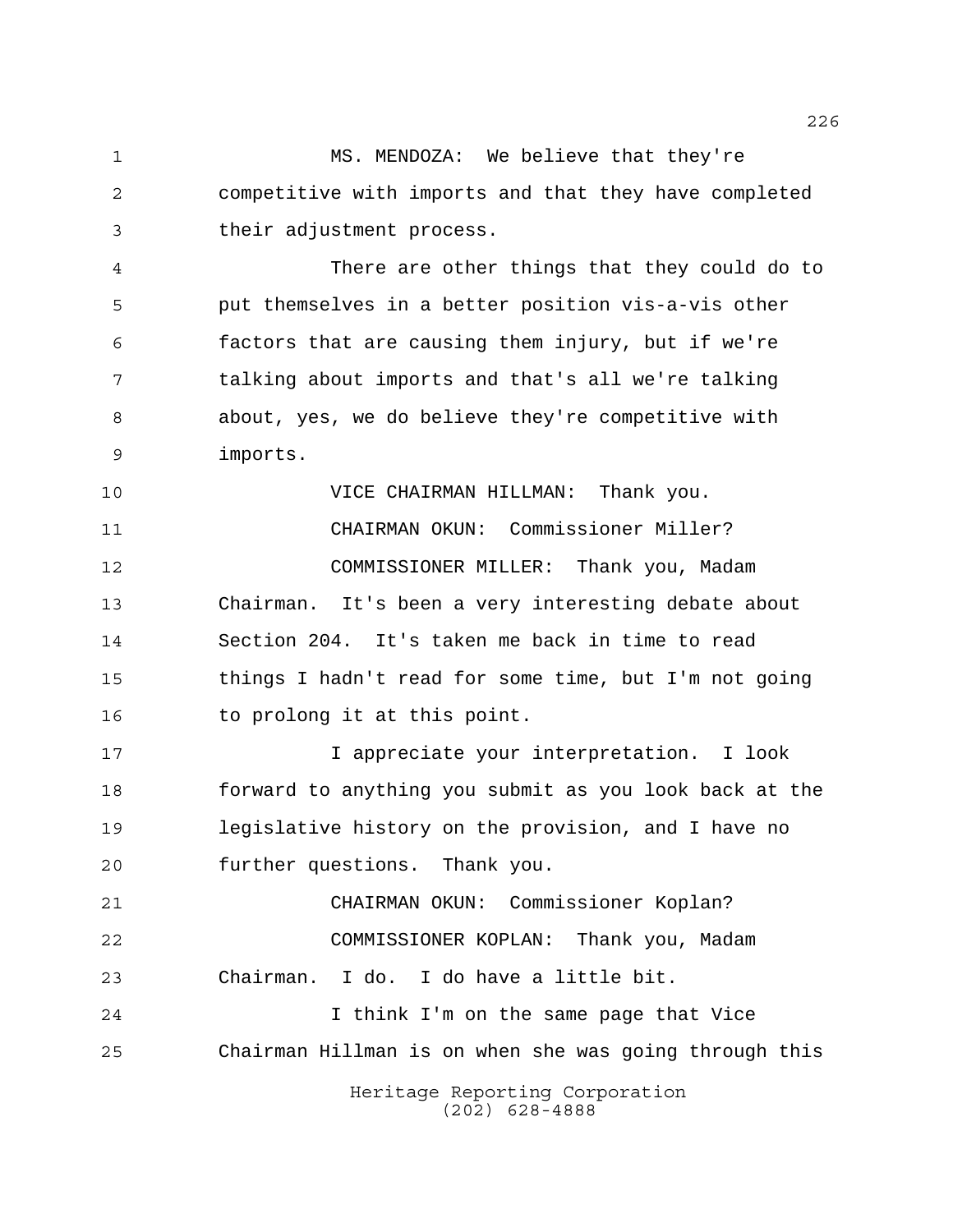MS. MENDOZA: We believe that they're competitive with imports and that they have completed their adjustment process.

There are other things that they could do to put themselves in a better position vis-a-vis other factors that are causing them injury, but if we're talking about imports and that's all we're talking about, yes, we do believe they're competitive with imports.

VICE CHAIRMAN HILLMAN: Thank you.

CHAIRMAN OKUN: Commissioner Miller?

COMMISSIONER MILLER: Thank you, Madam Chairman. It's been a very interesting debate about Section 204. It's taken me back in time to read things I hadn't read for some time, but I'm not going to prolong it at this point.

I appreciate your interpretation. I look forward to anything you submit as you look back at the legislative history on the provision, and I have no further questions. Thank you.

CHAIRMAN OKUN: Commissioner Koplan?

COMMISSIONER KOPLAN: Thank you, Madam Chairman. I do. I do have a little bit.

I think I'm on the same page that Vice Chairman Hillman is on when she was going through this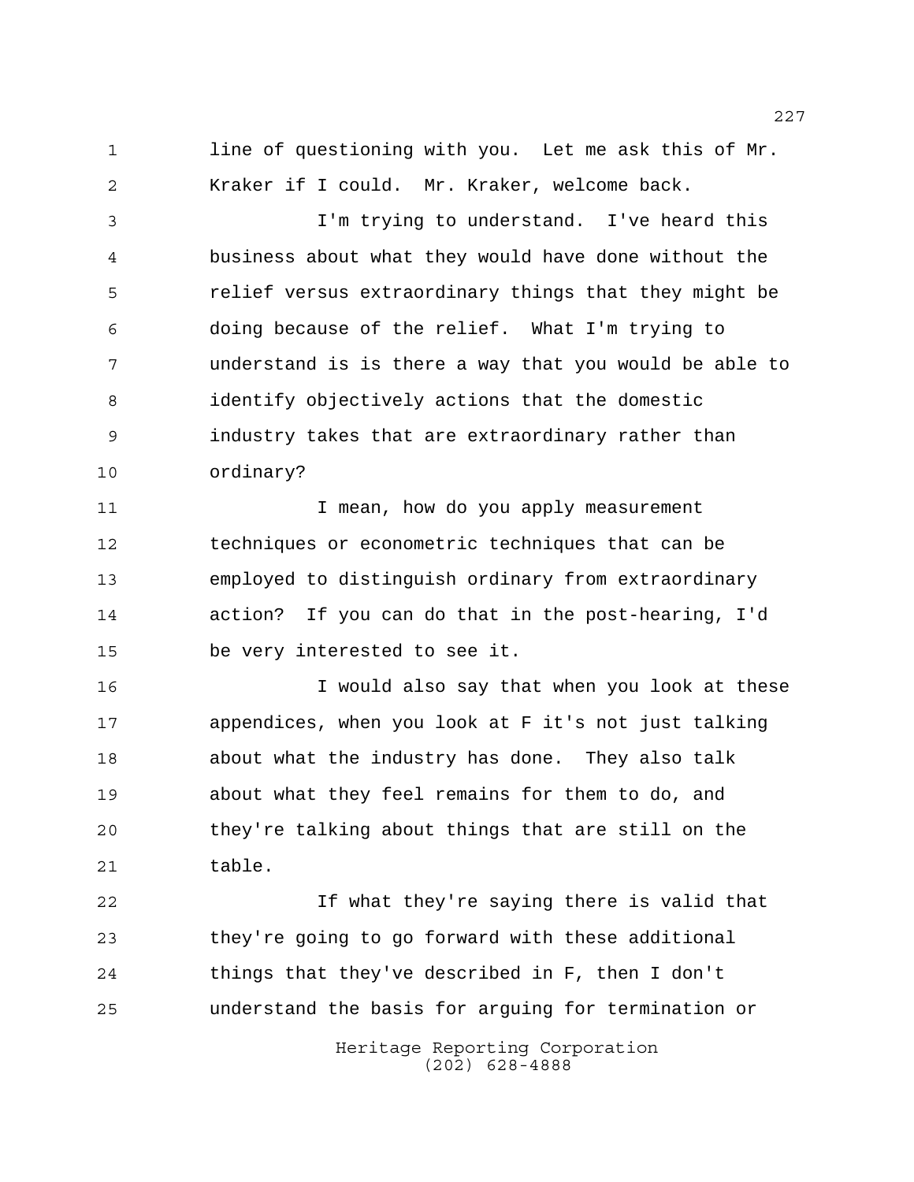line of questioning with you. Let me ask this of Mr. Kraker if I could. Mr. Kraker, welcome back.

I'm trying to understand. I've heard this business about what they would have done without the relief versus extraordinary things that they might be doing because of the relief. What I'm trying to understand is is there a way that you would be able to identify objectively actions that the domestic industry takes that are extraordinary rather than ordinary?

I mean, how do you apply measurement techniques or econometric techniques that can be employed to distinguish ordinary from extraordinary action? If you can do that in the post-hearing, I'd be very interested to see it.

I would also say that when you look at these appendices, when you look at F it's not just talking about what the industry has done. They also talk about what they feel remains for them to do, and they're talking about things that are still on the table.

If what they're saying there is valid that they're going to go forward with these additional things that they've described in F, then I don't understand the basis for arguing for termination or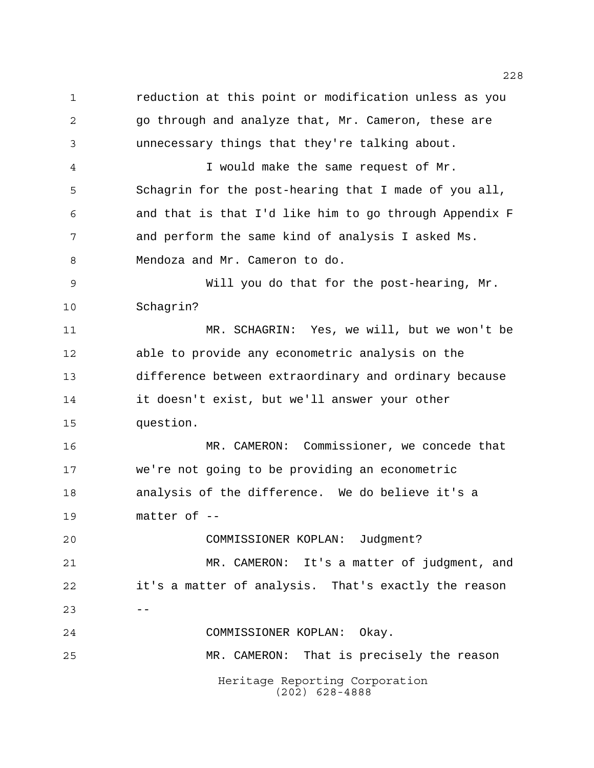reduction at this point or modification unless as you go through and analyze that, Mr. Cameron, these are unnecessary things that they're talking about.

I would make the same request of Mr. Schagrin for the post-hearing that I made of you all, and that is that I'd like him to go through Appendix F and perform the same kind of analysis I asked Ms. Mendoza and Mr. Cameron to do.

Will you do that for the post-hearing, Mr. Schagrin?

MR. SCHAGRIN: Yes, we will, but we won't be able to provide any econometric analysis on the difference between extraordinary and ordinary because it doesn't exist, but we'll answer your other question.

MR. CAMERON: Commissioner, we concede that we're not going to be providing an econometric analysis of the difference. We do believe it's a matter of --

COMMISSIONER KOPLAN: Judgment?

MR. CAMERON: It's a matter of judgment, and it's a matter of analysis. That's exactly the reason --

COMMISSIONER KOPLAN: Okay.

MR. CAMERON: That is precisely the reason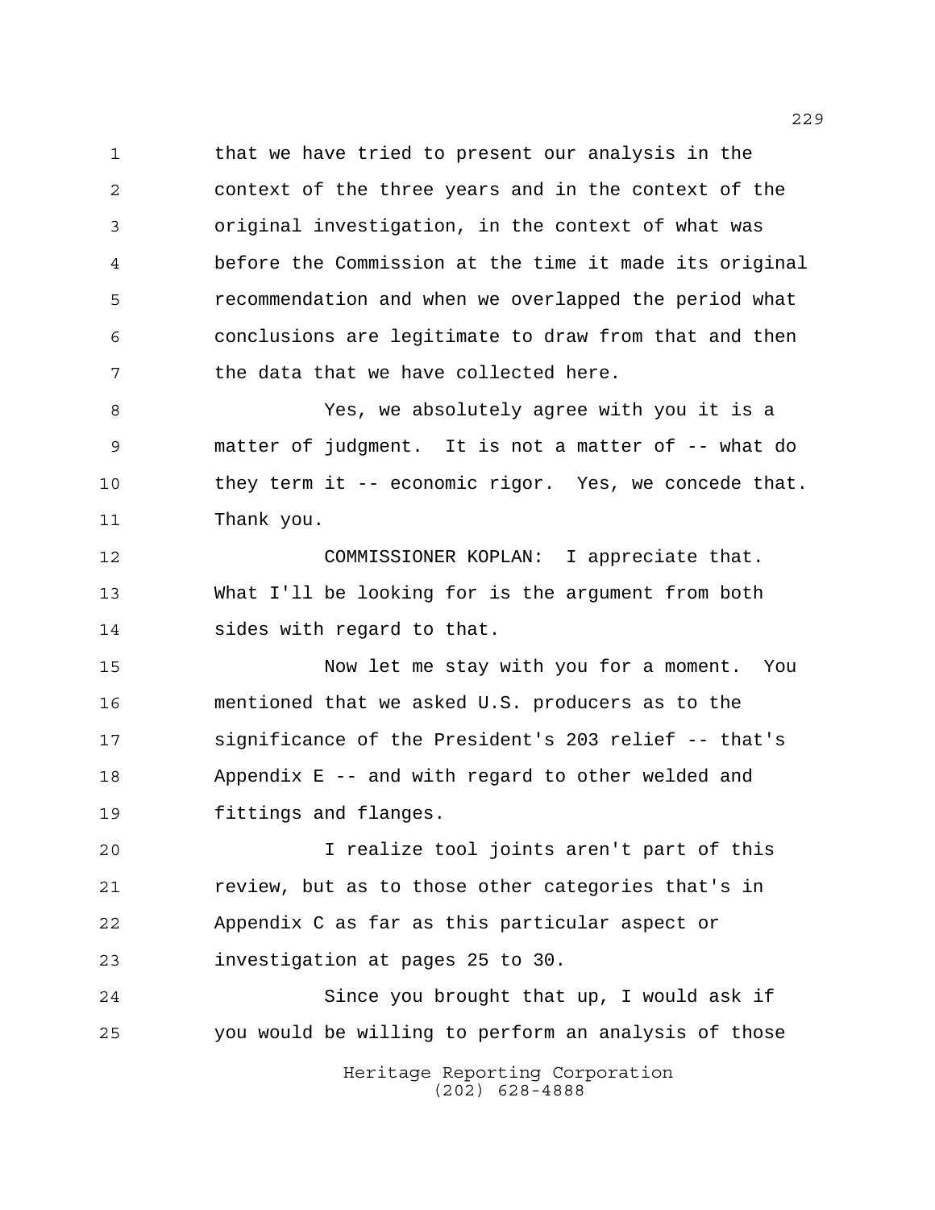that we have tried to present our analysis in the context of the three years and in the context of the original investigation, in the context of what was before the Commission at the time it made its original recommendation and when we overlapped the period what conclusions are legitimate to draw from that and then the data that we have collected here.

Yes, we absolutely agree with you it is a matter of judgment. It is not a matter of -- what do they term it -- economic rigor. Yes, we concede that. Thank you.

COMMISSIONER KOPLAN: I appreciate that. What I'll be looking for is the argument from both sides with regard to that.

Now let me stay with you for a moment. You mentioned that we asked U.S. producers as to the significance of the President's 203 relief -- that's Appendix E -- and with regard to other welded and fittings and flanges.

I realize tool joints aren't part of this review, but as to those other categories that's in Appendix C as far as this particular aspect or investigation at pages 25 to 30.

Since you brought that up, I would ask if you would be willing to perform an analysis of those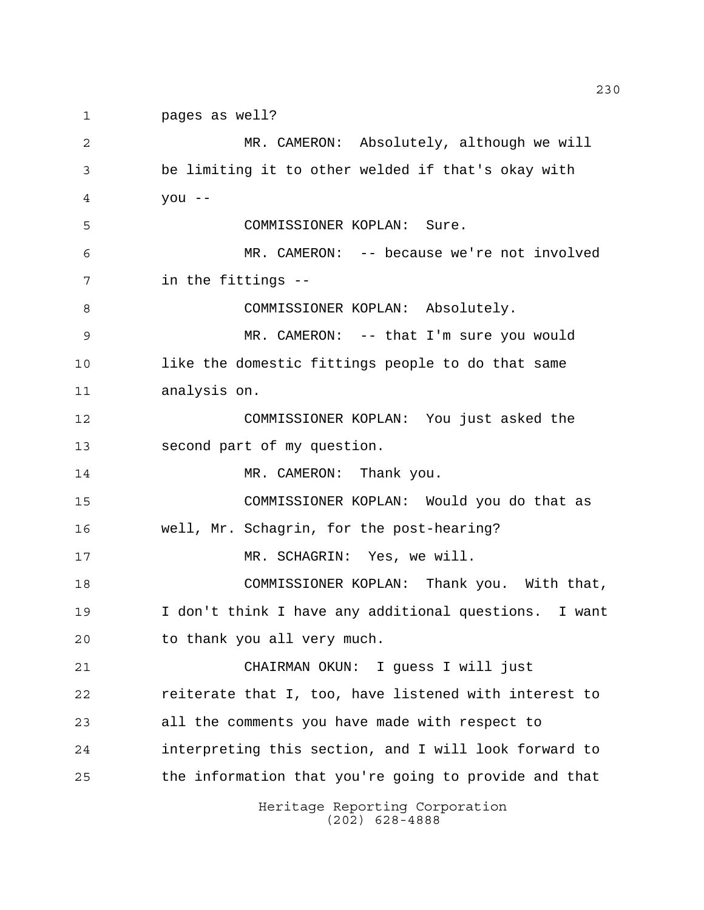pages as well?

MR. CAMERON: Absolutely, although we will be limiting it to other welded if that's okay with you --

COMMISSIONER KOPLAN: Sure.

MR. CAMERON: -- because we're not involved in the fittings --

COMMISSIONER KOPLAN: Absolutely.

MR. CAMERON: -- that I'm sure you would like the domestic fittings people to do that same analysis on.

COMMISSIONER KOPLAN: You just asked the second part of my question.

MR. CAMERON: Thank you.

COMMISSIONER KOPLAN: Would you do that as well, Mr. Schagrin, for the post-hearing?

MR. SCHAGRIN: Yes, we will.

COMMISSIONER KOPLAN: Thank you. With that, I don't think I have any additional questions. I want to thank you all very much.

CHAIRMAN OKUN: I guess I will just reiterate that I, too, have listened with interest to all the comments you have made with respect to interpreting this section, and I will look forward to the information that you're going to provide and that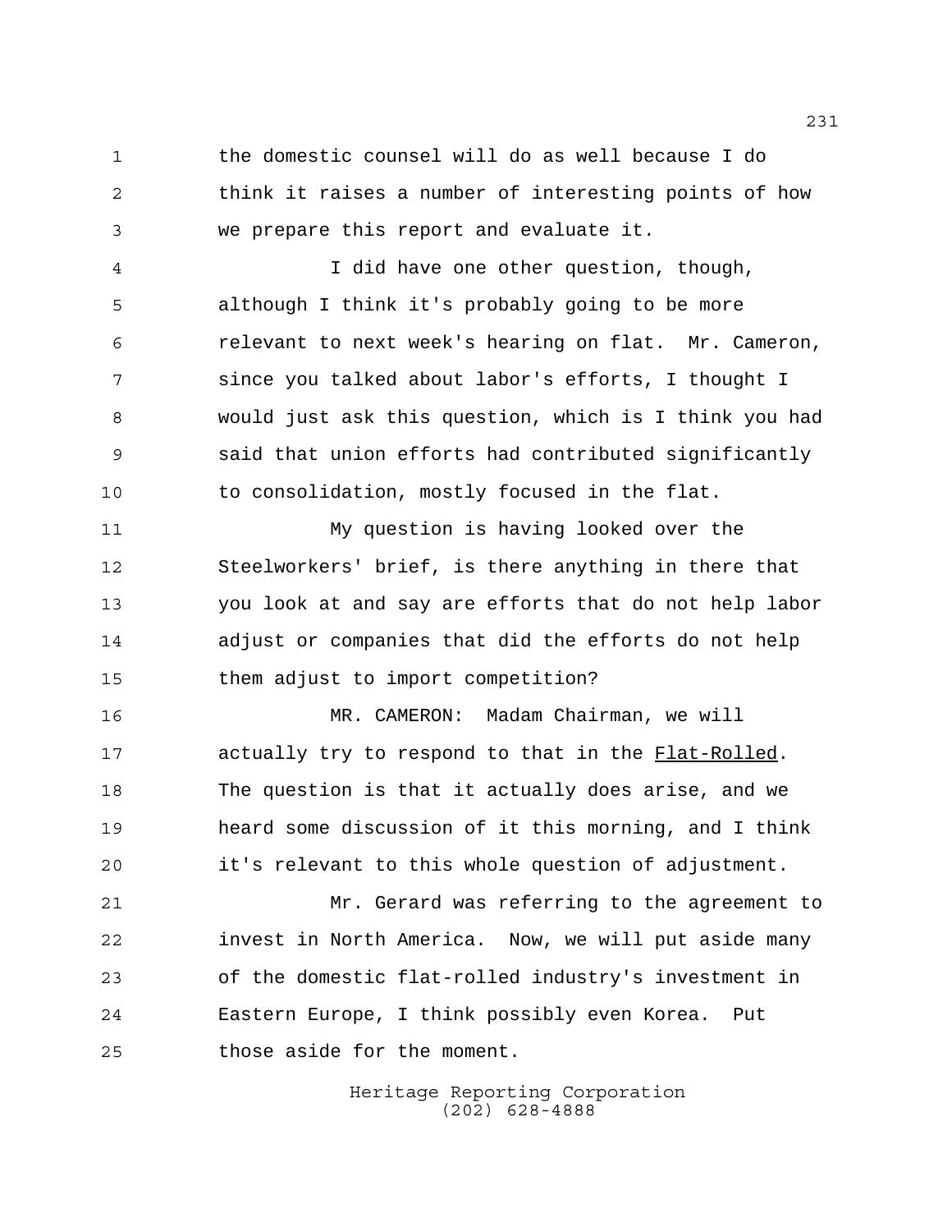the domestic counsel will do as well because I do think it raises a number of interesting points of how we prepare this report and evaluate it.

I did have one other question, though, although I think it's probably going to be more relevant to next week's hearing on flat. Mr. Cameron, since you talked about labor's efforts, I thought I would just ask this question, which is I think you had said that union efforts had contributed significantly to consolidation, mostly focused in the flat.

My question is having looked over the Steelworkers' brief, is there anything in there that you look at and say are efforts that do not help labor adjust or companies that did the efforts do not help them adjust to import competition?

MR. CAMERON: Madam Chairman, we will actually try to respond to that in the Flat-Rolled. The question is that it actually does arise, and we heard some discussion of it this morning, and I think it's relevant to this whole question of adjustment.

Mr. Gerard was referring to the agreement to invest in North America. Now, we will put aside many of the domestic flat-rolled industry's investment in Eastern Europe, I think possibly even Korea. Put those aside for the moment.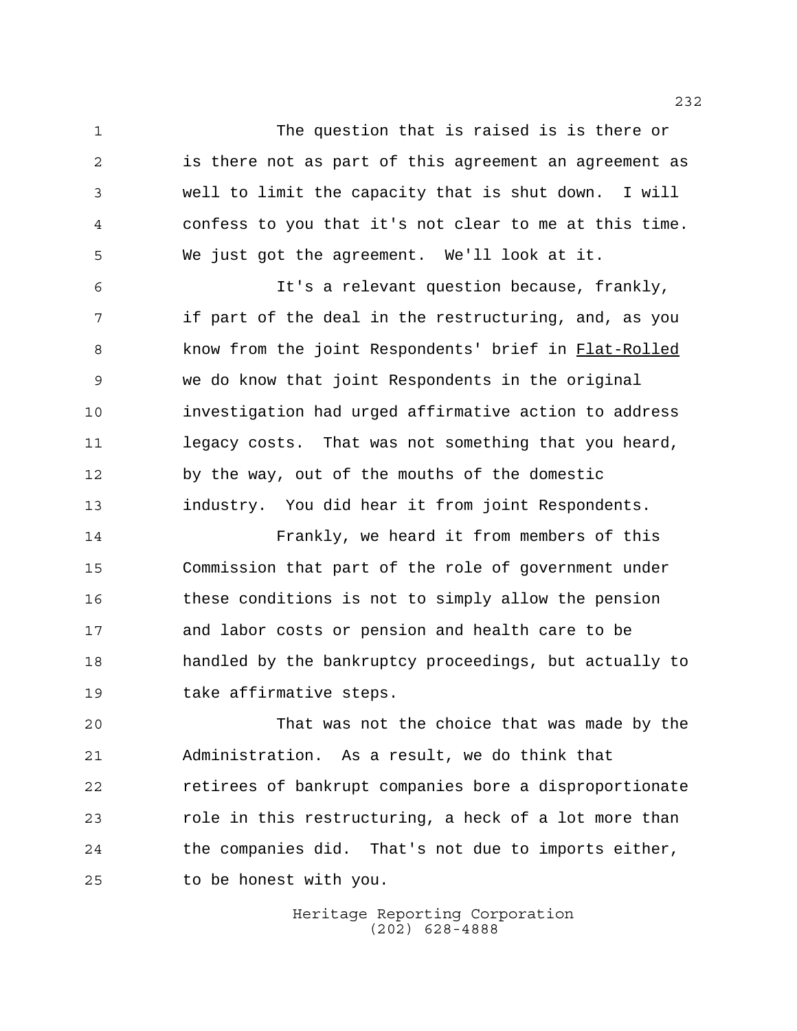The question that is raised is is there or is there not as part of this agreement an agreement as well to limit the capacity that is shut down. I will confess to you that it's not clear to me at this time. We just got the agreement. We'll look at it.

It's a relevant question because, frankly, if part of the deal in the restructuring, and, as you know from the joint Respondents' brief in Flat-Rolled we do know that joint Respondents in the original investigation had urged affirmative action to address legacy costs. That was not something that you heard, by the way, out of the mouths of the domestic industry. You did hear it from joint Respondents.

Frankly, we heard it from members of this Commission that part of the role of government under these conditions is not to simply allow the pension and labor costs or pension and health care to be handled by the bankruptcy proceedings, but actually to take affirmative steps.

That was not the choice that was made by the Administration. As a result, we do think that retirees of bankrupt companies bore a disproportionate role in this restructuring, a heck of a lot more than the companies did. That's not due to imports either, to be honest with you.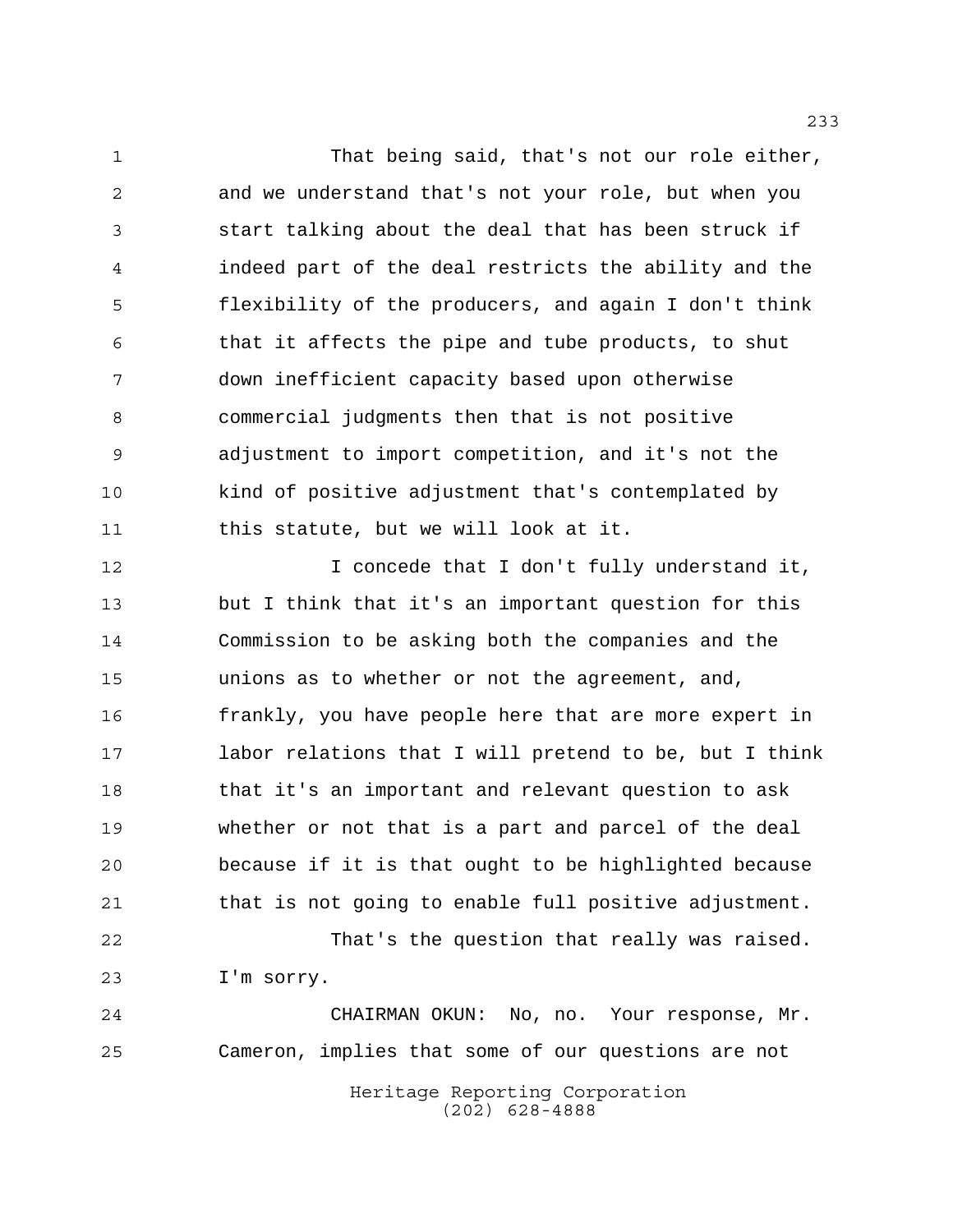That being said, that's not our role either, and we understand that's not your role, but when you start talking about the deal that has been struck if indeed part of the deal restricts the ability and the flexibility of the producers, and again I don't think that it affects the pipe and tube products, to shut down inefficient capacity based upon otherwise commercial judgments then that is not positive adjustment to import competition, and it's not the kind of positive adjustment that's contemplated by this statute, but we will look at it.

I concede that I don't fully understand it, but I think that it's an important question for this Commission to be asking both the companies and the unions as to whether or not the agreement, and, frankly, you have people here that are more expert in labor relations that I will pretend to be, but I think that it's an important and relevant question to ask whether or not that is a part and parcel of the deal because if it is that ought to be highlighted because that is not going to enable full positive adjustment.

That's the question that really was raised. I'm sorry.

CHAIRMAN OKUN: No, no. Your response, Mr. Cameron, implies that some of our questions are not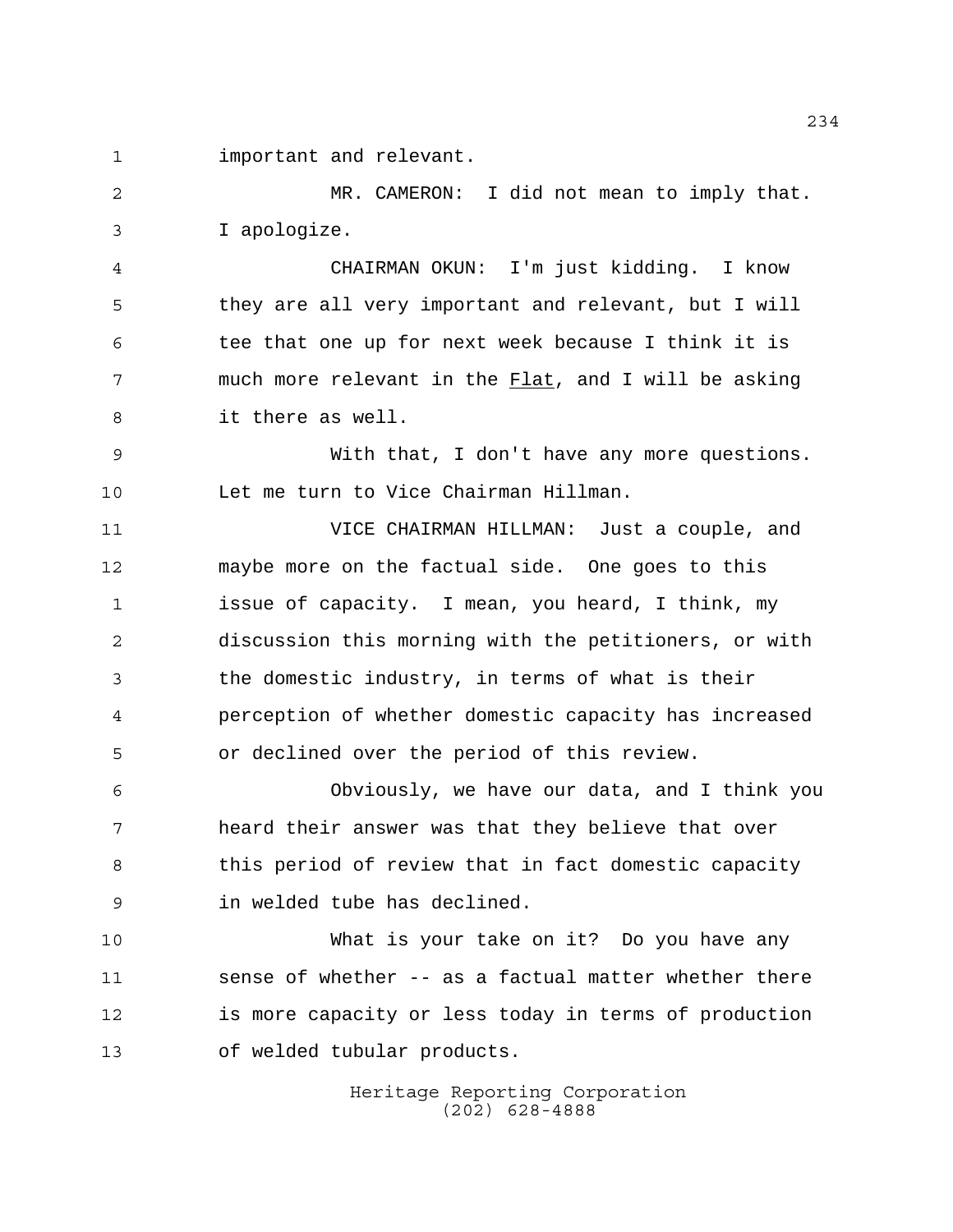important and relevant.

MR. CAMERON: I did not mean to imply that. I apologize.

CHAIRMAN OKUN: I'm just kidding. I know they are all very important and relevant, but I will tee that one up for next week because I think it is much more relevant in the _Flat_, and I will be asking it there as well.

With that, I don't have any more questions. Let me turn to Vice Chairman Hillman.

VICE CHAIRMAN HILLMAN: Just a couple, and maybe more on the factual side. One goes to this issue of capacity. I mean, you heard, I think, my discussion this morning with the petitioners, or with the domestic industry, in terms of what is their perception of whether domestic capacity has increased or declined over the period of this review.

Obviously, we have our data, and I think you heard their answer was that they believe that over this period of review that in fact domestic capacity in welded tube has declined.

What is your take on it? Do you have any sense of whether -- as a factual matter whether there is more capacity or less today in terms of production of welded tubular products.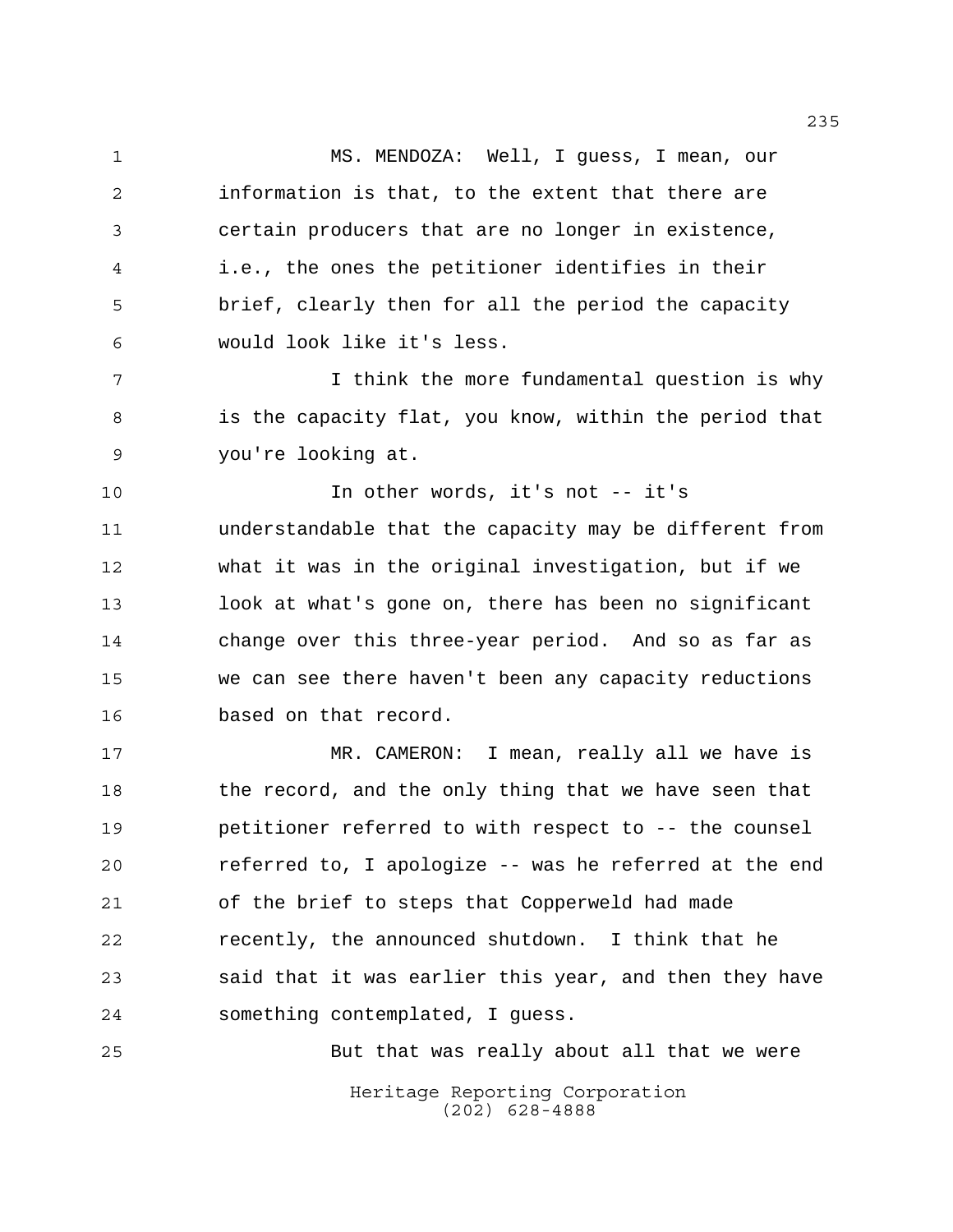MS. MENDOZA: Well, I guess, I mean, our information is that, to the extent that there are certain producers that are no longer in existence, i.e., the ones the petitioner identifies in their brief, clearly then for all the period the capacity would look like it's less.

I think the more fundamental question is why is the capacity flat, you know, within the period that you're looking at.

In other words, it's not -- it's understandable that the capacity may be different from what it was in the original investigation, but if we look at what's gone on, there has been no significant change over this three-year period. And so as far as we can see there haven't been any capacity reductions based on that record.

MR. CAMERON: I mean, really all we have is the record, and the only thing that we have seen that petitioner referred to with respect to -- the counsel referred to, I apologize -- was he referred at the end of the brief to steps that Copperweld had made recently, the announced shutdown. I think that he said that it was earlier this year, and then they have something contemplated, I guess.

But that was really about all that we were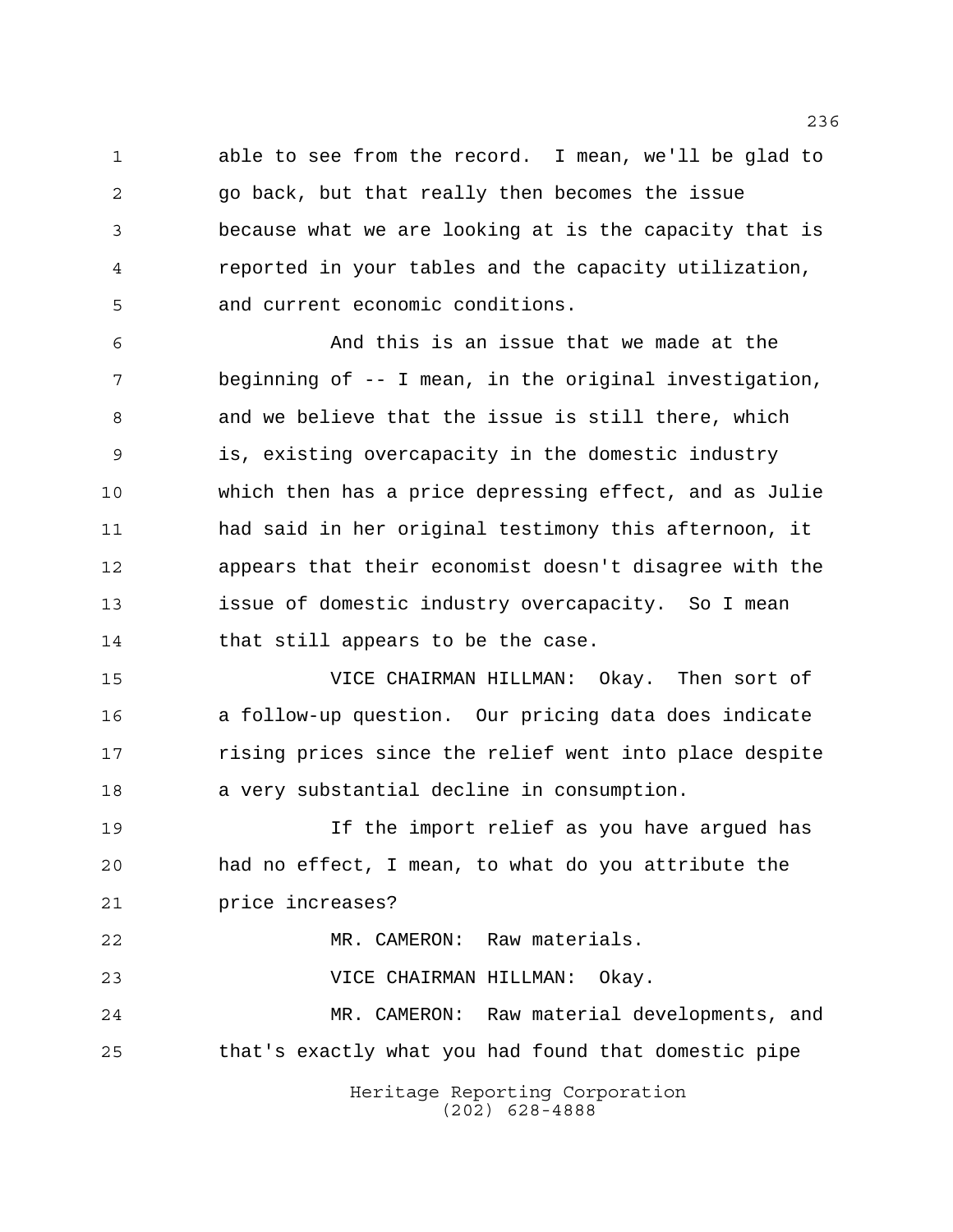able to see from the record. I mean, we'll be glad to go back, but that really then becomes the issue because what we are looking at is the capacity that is reported in your tables and the capacity utilization, and current economic conditions.

And this is an issue that we made at the beginning of -- I mean, in the original investigation, and we believe that the issue is still there, which is, existing overcapacity in the domestic industry which then has a price depressing effect, and as Julie had said in her original testimony this afternoon, it appears that their economist doesn't disagree with the issue of domestic industry overcapacity. So I mean that still appears to be the case.

VICE CHAIRMAN HILLMAN: Okay. Then sort of a follow-up question. Our pricing data does indicate rising prices since the relief went into place despite a very substantial decline in consumption.

If the import relief as you have argued has had no effect, I mean, to what do you attribute the price increases?

MR. CAMERON: Raw materials.

VICE CHAIRMAN HILLMAN: Okay.

MR. CAMERON: Raw material developments, and that's exactly what you had found that domestic pipe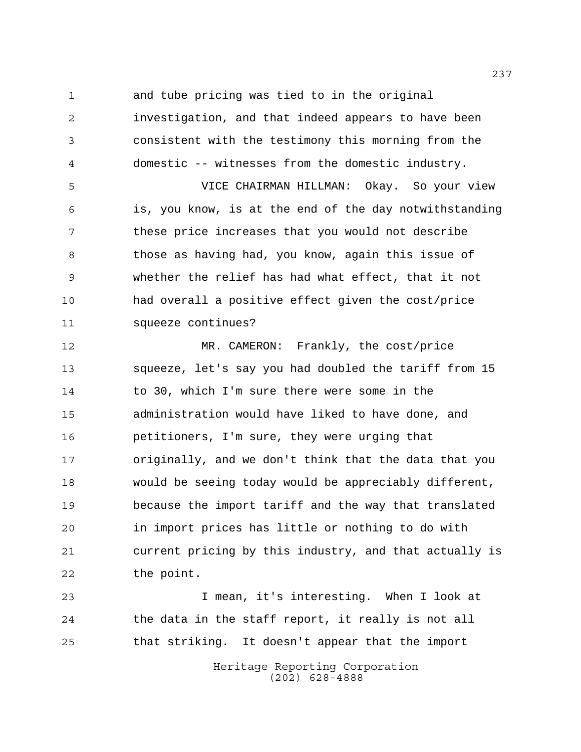and tube pricing was tied to in the original investigation, and that indeed appears to have been consistent with the testimony this morning from the domestic -- witnesses from the domestic industry.

VICE CHAIRMAN HILLMAN: Okay. So your view is, you know, is at the end of the day notwithstanding these price increases that you would not describe those as having had, you know, again this issue of whether the relief has had what effect, that it not had overall a positive effect given the cost/price squeeze continues?

MR. CAMERON: Frankly, the cost/price squeeze, let's say you had doubled the tariff from 15 to 30, which I'm sure there were some in the administration would have liked to have done, and petitioners, I'm sure, they were urging that originally, and we don't think that the data that you would be seeing today would be appreciably different, because the import tariff and the way that translated in import prices has little or nothing to do with current pricing by this industry, and that actually is the point.

I mean, it's interesting. When I look at the data in the staff report, it really is not all that striking. It doesn't appear that the import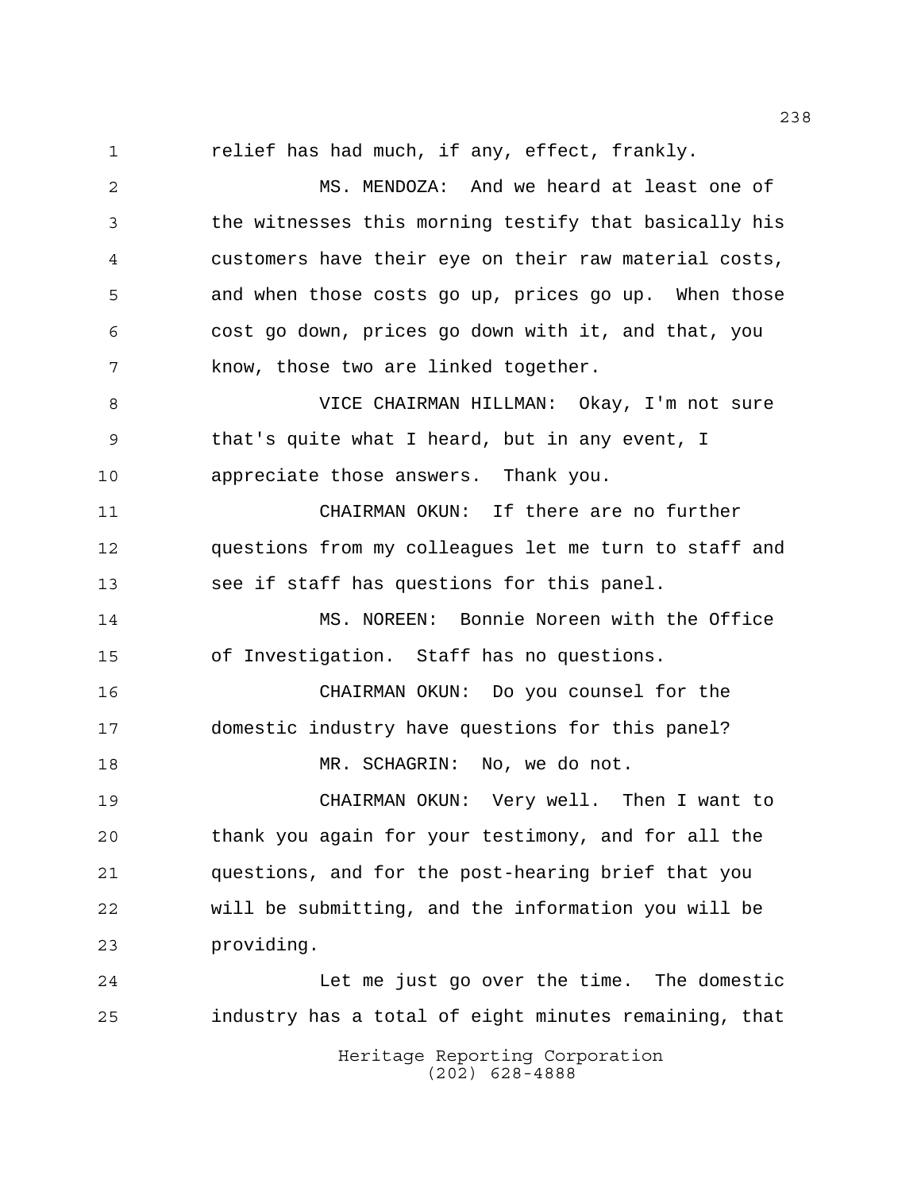relief has had much, if any, effect, frankly.

MS. MENDOZA: And we heard at least one of the witnesses this morning testify that basically his customers have their eye on their raw material costs, and when those costs go up, prices go up. When those cost go down, prices go down with it, and that, you know, those two are linked together.

VICE CHAIRMAN HILLMAN: Okay, I'm not sure that's quite what I heard, but in any event, I appreciate those answers. Thank you.

CHAIRMAN OKUN: If there are no further questions from my colleagues let me turn to staff and see if staff has questions for this panel.

MS. NOREEN: Bonnie Noreen with the Office of Investigation. Staff has no questions.

CHAIRMAN OKUN: Do you counsel for the domestic industry have questions for this panel?

MR. SCHAGRIN: No, we do not.

CHAIRMAN OKUN: Very well. Then I want to thank you again for your testimony, and for all the questions, and for the post-hearing brief that you will be submitting, and the information you will be providing.

Let me just go over the time. The domestic industry has a total of eight minutes remaining, that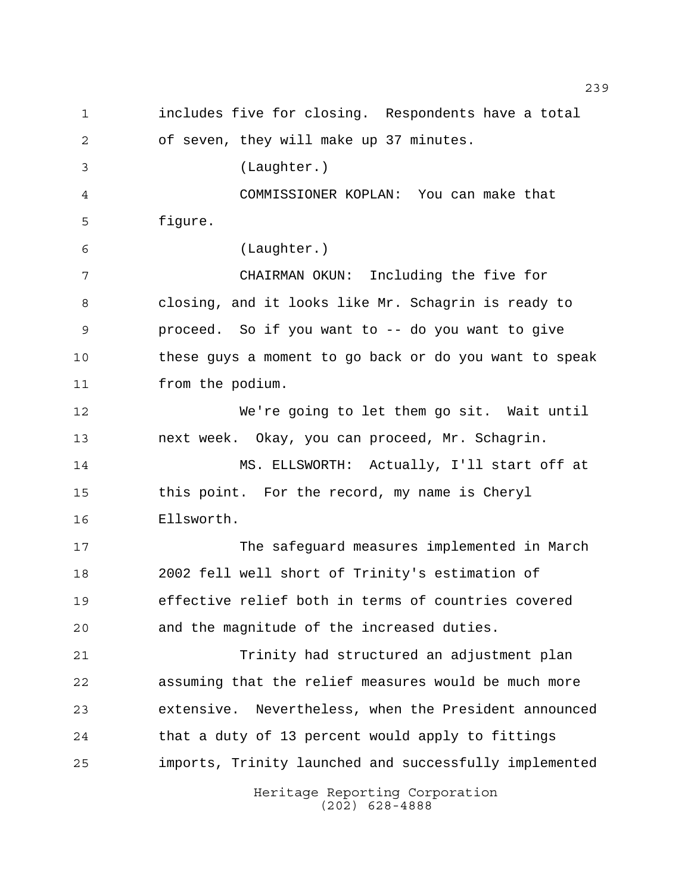includes five for closing. Respondents have a total of seven, they will make up 37 minutes.

(Laughter.)

COMMISSIONER KOPLAN: You can make that figure.

(Laughter.)

CHAIRMAN OKUN: Including the five for closing, and it looks like Mr. Schagrin is ready to proceed. So if you want to -- do you want to give these guys a moment to go back or do you want to speak from the podium.

We're going to let them go sit. Wait until next week. Okay, you can proceed, Mr. Schagrin.

MS. ELLSWORTH: Actually, I'll start off at this point. For the record, my name is Cheryl Ellsworth.

The safeguard measures implemented in March 2002 fell well short of Trinity's estimation of effective relief both in terms of countries covered and the magnitude of the increased duties.

Trinity had structured an adjustment plan assuming that the relief measures would be much more extensive. Nevertheless, when the President announced that a duty of 13 percent would apply to fittings imports, Trinity launched and successfully implemented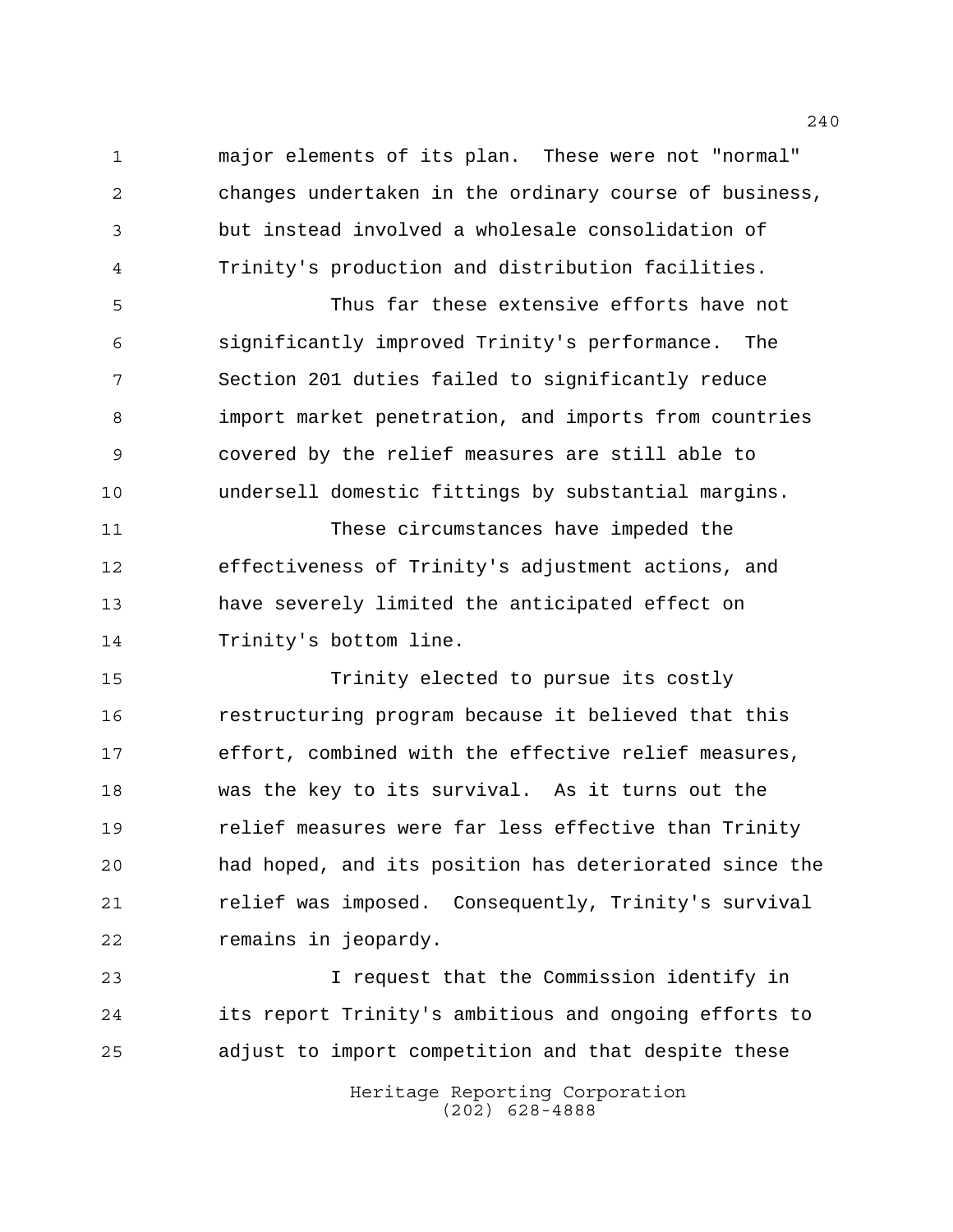major elements of its plan. These were not "normal" changes undertaken in the ordinary course of business, but instead involved a wholesale consolidation of Trinity's production and distribution facilities.

Thus far these extensive efforts have not significantly improved Trinity's performance. The Section 201 duties failed to significantly reduce import market penetration, and imports from countries covered by the relief measures are still able to undersell domestic fittings by substantial margins.

These circumstances have impeded the effectiveness of Trinity's adjustment actions, and have severely limited the anticipated effect on Trinity's bottom line.

Trinity elected to pursue its costly restructuring program because it believed that this effort, combined with the effective relief measures, was the key to its survival. As it turns out the relief measures were far less effective than Trinity had hoped, and its position has deteriorated since the relief was imposed. Consequently, Trinity's survival remains in jeopardy.

I request that the Commission identify in its report Trinity's ambitious and ongoing efforts to adjust to import competition and that despite these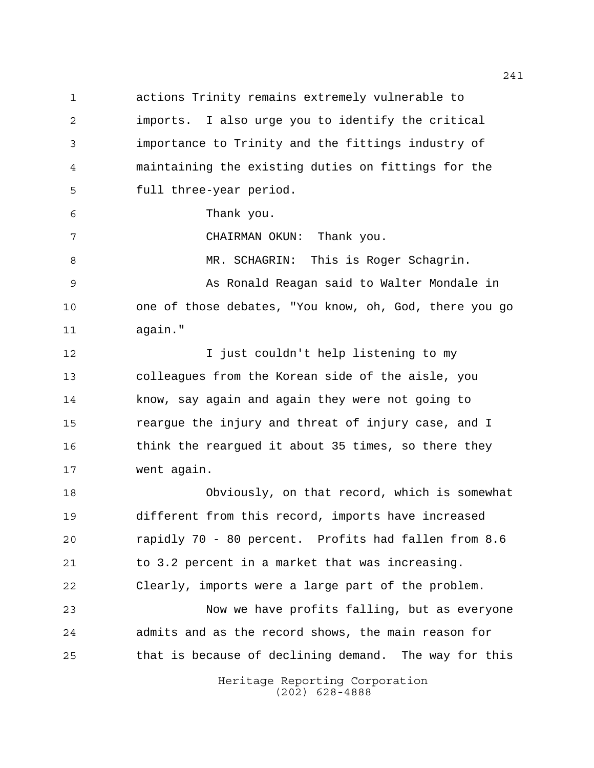actions Trinity remains extremely vulnerable to imports. I also urge you to identify the critical importance to Trinity and the fittings industry of maintaining the existing duties on fittings for the full three-year period.

Thank you.

CHAIRMAN OKUN: Thank you.

MR. SCHAGRIN: This is Roger Schagrin.

As Ronald Reagan said to Walter Mondale in one of those debates, "You know, oh, God, there you go again."

I just couldn't help listening to my colleagues from the Korean side of the aisle, you know, say again and again they were not going to reargue the injury and threat of injury case, and I think the reargued it about 35 times, so there they went again.

Obviously, on that record, which is somewhat different from this record, imports have increased rapidly 70 - 80 percent. Profits had fallen from 8.6 to 3.2 percent in a market that was increasing. Clearly, imports were a large part of the problem.

Now we have profits falling, but as everyone admits and as the record shows, the main reason for that is because of declining demand. The way for this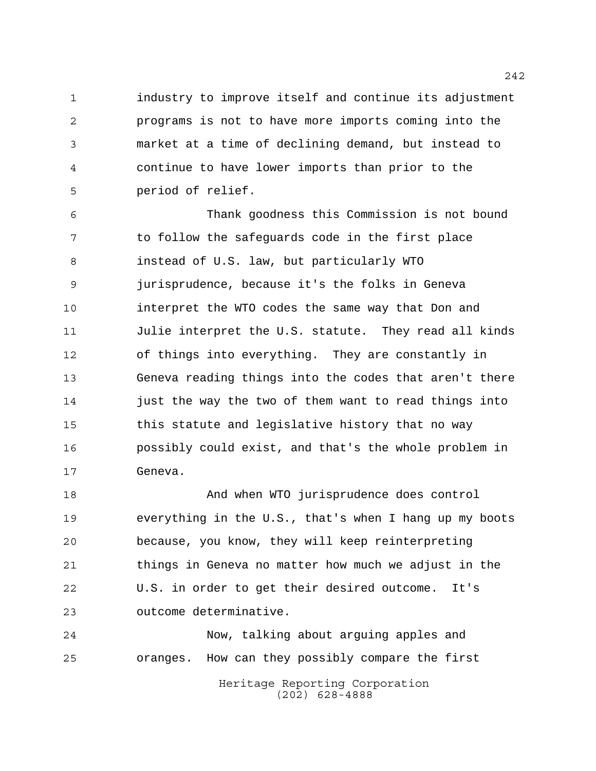industry to improve itself and continue its adjustment programs is not to have more imports coming into the market at a time of declining demand, but instead to continue to have lower imports than prior to the period of relief.

Thank goodness this Commission is not bound to follow the safeguards code in the first place instead of U.S. law, but particularly WTO jurisprudence, because it's the folks in Geneva interpret the WTO codes the same way that Don and Julie interpret the U.S. statute. They read all kinds of things into everything. They are constantly in Geneva reading things into the codes that aren't there just the way the two of them want to read things into this statute and legislative history that no way possibly could exist, and that's the whole problem in Geneva.

And when WTO jurisprudence does control everything in the U.S., that's when I hang up my boots because, you know, they will keep reinterpreting things in Geneva no matter how much we adjust in the U.S. in order to get their desired outcome. It's outcome determinative.

Now, talking about arguing apples and oranges. How can they possibly compare the first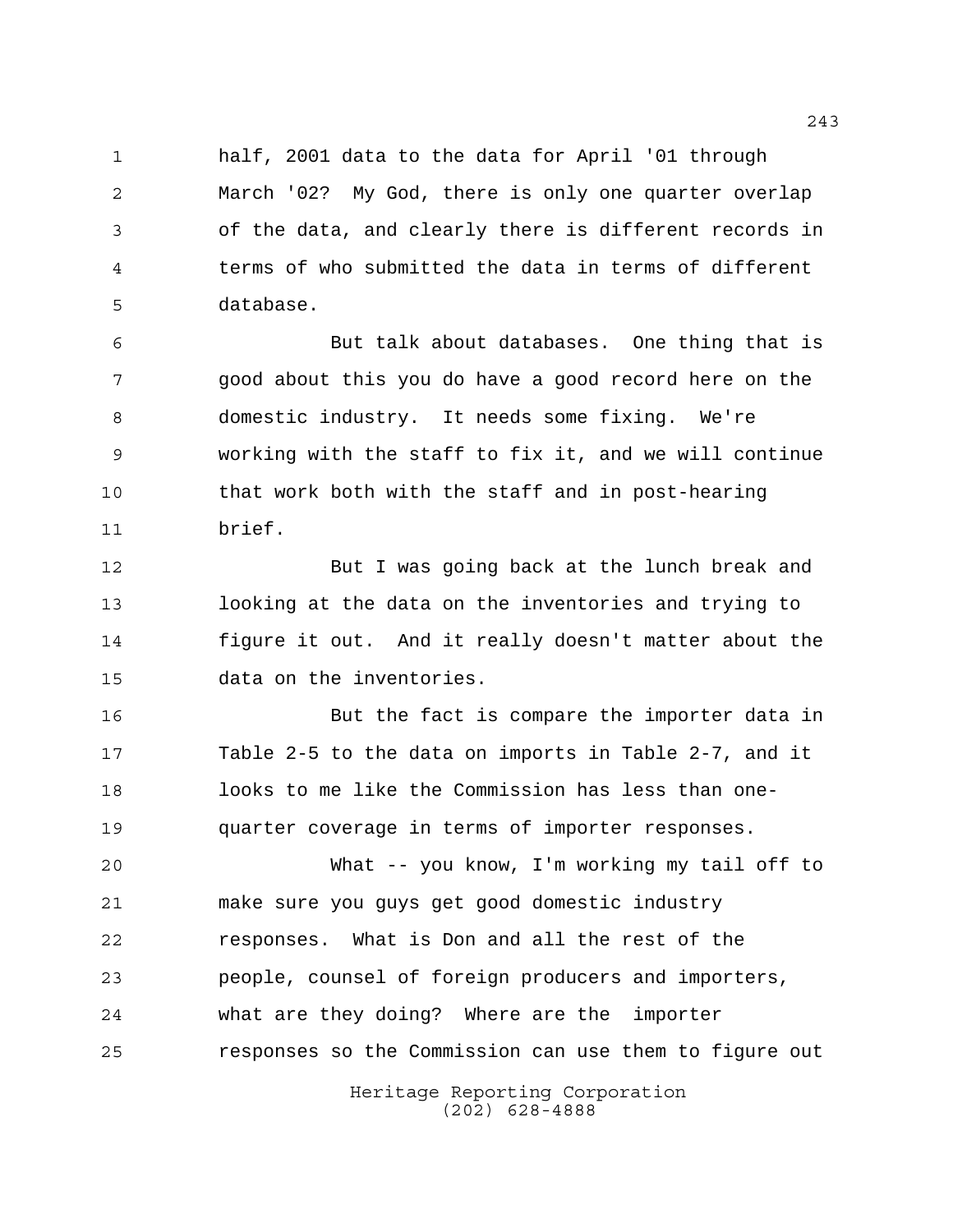half, 2001 data to the data for April '01 through March '02? My God, there is only one quarter overlap of the data, and clearly there is different records in terms of who submitted the data in terms of different database.

But talk about databases. One thing that is good about this you do have a good record here on the domestic industry. It needs some fixing. We're working with the staff to fix it, and we will continue that work both with the staff and in post-hearing brief.

But I was going back at the lunch break and looking at the data on the inventories and trying to figure it out. And it really doesn't matter about the data on the inventories.

But the fact is compare the importer data in Table 2-5 to the data on imports in Table 2-7, and it looks to me like the Commission has less than one-quarter coverage in terms of importer responses.

What -- you know, I'm working my tail off to make sure you guys get good domestic industry responses. What is Don and all the rest of the people, counsel of foreign producers and importers, what are they doing? Where are the importer responses so the Commission can use them to figure out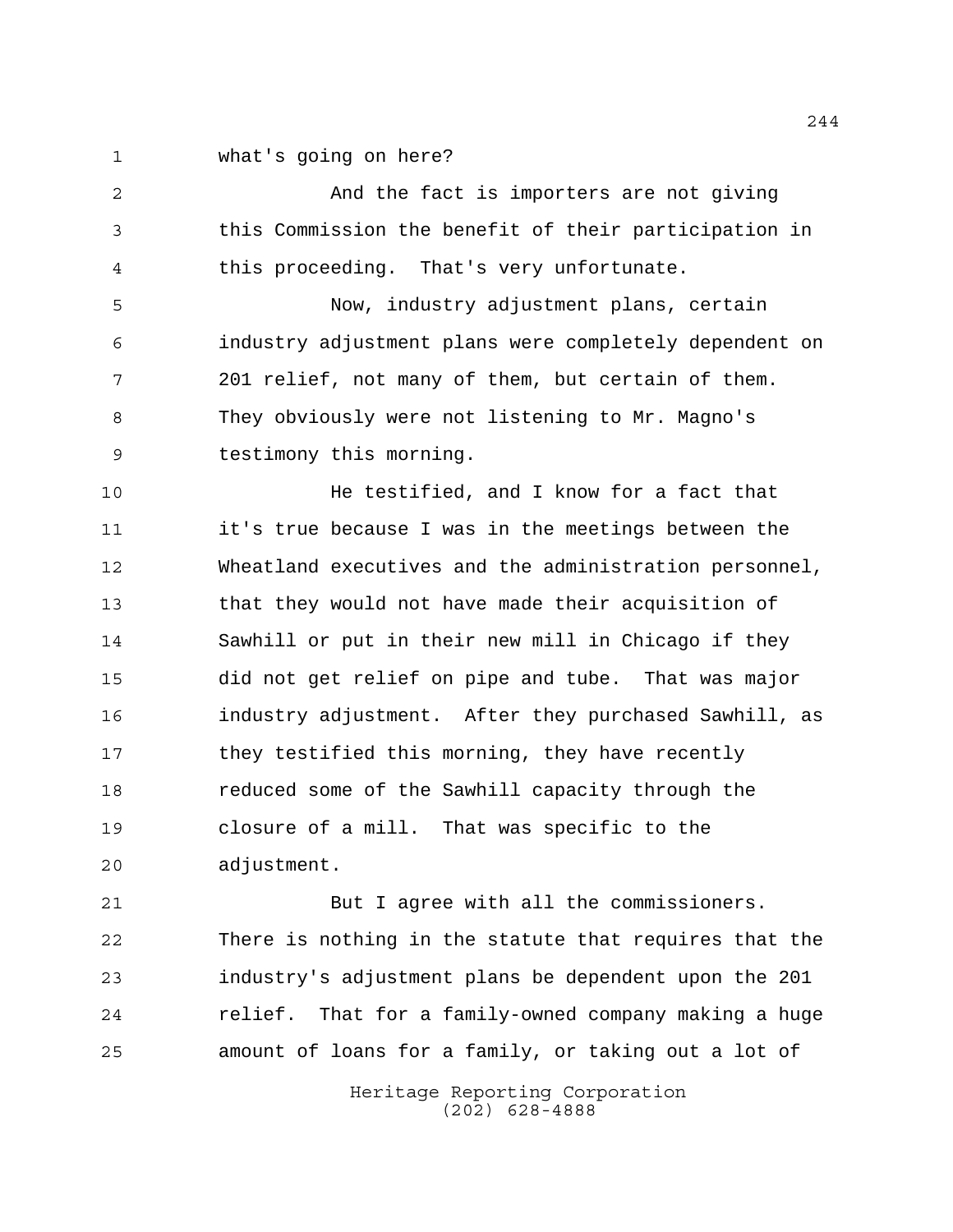what's going on here?

And the fact is importers are not giving this Commission the benefit of their participation in this proceeding. That's very unfortunate.

Now, industry adjustment plans, certain industry adjustment plans were completely dependent on 201 relief, not many of them, but certain of them. They obviously were not listening to Mr. Magno's testimony this morning.

He testified, and I know for a fact that it's true because I was in the meetings between the Wheatland executives and the administration personnel, that they would not have made their acquisition of Sawhill or put in their new mill in Chicago if they did not get relief on pipe and tube. That was major industry adjustment. After they purchased Sawhill, as they testified this morning, they have recently reduced some of the Sawhill capacity through the closure of a mill. That was specific to the adjustment.

But I agree with all the commissioners. There is nothing in the statute that requires that the industry's adjustment plans be dependent upon the 201 relief. That for a family-owned company making a huge amount of loans for a family, or taking out a lot of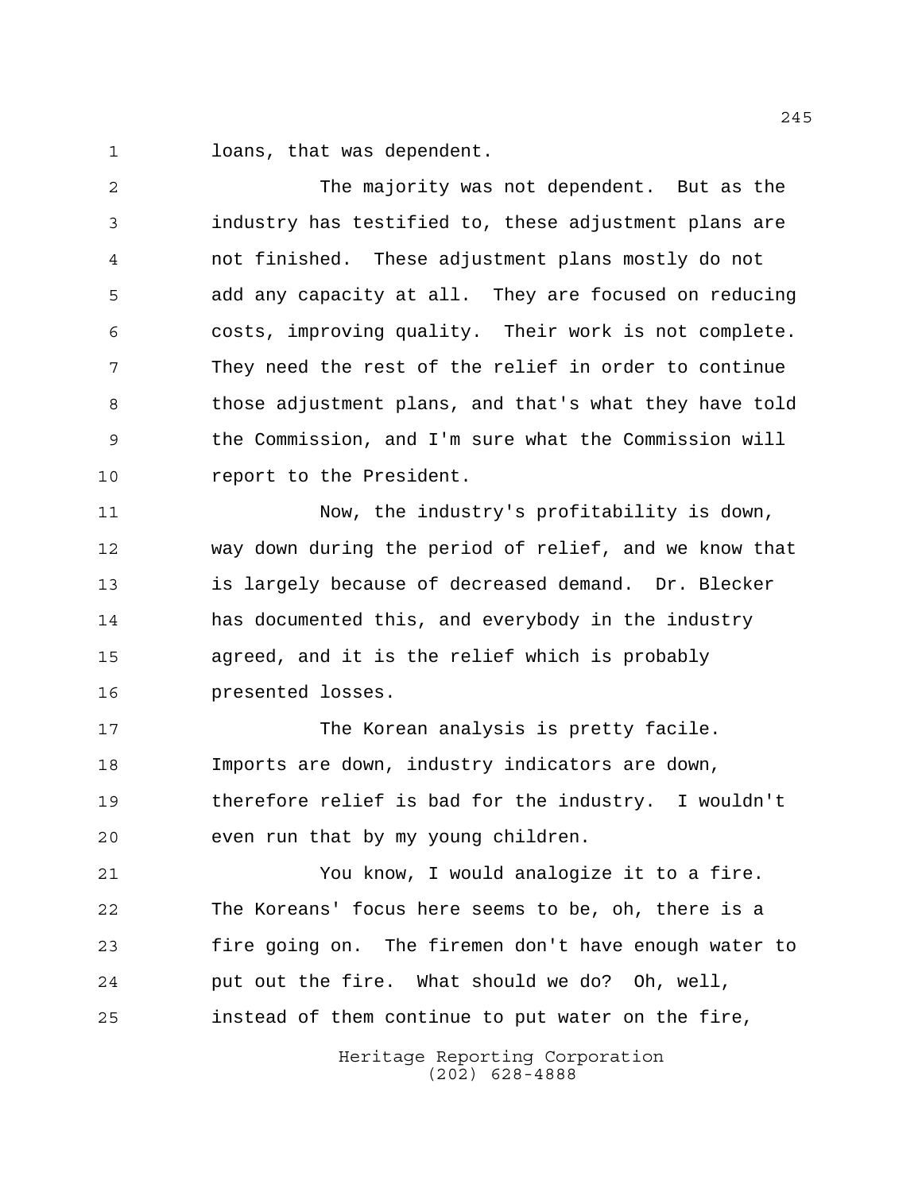loans, that was dependent.

The majority was not dependent. But as the industry has testified to, these adjustment plans are not finished. These adjustment plans mostly do not add any capacity at all. They are focused on reducing costs, improving quality. Their work is not complete. They need the rest of the relief in order to continue those adjustment plans, and that's what they have told the Commission, and I'm sure what the Commission will report to the President.

Now, the industry's profitability is down, way down during the period of relief, and we know that is largely because of decreased demand. Dr. Blecker has documented this, and everybody in the industry agreed, and it is the relief which is probably presented losses.

The Korean analysis is pretty facile. Imports are down, industry indicators are down, therefore relief is bad for the industry. I wouldn't even run that by my young children.

You know, I would analogize it to a fire. The Koreans' focus here seems to be, oh, there is a fire going on. The firemen don't have enough water to put out the fire. What should we do? Oh, well, instead of them continue to put water on the fire,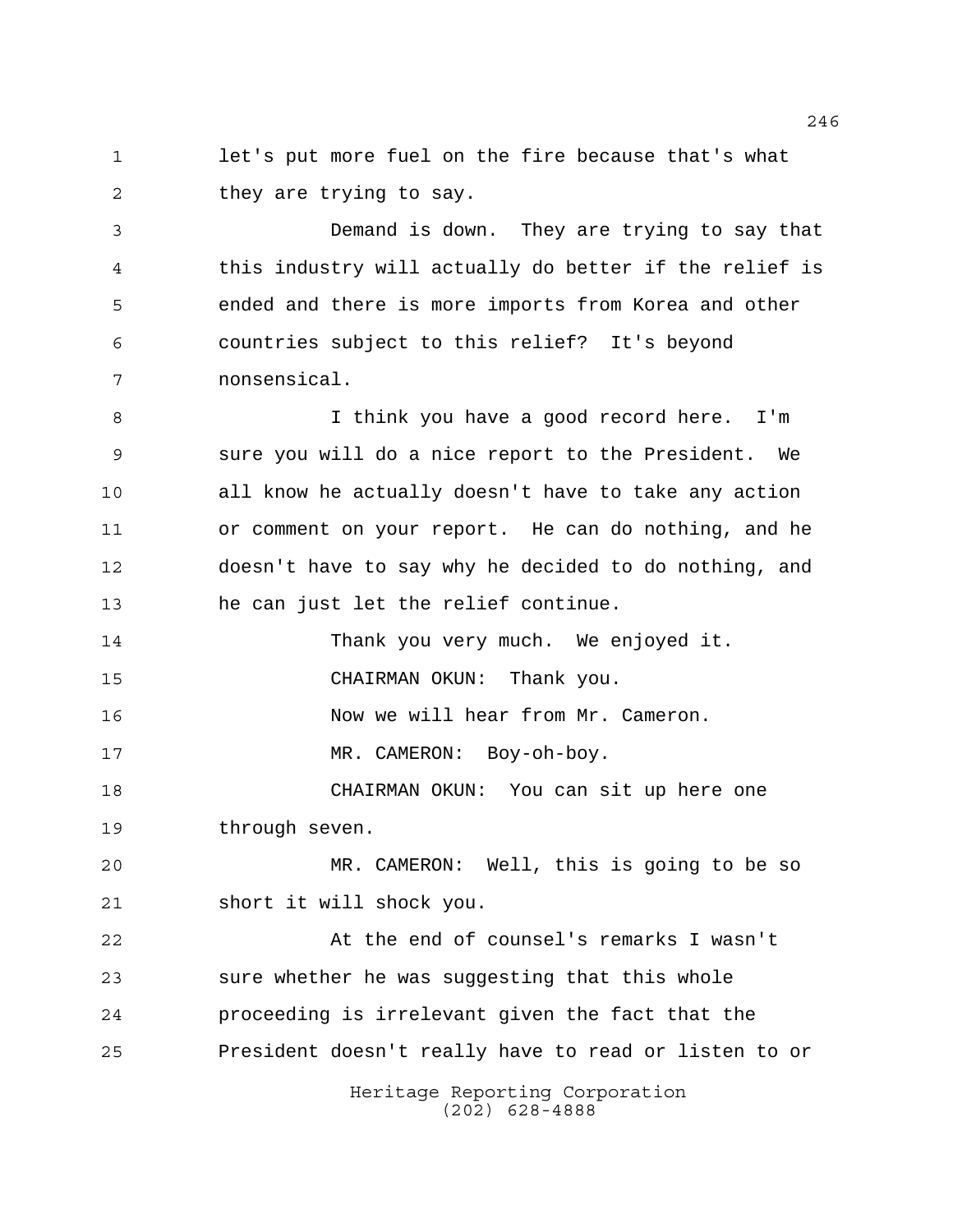let's put more fuel on the fire because that's what they are trying to say.

Demand is down. They are trying to say that this industry will actually do better if the relief is ended and there is more imports from Korea and other countries subject to this relief? It's beyond nonsensical.

I think you have a good record here. I'm sure you will do a nice report to the President. We all know he actually doesn't have to take any action or comment on your report. He can do nothing, and he doesn't have to say why he decided to do nothing, and he can just let the relief continue.

Thank you very much. We enjoyed it.

CHAIRMAN OKUN: Thank you.

Now we will hear from Mr. Cameron.

MR. CAMERON: Boy-oh-boy.

CHAIRMAN OKUN: You can sit up here one through seven.

MR. CAMERON: Well, this is going to be so short it will shock you.

At the end of counsel's remarks I wasn't sure whether he was suggesting that this whole proceeding is irrelevant given the fact that the President doesn't really have to read or listen to or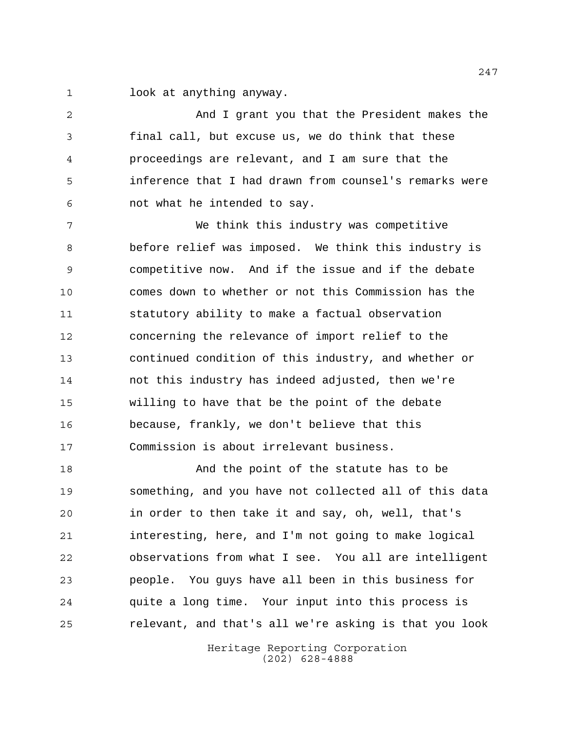look at anything anyway.

And I grant you that the President makes the final call, but excuse us, we do think that these proceedings are relevant, and I am sure that the inference that I had drawn from counsel's remarks were not what he intended to say.

We think this industry was competitive before relief was imposed. We think this industry is competitive now. And if the issue and if the debate comes down to whether or not this Commission has the statutory ability to make a factual observation concerning the relevance of import relief to the continued condition of this industry, and whether or not this industry has indeed adjusted, then we're willing to have that be the point of the debate because, frankly, we don't believe that this Commission is about irrelevant business.

And the point of the statute has to be something, and you have not collected all of this data in order to then take it and say, oh, well, that's interesting, here, and I'm not going to make logical observations from what I see. You all are intelligent people. You guys have all been in this business for quite a long time. Your input into this process is relevant, and that's all we're asking is that you look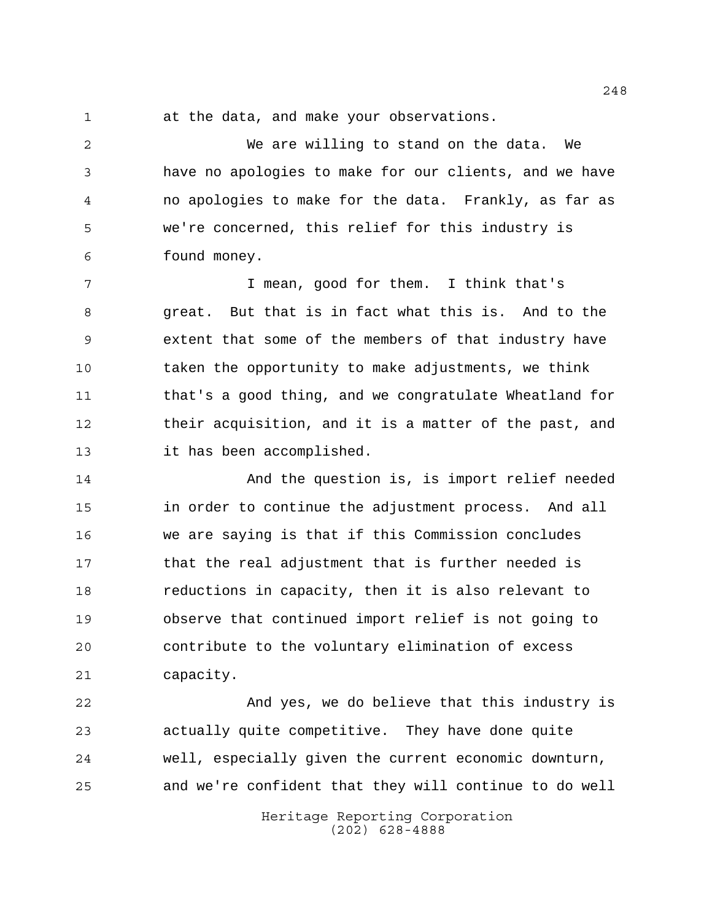at the data, and make your observations.

We are willing to stand on the data. We have no apologies to make for our clients, and we have no apologies to make for the data. Frankly, as far as we're concerned, this relief for this industry is found money.

I mean, good for them. I think that's great. But that is in fact what this is. And to the extent that some of the members of that industry have taken the opportunity to make adjustments, we think that's a good thing, and we congratulate Wheatland for their acquisition, and it is a matter of the past, and it has been accomplished.

And the question is, is import relief needed in order to continue the adjustment process. And all we are saying is that if this Commission concludes that the real adjustment that is further needed is reductions in capacity, then it is also relevant to observe that continued import relief is not going to contribute to the voluntary elimination of excess capacity.

And yes, we do believe that this industry is actually quite competitive. They have done quite well, especially given the current economic downturn, and we're confident that they will continue to do well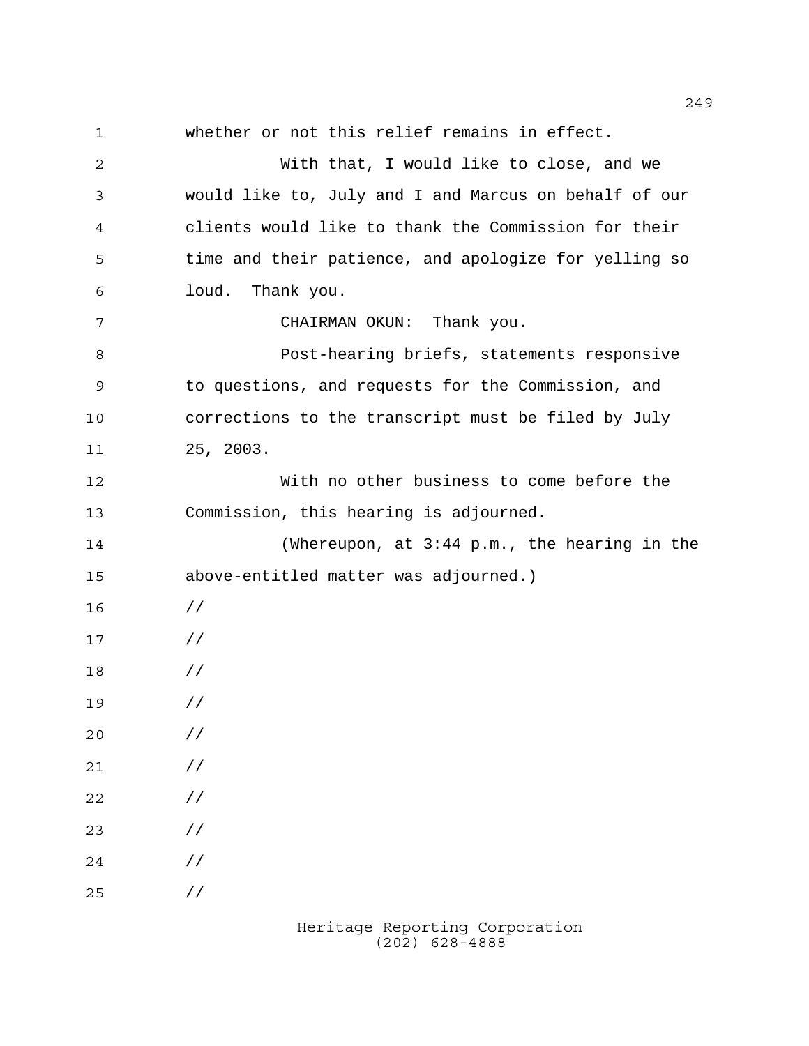whether or not this relief remains in effect.

With that, I would like to close, and we would like to, July and I and Marcus on behalf of our clients would like to thank the Commission for their time and their patience, and apologize for yelling so loud. Thank you.

CHAIRMAN OKUN: Thank you.

Post-hearing briefs, statements responsive to questions, and requests for the Commission, and corrections to the transcript must be filed by July 25, 2003.

With no other business to come before the Commission, this hearing is adjourned.

(Whereupon, at 3:44 p.m., the hearing in the above-entitled matter was adjourned.)

//

//

//

//

//

//

//

//

//

//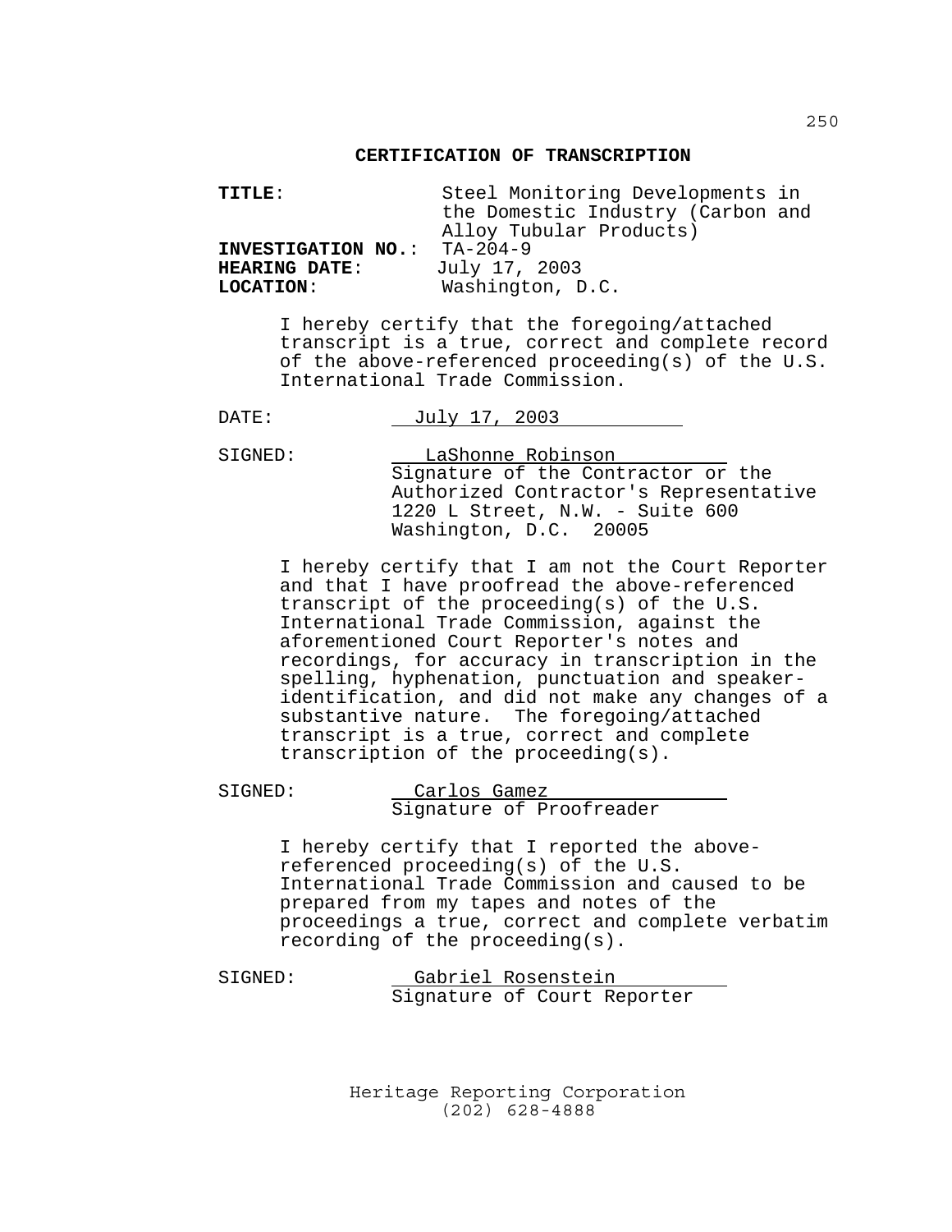# CERTIFICATION OF TRANSCRIPTION

**TITLE**: Steel Monitoring Developments in the Domestic Industry (Carbon and Alloy Tubular Products)
**INVESTIGATION NO.**: TA-204-9
**HEARING DATE**: July 17, 2003
**LOCATION**: Washington, D.C.

I hereby certify that the foregoing/attached transcript is a true, correct and complete record of the above-referenced proceeding(s) of the U.S. International Trade Commission.

DATE: July 17, 2003

SIGNED: LaShonne Robinson
Signature of the Contractor or the Authorized Contractor's Representative
1220 L Street, N.W. - Suite 600
Washington, D.C. 20005

I hereby certify that I am not the Court Reporter and that I have proofread the above-referenced transcript of the proceeding(s) of the U.S. International Trade Commission, against the aforementioned Court Reporter's notes and recordings, for accuracy in transcription in the spelling, hyphenation, punctuation and speaker-identification, and did not make any changes of a substantive nature. The foregoing/attached transcript is a true, correct and complete transcription of the proceeding(s).

SIGNED: Carlos Gamez
Signature of Proofreader

I hereby certify that I reported the above-referenced proceeding(s) of the U.S. International Trade Commission and caused to be prepared from my tapes and notes of the proceedings a true, correct and complete verbatim recording of the proceeding(s).

SIGNED: Gabriel Rosenstein
Signature of Court Reporter